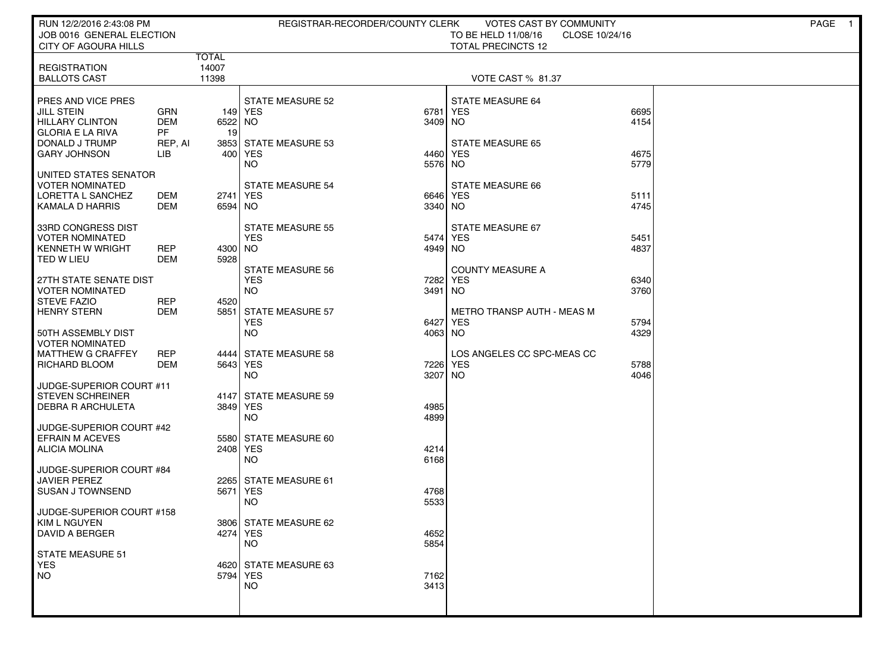RUN 12/2/2016 2:43:08 PM
JOB 0016 GENERAL ELECTION
CITY OF AGOURA HILLS

REGISTRAR-RECORDER/COUNTY CLERK — VOTES CAST BY COMMUNITY
TO BE HELD 11/08/16 CLOSE 10/24/16
TOTAL PRECINCTS 12

| | | TOTAL |
|---|---|---|
| REGISTRATION | | 14007 |
| BALLOTS CAST | | 11398 |

VOTE CAST % 81.37

| Contest / Candidate | Party | Total |
|---|---|---|
| **PRES AND VICE PRES** | | |
| JILL STEIN | GRN | 149 |
| HILLARY CLINTON | DEM | 6522 |
| GLORIA E LA RIVA | PF | 19 |
| DONALD J TRUMP | REP, AI | 3853 |
| GARY JOHNSON | LIB | 400 |
| **UNITED STATES SENATOR VOTER NOMINATED** | | |
| LORETTA L SANCHEZ | DEM | 2741 |
| KAMALA D HARRIS | DEM | 6594 |
| **33RD CONGRESS DIST VOTER NOMINATED** | | |
| KENNETH W WRIGHT | REP | 4300 |
| TED W LIEU | DEM | 5928 |
| **27TH STATE SENATE DIST VOTER NOMINATED** | | |
| STEVE FAZIO | REP | 4520 |
| HENRY STERN | DEM | 5851 |
| **50TH ASSEMBLY DIST VOTER NOMINATED** | | |
| MATTHEW G CRAFFEY | REP | 4444 |
| RICHARD BLOOM | DEM | 5643 |
| **JUDGE-SUPERIOR COURT #11** | | |
| STEVEN SCHREINER | | 4147 |
| DEBRA R ARCHULETA | | 3849 |
| **JUDGE-SUPERIOR COURT #42** | | |
| EFRAIN M ACEVES | | 5580 |
| ALICIA MOLINA | | 2408 |
| **JUDGE-SUPERIOR COURT #84** | | |
| JAVIER PEREZ | | 2265 |
| SUSAN J TOWNSEND | | 5671 |
| **JUDGE-SUPERIOR COURT #158** | | |
| KIM L NGUYEN | | 3806 |
| DAVID A BERGER | | 4274 |

| Measure | YES | NO |
|---|---|---|
| STATE MEASURE 51 | 4620 | 5794 |
| STATE MEASURE 52 | 6781 | 3409 |
| STATE MEASURE 53 | 4460 | 5576 |
| STATE MEASURE 54 | 6646 | 3340 |
| STATE MEASURE 55 | 5474 | 4949 |
| STATE MEASURE 56 | 7282 | 3491 |
| STATE MEASURE 57 | 6427 | 4063 |
| STATE MEASURE 58 | 7226 | 3207 |
| STATE MEASURE 59 | 4985 | 4899 |
| STATE MEASURE 60 | 4214 | 6168 |
| STATE MEASURE 61 | 4768 | 5533 |
| STATE MEASURE 62 | 4652 | 5854 |
| STATE MEASURE 63 | 7162 | 3413 |
| STATE MEASURE 64 | 6695 | 4154 |
| STATE MEASURE 65 | 4675 | 5779 |
| STATE MEASURE 66 | 5111 | 4745 |
| STATE MEASURE 67 | 5451 | 4837 |
| COUNTY MEASURE A | 6340 | 3760 |
| METRO TRANSP AUTH - MEAS M | 5794 | 4329 |
| LOS ANGELES CC SPC-MEAS CC | 5788 | 4046 |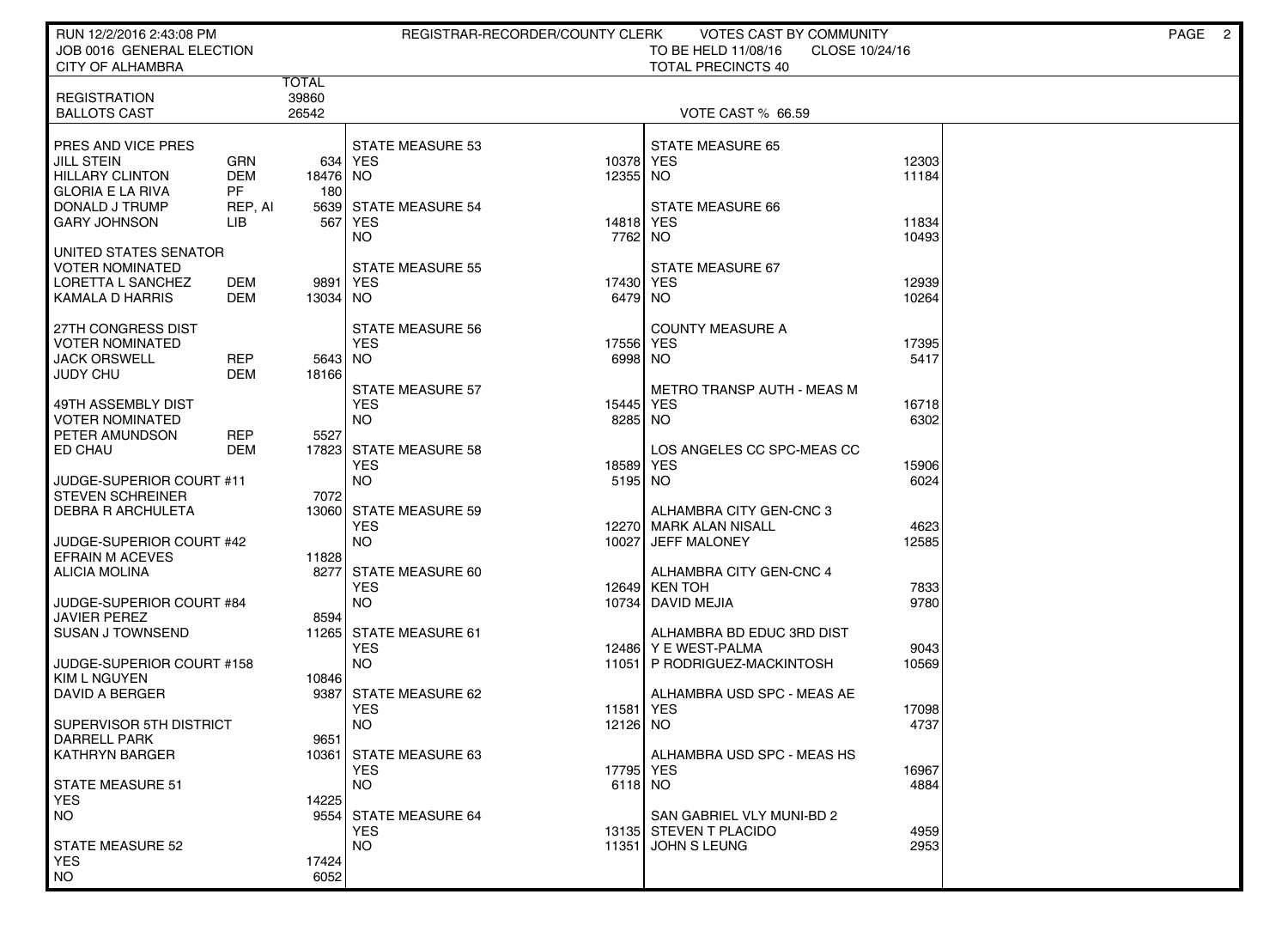RUN 12/2/2016 2:43:08 PM — REGISTRAR-RECORDER/COUNTY CLERK — VOTES CAST BY COMMUNITY

JOB 0016 GENERAL ELECTION — TO BE HELD 11/08/16 — CLOSE 10/24/16

CITY OF ALHAMBRA — TOTAL PRECINCTS 40

| | | TOTAL |
|---|---|---|
| REGISTRATION | | 39860 |
| BALLOTS CAST | | 26542 |

VOTE CAST % 66.59

| PRES AND VICE PRES | | |
|---|---|---|
| JILL STEIN | GRN | 634 |
| HILLARY CLINTON | DEM | 18476 |
| GLORIA E LA RIVA | PF | 180 |
| DONALD J TRUMP | REP, AI | 5639 |
| GARY JOHNSON | LIB | 567 |

| UNITED STATES SENATOR VOTER NOMINATED | | |
|---|---|---|
| LORETTA L SANCHEZ | DEM | 9891 |
| KAMALA D HARRIS | DEM | 13034 |

| 27TH CONGRESS DIST VOTER NOMINATED | | |
|---|---|---|
| JACK ORSWELL | REP | 5643 |
| JUDY CHU | DEM | 18166 |

| 49TH ASSEMBLY DIST VOTER NOMINATED | | |
|---|---|---|
| PETER AMUNDSON | REP | 5527 |
| ED CHAU | DEM | 17823 |

| JUDGE-SUPERIOR COURT #11 | |
|---|---|
| STEVEN SCHREINER | 7072 |
| DEBRA R ARCHULETA | 13060 |

| JUDGE-SUPERIOR COURT #42 | |
|---|---|
| EFRAIN M ACEVES | 11828 |
| ALICIA MOLINA | 8277 |

| JUDGE-SUPERIOR COURT #84 | |
|---|---|
| JAVIER PEREZ | 8594 |
| SUSAN J TOWNSEND | 11265 |

| JUDGE-SUPERIOR COURT #158 | |
|---|---|
| KIM L NGUYEN | 10846 |
| DAVID A BERGER | 9387 |

| SUPERVISOR 5TH DISTRICT | |
|---|---|
| DARRELL PARK | 9651 |
| KATHRYN BARGER | 10361 |

| MEASURE | YES | NO |
|---|---|---|
| STATE MEASURE 51 | 14225 | 9554 |
| STATE MEASURE 52 | 17424 | 6052 |
| STATE MEASURE 53 | 10378 | 12355 |
| STATE MEASURE 54 | 14818 | 7762 |
| STATE MEASURE 55 | 17430 | 6479 |
| STATE MEASURE 56 | 17556 | 6998 |
| STATE MEASURE 57 | 15445 | 8285 |
| STATE MEASURE 58 | 18589 | 5195 |
| STATE MEASURE 59 | 12270 | 10027 |
| STATE MEASURE 60 | 12649 | 10734 |
| STATE MEASURE 61 | 12486 | 11051 |
| STATE MEASURE 62 | 11581 | 12126 |
| STATE MEASURE 63 | 17795 | 6118 |
| STATE MEASURE 64 | 13135 | 11351 |
| STATE MEASURE 65 | 12303 | 11184 |
| STATE MEASURE 66 | 11834 | 10493 |
| STATE MEASURE 67 | 12939 | 10264 |
| COUNTY MEASURE A | 17395 | 5417 |
| METRO TRANSP AUTH - MEAS M | 16718 | 6302 |
| LOS ANGELES CC SPC-MEAS CC | 15906 | 6024 |
| ALHAMBRA USD SPC - MEAS AE | 17098 | 4737 |
| ALHAMBRA USD SPC - MEAS HS | 16967 | 4884 |

| ALHAMBRA CITY GEN-CNC 3 | |
|---|---|
| MARK ALAN NISALL | 4623 |
| JEFF MALONEY | 12585 |

| ALHAMBRA CITY GEN-CNC 4 | |
|---|---|
| KEN TOH | 7833 |
| DAVID MEJIA | 9780 |

| ALHAMBRA BD EDUC 3RD DIST | |
|---|---|
| Y E WEST-PALMA | 9043 |
| P RODRIGUEZ-MACKINTOSH | 10569 |

| SAN GABRIEL VLY MUNI-BD 2 | |
|---|---|
| STEVEN T PLACIDO | 4959 |
| JOHN S LEUNG | 2953 |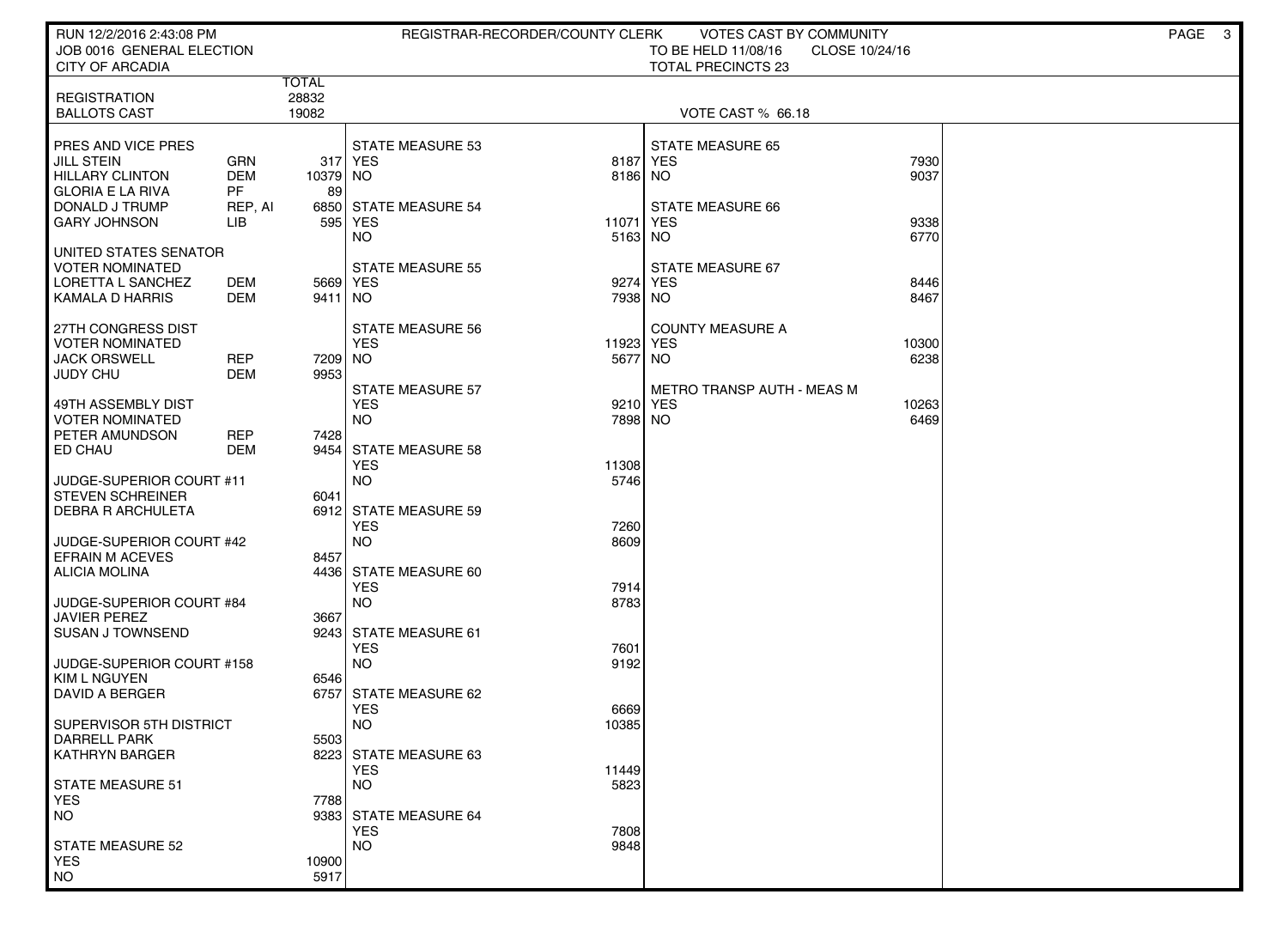RUN 12/2/2016 2:43:08 PM — REGISTRAR-RECORDER/COUNTY CLERK — VOTES CAST BY COMMUNITY

JOB 0016 GENERAL ELECTION — TO BE HELD 11/08/16 — CLOSE 10/24/16

CITY OF ARCADIA — TOTAL PRECINCTS 23

| | | TOTAL |
|---|---|---|
| REGISTRATION | | 28832 |
| BALLOTS CAST | | 19082 |

VOTE CAST % 66.18

| PRES AND VICE PRES | | |
|---|---|---|
| JILL STEIN | GRN | 317 |
| HILLARY CLINTON | DEM | 10379 |
| GLORIA E LA RIVA | PF | 89 |
| DONALD J TRUMP | REP, AI | 6850 |
| GARY JOHNSON | LIB | 595 |

| UNITED STATES SENATOR VOTER NOMINATED | | |
|---|---|---|
| LORETTA L SANCHEZ | DEM | 5669 |
| KAMALA D HARRIS | DEM | 9411 |

| 27TH CONGRESS DIST VOTER NOMINATED | | |
|---|---|---|
| JACK ORSWELL | REP | 7209 |
| JUDY CHU | DEM | 9953 |

| 49TH ASSEMBLY DIST VOTER NOMINATED | | |
|---|---|---|
| PETER AMUNDSON | REP | 7428 |
| ED CHAU | DEM | 9454 |

| JUDGE-SUPERIOR COURT #11 | |
|---|---|
| STEVEN SCHREINER | 6041 |
| DEBRA R ARCHULETA | 6912 |

| JUDGE-SUPERIOR COURT #42 | |
|---|---|
| EFRAIN M ACEVES | 8457 |
| ALICIA MOLINA | 4436 |

| JUDGE-SUPERIOR COURT #84 | |
|---|---|
| JAVIER PEREZ | 3667 |
| SUSAN J TOWNSEND | 9243 |

| JUDGE-SUPERIOR COURT #158 | |
|---|---|
| KIM L NGUYEN | 6546 |
| DAVID A BERGER | 6757 |

| SUPERVISOR 5TH DISTRICT | |
|---|---|
| DARRELL PARK | 5503 |
| KATHRYN BARGER | 8223 |

| MEASURE | YES | NO |
|---|---|---|
| STATE MEASURE 51 | 7788 | 9383 |
| STATE MEASURE 52 | 10900 | 5917 |
| STATE MEASURE 53 | 8187 | 8186 |
| STATE MEASURE 54 | 11071 | 5163 |
| STATE MEASURE 55 | 9274 | 7938 |
| STATE MEASURE 56 | 11923 | 5677 |
| STATE MEASURE 57 | 9210 | 7898 |
| STATE MEASURE 58 | 11308 | 5746 |
| STATE MEASURE 59 | 7260 | 8609 |
| STATE MEASURE 60 | 7914 | 8783 |
| STATE MEASURE 61 | 7601 | 9192 |
| STATE MEASURE 62 | 6669 | 10385 |
| STATE MEASURE 63 | 11449 | 5823 |
| STATE MEASURE 64 | 7808 | 9848 |
| STATE MEASURE 65 | 7930 | 9037 |
| STATE MEASURE 66 | 9338 | 6770 |
| STATE MEASURE 67 | 8446 | 8467 |
| COUNTY MEASURE A | 10300 | 6238 |
| METRO TRANSP AUTH - MEAS M | 10263 | 6469 |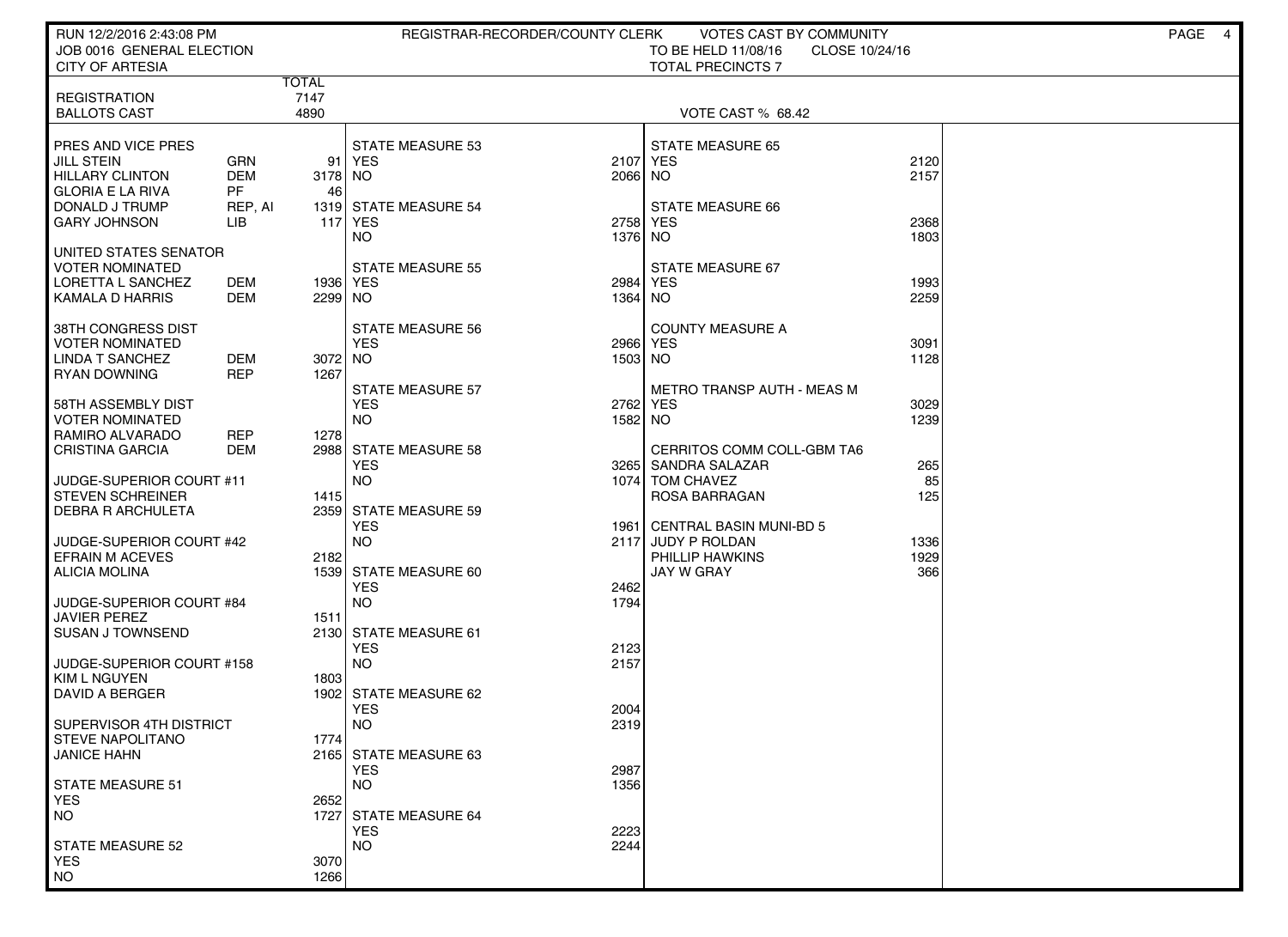RUN 12/2/2016 2:43:08 PM — REGISTRAR-RECORDER/COUNTY CLERK — VOTES CAST BY COMMUNITY

JOB 0016 GENERAL ELECTION — TO BE HELD 11/08/16 — CLOSE 10/24/16

CITY OF ARTESIA — TOTAL PRECINCTS 7

| | TOTAL |
|---|---|
| REGISTRATION | 7147 |
| BALLOTS CAST | 4890 |

VOTE CAST % 68.42

| PRES AND VICE PRES | | |
|---|---|---|
| JILL STEIN | GRN | 91 |
| HILLARY CLINTON | DEM | 3178 |
| GLORIA E LA RIVA | PF | 46 |
| DONALD J TRUMP | REP, AI | 1319 |
| GARY JOHNSON | LIB | 117 |

| UNITED STATES SENATOR VOTER NOMINATED | | |
|---|---|---|
| LORETTA L SANCHEZ | DEM | 1936 |
| KAMALA D HARRIS | DEM | 2299 |

| 38TH CONGRESS DIST VOTER NOMINATED | | |
|---|---|---|
| LINDA T SANCHEZ | DEM | 3072 |
| RYAN DOWNING | REP | 1267 |

| 58TH ASSEMBLY DIST VOTER NOMINATED | | |
|---|---|---|
| RAMIRO ALVARADO | REP | 1278 |
| CRISTINA GARCIA | DEM | 2988 |

| JUDGE-SUPERIOR COURT #11 | |
|---|---|
| STEVEN SCHREINER | 1415 |
| DEBRA R ARCHULETA | 2359 |

| JUDGE-SUPERIOR COURT #42 | |
|---|---|
| EFRAIN M ACEVES | 2182 |
| ALICIA MOLINA | 1539 |

| JUDGE-SUPERIOR COURT #84 | |
|---|---|
| JAVIER PEREZ | 1511 |
| SUSAN J TOWNSEND | 2130 |

| JUDGE-SUPERIOR COURT #158 | |
|---|---|
| KIM L NGUYEN | 1803 |
| DAVID A BERGER | 1902 |

| SUPERVISOR 4TH DISTRICT | |
|---|---|
| STEVE NAPOLITANO | 1774 |
| JANICE HAHN | 2165 |

| MEASURE | YES | NO |
|---|---|---|
| STATE MEASURE 51 | 2652 | 1727 |
| STATE MEASURE 52 | 3070 | 1266 |
| STATE MEASURE 53 | 2107 | 2066 |
| STATE MEASURE 54 | 2758 | 1376 |
| STATE MEASURE 55 | 2984 | 1364 |
| STATE MEASURE 56 | 2966 | 1503 |
| STATE MEASURE 57 | 2762 | 1582 |
| STATE MEASURE 58 | 3265 | 1074 |
| STATE MEASURE 59 | 1961 | 2117 |
| STATE MEASURE 60 | 2462 | 1794 |
| STATE MEASURE 61 | 2123 | 2157 |
| STATE MEASURE 62 | 2004 | 2319 |
| STATE MEASURE 63 | 2987 | 1356 |
| STATE MEASURE 64 | 2223 | 2244 |
| STATE MEASURE 65 | 2120 | 2157 |
| STATE MEASURE 66 | 2368 | 1803 |
| STATE MEASURE 67 | 1993 | 2259 |
| COUNTY MEASURE A | 3091 | 1128 |
| METRO TRANSP AUTH - MEAS M | 3029 | 1239 |

| CERRITOS COMM COLL-GBM TA6 | |
|---|---|
| SANDRA SALAZAR | 265 |
| TOM CHAVEZ | 85 |
| ROSA BARRAGAN | 125 |

| CENTRAL BASIN MUNI-BD 5 | |
|---|---|
| JUDY P ROLDAN | 1336 |
| PHILLIP HAWKINS | 1929 |
| JAY W GRAY | 366 |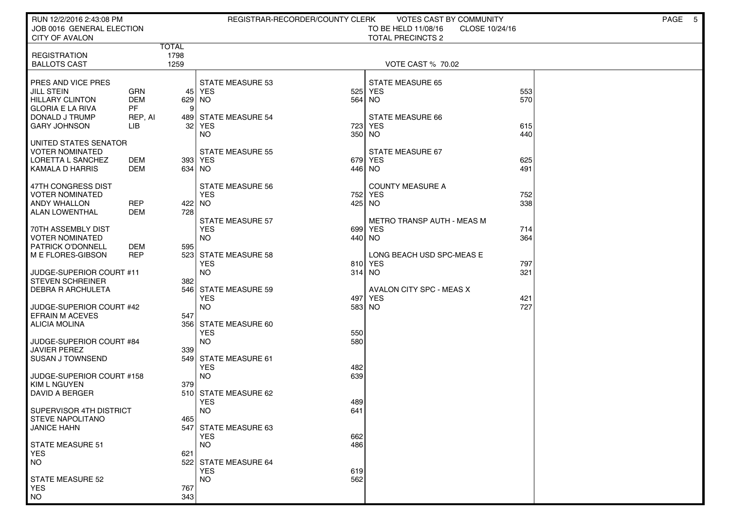RUN 12/2/2016 2:43:08 PM — REGISTRAR-RECORDER/COUNTY CLERK — VOTES CAST BY COMMUNITY

JOB 0016 GENERAL ELECTION — TO BE HELD 11/08/16 — CLOSE 10/24/16

CITY OF AVALON — TOTAL PRECINCTS 2

| | TOTAL |
|---|---|
| REGISTRATION | 1798 |
| BALLOTS CAST | 1259 |

VOTE CAST % 70.02

**PRES AND VICE PRES**

| Candidate | Party | Votes |
|---|---|---|
| JILL STEIN | GRN | 45 |
| HILLARY CLINTON | DEM | 629 |
| GLORIA E LA RIVA | PF | 9 |
| DONALD J TRUMP | REP, AI | 489 |
| GARY JOHNSON | LIB | 32 |

**UNITED STATES SENATOR VOTER NOMINATED**

| Candidate | Party | Votes |
|---|---|---|
| LORETTA L SANCHEZ | DEM | 393 |
| KAMALA D HARRIS | DEM | 634 |

**47TH CONGRESS DIST VOTER NOMINATED**

| Candidate | Party | Votes |
|---|---|---|
| ANDY WHALLON | REP | 422 |
| ALAN LOWENTHAL | DEM | 728 |

**70TH ASSEMBLY DIST VOTER NOMINATED**

| Candidate | Party | Votes |
|---|---|---|
| PATRICK O'DONNELL | DEM | 595 |
| M E FLORES-GIBSON | REP | 523 |

**JUDGE-SUPERIOR COURT #11**

| Candidate | Votes |
|---|---|
| STEVEN SCHREINER | 382 |
| DEBRA R ARCHULETA | 546 |

**JUDGE-SUPERIOR COURT #42**

| Candidate | Votes |
|---|---|
| EFRAIN M ACEVES | 547 |
| ALICIA MOLINA | 356 |

**JUDGE-SUPERIOR COURT #84**

| Candidate | Votes |
|---|---|
| JAVIER PEREZ | 339 |
| SUSAN J TOWNSEND | 549 |

**JUDGE-SUPERIOR COURT #158**

| Candidate | Votes |
|---|---|
| KIM L NGUYEN | 379 |
| DAVID A BERGER | 510 |

**SUPERVISOR 4TH DISTRICT**

| Candidate | Votes |
|---|---|
| STEVE NAPOLITANO | 465 |
| JANICE HAHN | 547 |

**MEASURES**

| Measure | YES | NO |
|---|---|---|
| STATE MEASURE 51 | 621 | 522 |
| STATE MEASURE 52 | 767 | 343 |
| STATE MEASURE 53 | 525 | 564 |
| STATE MEASURE 54 | 723 | 350 |
| STATE MEASURE 55 | 679 | 446 |
| STATE MEASURE 56 | 752 | 425 |
| STATE MEASURE 57 | 699 | 440 |
| STATE MEASURE 58 | 810 | 314 |
| STATE MEASURE 59 | 497 | 583 |
| STATE MEASURE 60 | 550 | 580 |
| STATE MEASURE 61 | 482 | 639 |
| STATE MEASURE 62 | 489 | 641 |
| STATE MEASURE 63 | 662 | 486 |
| STATE MEASURE 64 | 619 | 562 |
| STATE MEASURE 65 | 553 | 570 |
| STATE MEASURE 66 | 615 | 440 |
| STATE MEASURE 67 | 625 | 491 |
| COUNTY MEASURE A | 752 | 338 |
| METRO TRANSP AUTH - MEAS M | 714 | 364 |
| LONG BEACH USD SPC-MEAS E | 797 | 321 |
| AVALON CITY SPC - MEAS X | 421 | 727 |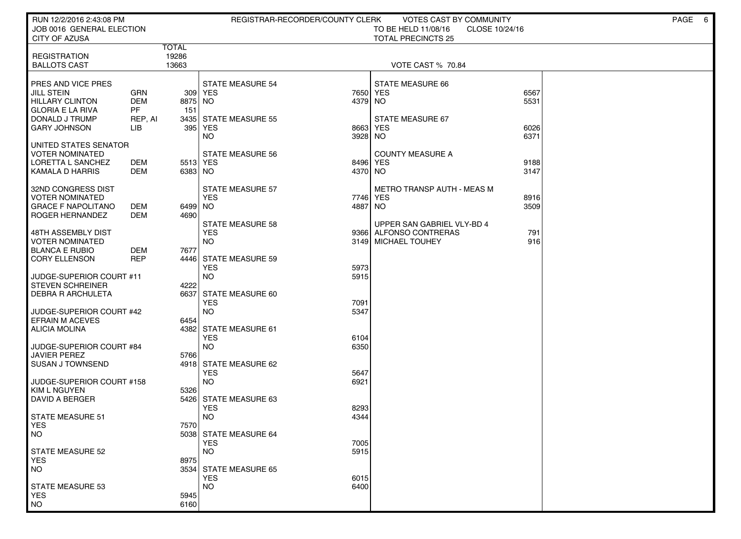RUN 12/2/2016 2:43:08 PM — REGISTRAR-RECORDER/COUNTY CLERK — VOTES CAST BY COMMUNITY

JOB 0016 GENERAL ELECTION — TO BE HELD 11/08/16 — CLOSE 10/24/16

CITY OF AZUSA — TOTAL PRECINCTS 25

| | TOTAL |
|---|---|
| REGISTRATION | 19286 |
| BALLOTS CAST | 13663 |

VOTE CAST % 70.84

**PRES AND VICE PRES**

| Candidate | Party | Votes |
|---|---|---|
| JILL STEIN | GRN | 309 |
| HILLARY CLINTON | DEM | 8875 |
| GLORIA E LA RIVA | PF | 151 |
| DONALD J TRUMP | REP, AI | 3435 |
| GARY JOHNSON | LIB | 395 |

**UNITED STATES SENATOR**
VOTER NOMINATED

| Candidate | Party | Votes |
|---|---|---|
| LORETTA L SANCHEZ | DEM | 5513 |
| KAMALA D HARRIS | DEM | 6383 |

**32ND CONGRESS DIST**
VOTER NOMINATED

| Candidate | Party | Votes |
|---|---|---|
| GRACE F NAPOLITANO | DEM | 6499 |
| ROGER HERNANDEZ | DEM | 4690 |

**48TH ASSEMBLY DIST**
VOTER NOMINATED

| Candidate | Party | Votes |
|---|---|---|
| BLANCA E RUBIO | DEM | 7677 |
| CORY ELLENSON | REP | 4446 |

**JUDGE-SUPERIOR COURT #11**

| Candidate | Votes |
|---|---|
| STEVEN SCHREINER | 4222 |
| DEBRA R ARCHULETA | 6637 |

**JUDGE-SUPERIOR COURT #42**

| Candidate | Votes |
|---|---|
| EFRAIN M ACEVES | 6454 |
| ALICIA MOLINA | 4382 |

**JUDGE-SUPERIOR COURT #84**

| Candidate | Votes |
|---|---|
| JAVIER PEREZ | 5766 |
| SUSAN J TOWNSEND | 4918 |

**JUDGE-SUPERIOR COURT #158**

| Candidate | Votes |
|---|---|
| KIM L NGUYEN | 5326 |
| DAVID A BERGER | 5426 |

| Measure | YES | NO |
|---|---|---|
| STATE MEASURE 51 | 7570 | 5038 |
| STATE MEASURE 52 | 8975 | 3534 |
| STATE MEASURE 53 | 5945 | 6160 |
| STATE MEASURE 54 | 7650 | 4379 |
| STATE MEASURE 55 | 8663 | 3928 |
| STATE MEASURE 56 | 8496 | 4370 |
| STATE MEASURE 57 | 7746 | 4887 |
| STATE MEASURE 58 | 9366 | 3149 |
| STATE MEASURE 59 | 5973 | 5915 |
| STATE MEASURE 60 | 7091 | 5347 |
| STATE MEASURE 61 | 6104 | 6350 |
| STATE MEASURE 62 | 5647 | 6921 |
| STATE MEASURE 63 | 8293 | 4344 |
| STATE MEASURE 64 | 7005 | 5915 |
| STATE MEASURE 65 | 6015 | 6400 |
| STATE MEASURE 66 | 6567 | 5531 |
| STATE MEASURE 67 | 6026 | 6371 |
| COUNTY MEASURE A | 9188 | 3147 |
| METRO TRANSP AUTH - MEAS M | 8916 | 3509 |

**UPPER SAN GABRIEL VLY-BD 4**

| Candidate | Votes |
|---|---|
| ALFONSO CONTRERAS | 791 |
| MICHAEL TOUHEY | 916 |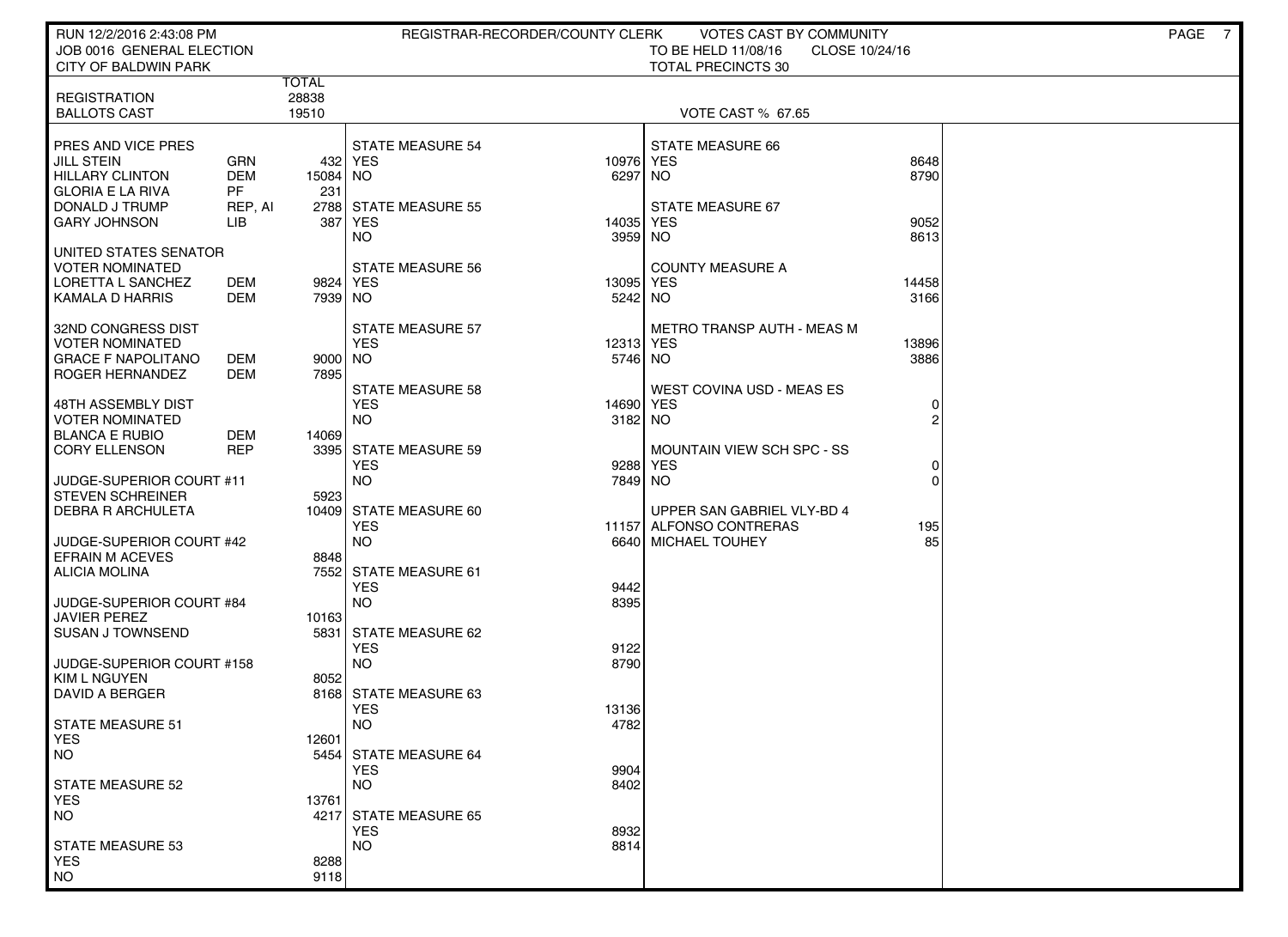RUN 12/2/2016 2:43:08 PM
JOB 0016 GENERAL ELECTION
CITY OF BALDWIN PARK

REGISTRAR-RECORDER/COUNTY CLERK — VOTES CAST BY COMMUNITY
TO BE HELD 11/08/16 CLOSE 10/24/16
TOTAL PRECINCTS 30

| | TOTAL |
|---|---|
| REGISTRATION | 28838 |
| BALLOTS CAST | 19510 |

VOTE CAST % 67.65

**PRES AND VICE PRES**

| Candidate | Party | Votes |
|---|---|---|
| JILL STEIN | GRN | 432 |
| HILLARY CLINTON | DEM | 15084 |
| GLORIA E LA RIVA | PF | 231 |
| DONALD J TRUMP | REP, AI | 2788 |
| GARY JOHNSON | LIB | 387 |

**UNITED STATES SENATOR**
VOTER NOMINATED

| Candidate | Party | Votes |
|---|---|---|
| LORETTA L SANCHEZ | DEM | 9824 |
| KAMALA D HARRIS | DEM | 7939 |

**32ND CONGRESS DIST**
VOTER NOMINATED

| Candidate | Party | Votes |
|---|---|---|
| GRACE F NAPOLITANO | DEM | 9000 |
| ROGER HERNANDEZ | DEM | 7895 |

**48TH ASSEMBLY DIST**
VOTER NOMINATED

| Candidate | Party | Votes |
|---|---|---|
| BLANCA E RUBIO | DEM | 14069 |
| CORY ELLENSON | REP | 3395 |

**JUDGE-SUPERIOR COURT #11**

| Candidate | Votes |
|---|---|
| STEVEN SCHREINER | 5923 |
| DEBRA R ARCHULETA | 10409 |

**JUDGE-SUPERIOR COURT #42**

| Candidate | Votes |
|---|---|
| EFRAIN M ACEVES | 8848 |
| ALICIA MOLINA | 7552 |

**JUDGE-SUPERIOR COURT #84**

| Candidate | Votes |
|---|---|
| JAVIER PEREZ | 10163 |
| SUSAN J TOWNSEND | 5831 |

**JUDGE-SUPERIOR COURT #158**

| Candidate | Votes |
|---|---|
| KIM L NGUYEN | 8052 |
| DAVID A BERGER | 8168 |

| Measure | YES | NO |
|---|---|---|
| STATE MEASURE 51 | 12601 | 5454 |
| STATE MEASURE 52 | 13761 | 4217 |
| STATE MEASURE 53 | 8288 | 9118 |
| STATE MEASURE 54 | 10976 | 6297 |
| STATE MEASURE 55 | 14035 | 3959 |
| STATE MEASURE 56 | 13095 | 5242 |
| STATE MEASURE 57 | 12313 | 5746 |
| STATE MEASURE 58 | 14690 | 3182 |
| STATE MEASURE 59 | 9288 | 7849 |
| STATE MEASURE 60 | 11157 | 6640 |
| STATE MEASURE 61 | 9442 | 8395 |
| STATE MEASURE 62 | 9122 | 8790 |
| STATE MEASURE 63 | 13136 | 4782 |
| STATE MEASURE 64 | 9904 | 8402 |
| STATE MEASURE 65 | 8932 | 8814 |
| STATE MEASURE 66 | 8648 | 8790 |
| STATE MEASURE 67 | 9052 | 8613 |
| COUNTY MEASURE A | 14458 | 3166 |
| METRO TRANSP AUTH - MEAS M | 13896 | 3886 |
| WEST COVINA USD - MEAS ES | 0 | 2 |
| MOUNTAIN VIEW SCH SPC - SS | 0 | 0 |

**UPPER SAN GABRIEL VLY-BD 4**

| Candidate | Votes |
|---|---|
| ALFONSO CONTRERAS | 195 |
| MICHAEL TOUHEY | 85 |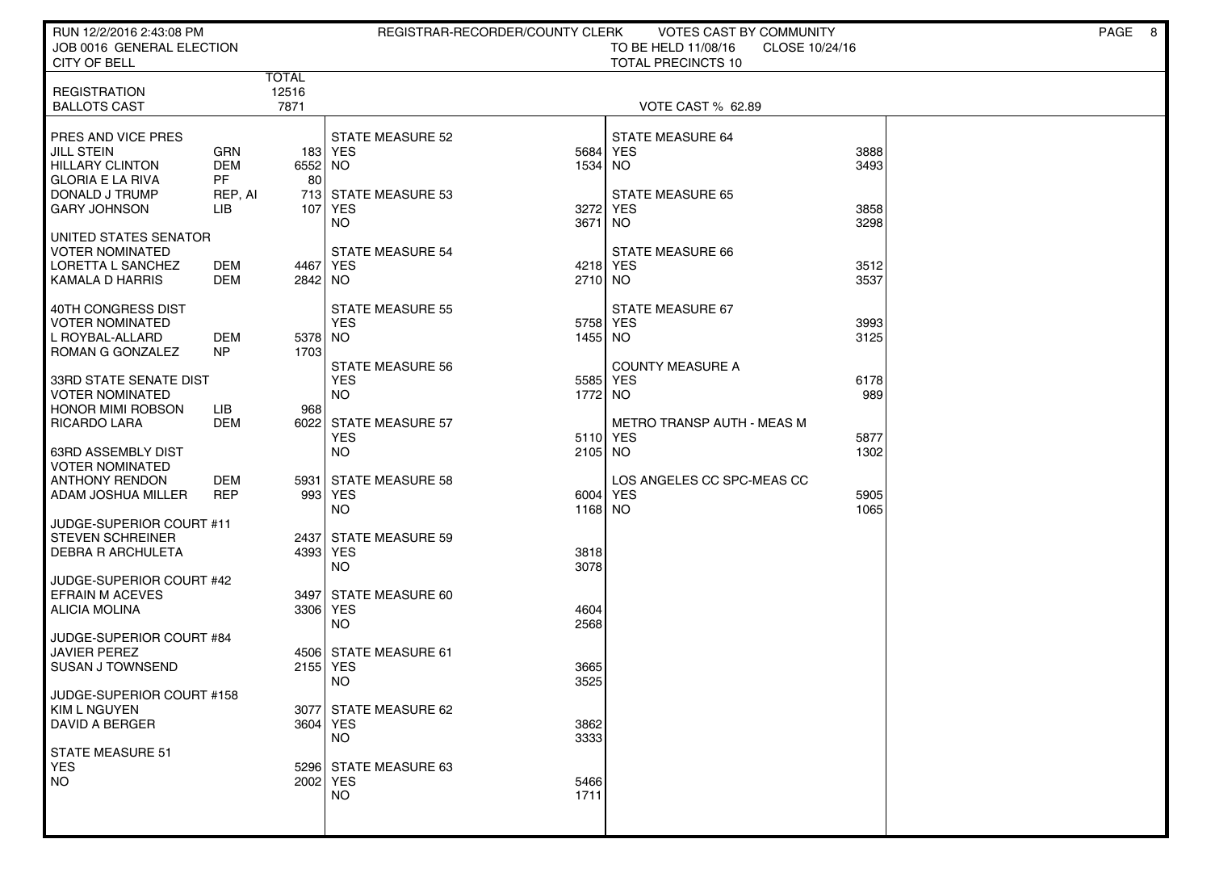RUN 12/2/2016 2:43:08 PM — REGISTRAR-RECORDER/COUNTY CLERK — VOTES CAST BY COMMUNITY

JOB 0016 GENERAL ELECTION — TO BE HELD 11/08/16 — CLOSE 10/24/16

CITY OF BELL — TOTAL PRECINCTS 10

| | | TOTAL |
|---|---|---|
| REGISTRATION | | 12516 |
| BALLOTS CAST | | 7871 |

VOTE CAST % 62.89

| Contest / Candidate | Party | Votes |
|---|---|---|
| **PRES AND VICE PRES** | | |
| JILL STEIN | GRN | 183 |
| HILLARY CLINTON | DEM | 6552 |
| GLORIA E LA RIVA | PF | 80 |
| DONALD J TRUMP | REP, AI | 713 |
| GARY JOHNSON | LIB | 107 |
| **UNITED STATES SENATOR** | | |
| VOTER NOMINATED | | |
| LORETTA L SANCHEZ | DEM | 4467 |
| KAMALA D HARRIS | DEM | 2842 |
| **40TH CONGRESS DIST** | | |
| VOTER NOMINATED | | |
| L ROYBAL-ALLARD | DEM | 5378 |
| ROMAN G GONZALEZ | NP | 1703 |
| **33RD STATE SENATE DIST** | | |
| VOTER NOMINATED | | |
| HONOR MIMI ROBSON | LIB | 968 |
| RICARDO LARA | DEM | 6022 |
| **63RD ASSEMBLY DIST** | | |
| VOTER NOMINATED | | |
| ANTHONY RENDON | DEM | 5931 |
| ADAM JOSHUA MILLER | REP | 993 |
| **JUDGE-SUPERIOR COURT #11** | | |
| STEVEN SCHREINER | | 2437 |
| DEBRA R ARCHULETA | | 4393 |
| **JUDGE-SUPERIOR COURT #42** | | |
| EFRAIN M ACEVES | | 3497 |
| ALICIA MOLINA | | 3306 |
| **JUDGE-SUPERIOR COURT #84** | | |
| JAVIER PEREZ | | 4506 |
| SUSAN J TOWNSEND | | 2155 |
| **JUDGE-SUPERIOR COURT #158** | | |
| KIM L NGUYEN | | 3077 |
| DAVID A BERGER | | 3604 |

| Measure | YES | NO |
|---|---|---|
| STATE MEASURE 51 | 5296 | 2002 |
| STATE MEASURE 52 | 5684 | 1534 |
| STATE MEASURE 53 | 3272 | 3671 |
| STATE MEASURE 54 | 4218 | 2710 |
| STATE MEASURE 55 | 5758 | 1455 |
| STATE MEASURE 56 | 5585 | 1772 |
| STATE MEASURE 57 | 5110 | 2105 |
| STATE MEASURE 58 | 6004 | 1168 |
| STATE MEASURE 59 | 3818 | 3078 |
| STATE MEASURE 60 | 4604 | 2568 |
| STATE MEASURE 61 | 3665 | 3525 |
| STATE MEASURE 62 | 3862 | 3333 |
| STATE MEASURE 63 | 5466 | 1711 |
| STATE MEASURE 64 | 3888 | 3493 |
| STATE MEASURE 65 | 3858 | 3298 |
| STATE MEASURE 66 | 3512 | 3537 |
| STATE MEASURE 67 | 3993 | 3125 |
| COUNTY MEASURE A | 6178 | 989 |
| METRO TRANSP AUTH - MEAS M | 5877 | 1302 |
| LOS ANGELES CC SPC-MEAS CC | 5905 | 1065 |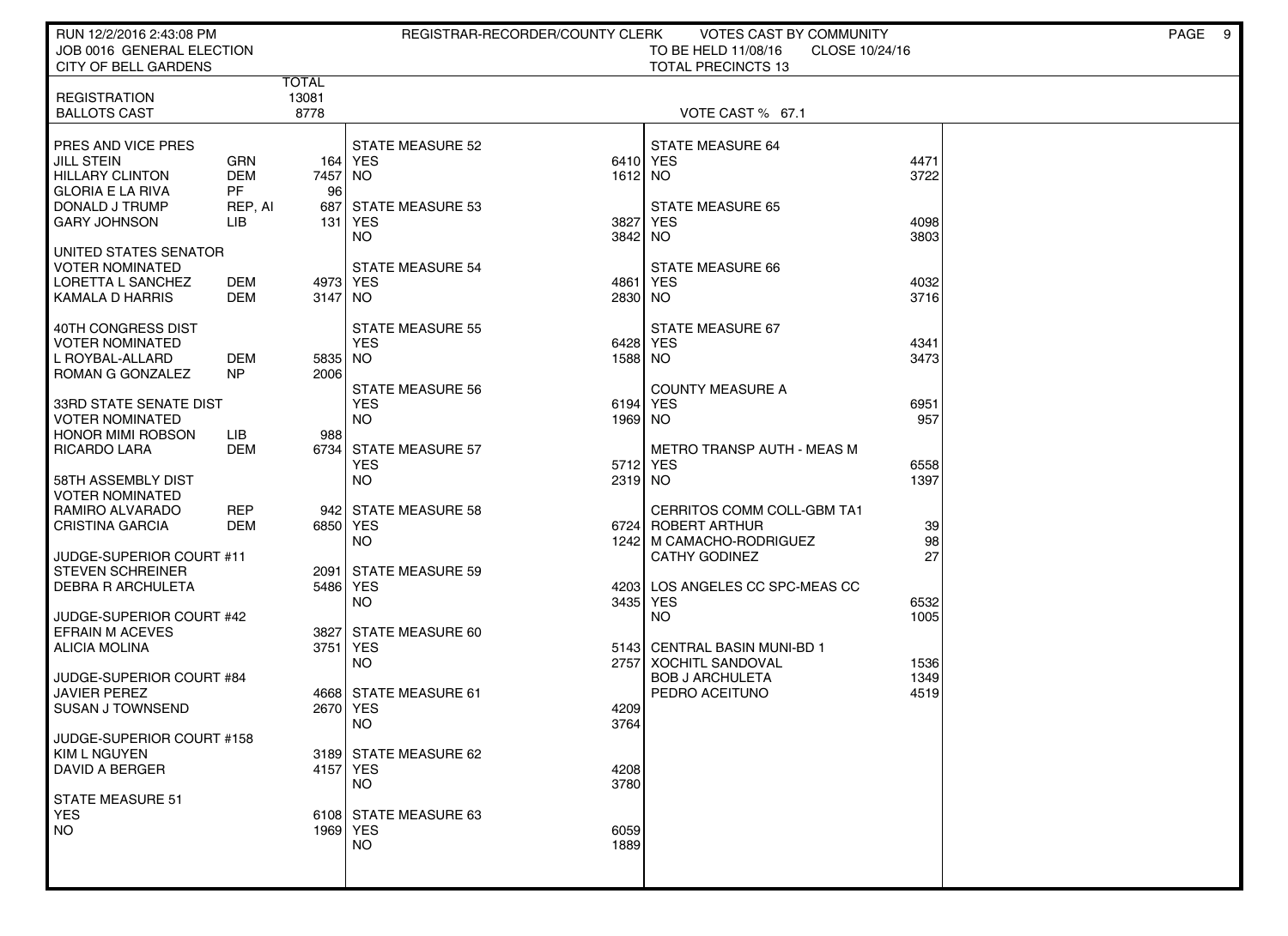RUN 12/2/2016 2:43:08 PM
JOB 0016 GENERAL ELECTION
CITY OF BELL GARDENS

REGISTRAR-RECORDER/COUNTY CLERK — VOTES CAST BY COMMUNITY
TO BE HELD 11/08/16 — CLOSE 10/24/16
TOTAL PRECINCTS 13

| | TOTAL |
|---|---|
| REGISTRATION | 13081 |
| BALLOTS CAST | 8778 |

VOTE CAST % 67.1

**PRES AND VICE PRES**

| | | |
|---|---|---|
| JILL STEIN | GRN | 164 |
| HILLARY CLINTON | DEM | 7457 |
| GLORIA E LA RIVA | PF | 96 |
| DONALD J TRUMP | REP, AI | 687 |
| GARY JOHNSON | LIB | 131 |

**UNITED STATES SENATOR**
VOTER NOMINATED

| | | |
|---|---|---|
| LORETTA L SANCHEZ | DEM | 4973 |
| KAMALA D HARRIS | DEM | 3147 |

**40TH CONGRESS DIST**
VOTER NOMINATED

| | | |
|---|---|---|
| L ROYBAL-ALLARD | DEM | 5835 |
| ROMAN G GONZALEZ | NP | 2006 |

**33RD STATE SENATE DIST**
VOTER NOMINATED

| | | |
|---|---|---|
| HONOR MIMI ROBSON | LIB | 988 |
| RICARDO LARA | DEM | 6734 |

**58TH ASSEMBLY DIST**
VOTER NOMINATED

| | | |
|---|---|---|
| RAMIRO ALVARADO | REP | 942 |
| CRISTINA GARCIA | DEM | 6850 |

**JUDGE-SUPERIOR COURT #11**

| | |
|---|---|
| STEVEN SCHREINER | 2091 |
| DEBRA R ARCHULETA | 5486 |

**JUDGE-SUPERIOR COURT #42**

| | |
|---|---|
| EFRAIN M ACEVES | 3827 |
| ALICIA MOLINA | 3751 |

**JUDGE-SUPERIOR COURT #84**

| | |
|---|---|
| JAVIER PEREZ | 4668 |
| SUSAN J TOWNSEND | 2670 |

**JUDGE-SUPERIOR COURT #158**

| | |
|---|---|
| KIM L NGUYEN | 3189 |
| DAVID A BERGER | 4157 |

| Measure | YES | NO |
|---|---|---|
| STATE MEASURE 51 | 6108 | 1969 |
| STATE MEASURE 52 | 6410 | 1612 |
| STATE MEASURE 53 | 3827 | 3842 |
| STATE MEASURE 54 | 4861 | 2830 |
| STATE MEASURE 55 | 6428 | 1588 |
| STATE MEASURE 56 | 6194 | 1969 |
| STATE MEASURE 57 | 5712 | 2319 |
| STATE MEASURE 58 | 6724 | 1242 |
| STATE MEASURE 59 | 4203 | 3435 |
| STATE MEASURE 60 | 5143 | 2757 |
| STATE MEASURE 61 | 4209 | 3764 |
| STATE MEASURE 62 | 4208 | 3780 |
| STATE MEASURE 63 | 6059 | 1889 |
| STATE MEASURE 64 | 4471 | 3722 |
| STATE MEASURE 65 | 4098 | 3803 |
| STATE MEASURE 66 | 4032 | 3716 |
| STATE MEASURE 67 | 4341 | 3473 |
| COUNTY MEASURE A | 6951 | 957 |
| METRO TRANSP AUTH - MEAS M | 6558 | 1397 |
| LOS ANGELES CC SPC-MEAS CC | 6532 | 1005 |

**CERRITOS COMM COLL-GBM TA1**

| | |
|---|---|
| ROBERT ARTHUR | 39 |
| M CAMACHO-RODRIGUEZ | 98 |
| CATHY GODINEZ | 27 |

**CENTRAL BASIN MUNI-BD 1**

| | |
|---|---|
| XOCHITL SANDOVAL | 1536 |
| BOB J ARCHULETA | 1349 |
| PEDRO ACEITUNO | 4519 |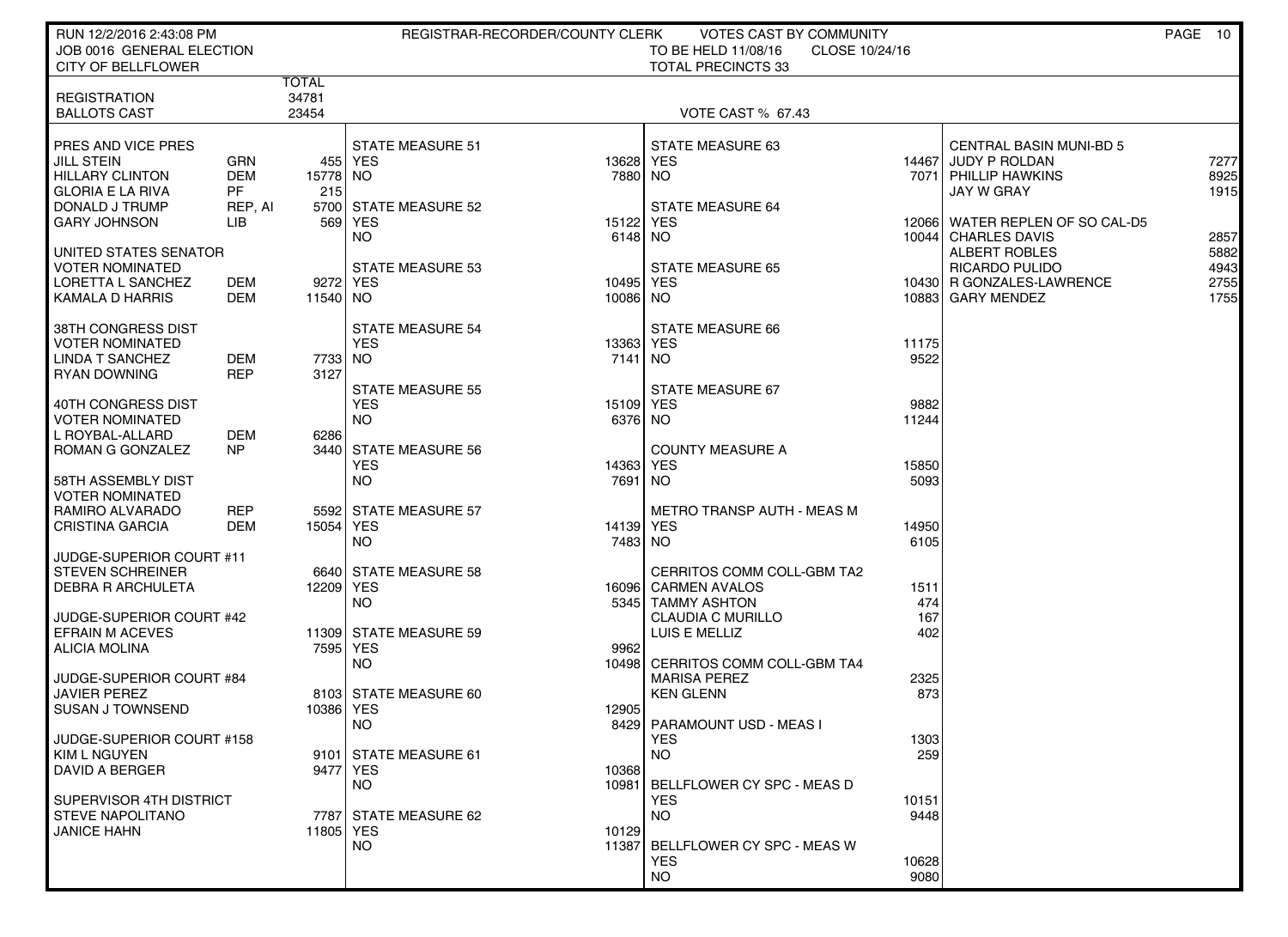RUN 12/2/2016 2:43:08 PM — REGISTRAR-RECORDER/COUNTY CLERK — VOTES CAST BY COMMUNITY

JOB 0016 GENERAL ELECTION — TO BE HELD 11/08/16 — CLOSE 10/24/16

CITY OF BELLFLOWER — TOTAL PRECINCTS 33

| | | TOTAL |
|---|---|---|
| REGISTRATION | | 34781 |
| BALLOTS CAST | | 23454 |

VOTE CAST % 67.43

**PRES AND VICE PRES**

| | | |
|---|---|---|
| JILL STEIN | GRN | 455 |
| HILLARY CLINTON | DEM | 15778 |
| GLORIA E LA RIVA | PF | 215 |
| DONALD J TRUMP | REP, AI | 5700 |
| GARY JOHNSON | LIB | 569 |

**UNITED STATES SENATOR**
VOTER NOMINATED

| | | |
|---|---|---|
| LORETTA L SANCHEZ | DEM | 9272 |
| KAMALA D HARRIS | DEM | 11540 |

**38TH CONGRESS DIST**
VOTER NOMINATED

| | | |
|---|---|---|
| LINDA T SANCHEZ | DEM | 7733 |
| RYAN DOWNING | REP | 3127 |

**40TH CONGRESS DIST**
VOTER NOMINATED

| | | |
|---|---|---|
| L ROYBAL-ALLARD | DEM | 6286 |
| ROMAN G GONZALEZ | NP | 3440 |

**58TH ASSEMBLY DIST**
VOTER NOMINATED

| | | |
|---|---|---|
| RAMIRO ALVARADO | REP | 5592 |
| CRISTINA GARCIA | DEM | 15054 |

**JUDGE-SUPERIOR COURT #11**

| | |
|---|---|
| STEVEN SCHREINER | 6640 |
| DEBRA R ARCHULETA | 12209 |

**JUDGE-SUPERIOR COURT #42**

| | |
|---|---|
| EFRAIN M ACEVES | 11309 |
| ALICIA MOLINA | 7595 |

**JUDGE-SUPERIOR COURT #84**

| | |
|---|---|
| JAVIER PEREZ | 8103 |
| SUSAN J TOWNSEND | 10386 |

**JUDGE-SUPERIOR COURT #158**

| | |
|---|---|
| KIM L NGUYEN | 9101 |
| DAVID A BERGER | 9477 |

**SUPERVISOR 4TH DISTRICT**

| | |
|---|---|
| STEVE NAPOLITANO | 7787 |
| JANICE HAHN | 11805 |

| Measure | YES | NO |
|---|---|---|
| STATE MEASURE 51 | 13628 | 7880 |
| STATE MEASURE 52 | 15122 | 6148 |
| STATE MEASURE 53 | 10495 | 10086 |
| STATE MEASURE 54 | 13363 | 7141 |
| STATE MEASURE 55 | 15109 | 6376 |
| STATE MEASURE 56 | 14363 | 7691 |
| STATE MEASURE 57 | 14139 | 7483 |
| STATE MEASURE 58 | 16096 | 5345 |
| STATE MEASURE 59 | 9962 | 10498 |
| STATE MEASURE 60 | 12905 | 8429 |
| STATE MEASURE 61 | 10368 | 10981 |
| STATE MEASURE 62 | 10129 | 11387 |
| STATE MEASURE 63 | 14467 | 7071 |
| STATE MEASURE 64 | 12066 | 10044 |
| STATE MEASURE 65 | 10430 | 10883 |
| STATE MEASURE 66 | 11175 | 9522 |
| STATE MEASURE 67 | 9882 | 11244 |
| COUNTY MEASURE A | 15850 | 5093 |
| METRO TRANSP AUTH - MEAS M | 14950 | 6105 |
| PARAMOUNT USD - MEAS I | 1303 | 259 |
| BELLFLOWER CY SPC - MEAS D | 10151 | 9448 |
| BELLFLOWER CY SPC - MEAS W | 10628 | 9080 |

**CERRITOS COMM COLL-GBM TA2**

| | |
|---|---|
| CARMEN AVALOS | 1511 |
| TAMMY ASHTON | 474 |
| CLAUDIA C MURILLO | 167 |
| LUIS E MELLIZ | 402 |

**CERRITOS COMM COLL-GBM TA4**

| | |
|---|---|
| MARISA PEREZ | 2325 |
| KEN GLENN | 873 |

**CENTRAL BASIN MUNI-BD 5**

| | |
|---|---|
| JUDY P ROLDAN | 7277 |
| PHILLIP HAWKINS | 8925 |
| JAY W GRAY | 1915 |

**WATER REPLEN OF SO CAL-D5**

| | |
|---|---|
| CHARLES DAVIS | 2857 |
| ALBERT ROBLES | 5882 |
| RICARDO PULIDO | 4943 |
| R GONZALES-LAWRENCE | 2755 |
| GARY MENDEZ | 1755 |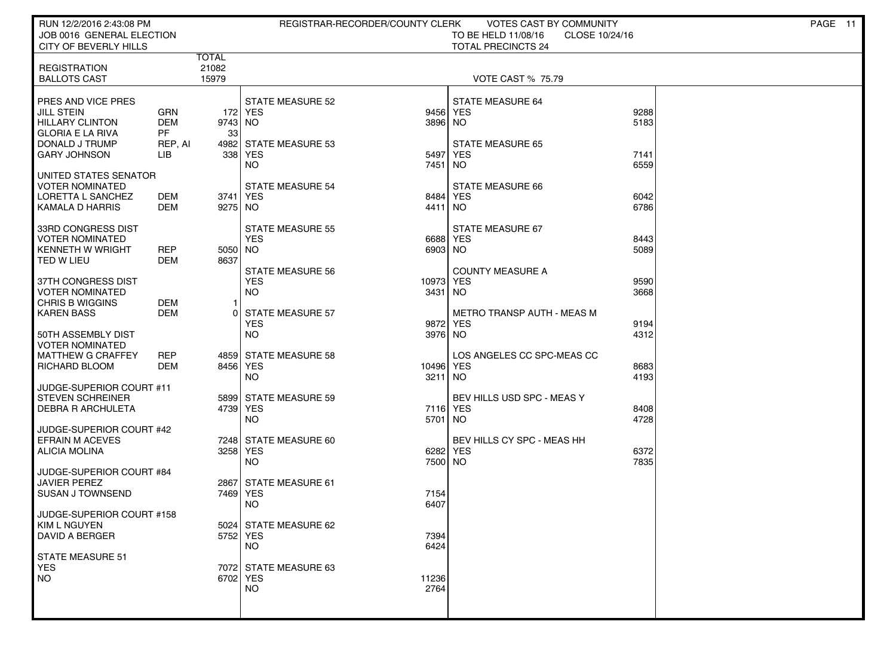RUN 12/2/2016 2:43:08 PM — REGISTRAR-RECORDER/COUNTY CLERK — VOTES CAST BY COMMUNITY

JOB 0016 GENERAL ELECTION — TO BE HELD 11/08/16 — CLOSE 10/24/16

CITY OF BEVERLY HILLS — TOTAL PRECINCTS 24

| | TOTAL |
|---|---|
| REGISTRATION | 21082 |
| BALLOTS CAST | 15979 |

VOTE CAST % 75.79

**PRES AND VICE PRES**

| | | |
|---|---|---|
| JILL STEIN | GRN | 172 |
| HILLARY CLINTON | DEM | 9743 |
| GLORIA E LA RIVA | PF | 33 |
| DONALD J TRUMP | REP, AI | 4982 |
| GARY JOHNSON | LIB | 338 |

**UNITED STATES SENATOR** VOTER NOMINATED

| | | |
|---|---|---|
| LORETTA L SANCHEZ | DEM | 3741 |
| KAMALA D HARRIS | DEM | 9275 |

**33RD CONGRESS DIST** VOTER NOMINATED

| | | |
|---|---|---|
| KENNETH W WRIGHT | REP | 5050 |
| TED W LIEU | DEM | 8637 |

**37TH CONGRESS DIST** VOTER NOMINATED

| | | |
|---|---|---|
| CHRIS B WIGGINS | DEM | 1 |
| KAREN BASS | DEM | 0 |

**50TH ASSEMBLY DIST** VOTER NOMINATED

| | | |
|---|---|---|
| MATTHEW G CRAFFEY | REP | 4859 |
| RICHARD BLOOM | DEM | 8456 |

**JUDGE-SUPERIOR COURT #11**

| | |
|---|---|
| STEVEN SCHREINER | 5899 |
| DEBRA R ARCHULETA | 4739 |

**JUDGE-SUPERIOR COURT #42**

| | |
|---|---|
| EFRAIN M ACEVES | 7248 |
| ALICIA MOLINA | 3258 |

**JUDGE-SUPERIOR COURT #84**

| | |
|---|---|
| JAVIER PEREZ | 2867 |
| SUSAN J TOWNSEND | 7469 |

**JUDGE-SUPERIOR COURT #158**

| | |
|---|---|
| KIM L NGUYEN | 5024 |
| DAVID A BERGER | 5752 |

| Measure | YES | NO |
|---|---|---|
| STATE MEASURE 51 | 7072 | 6702 |
| STATE MEASURE 52 | 9456 | 3896 |
| STATE MEASURE 53 | 5497 | 7451 |
| STATE MEASURE 54 | 8484 | 4411 |
| STATE MEASURE 55 | 6688 | 6903 |
| STATE MEASURE 56 | 10973 | 3431 |
| STATE MEASURE 57 | 9872 | 3976 |
| STATE MEASURE 58 | 10496 | 3211 |
| STATE MEASURE 59 | 7116 | 5701 |
| STATE MEASURE 60 | 6282 | 7500 |
| STATE MEASURE 61 | 7154 | 6407 |
| STATE MEASURE 62 | 7394 | 6424 |
| STATE MEASURE 63 | 11236 | 2764 |
| STATE MEASURE 64 | 9288 | 5183 |
| STATE MEASURE 65 | 7141 | 6559 |
| STATE MEASURE 66 | 6042 | 6786 |
| STATE MEASURE 67 | 8443 | 5089 |
| COUNTY MEASURE A | 9590 | 3668 |
| METRO TRANSP AUTH - MEAS M | 9194 | 4312 |
| LOS ANGELES CC SPC-MEAS CC | 8683 | 4193 |
| BEV HILLS USD SPC - MEAS Y | 8408 | 4728 |
| BEV HILLS CY SPC - MEAS HH | 6372 | 7835 |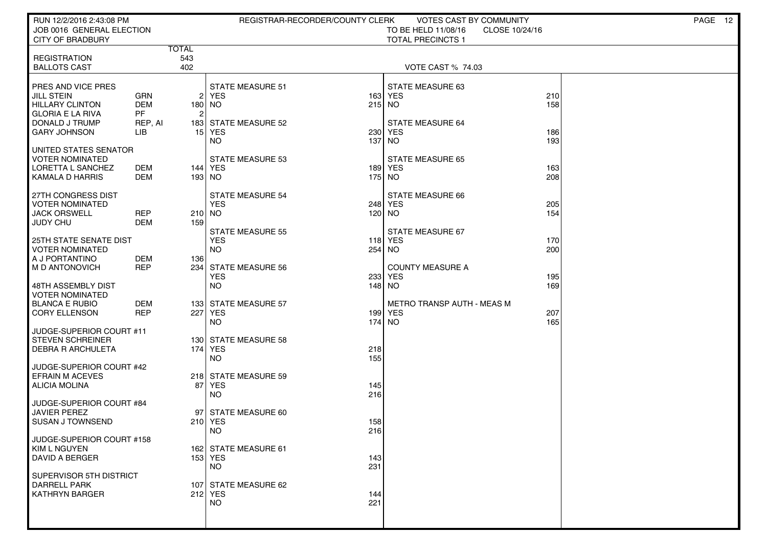RUN 12/2/2016 2:43:08 PM — REGISTRAR-RECORDER/COUNTY CLERK — VOTES CAST BY COMMUNITY

JOB 0016 GENERAL ELECTION — TO BE HELD 11/08/16 — CLOSE 10/24/16

CITY OF BRADBURY — TOTAL PRECINCTS 1

| | | TOTAL |
|---|---|---|
| REGISTRATION | | 543 |
| BALLOTS CAST | | 402 |

VOTE CAST % 74.03

| Contest / Candidate | Party | Votes |
|---|---|---|
| **PRES AND VICE PRES** | | |
| JILL STEIN | GRN | 2 |
| HILLARY CLINTON | DEM | 180 |
| GLORIA E LA RIVA | PF | 2 |
| DONALD J TRUMP | REP, AI | 183 |
| GARY JOHNSON | LIB | 15 |
| **UNITED STATES SENATOR VOTER NOMINATED** | | |
| LORETTA L SANCHEZ | DEM | 144 |
| KAMALA D HARRIS | DEM | 193 |
| **27TH CONGRESS DIST VOTER NOMINATED** | | |
| JACK ORSWELL | REP | 210 |
| JUDY CHU | DEM | 159 |
| **25TH STATE SENATE DIST VOTER NOMINATED** | | |
| A J PORTANTINO | DEM | 136 |
| M D ANTONOVICH | REP | 234 |
| **48TH ASSEMBLY DIST VOTER NOMINATED** | | |
| BLANCA E RUBIO | DEM | 133 |
| CORY ELLENSON | REP | 227 |
| **JUDGE-SUPERIOR COURT #11** | | |
| STEVEN SCHREINER | | 130 |
| DEBRA R ARCHULETA | | 174 |
| **JUDGE-SUPERIOR COURT #42** | | |
| EFRAIN M ACEVES | | 218 |
| ALICIA MOLINA | | 87 |
| **JUDGE-SUPERIOR COURT #84** | | |
| JAVIER PEREZ | | 97 |
| SUSAN J TOWNSEND | | 210 |
| **JUDGE-SUPERIOR COURT #158** | | |
| KIM L NGUYEN | | 162 |
| DAVID A BERGER | | 153 |
| **SUPERVISOR 5TH DISTRICT** | | |
| DARRELL PARK | | 107 |
| KATHRYN BARGER | | 212 |

| Measure | YES | NO |
|---|---|---|
| STATE MEASURE 51 | 163 | 215 |
| STATE MEASURE 52 | 230 | 137 |
| STATE MEASURE 53 | 189 | 175 |
| STATE MEASURE 54 | 248 | 120 |
| STATE MEASURE 55 | 118 | 254 |
| STATE MEASURE 56 | 233 | 148 |
| STATE MEASURE 57 | 199 | 174 |
| STATE MEASURE 58 | 218 | 155 |
| STATE MEASURE 59 | 145 | 216 |
| STATE MEASURE 60 | 158 | 216 |
| STATE MEASURE 61 | 143 | 231 |
| STATE MEASURE 62 | 144 | 221 |
| STATE MEASURE 63 | 210 | 158 |
| STATE MEASURE 64 | 186 | 193 |
| STATE MEASURE 65 | 163 | 208 |
| STATE MEASURE 66 | 205 | 154 |
| STATE MEASURE 67 | 170 | 200 |
| COUNTY MEASURE A | 195 | 169 |
| METRO TRANSP AUTH - MEAS M | 207 | 165 |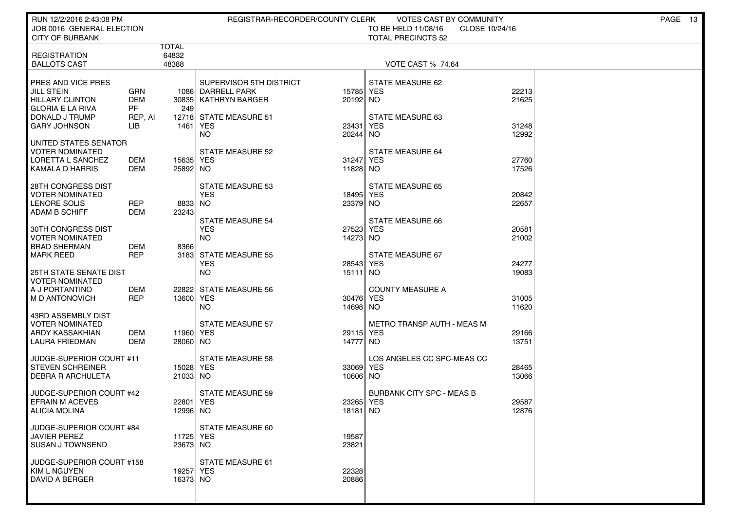RUN 12/2/2016 2:43:08 PM — REGISTRAR-RECORDER/COUNTY CLERK — VOTES CAST BY COMMUNITY

JOB 0016 GENERAL ELECTION — TO BE HELD 11/08/16 — CLOSE 10/24/16

CITY OF BURBANK — TOTAL PRECINCTS 52

| | TOTAL |
|---|---|
| REGISTRATION | 64832 |
| BALLOTS CAST | 48388 |

VOTE CAST % 74.64

**PRES AND VICE PRES**

| Candidate | Party | Votes |
|---|---|---|
| JILL STEIN | GRN | 1086 |
| HILLARY CLINTON | DEM | 30835 |
| GLORIA E LA RIVA | PF | 249 |
| DONALD J TRUMP | REP, AI | 12718 |
| GARY JOHNSON | LIB | 1461 |

**UNITED STATES SENATOR**
VOTER NOMINATED

| Candidate | Party | Votes |
|---|---|---|
| LORETTA L SANCHEZ | DEM | 15635 |
| KAMALA D HARRIS | DEM | 25892 |

**28TH CONGRESS DIST**
VOTER NOMINATED

| Candidate | Party | Votes |
|---|---|---|
| LENORE SOLIS | REP | 8833 |
| ADAM B SCHIFF | DEM | 23243 |

**30TH CONGRESS DIST**
VOTER NOMINATED

| Candidate | Party | Votes |
|---|---|---|
| BRAD SHERMAN | DEM | 8366 |
| MARK REED | REP | 3183 |

**25TH STATE SENATE DIST**
VOTER NOMINATED

| Candidate | Party | Votes |
|---|---|---|
| A J PORTANTINO | DEM | 22822 |
| M D ANTONOVICH | REP | 13600 |

**43RD ASSEMBLY DIST**
VOTER NOMINATED

| Candidate | Party | Votes |
|---|---|---|
| ARDY KASSAKHIAN | DEM | 11960 |
| LAURA FRIEDMAN | DEM | 28060 |

**JUDGE-SUPERIOR COURT #11**

| Candidate | Votes |
|---|---|
| STEVEN SCHREINER | 15028 |
| DEBRA R ARCHULETA | 21033 |

**JUDGE-SUPERIOR COURT #42**

| Candidate | Votes |
|---|---|
| EFRAIN M ACEVES | 22801 |
| ALICIA MOLINA | 12996 |

**JUDGE-SUPERIOR COURT #84**

| Candidate | Votes |
|---|---|
| JAVIER PEREZ | 11725 |
| SUSAN J TOWNSEND | 23673 |

**JUDGE-SUPERIOR COURT #158**

| Candidate | Votes |
|---|---|
| KIM L NGUYEN | 19257 |
| DAVID A BERGER | 16373 |

**SUPERVISOR 5TH DISTRICT**

| Candidate | Votes |
|---|---|
| DARRELL PARK | 15785 |
| KATHRYN BARGER | 20192 |

| Measure | YES | NO |
|---|---|---|
| STATE MEASURE 51 | 23431 | 20244 |
| STATE MEASURE 52 | 31247 | 11828 |
| STATE MEASURE 53 | 18495 | 23379 |
| STATE MEASURE 54 | 27523 | 14273 |
| STATE MEASURE 55 | 28543 | 15111 |
| STATE MEASURE 56 | 30476 | 14698 |
| STATE MEASURE 57 | 29115 | 14777 |
| STATE MEASURE 58 | 33069 | 10606 |
| STATE MEASURE 59 | 23265 | 18181 |
| STATE MEASURE 60 | 19587 | 23821 |
| STATE MEASURE 61 | 22328 | 20886 |
| STATE MEASURE 62 | 22213 | 21625 |
| STATE MEASURE 63 | 31248 | 12992 |
| STATE MEASURE 64 | 27760 | 17526 |
| STATE MEASURE 65 | 20842 | 22657 |
| STATE MEASURE 66 | 20581 | 21002 |
| STATE MEASURE 67 | 24277 | 19083 |
| COUNTY MEASURE A | 31005 | 11620 |
| METRO TRANSP AUTH - MEAS M | 29166 | 13751 |
| LOS ANGELES CC SPC-MEAS CC | 28465 | 13066 |
| BURBANK CITY SPC - MEAS B | 29587 | 12876 |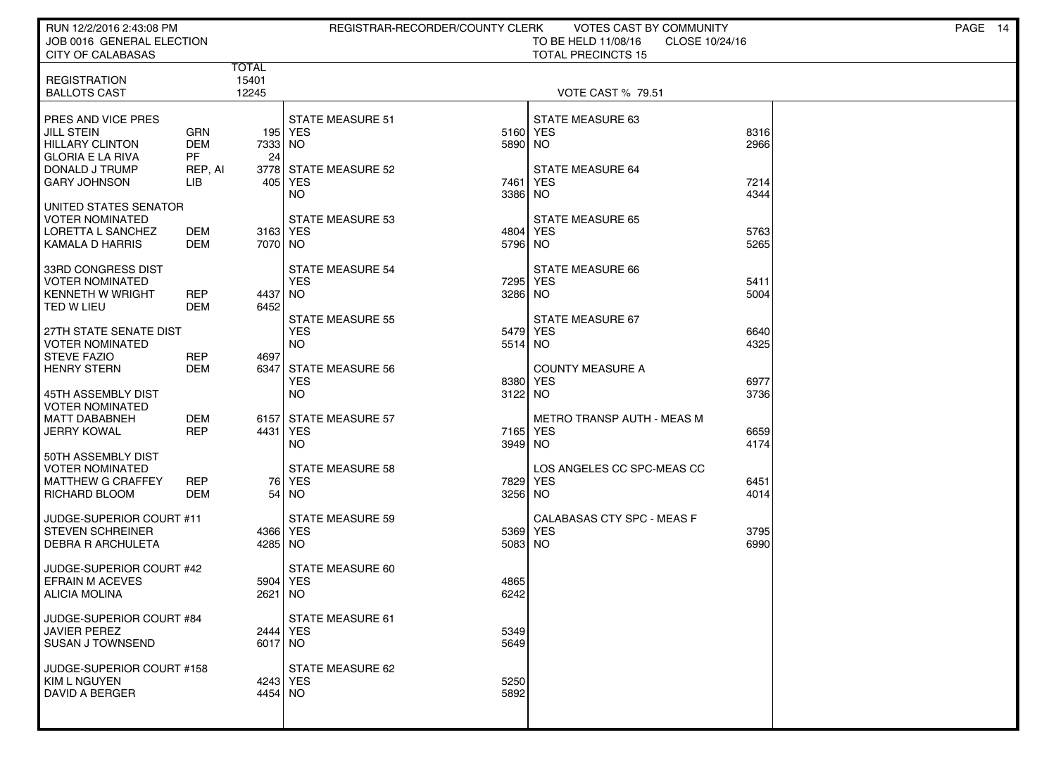RUN 12/2/2016 2:43:08 PM
JOB 0016 GENERAL ELECTION
CITY OF CALABASAS

REGISTRAR-RECORDER/COUNTY CLERK — VOTES CAST BY COMMUNITY
TO BE HELD 11/08/16 — CLOSE 10/24/16
TOTAL PRECINCTS 15

| | | TOTAL |
|---|---|---|
| REGISTRATION | | 15401 |
| BALLOTS CAST | | 12245 |

VOTE CAST % 79.51

| PRES AND VICE PRES | | |
|---|---|---|
| JILL STEIN | GRN | 195 |
| HILLARY CLINTON | DEM | 7333 |
| GLORIA E LA RIVA | PF | 24 |
| DONALD J TRUMP | REP, AI | 3778 |
| GARY JOHNSON | LIB | 405 |

| UNITED STATES SENATOR VOTER NOMINATED | | |
|---|---|---|
| LORETTA L SANCHEZ | DEM | 3163 |
| KAMALA D HARRIS | DEM | 7070 |

| 33RD CONGRESS DIST VOTER NOMINATED | | |
|---|---|---|
| KENNETH W WRIGHT | REP | 4437 |
| TED W LIEU | DEM | 6452 |

| 27TH STATE SENATE DIST VOTER NOMINATED | | |
|---|---|---|
| STEVE FAZIO | REP | 4697 |
| HENRY STERN | DEM | 6347 |

| 45TH ASSEMBLY DIST VOTER NOMINATED | | |
|---|---|---|
| MATT DABABNEH | DEM | 6157 |
| JERRY KOWAL | REP | 4431 |

| 50TH ASSEMBLY DIST VOTER NOMINATED | | |
|---|---|---|
| MATTHEW G CRAFFEY | REP | 76 |
| RICHARD BLOOM | DEM | 54 |

| JUDGE-SUPERIOR COURT #11 | |
|---|---|
| STEVEN SCHREINER | 4366 |
| DEBRA R ARCHULETA | 4285 |

| JUDGE-SUPERIOR COURT #42 | |
|---|---|
| EFRAIN M ACEVES | 5904 |
| ALICIA MOLINA | 2621 |

| JUDGE-SUPERIOR COURT #84 | |
|---|---|
| JAVIER PEREZ | 2444 |
| SUSAN J TOWNSEND | 6017 |

| JUDGE-SUPERIOR COURT #158 | |
|---|---|
| KIM L NGUYEN | 4243 |
| DAVID A BERGER | 4454 |

| MEASURE | YES | NO |
|---|---|---|
| STATE MEASURE 51 | 5160 | 5890 |
| STATE MEASURE 52 | 7461 | 3386 |
| STATE MEASURE 53 | 4804 | 5796 |
| STATE MEASURE 54 | 7295 | 3286 |
| STATE MEASURE 55 | 5479 | 5514 |
| STATE MEASURE 56 | 8380 | 3122 |
| STATE MEASURE 57 | 7165 | 3949 |
| STATE MEASURE 58 | 7829 | 3256 |
| STATE MEASURE 59 | 5369 | 5083 |
| STATE MEASURE 60 | 4865 | 6242 |
| STATE MEASURE 61 | 5349 | 5649 |
| STATE MEASURE 62 | 5250 | 5892 |
| STATE MEASURE 63 | 8316 | 2966 |
| STATE MEASURE 64 | 7214 | 4344 |
| STATE MEASURE 65 | 5763 | 5265 |
| STATE MEASURE 66 | 5411 | 5004 |
| STATE MEASURE 67 | 6640 | 4325 |
| COUNTY MEASURE A | 6977 | 3736 |
| METRO TRANSP AUTH - MEAS M | 6659 | 4174 |
| LOS ANGELES CC SPC-MEAS CC | 6451 | 4014 |
| CALABASAS CTY SPC - MEAS F | 3795 | 6990 |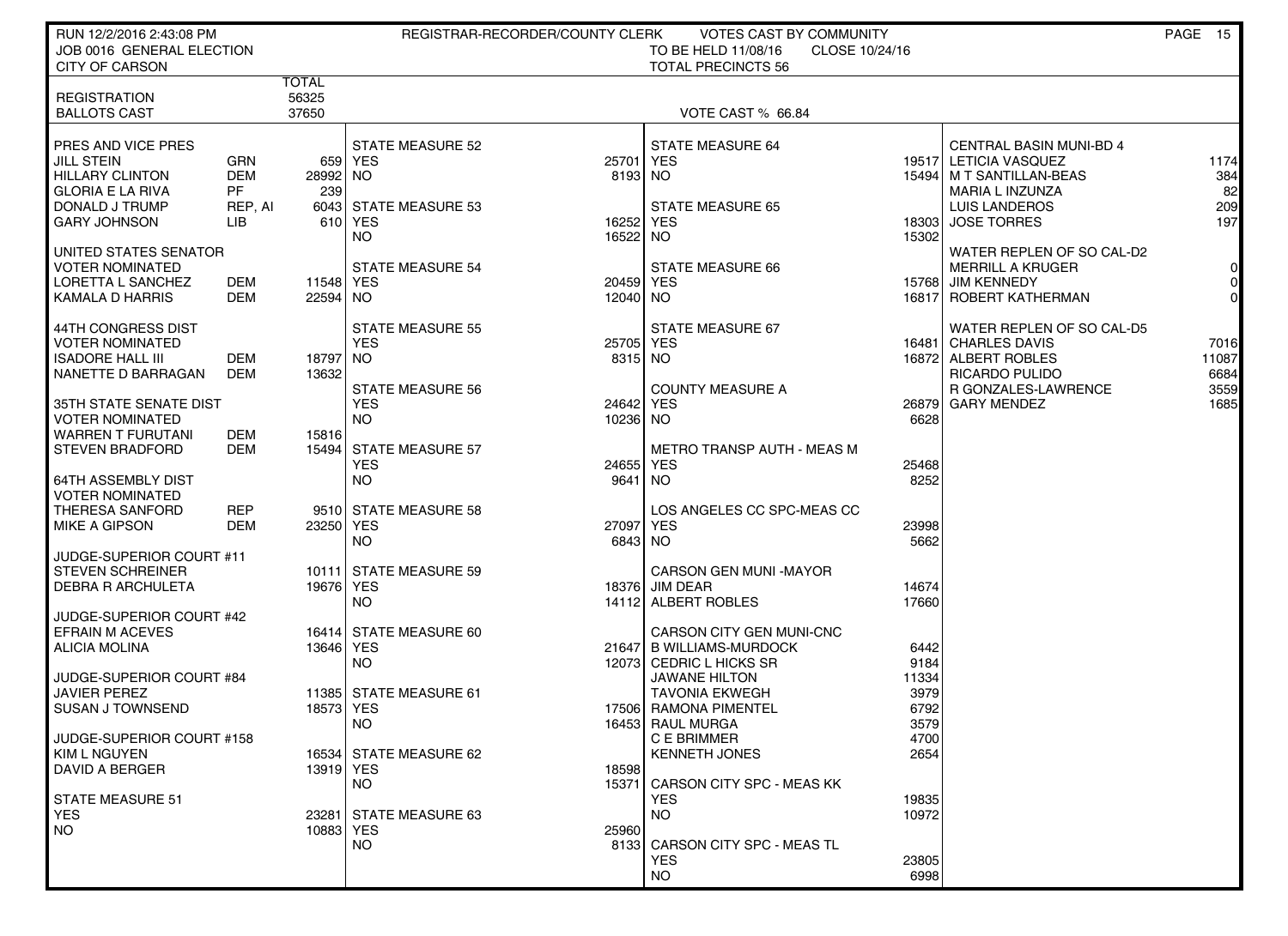RUN 12/2/2016 2:43:08 PM — REGISTRAR-RECORDER/COUNTY CLERK — VOTES CAST BY COMMUNITY

JOB 0016 GENERAL ELECTION — TO BE HELD 11/08/16 — CLOSE 10/24/16

CITY OF CARSON — TOTAL PRECINCTS 56

| | TOTAL |
|---|---|
| REGISTRATION | 56325 |
| BALLOTS CAST | 37650 |

VOTE CAST % 66.84

**PRES AND VICE PRES**

| Candidate | Party | Votes |
|---|---|---|
| JILL STEIN | GRN | 659 |
| HILLARY CLINTON | DEM | 28992 |
| GLORIA E LA RIVA | PF | 239 |
| DONALD J TRUMP | REP, AI | 6043 |
| GARY JOHNSON | LIB | 610 |

**UNITED STATES SENATOR**
VOTER NOMINATED

| Candidate | Party | Votes |
|---|---|---|
| LORETTA L SANCHEZ | DEM | 11548 |
| KAMALA D HARRIS | DEM | 22594 |

**44TH CONGRESS DIST**
VOTER NOMINATED

| Candidate | Party | Votes |
|---|---|---|
| ISADORE HALL III | DEM | 18797 |
| NANETTE D BARRAGAN | DEM | 13632 |

**35TH STATE SENATE DIST**
VOTER NOMINATED

| Candidate | Party | Votes |
|---|---|---|
| WARREN T FURUTANI | DEM | 15816 |
| STEVEN BRADFORD | DEM | 15494 |

**64TH ASSEMBLY DIST**
VOTER NOMINATED

| Candidate | Party | Votes |
|---|---|---|
| THERESA SANFORD | REP | 9510 |
| MIKE A GIPSON | DEM | 23250 |

**JUDGE-SUPERIOR COURT #11**

| Candidate | Votes |
|---|---|
| STEVEN SCHREINER | 10111 |
| DEBRA R ARCHULETA | 19676 |

**JUDGE-SUPERIOR COURT #42**

| Candidate | Votes |
|---|---|
| EFRAIN M ACEVES | 16414 |
| ALICIA MOLINA | 13646 |

**JUDGE-SUPERIOR COURT #84**

| Candidate | Votes |
|---|---|
| JAVIER PEREZ | 11385 |
| SUSAN J TOWNSEND | 18573 |

**JUDGE-SUPERIOR COURT #158**

| Candidate | Votes |
|---|---|
| KIM L NGUYEN | 16534 |
| DAVID A BERGER | 13919 |

**STATE MEASURES**

| Measure | YES | NO |
|---|---|---|
| STATE MEASURE 51 | 23281 | 10883 |
| STATE MEASURE 52 | 25701 | 8193 |
| STATE MEASURE 53 | 16252 | 16522 |
| STATE MEASURE 54 | 20459 | 12040 |
| STATE MEASURE 55 | 25705 | 8315 |
| STATE MEASURE 56 | 24642 | 10236 |
| STATE MEASURE 57 | 24655 | 9641 |
| STATE MEASURE 58 | 27097 | 6843 |
| STATE MEASURE 59 | 18376 | 14112 |
| STATE MEASURE 60 | 21647 | 12073 |
| STATE MEASURE 61 | 17506 | 16453 |
| STATE MEASURE 62 | 18598 | 15371 |
| STATE MEASURE 63 | 25960 | 8133 |
| STATE MEASURE 64 | 19517 | 15494 |
| STATE MEASURE 65 | 18303 | 15302 |
| STATE MEASURE 66 | 15768 | 16817 |
| STATE MEASURE 67 | 16481 | 16872 |
| COUNTY MEASURE A | 26879 | 6628 |
| METRO TRANSP AUTH - MEAS M | 25468 | 8252 |
| LOS ANGELES CC SPC-MEAS CC | 23998 | 5662 |

**CARSON GEN MUNI -MAYOR**

| Candidate | Votes |
|---|---|
| JIM DEAR | 14674 |
| ALBERT ROBLES | 17660 |

**CARSON CITY GEN MUNI-CNC**

| Candidate | Votes |
|---|---|
| B WILLIAMS-MURDOCK | 6442 |
| CEDRIC L HICKS SR | 9184 |
| JAWANE HILTON | 11334 |
| TAVONIA EKWEGH | 3979 |
| RAMONA PIMENTEL | 6792 |
| RAUL MURGA | 3579 |
| C E BRIMMER | 4700 |
| KENNETH JONES | 2654 |

**CARSON CITY SPC - MEAS KK**

| | Votes |
|---|---|
| YES | 19835 |
| NO | 10972 |

**CARSON CITY SPC - MEAS TL**

| | Votes |
|---|---|
| YES | 23805 |
| NO | 6998 |

**CENTRAL BASIN MUNI-BD 4**

| Candidate | Votes |
|---|---|
| LETICIA VASQUEZ | 1174 |
| M T SANTILLAN-BEAS | 384 |
| MARIA L INZUNZA | 82 |
| LUIS LANDEROS | 209 |
| JOSE TORRES | 197 |

**WATER REPLEN OF SO CAL-D2**

| Candidate | Votes |
|---|---|
| MERRILL A KRUGER | 0 |
| JIM KENNEDY | 0 |
| ROBERT KATHERMAN | 0 |

**WATER REPLEN OF SO CAL-D5**

| Candidate | Votes |
|---|---|
| CHARLES DAVIS | 7016 |
| ALBERT ROBLES | 11087 |
| RICARDO PULIDO | 6684 |
| R GONZALES-LAWRENCE | 3559 |
| GARY MENDEZ | 1685 |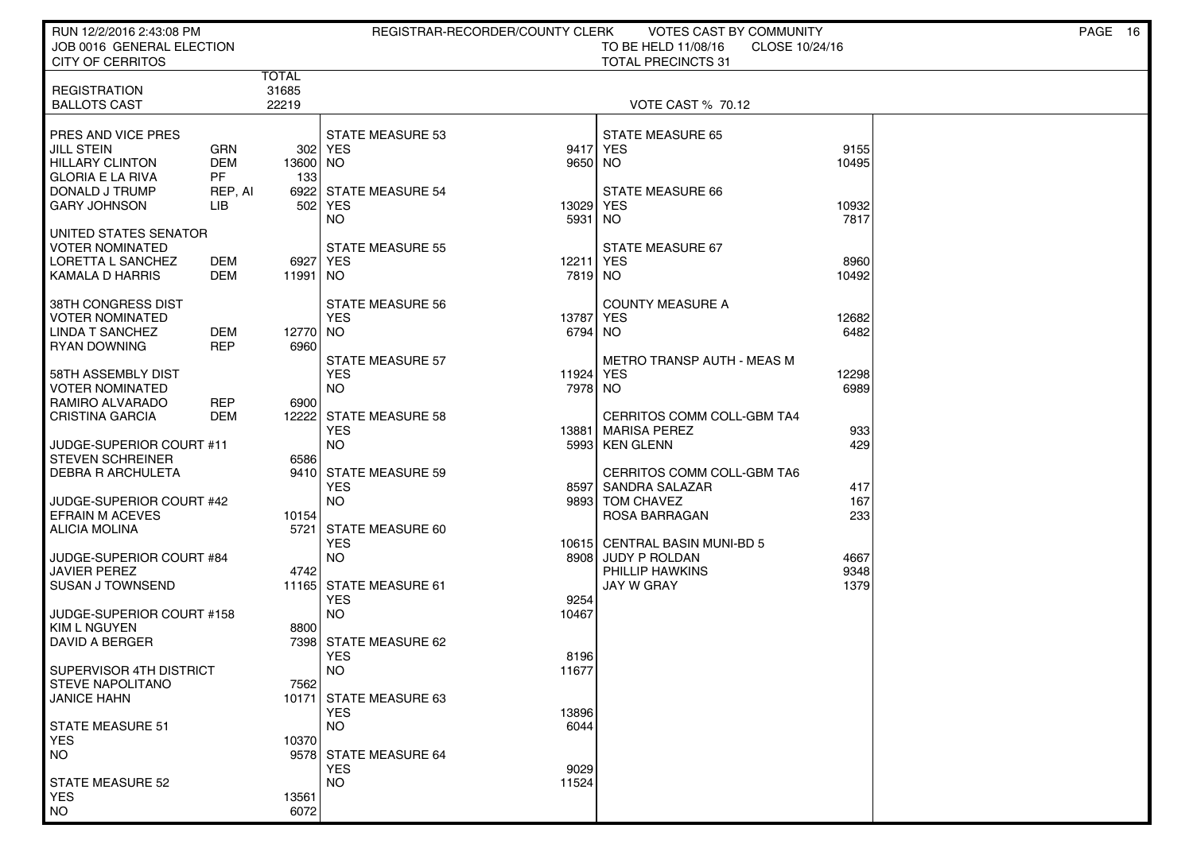RUN 12/2/2016 2:43:08 PM — REGISTRAR-RECORDER/COUNTY CLERK — VOTES CAST BY COMMUNITY

JOB 0016 GENERAL ELECTION — TO BE HELD 11/08/16 — CLOSE 10/24/16

CITY OF CERRITOS — TOTAL PRECINCTS 31

| | TOTAL |
|---|---|
| REGISTRATION | 31685 |
| BALLOTS CAST | 22219 |

VOTE CAST % 70.12

| PRES AND VICE PRES | | |
|---|---|---|
| JILL STEIN | GRN | 302 |
| HILLARY CLINTON | DEM | 13600 |
| GLORIA E LA RIVA | PF | 133 |
| DONALD J TRUMP | REP, AI | 6922 |
| GARY JOHNSON | LIB | 502 |

| UNITED STATES SENATOR VOTER NOMINATED | | |
|---|---|---|
| LORETTA L SANCHEZ | DEM | 6927 |
| KAMALA D HARRIS | DEM | 11991 |

| 38TH CONGRESS DIST VOTER NOMINATED | | |
|---|---|---|
| LINDA T SANCHEZ | DEM | 12770 |
| RYAN DOWNING | REP | 6960 |

| 58TH ASSEMBLY DIST VOTER NOMINATED | | |
|---|---|---|
| RAMIRO ALVARADO | REP | 6900 |
| CRISTINA GARCIA | DEM | 12222 |

| JUDGE-SUPERIOR COURT #11 | |
|---|---|
| STEVEN SCHREINER | 6586 |
| DEBRA R ARCHULETA | 9410 |

| JUDGE-SUPERIOR COURT #42 | |
|---|---|
| EFRAIN M ACEVES | 10154 |
| ALICIA MOLINA | 5721 |

| JUDGE-SUPERIOR COURT #84 | |
|---|---|
| JAVIER PEREZ | 4742 |
| SUSAN J TOWNSEND | 11165 |

| JUDGE-SUPERIOR COURT #158 | |
|---|---|
| KIM L NGUYEN | 8800 |
| DAVID A BERGER | 7398 |

| SUPERVISOR 4TH DISTRICT | |
|---|---|
| STEVE NAPOLITANO | 7562 |
| JANICE HAHN | 10171 |

| MEASURE | YES | NO |
|---|---|---|
| STATE MEASURE 51 | 10370 | 9578 |
| STATE MEASURE 52 | 13561 | 6072 |
| STATE MEASURE 53 | 9417 | 9650 |
| STATE MEASURE 54 | 13029 | 5931 |
| STATE MEASURE 55 | 12211 | 7819 |
| STATE MEASURE 56 | 13787 | 6794 |
| STATE MEASURE 57 | 11924 | 7978 |
| STATE MEASURE 58 | 13881 | 5993 |
| STATE MEASURE 59 | 8597 | 9893 |
| STATE MEASURE 60 | 10615 | 8908 |
| STATE MEASURE 61 | 9254 | 10467 |
| STATE MEASURE 62 | 8196 | 11677 |
| STATE MEASURE 63 | 13896 | 6044 |
| STATE MEASURE 64 | 9029 | 11524 |
| STATE MEASURE 65 | 9155 | 10495 |
| STATE MEASURE 66 | 10932 | 7817 |
| STATE MEASURE 67 | 8960 | 10492 |
| COUNTY MEASURE A | 12682 | 6482 |
| METRO TRANSP AUTH - MEAS M | 12298 | 6989 |

| CERRITOS COMM COLL-GBM TA4 | |
|---|---|
| MARISA PEREZ | 933 |
| KEN GLENN | 429 |

| CERRITOS COMM COLL-GBM TA6 | |
|---|---|
| SANDRA SALAZAR | 417 |
| TOM CHAVEZ | 167 |
| ROSA BARRAGAN | 233 |

| CENTRAL BASIN MUNI-BD 5 | |
|---|---|
| JUDY P ROLDAN | 4667 |
| PHILLIP HAWKINS | 9348 |
| JAY W GRAY | 1379 |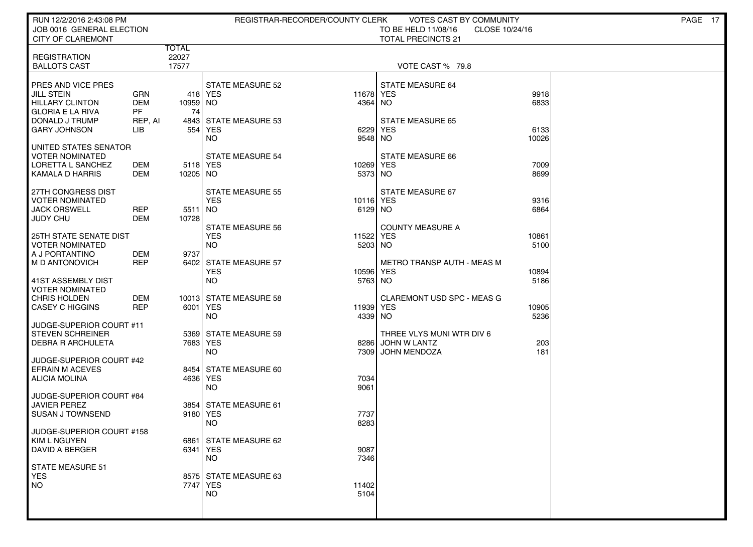RUN 12/2/2016 2:43:08 PM
JOB 0016 GENERAL ELECTION
CITY OF CLAREMONT

REGISTRAR-RECORDER/COUNTY CLERK — VOTES CAST BY COMMUNITY
TO BE HELD 11/08/16 — CLOSE 10/24/16
TOTAL PRECINCTS 21

| | TOTAL |
|---|---|
| REGISTRATION | 22027 |
| BALLOTS CAST | 17577 |

VOTE CAST % 79.8

**PRES AND VICE PRES**

| Candidate | Party | Votes |
|---|---|---|
| JILL STEIN | GRN | 418 |
| HILLARY CLINTON | DEM | 10959 |
| GLORIA E LA RIVA | PF | 74 |
| DONALD J TRUMP | REP, AI | 4843 |
| GARY JOHNSON | LIB | 554 |

**UNITED STATES SENATOR**
VOTER NOMINATED

| Candidate | Party | Votes |
|---|---|---|
| LORETTA L SANCHEZ | DEM | 5118 |
| KAMALA D HARRIS | DEM | 10205 |

**27TH CONGRESS DIST**
VOTER NOMINATED

| Candidate | Party | Votes |
|---|---|---|
| JACK ORSWELL | REP | 5511 |
| JUDY CHU | DEM | 10728 |

**25TH STATE SENATE DIST**
VOTER NOMINATED

| Candidate | Party | Votes |
|---|---|---|
| A J PORTANTINO | DEM | 9737 |
| M D ANTONOVICH | REP | 6402 |

**41ST ASSEMBLY DIST**
VOTER NOMINATED

| Candidate | Party | Votes |
|---|---|---|
| CHRIS HOLDEN | DEM | 10013 |
| CASEY C HIGGINS | REP | 6001 |

**JUDGE-SUPERIOR COURT #11**

| Candidate | Votes |
|---|---|
| STEVEN SCHREINER | 5369 |
| DEBRA R ARCHULETA | 7683 |

**JUDGE-SUPERIOR COURT #42**

| Candidate | Votes |
|---|---|
| EFRAIN M ACEVES | 8454 |
| ALICIA MOLINA | 4636 |

**JUDGE-SUPERIOR COURT #84**

| Candidate | Votes |
|---|---|
| JAVIER PEREZ | 3854 |
| SUSAN J TOWNSEND | 9180 |

**JUDGE-SUPERIOR COURT #158**

| Candidate | Votes |
|---|---|
| KIM L NGUYEN | 6861 |
| DAVID A BERGER | 6341 |

| Measure | YES | NO |
|---|---|---|
| STATE MEASURE 51 | 8575 | 7747 |
| STATE MEASURE 52 | 11678 | 4364 |
| STATE MEASURE 53 | 6229 | 9548 |
| STATE MEASURE 54 | 10269 | 5373 |
| STATE MEASURE 55 | 10116 | 6129 |
| STATE MEASURE 56 | 11522 | 5203 |
| STATE MEASURE 57 | 10596 | 5763 |
| STATE MEASURE 58 | 11939 | 4339 |
| STATE MEASURE 59 | 8286 | 7309 |
| STATE MEASURE 60 | 7034 | 9061 |
| STATE MEASURE 61 | 7737 | 8283 |
| STATE MEASURE 62 | 9087 | 7346 |
| STATE MEASURE 63 | 11402 | 5104 |
| STATE MEASURE 64 | 9918 | 6833 |
| STATE MEASURE 65 | 6133 | 10026 |
| STATE MEASURE 66 | 7009 | 8699 |
| STATE MEASURE 67 | 9316 | 6864 |
| COUNTY MEASURE A | 10861 | 5100 |
| METRO TRANSP AUTH - MEAS M | 10894 | 5186 |
| CLAREMONT USD SPC - MEAS G | 10905 | 5236 |

**THREE VLYS MUNI WTR DIV 6**

| Candidate | Votes |
|---|---|
| JOHN W LANTZ | 203 |
| JOHN MENDOZA | 181 |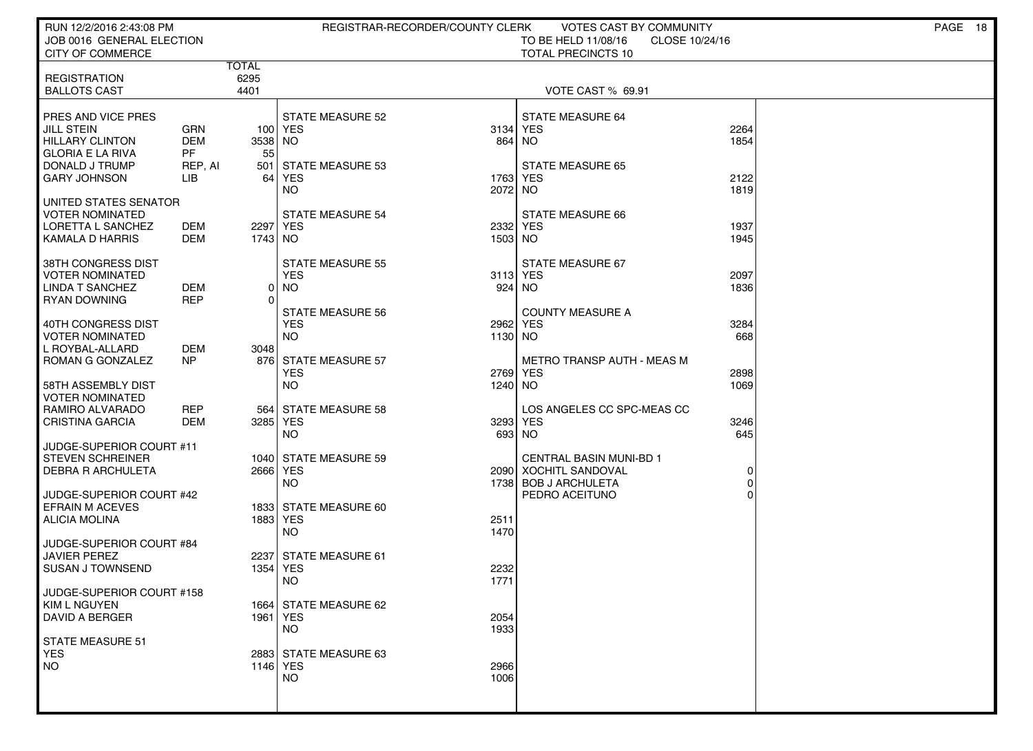RUN 12/2/2016 2:43:08 PM
JOB 0016 GENERAL ELECTION
CITY OF COMMERCE

REGISTRAR-RECORDER/COUNTY CLERK VOTES CAST BY COMMUNITY
TO BE HELD 11/08/16 CLOSE 10/24/16
TOTAL PRECINCTS 10

| | TOTAL |
|---|---|
| REGISTRATION | 6295 |
| BALLOTS CAST | 4401 |

VOTE CAST % 69.91

**PRES AND VICE PRES**

| | | |
|---|---|---|
| JILL STEIN | GRN | 100 |
| HILLARY CLINTON | DEM | 3538 |
| GLORIA E LA RIVA | PF | 55 |
| DONALD J TRUMP | REP, AI | 501 |
| GARY JOHNSON | LIB | 64 |

**UNITED STATES SENATOR**
VOTER NOMINATED

| | | |
|---|---|---|
| LORETTA L SANCHEZ | DEM | 2297 |
| KAMALA D HARRIS | DEM | 1743 |

**38TH CONGRESS DIST**
VOTER NOMINATED

| | | |
|---|---|---|
| LINDA T SANCHEZ | DEM | 0 |
| RYAN DOWNING | REP | 0 |

**40TH CONGRESS DIST**
VOTER NOMINATED

| | | |
|---|---|---|
| L ROYBAL-ALLARD | DEM | 3048 |
| ROMAN G GONZALEZ | NP | 876 |

**58TH ASSEMBLY DIST**
VOTER NOMINATED

| | | |
|---|---|---|
| RAMIRO ALVARADO | REP | 564 |
| CRISTINA GARCIA | DEM | 3285 |

**JUDGE-SUPERIOR COURT #11**

| | |
|---|---|
| STEVEN SCHREINER | 1040 |
| DEBRA R ARCHULETA | 2666 |

**JUDGE-SUPERIOR COURT #42**

| | |
|---|---|
| EFRAIN M ACEVES | 1833 |
| ALICIA MOLINA | 1883 |

**JUDGE-SUPERIOR COURT #84**

| | |
|---|---|
| JAVIER PEREZ | 2237 |
| SUSAN J TOWNSEND | 1354 |

**JUDGE-SUPERIOR COURT #158**

| | |
|---|---|
| KIM L NGUYEN | 1664 |
| DAVID A BERGER | 1961 |

| Measure | YES | NO |
|---|---|---|
| STATE MEASURE 51 | 2883 | 1146 |
| STATE MEASURE 52 | 3134 | 864 |
| STATE MEASURE 53 | 1763 | 2072 |
| STATE MEASURE 54 | 2332 | 1503 |
| STATE MEASURE 55 | 3113 | 924 |
| STATE MEASURE 56 | 2962 | 1130 |
| STATE MEASURE 57 | 2769 | 1240 |
| STATE MEASURE 58 | 3293 | 693 |
| STATE MEASURE 59 | 2090 | 1738 |
| STATE MEASURE 60 | 2511 | 1470 |
| STATE MEASURE 61 | 2232 | 1771 |
| STATE MEASURE 62 | 2054 | 1933 |
| STATE MEASURE 63 | 2966 | 1006 |
| STATE MEASURE 64 | 2264 | 1854 |
| STATE MEASURE 65 | 2122 | 1819 |
| STATE MEASURE 66 | 1937 | 1945 |
| STATE MEASURE 67 | 2097 | 1836 |
| COUNTY MEASURE A | 3284 | 668 |
| METRO TRANSP AUTH - MEAS M | 2898 | 1069 |
| LOS ANGELES CC SPC-MEAS CC | 3246 | 645 |

**CENTRAL BASIN MUNI-BD 1**

| | |
|---|---|
| XOCHITL SANDOVAL | 0 |
| BOB J ARCHULETA | 0 |
| PEDRO ACEITUNO | 0 |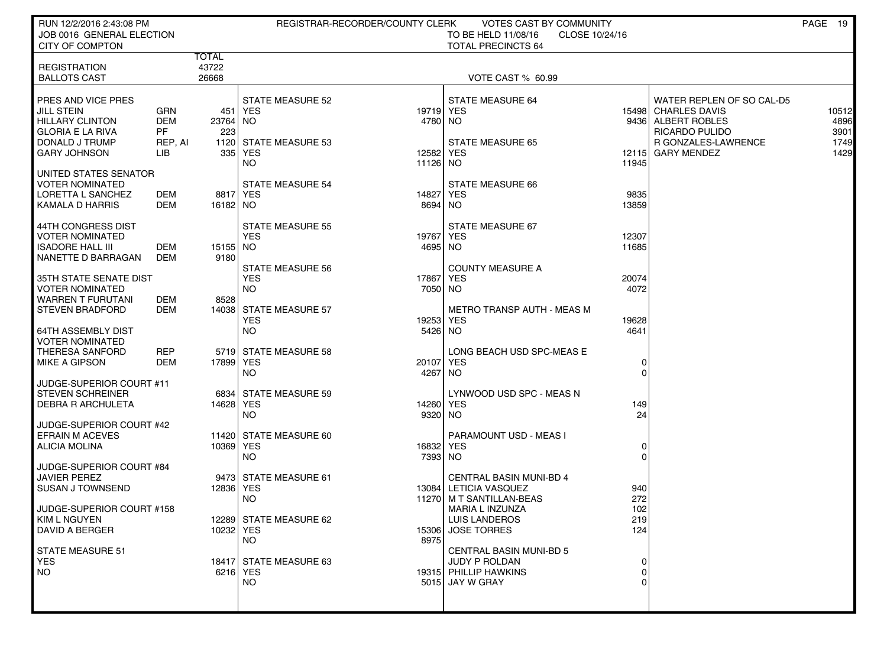RUN 12/2/2016 2:43:08 PM — REGISTRAR-RECORDER/COUNTY CLERK — VOTES CAST BY COMMUNITY

JOB 0016 GENERAL ELECTION — TO BE HELD 11/08/16 — CLOSE 10/24/16

CITY OF COMPTON — TOTAL PRECINCTS 64

| | | TOTAL |
|---|---|---|
| REGISTRATION | | 43722 |
| BALLOTS CAST | | 26668 |

VOTE CAST % 60.99

**PRES AND VICE PRES**

| | | |
|---|---|---|
| JILL STEIN | GRN | 451 |
| HILLARY CLINTON | DEM | 23764 |
| GLORIA E LA RIVA | PF | 223 |
| DONALD J TRUMP | REP, AI | 1120 |
| GARY JOHNSON | LIB | 335 |

**UNITED STATES SENATOR**
VOTER NOMINATED

| | | |
|---|---|---|
| LORETTA L SANCHEZ | DEM | 8817 |
| KAMALA D HARRIS | DEM | 16182 |

**44TH CONGRESS DIST**
VOTER NOMINATED

| | | |
|---|---|---|
| ISADORE HALL III | DEM | 15155 |
| NANETTE D BARRAGAN | DEM | 9180 |

**35TH STATE SENATE DIST**
VOTER NOMINATED

| | | |
|---|---|---|
| WARREN T FURUTANI | DEM | 8528 |
| STEVEN BRADFORD | DEM | 14038 |

**64TH ASSEMBLY DIST**
VOTER NOMINATED

| | | |
|---|---|---|
| THERESA SANFORD | REP | 5719 |
| MIKE A GIPSON | DEM | 17899 |

**JUDGE-SUPERIOR COURT #11**

| | |
|---|---|
| STEVEN SCHREINER | 6834 |
| DEBRA R ARCHULETA | 14628 |

**JUDGE-SUPERIOR COURT #42**

| | |
|---|---|
| EFRAIN M ACEVES | 11420 |
| ALICIA MOLINA | 10369 |

**JUDGE-SUPERIOR COURT #84**

| | |
|---|---|
| JAVIER PEREZ | 9473 |
| SUSAN J TOWNSEND | 12836 |

**JUDGE-SUPERIOR COURT #158**

| | |
|---|---|
| KIM L NGUYEN | 12289 |
| DAVID A BERGER | 10232 |

**STATE MEASURE 51**

| | |
|---|---|
| YES | 18417 |
| NO | 6216 |

**STATE MEASURE 52**

| | |
|---|---|
| YES | 19719 |
| NO | 4780 |

**STATE MEASURE 53**

| | |
|---|---|
| YES | 12582 |
| NO | 11126 |

**STATE MEASURE 54**

| | |
|---|---|
| YES | 14827 |
| NO | 8694 |

**STATE MEASURE 55**

| | |
|---|---|
| YES | 19767 |
| NO | 4695 |

**STATE MEASURE 56**

| | |
|---|---|
| YES | 17867 |
| NO | 7050 |

**STATE MEASURE 57**

| | |
|---|---|
| YES | 19253 |
| NO | 5426 |

**STATE MEASURE 58**

| | |
|---|---|
| YES | 20107 |
| NO | 4267 |

**STATE MEASURE 59**

| | |
|---|---|
| YES | 14260 |
| NO | 9320 |

**STATE MEASURE 60**

| | |
|---|---|
| YES | 16832 |
| NO | 7393 |

**STATE MEASURE 61**

| | |
|---|---|
| YES | 13084 |
| NO | 11270 |

**STATE MEASURE 62**

| | |
|---|---|
| YES | 15306 |
| NO | 8975 |

**STATE MEASURE 63**

| | |
|---|---|
| YES | 19315 |
| NO | 5015 |

**STATE MEASURE 64**

| | |
|---|---|
| YES | 15498 |
| NO | 9436 |

**STATE MEASURE 65**

| | |
|---|---|
| YES | 12115 |
| NO | 11945 |

**STATE MEASURE 66**

| | |
|---|---|
| YES | 9835 |
| NO | 13859 |

**STATE MEASURE 67**

| | |
|---|---|
| YES | 12307 |
| NO | 11685 |

**COUNTY MEASURE A**

| | |
|---|---|
| YES | 20074 |
| NO | 4072 |

**METRO TRANSP AUTH - MEAS M**

| | |
|---|---|
| YES | 19628 |
| NO | 4641 |

**LONG BEACH USD SPC-MEAS E**

| | |
|---|---|
| YES | 0 |
| NO | 0 |

**LYNWOOD USD SPC - MEAS N**

| | |
|---|---|
| YES | 149 |
| NO | 24 |

**PARAMOUNT USD - MEAS I**

| | |
|---|---|
| YES | 0 |
| NO | 0 |

**CENTRAL BASIN MUNI-BD 4**

| | |
|---|---|
| LETICIA VASQUEZ | 940 |
| M T SANTILLAN-BEAS | 272 |
| MARIA L INZUNZA | 102 |
| LUIS LANDEROS | 219 |
| JOSE TORRES | 124 |

**CENTRAL BASIN MUNI-BD 5**

| | |
|---|---|
| JUDY P ROLDAN | 0 |
| PHILLIP HAWKINS | 0 |
| JAY W GRAY | 0 |

**WATER REPLEN OF SO CAL-D5**

| | |
|---|---|
| CHARLES DAVIS | 10512 |
| ALBERT ROBLES | 4896 |
| RICARDO PULIDO | 3901 |
| R GONZALES-LAWRENCE | 1749 |
| GARY MENDEZ | 1429 |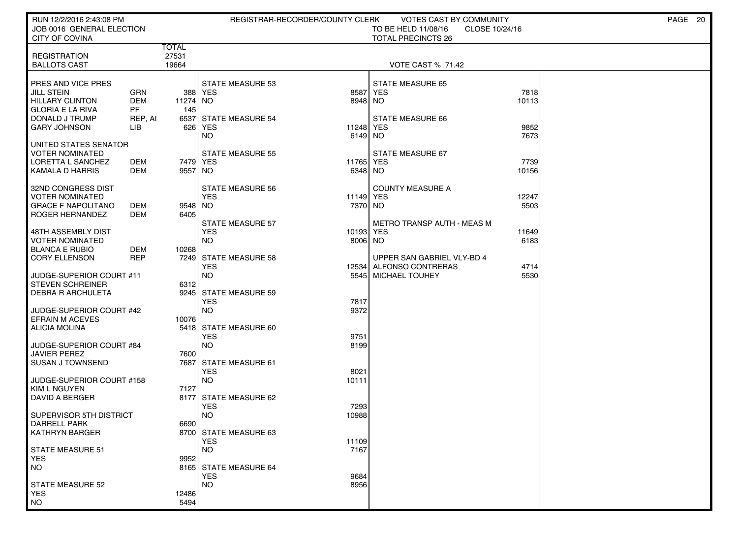RUN 12/2/2016 2:43:08 PM — REGISTRAR-RECORDER/COUNTY CLERK — VOTES CAST BY COMMUNITY

JOB 0016 GENERAL ELECTION — TO BE HELD 11/08/16 — CLOSE 10/24/16

CITY OF COVINA — TOTAL PRECINCTS 26

| | TOTAL |
|---|---|
| REGISTRATION | 27531 |
| BALLOTS CAST | 19664 |

VOTE CAST % 71.42

| PRES AND VICE PRES | | |
|---|---|---|
| JILL STEIN | GRN | 388 |
| HILLARY CLINTON | DEM | 11274 |
| GLORIA E LA RIVA | PF | 145 |
| DONALD J TRUMP | REP, AI | 6537 |
| GARY JOHNSON | LIB | 626 |

| UNITED STATES SENATOR VOTER NOMINATED | | |
|---|---|---|
| LORETTA L SANCHEZ | DEM | 7479 |
| KAMALA D HARRIS | DEM | 9557 |

| 32ND CONGRESS DIST VOTER NOMINATED | | |
|---|---|---|
| GRACE F NAPOLITANO | DEM | 9548 |
| ROGER HERNANDEZ | DEM | 6405 |

| 48TH ASSEMBLY DIST VOTER NOMINATED | | |
|---|---|---|
| BLANCA E RUBIO | DEM | 10268 |
| CORY ELLENSON | REP | 7249 |

| JUDGE-SUPERIOR COURT #11 | |
|---|---|
| STEVEN SCHREINER | 6312 |
| DEBRA R ARCHULETA | 9245 |

| JUDGE-SUPERIOR COURT #42 | |
|---|---|
| EFRAIN M ACEVES | 10076 |
| ALICIA MOLINA | 5418 |

| JUDGE-SUPERIOR COURT #84 | |
|---|---|
| JAVIER PEREZ | 7600 |
| SUSAN J TOWNSEND | 7687 |

| JUDGE-SUPERIOR COURT #158 | |
|---|---|
| KIM L NGUYEN | 7127 |
| DAVID A BERGER | 8177 |

| SUPERVISOR 5TH DISTRICT | |
|---|---|
| DARRELL PARK | 6690 |
| KATHRYN BARGER | 8700 |

| MEASURE | YES | NO |
|---|---|---|
| STATE MEASURE 51 | 9952 | 8165 |
| STATE MEASURE 52 | 12486 | 5494 |
| STATE MEASURE 53 | 8587 | 8948 |
| STATE MEASURE 54 | 11248 | 6149 |
| STATE MEASURE 55 | 11765 | 6348 |
| STATE MEASURE 56 | 11149 | 7370 |
| STATE MEASURE 57 | 10193 | 8006 |
| STATE MEASURE 58 | 12534 | 5545 |
| STATE MEASURE 59 | 7817 | 9372 |
| STATE MEASURE 60 | 9751 | 8199 |
| STATE MEASURE 61 | 8021 | 10111 |
| STATE MEASURE 62 | 7293 | 10988 |
| STATE MEASURE 63 | 11109 | 7167 |
| STATE MEASURE 64 | 9684 | 8956 |
| STATE MEASURE 65 | 7818 | 10113 |
| STATE MEASURE 66 | 9852 | 7673 |
| STATE MEASURE 67 | 7739 | 10156 |
| COUNTY MEASURE A | 12247 | 5503 |
| METRO TRANSP AUTH - MEAS M | 11649 | 6183 |

| UPPER SAN GABRIEL VLY-BD 4 | |
|---|---|
| ALFONSO CONTRERAS | 4714 |
| MICHAEL TOUHEY | 5530 |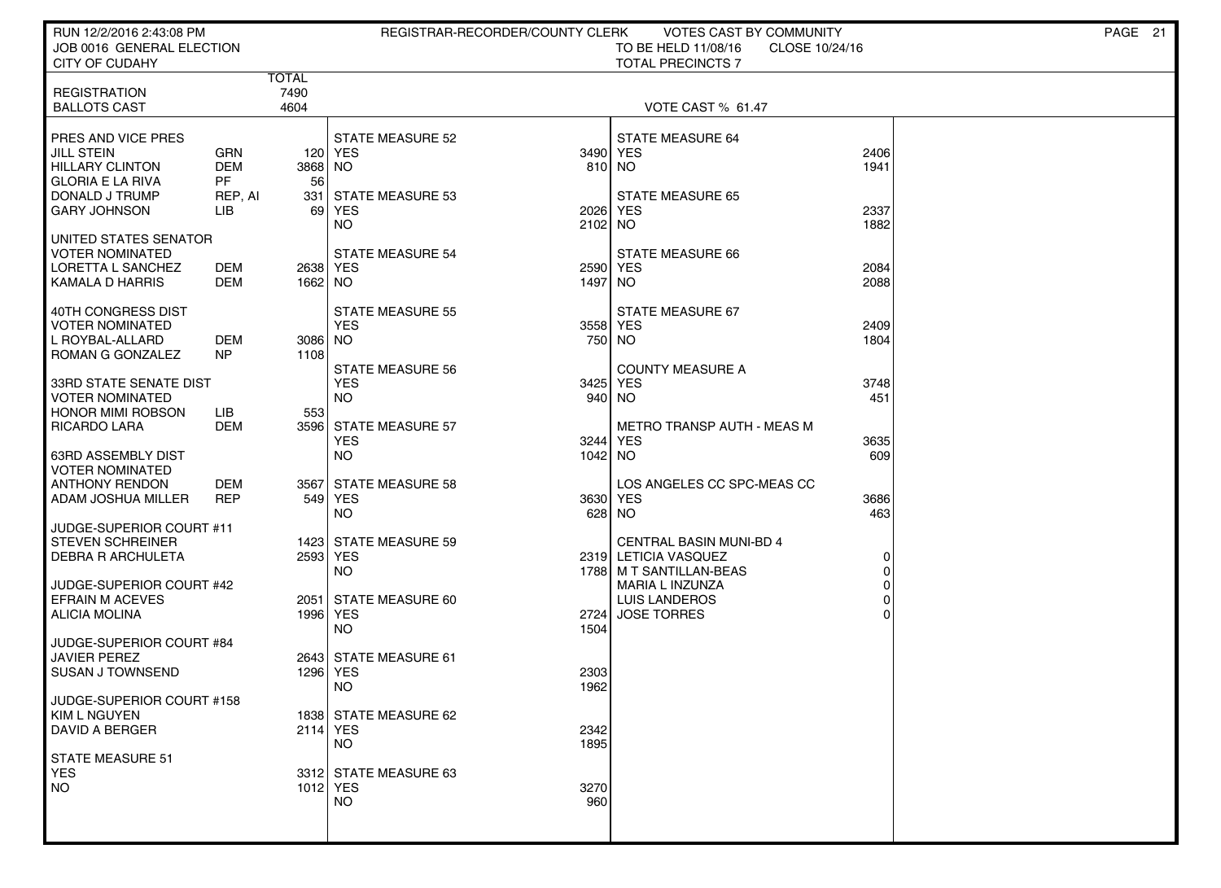RUN 12/2/2016 2:43:08 PM REGISTRAR-RECORDER/COUNTY CLERK VOTES CAST BY COMMUNITY

JOB 0016 GENERAL ELECTION TO BE HELD 11/08/16 CLOSE 10/24/16

CITY OF CUDAHY TOTAL PRECINCTS 7

| | TOTAL |
|---|---|
| REGISTRATION | 7490 |
| BALLOTS CAST | 4604 |

VOTE CAST % 61.47

| PRES AND VICE PRES | | |
|---|---|---|
| JILL STEIN | GRN | 120 |
| HILLARY CLINTON | DEM | 3868 |
| GLORIA E LA RIVA | PF | 56 |
| DONALD J TRUMP | REP, AI | 331 |
| GARY JOHNSON | LIB | 69 |

| UNITED STATES SENATOR VOTER NOMINATED | | |
|---|---|---|
| LORETTA L SANCHEZ | DEM | 2638 |
| KAMALA D HARRIS | DEM | 1662 |

| 40TH CONGRESS DIST VOTER NOMINATED | | |
|---|---|---|
| L ROYBAL-ALLARD | DEM | 3086 |
| ROMAN G GONZALEZ | NP | 1108 |

| 33RD STATE SENATE DIST VOTER NOMINATED | | |
|---|---|---|
| HONOR MIMI ROBSON | LIB | 553 |
| RICARDO LARA | DEM | 3596 |

| 63RD ASSEMBLY DIST VOTER NOMINATED | | |
|---|---|---|
| ANTHONY RENDON | DEM | 3567 |
| ADAM JOSHUA MILLER | REP | 549 |

| JUDGE-SUPERIOR COURT #11 | |
|---|---|
| STEVEN SCHREINER | 1423 |
| DEBRA R ARCHULETA | 2593 |

| JUDGE-SUPERIOR COURT #42 | |
|---|---|
| EFRAIN M ACEVES | 2051 |
| ALICIA MOLINA | 1996 |

| JUDGE-SUPERIOR COURT #84 | |
|---|---|
| JAVIER PEREZ | 2643 |
| SUSAN J TOWNSEND | 1296 |

| JUDGE-SUPERIOR COURT #158 | |
|---|---|
| KIM L NGUYEN | 1838 |
| DAVID A BERGER | 2114 |

| MEASURE | YES | NO |
|---|---|---|
| STATE MEASURE 51 | 3312 | 1012 |
| STATE MEASURE 52 | 3490 | 810 |
| STATE MEASURE 53 | 2026 | 2102 |
| STATE MEASURE 54 | 2590 | 1497 |
| STATE MEASURE 55 | 3558 | 750 |
| STATE MEASURE 56 | 3425 | 940 |
| STATE MEASURE 57 | 3244 | 1042 |
| STATE MEASURE 58 | 3630 | 628 |
| STATE MEASURE 59 | 2319 | 1788 |
| STATE MEASURE 60 | 2724 | 1504 |
| STATE MEASURE 61 | 2303 | 1962 |
| STATE MEASURE 62 | 2342 | 1895 |
| STATE MEASURE 63 | 3270 | 960 |
| STATE MEASURE 64 | 2406 | 1941 |
| STATE MEASURE 65 | 2337 | 1882 |
| STATE MEASURE 66 | 2084 | 2088 |
| STATE MEASURE 67 | 2409 | 1804 |
| COUNTY MEASURE A | 3748 | 451 |
| METRO TRANSP AUTH - MEAS M | 3635 | 609 |
| LOS ANGELES CC SPC-MEAS CC | 3686 | 463 |

| CENTRAL BASIN MUNI-BD 4 | |
|---|---|
| LETICIA VASQUEZ | 0 |
| M T SANTILLAN-BEAS | 0 |
| MARIA L INZUNZA | 0 |
| LUIS LANDEROS | 0 |
| JOSE TORRES | 0 |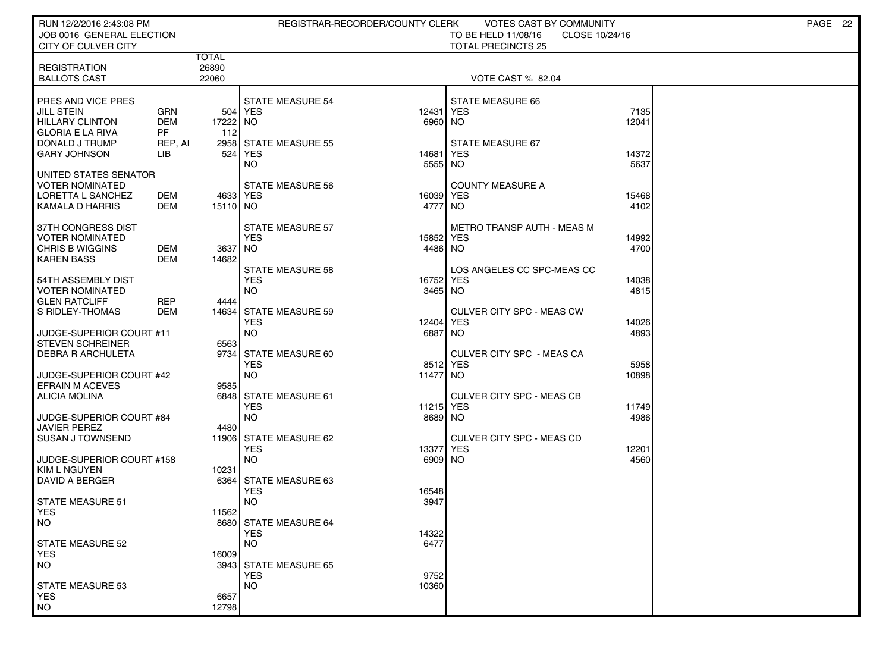RUN 12/2/2016 2:43:08 PM
JOB 0016 GENERAL ELECTION
CITY OF CULVER CITY

REGISTRAR-RECORDER/COUNTY CLERK — VOTES CAST BY COMMUNITY
TO BE HELD 11/08/16 CLOSE 10/24/16
TOTAL PRECINCTS 25

| | | TOTAL |
|---|---|---|
| REGISTRATION | | 26890 |
| BALLOTS CAST | | 22060 |

VOTE CAST % 82.04

| PRES AND VICE PRES | | |
|---|---|---|
| JILL STEIN | GRN | 504 |
| HILLARY CLINTON | DEM | 17222 |
| GLORIA E LA RIVA | PF | 112 |
| DONALD J TRUMP | REP, AI | 2958 |
| GARY JOHNSON | LIB | 524 |

| UNITED STATES SENATOR VOTER NOMINATED | | |
|---|---|---|
| LORETTA L SANCHEZ | DEM | 4633 |
| KAMALA D HARRIS | DEM | 15110 |

| 37TH CONGRESS DIST VOTER NOMINATED | | |
|---|---|---|
| CHRIS B WIGGINS | DEM | 3637 |
| KAREN BASS | DEM | 14682 |

| 54TH ASSEMBLY DIST VOTER NOMINATED | | |
|---|---|---|
| GLEN RATCLIFF | REP | 4444 |
| S RIDLEY-THOMAS | DEM | 14634 |

| JUDGE-SUPERIOR COURT #11 | |
|---|---|
| STEVEN SCHREINER | 6563 |
| DEBRA R ARCHULETA | 9734 |

| JUDGE-SUPERIOR COURT #42 | |
|---|---|
| EFRAIN M ACEVES | 9585 |
| ALICIA MOLINA | 6848 |

| JUDGE-SUPERIOR COURT #84 | |
|---|---|
| JAVIER PEREZ | 4480 |
| SUSAN J TOWNSEND | 11906 |

| JUDGE-SUPERIOR COURT #158 | |
|---|---|
| KIM L NGUYEN | 10231 |
| DAVID A BERGER | 6364 |

| MEASURE | YES | NO |
|---|---|---|
| STATE MEASURE 51 | 11562 | 8680 |
| STATE MEASURE 52 | 16009 | 3943 |
| STATE MEASURE 53 | 6657 | 12798 |
| STATE MEASURE 54 | 12431 | 6960 |
| STATE MEASURE 55 | 14681 | 5555 |
| STATE MEASURE 56 | 16039 | 4777 |
| STATE MEASURE 57 | 15852 | 4486 |
| STATE MEASURE 58 | 16752 | 3465 |
| STATE MEASURE 59 | 12404 | 6887 |
| STATE MEASURE 60 | 8512 | 11477 |
| STATE MEASURE 61 | 11215 | 8689 |
| STATE MEASURE 62 | 13377 | 6909 |
| STATE MEASURE 63 | 16548 | 3947 |
| STATE MEASURE 64 | 14322 | 6477 |
| STATE MEASURE 65 | 9752 | 10360 |
| STATE MEASURE 66 | 7135 | 12041 |
| STATE MEASURE 67 | 14372 | 5637 |
| COUNTY MEASURE A | 15468 | 4102 |
| METRO TRANSP AUTH - MEAS M | 14992 | 4700 |
| LOS ANGELES CC SPC-MEAS CC | 14038 | 4815 |
| CULVER CITY SPC - MEAS CW | 14026 | 4893 |
| CULVER CITY SPC - MEAS CA | 5958 | 10898 |
| CULVER CITY SPC - MEAS CB | 11749 | 4986 |
| CULVER CITY SPC - MEAS CD | 12201 | 4560 |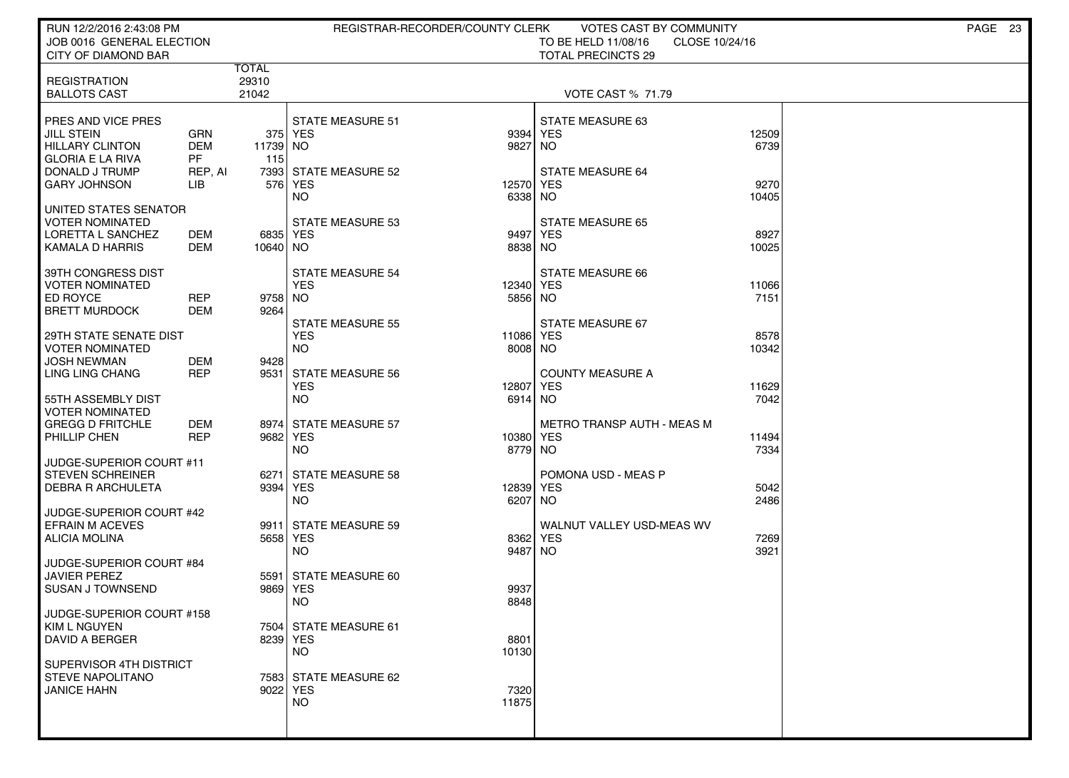RUN 12/2/2016 2:43:08 PM — REGISTRAR-RECORDER/COUNTY CLERK — VOTES CAST BY COMMUNITY

JOB 0016 GENERAL ELECTION — TO BE HELD 11/08/16 — CLOSE 10/24/16

CITY OF DIAMOND BAR — TOTAL PRECINCTS 29

| | | TOTAL |
|---|---|---|
| REGISTRATION | | 29310 |
| BALLOTS CAST | | 21042 |

VOTE CAST % 71.79

| Contest / Candidate | Party | Votes |
|---|---|---|
| **PRES AND VICE PRES** | | |
| JILL STEIN | GRN | 375 |
| HILLARY CLINTON | DEM | 11739 |
| GLORIA E LA RIVA | PF | 115 |
| DONALD J TRUMP | REP, AI | 7393 |
| GARY JOHNSON | LIB | 576 |
| **UNITED STATES SENATOR VOTER NOMINATED** | | |
| LORETTA L SANCHEZ | DEM | 6835 |
| KAMALA D HARRIS | DEM | 10640 |
| **39TH CONGRESS DIST VOTER NOMINATED** | | |
| ED ROYCE | REP | 9758 |
| BRETT MURDOCK | DEM | 9264 |
| **29TH STATE SENATE DIST VOTER NOMINATED** | | |
| JOSH NEWMAN | DEM | 9428 |
| LING LING CHANG | REP | 9531 |
| **55TH ASSEMBLY DIST VOTER NOMINATED** | | |
| GREGG D FRITCHLE | DEM | 8974 |
| PHILLIP CHEN | REP | 9682 |
| **JUDGE-SUPERIOR COURT #11** | | |
| STEVEN SCHREINER | | 6271 |
| DEBRA R ARCHULETA | | 9394 |
| **JUDGE-SUPERIOR COURT #42** | | |
| EFRAIN M ACEVES | | 9911 |
| ALICIA MOLINA | | 5658 |
| **JUDGE-SUPERIOR COURT #84** | | |
| JAVIER PEREZ | | 5591 |
| SUSAN J TOWNSEND | | 9869 |
| **JUDGE-SUPERIOR COURT #158** | | |
| KIM L NGUYEN | | 7504 |
| DAVID A BERGER | | 8239 |
| **SUPERVISOR 4TH DISTRICT** | | |
| STEVE NAPOLITANO | | 7583 |
| JANICE HAHN | | 9022 |

| Measure | YES | NO |
|---|---|---|
| STATE MEASURE 51 | 9394 | 9827 |
| STATE MEASURE 52 | 12570 | 6338 |
| STATE MEASURE 53 | 9497 | 8838 |
| STATE MEASURE 54 | 12340 | 5856 |
| STATE MEASURE 55 | 11086 | 8008 |
| STATE MEASURE 56 | 12807 | 6914 |
| STATE MEASURE 57 | 10380 | 8779 |
| STATE MEASURE 58 | 12839 | 6207 |
| STATE MEASURE 59 | 8362 | 9487 |
| STATE MEASURE 60 | 9937 | 8848 |
| STATE MEASURE 61 | 8801 | 10130 |
| STATE MEASURE 62 | 7320 | 11875 |
| STATE MEASURE 63 | 12509 | 6739 |
| STATE MEASURE 64 | 9270 | 10405 |
| STATE MEASURE 65 | 8927 | 10025 |
| STATE MEASURE 66 | 11066 | 7151 |
| STATE MEASURE 67 | 8578 | 10342 |
| COUNTY MEASURE A | 11629 | 7042 |
| METRO TRANSP AUTH - MEAS M | 11494 | 7334 |
| POMONA USD - MEAS P | 5042 | 2486 |
| WALNUT VALLEY USD-MEAS WV | 7269 | 3921 |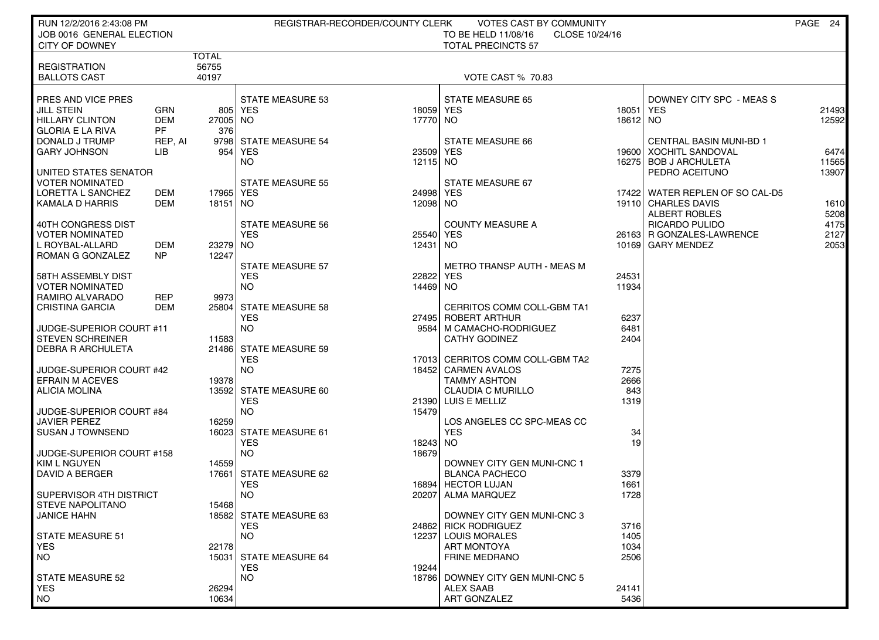RUN 12/2/2016 2:43:08 PM — REGISTRAR-RECORDER/COUNTY CLERK — VOTES CAST BY COMMUNITY

JOB 0016 GENERAL ELECTION — TO BE HELD 11/08/16 — CLOSE 10/24/16

CITY OF DOWNEY — TOTAL PRECINCTS 57

| | | TOTAL |
|---|---|---|
| REGISTRATION | | 56755 |
| BALLOTS CAST | | 40197 |

VOTE CAST % 70.83

| PRES AND VICE PRES | | |
|---|---|---|
| JILL STEIN | GRN | 805 |
| HILLARY CLINTON | DEM | 27005 |
| GLORIA E LA RIVA | PF | 376 |
| DONALD J TRUMP | REP, AI | 9798 |
| GARY JOHNSON | LIB | 954 |

| UNITED STATES SENATOR VOTER NOMINATED | | |
|---|---|---|
| LORETTA L SANCHEZ | DEM | 17965 |
| KAMALA D HARRIS | DEM | 18151 |

| 40TH CONGRESS DIST VOTER NOMINATED | | |
|---|---|---|
| L ROYBAL-ALLARD | DEM | 23279 |
| ROMAN G GONZALEZ | NP | 12247 |

| 58TH ASSEMBLY DIST VOTER NOMINATED | | |
|---|---|---|
| RAMIRO ALVARADO | REP | 9973 |
| CRISTINA GARCIA | DEM | 25804 |

| JUDGE-SUPERIOR COURT #11 | |
|---|---|
| STEVEN SCHREINER | 11583 |
| DEBRA R ARCHULETA | 21486 |

| JUDGE-SUPERIOR COURT #42 | |
|---|---|
| EFRAIN M ACEVES | 19378 |
| ALICIA MOLINA | 13592 |

| JUDGE-SUPERIOR COURT #84 | |
|---|---|
| JAVIER PEREZ | 16259 |
| SUSAN J TOWNSEND | 16023 |

| JUDGE-SUPERIOR COURT #158 | |
|---|---|
| KIM L NGUYEN | 14559 |
| DAVID A BERGER | 17661 |

| SUPERVISOR 4TH DISTRICT | |
|---|---|
| STEVE NAPOLITANO | 15468 |
| JANICE HAHN | 18582 |

| Measure | YES | NO |
|---|---|---|
| STATE MEASURE 51 | 22178 | 15031 |
| STATE MEASURE 52 | 26294 | 10634 |
| STATE MEASURE 53 | 18059 | 17770 |
| STATE MEASURE 54 | 23509 | 12115 |
| STATE MEASURE 55 | 24998 | 12098 |
| STATE MEASURE 56 | 25540 | 12431 |
| STATE MEASURE 57 | 22822 | 14469 |
| STATE MEASURE 58 | 27495 | 9584 |
| STATE MEASURE 59 | 17013 | 18452 |
| STATE MEASURE 60 | 21390 | 15479 |
| STATE MEASURE 61 | 18243 | 18679 |
| STATE MEASURE 62 | 16894 | 20207 |
| STATE MEASURE 63 | 24862 | 12237 |
| STATE MEASURE 64 | 19244 | 18786 |
| STATE MEASURE 65 | 18051 | 18612 |
| STATE MEASURE 66 | 19600 | 16275 |
| STATE MEASURE 67 | 17422 | 19110 |
| COUNTY MEASURE A | 26163 | 10169 |
| METRO TRANSP AUTH - MEAS M | 24531 | 11934 |
| LOS ANGELES CC SPC-MEAS CC | 34 | 19 |
| DOWNEY CITY SPC - MEAS S | 21493 | 12592 |

| CERRITOS COMM COLL-GBM TA1 | |
|---|---|
| ROBERT ARTHUR | 6237 |
| M CAMACHO-RODRIGUEZ | 6481 |
| CATHY GODINEZ | 2404 |

| CERRITOS COMM COLL-GBM TA2 | |
|---|---|
| CARMEN AVALOS | 7275 |
| TAMMY ASHTON | 2666 |
| CLAUDIA C MURILLO | 843 |
| LUIS E MELLIZ | 1319 |

| DOWNEY CITY GEN MUNI-CNC 1 | |
|---|---|
| BLANCA PACHECO | 3379 |
| HECTOR LUJAN | 1661 |
| ALMA MARQUEZ | 1728 |

| DOWNEY CITY GEN MUNI-CNC 3 | |
|---|---|
| RICK RODRIGUEZ | 3716 |
| LOUIS MORALES | 1405 |
| ART MONTOYA | 1034 |
| FRINE MEDRANO | 2506 |

| DOWNEY CITY GEN MUNI-CNC 5 | |
|---|---|
| ALEX SAAB | 24141 |
| ART GONZALEZ | 5436 |

| CENTRAL BASIN MUNI-BD 1 | |
|---|---|
| XOCHITL SANDOVAL | 6474 |
| BOB J ARCHULETA | 11565 |
| PEDRO ACEITUNO | 13907 |

| WATER REPLEN OF SO CAL-D5 | |
|---|---|
| CHARLES DAVIS | 1610 |
| ALBERT ROBLES | 5208 |
| RICARDO PULIDO | 4175 |
| R GONZALES-LAWRENCE | 2127 |
| GARY MENDEZ | 2053 |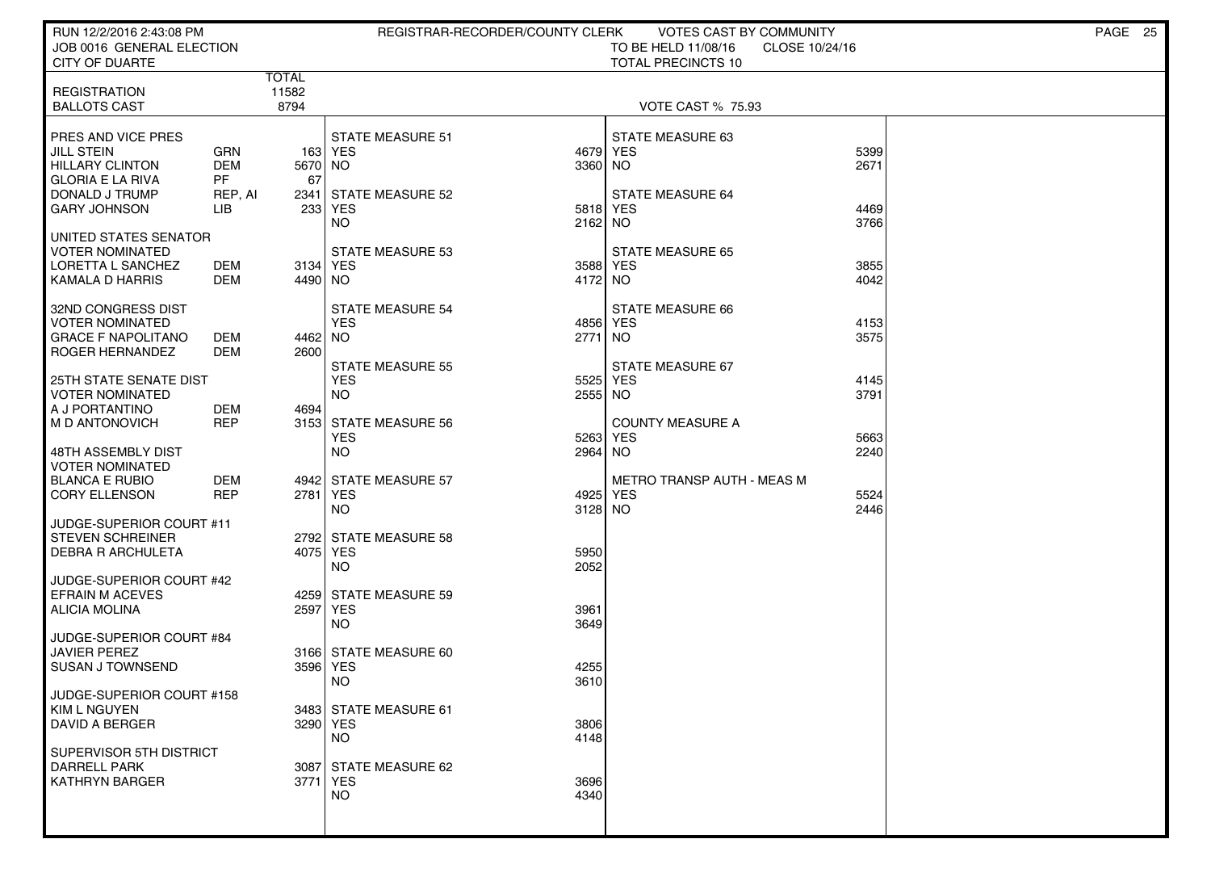RUN 12/2/2016 2:43:08 PM — REGISTRAR-RECORDER/COUNTY CLERK — VOTES CAST BY COMMUNITY

JOB 0016 GENERAL ELECTION — TO BE HELD 11/08/16 — CLOSE 10/24/16

CITY OF DUARTE — TOTAL PRECINCTS 10

| | | TOTAL |
|---|---|---|
| REGISTRATION | | 11582 |
| BALLOTS CAST | | 8794 |

VOTE CAST % 75.93

| PRES AND VICE PRES | | |
|---|---|---|
| JILL STEIN | GRN | 163 |
| HILLARY CLINTON | DEM | 5670 |
| GLORIA E LA RIVA | PF | 67 |
| DONALD J TRUMP | REP, AI | 2341 |
| GARY JOHNSON | LIB | 233 |
| **UNITED STATES SENATOR** | | |
| VOTER NOMINATED | | |
| LORETTA L SANCHEZ | DEM | 3134 |
| KAMALA D HARRIS | DEM | 4490 |
| **32ND CONGRESS DIST** | | |
| VOTER NOMINATED | | |
| GRACE F NAPOLITANO | DEM | 4462 |
| ROGER HERNANDEZ | DEM | 2600 |
| **25TH STATE SENATE DIST** | | |
| VOTER NOMINATED | | |
| A J PORTANTINO | DEM | 4694 |
| M D ANTONOVICH | REP | 3153 |
| **48TH ASSEMBLY DIST** | | |
| VOTER NOMINATED | | |
| BLANCA E RUBIO | DEM | 4942 |
| CORY ELLENSON | REP | 2781 |
| **JUDGE-SUPERIOR COURT #11** | | |
| STEVEN SCHREINER | | 2792 |
| DEBRA R ARCHULETA | | 4075 |
| **JUDGE-SUPERIOR COURT #42** | | |
| EFRAIN M ACEVES | | 4259 |
| ALICIA MOLINA | | 2597 |
| **JUDGE-SUPERIOR COURT #84** | | |
| JAVIER PEREZ | | 3166 |
| SUSAN J TOWNSEND | | 3596 |
| **JUDGE-SUPERIOR COURT #158** | | |
| KIM L NGUYEN | | 3483 |
| DAVID A BERGER | | 3290 |
| **SUPERVISOR 5TH DISTRICT** | | |
| DARRELL PARK | | 3087 |
| KATHRYN BARGER | | 3771 |

| MEASURE | YES | NO |
|---|---|---|
| STATE MEASURE 51 | 4679 | 3360 |
| STATE MEASURE 52 | 5818 | 2162 |
| STATE MEASURE 53 | 3588 | 4172 |
| STATE MEASURE 54 | 4856 | 2771 |
| STATE MEASURE 55 | 5525 | 2555 |
| STATE MEASURE 56 | 5263 | 2964 |
| STATE MEASURE 57 | 4925 | 3128 |
| STATE MEASURE 58 | 5950 | 2052 |
| STATE MEASURE 59 | 3961 | 3649 |
| STATE MEASURE 60 | 4255 | 3610 |
| STATE MEASURE 61 | 3806 | 4148 |
| STATE MEASURE 62 | 3696 | 4340 |
| STATE MEASURE 63 | 5399 | 2671 |
| STATE MEASURE 64 | 4469 | 3766 |
| STATE MEASURE 65 | 3855 | 4042 |
| STATE MEASURE 66 | 4153 | 3575 |
| STATE MEASURE 67 | 4145 | 3791 |
| COUNTY MEASURE A | 5663 | 2240 |
| METRO TRANSP AUTH - MEAS M | 5524 | 2446 |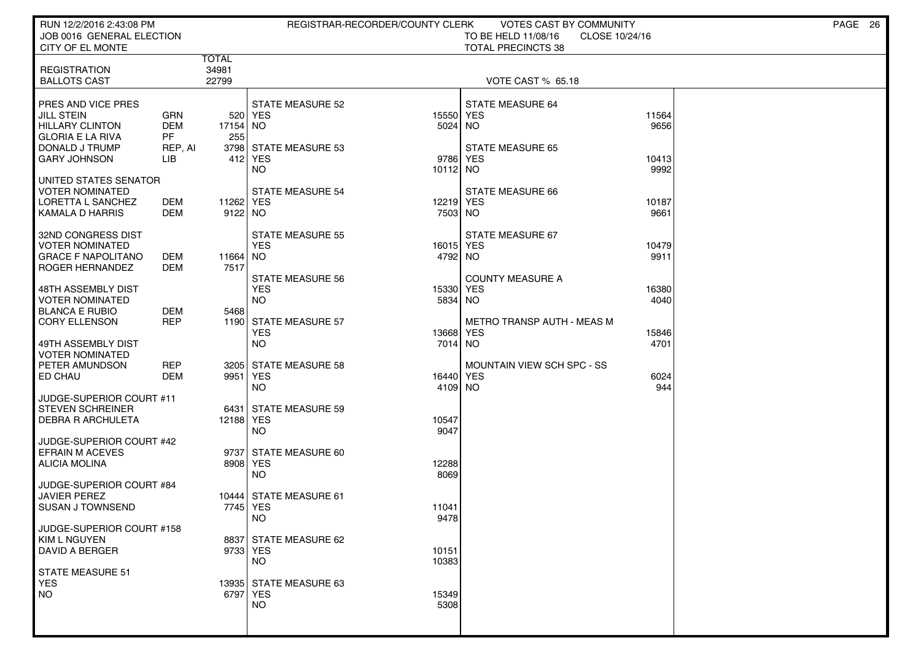RUN 12/2/2016 2:43:08 PM
JOB 0016 GENERAL ELECTION
CITY OF EL MONTE

REGISTRAR-RECORDER/COUNTY CLERK — VOTES CAST BY COMMUNITY
TO BE HELD 11/08/16 CLOSE 10/24/16
TOTAL PRECINCTS 38

| | | TOTAL |
|---|---|---|
| REGISTRATION | | 34981 |
| BALLOTS CAST | | 22799 |

VOTE CAST % 65.18

| Contest | Party | Votes |
|---|---|---|
| **PRES AND VICE PRES** | | |
| JILL STEIN | GRN | 520 |
| HILLARY CLINTON | DEM | 17154 |
| GLORIA E LA RIVA | PF | 255 |
| DONALD J TRUMP | REP, AI | 3798 |
| GARY JOHNSON | LIB | 412 |
| **UNITED STATES SENATOR VOTER NOMINATED** | | |
| LORETTA L SANCHEZ | DEM | 11262 |
| KAMALA D HARRIS | DEM | 9122 |
| **32ND CONGRESS DIST VOTER NOMINATED** | | |
| GRACE F NAPOLITANO | DEM | 11664 |
| ROGER HERNANDEZ | DEM | 7517 |
| **48TH ASSEMBLY DIST VOTER NOMINATED** | | |
| BLANCA E RUBIO | DEM | 5468 |
| CORY ELLENSON | REP | 1190 |
| **49TH ASSEMBLY DIST VOTER NOMINATED** | | |
| PETER AMUNDSON | REP | 3205 |
| ED CHAU | DEM | 9951 |
| **JUDGE-SUPERIOR COURT #11** | | |
| STEVEN SCHREINER | | 6431 |
| DEBRA R ARCHULETA | | 12188 |
| **JUDGE-SUPERIOR COURT #42** | | |
| EFRAIN M ACEVES | | 9737 |
| ALICIA MOLINA | | 8908 |
| **JUDGE-SUPERIOR COURT #84** | | |
| JAVIER PEREZ | | 10444 |
| SUSAN J TOWNSEND | | 7745 |
| **JUDGE-SUPERIOR COURT #158** | | |
| KIM L NGUYEN | | 8837 |
| DAVID A BERGER | | 9733 |

| Measure | YES | NO |
|---|---|---|
| STATE MEASURE 51 | 13935 | 6797 |
| STATE MEASURE 52 | 15550 | 5024 |
| STATE MEASURE 53 | 9786 | 10112 |
| STATE MEASURE 54 | 12219 | 7503 |
| STATE MEASURE 55 | 16015 | 4792 |
| STATE MEASURE 56 | 15330 | 5834 |
| STATE MEASURE 57 | 13668 | 7014 |
| STATE MEASURE 58 | 16440 | 4109 |
| STATE MEASURE 59 | 10547 | 9047 |
| STATE MEASURE 60 | 12288 | 8069 |
| STATE MEASURE 61 | 11041 | 9478 |
| STATE MEASURE 62 | 10151 | 10383 |
| STATE MEASURE 63 | 15349 | 5308 |
| STATE MEASURE 64 | 11564 | 9656 |
| STATE MEASURE 65 | 10413 | 9992 |
| STATE MEASURE 66 | 10187 | 9661 |
| STATE MEASURE 67 | 10479 | 9911 |
| COUNTY MEASURE A | 16380 | 4040 |
| METRO TRANSP AUTH - MEAS M | 15846 | 4701 |
| MOUNTAIN VIEW SCH SPC - SS | 6024 | 944 |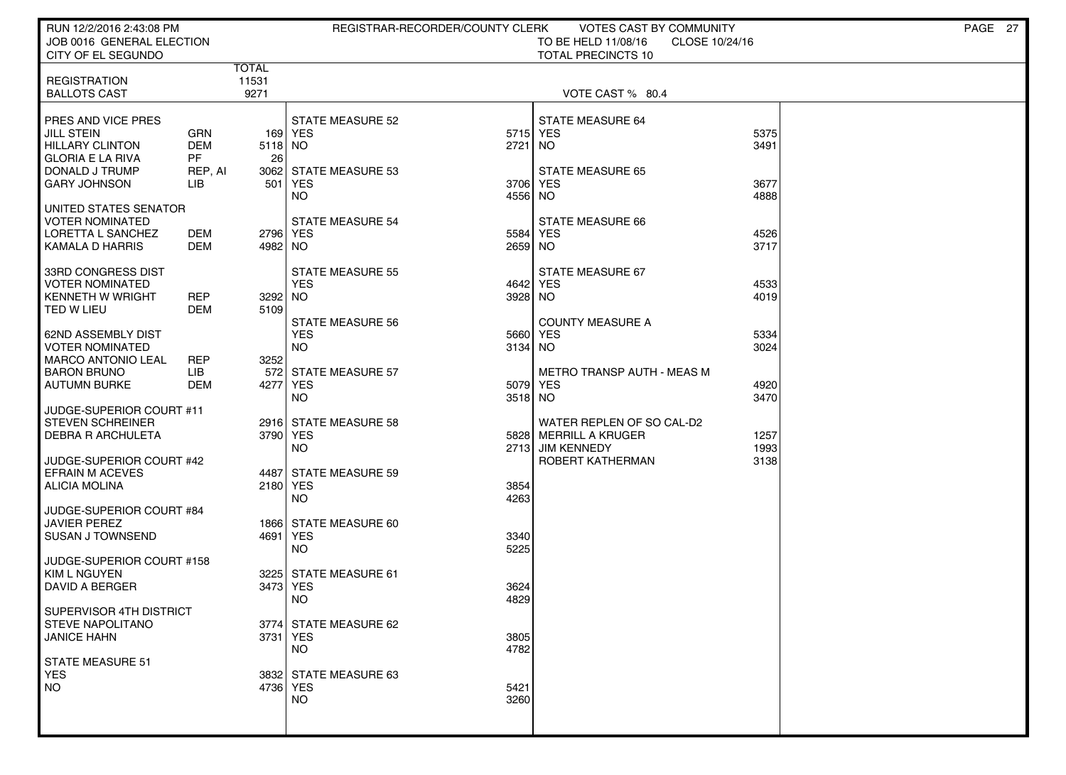RUN 12/2/2016 2:43:08 PM — REGISTRAR-RECORDER/COUNTY CLERK — VOTES CAST BY COMMUNITY

JOB 0016 GENERAL ELECTION — TO BE HELD 11/08/16 — CLOSE 10/24/16

CITY OF EL SEGUNDO — TOTAL PRECINCTS 10

| | | TOTAL |
|---|---|---|
| REGISTRATION | | 11531 |
| BALLOTS CAST | | 9271 |

VOTE CAST % 80.4

| Contest / Candidate | Party | Total |
|---|---|---|
| **PRES AND VICE PRES** | | |
| JILL STEIN | GRN | 169 |
| HILLARY CLINTON | DEM | 5118 |
| GLORIA E LA RIVA | PF | 26 |
| DONALD J TRUMP | REP, AI | 3062 |
| GARY JOHNSON | LIB | 501 |
| **UNITED STATES SENATOR VOTER NOMINATED** | | |
| LORETTA L SANCHEZ | DEM | 2796 |
| KAMALA D HARRIS | DEM | 4982 |
| **33RD CONGRESS DIST VOTER NOMINATED** | | |
| KENNETH W WRIGHT | REP | 3292 |
| TED W LIEU | DEM | 5109 |
| **62ND ASSEMBLY DIST VOTER NOMINATED** | | |
| MARCO ANTONIO LEAL | REP | 3252 |
| BARON BRUNO | LIB | 572 |
| AUTUMN BURKE | DEM | 4277 |
| **JUDGE-SUPERIOR COURT #11** | | |
| STEVEN SCHREINER | | 2916 |
| DEBRA R ARCHULETA | | 3790 |
| **JUDGE-SUPERIOR COURT #42** | | |
| EFRAIN M ACEVES | | 4487 |
| ALICIA MOLINA | | 2180 |
| **JUDGE-SUPERIOR COURT #84** | | |
| JAVIER PEREZ | | 1866 |
| SUSAN J TOWNSEND | | 4691 |
| **JUDGE-SUPERIOR COURT #158** | | |
| KIM L NGUYEN | | 3225 |
| DAVID A BERGER | | 3473 |
| **SUPERVISOR 4TH DISTRICT** | | |
| STEVE NAPOLITANO | | 3774 |
| JANICE HAHN | | 3731 |

| Measure | YES | NO |
|---|---|---|
| STATE MEASURE 51 | 3832 | 4736 |
| STATE MEASURE 52 | 5715 | 2721 |
| STATE MEASURE 53 | 3706 | 4556 |
| STATE MEASURE 54 | 5584 | 2659 |
| STATE MEASURE 55 | 4642 | 3928 |
| STATE MEASURE 56 | 5660 | 3134 |
| STATE MEASURE 57 | 5079 | 3518 |
| STATE MEASURE 58 | 5828 | 2713 |
| STATE MEASURE 59 | 3854 | 4263 |
| STATE MEASURE 60 | 3340 | 5225 |
| STATE MEASURE 61 | 3624 | 4829 |
| STATE MEASURE 62 | 3805 | 4782 |
| STATE MEASURE 63 | 5421 | 3260 |
| STATE MEASURE 64 | 5375 | 3491 |
| STATE MEASURE 65 | 3677 | 4888 |
| STATE MEASURE 66 | 4526 | 3717 |
| STATE MEASURE 67 | 4533 | 4019 |
| COUNTY MEASURE A | 5334 | 3024 |
| METRO TRANSP AUTH - MEAS M | 4920 | 3470 |

| WATER REPLEN OF SO CAL-D2 | Total |
|---|---|
| MERRILL A KRUGER | 1257 |
| JIM KENNEDY | 1993 |
| ROBERT KATHERMAN | 3138 |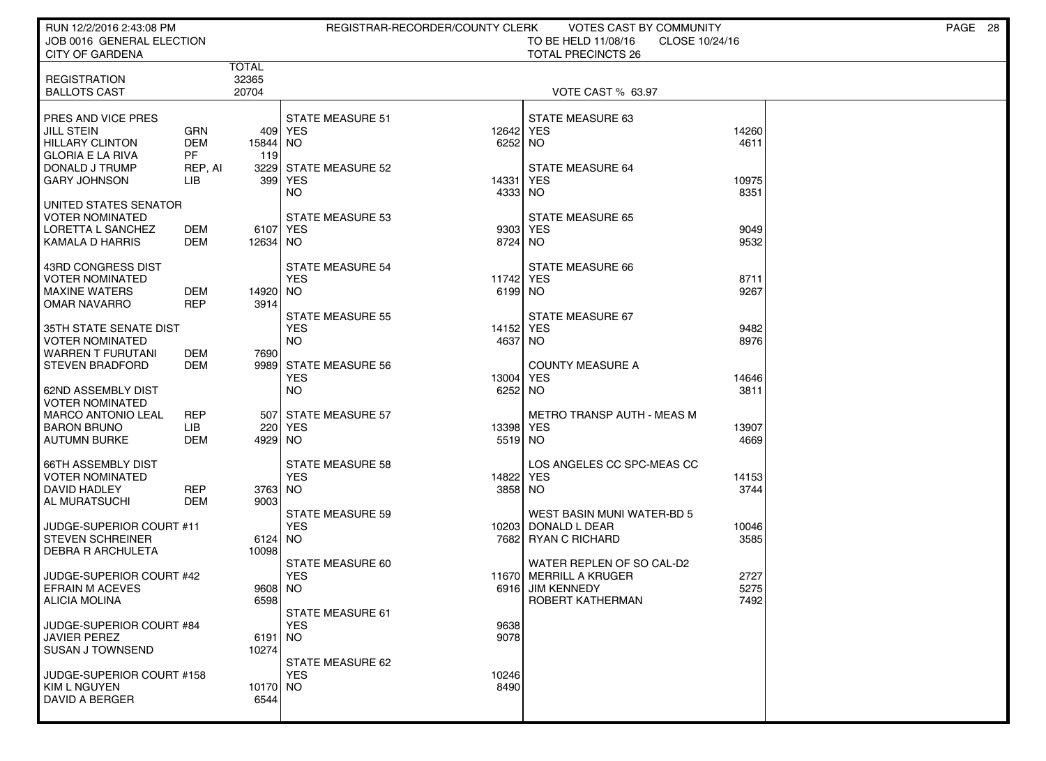RUN 12/2/2016 2:43:08 PM — REGISTRAR-RECORDER/COUNTY CLERK — VOTES CAST BY COMMUNITY

JOB 0016 GENERAL ELECTION — TO BE HELD 11/08/16 — CLOSE 10/24/16

CITY OF GARDENA — TOTAL PRECINCTS 26

| | | TOTAL |
|---|---|---|
| REGISTRATION | | 32365 |
| BALLOTS CAST | | 20704 |

VOTE CAST % 63.97

**PRES AND VICE PRES**

| Candidate | Party | Votes |
|---|---|---|
| JILL STEIN | GRN | 409 |
| HILLARY CLINTON | DEM | 15844 |
| GLORIA E LA RIVA | PF | 119 |
| DONALD J TRUMP | REP, AI | 3229 |
| GARY JOHNSON | LIB | 399 |

**UNITED STATES SENATOR**
VOTER NOMINATED

| Candidate | Party | Votes |
|---|---|---|
| LORETTA L SANCHEZ | DEM | 6107 |
| KAMALA D HARRIS | DEM | 12634 |

**43RD CONGRESS DIST**
VOTER NOMINATED

| Candidate | Party | Votes |
|---|---|---|
| MAXINE WATERS | DEM | 14920 |
| OMAR NAVARRO | REP | 3914 |

**35TH STATE SENATE DIST**
VOTER NOMINATED

| Candidate | Party | Votes |
|---|---|---|
| WARREN T FURUTANI | DEM | 7690 |
| STEVEN BRADFORD | DEM | 9989 |

**62ND ASSEMBLY DIST**
VOTER NOMINATED

| Candidate | Party | Votes |
|---|---|---|
| MARCO ANTONIO LEAL | REP | 507 |
| BARON BRUNO | LIB | 220 |
| AUTUMN BURKE | DEM | 4929 |

**66TH ASSEMBLY DIST**
VOTER NOMINATED

| Candidate | Party | Votes |
|---|---|---|
| DAVID HADLEY | REP | 3763 |
| AL MURATSUCHI | DEM | 9003 |

**JUDGE-SUPERIOR COURT #11**

| Candidate | Votes |
|---|---|
| STEVEN SCHREINER | 6124 |
| DEBRA R ARCHULETA | 10098 |

**JUDGE-SUPERIOR COURT #42**

| Candidate | Votes |
|---|---|
| EFRAIN M ACEVES | 9608 |
| ALICIA MOLINA | 6598 |

**JUDGE-SUPERIOR COURT #84**

| Candidate | Votes |
|---|---|
| JAVIER PEREZ | 6191 |
| SUSAN J TOWNSEND | 10274 |

**JUDGE-SUPERIOR COURT #158**

| Candidate | Votes |
|---|---|
| KIM L NGUYEN | 10170 |
| DAVID A BERGER | 6544 |

**STATE MEASURES**

| Measure | YES | NO |
|---|---|---|
| STATE MEASURE 51 | 12642 | 6252 |
| STATE MEASURE 52 | 14331 | 4333 |
| STATE MEASURE 53 | 9303 | 8724 |
| STATE MEASURE 54 | 11742 | 6199 |
| STATE MEASURE 55 | 14152 | 4637 |
| STATE MEASURE 56 | 13004 | 6252 |
| STATE MEASURE 57 | 13398 | 5519 |
| STATE MEASURE 58 | 14822 | 3858 |
| STATE MEASURE 59 | 10203 | 7682 |
| STATE MEASURE 60 | 11670 | 6916 |
| STATE MEASURE 61 | 9638 | 9078 |
| STATE MEASURE 62 | 10246 | 8490 |
| STATE MEASURE 63 | 14260 | 4611 |
| STATE MEASURE 64 | 10975 | 8351 |
| STATE MEASURE 65 | 9049 | 9532 |
| STATE MEASURE 66 | 8711 | 9267 |
| STATE MEASURE 67 | 9482 | 8976 |
| COUNTY MEASURE A | 14646 | 3811 |
| METRO TRANSP AUTH - MEAS M | 13907 | 4669 |
| LOS ANGELES CC SPC-MEAS CC | 14153 | 3744 |

**WEST BASIN MUNI WATER-BD 5**

| Candidate | Votes |
|---|---|
| DONALD L DEAR | 10046 |
| RYAN C RICHARD | 3585 |

**WATER REPLEN OF SO CAL-D2**

| Candidate | Votes |
|---|---|
| MERRILL A KRUGER | 2727 |
| JIM KENNEDY | 5275 |
| ROBERT KATHERMAN | 7492 |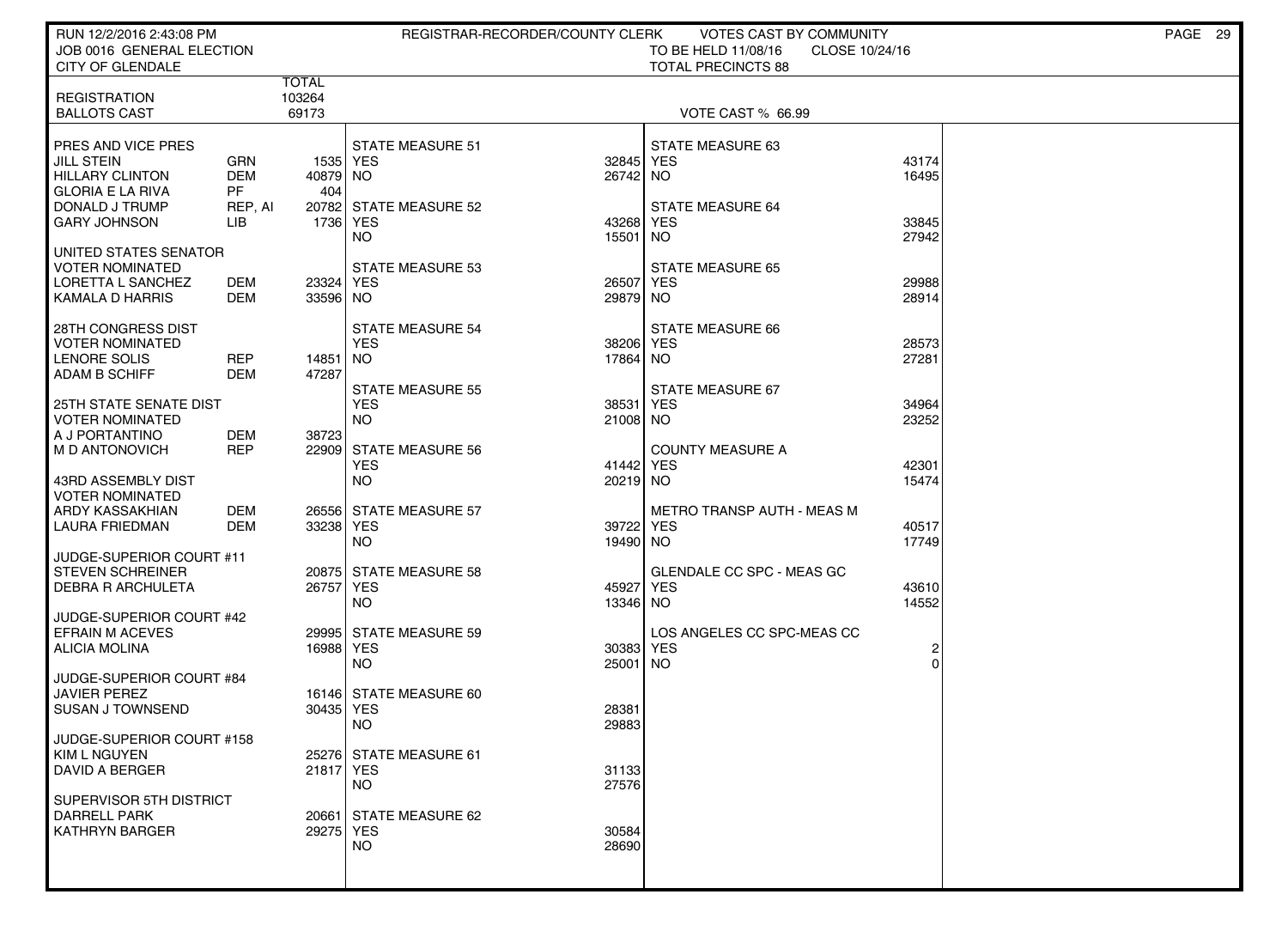RUN 12/2/2016 2:43:08 PM — REGISTRAR-RECORDER/COUNTY CLERK — VOTES CAST BY COMMUNITY

JOB 0016 GENERAL ELECTION — TO BE HELD 11/08/16 — CLOSE 10/24/16

CITY OF GLENDALE — TOTAL PRECINCTS 88

| | TOTAL |
|---|---|
| REGISTRATION | 103264 |
| BALLOTS CAST | 69173 |

VOTE CAST % 66.99

| PRES AND VICE PRES | | |
|---|---|---|
| JILL STEIN | GRN | 1535 |
| HILLARY CLINTON | DEM | 40879 |
| GLORIA E LA RIVA | PF | 404 |
| DONALD J TRUMP | REP, AI | 20782 |
| GARY JOHNSON | LIB | 1736 |
| **UNITED STATES SENATOR** | | |
| VOTER NOMINATED | | |
| LORETTA L SANCHEZ | DEM | 23324 |
| KAMALA D HARRIS | DEM | 33596 |
| **28TH CONGRESS DIST** | | |
| VOTER NOMINATED | | |
| LENORE SOLIS | REP | 14851 |
| ADAM B SCHIFF | DEM | 47287 |
| **25TH STATE SENATE DIST** | | |
| VOTER NOMINATED | | |
| A J PORTANTINO | DEM | 38723 |
| M D ANTONOVICH | REP | 22909 |
| **43RD ASSEMBLY DIST** | | |
| VOTER NOMINATED | | |
| ARDY KASSAKHIAN | DEM | 26556 |
| LAURA FRIEDMAN | DEM | 33238 |
| **JUDGE-SUPERIOR COURT #11** | | |
| STEVEN SCHREINER | | 20875 |
| DEBRA R ARCHULETA | | 26757 |
| **JUDGE-SUPERIOR COURT #42** | | |
| EFRAIN M ACEVES | | 29995 |
| ALICIA MOLINA | | 16988 |
| **JUDGE-SUPERIOR COURT #84** | | |
| JAVIER PEREZ | | 16146 |
| SUSAN J TOWNSEND | | 30435 |
| **JUDGE-SUPERIOR COURT #158** | | |
| KIM L NGUYEN | | 25276 |
| DAVID A BERGER | | 21817 |
| **SUPERVISOR 5TH DISTRICT** | | |
| DARRELL PARK | | 20661 |
| KATHRYN BARGER | | 29275 |

| MEASURE | YES | NO |
|---|---|---|
| STATE MEASURE 51 | 32845 | 26742 |
| STATE MEASURE 52 | 43268 | 15501 |
| STATE MEASURE 53 | 26507 | 29879 |
| STATE MEASURE 54 | 38206 | 17864 |
| STATE MEASURE 55 | 38531 | 21008 |
| STATE MEASURE 56 | 41442 | 20219 |
| STATE MEASURE 57 | 39722 | 19490 |
| STATE MEASURE 58 | 45927 | 13346 |
| STATE MEASURE 59 | 30383 | 25001 |
| STATE MEASURE 60 | 28381 | 29883 |
| STATE MEASURE 61 | 31133 | 27576 |
| STATE MEASURE 62 | 30584 | 28690 |
| STATE MEASURE 63 | 43174 | 16495 |
| STATE MEASURE 64 | 33845 | 27942 |
| STATE MEASURE 65 | 29988 | 28914 |
| STATE MEASURE 66 | 28573 | 27281 |
| STATE MEASURE 67 | 34964 | 23252 |
| COUNTY MEASURE A | 42301 | 15474 |
| METRO TRANSP AUTH - MEAS M | 40517 | 17749 |
| GLENDALE CC SPC - MEAS GC | 43610 | 14552 |
| LOS ANGELES CC SPC-MEAS CC | 2 | 0 |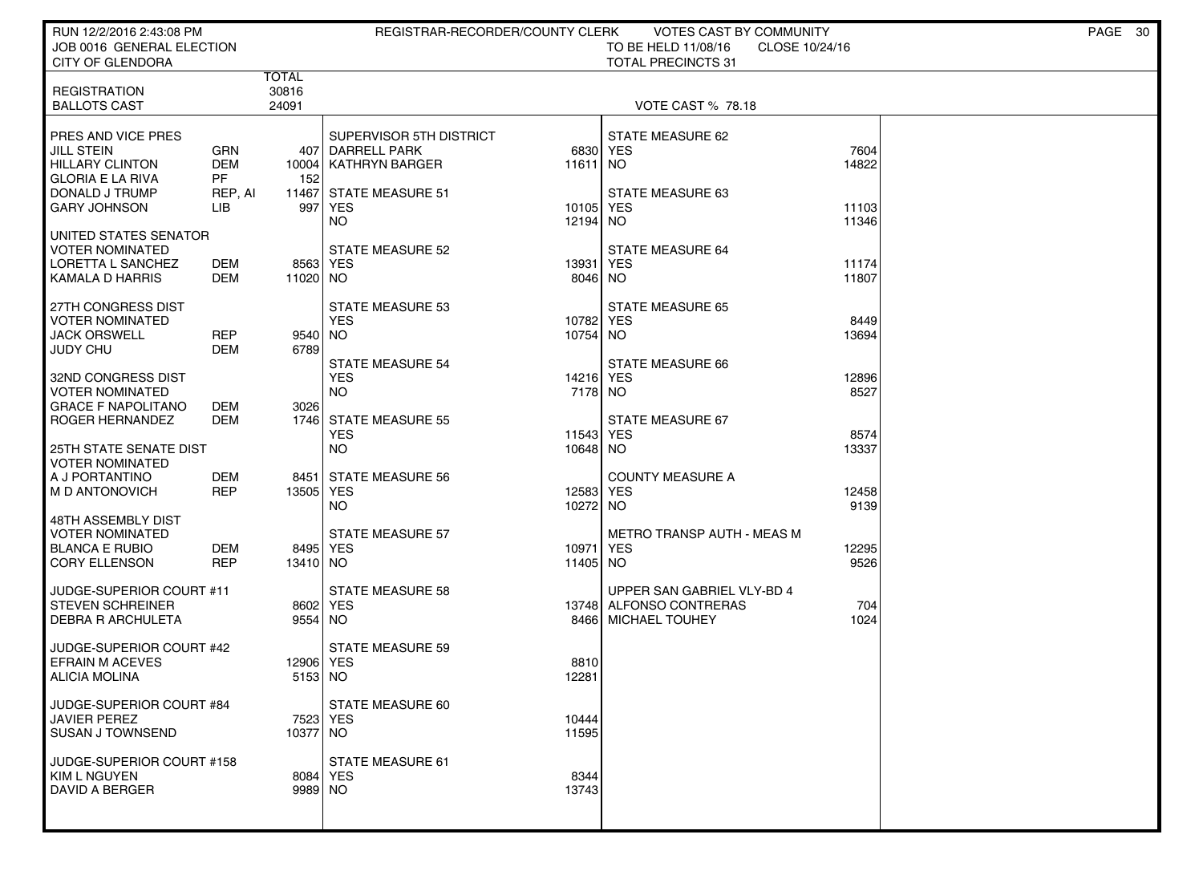RUN 12/2/2016 2:43:08 PM
JOB 0016 GENERAL ELECTION
CITY OF GLENDORA

REGISTRAR-RECORDER/COUNTY CLERK

VOTES CAST BY COMMUNITY
TO BE HELD 11/08/16 CLOSE 10/24/16
TOTAL PRECINCTS 31

| | | TOTAL |
|---|---|---|
| REGISTRATION | | 30816 |
| BALLOTS CAST | | 24091 |

VOTE CAST % 78.18

| Contest / Candidate | Party | Votes |
|---|---|---|
| **PRES AND VICE PRES** | | |
| JILL STEIN | GRN | 407 |
| HILLARY CLINTON | DEM | 10004 |
| GLORIA E LA RIVA | PF | 152 |
| DONALD J TRUMP | REP, AI | 11467 |
| GARY JOHNSON | LIB | 997 |
| **UNITED STATES SENATOR VOTER NOMINATED** | | |
| LORETTA L SANCHEZ | DEM | 8563 |
| KAMALA D HARRIS | DEM | 11020 |
| **27TH CONGRESS DIST VOTER NOMINATED** | | |
| JACK ORSWELL | REP | 9540 |
| JUDY CHU | DEM | 6789 |
| **32ND CONGRESS DIST VOTER NOMINATED** | | |
| GRACE F NAPOLITANO | DEM | 3026 |
| ROGER HERNANDEZ | DEM | 1746 |
| **25TH STATE SENATE DIST VOTER NOMINATED** | | |
| A J PORTANTINO | DEM | 8451 |
| M D ANTONOVICH | REP | 13505 |
| **48TH ASSEMBLY DIST VOTER NOMINATED** | | |
| BLANCA E RUBIO | DEM | 8495 |
| CORY ELLENSON | REP | 13410 |
| **JUDGE-SUPERIOR COURT #11** | | |
| STEVEN SCHREINER | | 8602 |
| DEBRA R ARCHULETA | | 9554 |
| **JUDGE-SUPERIOR COURT #42** | | |
| EFRAIN M ACEVES | | 12906 |
| ALICIA MOLINA | | 5153 |
| **JUDGE-SUPERIOR COURT #84** | | |
| JAVIER PEREZ | | 7523 |
| SUSAN J TOWNSEND | | 10377 |
| **JUDGE-SUPERIOR COURT #158** | | |
| KIM L NGUYEN | | 8084 |
| DAVID A BERGER | | 9989 |

| Contest / Choice | Votes |
|---|---|
| **SUPERVISOR 5TH DISTRICT** | |
| DARRELL PARK | 6830 |
| KATHRYN BARGER | 11611 |
| **STATE MEASURE 51** | |
| YES | 10105 |
| NO | 12194 |
| **STATE MEASURE 52** | |
| YES | 13931 |
| NO | 8046 |
| **STATE MEASURE 53** | |
| YES | 10782 |
| NO | 10754 |
| **STATE MEASURE 54** | |
| YES | 14216 |
| NO | 7178 |
| **STATE MEASURE 55** | |
| YES | 11543 |
| NO | 10648 |
| **STATE MEASURE 56** | |
| YES | 12583 |
| NO | 10272 |
| **STATE MEASURE 57** | |
| YES | 10971 |
| NO | 11405 |
| **STATE MEASURE 58** | |
| YES | 13748 |
| NO | 8466 |
| **STATE MEASURE 59** | |
| YES | 8810 |
| NO | 12281 |
| **STATE MEASURE 60** | |
| YES | 10444 |
| NO | 11595 |
| **STATE MEASURE 61** | |
| YES | 8344 |
| NO | 13743 |

| Contest / Choice | Votes |
|---|---|
| **STATE MEASURE 62** | |
| YES | 7604 |
| NO | 14822 |
| **STATE MEASURE 63** | |
| YES | 11103 |
| NO | 11346 |
| **STATE MEASURE 64** | |
| YES | 11174 |
| NO | 11807 |
| **STATE MEASURE 65** | |
| YES | 8449 |
| NO | 13694 |
| **STATE MEASURE 66** | |
| YES | 12896 |
| NO | 8527 |
| **STATE MEASURE 67** | |
| YES | 8574 |
| NO | 13337 |
| **COUNTY MEASURE A** | |
| YES | 12458 |
| NO | 9139 |
| **METRO TRANSP AUTH - MEAS M** | |
| YES | 12295 |
| NO | 9526 |
| **UPPER SAN GABRIEL VLY-BD 4** | |
| ALFONSO CONTRERAS | 704 |
| MICHAEL TOUHEY | 1024 |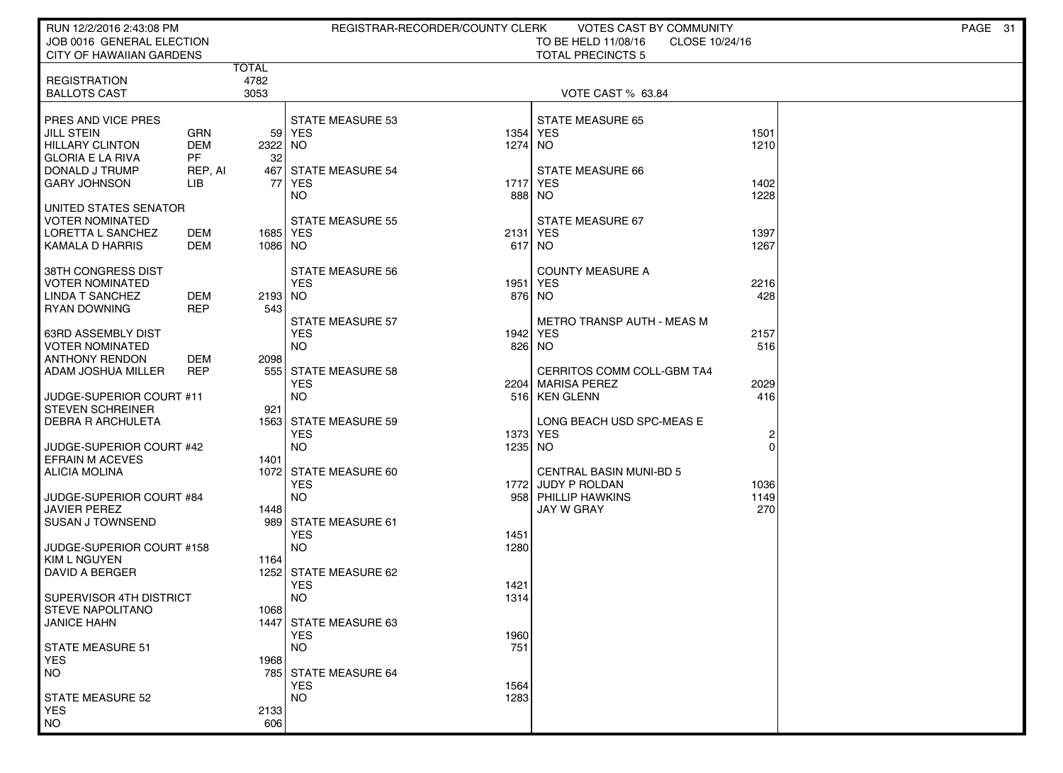RUN 12/2/2016 2:43:08 PM — REGISTRAR-RECORDER/COUNTY CLERK — VOTES CAST BY COMMUNITY

JOB 0016 GENERAL ELECTION — TO BE HELD 11/08/16 — CLOSE 10/24/16

CITY OF HAWAIIAN GARDENS — TOTAL PRECINCTS 5

| | | TOTAL |
|---|---|---|
| REGISTRATION | | 4782 |
| BALLOTS CAST | | 3053 |

VOTE CAST % 63.84

| PRES AND VICE PRES | | |
|---|---|---|
| JILL STEIN | GRN | 59 |
| HILLARY CLINTON | DEM | 2322 |
| GLORIA E LA RIVA | PF | 32 |
| DONALD J TRUMP | REP, AI | 467 |
| GARY JOHNSON | LIB | 77 |

| UNITED STATES SENATOR VOTER NOMINATED | | |
|---|---|---|
| LORETTA L SANCHEZ | DEM | 1685 |
| KAMALA D HARRIS | DEM | 1086 |

| 38TH CONGRESS DIST VOTER NOMINATED | | |
|---|---|---|
| LINDA T SANCHEZ | DEM | 2193 |
| RYAN DOWNING | REP | 543 |

| 63RD ASSEMBLY DIST VOTER NOMINATED | | |
|---|---|---|
| ANTHONY RENDON | DEM | 2098 |
| ADAM JOSHUA MILLER | REP | 555 |

| JUDGE-SUPERIOR COURT #11 | |
|---|---|
| STEVEN SCHREINER | 921 |
| DEBRA R ARCHULETA | 1563 |

| JUDGE-SUPERIOR COURT #42 | |
|---|---|
| EFRAIN M ACEVES | 1401 |
| ALICIA MOLINA | 1072 |

| JUDGE-SUPERIOR COURT #84 | |
|---|---|
| JAVIER PEREZ | 1448 |
| SUSAN J TOWNSEND | 989 |

| JUDGE-SUPERIOR COURT #158 | |
|---|---|
| KIM L NGUYEN | 1164 |
| DAVID A BERGER | 1252 |

| SUPERVISOR 4TH DISTRICT | |
|---|---|
| STEVE NAPOLITANO | 1068 |
| JANICE HAHN | 1447 |

| Measure | YES | NO |
|---|---|---|
| STATE MEASURE 51 | 1968 | 785 |
| STATE MEASURE 52 | 2133 | 606 |
| STATE MEASURE 53 | 1354 | 1274 |
| STATE MEASURE 54 | 1717 | 888 |
| STATE MEASURE 55 | 2131 | 617 |
| STATE MEASURE 56 | 1951 | 876 |
| STATE MEASURE 57 | 1942 | 826 |
| STATE MEASURE 58 | 2204 | 516 |
| STATE MEASURE 59 | 1373 | 1235 |
| STATE MEASURE 60 | 1772 | 958 |
| STATE MEASURE 61 | 1451 | 1280 |
| STATE MEASURE 62 | 1421 | 1314 |
| STATE MEASURE 63 | 1960 | 751 |
| STATE MEASURE 64 | 1564 | 1283 |
| STATE MEASURE 65 | 1501 | 1210 |
| STATE MEASURE 66 | 1402 | 1228 |
| STATE MEASURE 67 | 1397 | 1267 |
| COUNTY MEASURE A | 2216 | 428 |
| METRO TRANSP AUTH - MEAS M | 2157 | 516 |
| LONG BEACH USD SPC-MEAS E | 2 | 0 |

| CERRITOS COMM COLL-GBM TA4 | |
|---|---|
| MARISA PEREZ | 2029 |
| KEN GLENN | 416 |

| CENTRAL BASIN MUNI-BD 5 | |
|---|---|
| JUDY P ROLDAN | 1036 |
| PHILLIP HAWKINS | 1149 |
| JAY W GRAY | 270 |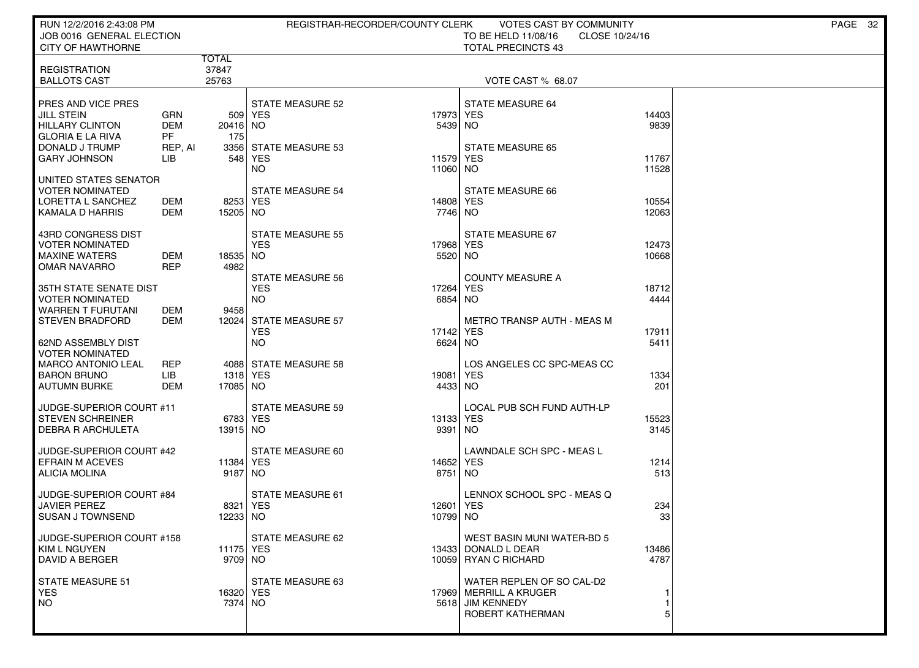RUN 12/2/2016 2:43:08 PM — REGISTRAR-RECORDER/COUNTY CLERK — VOTES CAST BY COMMUNITY

JOB 0016 GENERAL ELECTION — TO BE HELD 11/08/16 — CLOSE 10/24/16

CITY OF HAWTHORNE — TOTAL PRECINCTS 43

| | | TOTAL |
|---|---|---|
| REGISTRATION | | 37847 |
| BALLOTS CAST | | 25763 |

VOTE CAST % 68.07

**PRES AND VICE PRES**

| Candidate | Party | Votes |
|---|---|---|
| JILL STEIN | GRN | 509 |
| HILLARY CLINTON | DEM | 20416 |
| GLORIA E LA RIVA | PF | 175 |
| DONALD J TRUMP | REP, AI | 3356 |
| GARY JOHNSON | LIB | 548 |

**UNITED STATES SENATOR**
VOTER NOMINATED

| Candidate | Party | Votes |
|---|---|---|
| LORETTA L SANCHEZ | DEM | 8253 |
| KAMALA D HARRIS | DEM | 15205 |

**43RD CONGRESS DIST**
VOTER NOMINATED

| Candidate | Party | Votes |
|---|---|---|
| MAXINE WATERS | DEM | 18535 |
| OMAR NAVARRO | REP | 4982 |

**35TH STATE SENATE DIST**
VOTER NOMINATED

| Candidate | Party | Votes |
|---|---|---|
| WARREN T FURUTANI | DEM | 9458 |
| STEVEN BRADFORD | DEM | 12024 |

**62ND ASSEMBLY DIST**
VOTER NOMINATED

| Candidate | Party | Votes |
|---|---|---|
| MARCO ANTONIO LEAL | REP | 4088 |
| BARON BRUNO | LIB | 1318 |
| AUTUMN BURKE | DEM | 17085 |

**JUDGE-SUPERIOR COURT #11**

| Candidate | Votes |
|---|---|
| STEVEN SCHREINER | 6783 |
| DEBRA R ARCHULETA | 13915 |

**JUDGE-SUPERIOR COURT #42**

| Candidate | Votes |
|---|---|
| EFRAIN M ACEVES | 11384 |
| ALICIA MOLINA | 9187 |

**JUDGE-SUPERIOR COURT #84**

| Candidate | Votes |
|---|---|
| JAVIER PEREZ | 8321 |
| SUSAN J TOWNSEND | 12233 |

**JUDGE-SUPERIOR COURT #158**

| Candidate | Votes |
|---|---|
| KIM L NGUYEN | 11175 |
| DAVID A BERGER | 9709 |

**Measures**

| Measure | YES | NO |
|---|---|---|
| STATE MEASURE 51 | 16320 | 7374 |
| STATE MEASURE 52 | 17973 | 5439 |
| STATE MEASURE 53 | 11579 | 11060 |
| STATE MEASURE 54 | 14808 | 7746 |
| STATE MEASURE 55 | 17968 | 5520 |
| STATE MEASURE 56 | 17264 | 6854 |
| STATE MEASURE 57 | 17142 | 6624 |
| STATE MEASURE 58 | 19081 | 4433 |
| STATE MEASURE 59 | 13133 | 9391 |
| STATE MEASURE 60 | 14652 | 8751 |
| STATE MEASURE 61 | 12601 | 10799 |
| STATE MEASURE 62 | 13433 | 10059 |
| STATE MEASURE 63 | 17969 | 5618 |
| STATE MEASURE 64 | 14403 | 9839 |
| STATE MEASURE 65 | 11767 | 11528 |
| STATE MEASURE 66 | 10554 | 12063 |
| STATE MEASURE 67 | 12473 | 10668 |
| COUNTY MEASURE A | 18712 | 4444 |
| METRO TRANSP AUTH - MEAS M | 17911 | 5411 |
| LOS ANGELES CC SPC-MEAS CC | 1334 | 201 |
| LOCAL PUB SCH FUND AUTH-LP | 15523 | 3145 |
| LAWNDALE SCH SPC - MEAS L | 1214 | 513 |
| LENNOX SCHOOL SPC - MEAS Q | 234 | 33 |

**WEST BASIN MUNI WATER-BD 5**

| Candidate | Votes |
|---|---|
| DONALD L DEAR | 13486 |
| RYAN C RICHARD | 4787 |

**WATER REPLEN OF SO CAL-D2**

| Candidate | Votes |
|---|---|
| MERRILL A KRUGER | 1 |
| JIM KENNEDY | 1 |
| ROBERT KATHERMAN | 5 |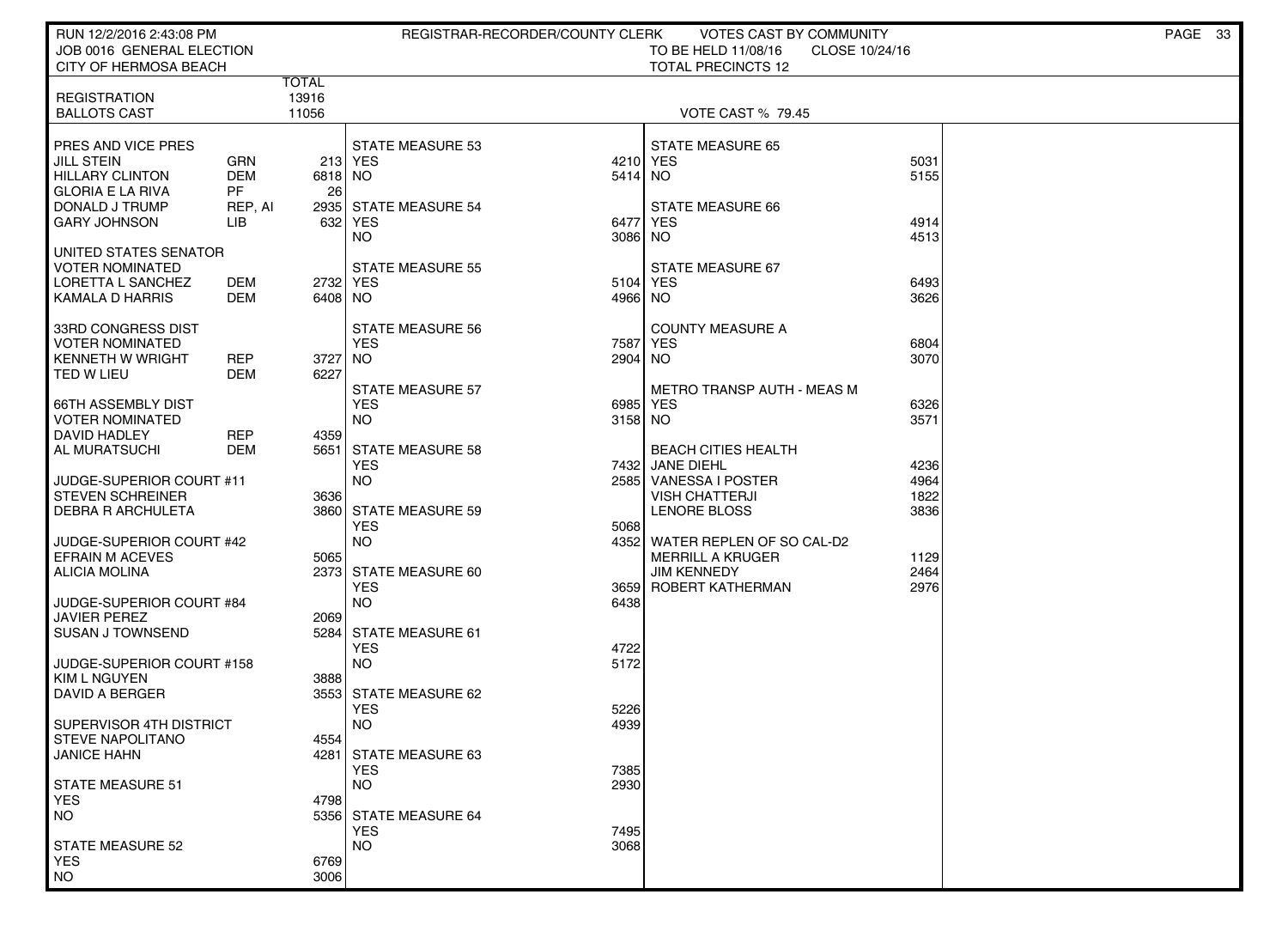RUN 12/2/2016 2:43:08 PM — REGISTRAR-RECORDER/COUNTY CLERK — VOTES CAST BY COMMUNITY

JOB 0016 GENERAL ELECTION — TO BE HELD 11/08/16 — CLOSE 10/24/16

CITY OF HERMOSA BEACH — TOTAL PRECINCTS 12

| | TOTAL |
|---|---|
| REGISTRATION | 13916 |
| BALLOTS CAST | 11056 |

VOTE CAST % 79.45

| PRES AND VICE PRES | | |
|---|---|---|
| JILL STEIN | GRN | 213 |
| HILLARY CLINTON | DEM | 6818 |
| GLORIA E LA RIVA | PF | 26 |
| DONALD J TRUMP | REP, AI | 2935 |
| GARY JOHNSON | LIB | 632 |

| UNITED STATES SENATOR VOTER NOMINATED | | |
|---|---|---|
| LORETTA L SANCHEZ | DEM | 2732 |
| KAMALA D HARRIS | DEM | 6408 |

| 33RD CONGRESS DIST VOTER NOMINATED | | |
|---|---|---|
| KENNETH W WRIGHT | REP | 3727 |
| TED W LIEU | DEM | 6227 |

| 66TH ASSEMBLY DIST VOTER NOMINATED | | |
|---|---|---|
| DAVID HADLEY | REP | 4359 |
| AL MURATSUCHI | DEM | 5651 |

| JUDGE-SUPERIOR COURT #11 | |
|---|---|
| STEVEN SCHREINER | 3636 |
| DEBRA R ARCHULETA | 3860 |

| JUDGE-SUPERIOR COURT #42 | |
|---|---|
| EFRAIN M ACEVES | 5065 |
| ALICIA MOLINA | 2373 |

| JUDGE-SUPERIOR COURT #84 | |
|---|---|
| JAVIER PEREZ | 2069 |
| SUSAN J TOWNSEND | 5284 |

| JUDGE-SUPERIOR COURT #158 | |
|---|---|
| KIM L NGUYEN | 3888 |
| DAVID A BERGER | 3553 |

| SUPERVISOR 4TH DISTRICT | |
|---|---|
| STEVE NAPOLITANO | 4554 |
| JANICE HAHN | 4281 |

| MEASURE | YES | NO |
|---|---|---|
| STATE MEASURE 51 | 4798 | 5356 |
| STATE MEASURE 52 | 6769 | 3006 |
| STATE MEASURE 53 | 4210 | 5414 |
| STATE MEASURE 54 | 6477 | 3086 |
| STATE MEASURE 55 | 5104 | 4966 |
| STATE MEASURE 56 | 7587 | 2904 |
| STATE MEASURE 57 | 6985 | 3158 |
| STATE MEASURE 58 | 7432 | 2585 |
| STATE MEASURE 59 | 5068 | 4352 |
| STATE MEASURE 60 | 3659 | 6438 |
| STATE MEASURE 61 | 4722 | 5172 |
| STATE MEASURE 62 | 5226 | 4939 |
| STATE MEASURE 63 | 7385 | 2930 |
| STATE MEASURE 64 | 7495 | 3068 |
| STATE MEASURE 65 | 5031 | 5155 |
| STATE MEASURE 66 | 4914 | 4513 |
| STATE MEASURE 67 | 6493 | 3626 |
| COUNTY MEASURE A | 6804 | 3070 |
| METRO TRANSP AUTH - MEAS M | 6326 | 3571 |

| BEACH CITIES HEALTH | |
|---|---|
| JANE DIEHL | 4236 |
| VANESSA I POSTER | 4964 |
| VISH CHATTERJI | 1822 |
| LENORE BLOSS | 3836 |

| WATER REPLEN OF SO CAL-D2 | |
|---|---|
| MERRILL A KRUGER | 1129 |
| JIM KENNEDY | 2464 |
| ROBERT KATHERMAN | 2976 |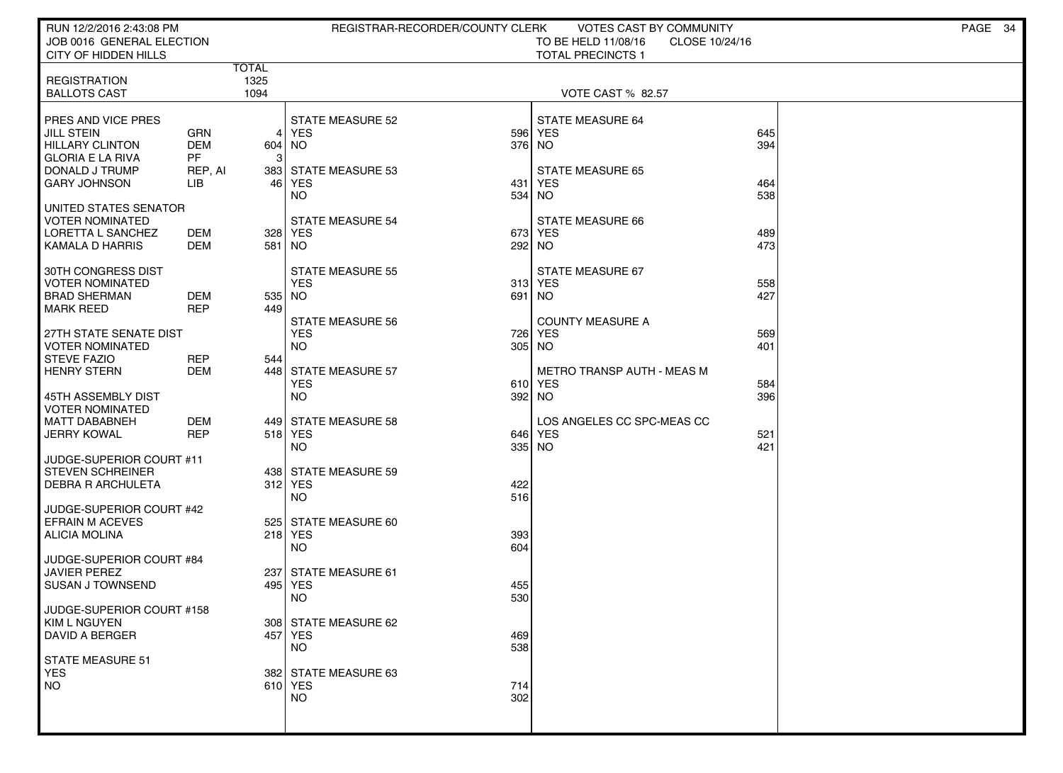RUN 12/2/2016 2:43:08 PM — REGISTRAR-RECORDER/COUNTY CLERK — VOTES CAST BY COMMUNITY

JOB 0016 GENERAL ELECTION — TO BE HELD 11/08/16 — CLOSE 10/24/16

CITY OF HIDDEN HILLS — TOTAL PRECINCTS 1

| | TOTAL |
|---|---|
| REGISTRATION | 1325 |
| BALLOTS CAST | 1094 |

VOTE CAST % 82.57

**PRES AND VICE PRES**

| Candidate | Party | Votes |
|---|---|---|
| JILL STEIN | GRN | 4 |
| HILLARY CLINTON | DEM | 604 |
| GLORIA E LA RIVA | PF | 3 |
| DONALD J TRUMP | REP, AI | 383 |
| GARY JOHNSON | LIB | 46 |

**UNITED STATES SENATOR**
VOTER NOMINATED

| Candidate | Party | Votes |
|---|---|---|
| LORETTA L SANCHEZ | DEM | 328 |
| KAMALA D HARRIS | DEM | 581 |

**30TH CONGRESS DIST**
VOTER NOMINATED

| Candidate | Party | Votes |
|---|---|---|
| BRAD SHERMAN | DEM | 535 |
| MARK REED | REP | 449 |

**27TH STATE SENATE DIST**
VOTER NOMINATED

| Candidate | Party | Votes |
|---|---|---|
| STEVE FAZIO | REP | 544 |
| HENRY STERN | DEM | 448 |

**45TH ASSEMBLY DIST**
VOTER NOMINATED

| Candidate | Party | Votes |
|---|---|---|
| MATT DABABNEH | DEM | 449 |
| JERRY KOWAL | REP | 518 |

**JUDGE-SUPERIOR COURT #11**

| Candidate | Votes |
|---|---|
| STEVEN SCHREINER | 438 |
| DEBRA R ARCHULETA | 312 |

**JUDGE-SUPERIOR COURT #42**

| Candidate | Votes |
|---|---|
| EFRAIN M ACEVES | 525 |
| ALICIA MOLINA | 218 |

**JUDGE-SUPERIOR COURT #84**

| Candidate | Votes |
|---|---|
| JAVIER PEREZ | 237 |
| SUSAN J TOWNSEND | 495 |

**JUDGE-SUPERIOR COURT #158**

| Candidate | Votes |
|---|---|
| KIM L NGUYEN | 308 |
| DAVID A BERGER | 457 |

**MEASURES**

| Measure | YES | NO |
|---|---|---|
| STATE MEASURE 51 | 382 | 610 |
| STATE MEASURE 52 | 596 | 376 |
| STATE MEASURE 53 | 431 | 534 |
| STATE MEASURE 54 | 673 | 292 |
| STATE MEASURE 55 | 313 | 691 |
| STATE MEASURE 56 | 726 | 305 |
| STATE MEASURE 57 | 610 | 392 |
| STATE MEASURE 58 | 646 | 335 |
| STATE MEASURE 59 | 422 | 516 |
| STATE MEASURE 60 | 393 | 604 |
| STATE MEASURE 61 | 455 | 530 |
| STATE MEASURE 62 | 469 | 538 |
| STATE MEASURE 63 | 714 | 302 |
| STATE MEASURE 64 | 645 | 394 |
| STATE MEASURE 65 | 464 | 538 |
| STATE MEASURE 66 | 489 | 473 |
| STATE MEASURE 67 | 558 | 427 |
| COUNTY MEASURE A | 569 | 401 |
| METRO TRANSP AUTH - MEAS M | 584 | 396 |
| LOS ANGELES CC SPC-MEAS CC | 521 | 421 |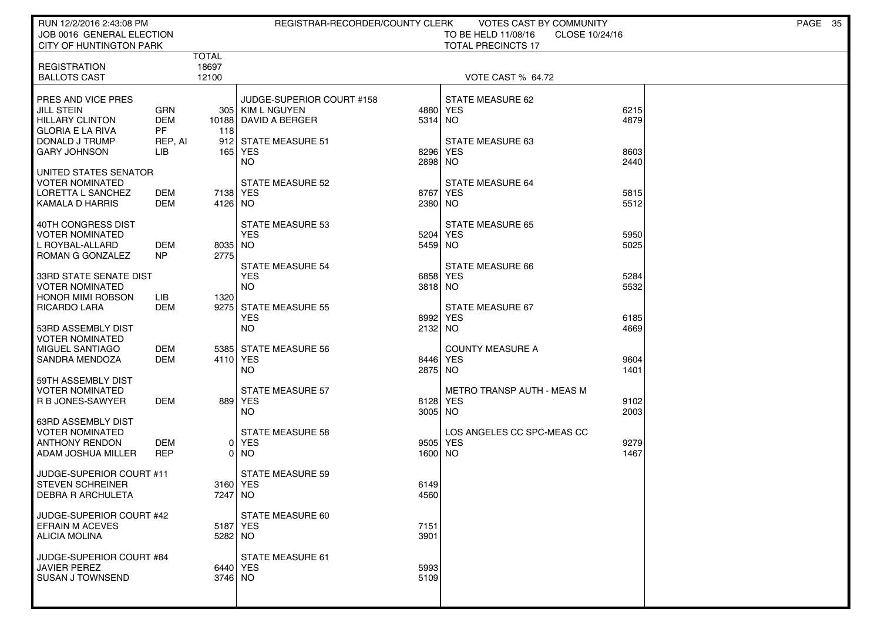RUN 12/2/2016 2:43:08 PM
JOB 0016 GENERAL ELECTION
CITY OF HUNTINGTON PARK

REGISTRAR-RECORDER/COUNTY CLERK — VOTES CAST BY COMMUNITY
TO BE HELD 11/08/16 CLOSE 10/24/16
TOTAL PRECINCTS 17

| | TOTAL |
|---|---|
| REGISTRATION | 18697 |
| BALLOTS CAST | 12100 |

VOTE CAST % 64.72

### PRES AND VICE PRES

| Candidate | Party | Total |
|---|---|---|
| JILL STEIN | GRN | 305 |
| HILLARY CLINTON | DEM | 10188 |
| GLORIA E LA RIVA | PF | 118 |
| DONALD J TRUMP | REP, AI | 912 |
| GARY JOHNSON | LIB | 165 |

### UNITED STATES SENATOR
VOTER NOMINATED

| Candidate | Party | Total |
|---|---|---|
| LORETTA L SANCHEZ | DEM | 7138 |
| KAMALA D HARRIS | DEM | 4126 |

### 40TH CONGRESS DIST
VOTER NOMINATED

| Candidate | Party | Total |
|---|---|---|
| L ROYBAL-ALLARD | DEM | 8035 |
| ROMAN G GONZALEZ | NP | 2775 |

### 33RD STATE SENATE DIST
VOTER NOMINATED

| Candidate | Party | Total |
|---|---|---|
| HONOR MIMI ROBSON | LIB | 1320 |
| RICARDO LARA | DEM | 9275 |

### 53RD ASSEMBLY DIST
VOTER NOMINATED

| Candidate | Party | Total |
|---|---|---|
| MIGUEL SANTIAGO | DEM | 5385 |
| SANDRA MENDOZA | DEM | 4110 |

### 59TH ASSEMBLY DIST
VOTER NOMINATED

| Candidate | Party | Total |
|---|---|---|
| R B JONES-SAWYER | DEM | 889 |

### 63RD ASSEMBLY DIST
VOTER NOMINATED

| Candidate | Party | Total |
|---|---|---|
| ANTHONY RENDON | DEM | 0 |
| ADAM JOSHUA MILLER | REP | 0 |

### JUDGE-SUPERIOR COURT #11

| Candidate | Total |
|---|---|
| STEVEN SCHREINER | 3160 |
| DEBRA R ARCHULETA | 7247 |

### JUDGE-SUPERIOR COURT #42

| Candidate | Total |
|---|---|
| EFRAIN M ACEVES | 5187 |
| ALICIA MOLINA | 5282 |

### JUDGE-SUPERIOR COURT #84

| Candidate | Total |
|---|---|
| JAVIER PEREZ | 6440 |
| SUSAN J TOWNSEND | 3746 |

### JUDGE-SUPERIOR COURT #158

| Candidate | Total |
|---|---|
| KIM L NGUYEN | 4880 |
| DAVID A BERGER | 5314 |

### STATE MEASURES

| Measure | YES | NO |
|---|---|---|
| STATE MEASURE 51 | 8296 | 2898 |
| STATE MEASURE 52 | 8767 | 2380 |
| STATE MEASURE 53 | 5204 | 5459 |
| STATE MEASURE 54 | 6858 | 3818 |
| STATE MEASURE 55 | 8992 | 2132 |
| STATE MEASURE 56 | 8446 | 2875 |
| STATE MEASURE 57 | 8128 | 3005 |
| STATE MEASURE 58 | 9505 | 1600 |
| STATE MEASURE 59 | 6149 | 4560 |
| STATE MEASURE 60 | 7151 | 3901 |
| STATE MEASURE 61 | 5993 | 5109 |
| STATE MEASURE 62 | 6215 | 4879 |
| STATE MEASURE 63 | 8603 | 2440 |
| STATE MEASURE 64 | 5815 | 5512 |
| STATE MEASURE 65 | 5950 | 5025 |
| STATE MEASURE 66 | 5284 | 5532 |
| STATE MEASURE 67 | 6185 | 4669 |

### LOCAL MEASURES

| Measure | YES | NO |
|---|---|---|
| COUNTY MEASURE A | 9604 | 1401 |
| METRO TRANSP AUTH - MEAS M | 9102 | 2003 |
| LOS ANGELES CC SPC-MEAS CC | 9279 | 1467 |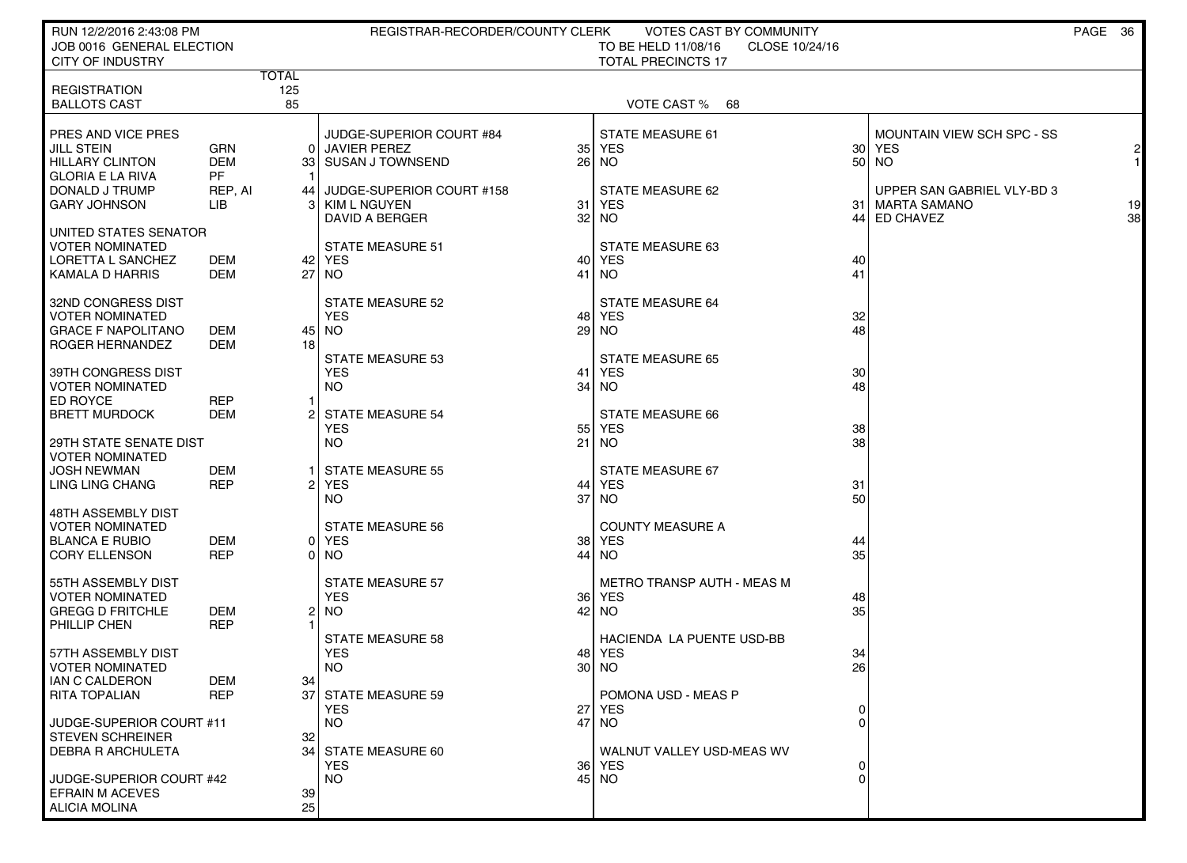RUN 12/2/2016 2:43:08 PM — REGISTRAR-RECORDER/COUNTY CLERK — VOTES CAST BY COMMUNITY

JOB 0016 GENERAL ELECTION — TO BE HELD 11/08/16 — CLOSE 10/24/16

CITY OF INDUSTRY — TOTAL PRECINCTS 17

| | TOTAL |
|---|---|
| REGISTRATION | 125 |
| BALLOTS CAST | 85 |

VOTE CAST % 68

**PRES AND VICE PRES**

| Candidate | Party | Votes |
|---|---|---|
| JILL STEIN | GRN | 0 |
| HILLARY CLINTON | DEM | 33 |
| GLORIA E LA RIVA | PF | 1 |
| DONALD J TRUMP | REP, AI | 44 |
| GARY JOHNSON | LIB | 3 |

**UNITED STATES SENATOR**
VOTER NOMINATED

| Candidate | Party | Votes |
|---|---|---|
| LORETTA L SANCHEZ | DEM | 42 |
| KAMALA D HARRIS | DEM | 27 |

**32ND CONGRESS DIST**
VOTER NOMINATED

| Candidate | Party | Votes |
|---|---|---|
| GRACE F NAPOLITANO | DEM | 45 |
| ROGER HERNANDEZ | DEM | 18 |

**39TH CONGRESS DIST**
VOTER NOMINATED

| Candidate | Party | Votes |
|---|---|---|
| ED ROYCE | REP | 1 |
| BRETT MURDOCK | DEM | 2 |

**29TH STATE SENATE DIST**
VOTER NOMINATED

| Candidate | Party | Votes |
|---|---|---|
| JOSH NEWMAN | DEM | 1 |
| LING LING CHANG | REP | 2 |

**48TH ASSEMBLY DIST**
VOTER NOMINATED

| Candidate | Party | Votes |
|---|---|---|
| BLANCA E RUBIO | DEM | 0 |
| CORY ELLENSON | REP | 0 |

**55TH ASSEMBLY DIST**
VOTER NOMINATED

| Candidate | Party | Votes |
|---|---|---|
| GREGG D FRITCHLE | DEM | 2 |
| PHILLIP CHEN | REP | 1 |

**57TH ASSEMBLY DIST**
VOTER NOMINATED

| Candidate | Party | Votes |
|---|---|---|
| IAN C CALDERON | DEM | 34 |
| RITA TOPALIAN | REP | 37 |

**JUDGE-SUPERIOR COURT #11**

| Candidate | Votes |
|---|---|
| STEVEN SCHREINER | 32 |
| DEBRA R ARCHULETA | 34 |

**JUDGE-SUPERIOR COURT #42**

| Candidate | Votes |
|---|---|
| EFRAIN M ACEVES | 39 |
| ALICIA MOLINA | 25 |

**JUDGE-SUPERIOR COURT #84**

| Candidate | Votes |
|---|---|
| JAVIER PEREZ | 35 |
| SUSAN J TOWNSEND | 26 |

**JUDGE-SUPERIOR COURT #158**

| Candidate | Votes |
|---|---|
| KIM L NGUYEN | 31 |
| DAVID A BERGER | 32 |

**MEASURES**

| Measure | YES | NO |
|---|---|---|
| STATE MEASURE 51 | 40 | 41 |
| STATE MEASURE 52 | 48 | 29 |
| STATE MEASURE 53 | 41 | 34 |
| STATE MEASURE 54 | 55 | 21 |
| STATE MEASURE 55 | 44 | 37 |
| STATE MEASURE 56 | 38 | 44 |
| STATE MEASURE 57 | 36 | 42 |
| STATE MEASURE 58 | 48 | 30 |
| STATE MEASURE 59 | 27 | 47 |
| STATE MEASURE 60 | 36 | 45 |
| STATE MEASURE 61 | 30 | 50 |
| STATE MEASURE 62 | 31 | 44 |
| STATE MEASURE 63 | 40 | 41 |
| STATE MEASURE 64 | 32 | 48 |
| STATE MEASURE 65 | 30 | 48 |
| STATE MEASURE 66 | 38 | 38 |
| STATE MEASURE 67 | 31 | 50 |
| COUNTY MEASURE A | 44 | 35 |
| METRO TRANSP AUTH - MEAS M | 48 | 35 |
| HACIENDA LA PUENTE USD-BB | 34 | 26 |
| POMONA USD - MEAS P | 0 | 0 |
| WALNUT VALLEY USD-MEAS WV | 0 | 0 |
| MOUNTAIN VIEW SCH SPC - SS | 2 | 1 |

**UPPER SAN GABRIEL VLY-BD 3**

| Candidate | Votes |
|---|---|
| MARTA SAMANO | 19 |
| ED CHAVEZ | 38 |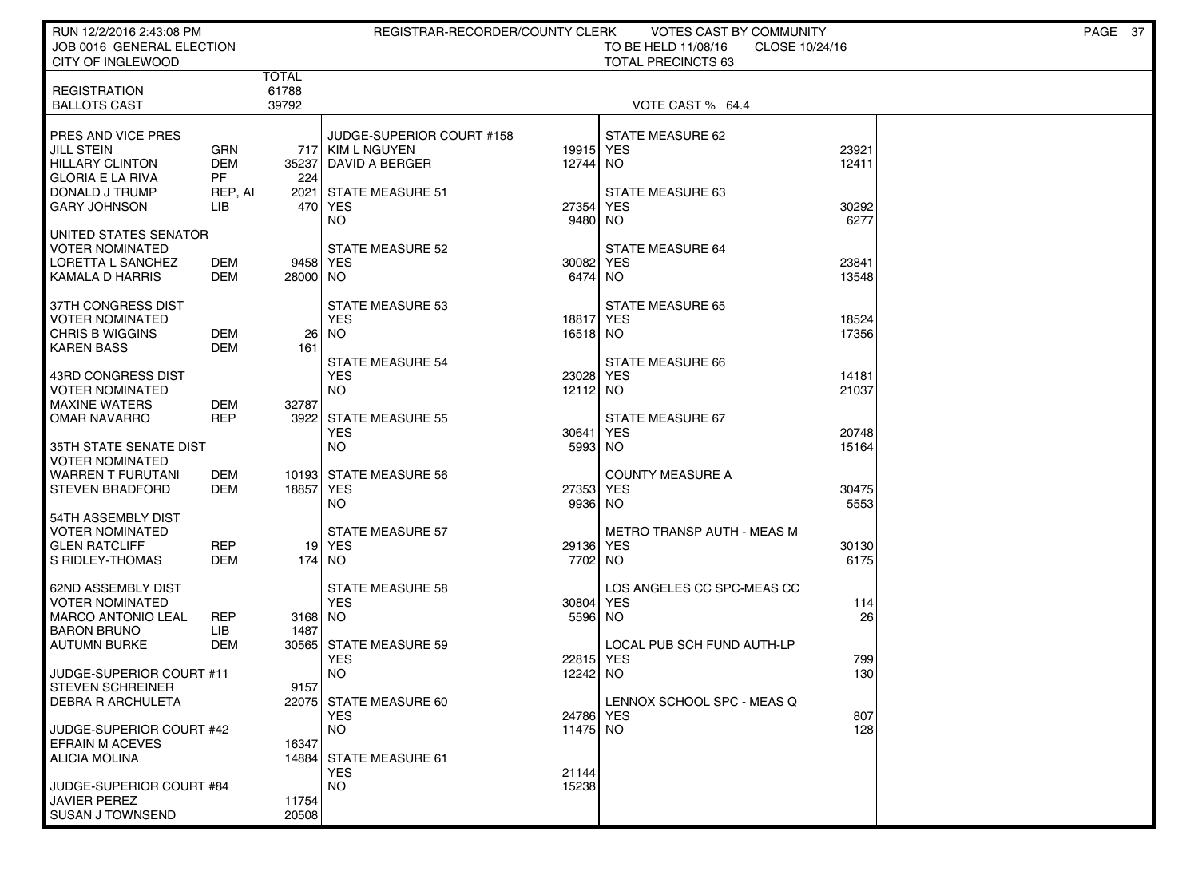RUN 12/2/2016 2:43:08 PM REGISTRAR-RECORDER/COUNTY CLERK VOTES CAST BY COMMUNITY

JOB 0016 GENERAL ELECTION TO BE HELD 11/08/16 CLOSE 10/24/16

CITY OF INGLEWOOD TOTAL PRECINCTS 63

| | | TOTAL |
|---|---|---|
| REGISTRATION | | 61788 |
| BALLOTS CAST | | 39792 |

VOTE CAST % 64.4

| PRES AND VICE PRES | | |
|---|---|---|
| JILL STEIN | GRN | 717 |
| HILLARY CLINTON | DEM | 35237 |
| GLORIA E LA RIVA | PF | 224 |
| DONALD J TRUMP | REP, AI | 2021 |
| GARY JOHNSON | LIB | 470 |

| UNITED STATES SENATOR<br>VOTER NOMINATED | | |
|---|---|---|
| LORETTA L SANCHEZ | DEM | 9458 |
| KAMALA D HARRIS | DEM | 28000 |

| 37TH CONGRESS DIST<br>VOTER NOMINATED | | |
|---|---|---|
| CHRIS B WIGGINS | DEM | 26 |
| KAREN BASS | DEM | 161 |

| 43RD CONGRESS DIST<br>VOTER NOMINATED | | |
|---|---|---|
| MAXINE WATERS | DEM | 32787 |
| OMAR NAVARRO | REP | 3922 |

| 35TH STATE SENATE DIST<br>VOTER NOMINATED | | |
|---|---|---|
| WARREN T FURUTANI | DEM | 10193 |
| STEVEN BRADFORD | DEM | 18857 |

| 54TH ASSEMBLY DIST<br>VOTER NOMINATED | | |
|---|---|---|
| GLEN RATCLIFF | REP | 19 |
| S RIDLEY-THOMAS | DEM | 174 |

| 62ND ASSEMBLY DIST<br>VOTER NOMINATED | | |
|---|---|---|
| MARCO ANTONIO LEAL | REP | 3168 |
| BARON BRUNO | LIB | 1487 |
| AUTUMN BURKE | DEM | 30565 |

| JUDGE-SUPERIOR COURT #11 | |
|---|---|
| STEVEN SCHREINER | 9157 |
| DEBRA R ARCHULETA | 22075 |

| JUDGE-SUPERIOR COURT #42 | |
|---|---|
| EFRAIN M ACEVES | 16347 |
| ALICIA MOLINA | 14884 |

| JUDGE-SUPERIOR COURT #84 | |
|---|---|
| JAVIER PEREZ | 11754 |
| SUSAN J TOWNSEND | 20508 |

| JUDGE-SUPERIOR COURT #158 | |
|---|---|
| KIM L NGUYEN | 19915 |
| DAVID A BERGER | 12744 |

| Measure | YES | NO |
|---|---|---|
| STATE MEASURE 51 | 27354 | 9480 |
| STATE MEASURE 52 | 30082 | 6474 |
| STATE MEASURE 53 | 18817 | 16518 |
| STATE MEASURE 54 | 23028 | 12112 |
| STATE MEASURE 55 | 30641 | 5993 |
| STATE MEASURE 56 | 27353 | 9936 |
| STATE MEASURE 57 | 29136 | 7702 |
| STATE MEASURE 58 | 30804 | 5596 |
| STATE MEASURE 59 | 22815 | 12242 |
| STATE MEASURE 60 | 24786 | 11475 |
| STATE MEASURE 61 | 21144 | 15238 |
| STATE MEASURE 62 | 23921 | 12411 |
| STATE MEASURE 63 | 30292 | 6277 |
| STATE MEASURE 64 | 23841 | 13548 |
| STATE MEASURE 65 | 18524 | 17356 |
| STATE MEASURE 66 | 14181 | 21037 |
| STATE MEASURE 67 | 20748 | 15164 |
| COUNTY MEASURE A | 30475 | 5553 |
| METRO TRANSP AUTH - MEAS M | 30130 | 6175 |
| LOS ANGELES CC SPC-MEAS CC | 114 | 26 |
| LOCAL PUB SCH FUND AUTH-LP | 799 | 130 |
| LENNOX SCHOOL SPC - MEAS Q | 807 | 128 |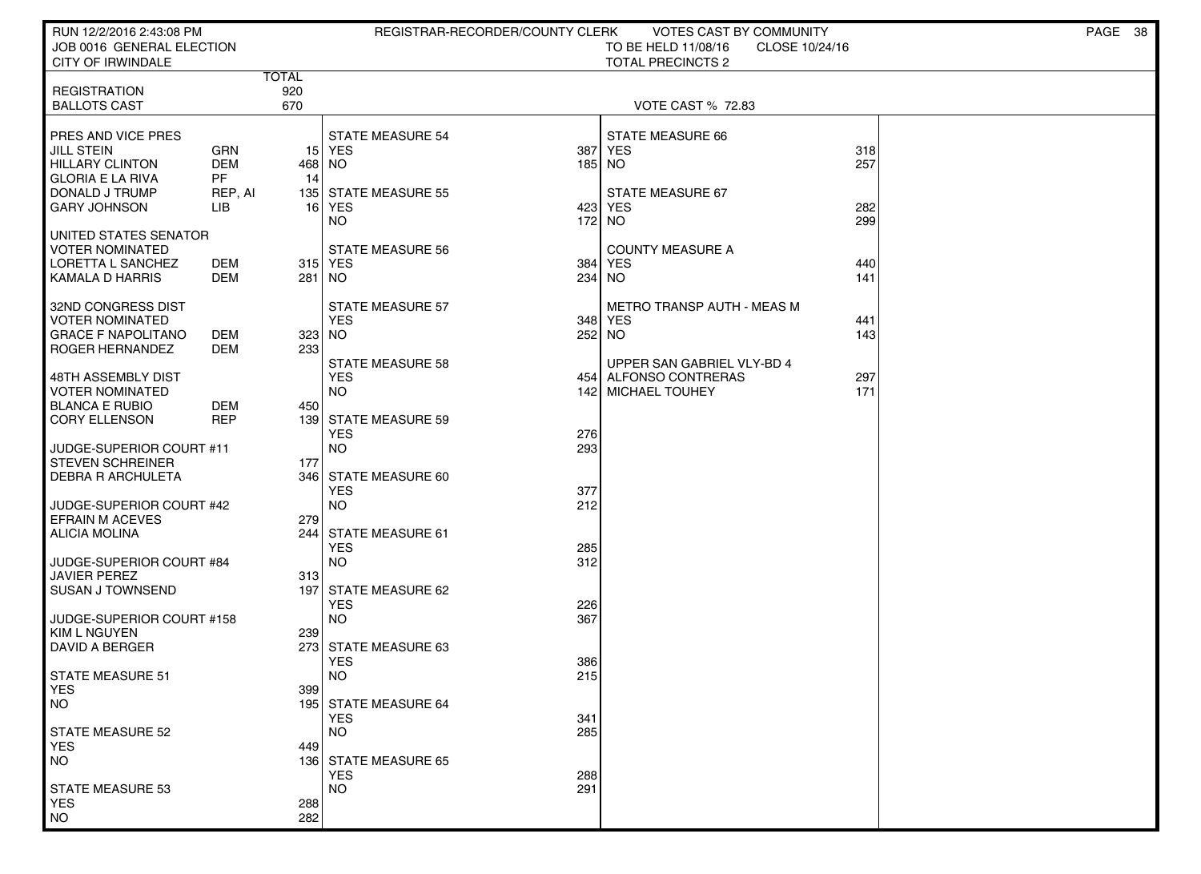RUN 12/2/2016 2:43:08 PM — REGISTRAR-RECORDER/COUNTY CLERK — VOTES CAST BY COMMUNITY

JOB 0016 GENERAL ELECTION — TO BE HELD 11/08/16 — CLOSE 10/24/16

CITY OF IRWINDALE — TOTAL PRECINCTS 2

| | TOTAL |
|---|---|
| REGISTRATION | 920 |
| BALLOTS CAST | 670 |

VOTE CAST % 72.83

**PRES AND VICE PRES**

| Candidate | Party | Votes |
|---|---|---|
| JILL STEIN | GRN | 15 |
| HILLARY CLINTON | DEM | 468 |
| GLORIA E LA RIVA | PF | 14 |
| DONALD J TRUMP | REP, AI | 135 |
| GARY JOHNSON | LIB | 16 |

**UNITED STATES SENATOR VOTER NOMINATED**

| Candidate | Party | Votes |
|---|---|---|
| LORETTA L SANCHEZ | DEM | 315 |
| KAMALA D HARRIS | DEM | 281 |

**32ND CONGRESS DIST VOTER NOMINATED**

| Candidate | Party | Votes |
|---|---|---|
| GRACE F NAPOLITANO | DEM | 323 |
| ROGER HERNANDEZ | DEM | 233 |

**48TH ASSEMBLY DIST VOTER NOMINATED**

| Candidate | Party | Votes |
|---|---|---|
| BLANCA E RUBIO | DEM | 450 |
| CORY ELLENSON | REP | 139 |

**JUDGE-SUPERIOR COURT #11**

| Candidate | Votes |
|---|---|
| STEVEN SCHREINER | 177 |
| DEBRA R ARCHULETA | 346 |

**JUDGE-SUPERIOR COURT #42**

| Candidate | Votes |
|---|---|
| EFRAIN M ACEVES | 279 |
| ALICIA MOLINA | 244 |

**JUDGE-SUPERIOR COURT #84**

| Candidate | Votes |
|---|---|
| JAVIER PEREZ | 313 |
| SUSAN J TOWNSEND | 197 |

**JUDGE-SUPERIOR COURT #158**

| Candidate | Votes |
|---|---|
| KIM L NGUYEN | 239 |
| DAVID A BERGER | 273 |

| Measure | YES | NO |
|---|---|---|
| STATE MEASURE 51 | 399 | 195 |
| STATE MEASURE 52 | 449 | 136 |
| STATE MEASURE 53 | 288 | 282 |
| STATE MEASURE 54 | 387 | 185 |
| STATE MEASURE 55 | 423 | 172 |
| STATE MEASURE 56 | 384 | 234 |
| STATE MEASURE 57 | 348 | 252 |
| STATE MEASURE 58 | 454 | 142 |
| STATE MEASURE 59 | 276 | 293 |
| STATE MEASURE 60 | 377 | 212 |
| STATE MEASURE 61 | 285 | 312 |
| STATE MEASURE 62 | 226 | 367 |
| STATE MEASURE 63 | 386 | 215 |
| STATE MEASURE 64 | 341 | 285 |
| STATE MEASURE 65 | 288 | 291 |
| STATE MEASURE 66 | 318 | 257 |
| STATE MEASURE 67 | 282 | 299 |
| COUNTY MEASURE A | 440 | 141 |
| METRO TRANSP AUTH - MEAS M | 441 | 143 |

**UPPER SAN GABRIEL VLY-BD 4**

| Candidate | Votes |
|---|---|
| ALFONSO CONTRERAS | 297 |
| MICHAEL TOUHEY | 171 |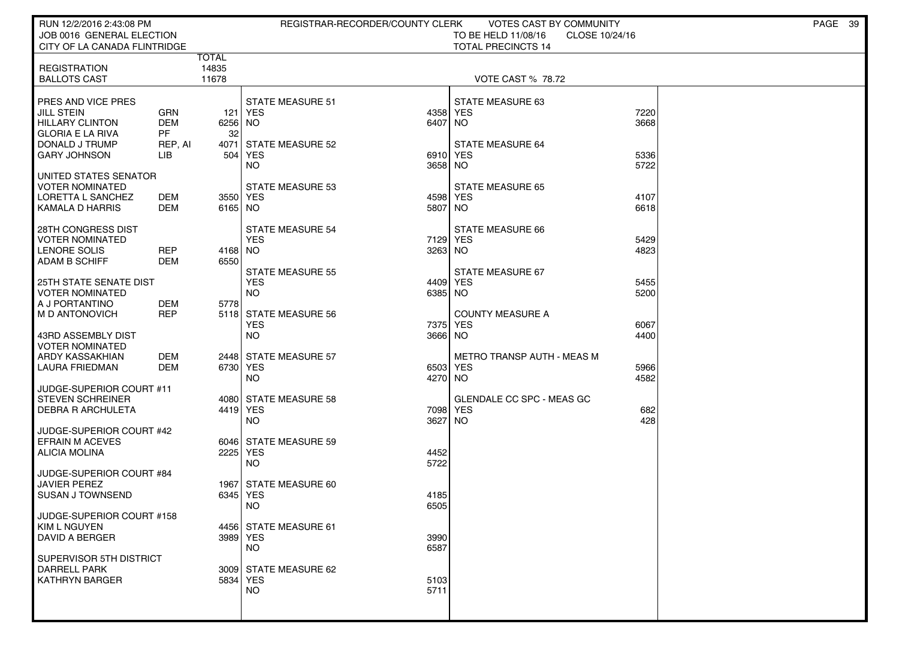RUN 12/2/2016 2:43:08 PM — REGISTRAR-RECORDER/COUNTY CLERK — VOTES CAST BY COMMUNITY

JOB 0016 GENERAL ELECTION — TO BE HELD 11/08/16 — CLOSE 10/24/16

CITY OF LA CANADA FLINTRIDGE — TOTAL PRECINCTS 14

| | TOTAL |
|---|---|
| REGISTRATION | 14835 |
| BALLOTS CAST | 11678 |

VOTE CAST % 78.72

| Contest | Party | Votes |
|---|---|---|
| **PRES AND VICE PRES** | | |
| JILL STEIN | GRN | 121 |
| HILLARY CLINTON | DEM | 6256 |
| GLORIA E LA RIVA | PF | 32 |
| DONALD J TRUMP | REP, AI | 4071 |
| GARY JOHNSON | LIB | 504 |
| **UNITED STATES SENATOR VOTER NOMINATED** | | |
| LORETTA L SANCHEZ | DEM | 3550 |
| KAMALA D HARRIS | DEM | 6165 |
| **28TH CONGRESS DIST VOTER NOMINATED** | | |
| LENORE SOLIS | REP | 4168 |
| ADAM B SCHIFF | DEM | 6550 |
| **25TH STATE SENATE DIST VOTER NOMINATED** | | |
| A J PORTANTINO | DEM | 5778 |
| M D ANTONOVICH | REP | 5118 |
| **43RD ASSEMBLY DIST VOTER NOMINATED** | | |
| ARDY KASSAKHIAN | DEM | 2448 |
| LAURA FRIEDMAN | DEM | 6730 |
| **JUDGE-SUPERIOR COURT #11** | | |
| STEVEN SCHREINER | | 4080 |
| DEBRA R ARCHULETA | | 4419 |
| **JUDGE-SUPERIOR COURT #42** | | |
| EFRAIN M ACEVES | | 6046 |
| ALICIA MOLINA | | 2225 |
| **JUDGE-SUPERIOR COURT #84** | | |
| JAVIER PEREZ | | 1967 |
| SUSAN J TOWNSEND | | 6345 |
| **JUDGE-SUPERIOR COURT #158** | | |
| KIM L NGUYEN | | 4456 |
| DAVID A BERGER | | 3989 |
| **SUPERVISOR 5TH DISTRICT** | | |
| DARRELL PARK | | 3009 |
| KATHRYN BARGER | | 5834 |

| Measure | YES | NO |
|---|---|---|
| STATE MEASURE 51 | 4358 | 6407 |
| STATE MEASURE 52 | 6910 | 3658 |
| STATE MEASURE 53 | 4598 | 5807 |
| STATE MEASURE 54 | 7129 | 3263 |
| STATE MEASURE 55 | 4409 | 6385 |
| STATE MEASURE 56 | 7375 | 3666 |
| STATE MEASURE 57 | 6503 | 4270 |
| STATE MEASURE 58 | 7098 | 3627 |
| STATE MEASURE 59 | 4452 | 5722 |
| STATE MEASURE 60 | 4185 | 6505 |
| STATE MEASURE 61 | 3990 | 6587 |
| STATE MEASURE 62 | 5103 | 5711 |
| STATE MEASURE 63 | 7220 | 3668 |
| STATE MEASURE 64 | 5336 | 5722 |
| STATE MEASURE 65 | 4107 | 6618 |
| STATE MEASURE 66 | 5429 | 4823 |
| STATE MEASURE 67 | 5455 | 5200 |
| COUNTY MEASURE A | 6067 | 4400 |
| METRO TRANSP AUTH - MEAS M | 5966 | 4582 |
| GLENDALE CC SPC - MEAS GC | 682 | 428 |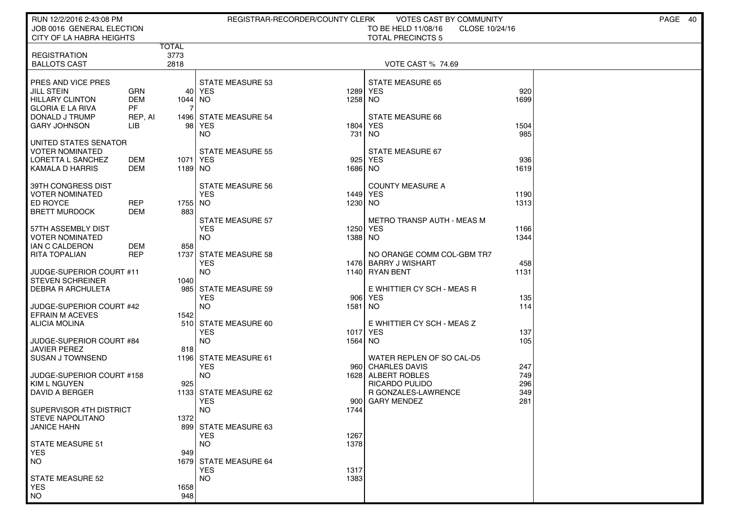RUN 12/2/2016 2:43:08 PM — REGISTRAR-RECORDER/COUNTY CLERK — VOTES CAST BY COMMUNITY

JOB 0016 GENERAL ELECTION — TO BE HELD 11/08/16 — CLOSE 10/24/16

CITY OF LA HABRA HEIGHTS — TOTAL PRECINCTS 5

| | | TOTAL |
|---|---|---|
| REGISTRATION | | 3773 |
| BALLOTS CAST | | 2818 |

VOTE CAST % 74.69

**PRES AND VICE PRES**

| Candidate | Party | Votes |
|---|---|---|
| JILL STEIN | GRN | 40 |
| HILLARY CLINTON | DEM | 1044 |
| GLORIA E LA RIVA | PF | 7 |
| DONALD J TRUMP | REP, AI | 1496 |
| GARY JOHNSON | LIB | 98 |

**UNITED STATES SENATOR**
VOTER NOMINATED

| Candidate | Party | Votes |
|---|---|---|
| LORETTA L SANCHEZ | DEM | 1071 |
| KAMALA D HARRIS | DEM | 1189 |

**39TH CONGRESS DIST**
VOTER NOMINATED

| Candidate | Party | Votes |
|---|---|---|
| ED ROYCE | REP | 1755 |
| BRETT MURDOCK | DEM | 883 |

**57TH ASSEMBLY DIST**
VOTER NOMINATED

| Candidate | Party | Votes |
|---|---|---|
| IAN C CALDERON | DEM | 858 |
| RITA TOPALIAN | REP | 1737 |

**JUDGE-SUPERIOR COURT #11**

| Candidate | Votes |
|---|---|
| STEVEN SCHREINER | 1040 |
| DEBRA R ARCHULETA | 985 |

**JUDGE-SUPERIOR COURT #42**

| Candidate | Votes |
|---|---|
| EFRAIN M ACEVES | 1542 |
| ALICIA MOLINA | 510 |

**JUDGE-SUPERIOR COURT #84**

| Candidate | Votes |
|---|---|
| JAVIER PEREZ | 818 |
| SUSAN J TOWNSEND | 1196 |

**JUDGE-SUPERIOR COURT #158**

| Candidate | Votes |
|---|---|
| KIM L NGUYEN | 925 |
| DAVID A BERGER | 1133 |

**SUPERVISOR 4TH DISTRICT**

| Candidate | Votes |
|---|---|
| STEVE NAPOLITANO | 1372 |
| JANICE HAHN | 899 |

| Measure | YES | NO |
|---|---|---|
| STATE MEASURE 51 | 949 | 1679 |
| STATE MEASURE 52 | 1658 | 948 |
| STATE MEASURE 53 | 1289 | 1258 |
| STATE MEASURE 54 | 1804 | 731 |
| STATE MEASURE 55 | 925 | 1686 |
| STATE MEASURE 56 | 1449 | 1230 |
| STATE MEASURE 57 | 1250 | 1388 |
| STATE MEASURE 58 | 1476 | 1140 |
| STATE MEASURE 59 | 906 | 1581 |
| STATE MEASURE 60 | 1017 | 1564 |
| STATE MEASURE 61 | 960 | 1628 |
| STATE MEASURE 62 | 900 | 1744 |
| STATE MEASURE 63 | 1267 | 1378 |
| STATE MEASURE 64 | 1317 | 1383 |
| STATE MEASURE 65 | 920 | 1699 |
| STATE MEASURE 66 | 1504 | 985 |
| STATE MEASURE 67 | 936 | 1619 |
| COUNTY MEASURE A | 1190 | 1313 |
| METRO TRANSP AUTH - MEAS M | 1166 | 1344 |
| E WHITTIER CY SCH - MEAS R | 135 | 114 |
| E WHITTIER CY SCH - MEAS Z | 137 | 105 |

**NO ORANGE COMM COL-GBM TR7**

| Candidate | Votes |
|---|---|
| BARRY J WISHART | 458 |
| RYAN BENT | 1131 |

**WATER REPLEN OF SO CAL-D5**

| Candidate | Votes |
|---|---|
| CHARLES DAVIS | 247 |
| ALBERT ROBLES | 749 |
| RICARDO PULIDO | 296 |
| R GONZALES-LAWRENCE | 349 |
| GARY MENDEZ | 281 |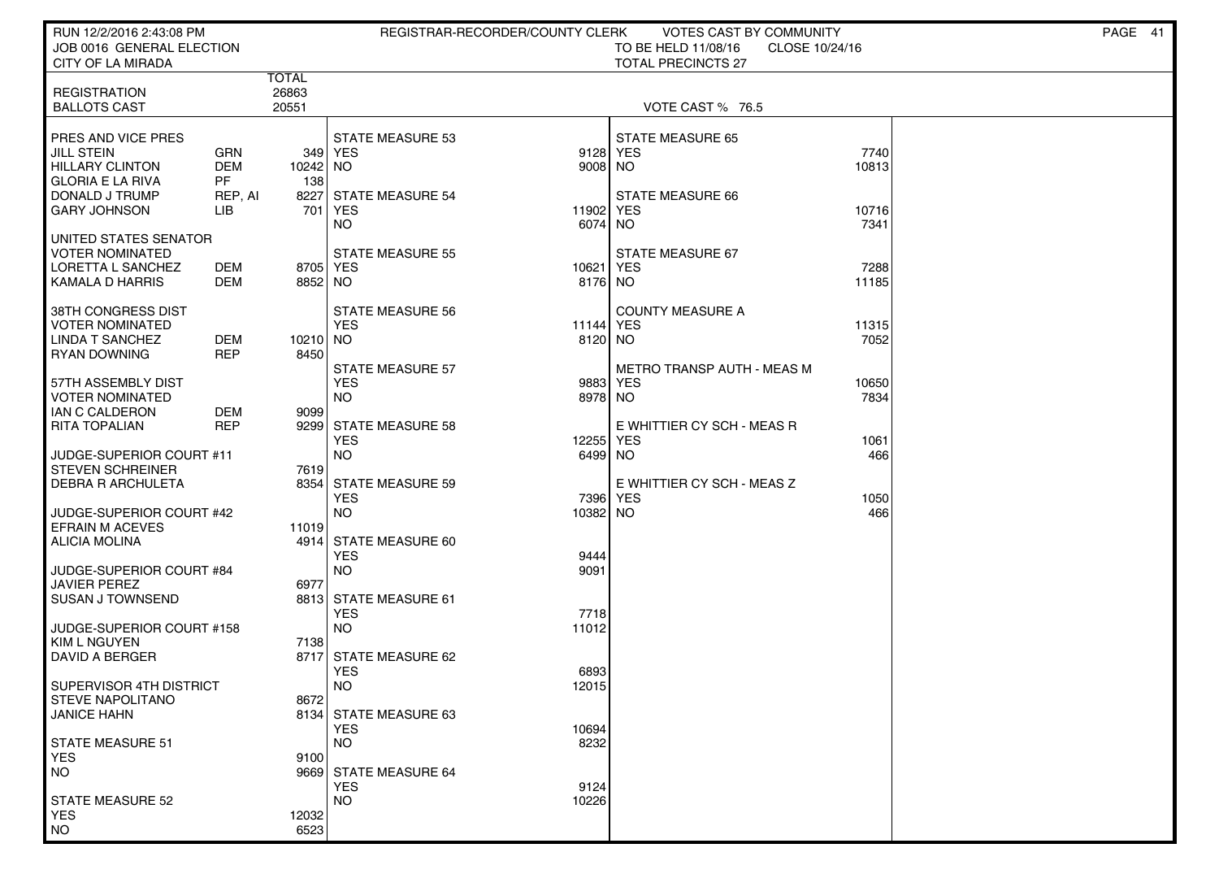RUN 12/2/2016 2:43:08 PM — REGISTRAR-RECORDER/COUNTY CLERK — VOTES CAST BY COMMUNITY

JOB 0016 GENERAL ELECTION — TO BE HELD 11/08/16 — CLOSE 10/24/16

CITY OF LA MIRADA — TOTAL PRECINCTS 27

| | | TOTAL |
|---|---|---|
| REGISTRATION | | 26863 |
| BALLOTS CAST | | 20551 |

VOTE CAST % 76.5

**PRES AND VICE PRES**

| Candidate | Party | Votes |
|---|---|---|
| JILL STEIN | GRN | 349 |
| HILLARY CLINTON | DEM | 10242 |
| GLORIA E LA RIVA | PF | 138 |
| DONALD J TRUMP | REP, AI | 8227 |
| GARY JOHNSON | LIB | 701 |

**UNITED STATES SENATOR VOTER NOMINATED**

| Candidate | Party | Votes |
|---|---|---|
| LORETTA L SANCHEZ | DEM | 8705 |
| KAMALA D HARRIS | DEM | 8852 |

**38TH CONGRESS DIST VOTER NOMINATED**

| Candidate | Party | Votes |
|---|---|---|
| LINDA T SANCHEZ | DEM | 10210 |
| RYAN DOWNING | REP | 8450 |

**57TH ASSEMBLY DIST VOTER NOMINATED**

| Candidate | Party | Votes |
|---|---|---|
| IAN C CALDERON | DEM | 9099 |
| RITA TOPALIAN | REP | 9299 |

**JUDGE-SUPERIOR COURT #11**

| Candidate | Votes |
|---|---|
| STEVEN SCHREINER | 7619 |
| DEBRA R ARCHULETA | 8354 |

**JUDGE-SUPERIOR COURT #42**

| Candidate | Votes |
|---|---|
| EFRAIN M ACEVES | 11019 |
| ALICIA MOLINA | 4914 |

**JUDGE-SUPERIOR COURT #84**

| Candidate | Votes |
|---|---|
| JAVIER PEREZ | 6977 |
| SUSAN J TOWNSEND | 8813 |

**JUDGE-SUPERIOR COURT #158**

| Candidate | Votes |
|---|---|
| KIM L NGUYEN | 7138 |
| DAVID A BERGER | 8717 |

**SUPERVISOR 4TH DISTRICT**

| Candidate | Votes |
|---|---|
| STEVE NAPOLITANO | 8672 |
| JANICE HAHN | 8134 |

**MEASURES**

| Measure | YES | NO |
|---|---|---|
| STATE MEASURE 51 | 9100 | 9669 |
| STATE MEASURE 52 | 12032 | 6523 |
| STATE MEASURE 53 | 9128 | 9008 |
| STATE MEASURE 54 | 11902 | 6074 |
| STATE MEASURE 55 | 10621 | 8176 |
| STATE MEASURE 56 | 11144 | 8120 |
| STATE MEASURE 57 | 9883 | 8978 |
| STATE MEASURE 58 | 12255 | 6499 |
| STATE MEASURE 59 | 7396 | 10382 |
| STATE MEASURE 60 | 9444 | 9091 |
| STATE MEASURE 61 | 7718 | 11012 |
| STATE MEASURE 62 | 6893 | 12015 |
| STATE MEASURE 63 | 10694 | 8232 |
| STATE MEASURE 64 | 9124 | 10226 |
| STATE MEASURE 65 | 7740 | 10813 |
| STATE MEASURE 66 | 10716 | 7341 |
| STATE MEASURE 67 | 7288 | 11185 |
| COUNTY MEASURE A | 11315 | 7052 |
| METRO TRANSP AUTH - MEAS M | 10650 | 7834 |
| E WHITTIER CY SCH - MEAS R | 1061 | 466 |
| E WHITTIER CY SCH - MEAS Z | 1050 | 466 |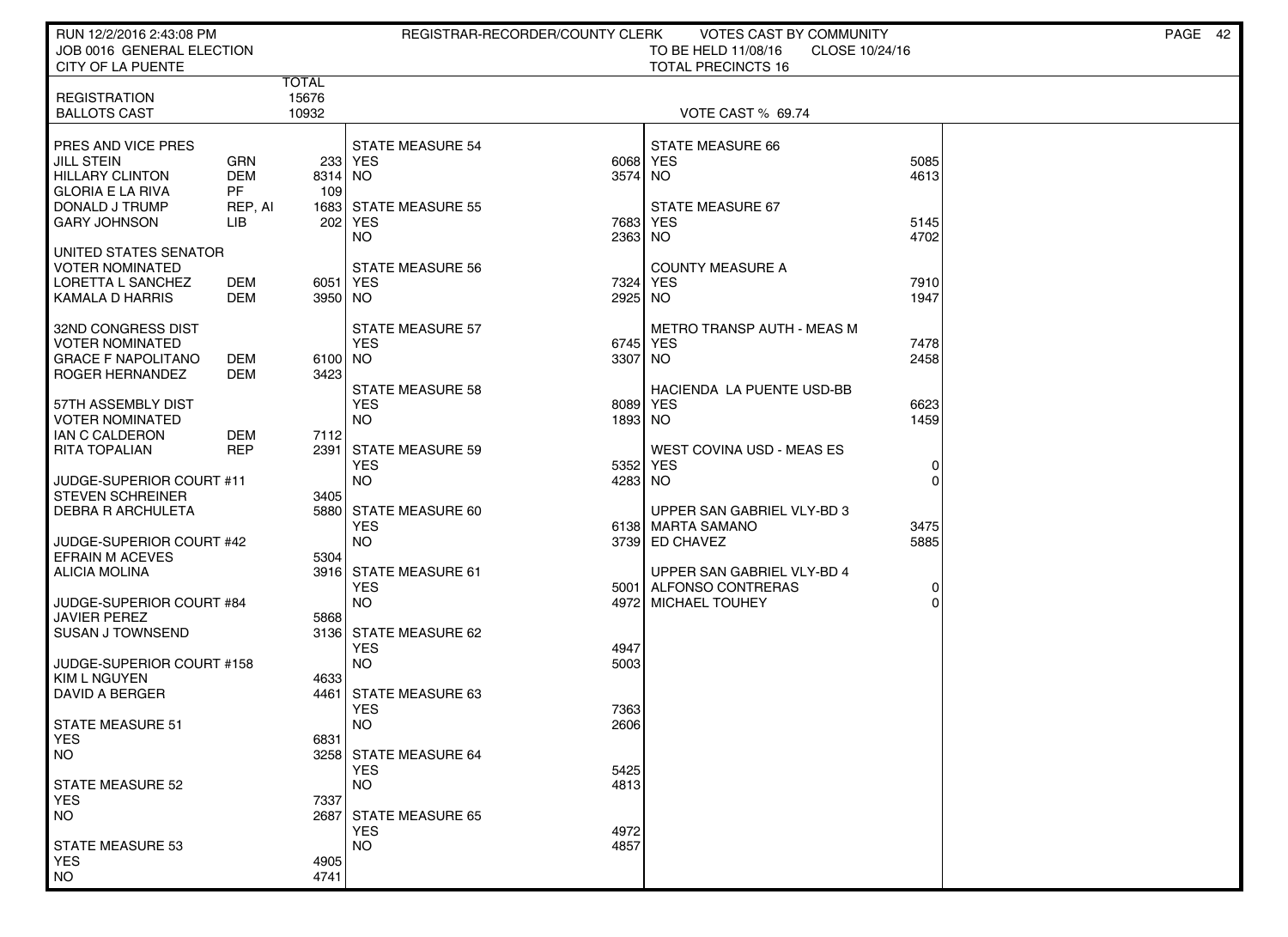RUN 12/2/2016 2:43:08 PM
JOB 0016 GENERAL ELECTION
CITY OF LA PUENTE

REGISTRAR-RECORDER/COUNTY CLERK — VOTES CAST BY COMMUNITY
TO BE HELD 11/08/16 CLOSE 10/24/16
TOTAL PRECINCTS 16

| | TOTAL |
|---|---|
| REGISTRATION | 15676 |
| BALLOTS CAST | 10932 |

VOTE CAST % 69.74

**PRES AND VICE PRES**

| Candidate | Party | Votes |
|---|---|---|
| JILL STEIN | GRN | 233 |
| HILLARY CLINTON | DEM | 8314 |
| GLORIA E LA RIVA | PF | 109 |
| DONALD J TRUMP | REP, AI | 1683 |
| GARY JOHNSON | LIB | 202 |

**UNITED STATES SENATOR — VOTER NOMINATED**

| Candidate | Party | Votes |
|---|---|---|
| LORETTA L SANCHEZ | DEM | 6051 |
| KAMALA D HARRIS | DEM | 3950 |

**32ND CONGRESS DIST — VOTER NOMINATED**

| Candidate | Party | Votes |
|---|---|---|
| GRACE F NAPOLITANO | DEM | 6100 |
| ROGER HERNANDEZ | DEM | 3423 |

**57TH ASSEMBLY DIST — VOTER NOMINATED**

| Candidate | Party | Votes |
|---|---|---|
| IAN C CALDERON | DEM | 7112 |
| RITA TOPALIAN | REP | 2391 |

**JUDGE-SUPERIOR COURT #11**

| Candidate | Votes |
|---|---|
| STEVEN SCHREINER | 3405 |
| DEBRA R ARCHULETA | 5880 |

**JUDGE-SUPERIOR COURT #42**

| Candidate | Votes |
|---|---|
| EFRAIN M ACEVES | 5304 |
| ALICIA MOLINA | 3916 |

**JUDGE-SUPERIOR COURT #84**

| Candidate | Votes |
|---|---|
| JAVIER PEREZ | 5868 |
| SUSAN J TOWNSEND | 3136 |

**JUDGE-SUPERIOR COURT #158**

| Candidate | Votes |
|---|---|
| KIM L NGUYEN | 4633 |
| DAVID A BERGER | 4461 |

**MEASURES**

| Measure | YES | NO |
|---|---|---|
| STATE MEASURE 51 | 6831 | 3258 |
| STATE MEASURE 52 | 7337 | 2687 |
| STATE MEASURE 53 | 4905 | 4741 |
| STATE MEASURE 54 | 6068 | 3574 |
| STATE MEASURE 55 | 7683 | 2363 |
| STATE MEASURE 56 | 7324 | 2925 |
| STATE MEASURE 57 | 6745 | 3307 |
| STATE MEASURE 58 | 8089 | 1893 |
| STATE MEASURE 59 | 5352 | 4283 |
| STATE MEASURE 60 | 6138 | 3739 |
| STATE MEASURE 61 | 5001 | 4972 |
| STATE MEASURE 62 | 4947 | 5003 |
| STATE MEASURE 63 | 7363 | 2606 |
| STATE MEASURE 64 | 5425 | 4813 |
| STATE MEASURE 65 | 4972 | 4857 |
| STATE MEASURE 66 | 5085 | 4613 |
| STATE MEASURE 67 | 5145 | 4702 |
| COUNTY MEASURE A | 7910 | 1947 |
| METRO TRANSP AUTH - MEAS M | 7478 | 2458 |
| HACIENDA LA PUENTE USD-BB | 6623 | 1459 |
| WEST COVINA USD - MEAS ES | 0 | 0 |

**UPPER SAN GABRIEL VLY-BD 3**

| Candidate | Votes |
|---|---|
| MARTA SAMANO | 3475 |
| ED CHAVEZ | 5885 |

**UPPER SAN GABRIEL VLY-BD 4**

| Candidate | Votes |
|---|---|
| ALFONSO CONTRERAS | 0 |
| MICHAEL TOUHEY | 0 |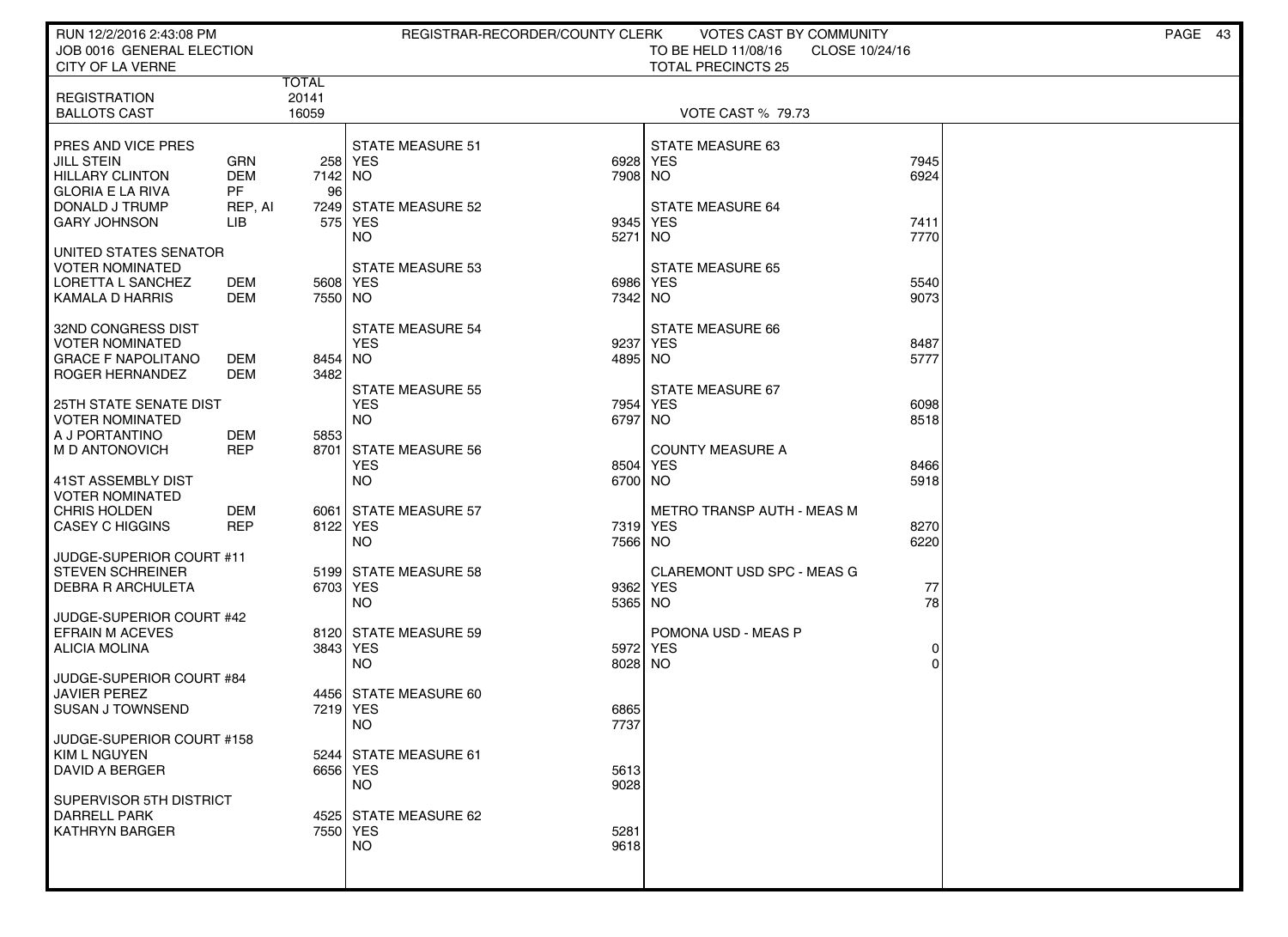RUN 12/2/2016 2:43:08 PM — REGISTRAR-RECORDER/COUNTY CLERK — VOTES CAST BY COMMUNITY

JOB 0016 GENERAL ELECTION — TO BE HELD 11/08/16 — CLOSE 10/24/16

CITY OF LA VERNE — TOTAL PRECINCTS 25

| | | TOTAL |
|---|---|---|
| REGISTRATION | | 20141 |
| BALLOTS CAST | | 16059 |

VOTE CAST % 79.73

| PRES AND VICE PRES | | |
|---|---|---|
| JILL STEIN | GRN | 258 |
| HILLARY CLINTON | DEM | 7142 |
| GLORIA E LA RIVA | PF | 96 |
| DONALD J TRUMP | REP, AI | 7249 |
| GARY JOHNSON | LIB | 575 |

| UNITED STATES SENATOR VOTER NOMINATED | | |
|---|---|---|
| LORETTA L SANCHEZ | DEM | 5608 |
| KAMALA D HARRIS | DEM | 7550 |

| 32ND CONGRESS DIST VOTER NOMINATED | | |
|---|---|---|
| GRACE F NAPOLITANO | DEM | 8454 |
| ROGER HERNANDEZ | DEM | 3482 |

| 25TH STATE SENATE DIST VOTER NOMINATED | | |
|---|---|---|
| A J PORTANTINO | DEM | 5853 |
| M D ANTONOVICH | REP | 8701 |

| 41ST ASSEMBLY DIST VOTER NOMINATED | | |
|---|---|---|
| CHRIS HOLDEN | DEM | 6061 |
| CASEY C HIGGINS | REP | 8122 |

| JUDGE-SUPERIOR COURT #11 | |
|---|---|
| STEVEN SCHREINER | 5199 |
| DEBRA R ARCHULETA | 6703 |

| JUDGE-SUPERIOR COURT #42 | |
|---|---|
| EFRAIN M ACEVES | 8120 |
| ALICIA MOLINA | 3843 |

| JUDGE-SUPERIOR COURT #84 | |
|---|---|
| JAVIER PEREZ | 4456 |
| SUSAN J TOWNSEND | 7219 |

| JUDGE-SUPERIOR COURT #158 | |
|---|---|
| KIM L NGUYEN | 5244 |
| DAVID A BERGER | 6656 |

| SUPERVISOR 5TH DISTRICT | |
|---|---|
| DARRELL PARK | 4525 |
| KATHRYN BARGER | 7550 |

| MEASURE | YES | NO |
|---|---|---|
| STATE MEASURE 51 | 6928 | 7908 |
| STATE MEASURE 52 | 9345 | 5271 |
| STATE MEASURE 53 | 6986 | 7342 |
| STATE MEASURE 54 | 9237 | 4895 |
| STATE MEASURE 55 | 7954 | 6797 |
| STATE MEASURE 56 | 8504 | 6700 |
| STATE MEASURE 57 | 7319 | 7566 |
| STATE MEASURE 58 | 9362 | 5365 |
| STATE MEASURE 59 | 5972 | 8028 |
| STATE MEASURE 60 | 6865 | 7737 |
| STATE MEASURE 61 | 5613 | 9028 |
| STATE MEASURE 62 | 5281 | 9618 |
| STATE MEASURE 63 | 7945 | 6924 |
| STATE MEASURE 64 | 7411 | 7770 |
| STATE MEASURE 65 | 5540 | 9073 |
| STATE MEASURE 66 | 8487 | 5777 |
| STATE MEASURE 67 | 6098 | 8518 |
| COUNTY MEASURE A | 8466 | 5918 |
| METRO TRANSP AUTH - MEAS M | 8270 | 6220 |
| CLAREMONT USD SPC - MEAS G | 77 | 78 |
| POMONA USD - MEAS P | 0 | 0 |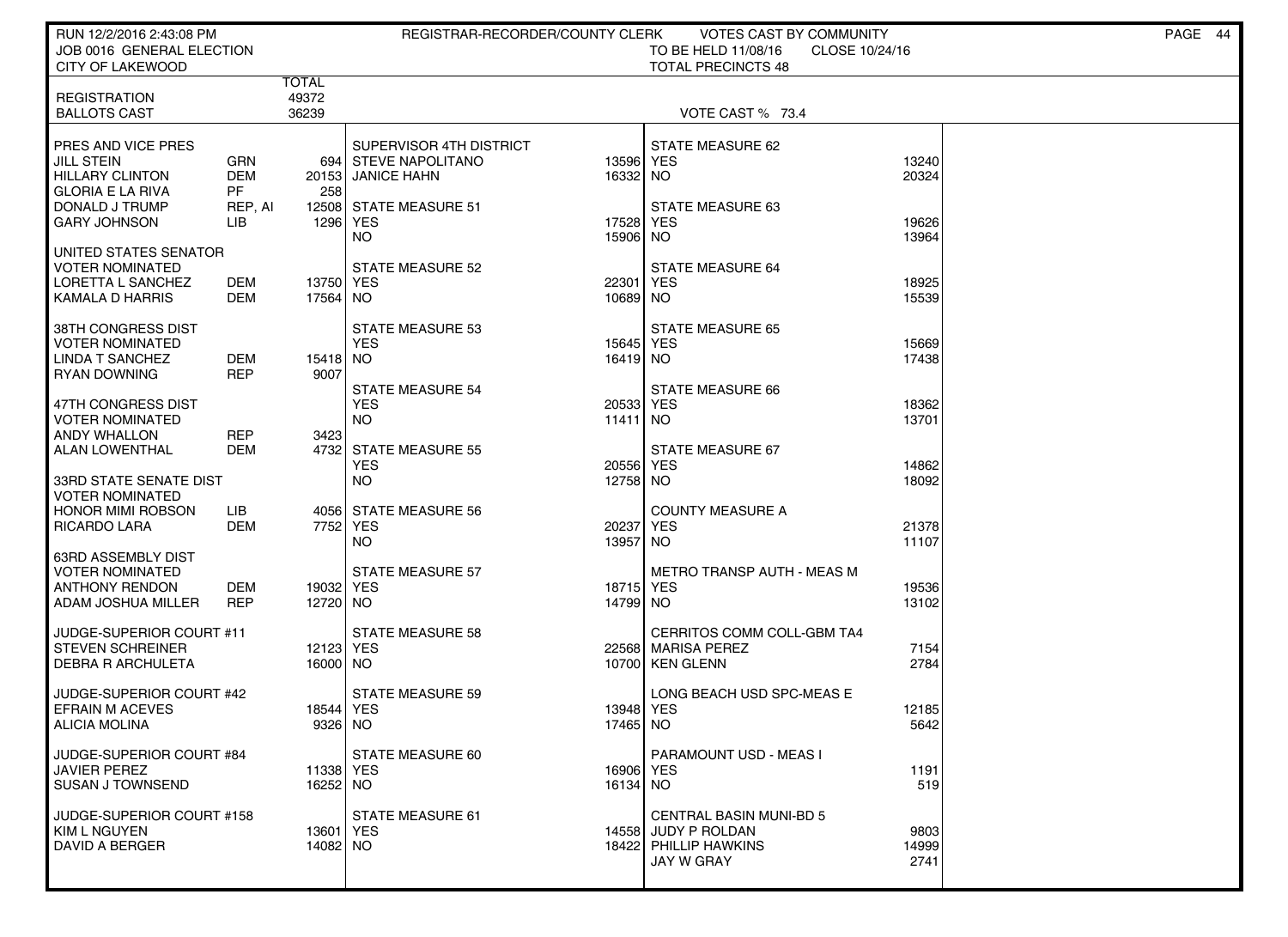RUN 12/2/2016 2:43:08 PM — REGISTRAR-RECORDER/COUNTY CLERK — VOTES CAST BY COMMUNITY

JOB 0016 GENERAL ELECTION — TO BE HELD 11/08/16 — CLOSE 10/24/16

CITY OF LAKEWOOD — TOTAL PRECINCTS 48

| | | TOTAL |
|---|---|---|
| REGISTRATION | | 49372 |
| BALLOTS CAST | | 36239 |

VOTE CAST % 73.4

| Contest / Candidate | Party | Votes |
|---|---|---|
| **PRES AND VICE PRES** | | |
| JILL STEIN | GRN | 694 |
| HILLARY CLINTON | DEM | 20153 |
| GLORIA E LA RIVA | PF | 258 |
| DONALD J TRUMP | REP, AI | 12508 |
| GARY JOHNSON | LIB | 1296 |
| **UNITED STATES SENATOR VOTER NOMINATED** | | |
| LORETTA L SANCHEZ | DEM | 13750 |
| KAMALA D HARRIS | DEM | 17564 |
| **38TH CONGRESS DIST VOTER NOMINATED** | | |
| LINDA T SANCHEZ | DEM | 15418 |
| RYAN DOWNING | REP | 9007 |
| **47TH CONGRESS DIST VOTER NOMINATED** | | |
| ANDY WHALLON | REP | 3423 |
| ALAN LOWENTHAL | DEM | 4732 |
| **33RD STATE SENATE DIST VOTER NOMINATED** | | |
| HONOR MIMI ROBSON | LIB | 4056 |
| RICARDO LARA | DEM | 7752 |
| **63RD ASSEMBLY DIST VOTER NOMINATED** | | |
| ANTHONY RENDON | DEM | 19032 |
| ADAM JOSHUA MILLER | REP | 12720 |
| **JUDGE-SUPERIOR COURT #11** | | |
| STEVEN SCHREINER | | 12123 |
| DEBRA R ARCHULETA | | 16000 |
| **JUDGE-SUPERIOR COURT #42** | | |
| EFRAIN M ACEVES | | 18544 |
| ALICIA MOLINA | | 9326 |
| **JUDGE-SUPERIOR COURT #84** | | |
| JAVIER PEREZ | | 11338 |
| SUSAN J TOWNSEND | | 16252 |
| **JUDGE-SUPERIOR COURT #158** | | |
| KIM L NGUYEN | | 13601 |
| DAVID A BERGER | | 14082 |

| Contest / Choice | Votes |
|---|---|
| **SUPERVISOR 4TH DISTRICT** | |
| STEVE NAPOLITANO | 13596 |
| JANICE HAHN | 16332 |
| **STATE MEASURE 51** | |
| YES | 17528 |
| NO | 15906 |
| **STATE MEASURE 52** | |
| YES | 22301 |
| NO | 10689 |
| **STATE MEASURE 53** | |
| YES | 15645 |
| NO | 16419 |
| **STATE MEASURE 54** | |
| YES | 20533 |
| NO | 11411 |
| **STATE MEASURE 55** | |
| YES | 20556 |
| NO | 12758 |
| **STATE MEASURE 56** | |
| YES | 20237 |
| NO | 13957 |
| **STATE MEASURE 57** | |
| YES | 18715 |
| NO | 14799 |
| **STATE MEASURE 58** | |
| YES | 22568 |
| NO | 10700 |
| **STATE MEASURE 59** | |
| YES | 13948 |
| NO | 17465 |
| **STATE MEASURE 60** | |
| YES | 16906 |
| NO | 16134 |
| **STATE MEASURE 61** | |
| YES | 14558 |
| NO | 18422 |

| Contest / Choice | Votes |
|---|---|
| **STATE MEASURE 62** | |
| YES | 13240 |
| NO | 20324 |
| **STATE MEASURE 63** | |
| YES | 19626 |
| NO | 13964 |
| **STATE MEASURE 64** | |
| YES | 18925 |
| NO | 15539 |
| **STATE MEASURE 65** | |
| YES | 15669 |
| NO | 17438 |
| **STATE MEASURE 66** | |
| YES | 18362 |
| NO | 13701 |
| **STATE MEASURE 67** | |
| YES | 14862 |
| NO | 18092 |
| **COUNTY MEASURE A** | |
| YES | 21378 |
| NO | 11107 |
| **METRO TRANSP AUTH - MEAS M** | |
| YES | 19536 |
| NO | 13102 |
| **CERRITOS COMM COLL-GBM TA4** | |
| MARISA PEREZ | 7154 |
| KEN GLENN | 2784 |
| **LONG BEACH USD SPC-MEAS E** | |
| YES | 12185 |
| NO | 5642 |
| **PARAMOUNT USD - MEAS I** | |
| YES | 1191 |
| NO | 519 |
| **CENTRAL BASIN MUNI-BD 5** | |
| JUDY P ROLDAN | 9803 |
| PHILLIP HAWKINS | 14999 |
| JAY W GRAY | 2741 |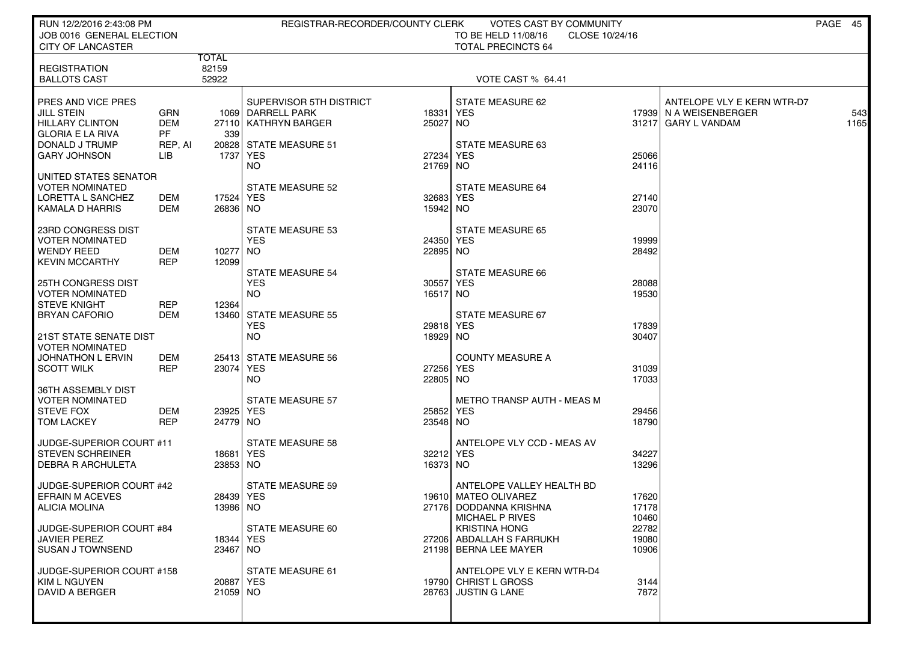RUN 12/2/2016 2:43:08 PM
JOB 0016 GENERAL ELECTION
CITY OF LANCASTER

REGISTRAR-RECORDER/COUNTY CLERK — VOTES CAST BY COMMUNITY
TO BE HELD 11/08/16 CLOSE 10/24/16
TOTAL PRECINCTS 64

| | | TOTAL |
|---|---|---|
| REGISTRATION | | 82159 |
| BALLOTS CAST | | 52922 |

VOTE CAST % 64.41

**PRES AND VICE PRES**

| Candidate | Party | Votes |
|---|---|---|
| JILL STEIN | GRN | 1069 |
| HILLARY CLINTON | DEM | 27110 |
| GLORIA E LA RIVA | PF | 339 |
| DONALD J TRUMP | REP, AI | 20828 |
| GARY JOHNSON | LIB | 1737 |

**UNITED STATES SENATOR — VOTER NOMINATED**

| Candidate | Party | Votes |
|---|---|---|
| LORETTA L SANCHEZ | DEM | 17524 |
| KAMALA D HARRIS | DEM | 26836 |

**23RD CONGRESS DIST — VOTER NOMINATED**

| Candidate | Party | Votes |
|---|---|---|
| WENDY REED | DEM | 10277 |
| KEVIN MCCARTHY | REP | 12099 |

**25TH CONGRESS DIST — VOTER NOMINATED**

| Candidate | Party | Votes |
|---|---|---|
| STEVE KNIGHT | REP | 12364 |
| BRYAN CAFORIO | DEM | 13460 |

**21ST STATE SENATE DIST — VOTER NOMINATED**

| Candidate | Party | Votes |
|---|---|---|
| JOHNATHON L ERVIN | DEM | 25413 |
| SCOTT WILK | REP | 23074 |

**36TH ASSEMBLY DIST — VOTER NOMINATED**

| Candidate | Party | Votes |
|---|---|---|
| STEVE FOX | DEM | 23925 |
| TOM LACKEY | REP | 24779 |

**JUDGE-SUPERIOR COURT #11**

| Candidate | Votes |
|---|---|
| STEVEN SCHREINER | 18681 |
| DEBRA R ARCHULETA | 23853 |

**JUDGE-SUPERIOR COURT #42**

| Candidate | Votes |
|---|---|
| EFRAIN M ACEVES | 28439 |
| ALICIA MOLINA | 13986 |

**JUDGE-SUPERIOR COURT #84**

| Candidate | Votes |
|---|---|
| JAVIER PEREZ | 18344 |
| SUSAN J TOWNSEND | 23467 |

**JUDGE-SUPERIOR COURT #158**

| Candidate | Votes |
|---|---|
| KIM L NGUYEN | 20887 |
| DAVID A BERGER | 21059 |

**SUPERVISOR 5TH DISTRICT**

| Candidate | Votes |
|---|---|
| DARRELL PARK | 18331 |
| KATHRYN BARGER | 25027 |

**STATE MEASURES**

| Measure | YES | NO |
|---|---|---|
| STATE MEASURE 51 | 27234 | 21769 |
| STATE MEASURE 52 | 32683 | 15942 |
| STATE MEASURE 53 | 24350 | 22895 |
| STATE MEASURE 54 | 30557 | 16517 |
| STATE MEASURE 55 | 29818 | 18929 |
| STATE MEASURE 56 | 27256 | 22805 |
| STATE MEASURE 57 | 25852 | 23548 |
| STATE MEASURE 58 | 32212 | 16373 |
| STATE MEASURE 59 | 19610 | 27176 |
| STATE MEASURE 60 | 27206 | 21198 |
| STATE MEASURE 61 | 19790 | 28763 |
| STATE MEASURE 62 | 17939 | 31217 |
| STATE MEASURE 63 | 25066 | 24116 |
| STATE MEASURE 64 | 27140 | 23070 |
| STATE MEASURE 65 | 19999 | 28492 |
| STATE MEASURE 66 | 28088 | 19530 |
| STATE MEASURE 67 | 17839 | 30407 |
| COUNTY MEASURE A | 31039 | 17033 |
| METRO TRANSP AUTH - MEAS M | 29456 | 18790 |
| ANTELOPE VLY CCD - MEAS AV | 34227 | 13296 |

**ANTELOPE VALLEY HEALTH BD**

| Candidate | Votes |
|---|---|
| MATEO OLIVAREZ | 17620 |
| DODDANNA KRISHNA | 17178 |
| MICHAEL P RIVES | 10460 |
| KRISTINA HONG | 22782 |
| ABDALLAH S FARRUKH | 19080 |
| BERNA LEE MAYER | 10906 |

**ANTELOPE VLY E KERN WTR-D4**

| Candidate | Votes |
|---|---|
| CHRIST L GROSS | 3144 |
| JUSTIN G LANE | 7872 |

**ANTELOPE VLY E KERN WTR-D7**

| Candidate | Votes |
|---|---|
| N A WEISENBERGER | 543 |
| GARY L VANDAM | 1165 |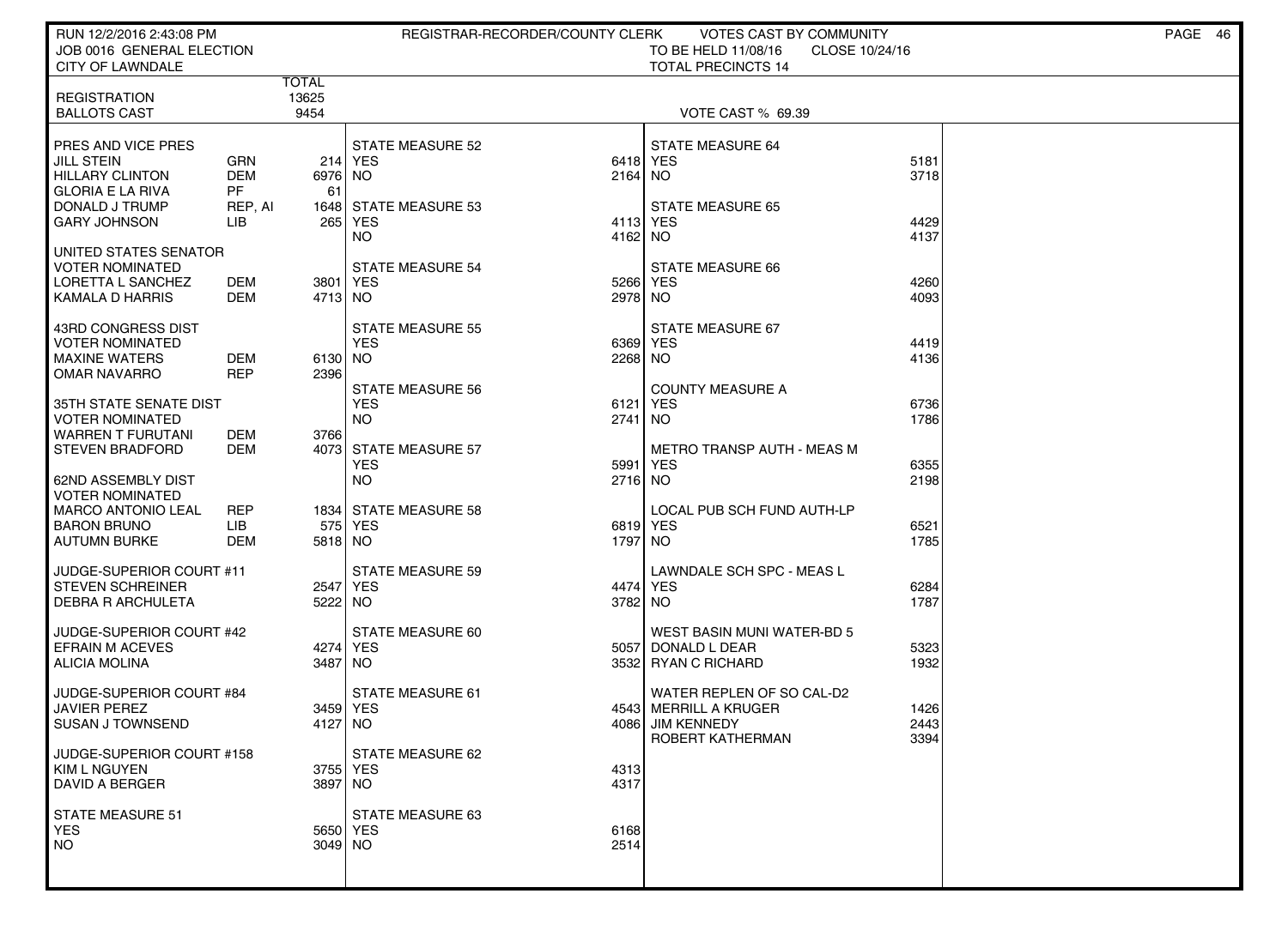RUN 12/2/2016 2:43:08 PM — REGISTRAR-RECORDER/COUNTY CLERK — VOTES CAST BY COMMUNITY

JOB 0016 GENERAL ELECTION — TO BE HELD 11/08/16 — CLOSE 10/24/16

CITY OF LAWNDALE — TOTAL PRECINCTS 14

| | TOTAL |
|---|---|
| REGISTRATION | 13625 |
| BALLOTS CAST | 9454 |

VOTE CAST % 69.39

**PRES AND VICE PRES**

| Candidate | Party | Votes |
|---|---|---|
| JILL STEIN | GRN | 214 |
| HILLARY CLINTON | DEM | 6976 |
| GLORIA E LA RIVA | PF | 61 |
| DONALD J TRUMP | REP, AI | 1648 |
| GARY JOHNSON | LIB | 265 |

**UNITED STATES SENATOR — VOTER NOMINATED**

| Candidate | Party | Votes |
|---|---|---|
| LORETTA L SANCHEZ | DEM | 3801 |
| KAMALA D HARRIS | DEM | 4713 |

**43RD CONGRESS DIST — VOTER NOMINATED**

| Candidate | Party | Votes |
|---|---|---|
| MAXINE WATERS | DEM | 6130 |
| OMAR NAVARRO | REP | 2396 |

**35TH STATE SENATE DIST — VOTER NOMINATED**

| Candidate | Party | Votes |
|---|---|---|
| WARREN T FURUTANI | DEM | 3766 |
| STEVEN BRADFORD | DEM | 4073 |

**62ND ASSEMBLY DIST — VOTER NOMINATED**

| Candidate | Party | Votes |
|---|---|---|
| MARCO ANTONIO LEAL | REP | 1834 |
| BARON BRUNO | LIB | 575 |
| AUTUMN BURKE | DEM | 5818 |

**JUDGE-SUPERIOR COURT #11**

| Candidate | Votes |
|---|---|
| STEVEN SCHREINER | 2547 |
| DEBRA R ARCHULETA | 5222 |

**JUDGE-SUPERIOR COURT #42**

| Candidate | Votes |
|---|---|
| EFRAIN M ACEVES | 4274 |
| ALICIA MOLINA | 3487 |

**JUDGE-SUPERIOR COURT #84**

| Candidate | Votes |
|---|---|
| JAVIER PEREZ | 3459 |
| SUSAN J TOWNSEND | 4127 |

**JUDGE-SUPERIOR COURT #158**

| Candidate | Votes |
|---|---|
| KIM L NGUYEN | 3755 |
| DAVID A BERGER | 3897 |

**MEASURES**

| Measure | YES | NO |
|---|---|---|
| STATE MEASURE 51 | 5650 | 3049 |
| STATE MEASURE 52 | 6418 | 2164 |
| STATE MEASURE 53 | 4113 | 4162 |
| STATE MEASURE 54 | 5266 | 2978 |
| STATE MEASURE 55 | 6369 | 2268 |
| STATE MEASURE 56 | 6121 | 2741 |
| STATE MEASURE 57 | 5991 | 2716 |
| STATE MEASURE 58 | 6819 | 1797 |
| STATE MEASURE 59 | 4474 | 3782 |
| STATE MEASURE 60 | 5057 | 3532 |
| STATE MEASURE 61 | 4543 | 4086 |
| STATE MEASURE 62 | 4313 | 4317 |
| STATE MEASURE 63 | 6168 | 2514 |
| STATE MEASURE 64 | 5181 | 3718 |
| STATE MEASURE 65 | 4429 | 4137 |
| STATE MEASURE 66 | 4260 | 4093 |
| STATE MEASURE 67 | 4419 | 4136 |
| COUNTY MEASURE A | 6736 | 1786 |
| METRO TRANSP AUTH - MEAS M | 6355 | 2198 |
| LOCAL PUB SCH FUND AUTH-LP | 6521 | 1785 |
| LAWNDALE SCH SPC - MEAS L | 6284 | 1787 |

**WEST BASIN MUNI WATER-BD 5**

| Candidate | Votes |
|---|---|
| DONALD L DEAR | 5323 |
| RYAN C RICHARD | 1932 |

**WATER REPLEN OF SO CAL-D2**

| Candidate | Votes |
|---|---|
| MERRILL A KRUGER | 1426 |
| JIM KENNEDY | 2443 |
| ROBERT KATHERMAN | 3394 |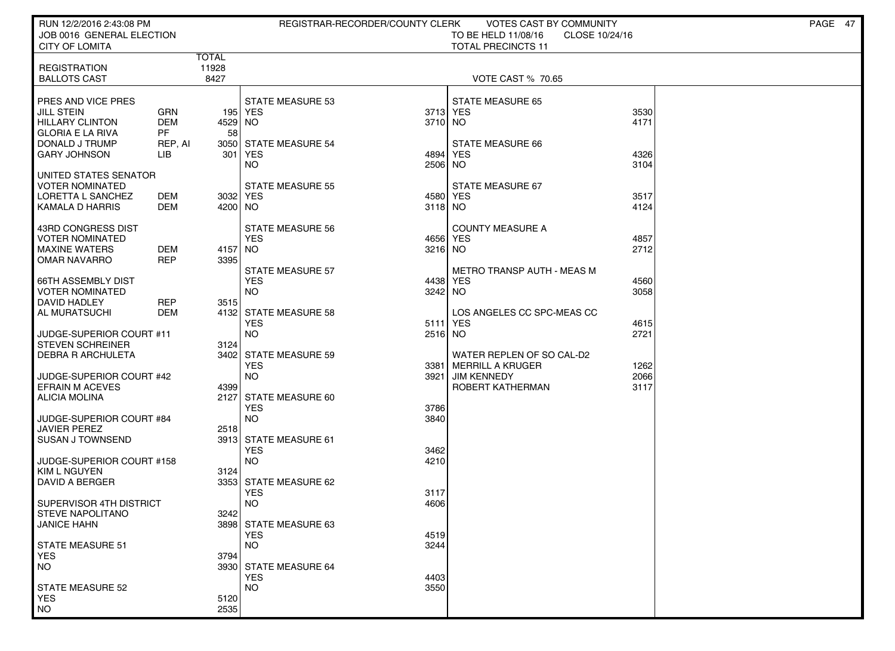RUN 12/2/2016 2:43:08 PM — REGISTRAR-RECORDER/COUNTY CLERK — VOTES CAST BY COMMUNITY
JOB 0016 GENERAL ELECTION — TO BE HELD 11/08/16 — CLOSE 10/24/16
CITY OF LOMITA — TOTAL PRECINCTS 11

| | | TOTAL |
|---|---|---|
| REGISTRATION | | 11928 |
| BALLOTS CAST | | 8427 |

VOTE CAST % 70.65

| PRES AND VICE PRES | | |
|---|---|---|
| JILL STEIN | GRN | 195 |
| HILLARY CLINTON | DEM | 4529 |
| GLORIA E LA RIVA | PF | 58 |
| DONALD J TRUMP | REP, AI | 3050 |
| GARY JOHNSON | LIB | 301 |

| UNITED STATES SENATOR VOTER NOMINATED | | |
|---|---|---|
| LORETTA L SANCHEZ | DEM | 3032 |
| KAMALA D HARRIS | DEM | 4200 |

| 43RD CONGRESS DIST VOTER NOMINATED | | |
|---|---|---|
| MAXINE WATERS | DEM | 4157 |
| OMAR NAVARRO | REP | 3395 |

| 66TH ASSEMBLY DIST VOTER NOMINATED | | |
|---|---|---|
| DAVID HADLEY | REP | 3515 |
| AL MURATSUCHI | DEM | 4132 |

| JUDGE-SUPERIOR COURT #11 | |
|---|---|
| STEVEN SCHREINER | 3124 |
| DEBRA R ARCHULETA | 3402 |

| JUDGE-SUPERIOR COURT #42 | |
|---|---|
| EFRAIN M ACEVES | 4399 |
| ALICIA MOLINA | 2127 |

| JUDGE-SUPERIOR COURT #84 | |
|---|---|
| JAVIER PEREZ | 2518 |
| SUSAN J TOWNSEND | 3913 |

| JUDGE-SUPERIOR COURT #158 | |
|---|---|
| KIM L NGUYEN | 3124 |
| DAVID A BERGER | 3353 |

| SUPERVISOR 4TH DISTRICT | |
|---|---|
| STEVE NAPOLITANO | 3242 |
| JANICE HAHN | 3898 |

| MEASURE | YES | NO |
|---|---|---|
| STATE MEASURE 51 | 3794 | 3930 |
| STATE MEASURE 52 | 5120 | 2535 |
| STATE MEASURE 53 | 3713 | 3710 |
| STATE MEASURE 54 | 4894 | 2506 |
| STATE MEASURE 55 | 4580 | 3118 |
| STATE MEASURE 56 | 4656 | 3216 |
| STATE MEASURE 57 | 4438 | 3242 |
| STATE MEASURE 58 | 5111 | 2516 |
| STATE MEASURE 59 | 3381 | 3921 |
| STATE MEASURE 60 | 3786 | 3840 |
| STATE MEASURE 61 | 3462 | 4210 |
| STATE MEASURE 62 | 3117 | 4606 |
| STATE MEASURE 63 | 4519 | 3244 |
| STATE MEASURE 64 | 4403 | 3550 |
| STATE MEASURE 65 | 3530 | 4171 |
| STATE MEASURE 66 | 4326 | 3104 |
| STATE MEASURE 67 | 3517 | 4124 |
| COUNTY MEASURE A | 4857 | 2712 |
| METRO TRANSP AUTH - MEAS M | 4560 | 3058 |
| LOS ANGELES CC SPC-MEAS CC | 4615 | 2721 |

| WATER REPLEN OF SO CAL-D2 | |
|---|---|
| MERRILL A KRUGER | 1262 |
| JIM KENNEDY | 2066 |
| ROBERT KATHERMAN | 3117 |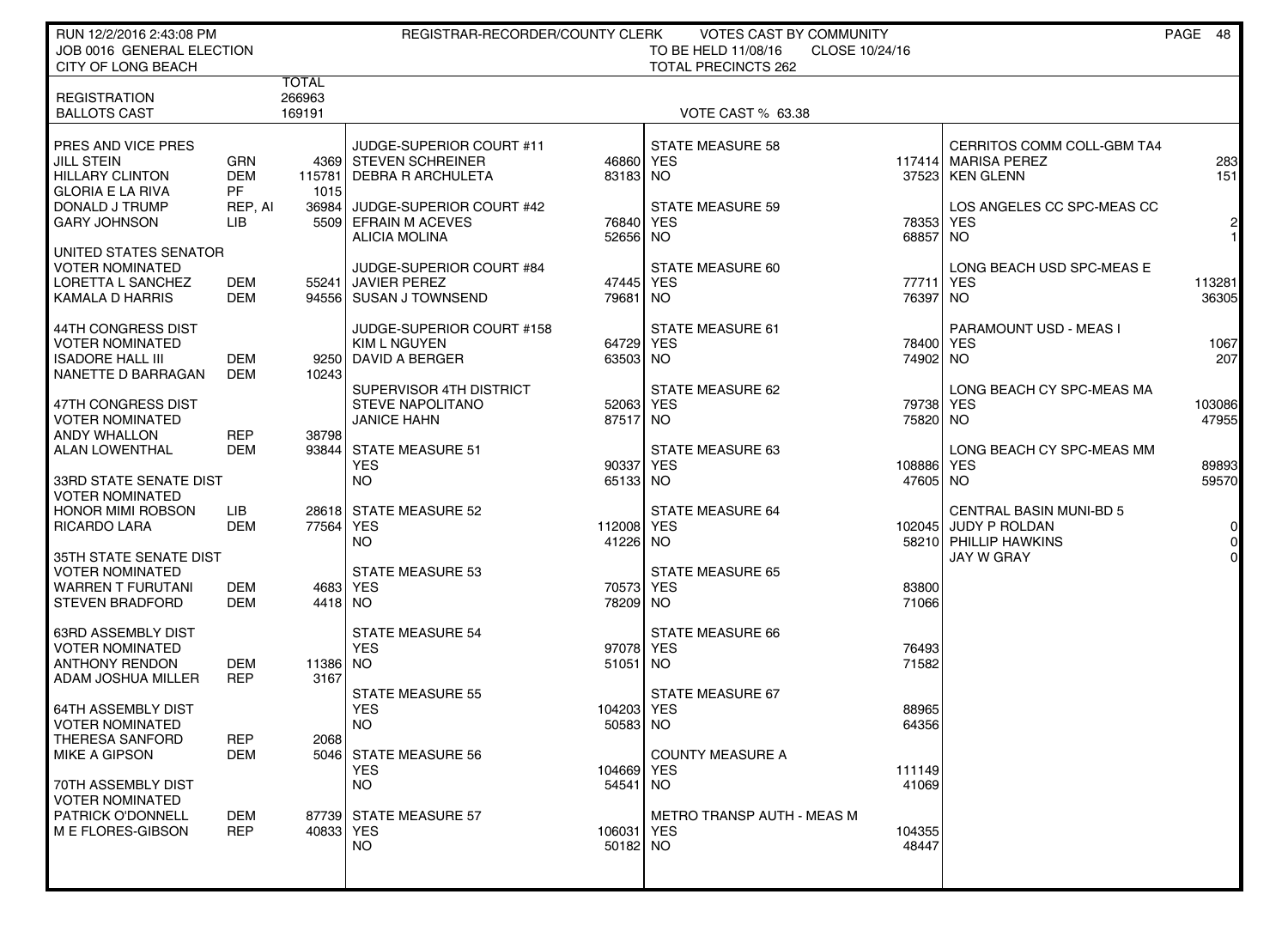RUN 12/2/2016 2:43:08 PM
JOB 0016 GENERAL ELECTION
CITY OF LONG BEACH

REGISTRAR-RECORDER/COUNTY CLERK — VOTES CAST BY COMMUNITY
TO BE HELD 11/08/16 — CLOSE 10/24/16
TOTAL PRECINCTS 262

| | | TOTAL |
|---|---|---|
| REGISTRATION | | 266963 |
| BALLOTS CAST | | 169191 |

VOTE CAST % 63.38

**PRES AND VICE PRES**

| Candidate | Party | Votes |
|---|---|---|
| JILL STEIN | GRN | 4369 |
| HILLARY CLINTON | DEM | 115781 |
| GLORIA E LA RIVA | PF | 1015 |
| DONALD J TRUMP | REP, AI | 36984 |
| GARY JOHNSON | LIB | 5509 |

**UNITED STATES SENATOR**
VOTER NOMINATED

| Candidate | Party | Votes |
|---|---|---|
| LORETTA L SANCHEZ | DEM | 55241 |
| KAMALA D HARRIS | DEM | 94556 |

**44TH CONGRESS DIST**
VOTER NOMINATED

| Candidate | Party | Votes |
|---|---|---|
| ISADORE HALL III | DEM | 9250 |
| NANETTE D BARRAGAN | DEM | 10243 |

**47TH CONGRESS DIST**
VOTER NOMINATED

| Candidate | Party | Votes |
|---|---|---|
| ANDY WHALLON | REP | 38798 |
| ALAN LOWENTHAL | DEM | 93844 |

**33RD STATE SENATE DIST**
VOTER NOMINATED

| Candidate | Party | Votes |
|---|---|---|
| HONOR MIMI ROBSON | LIB | 28618 |
| RICARDO LARA | DEM | 77564 |

**35TH STATE SENATE DIST**
VOTER NOMINATED

| Candidate | Party | Votes |
|---|---|---|
| WARREN T FURUTANI | DEM | 4683 |
| STEVEN BRADFORD | DEM | 4418 |

**63RD ASSEMBLY DIST**
VOTER NOMINATED

| Candidate | Party | Votes |
|---|---|---|
| ANTHONY RENDON | DEM | 11386 |
| ADAM JOSHUA MILLER | REP | 3167 |

**64TH ASSEMBLY DIST**
VOTER NOMINATED

| Candidate | Party | Votes |
|---|---|---|
| THERESA SANFORD | REP | 2068 |
| MIKE A GIPSON | DEM | 5046 |

**70TH ASSEMBLY DIST**
VOTER NOMINATED

| Candidate | Party | Votes |
|---|---|---|
| PATRICK O'DONNELL | DEM | 87739 |
| M E FLORES-GIBSON | REP | 40833 |

**JUDGE-SUPERIOR COURT #11**

| Candidate | Votes |
|---|---|
| STEVEN SCHREINER | 46860 |
| DEBRA R ARCHULETA | 83183 |

**JUDGE-SUPERIOR COURT #42**

| Candidate | Votes |
|---|---|
| EFRAIN M ACEVES | 76840 |
| ALICIA MOLINA | 52656 |

**JUDGE-SUPERIOR COURT #84**

| Candidate | Votes |
|---|---|
| JAVIER PEREZ | 47445 |
| SUSAN J TOWNSEND | 79681 |

**JUDGE-SUPERIOR COURT #158**

| Candidate | Votes |
|---|---|
| KIM L NGUYEN | 64729 |
| DAVID A BERGER | 63503 |

**SUPERVISOR 4TH DISTRICT**

| Candidate | Votes |
|---|---|
| STEVE NAPOLITANO | 52063 |
| JANICE HAHN | 87517 |

| Measure | YES | NO |
|---|---|---|
| STATE MEASURE 51 | 90337 | 65133 |
| STATE MEASURE 52 | 112008 | 41226 |
| STATE MEASURE 53 | 70573 | 78209 |
| STATE MEASURE 54 | 97078 | 51051 |
| STATE MEASURE 55 | 104203 | 50583 |
| STATE MEASURE 56 | 104669 | 54541 |
| STATE MEASURE 57 | 106031 | 50182 |
| STATE MEASURE 58 | 117414 | 37523 |
| STATE MEASURE 59 | 78353 | 68857 |
| STATE MEASURE 60 | 77711 | 76397 |
| STATE MEASURE 61 | 78400 | 74902 |
| STATE MEASURE 62 | 79738 | 75820 |
| STATE MEASURE 63 | 108886 | 47605 |
| STATE MEASURE 64 | 102045 | 58210 |
| STATE MEASURE 65 | 83800 | 71066 |
| STATE MEASURE 66 | 76493 | 71582 |
| STATE MEASURE 67 | 88965 | 64356 |
| COUNTY MEASURE A | 111149 | 41069 |
| METRO TRANSP AUTH - MEAS M | 104355 | 48447 |

**CERRITOS COMM COLL-GBM TA4**

| Candidate | Votes |
|---|---|
| MARISA PEREZ | 283 |
| KEN GLENN | 151 |

| Measure | YES | NO |
|---|---|---|
| LOS ANGELES CC SPC-MEAS CC | 2 | 1 |
| LONG BEACH USD SPC-MEAS E | 113281 | 36305 |
| PARAMOUNT USD - MEAS I | 1067 | 207 |
| LONG BEACH CY SPC-MEAS MA | 103086 | 47955 |
| LONG BEACH CY SPC-MEAS MM | 89893 | 59570 |

**CENTRAL BASIN MUNI-BD 5**

| Candidate | Votes |
|---|---|
| JUDY P ROLDAN | 0 |
| PHILLIP HAWKINS | 0 |
| JAY W GRAY | 0 |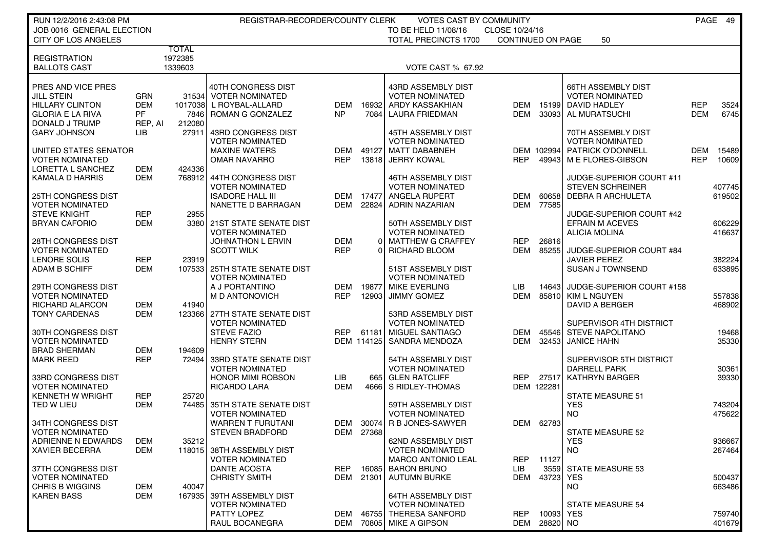RUN 12/2/2016 2:43:08 PM — REGISTRAR-RECORDER/COUNTY CLERK — VOTES CAST BY COMMUNITY

JOB 0016 GENERAL ELECTION — TO BE HELD 11/08/16 — CLOSE 10/24/16

CITY OF LOS ANGELES — TOTAL PRECINCTS 1700 — CONTINUED ON PAGE 50

| | TOTAL |
|---|---|
| REGISTRATION | 1972385 |
| BALLOTS CAST | 1339603 |

VOTE CAST % 67.92

**PRES AND VICE PRES**

| Candidate | Party | Votes |
|---|---|---|
| JILL STEIN | GRN | 31534 |
| HILLARY CLINTON | DEM | 1017038 |
| GLORIA E LA RIVA | PF | 7846 |
| DONALD J TRUMP | REP, AI | 212080 |
| GARY JOHNSON | LIB | 27911 |

**UNITED STATES SENATOR** — VOTER NOMINATED

| Candidate | Party | Votes |
|---|---|---|
| LORETTA L SANCHEZ | DEM | 424336 |
| KAMALA D HARRIS | DEM | 768912 |

**25TH CONGRESS DIST** — VOTER NOMINATED

| Candidate | Party | Votes |
|---|---|---|
| STEVE KNIGHT | REP | 2955 |
| BRYAN CAFORIO | DEM | 3380 |

**28TH CONGRESS DIST** — VOTER NOMINATED

| Candidate | Party | Votes |
|---|---|---|
| LENORE SOLIS | REP | 23919 |
| ADAM B SCHIFF | DEM | 107533 |

**29TH CONGRESS DIST** — VOTER NOMINATED

| Candidate | Party | Votes |
|---|---|---|
| RICHARD ALARCON | DEM | 41940 |
| TONY CARDENAS | DEM | 123366 |

**30TH CONGRESS DIST** — VOTER NOMINATED

| Candidate | Party | Votes |
|---|---|---|
| BRAD SHERMAN | DEM | 194609 |
| MARK REED | REP | 72494 |

**33RD CONGRESS DIST** — VOTER NOMINATED

| Candidate | Party | Votes |
|---|---|---|
| KENNETH W WRIGHT | REP | 25720 |
| TED W LIEU | DEM | 74485 |

**34TH CONGRESS DIST** — VOTER NOMINATED

| Candidate | Party | Votes |
|---|---|---|
| ADRIENNE N EDWARDS | DEM | 35212 |
| XAVIER BECERRA | DEM | 118015 |

**37TH CONGRESS DIST** — VOTER NOMINATED

| Candidate | Party | Votes |
|---|---|---|
| CHRIS B WIGGINS | DEM | 40047 |
| KAREN BASS | DEM | 167935 |

**40TH CONGRESS DIST** — VOTER NOMINATED

| Candidate | Party | Votes |
|---|---|---|
| L ROYBAL-ALLARD | DEM | 16932 |
| ROMAN G GONZALEZ | NP | 7084 |

**43RD CONGRESS DIST** — VOTER NOMINATED

| Candidate | Party | Votes |
|---|---|---|
| MAXINE WATERS | DEM | 49127 |
| OMAR NAVARRO | REP | 13818 |

**44TH CONGRESS DIST** — VOTER NOMINATED

| Candidate | Party | Votes |
|---|---|---|
| ISADORE HALL III | DEM | 17477 |
| NANETTE D BARRAGAN | DEM | 22824 |

**21ST STATE SENATE DIST** — VOTER NOMINATED

| Candidate | Party | Votes |
|---|---|---|
| JOHNATHON L ERVIN | DEM | 0 |
| SCOTT WILK | REP | 0 |

**25TH STATE SENATE DIST** — VOTER NOMINATED

| Candidate | Party | Votes |
|---|---|---|
| A J PORTANTINO | DEM | 19877 |
| M D ANTONOVICH | REP | 12903 |

**27TH STATE SENATE DIST** — VOTER NOMINATED

| Candidate | Party | Votes |
|---|---|---|
| STEVE FAZIO | REP | 61181 |
| HENRY STERN | DEM | 114125 |

**33RD STATE SENATE DIST** — VOTER NOMINATED

| Candidate | Party | Votes |
|---|---|---|
| HONOR MIMI ROBSON | LIB | 665 |
| RICARDO LARA | DEM | 4666 |

**35TH STATE SENATE DIST** — VOTER NOMINATED

| Candidate | Party | Votes |
|---|---|---|
| WARREN T FURUTANI | DEM | 30074 |
| STEVEN BRADFORD | DEM | 27368 |

**38TH ASSEMBLY DIST** — VOTER NOMINATED

| Candidate | Party | Votes |
|---|---|---|
| DANTE ACOSTA | REP | 16085 |
| CHRISTY SMITH | DEM | 21301 |

**39TH ASSEMBLY DIST** — VOTER NOMINATED

| Candidate | Party | Votes |
|---|---|---|
| PATTY LOPEZ | DEM | 46755 |
| RAUL BOCANEGRA | DEM | 70805 |

**43RD ASSEMBLY DIST** — VOTER NOMINATED

| Candidate | Party | Votes |
|---|---|---|
| ARDY KASSAKHIAN | DEM | 15199 |
| LAURA FRIEDMAN | DEM | 33093 |

**45TH ASSEMBLY DIST** — VOTER NOMINATED

| Candidate | Party | Votes |
|---|---|---|
| MATT DABABNEH | DEM | 102994 |
| JERRY KOWAL | REP | 49943 |

**46TH ASSEMBLY DIST** — VOTER NOMINATED

| Candidate | Party | Votes |
|---|---|---|
| ANGELA RUPERT | DEM | 60658 |
| ADRIN NAZARIAN | DEM | 77585 |

**50TH ASSEMBLY DIST** — VOTER NOMINATED

| Candidate | Party | Votes |
|---|---|---|
| MATTHEW G CRAFFEY | REP | 26816 |
| RICHARD BLOOM | DEM | 85255 |

**51ST ASSEMBLY DIST** — VOTER NOMINATED

| Candidate | Party | Votes |
|---|---|---|
| MIKE EVERLING | LIB | 14643 |
| JIMMY GOMEZ | DEM | 85810 |

**53RD ASSEMBLY DIST** — VOTER NOMINATED

| Candidate | Party | Votes |
|---|---|---|
| MIGUEL SANTIAGO | DEM | 45546 |
| SANDRA MENDOZA | DEM | 32453 |

**54TH ASSEMBLY DIST** — VOTER NOMINATED

| Candidate | Party | Votes |
|---|---|---|
| GLEN RATCLIFF | REP | 27517 |
| S RIDLEY-THOMAS | DEM | 122281 |

**59TH ASSEMBLY DIST** — VOTER NOMINATED

| Candidate | Party | Votes |
|---|---|---|
| R B JONES-SAWYER | DEM | 62783 |

**62ND ASSEMBLY DIST** — VOTER NOMINATED

| Candidate | Party | Votes |
|---|---|---|
| MARCO ANTONIO LEAL | REP | 11127 |
| BARON BRUNO | LIB | 3559 |
| AUTUMN BURKE | DEM | 43723 |

**64TH ASSEMBLY DIST** — VOTER NOMINATED

| Candidate | Party | Votes |
|---|---|---|
| THERESA SANFORD | REP | 10093 |
| MIKE A GIPSON | DEM | 28820 |

**66TH ASSEMBLY DIST** — VOTER NOMINATED

| Candidate | Party | Votes |
|---|---|---|
| DAVID HADLEY | REP | 3524 |
| AL MURATSUCHI | DEM | 6745 |

**70TH ASSEMBLY DIST** — VOTER NOMINATED

| Candidate | Party | Votes |
|---|---|---|
| PATRICK O'DONNELL | DEM | 15489 |
| M E FLORES-GIBSON | REP | 10609 |

**JUDGE-SUPERIOR COURT #11**

| Candidate | Votes |
|---|---|
| STEVEN SCHREINER | 407745 |
| DEBRA R ARCHULETA | 619502 |

**JUDGE-SUPERIOR COURT #42**

| Candidate | Votes |
|---|---|
| EFRAIN M ACEVES | 606229 |
| ALICIA MOLINA | 416637 |

**JUDGE-SUPERIOR COURT #84**

| Candidate | Votes |
|---|---|
| JAVIER PEREZ | 382224 |
| SUSAN J TOWNSEND | 633895 |

**JUDGE-SUPERIOR COURT #158**

| Candidate | Votes |
|---|---|
| KIM L NGUYEN | 557838 |
| DAVID A BERGER | 468902 |

**SUPERVISOR 4TH DISTRICT**

| Candidate | Votes |
|---|---|
| STEVE NAPOLITANO | 19468 |
| JANICE HAHN | 35330 |

**SUPERVISOR 5TH DISTRICT**

| Candidate | Votes |
|---|---|
| DARRELL PARK | 30361 |
| KATHRYN BARGER | 39330 |

**STATE MEASURE 51**

| | Votes |
|---|---|
| YES | 743204 |
| NO | 475622 |

**STATE MEASURE 52**

| | Votes |
|---|---|
| YES | 936667 |
| NO | 267464 |

**STATE MEASURE 53**

| | Votes |
|---|---|
| YES | 500437 |
| NO | 663486 |

**STATE MEASURE 54**

| | Votes |
|---|---|
| YES | 759740 |
| NO | 401679 |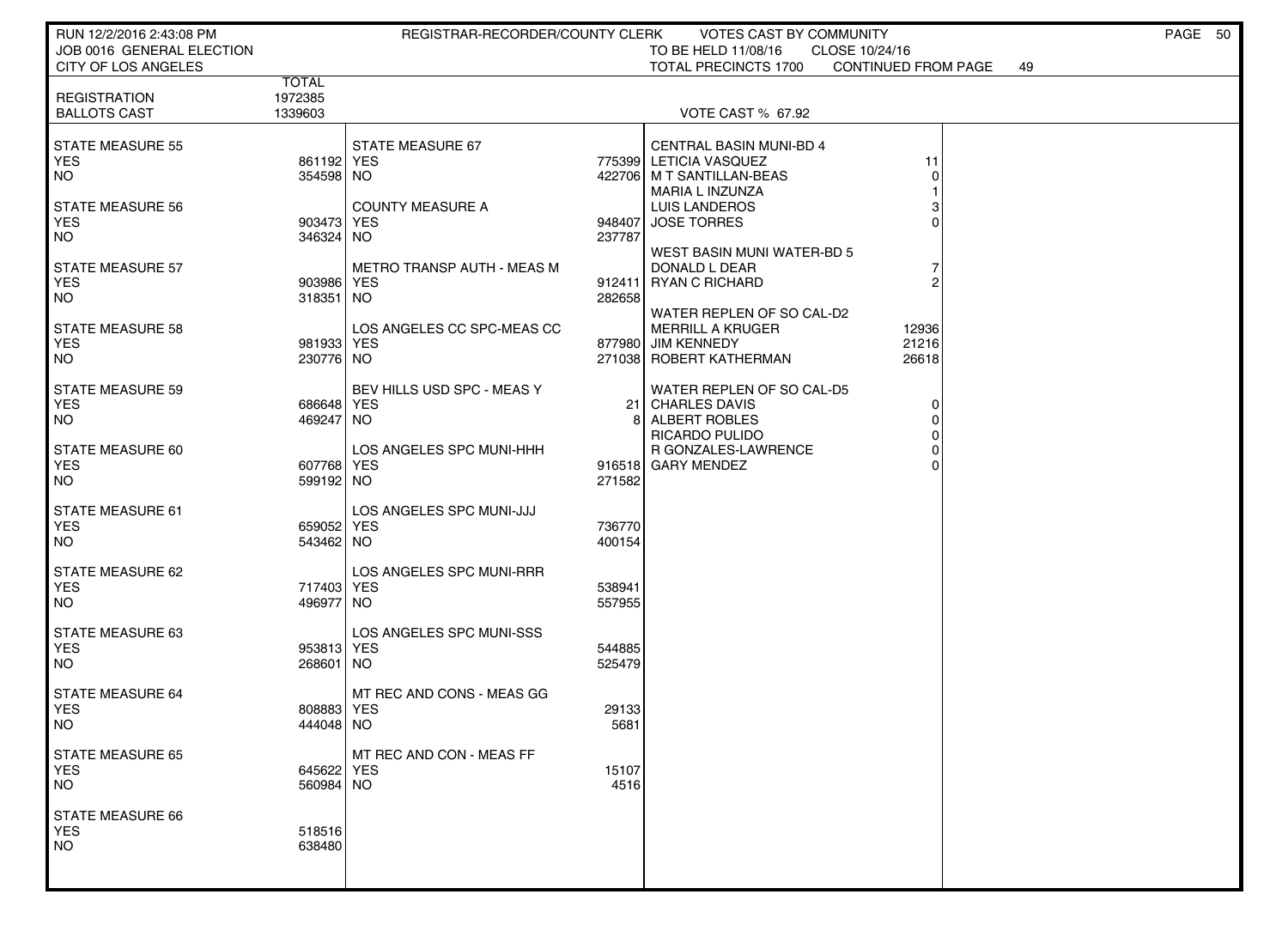REGISTRAR-RECORDER/COUNTY CLERK — VOTES CAST BY COMMUNITY

JOB 0016 GENERAL ELECTION — TO BE HELD 11/08/16 — CLOSE 10/24/16

CITY OF LOS ANGELES — TOTAL PRECINCTS 1700 — CONTINUED FROM PAGE 49

| | TOTAL |
|---|---|
| REGISTRATION | 1972385 |
| BALLOTS CAST | 1339603 |

VOTE CAST % 67.92

| | |
|---|---|
| **STATE MEASURE 55** | |
| YES | 861192 |
| NO | 354598 |
| **STATE MEASURE 56** | |
| YES | 903473 |
| NO | 346324 |
| **STATE MEASURE 57** | |
| YES | 903986 |
| NO | 318351 |
| **STATE MEASURE 58** | |
| YES | 981933 |
| NO | 230776 |
| **STATE MEASURE 59** | |
| YES | 686648 |
| NO | 469247 |
| **STATE MEASURE 60** | |
| YES | 607768 |
| NO | 599192 |
| **STATE MEASURE 61** | |
| YES | 659052 |
| NO | 543462 |
| **STATE MEASURE 62** | |
| YES | 717403 |
| NO | 496977 |
| **STATE MEASURE 63** | |
| YES | 953813 |
| NO | 268601 |
| **STATE MEASURE 64** | |
| YES | 808883 |
| NO | 444048 |
| **STATE MEASURE 65** | |
| YES | 645622 |
| NO | 560984 |
| **STATE MEASURE 66** | |
| YES | 518516 |
| NO | 638480 |
| **STATE MEASURE 67** | |
| YES | 775399 |
| NO | 422706 |
| **COUNTY MEASURE A** | |
| YES | 948407 |
| NO | 237787 |
| **METRO TRANSP AUTH - MEAS M** | |
| YES | 912411 |
| NO | 282658 |
| **LOS ANGELES CC SPC-MEAS CC** | |
| YES | 877980 |
| NO | 271038 |
| **BEV HILLS USD SPC - MEAS Y** | |
| YES | 21 |
| NO | 8 |
| **LOS ANGELES SPC MUNI-HHH** | |
| YES | 916518 |
| NO | 271582 |
| **LOS ANGELES SPC MUNI-JJJ** | |
| YES | 736770 |
| NO | 400154 |
| **LOS ANGELES SPC MUNI-RRR** | |
| YES | 538941 |
| NO | 557955 |
| **LOS ANGELES SPC MUNI-SSS** | |
| YES | 544885 |
| NO | 525479 |
| **MT REC AND CONS - MEAS GG** | |
| YES | 29133 |
| NO | 5681 |
| **MT REC AND CON - MEAS FF** | |
| YES | 15107 |
| NO | 4516 |
| **CENTRAL BASIN MUNI-BD 4** | |
| LETICIA VASQUEZ | 11 |
| M T SANTILLAN-BEAS | 0 |
| MARIA L INZUNZA | 1 |
| LUIS LANDEROS | 3 |
| JOSE TORRES | 0 |
| **WEST BASIN MUNI WATER-BD 5** | |
| DONALD L DEAR | 7 |
| RYAN C RICHARD | 2 |
| **WATER REPLEN OF SO CAL-D2** | |
| MERRILL A KRUGER | 12936 |
| JIM KENNEDY | 21216 |
| ROBERT KATHERMAN | 26618 |
| **WATER REPLEN OF SO CAL-D5** | |
| CHARLES DAVIS | 0 |
| ALBERT ROBLES | 0 |
| RICARDO PULIDO | 0 |
| R GONZALES-LAWRENCE | 0 |
| GARY MENDEZ | 0 |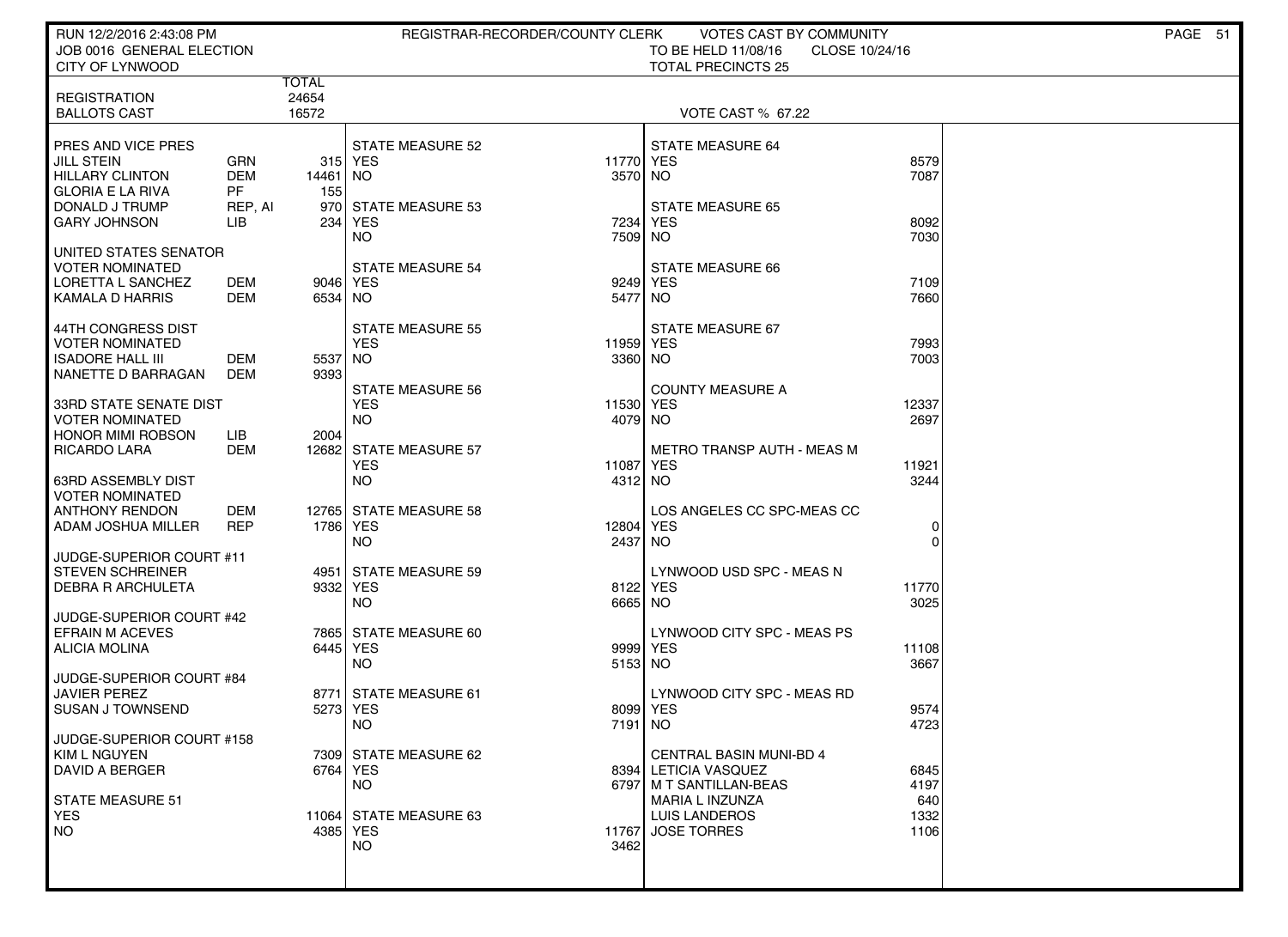RUN 12/2/2016 2:43:08 PM | REGISTRAR-RECORDER/COUNTY CLERK | VOTES CAST BY COMMUNITY

JOB 0016 GENERAL ELECTION | TO BE HELD 11/08/16 | CLOSE 10/24/16

CITY OF LYNWOOD | TOTAL PRECINCTS 25

| | | TOTAL |
|---|---|---|
| REGISTRATION | | 24654 |
| BALLOTS CAST | | 16572 |

VOTE CAST % 67.22

| PRES AND VICE PRES | | |
|---|---|---|
| JILL STEIN | GRN | 315 |
| HILLARY CLINTON | DEM | 14461 |
| GLORIA E LA RIVA | PF | 155 |
| DONALD J TRUMP | REP, AI | 970 |
| GARY JOHNSON | LIB | 234 |

| UNITED STATES SENATOR VOTER NOMINATED | | |
|---|---|---|
| LORETTA L SANCHEZ | DEM | 9046 |
| KAMALA D HARRIS | DEM | 6534 |

| 44TH CONGRESS DIST VOTER NOMINATED | | |
|---|---|---|
| ISADORE HALL III | DEM | 5537 |
| NANETTE D BARRAGAN | DEM | 9393 |

| 33RD STATE SENATE DIST VOTER NOMINATED | | |
|---|---|---|
| HONOR MIMI ROBSON | LIB | 2004 |
| RICARDO LARA | DEM | 12682 |

| 63RD ASSEMBLY DIST VOTER NOMINATED | | |
|---|---|---|
| ANTHONY RENDON | DEM | 12765 |
| ADAM JOSHUA MILLER | REP | 1786 |

| JUDGE-SUPERIOR COURT #11 | |
|---|---|
| STEVEN SCHREINER | 4951 |
| DEBRA R ARCHULETA | 9332 |

| JUDGE-SUPERIOR COURT #42 | |
|---|---|
| EFRAIN M ACEVES | 7865 |
| ALICIA MOLINA | 6445 |

| JUDGE-SUPERIOR COURT #84 | |
|---|---|
| JAVIER PEREZ | 8771 |
| SUSAN J TOWNSEND | 5273 |

| JUDGE-SUPERIOR COURT #158 | |
|---|---|
| KIM L NGUYEN | 7309 |
| DAVID A BERGER | 6764 |

| MEASURE | YES | NO |
|---|---|---|
| STATE MEASURE 51 | 11064 | 4385 |
| STATE MEASURE 52 | 11770 | 3570 |
| STATE MEASURE 53 | 7234 | 7509 |
| STATE MEASURE 54 | 9249 | 5477 |
| STATE MEASURE 55 | 11959 | 3360 |
| STATE MEASURE 56 | 11530 | 4079 |
| STATE MEASURE 57 | 11087 | 4312 |
| STATE MEASURE 58 | 12804 | 2437 |
| STATE MEASURE 59 | 8122 | 6665 |
| STATE MEASURE 60 | 9999 | 5153 |
| STATE MEASURE 61 | 8099 | 7191 |
| STATE MEASURE 62 | 8394 | 6797 |
| STATE MEASURE 63 | 11767 | 3462 |
| STATE MEASURE 64 | 8579 | 7087 |
| STATE MEASURE 65 | 8092 | 7030 |
| STATE MEASURE 66 | 7109 | 7660 |
| STATE MEASURE 67 | 7993 | 7003 |
| COUNTY MEASURE A | 12337 | 2697 |
| METRO TRANSP AUTH - MEAS M | 11921 | 3244 |
| LOS ANGELES CC SPC-MEAS CC | 0 | 0 |
| LYNWOOD USD SPC - MEAS N | 11770 | 3025 |
| LYNWOOD CITY SPC - MEAS PS | 11108 | 3667 |
| LYNWOOD CITY SPC - MEAS RD | 9574 | 4723 |

| CENTRAL BASIN MUNI-BD 4 | |
|---|---|
| LETICIA VASQUEZ | 6845 |
| M T SANTILLAN-BEAS | 4197 |
| MARIA L INZUNZA | 640 |
| LUIS LANDEROS | 1332 |
| JOSE TORRES | 1106 |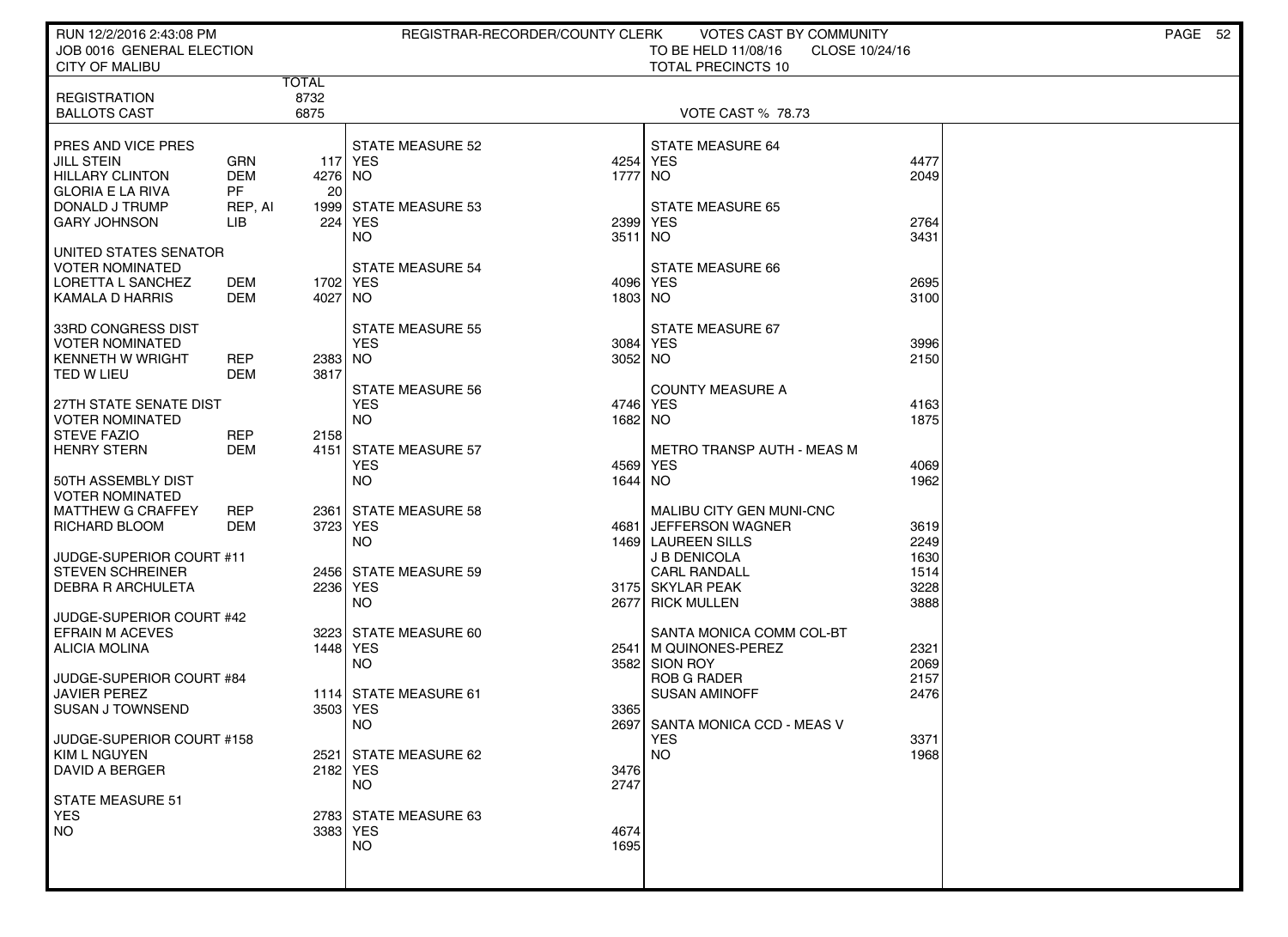RUN 12/2/2016 2:43:08 PM
JOB 0016 GENERAL ELECTION
CITY OF MALIBU

REGISTRAR-RECORDER/COUNTY CLERK

VOTES CAST BY COMMUNITY
TO BE HELD 11/08/16 CLOSE 10/24/16
TOTAL PRECINCTS 10

| | TOTAL |
|---|---|
| REGISTRATION | 8732 |
| BALLOTS CAST | 6875 |

VOTE CAST % 78.73

**PRES AND VICE PRES**

| Candidate | Party | Votes |
|---|---|---|
| JILL STEIN | GRN | 117 |
| HILLARY CLINTON | DEM | 4276 |
| GLORIA E LA RIVA | PF | 20 |
| DONALD J TRUMP | REP, AI | 1999 |
| GARY JOHNSON | LIB | 224 |

**UNITED STATES SENATOR**
VOTER NOMINATED

| Candidate | Party | Votes |
|---|---|---|
| LORETTA L SANCHEZ | DEM | 1702 |
| KAMALA D HARRIS | DEM | 4027 |

**33RD CONGRESS DIST**
VOTER NOMINATED

| Candidate | Party | Votes |
|---|---|---|
| KENNETH W WRIGHT | REP | 2383 |
| TED W LIEU | DEM | 3817 |

**27TH STATE SENATE DIST**
VOTER NOMINATED

| Candidate | Party | Votes |
|---|---|---|
| STEVE FAZIO | REP | 2158 |
| HENRY STERN | DEM | 4151 |

**50TH ASSEMBLY DIST**
VOTER NOMINATED

| Candidate | Party | Votes |
|---|---|---|
| MATTHEW G CRAFFEY | REP | 2361 |
| RICHARD BLOOM | DEM | 3723 |

**JUDGE-SUPERIOR COURT #11**

| Candidate | Votes |
|---|---|
| STEVEN SCHREINER | 2456 |
| DEBRA R ARCHULETA | 2236 |

**JUDGE-SUPERIOR COURT #42**

| Candidate | Votes |
|---|---|
| EFRAIN M ACEVES | 3223 |
| ALICIA MOLINA | 1448 |

**JUDGE-SUPERIOR COURT #84**

| Candidate | Votes |
|---|---|
| JAVIER PEREZ | 1114 |
| SUSAN J TOWNSEND | 3503 |

**JUDGE-SUPERIOR COURT #158**

| Candidate | Votes |
|---|---|
| KIM L NGUYEN | 2521 |
| DAVID A BERGER | 2182 |

| Measure | YES | NO |
|---|---|---|
| STATE MEASURE 51 | 2783 | 3383 |
| STATE MEASURE 52 | 4254 | 1777 |
| STATE MEASURE 53 | 2399 | 3511 |
| STATE MEASURE 54 | 4096 | 1803 |
| STATE MEASURE 55 | 3084 | 3052 |
| STATE MEASURE 56 | 4746 | 1682 |
| STATE MEASURE 57 | 4569 | 1644 |
| STATE MEASURE 58 | 4681 | 1469 |
| STATE MEASURE 59 | 3175 | 2677 |
| STATE MEASURE 60 | 2541 | 3582 |
| STATE MEASURE 61 | 3365 | 2697 |
| STATE MEASURE 62 | 3476 | 2747 |
| STATE MEASURE 63 | 4674 | 1695 |
| STATE MEASURE 64 | 4477 | 2049 |
| STATE MEASURE 65 | 2764 | 3431 |
| STATE MEASURE 66 | 2695 | 3100 |
| STATE MEASURE 67 | 3996 | 2150 |
| COUNTY MEASURE A | 4163 | 1875 |
| METRO TRANSP AUTH - MEAS M | 4069 | 1962 |

**MALIBU CITY GEN MUNI-CNC**

| Candidate | Votes |
|---|---|
| JEFFERSON WAGNER | 3619 |
| LAUREEN SILLS | 2249 |
| J B DENICOLA | 1630 |
| CARL RANDALL | 1514 |
| SKYLAR PEAK | 3228 |
| RICK MULLEN | 3888 |

**SANTA MONICA COMM COL-BT**

| Candidate | Votes |
|---|---|
| M QUINONES-PEREZ | 2321 |
| SION ROY | 2069 |
| ROB G RADER | 2157 |
| SUSAN AMINOFF | 2476 |

**SANTA MONICA CCD - MEAS V**

| | Votes |
|---|---|
| YES | 3371 |
| NO | 1968 |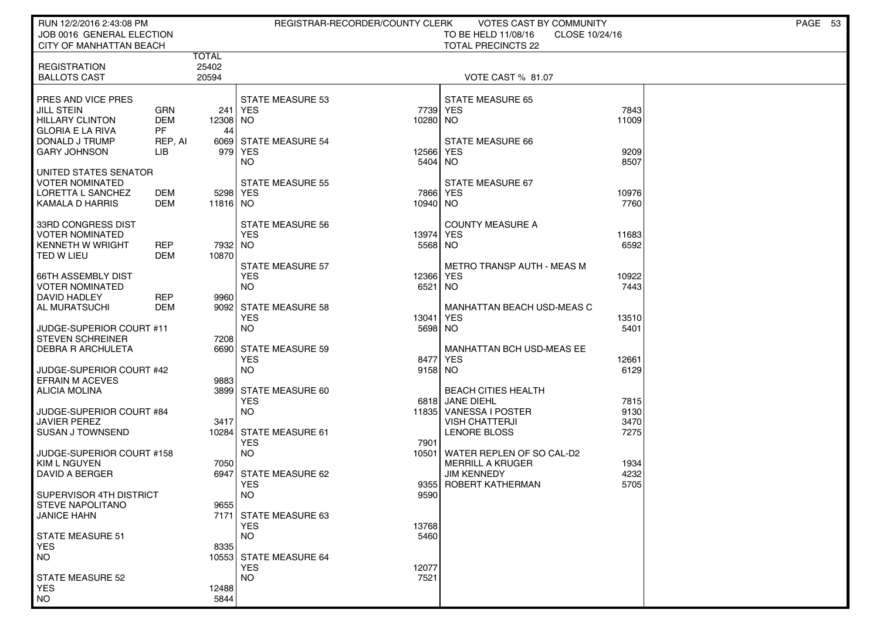RUN 12/2/2016 2:43:08 PM — REGISTRAR-RECORDER/COUNTY CLERK — VOTES CAST BY COMMUNITY

JOB 0016 GENERAL ELECTION — TO BE HELD 11/08/16 — CLOSE 10/24/16

CITY OF MANHATTAN BEACH — TOTAL PRECINCTS 22

| | | TOTAL |
|---|---|---|
| REGISTRATION | | 25402 |
| BALLOTS CAST | | 20594 |

VOTE CAST % 81.07

| Contest / Candidate | Party | Votes |
|---|---|---|
| **PRES AND VICE PRES** | | |
| JILL STEIN | GRN | 241 |
| HILLARY CLINTON | DEM | 12308 |
| GLORIA E LA RIVA | PF | 44 |
| DONALD J TRUMP | REP, AI | 6069 |
| GARY JOHNSON | LIB | 979 |
| **UNITED STATES SENATOR VOTER NOMINATED** | | |
| LORETTA L SANCHEZ | DEM | 5298 |
| KAMALA D HARRIS | DEM | 11816 |
| **33RD CONGRESS DIST VOTER NOMINATED** | | |
| KENNETH W WRIGHT | REP | 7932 |
| TED W LIEU | DEM | 10870 |
| **66TH ASSEMBLY DIST VOTER NOMINATED** | | |
| DAVID HADLEY | REP | 9960 |
| AL MURATSUCHI | DEM | 9092 |
| **JUDGE-SUPERIOR COURT #11** | | |
| STEVEN SCHREINER | | 7208 |
| DEBRA R ARCHULETA | | 6690 |
| **JUDGE-SUPERIOR COURT #42** | | |
| EFRAIN M ACEVES | | 9883 |
| ALICIA MOLINA | | 3899 |
| **JUDGE-SUPERIOR COURT #84** | | |
| JAVIER PEREZ | | 3417 |
| SUSAN J TOWNSEND | | 10284 |
| **JUDGE-SUPERIOR COURT #158** | | |
| KIM L NGUYEN | | 7050 |
| DAVID A BERGER | | 6947 |
| **SUPERVISOR 4TH DISTRICT** | | |
| STEVE NAPOLITANO | | 9655 |
| JANICE HAHN | | 7171 |
| **STATE MEASURE 51** | | |
| YES | | 8335 |
| NO | | 10553 |
| **STATE MEASURE 52** | | |
| YES | | 12488 |
| NO | | 5844 |
| **STATE MEASURE 53** | | |
| YES | | 7739 |
| NO | | 10280 |
| **STATE MEASURE 54** | | |
| YES | | 12566 |
| NO | | 5404 |
| **STATE MEASURE 55** | | |
| YES | | 7866 |
| NO | | 10940 |
| **STATE MEASURE 56** | | |
| YES | | 13974 |
| NO | | 5568 |
| **STATE MEASURE 57** | | |
| YES | | 12366 |
| NO | | 6521 |
| **STATE MEASURE 58** | | |
| YES | | 13041 |
| NO | | 5698 |
| **STATE MEASURE 59** | | |
| YES | | 8477 |
| NO | | 9158 |
| **STATE MEASURE 60** | | |
| YES | | 6818 |
| NO | | 11835 |
| **STATE MEASURE 61** | | |
| YES | | 7901 |
| NO | | 10501 |
| **STATE MEASURE 62** | | |
| YES | | 9355 |
| NO | | 9590 |
| **STATE MEASURE 63** | | |
| YES | | 13768 |
| NO | | 5460 |
| **STATE MEASURE 64** | | |
| YES | | 12077 |
| NO | | 7521 |
| **STATE MEASURE 65** | | |
| YES | | 7843 |
| NO | | 11009 |
| **STATE MEASURE 66** | | |
| YES | | 9209 |
| NO | | 8507 |
| **STATE MEASURE 67** | | |
| YES | | 10976 |
| NO | | 7760 |
| **COUNTY MEASURE A** | | |
| YES | | 11683 |
| NO | | 6592 |
| **METRO TRANSP AUTH - MEAS M** | | |
| YES | | 10922 |
| NO | | 7443 |
| **MANHATTAN BEACH USD-MEAS C** | | |
| YES | | 13510 |
| NO | | 5401 |
| **MANHATTAN BCH USD-MEAS EE** | | |
| YES | | 12661 |
| NO | | 6129 |
| **BEACH CITIES HEALTH** | | |
| JANE DIEHL | | 7815 |
| VANESSA I POSTER | | 9130 |
| VISH CHATTERJI | | 3470 |
| LENORE BLOSS | | 7275 |
| **WATER REPLEN OF SO CAL-D2** | | |
| MERRILL A KRUGER | | 1934 |
| JIM KENNEDY | | 4232 |
| ROBERT KATHERMAN | | 5705 |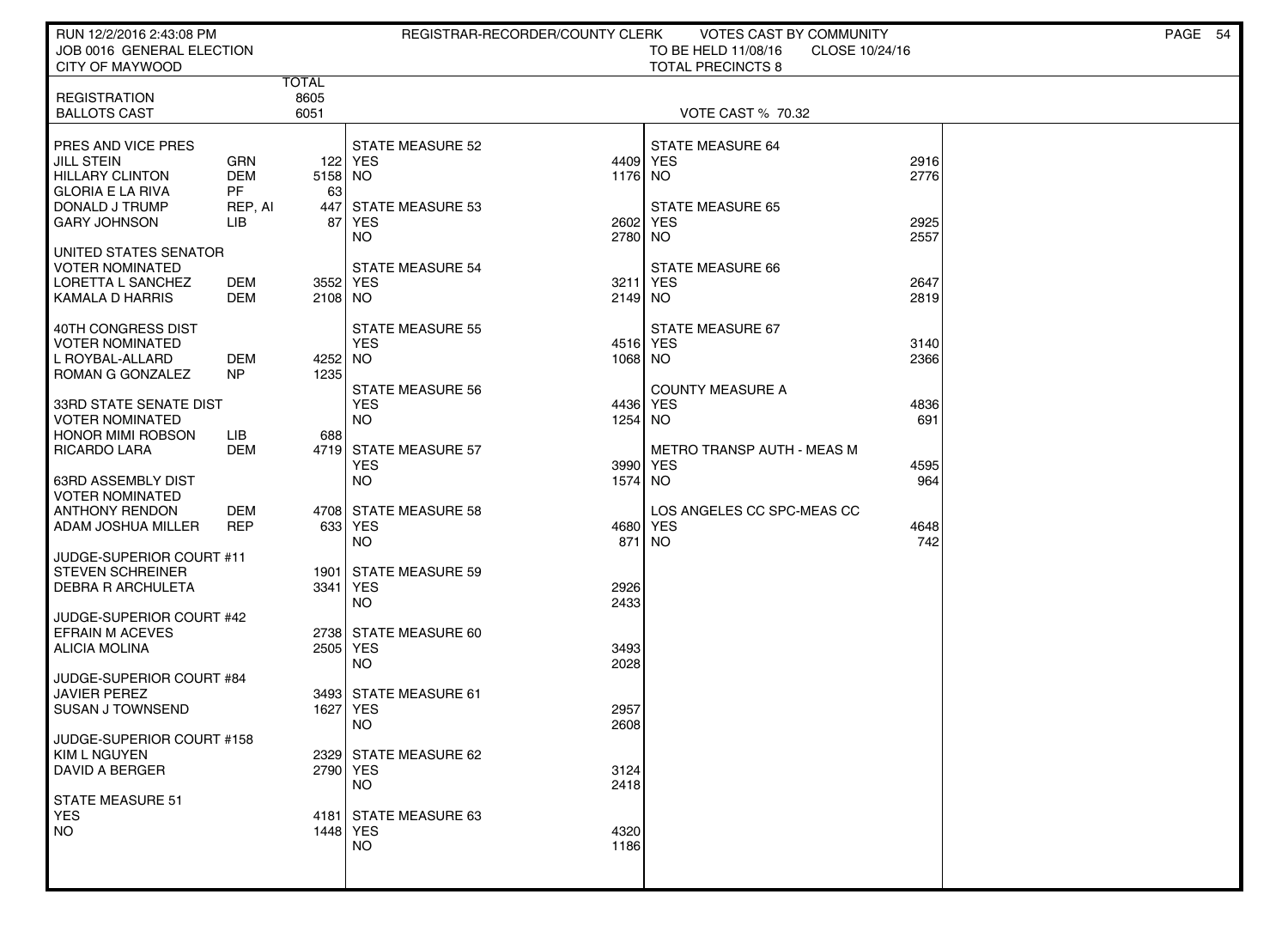RUN 12/2/2016 2:43:08 PM
JOB 0016 GENERAL ELECTION
CITY OF MAYWOOD

REGISTRAR-RECORDER/COUNTY CLERK — VOTES CAST BY COMMUNITY
TO BE HELD 11/08/16 — CLOSE 10/24/16
TOTAL PRECINCTS 8

| | | TOTAL |
|---|---|---|
| REGISTRATION | | 8605 |
| BALLOTS CAST | | 6051 |

VOTE CAST % 70.32

**PRES AND VICE PRES**

| Candidate | Party | Votes |
|---|---|---|
| JILL STEIN | GRN | 122 |
| HILLARY CLINTON | DEM | 5158 |
| GLORIA E LA RIVA | PF | 63 |
| DONALD J TRUMP | REP, AI | 447 |
| GARY JOHNSON | LIB | 87 |

**UNITED STATES SENATOR**
VOTER NOMINATED

| Candidate | Party | Votes |
|---|---|---|
| LORETTA L SANCHEZ | DEM | 3552 |
| KAMALA D HARRIS | DEM | 2108 |

**40TH CONGRESS DIST**
VOTER NOMINATED

| Candidate | Party | Votes |
|---|---|---|
| L ROYBAL-ALLARD | DEM | 4252 |
| ROMAN G GONZALEZ | NP | 1235 |

**33RD STATE SENATE DIST**
VOTER NOMINATED

| Candidate | Party | Votes |
|---|---|---|
| HONOR MIMI ROBSON | LIB | 688 |
| RICARDO LARA | DEM | 4719 |

**63RD ASSEMBLY DIST**
VOTER NOMINATED

| Candidate | Party | Votes |
|---|---|---|
| ANTHONY RENDON | DEM | 4708 |
| ADAM JOSHUA MILLER | REP | 633 |

**JUDGE-SUPERIOR COURT #11**

| Candidate | Votes |
|---|---|
| STEVEN SCHREINER | 1901 |
| DEBRA R ARCHULETA | 3341 |

**JUDGE-SUPERIOR COURT #42**

| Candidate | Votes |
|---|---|
| EFRAIN M ACEVES | 2738 |
| ALICIA MOLINA | 2505 |

**JUDGE-SUPERIOR COURT #84**

| Candidate | Votes |
|---|---|
| JAVIER PEREZ | 3493 |
| SUSAN J TOWNSEND | 1627 |

**JUDGE-SUPERIOR COURT #158**

| Candidate | Votes |
|---|---|
| KIM L NGUYEN | 2329 |
| DAVID A BERGER | 2790 |

**MEASURES**

| Measure | YES | NO |
|---|---|---|
| STATE MEASURE 51 | 4181 | 1448 |
| STATE MEASURE 52 | 4409 | 1176 |
| STATE MEASURE 53 | 2602 | 2780 |
| STATE MEASURE 54 | 3211 | 2149 |
| STATE MEASURE 55 | 4516 | 1068 |
| STATE MEASURE 56 | 4436 | 1254 |
| STATE MEASURE 57 | 3990 | 1574 |
| STATE MEASURE 58 | 4680 | 871 |
| STATE MEASURE 59 | 2926 | 2433 |
| STATE MEASURE 60 | 3493 | 2028 |
| STATE MEASURE 61 | 2957 | 2608 |
| STATE MEASURE 62 | 3124 | 2418 |
| STATE MEASURE 63 | 4320 | 1186 |
| STATE MEASURE 64 | 2916 | 2776 |
| STATE MEASURE 65 | 2925 | 2557 |
| STATE MEASURE 66 | 2647 | 2819 |
| STATE MEASURE 67 | 3140 | 2366 |
| COUNTY MEASURE A | 4836 | 691 |
| METRO TRANSP AUTH - MEAS M | 4595 | 964 |
| LOS ANGELES CC SPC-MEAS CC | 4648 | 742 |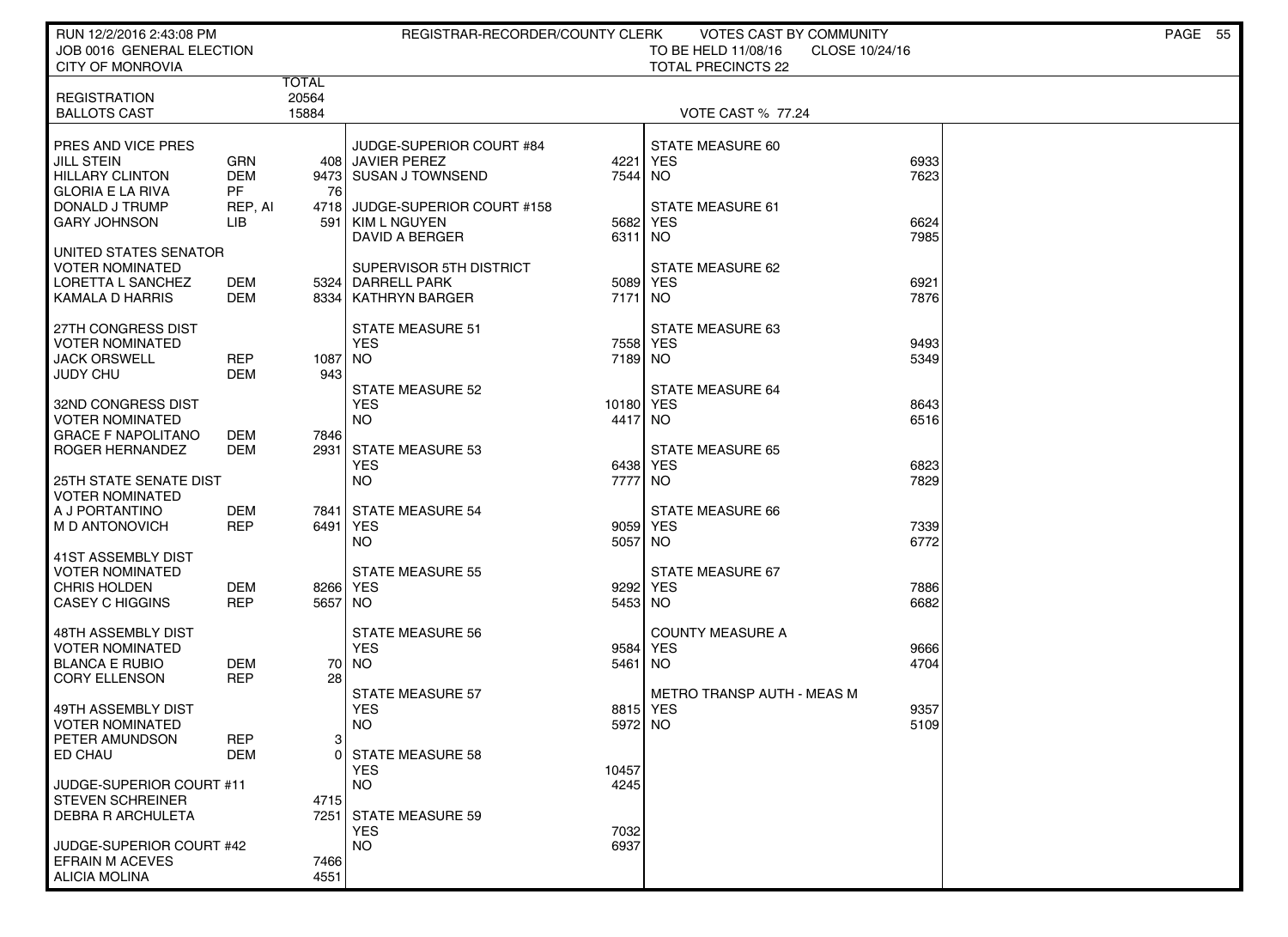RUN 12/2/2016 2:43:08 PM — REGISTRAR-RECORDER/COUNTY CLERK — VOTES CAST BY COMMUNITY

JOB 0016 GENERAL ELECTION — TO BE HELD 11/08/16 — CLOSE 10/24/16

CITY OF MONROVIA — TOTAL PRECINCTS 22

| | TOTAL |
|---|---|
| REGISTRATION | 20564 |
| BALLOTS CAST | 15884 |

VOTE CAST % 77.24

**PRES AND VICE PRES**

| Candidate | Party | Votes |
|---|---|---|
| JILL STEIN | GRN | 408 |
| HILLARY CLINTON | DEM | 9473 |
| GLORIA E LA RIVA | PF | 76 |
| DONALD J TRUMP | REP, AI | 4718 |
| GARY JOHNSON | LIB | 591 |

**UNITED STATES SENATOR**
VOTER NOMINATED

| Candidate | Party | Votes |
|---|---|---|
| LORETTA L SANCHEZ | DEM | 5324 |
| KAMALA D HARRIS | DEM | 8334 |

**27TH CONGRESS DIST**
VOTER NOMINATED

| Candidate | Party | Votes |
|---|---|---|
| JACK ORSWELL | REP | 1087 |
| JUDY CHU | DEM | 943 |

**32ND CONGRESS DIST**
VOTER NOMINATED

| Candidate | Party | Votes |
|---|---|---|
| GRACE F NAPOLITANO | DEM | 7846 |
| ROGER HERNANDEZ | DEM | 2931 |

**25TH STATE SENATE DIST**
VOTER NOMINATED

| Candidate | Party | Votes |
|---|---|---|
| A J PORTANTINO | DEM | 7841 |
| M D ANTONOVICH | REP | 6491 |

**41ST ASSEMBLY DIST**
VOTER NOMINATED

| Candidate | Party | Votes |
|---|---|---|
| CHRIS HOLDEN | DEM | 8266 |
| CASEY C HIGGINS | REP | 5657 |

**48TH ASSEMBLY DIST**
VOTER NOMINATED

| Candidate | Party | Votes |
|---|---|---|
| BLANCA E RUBIO | DEM | 70 |
| CORY ELLENSON | REP | 28 |

**49TH ASSEMBLY DIST**
VOTER NOMINATED

| Candidate | Party | Votes |
|---|---|---|
| PETER AMUNDSON | REP | 3 |
| ED CHAU | DEM | 0 |

**JUDGE-SUPERIOR COURT #11**

| Candidate | Votes |
|---|---|
| STEVEN SCHREINER | 4715 |
| DEBRA R ARCHULETA | 7251 |

**JUDGE-SUPERIOR COURT #42**

| Candidate | Votes |
|---|---|
| EFRAIN M ACEVES | 7466 |
| ALICIA MOLINA | 4551 |

**JUDGE-SUPERIOR COURT #84**

| Candidate | Votes |
|---|---|
| JAVIER PEREZ | 4221 |
| SUSAN J TOWNSEND | 7544 |

**JUDGE-SUPERIOR COURT #158**

| Candidate | Votes |
|---|---|
| KIM L NGUYEN | 5682 |
| DAVID A BERGER | 6311 |

**SUPERVISOR 5TH DISTRICT**

| Candidate | Votes |
|---|---|
| DARRELL PARK | 5089 |
| KATHRYN BARGER | 7171 |

**MEASURES**

| Measure | YES | NO |
|---|---|---|
| STATE MEASURE 51 | 7558 | 7189 |
| STATE MEASURE 52 | 10180 | 4417 |
| STATE MEASURE 53 | 6438 | 7777 |
| STATE MEASURE 54 | 9059 | 5057 |
| STATE MEASURE 55 | 9292 | 5453 |
| STATE MEASURE 56 | 9584 | 5461 |
| STATE MEASURE 57 | 8815 | 5972 |
| STATE MEASURE 58 | 10457 | 4245 |
| STATE MEASURE 59 | 7032 | 6937 |
| STATE MEASURE 60 | 6933 | 7623 |
| STATE MEASURE 61 | 6624 | 7985 |
| STATE MEASURE 62 | 6921 | 7876 |
| STATE MEASURE 63 | 9493 | 5349 |
| STATE MEASURE 64 | 8643 | 6516 |
| STATE MEASURE 65 | 6823 | 7829 |
| STATE MEASURE 66 | 7339 | 6772 |
| STATE MEASURE 67 | 7886 | 6682 |
| COUNTY MEASURE A | 9666 | 4704 |
| METRO TRANSP AUTH - MEAS M | 9357 | 5109 |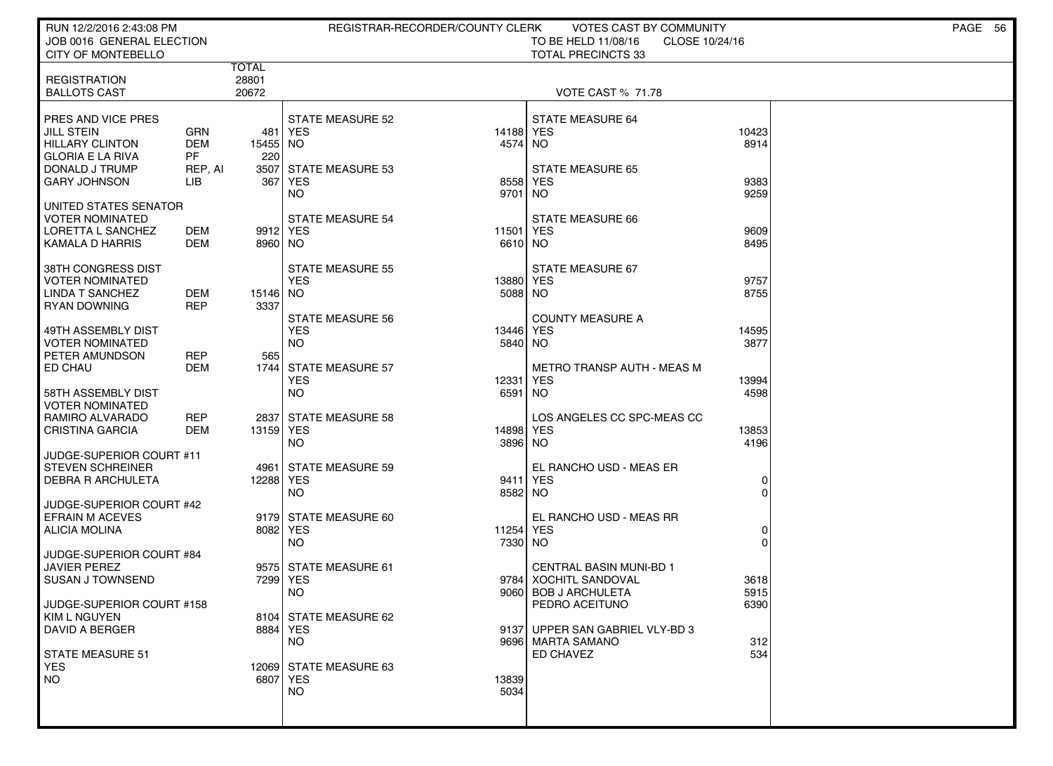RUN 12/2/2016 2:43:08 PM — REGISTRAR-RECORDER/COUNTY CLERK — VOTES CAST BY COMMUNITY

JOB 0016 GENERAL ELECTION — TO BE HELD 11/08/16 — CLOSE 10/24/16

CITY OF MONTEBELLO — TOTAL PRECINCTS 33

| | TOTAL |
|---|---|
| REGISTRATION | 28801 |
| BALLOTS CAST | 20672 |

VOTE CAST % 71.78

| PRES AND VICE PRES | | |
|---|---|---|
| JILL STEIN | GRN | 481 |
| HILLARY CLINTON | DEM | 15455 |
| GLORIA E LA RIVA | PF | 220 |
| DONALD J TRUMP | REP, AI | 3507 |
| GARY JOHNSON | LIB | 367 |

| UNITED STATES SENATOR VOTER NOMINATED | | |
|---|---|---|
| LORETTA L SANCHEZ | DEM | 9912 |
| KAMALA D HARRIS | DEM | 8960 |

| 38TH CONGRESS DIST VOTER NOMINATED | | |
|---|---|---|
| LINDA T SANCHEZ | DEM | 15146 |
| RYAN DOWNING | REP | 3337 |

| 49TH ASSEMBLY DIST VOTER NOMINATED | | |
|---|---|---|
| PETER AMUNDSON | REP | 565 |
| ED CHAU | DEM | 1744 |

| 58TH ASSEMBLY DIST VOTER NOMINATED | | |
|---|---|---|
| RAMIRO ALVARADO | REP | 2837 |
| CRISTINA GARCIA | DEM | 13159 |

| JUDGE-SUPERIOR COURT #11 | |
|---|---|
| STEVEN SCHREINER | 4961 |
| DEBRA R ARCHULETA | 12288 |

| JUDGE-SUPERIOR COURT #42 | |
|---|---|
| EFRAIN M ACEVES | 9179 |
| ALICIA MOLINA | 8082 |

| JUDGE-SUPERIOR COURT #84 | |
|---|---|
| JAVIER PEREZ | 9575 |
| SUSAN J TOWNSEND | 7299 |

| JUDGE-SUPERIOR COURT #158 | |
|---|---|
| KIM L NGUYEN | 8104 |
| DAVID A BERGER | 8884 |

| MEASURE | YES | NO |
|---|---|---|
| STATE MEASURE 51 | 12069 | 6807 |
| STATE MEASURE 52 | 14188 | 4574 |
| STATE MEASURE 53 | 8558 | 9701 |
| STATE MEASURE 54 | 11501 | 6610 |
| STATE MEASURE 55 | 13880 | 5088 |
| STATE MEASURE 56 | 13446 | 5840 |
| STATE MEASURE 57 | 12331 | 6591 |
| STATE MEASURE 58 | 14898 | 3896 |
| STATE MEASURE 59 | 9411 | 8582 |
| STATE MEASURE 60 | 11254 | 7330 |
| STATE MEASURE 61 | 9784 | 9060 |
| STATE MEASURE 62 | 9137 | 9696 |
| STATE MEASURE 63 | 13839 | 5034 |
| STATE MEASURE 64 | 10423 | 8914 |
| STATE MEASURE 65 | 9383 | 9259 |
| STATE MEASURE 66 | 9609 | 8495 |
| STATE MEASURE 67 | 9757 | 8755 |
| COUNTY MEASURE A | 14595 | 3877 |
| METRO TRANSP AUTH - MEAS M | 13994 | 4598 |
| LOS ANGELES CC SPC-MEAS CC | 13853 | 4196 |
| EL RANCHO USD - MEAS ER | 0 | 0 |
| EL RANCHO USD - MEAS RR | 0 | 0 |

| CENTRAL BASIN MUNI-BD 1 | |
|---|---|
| XOCHITL SANDOVAL | 3618 |
| BOB J ARCHULETA | 5915 |
| PEDRO ACEITUNO | 6390 |

| UPPER SAN GABRIEL VLY-BD 3 | |
|---|---|
| MARTA SAMANO | 312 |
| ED CHAVEZ | 534 |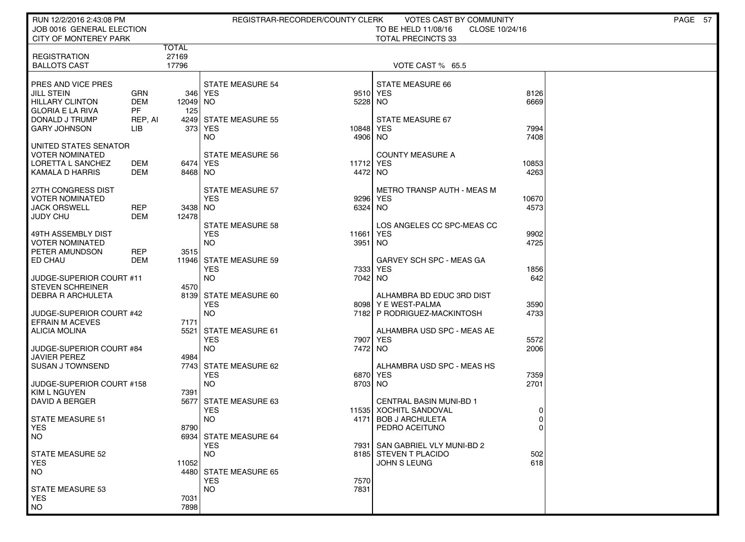RUN 12/2/2016 2:43:08 PM
JOB 0016 GENERAL ELECTION
CITY OF MONTEREY PARK

REGISTRAR-RECORDER/COUNTY CLERK — VOTES CAST BY COMMUNITY
TO BE HELD 11/08/16 — CLOSE 10/24/16
TOTAL PRECINCTS 33

| | TOTAL |
|---|---|
| REGISTRATION | 27169 |
| BALLOTS CAST | 17796 |

VOTE CAST % 65.5

**PRES AND VICE PRES**

| Candidate | Party | Votes |
|---|---|---|
| JILL STEIN | GRN | 346 |
| HILLARY CLINTON | DEM | 12049 |
| GLORIA E LA RIVA | PF | 125 |
| DONALD J TRUMP | REP, AI | 4249 |
| GARY JOHNSON | LIB | 373 |

**UNITED STATES SENATOR**
VOTER NOMINATED

| Candidate | Party | Votes |
|---|---|---|
| LORETTA L SANCHEZ | DEM | 6474 |
| KAMALA D HARRIS | DEM | 8468 |

**27TH CONGRESS DIST**
VOTER NOMINATED

| Candidate | Party | Votes |
|---|---|---|
| JACK ORSWELL | REP | 3438 |
| JUDY CHU | DEM | 12478 |

**49TH ASSEMBLY DIST**
VOTER NOMINATED

| Candidate | Party | Votes |
|---|---|---|
| PETER AMUNDSON | REP | 3515 |
| ED CHAU | DEM | 11946 |

**JUDGE-SUPERIOR COURT #11**

| Candidate | Votes |
|---|---|
| STEVEN SCHREINER | 4570 |
| DEBRA R ARCHULETA | 8139 |

**JUDGE-SUPERIOR COURT #42**

| Candidate | Votes |
|---|---|
| EFRAIN M ACEVES | 7171 |
| ALICIA MOLINA | 5521 |

**JUDGE-SUPERIOR COURT #84**

| Candidate | Votes |
|---|---|
| JAVIER PEREZ | 4984 |
| SUSAN J TOWNSEND | 7743 |

**JUDGE-SUPERIOR COURT #158**

| Candidate | Votes |
|---|---|
| KIM L NGUYEN | 7391 |
| DAVID A BERGER | 5677 |

| Measure | YES | NO |
|---|---|---|
| STATE MEASURE 51 | 8790 | 6934 |
| STATE MEASURE 52 | 11052 | 4480 |
| STATE MEASURE 53 | 7031 | 7898 |
| STATE MEASURE 54 | 9510 | 5228 |
| STATE MEASURE 55 | 10848 | 4906 |
| STATE MEASURE 56 | 11712 | 4472 |
| STATE MEASURE 57 | 9296 | 6324 |
| STATE MEASURE 58 | 11661 | 3951 |
| STATE MEASURE 59 | 7333 | 7042 |
| STATE MEASURE 60 | 8098 | 7182 |
| STATE MEASURE 61 | 7907 | 7472 |
| STATE MEASURE 62 | 6870 | 8703 |
| STATE MEASURE 63 | 11535 | 4171 |
| STATE MEASURE 64 | 7931 | 8185 |
| STATE MEASURE 65 | 7570 | 7831 |
| STATE MEASURE 66 | 8126 | 6669 |
| STATE MEASURE 67 | 7994 | 7408 |
| COUNTY MEASURE A | 10853 | 4263 |
| METRO TRANSP AUTH - MEAS M | 10670 | 4573 |
| LOS ANGELES CC SPC-MEAS CC | 9902 | 4725 |
| GARVEY SCH SPC - MEAS GA | 1856 | 642 |
| ALHAMBRA USD SPC - MEAS AE | 5572 | 2006 |
| ALHAMBRA USD SPC - MEAS HS | 7359 | 2701 |

**ALHAMBRA BD EDUC 3RD DIST**

| Candidate | Votes |
|---|---|
| Y E WEST-PALMA | 3590 |
| P RODRIGUEZ-MACKINTOSH | 4733 |

**CENTRAL BASIN MUNI-BD 1**

| Candidate | Votes |
|---|---|
| XOCHITL SANDOVAL | 0 |
| BOB J ARCHULETA | 0 |
| PEDRO ACEITUNO | 0 |

**SAN GABRIEL VLY MUNI-BD 2**

| Candidate | Votes |
|---|---|
| STEVEN T PLACIDO | 502 |
| JOHN S LEUNG | 618 |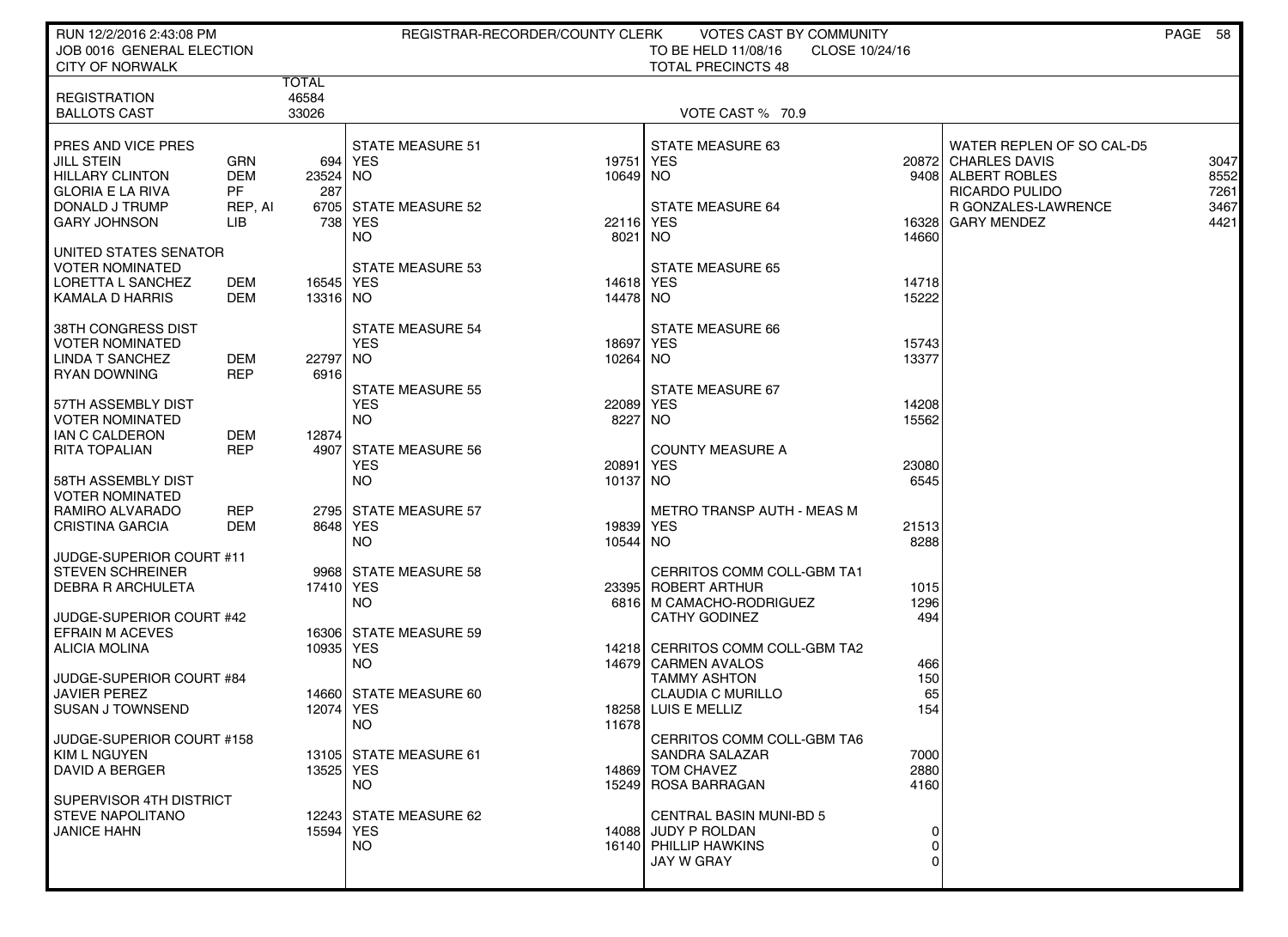RUN 12/2/2016 2:43:08 PM — REGISTRAR-RECORDER/COUNTY CLERK — VOTES CAST BY COMMUNITY

JOB 0016 GENERAL ELECTION — TO BE HELD 11/08/16 — CLOSE 10/24/16

CITY OF NORWALK — TOTAL PRECINCTS 48

| | TOTAL |
|---|---|
| REGISTRATION | 46584 |
| BALLOTS CAST | 33026 |

VOTE CAST % 70.9

**PRES AND VICE PRES**

| | | |
|---|---|---|
| JILL STEIN | GRN | 694 |
| HILLARY CLINTON | DEM | 23524 |
| GLORIA E LA RIVA | PF | 287 |
| DONALD J TRUMP | REP, AI | 6705 |
| GARY JOHNSON | LIB | 738 |

**UNITED STATES SENATOR**
VOTER NOMINATED

| | | |
|---|---|---|
| LORETTA L SANCHEZ | DEM | 16545 |
| KAMALA D HARRIS | DEM | 13316 |

**38TH CONGRESS DIST**
VOTER NOMINATED

| | | |
|---|---|---|
| LINDA T SANCHEZ | DEM | 22797 |
| RYAN DOWNING | REP | 6916 |

**57TH ASSEMBLY DIST**
VOTER NOMINATED

| | | |
|---|---|---|
| IAN C CALDERON | DEM | 12874 |
| RITA TOPALIAN | REP | 4907 |

**58TH ASSEMBLY DIST**
VOTER NOMINATED

| | | |
|---|---|---|
| RAMIRO ALVARADO | REP | 2795 |
| CRISTINA GARCIA | DEM | 8648 |

**JUDGE-SUPERIOR COURT #11**

| | |
|---|---|
| STEVEN SCHREINER | 9968 |
| DEBRA R ARCHULETA | 17410 |

**JUDGE-SUPERIOR COURT #42**

| | |
|---|---|
| EFRAIN M ACEVES | 16306 |
| ALICIA MOLINA | 10935 |

**JUDGE-SUPERIOR COURT #84**

| | |
|---|---|
| JAVIER PEREZ | 14660 |
| SUSAN J TOWNSEND | 12074 |

**JUDGE-SUPERIOR COURT #158**

| | |
|---|---|
| KIM L NGUYEN | 13105 |
| DAVID A BERGER | 13525 |

**SUPERVISOR 4TH DISTRICT**

| | |
|---|---|
| STEVE NAPOLITANO | 12243 |
| JANICE HAHN | 15594 |

| STATE MEASURE | YES | NO |
|---|---|---|
| STATE MEASURE 51 | 19751 | 10649 |
| STATE MEASURE 52 | 22116 | 8021 |
| STATE MEASURE 53 | 14618 | 14478 |
| STATE MEASURE 54 | 18697 | 10264 |
| STATE MEASURE 55 | 22089 | 8227 |
| STATE MEASURE 56 | 20891 | 10137 |
| STATE MEASURE 57 | 19839 | 10544 |
| STATE MEASURE 58 | 23395 | 6816 |
| STATE MEASURE 59 | 14218 | 14679 |
| STATE MEASURE 60 | 18258 | 11678 |
| STATE MEASURE 61 | 14869 | 15249 |
| STATE MEASURE 62 | 14088 | 16140 |
| STATE MEASURE 63 | 20872 | 9408 |
| STATE MEASURE 64 | 16328 | 14660 |
| STATE MEASURE 65 | 14718 | 15222 |
| STATE MEASURE 66 | 15743 | 13377 |
| STATE MEASURE 67 | 14208 | 15562 |
| COUNTY MEASURE A | 23080 | 6545 |
| METRO TRANSP AUTH - MEAS M | 21513 | 8288 |

**CERRITOS COMM COLL-GBM TA1**

| | |
|---|---|
| ROBERT ARTHUR | 1015 |
| M CAMACHO-RODRIGUEZ | 1296 |
| CATHY GODINEZ | 494 |

**CERRITOS COMM COLL-GBM TA2**

| | |
|---|---|
| CARMEN AVALOS | 466 |
| TAMMY ASHTON | 150 |
| CLAUDIA C MURILLO | 65 |
| LUIS E MELLIZ | 154 |

**CERRITOS COMM COLL-GBM TA6**

| | |
|---|---|
| SANDRA SALAZAR | 7000 |
| TOM CHAVEZ | 2880 |
| ROSA BARRAGAN | 4160 |

**CENTRAL BASIN MUNI-BD 5**

| | |
|---|---|
| JUDY P ROLDAN | 0 |
| PHILLIP HAWKINS | 0 |
| JAY W GRAY | 0 |

**WATER REPLEN OF SO CAL-D5**

| | |
|---|---|
| CHARLES DAVIS | 3047 |
| ALBERT ROBLES | 8552 |
| RICARDO PULIDO | 7261 |
| R GONZALES-LAWRENCE | 3467 |
| GARY MENDEZ | 4421 |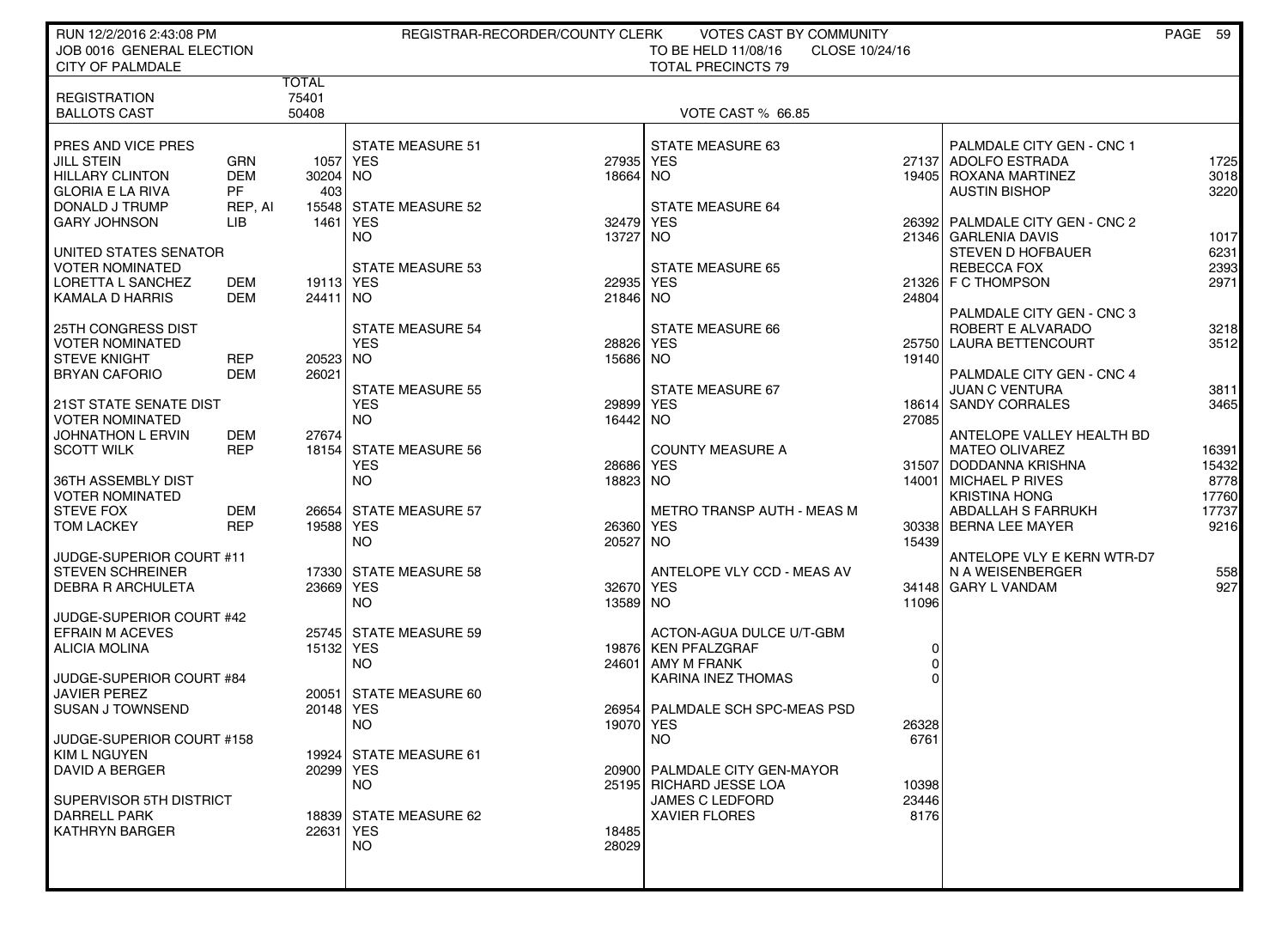RUN 12/2/2016 2:43:08 PM — REGISTRAR-RECORDER/COUNTY CLERK — VOTES CAST BY COMMUNITY

JOB 0016 GENERAL ELECTION — TO BE HELD 11/08/16 — CLOSE 10/24/16

CITY OF PALMDALE — TOTAL PRECINCTS 79

| | | TOTAL |
|---|---|---|
| REGISTRATION | | 75401 |
| BALLOTS CAST | | 50408 |

VOTE CAST % 66.85

| PRES AND VICE PRES | | |
|---|---|---|
| JILL STEIN | GRN | 1057 |
| HILLARY CLINTON | DEM | 30204 |
| GLORIA E LA RIVA | PF | 403 |
| DONALD J TRUMP | REP, AI | 15548 |
| GARY JOHNSON | LIB | 1461 |

| UNITED STATES SENATOR VOTER NOMINATED | | |
|---|---|---|
| LORETTA L SANCHEZ | DEM | 19113 |
| KAMALA D HARRIS | DEM | 24411 |

| 25TH CONGRESS DIST VOTER NOMINATED | | |
|---|---|---|
| STEVE KNIGHT | REP | 20523 |
| BRYAN CAFORIO | DEM | 26021 |

| 21ST STATE SENATE DIST VOTER NOMINATED | | |
|---|---|---|
| JOHNATHON L ERVIN | DEM | 27674 |
| SCOTT WILK | REP | 18154 |

| 36TH ASSEMBLY DIST VOTER NOMINATED | | |
|---|---|---|
| STEVE FOX | DEM | 26654 |
| TOM LACKEY | REP | 19588 |

| JUDGE-SUPERIOR COURT #11 | |
|---|---|
| STEVEN SCHREINER | 17330 |
| DEBRA R ARCHULETA | 23669 |

| JUDGE-SUPERIOR COURT #42 | |
|---|---|
| EFRAIN M ACEVES | 25745 |
| ALICIA MOLINA | 15132 |

| JUDGE-SUPERIOR COURT #84 | |
|---|---|
| JAVIER PEREZ | 20051 |
| SUSAN J TOWNSEND | 20148 |

| JUDGE-SUPERIOR COURT #158 | |
|---|---|
| KIM L NGUYEN | 19924 |
| DAVID A BERGER | 20299 |

| SUPERVISOR 5TH DISTRICT | |
|---|---|
| DARRELL PARK | 18839 |
| KATHRYN BARGER | 22631 |

| MEASURE | YES | NO |
|---|---|---|
| STATE MEASURE 51 | 27935 | 18664 |
| STATE MEASURE 52 | 32479 | 13727 |
| STATE MEASURE 53 | 22935 | 21846 |
| STATE MEASURE 54 | 28826 | 15686 |
| STATE MEASURE 55 | 29899 | 16442 |
| STATE MEASURE 56 | 28686 | 18823 |
| STATE MEASURE 57 | 26360 | 20527 |
| STATE MEASURE 58 | 32670 | 13589 |
| STATE MEASURE 59 | 19876 | 24601 |
| STATE MEASURE 60 | 26954 | 19070 |
| STATE MEASURE 61 | 20900 | 25195 |
| STATE MEASURE 62 | 18485 | 28029 |
| STATE MEASURE 63 | 27137 | 19405 |
| STATE MEASURE 64 | 26392 | 21346 |
| STATE MEASURE 65 | 21326 | 24804 |
| STATE MEASURE 66 | 25750 | 19140 |
| STATE MEASURE 67 | 18614 | 27085 |
| COUNTY MEASURE A | 31507 | 14001 |
| METRO TRANSP AUTH - MEAS M | 30338 | 15439 |
| ANTELOPE VLY CCD - MEAS AV | 34148 | 11096 |
| PALMDALE SCH SPC-MEAS PSD | 26328 | 6761 |

| ACTON-AGUA DULCE U/T-GBM | |
|---|---|
| KEN PFALZGRAF | 0 |
| AMY M FRANK | 0 |
| KARINA INEZ THOMAS | 0 |

| PALMDALE CITY GEN-MAYOR | |
|---|---|
| RICHARD JESSE LOA | 10398 |
| JAMES C LEDFORD | 23446 |
| XAVIER FLORES | 8176 |

| PALMDALE CITY GEN - CNC 1 | |
|---|---|
| ADOLFO ESTRADA | 1725 |
| ROXANA MARTINEZ | 3018 |
| AUSTIN BISHOP | 3220 |

| PALMDALE CITY GEN - CNC 2 | |
|---|---|
| GARLENIA DAVIS | 1017 |
| STEVEN D HOFBAUER | 6231 |
| REBECCA FOX | 2393 |
| F C THOMPSON | 2971 |

| PALMDALE CITY GEN - CNC 3 | |
|---|---|
| ROBERT E ALVARADO | 3218 |
| LAURA BETTENCOURT | 3512 |

| PALMDALE CITY GEN - CNC 4 | |
|---|---|
| JUAN C VENTURA | 3811 |
| SANDY CORRALES | 3465 |

| ANTELOPE VALLEY HEALTH BD | |
|---|---|
| MATEO OLIVAREZ | 16391 |
| DODDANNA KRISHNA | 15432 |
| MICHAEL P RIVES | 8778 |
| KRISTINA HONG | 17760 |
| ABDALLAH S FARRUKH | 17737 |
| BERNA LEE MAYER | 9216 |

| ANTELOPE VLY E KERN WTR-D7 | |
|---|---|
| N A WEISENBERGER | 558 |
| GARY L VANDAM | 927 |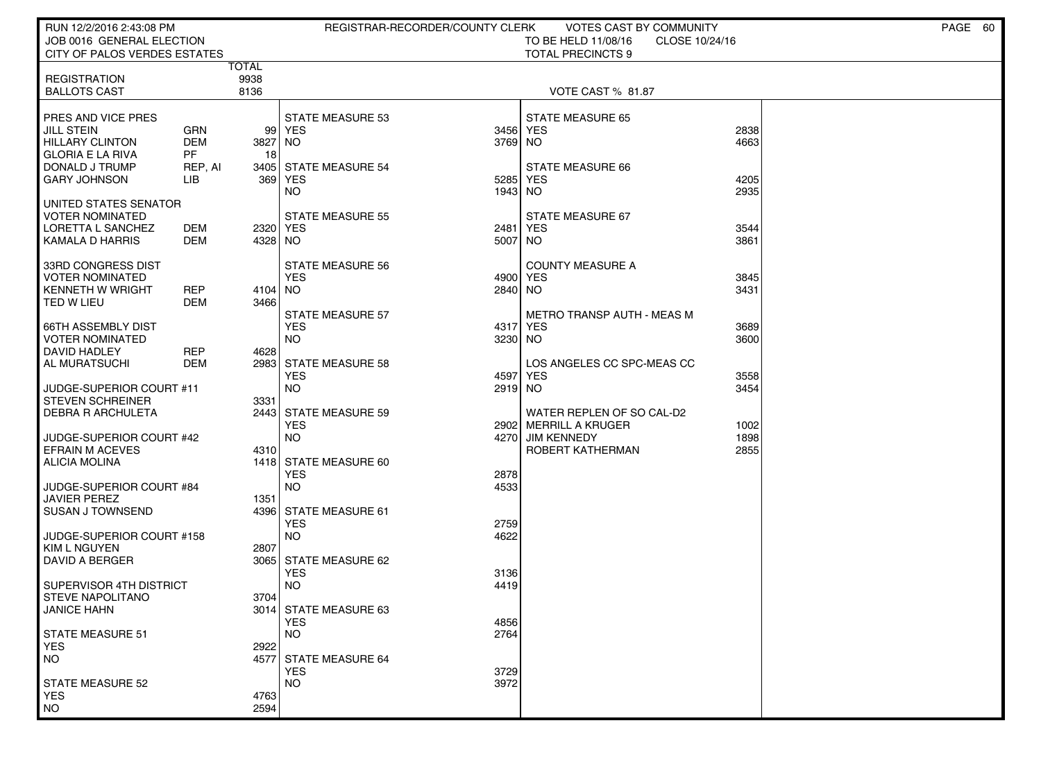RUN 12/2/2016 2:43:08 PM — REGISTRAR-RECORDER/COUNTY CLERK — VOTES CAST BY COMMUNITY

JOB 0016 GENERAL ELECTION — TO BE HELD 11/08/16 — CLOSE 10/24/16

CITY OF PALOS VERDES ESTATES — TOTAL PRECINCTS 9

| | | TOTAL |
|---|---|---|
| REGISTRATION | | 9938 |
| BALLOTS CAST | | 8136 |

VOTE CAST % 81.87

| Contest / Candidate | Party | Votes |
|---|---|---|
| **PRES AND VICE PRES** | | |
| JILL STEIN | GRN | 99 |
| HILLARY CLINTON | DEM | 3827 |
| GLORIA E LA RIVA | PF | 18 |
| DONALD J TRUMP | REP, AI | 3405 |
| GARY JOHNSON | LIB | 369 |
| **UNITED STATES SENATOR VOTER NOMINATED** | | |
| LORETTA L SANCHEZ | DEM | 2320 |
| KAMALA D HARRIS | DEM | 4328 |
| **33RD CONGRESS DIST VOTER NOMINATED** | | |
| KENNETH W WRIGHT | REP | 4104 |
| TED W LIEU | DEM | 3466 |
| **66TH ASSEMBLY DIST VOTER NOMINATED** | | |
| DAVID HADLEY | REP | 4628 |
| AL MURATSUCHI | DEM | 2983 |
| **JUDGE-SUPERIOR COURT #11** | | |
| STEVEN SCHREINER | | 3331 |
| DEBRA R ARCHULETA | | 2443 |
| **JUDGE-SUPERIOR COURT #42** | | |
| EFRAIN M ACEVES | | 4310 |
| ALICIA MOLINA | | 1418 |
| **JUDGE-SUPERIOR COURT #84** | | |
| JAVIER PEREZ | | 1351 |
| SUSAN J TOWNSEND | | 4396 |
| **JUDGE-SUPERIOR COURT #158** | | |
| KIM L NGUYEN | | 2807 |
| DAVID A BERGER | | 3065 |
| **SUPERVISOR 4TH DISTRICT** | | |
| STEVE NAPOLITANO | | 3704 |
| JANICE HAHN | | 3014 |

| Measure | YES | NO |
|---|---|---|
| STATE MEASURE 51 | 2922 | 4577 |
| STATE MEASURE 52 | 4763 | 2594 |
| STATE MEASURE 53 | 3456 | 3769 |
| STATE MEASURE 54 | 5285 | 1943 |
| STATE MEASURE 55 | 2481 | 5007 |
| STATE MEASURE 56 | 4900 | 2840 |
| STATE MEASURE 57 | 4317 | 3230 |
| STATE MEASURE 58 | 4597 | 2919 |
| STATE MEASURE 59 | 2902 | 4270 |
| STATE MEASURE 60 | 2878 | 4533 |
| STATE MEASURE 61 | 2759 | 4622 |
| STATE MEASURE 62 | 3136 | 4419 |
| STATE MEASURE 63 | 4856 | 2764 |
| STATE MEASURE 64 | 3729 | 3972 |
| STATE MEASURE 65 | 2838 | 4663 |
| STATE MEASURE 66 | 4205 | 2935 |
| STATE MEASURE 67 | 3544 | 3861 |
| COUNTY MEASURE A | 3845 | 3431 |
| METRO TRANSP AUTH - MEAS M | 3689 | 3600 |
| LOS ANGELES CC SPC-MEAS CC | 3558 | 3454 |

| WATER REPLEN OF SO CAL-D2 | Votes |
|---|---|
| MERRILL A KRUGER | 1002 |
| JIM KENNEDY | 1898 |
| ROBERT KATHERMAN | 2855 |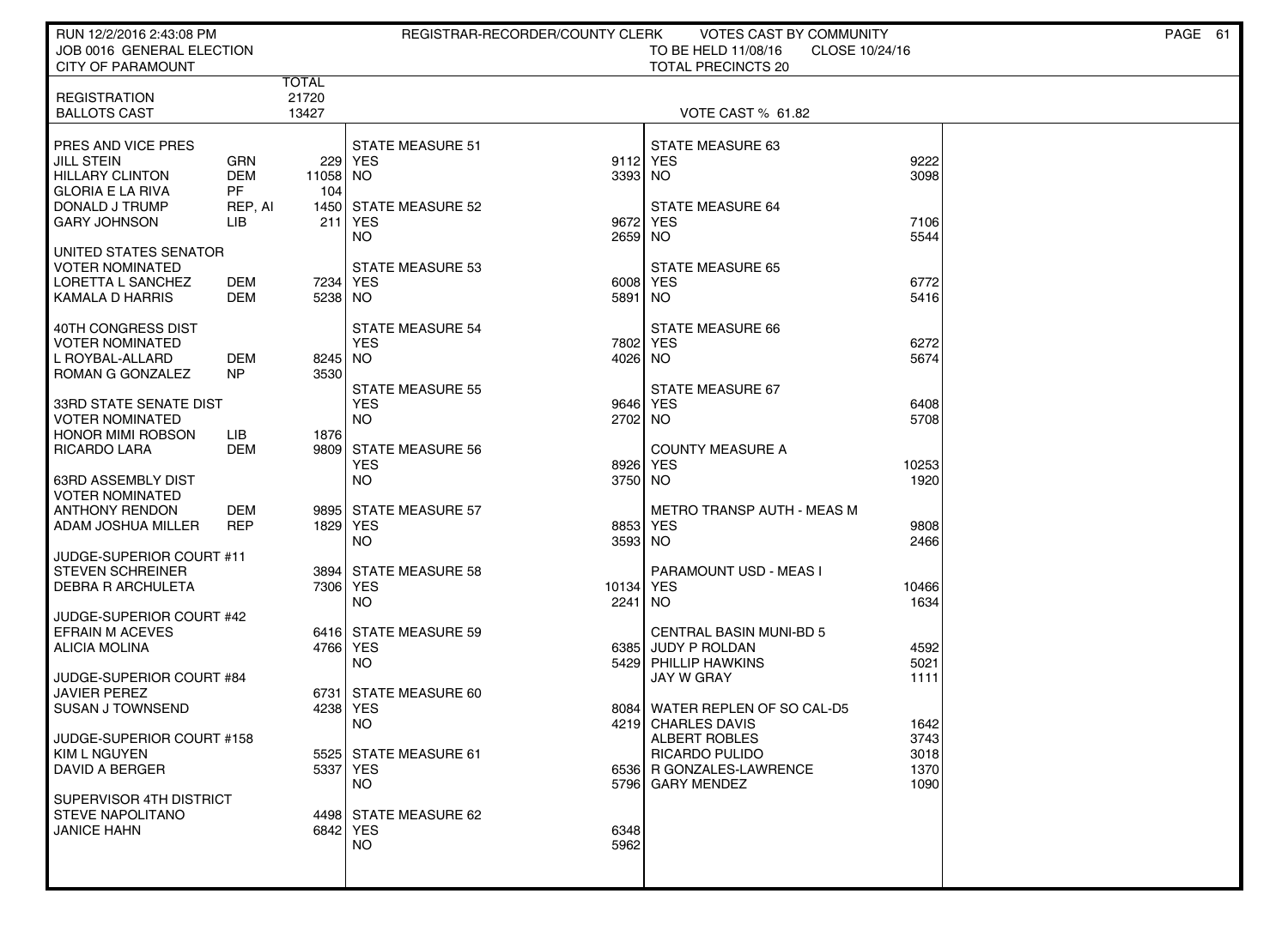RUN 12/2/2016 2:43:08 PM
JOB 0016 GENERAL ELECTION
CITY OF PARAMOUNT

REGISTRAR-RECORDER/COUNTY CLERK

VOTES CAST BY COMMUNITY
TO BE HELD 11/08/16 CLOSE 10/24/16
TOTAL PRECINCTS 20

| | | TOTAL |
|---|---|---|
| REGISTRATION | | 21720 |
| BALLOTS CAST | | 13427 |

VOTE CAST % 61.82

| PRES AND VICE PRES | | |
|---|---|---|
| JILL STEIN | GRN | 229 |
| HILLARY CLINTON | DEM | 11058 |
| GLORIA E LA RIVA | PF | 104 |
| DONALD J TRUMP | REP, AI | 1450 |
| GARY JOHNSON | LIB | 211 |
| **UNITED STATES SENATOR VOTER NOMINATED** | | |
| LORETTA L SANCHEZ | DEM | 7234 |
| KAMALA D HARRIS | DEM | 5238 |
| **40TH CONGRESS DIST VOTER NOMINATED** | | |
| L ROYBAL-ALLARD | DEM | 8245 |
| ROMAN G GONZALEZ | NP | 3530 |
| **33RD STATE SENATE DIST VOTER NOMINATED** | | |
| HONOR MIMI ROBSON | LIB | 1876 |
| RICARDO LARA | DEM | 9809 |
| **63RD ASSEMBLY DIST VOTER NOMINATED** | | |
| ANTHONY RENDON | DEM | 9895 |
| ADAM JOSHUA MILLER | REP | 1829 |
| **JUDGE-SUPERIOR COURT #11** | | |
| STEVEN SCHREINER | | 3894 |
| DEBRA R ARCHULETA | | 7306 |
| **JUDGE-SUPERIOR COURT #42** | | |
| EFRAIN M ACEVES | | 6416 |
| ALICIA MOLINA | | 4766 |
| **JUDGE-SUPERIOR COURT #84** | | |
| JAVIER PEREZ | | 6731 |
| SUSAN J TOWNSEND | | 4238 |
| **JUDGE-SUPERIOR COURT #158** | | |
| KIM L NGUYEN | | 5525 |
| DAVID A BERGER | | 5337 |
| **SUPERVISOR 4TH DISTRICT** | | |
| STEVE NAPOLITANO | | 4498 |
| JANICE HAHN | | 6842 |

| STATE MEASURE | YES | NO |
|---|---|---|
| STATE MEASURE 51 | 9112 | 3393 |
| STATE MEASURE 52 | 9672 | 2659 |
| STATE MEASURE 53 | 6008 | 5891 |
| STATE MEASURE 54 | 7802 | 4026 |
| STATE MEASURE 55 | 9646 | 2702 |
| STATE MEASURE 56 | 8926 | 3750 |
| STATE MEASURE 57 | 8853 | 3593 |
| STATE MEASURE 58 | 10134 | 2241 |
| STATE MEASURE 59 | 6385 | 5429 |
| STATE MEASURE 60 | 8084 | 4219 |
| STATE MEASURE 61 | 6536 | 5796 |
| STATE MEASURE 62 | 6348 | 5962 |
| STATE MEASURE 63 | 9222 | 3098 |
| STATE MEASURE 64 | 7106 | 5544 |
| STATE MEASURE 65 | 6772 | 5416 |
| STATE MEASURE 66 | 6272 | 5674 |
| STATE MEASURE 67 | 6408 | 5708 |
| COUNTY MEASURE A | 10253 | 1920 |
| METRO TRANSP AUTH - MEAS M | 9808 | 2466 |
| PARAMOUNT USD - MEAS I | 10466 | 1634 |

| CENTRAL BASIN MUNI-BD 5 | |
|---|---|
| JUDY P ROLDAN | 4592 |
| PHILLIP HAWKINS | 5021 |
| JAY W GRAY | 1111 |
| **WATER REPLEN OF SO CAL-D5** | |
| CHARLES DAVIS | 1642 |
| ALBERT ROBLES | 3743 |
| RICARDO PULIDO | 3018 |
| R GONZALES-LAWRENCE | 1370 |
| GARY MENDEZ | 1090 |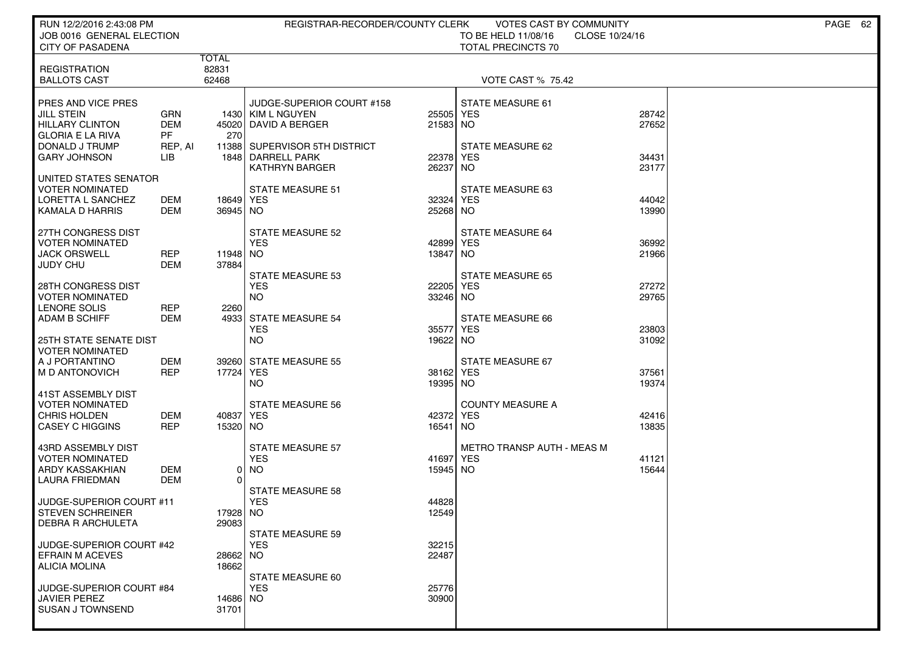RUN 12/2/2016 2:43:08 PM — REGISTRAR-RECORDER/COUNTY CLERK — VOTES CAST BY COMMUNITY

JOB 0016 GENERAL ELECTION — TO BE HELD 11/08/16 — CLOSE 10/24/16

CITY OF PASADENA — TOTAL PRECINCTS 70

| | | TOTAL |
|---|---|---|
| REGISTRATION | | 82831 |
| BALLOTS CAST | | 62468 |

VOTE CAST % 75.42

| PRES AND VICE PRES | | |
|---|---|---|
| JILL STEIN | GRN | 1430 |
| HILLARY CLINTON | DEM | 45020 |
| GLORIA E LA RIVA | PF | 270 |
| DONALD J TRUMP | REP, AI | 11388 |
| GARY JOHNSON | LIB | 1848 |
| **UNITED STATES SENATOR VOTER NOMINATED** | | |
| LORETTA L SANCHEZ | DEM | 18649 |
| KAMALA D HARRIS | DEM | 36945 |
| **27TH CONGRESS DIST VOTER NOMINATED** | | |
| JACK ORSWELL | REP | 11948 |
| JUDY CHU | DEM | 37884 |
| **28TH CONGRESS DIST VOTER NOMINATED** | | |
| LENORE SOLIS | REP | 2260 |
| ADAM B SCHIFF | DEM | 4933 |
| **25TH STATE SENATE DIST VOTER NOMINATED** | | |
| A J PORTANTINO | DEM | 39260 |
| M D ANTONOVICH | REP | 17724 |
| **41ST ASSEMBLY DIST VOTER NOMINATED** | | |
| CHRIS HOLDEN | DEM | 40837 |
| CASEY C HIGGINS | REP | 15320 |
| **43RD ASSEMBLY DIST VOTER NOMINATED** | | |
| ARDY KASSAKHIAN | DEM | 0 |
| LAURA FRIEDMAN | DEM | 0 |
| **JUDGE-SUPERIOR COURT #11** | | |
| STEVEN SCHREINER | | 17928 |
| DEBRA R ARCHULETA | | 29083 |
| **JUDGE-SUPERIOR COURT #42** | | |
| EFRAIN M ACEVES | | 28662 |
| ALICIA MOLINA | | 18662 |
| **JUDGE-SUPERIOR COURT #84** | | |
| JAVIER PEREZ | | 14686 |
| SUSAN J TOWNSEND | | 31701 |

| JUDGE-SUPERIOR COURT #158 | |
|---|---|
| KIM L NGUYEN | 25505 |
| DAVID A BERGER | 21583 |
| **SUPERVISOR 5TH DISTRICT** | |
| DARRELL PARK | 22378 |
| KATHRYN BARGER | 26237 |
| **STATE MEASURE 51** | |
| YES | 32324 |
| NO | 25268 |
| **STATE MEASURE 52** | |
| YES | 42899 |
| NO | 13847 |
| **STATE MEASURE 53** | |
| YES | 22205 |
| NO | 33246 |
| **STATE MEASURE 54** | |
| YES | 35577 |
| NO | 19622 |
| **STATE MEASURE 55** | |
| YES | 38162 |
| NO | 19395 |
| **STATE MEASURE 56** | |
| YES | 42372 |
| NO | 16541 |
| **STATE MEASURE 57** | |
| YES | 41697 |
| NO | 15945 |
| **STATE MEASURE 58** | |
| YES | 44828 |
| NO | 12549 |
| **STATE MEASURE 59** | |
| YES | 32215 |
| NO | 22487 |
| **STATE MEASURE 60** | |
| YES | 25776 |
| NO | 30900 |

| STATE MEASURE 61 | |
|---|---|
| YES | 28742 |
| NO | 27652 |
| **STATE MEASURE 62** | |
| YES | 34431 |
| NO | 23177 |
| **STATE MEASURE 63** | |
| YES | 44042 |
| NO | 13990 |
| **STATE MEASURE 64** | |
| YES | 36992 |
| NO | 21966 |
| **STATE MEASURE 65** | |
| YES | 27272 |
| NO | 29765 |
| **STATE MEASURE 66** | |
| YES | 23803 |
| NO | 31092 |
| **STATE MEASURE 67** | |
| YES | 37561 |
| NO | 19374 |
| **COUNTY MEASURE A** | |
| YES | 42416 |
| NO | 13835 |
| **METRO TRANSP AUTH - MEAS M** | |
| YES | 41121 |
| NO | 15644 |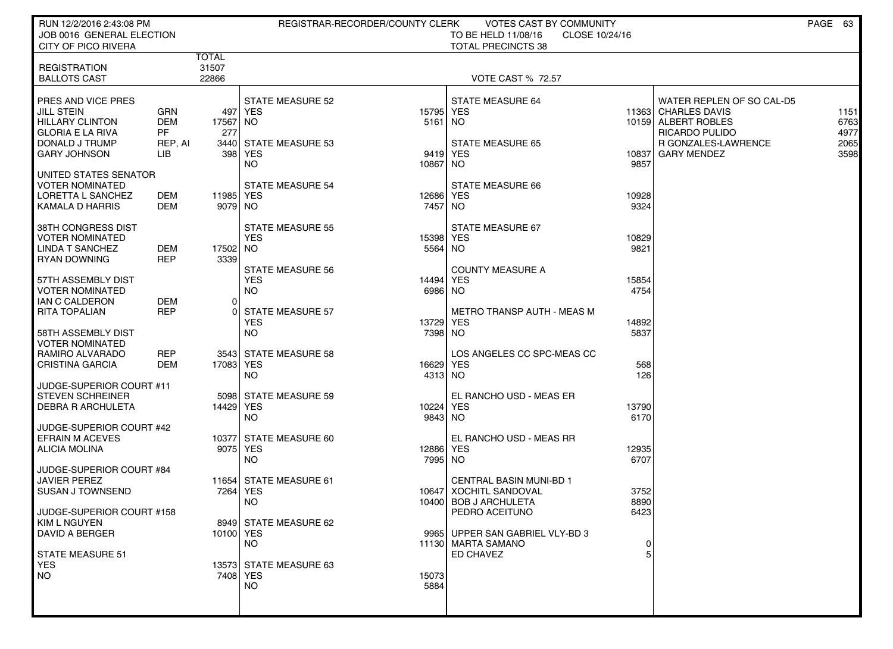RUN 12/2/2016 2:43:08 PM
JOB 0016 GENERAL ELECTION
CITY OF PICO RIVERA

REGISTRAR-RECORDER/COUNTY CLERK — VOTES CAST BY COMMUNITY
TO BE HELD 11/08/16 — CLOSE 10/24/16
TOTAL PRECINCTS 38

| | | TOTAL |
|---|---|---|
| REGISTRATION | | 31507 |
| BALLOTS CAST | | 22866 |

VOTE CAST % 72.57

| PRES AND VICE PRES | | |
|---|---|---|
| JILL STEIN | GRN | 497 |
| HILLARY CLINTON | DEM | 17567 |
| GLORIA E LA RIVA | PF | 277 |
| DONALD J TRUMP | REP, AI | 3440 |
| GARY JOHNSON | LIB | 398 |

| UNITED STATES SENATOR VOTER NOMINATED | | |
|---|---|---|
| LORETTA L SANCHEZ | DEM | 11985 |
| KAMALA D HARRIS | DEM | 9079 |

| 38TH CONGRESS DIST VOTER NOMINATED | | |
|---|---|---|
| LINDA T SANCHEZ | DEM | 17502 |
| RYAN DOWNING | REP | 3339 |

| 57TH ASSEMBLY DIST VOTER NOMINATED | | |
|---|---|---|
| IAN C CALDERON | DEM | 0 |
| RITA TOPALIAN | REP | 0 |

| 58TH ASSEMBLY DIST VOTER NOMINATED | | |
|---|---|---|
| RAMIRO ALVARADO | REP | 3543 |
| CRISTINA GARCIA | DEM | 17083 |

| JUDGE-SUPERIOR COURT #11 | |
|---|---|
| STEVEN SCHREINER | 5098 |
| DEBRA R ARCHULETA | 14429 |

| JUDGE-SUPERIOR COURT #42 | |
|---|---|
| EFRAIN M ACEVES | 10377 |
| ALICIA MOLINA | 9075 |

| JUDGE-SUPERIOR COURT #84 | |
|---|---|
| JAVIER PEREZ | 11654 |
| SUSAN J TOWNSEND | 7264 |

| JUDGE-SUPERIOR COURT #158 | |
|---|---|
| KIM L NGUYEN | 8949 |
| DAVID A BERGER | 10100 |

| MEASURE | YES | NO |
|---|---|---|
| STATE MEASURE 51 | 13573 | 7408 |
| STATE MEASURE 52 | 15795 | 5161 |
| STATE MEASURE 53 | 9419 | 10867 |
| STATE MEASURE 54 | 12686 | 7457 |
| STATE MEASURE 55 | 15398 | 5564 |
| STATE MEASURE 56 | 14494 | 6986 |
| STATE MEASURE 57 | 13729 | 7398 |
| STATE MEASURE 58 | 16629 | 4313 |
| STATE MEASURE 59 | 10224 | 9843 |
| STATE MEASURE 60 | 12886 | 7995 |
| STATE MEASURE 61 | 10647 | 10400 |
| STATE MEASURE 62 | 9965 | 11130 |
| STATE MEASURE 63 | 15073 | 5884 |
| STATE MEASURE 64 | 11363 | 10159 |
| STATE MEASURE 65 | 10837 | 9857 |
| STATE MEASURE 66 | 10928 | 9324 |
| STATE MEASURE 67 | 10829 | 9821 |
| COUNTY MEASURE A | 15854 | 4754 |
| METRO TRANSP AUTH - MEAS M | 14892 | 5837 |
| LOS ANGELES CC SPC-MEAS CC | 568 | 126 |
| EL RANCHO USD - MEAS ER | 13790 | 6170 |
| EL RANCHO USD - MEAS RR | 12935 | 6707 |

| CENTRAL BASIN MUNI-BD 1 | |
|---|---|
| XOCHITL SANDOVAL | 3752 |
| BOB J ARCHULETA | 8890 |
| PEDRO ACEITUNO | 6423 |

| UPPER SAN GABRIEL VLY-BD 3 | |
|---|---|
| MARTA SAMANO | 0 |
| ED CHAVEZ | 5 |

| WATER REPLEN OF SO CAL-D5 | |
|---|---|
| CHARLES DAVIS | 1151 |
| ALBERT ROBLES | 6763 |
| RICARDO PULIDO | 4977 |
| R GONZALES-LAWRENCE | 2065 |
| GARY MENDEZ | 3598 |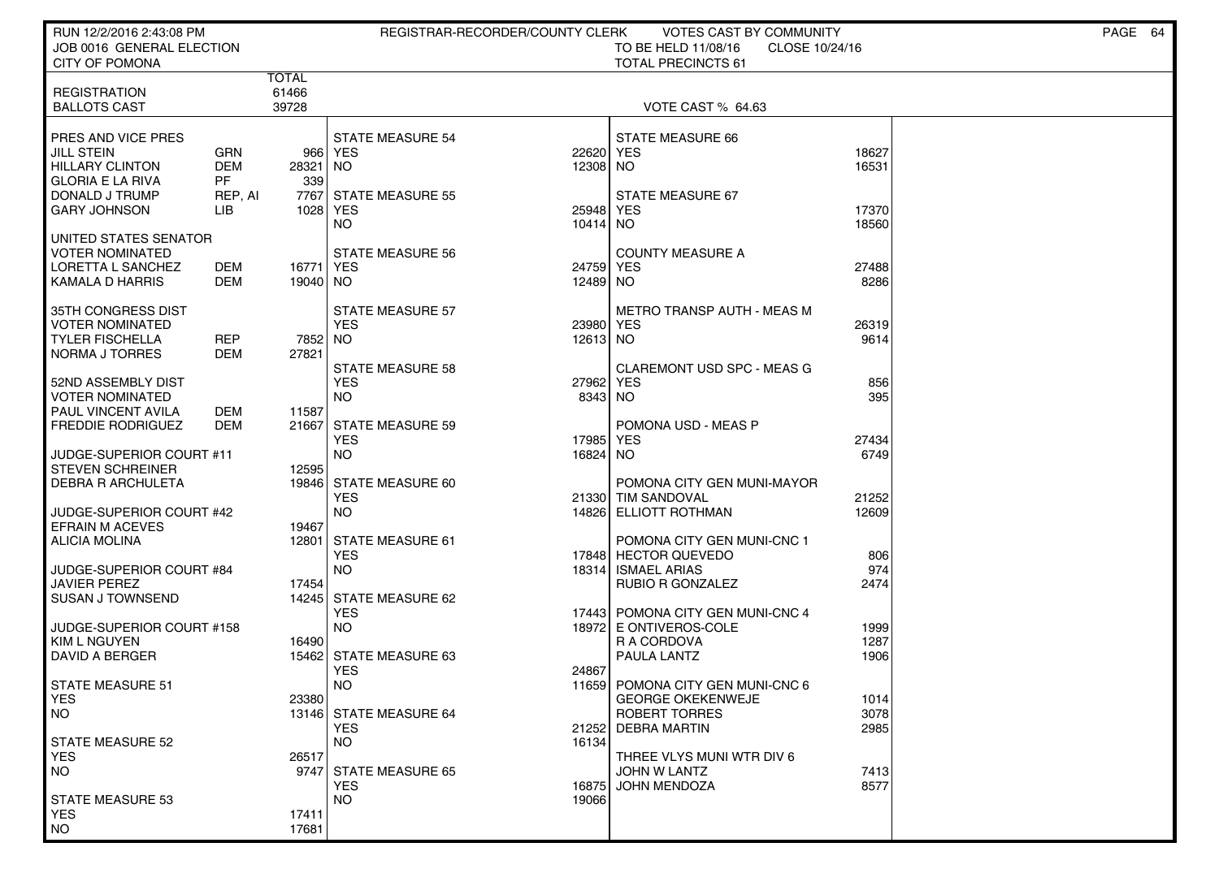RUN 12/2/2016 2:43:08 PM — REGISTRAR-RECORDER/COUNTY CLERK — VOTES CAST BY COMMUNITY

JOB 0016 GENERAL ELECTION — TO BE HELD 11/08/16 — CLOSE 10/24/16

CITY OF POMONA — TOTAL PRECINCTS 61

| | TOTAL |
|---|---|
| REGISTRATION | 61466 |
| BALLOTS CAST | 39728 |

VOTE CAST % 64.63

**PRES AND VICE PRES**

| Candidate | Party | Votes |
|---|---|---|
| JILL STEIN | GRN | 966 |
| HILLARY CLINTON | DEM | 28321 |
| GLORIA E LA RIVA | PF | 339 |
| DONALD J TRUMP | REP, AI | 7767 |
| GARY JOHNSON | LIB | 1028 |

**UNITED STATES SENATOR**
VOTER NOMINATED

| Candidate | Party | Votes |
|---|---|---|
| LORETTA L SANCHEZ | DEM | 16771 |
| KAMALA D HARRIS | DEM | 19040 |

**35TH CONGRESS DIST**
VOTER NOMINATED

| Candidate | Party | Votes |
|---|---|---|
| TYLER FISCHELLA | REP | 7852 |
| NORMA J TORRES | DEM | 27821 |

**52ND ASSEMBLY DIST**
VOTER NOMINATED

| Candidate | Party | Votes |
|---|---|---|
| PAUL VINCENT AVILA | DEM | 11587 |
| FREDDIE RODRIGUEZ | DEM | 21667 |

**JUDGE-SUPERIOR COURT #11**

| Candidate | Votes |
|---|---|
| STEVEN SCHREINER | 12595 |
| DEBRA R ARCHULETA | 19846 |

**JUDGE-SUPERIOR COURT #42**

| Candidate | Votes |
|---|---|
| EFRAIN M ACEVES | 19467 |
| ALICIA MOLINA | 12801 |

**JUDGE-SUPERIOR COURT #84**

| Candidate | Votes |
|---|---|
| JAVIER PEREZ | 17454 |
| SUSAN J TOWNSEND | 14245 |

**JUDGE-SUPERIOR COURT #158**

| Candidate | Votes |
|---|---|
| KIM L NGUYEN | 16490 |
| DAVID A BERGER | 15462 |

| Measure | YES | NO |
|---|---|---|
| STATE MEASURE 51 | 23380 | 13146 |
| STATE MEASURE 52 | 26517 | 9747 |
| STATE MEASURE 53 | 17411 | 17681 |
| STATE MEASURE 54 | 22620 | 12308 |
| STATE MEASURE 55 | 25948 | 10414 |
| STATE MEASURE 56 | 24759 | 12489 |
| STATE MEASURE 57 | 23980 | 12613 |
| STATE MEASURE 58 | 27962 | 8343 |
| STATE MEASURE 59 | 17985 | 16824 |
| STATE MEASURE 60 | 21330 | 14826 |
| STATE MEASURE 61 | 17848 | 18314 |
| STATE MEASURE 62 | 17443 | 18972 |
| STATE MEASURE 63 | 24867 | 11659 |
| STATE MEASURE 64 | 21252 | 16134 |
| STATE MEASURE 65 | 16875 | 19066 |
| STATE MEASURE 66 | 18627 | 16531 |
| STATE MEASURE 67 | 17370 | 18560 |
| COUNTY MEASURE A | 27488 | 8286 |
| METRO TRANSP AUTH - MEAS M | 26319 | 9614 |
| CLAREMONT USD SPC - MEAS G | 856 | 395 |
| POMONA USD - MEAS P | 27434 | 6749 |

**POMONA CITY GEN MUNI-MAYOR**

| Candidate | Votes |
|---|---|
| TIM SANDOVAL | 21252 |
| ELLIOTT ROTHMAN | 12609 |

**POMONA CITY GEN MUNI-CNC 1**

| Candidate | Votes |
|---|---|
| HECTOR QUEVEDO | 806 |
| ISMAEL ARIAS | 974 |
| RUBIO R GONZALEZ | 2474 |

**POMONA CITY GEN MUNI-CNC 4**

| Candidate | Votes |
|---|---|
| E ONTIVEROS-COLE | 1999 |
| R A CORDOVA | 1287 |
| PAULA LANTZ | 1906 |

**POMONA CITY GEN MUNI-CNC 6**

| Candidate | Votes |
|---|---|
| GEORGE OKEKENWEJE | 1014 |
| ROBERT TORRES | 3078 |
| DEBRA MARTIN | 2985 |

**THREE VLYS MUNI WTR DIV 6**

| Candidate | Votes |
|---|---|
| JOHN W LANTZ | 7413 |
| JOHN MENDOZA | 8577 |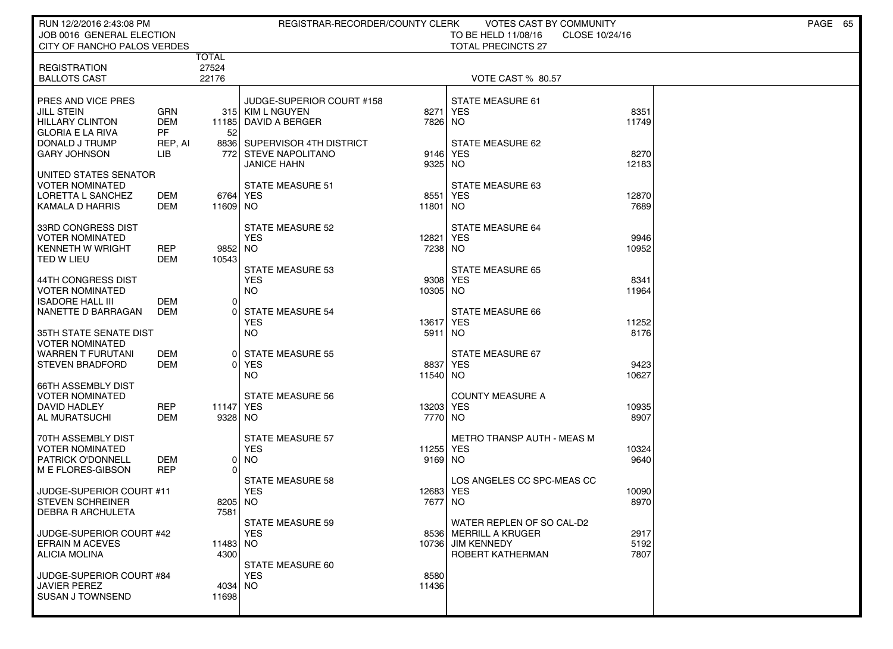RUN 12/2/2016 2:43:08 PM
JOB 0016 GENERAL ELECTION
CITY OF RANCHO PALOS VERDES

REGISTRAR-RECORDER/COUNTY CLERK — VOTES CAST BY COMMUNITY
TO BE HELD 11/08/16 — CLOSE 10/24/16
TOTAL PRECINCTS 27

| | | TOTAL |
|---|---|---|
| REGISTRATION | | 27524 |
| BALLOTS CAST | | 22176 |

VOTE CAST % 80.57

| Contest / Candidate | Party | Votes |
|---|---|---|
| **PRES AND VICE PRES** | | |
| JILL STEIN | GRN | 315 |
| HILLARY CLINTON | DEM | 11185 |
| GLORIA E LA RIVA | PF | 52 |
| DONALD J TRUMP | REP, AI | 8836 |
| GARY JOHNSON | LIB | 772 |
| **UNITED STATES SENATOR VOTER NOMINATED** | | |
| LORETTA L SANCHEZ | DEM | 6764 |
| KAMALA D HARRIS | DEM | 11609 |
| **33RD CONGRESS DIST VOTER NOMINATED** | | |
| KENNETH W WRIGHT | REP | 9852 |
| TED W LIEU | DEM | 10543 |
| **44TH CONGRESS DIST VOTER NOMINATED** | | |
| ISADORE HALL III | DEM | 0 |
| NANETTE D BARRAGAN | DEM | 0 |
| **35TH STATE SENATE DIST VOTER NOMINATED** | | |
| WARREN T FURUTANI | DEM | 0 |
| STEVEN BRADFORD | DEM | 0 |
| **66TH ASSEMBLY DIST VOTER NOMINATED** | | |
| DAVID HADLEY | REP | 11147 |
| AL MURATSUCHI | DEM | 9328 |
| **70TH ASSEMBLY DIST VOTER NOMINATED** | | |
| PATRICK O'DONNELL | DEM | 0 |
| M E FLORES-GIBSON | REP | 0 |
| **JUDGE-SUPERIOR COURT #11** | | |
| STEVEN SCHREINER | | 8205 |
| DEBRA R ARCHULETA | | 7581 |
| **JUDGE-SUPERIOR COURT #42** | | |
| EFRAIN M ACEVES | | 11483 |
| ALICIA MOLINA | | 4300 |
| **JUDGE-SUPERIOR COURT #84** | | |
| JAVIER PEREZ | | 4034 |
| SUSAN J TOWNSEND | | 11698 |

| Contest / Choice | Votes |
|---|---|
| **JUDGE-SUPERIOR COURT #158** | |
| KIM L NGUYEN | 8271 |
| DAVID A BERGER | 7826 |
| **SUPERVISOR 4TH DISTRICT** | |
| STEVE NAPOLITANO | 9146 |
| JANICE HAHN | 9325 |
| **STATE MEASURE 51** | |
| YES | 8551 |
| NO | 11801 |
| **STATE MEASURE 52** | |
| YES | 12821 |
| NO | 7238 |
| **STATE MEASURE 53** | |
| YES | 9308 |
| NO | 10305 |
| **STATE MEASURE 54** | |
| YES | 13617 |
| NO | 5911 |
| **STATE MEASURE 55** | |
| YES | 8837 |
| NO | 11540 |
| **STATE MEASURE 56** | |
| YES | 13203 |
| NO | 7770 |
| **STATE MEASURE 57** | |
| YES | 11255 |
| NO | 9169 |
| **STATE MEASURE 58** | |
| YES | 12683 |
| NO | 7677 |
| **STATE MEASURE 59** | |
| YES | 8536 |
| NO | 10736 |
| **STATE MEASURE 60** | |
| YES | 8580 |
| NO | 11436 |

| Contest / Choice | Votes |
|---|---|
| **STATE MEASURE 61** | |
| YES | 8351 |
| NO | 11749 |
| **STATE MEASURE 62** | |
| YES | 8270 |
| NO | 12183 |
| **STATE MEASURE 63** | |
| YES | 12870 |
| NO | 7689 |
| **STATE MEASURE 64** | |
| YES | 9946 |
| NO | 10952 |
| **STATE MEASURE 65** | |
| YES | 8341 |
| NO | 11964 |
| **STATE MEASURE 66** | |
| YES | 11252 |
| NO | 8176 |
| **STATE MEASURE 67** | |
| YES | 9423 |
| NO | 10627 |
| **COUNTY MEASURE A** | |
| YES | 10935 |
| NO | 8907 |
| **METRO TRANSP AUTH - MEAS M** | |
| YES | 10324 |
| NO | 9640 |
| **LOS ANGELES CC SPC-MEAS CC** | |
| YES | 10090 |
| NO | 8970 |
| **WATER REPLEN OF SO CAL-D2** | |
| MERRILL A KRUGER | 2917 |
| JIM KENNEDY | 5192 |
| ROBERT KATHERMAN | 7807 |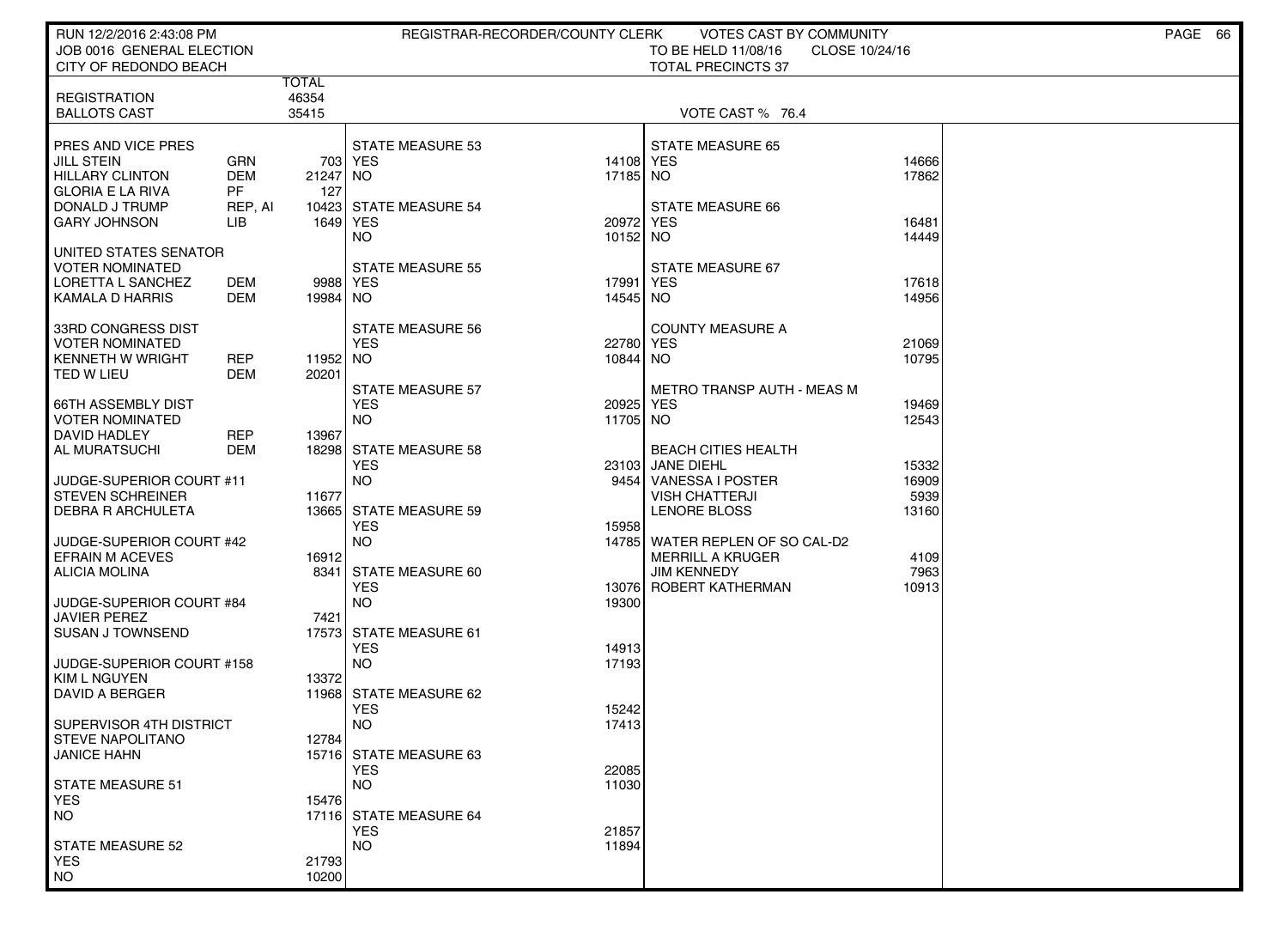RUN 12/2/2016 2:43:08 PM — REGISTRAR-RECORDER/COUNTY CLERK — VOTES CAST BY COMMUNITY

JOB 0016 GENERAL ELECTION — TO BE HELD 11/08/16 — CLOSE 10/24/16

CITY OF REDONDO BEACH — TOTAL PRECINCTS 37

| | | TOTAL |
|---|---|---|
| REGISTRATION | | 46354 |
| BALLOTS CAST | | 35415 |

VOTE CAST % 76.4

**PRES AND VICE PRES**

| Candidate | Party | Votes |
|---|---|---|
| JILL STEIN | GRN | 703 |
| HILLARY CLINTON | DEM | 21247 |
| GLORIA E LA RIVA | PF | 127 |
| DONALD J TRUMP | REP, AI | 10423 |
| GARY JOHNSON | LIB | 1649 |

**UNITED STATES SENATOR**
VOTER NOMINATED

| Candidate | Party | Votes |
|---|---|---|
| LORETTA L SANCHEZ | DEM | 9988 |
| KAMALA D HARRIS | DEM | 19984 |

**33RD CONGRESS DIST**
VOTER NOMINATED

| Candidate | Party | Votes |
|---|---|---|
| KENNETH W WRIGHT | REP | 11952 |
| TED W LIEU | DEM | 20201 |

**66TH ASSEMBLY DIST**
VOTER NOMINATED

| Candidate | Party | Votes |
|---|---|---|
| DAVID HADLEY | REP | 13967 |
| AL MURATSUCHI | DEM | 18298 |

**JUDGE-SUPERIOR COURT #11**

| Candidate | Votes |
|---|---|
| STEVEN SCHREINER | 11677 |
| DEBRA R ARCHULETA | 13665 |

**JUDGE-SUPERIOR COURT #42**

| Candidate | Votes |
|---|---|
| EFRAIN M ACEVES | 16912 |
| ALICIA MOLINA | 8341 |

**JUDGE-SUPERIOR COURT #84**

| Candidate | Votes |
|---|---|
| JAVIER PEREZ | 7421 |
| SUSAN J TOWNSEND | 17573 |

**JUDGE-SUPERIOR COURT #158**

| Candidate | Votes |
|---|---|
| KIM L NGUYEN | 13372 |
| DAVID A BERGER | 11968 |

**SUPERVISOR 4TH DISTRICT**

| Candidate | Votes |
|---|---|
| STEVE NAPOLITANO | 12784 |
| JANICE HAHN | 15716 |

**STATE MEASURES**

| Measure | YES | NO |
|---|---|---|
| STATE MEASURE 51 | 15476 | 17116 |
| STATE MEASURE 52 | 21793 | 10200 |
| STATE MEASURE 53 | 14108 | 17185 |
| STATE MEASURE 54 | 20972 | 10152 |
| STATE MEASURE 55 | 17991 | 14545 |
| STATE MEASURE 56 | 22780 | 10844 |
| STATE MEASURE 57 | 20925 | 11705 |
| STATE MEASURE 58 | 23103 | 9454 |
| STATE MEASURE 59 | 15958 | 14785 |
| STATE MEASURE 60 | 13076 | 19300 |
| STATE MEASURE 61 | 14913 | 17193 |
| STATE MEASURE 62 | 15242 | 17413 |
| STATE MEASURE 63 | 22085 | 11030 |
| STATE MEASURE 64 | 21857 | 11894 |
| STATE MEASURE 65 | 14666 | 17862 |
| STATE MEASURE 66 | 16481 | 14449 |
| STATE MEASURE 67 | 17618 | 14956 |
| COUNTY MEASURE A | 21069 | 10795 |
| METRO TRANSP AUTH - MEAS M | 19469 | 12543 |

**BEACH CITIES HEALTH**

| Candidate | Votes |
|---|---|
| JANE DIEHL | 15332 |
| VANESSA I POSTER | 16909 |
| VISH CHATTERJI | 5939 |
| LENORE BLOSS | 13160 |

**WATER REPLEN OF SO CAL-D2**

| Candidate | Votes |
|---|---|
| MERRILL A KRUGER | 4109 |
| JIM KENNEDY | 7963 |
| ROBERT KATHERMAN | 10913 |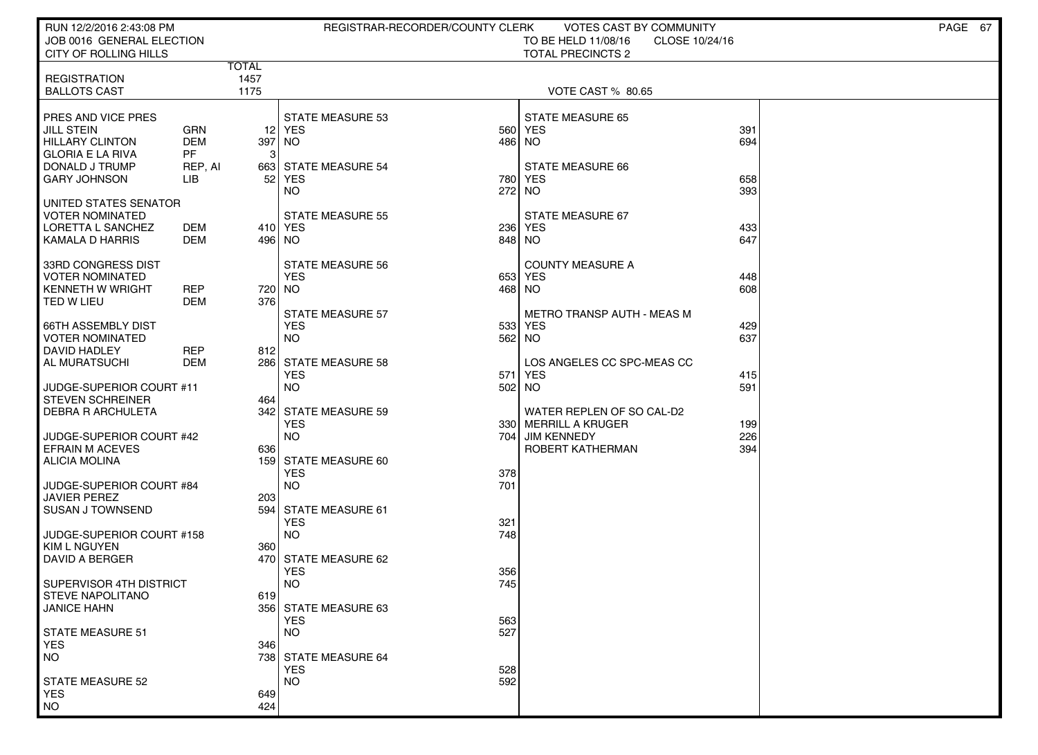RUN 12/2/2016 2:43:08 PM — REGISTRAR-RECORDER/COUNTY CLERK — VOTES CAST BY COMMUNITY

JOB 0016 GENERAL ELECTION — TO BE HELD 11/08/16 — CLOSE 10/24/16

CITY OF ROLLING HILLS — TOTAL PRECINCTS 2

| | TOTAL |
|---|---|
| REGISTRATION | 1457 |
| BALLOTS CAST | 1175 |

VOTE CAST % 80.65

**PRES AND VICE PRES**

| Candidate | Party | Votes |
|---|---|---|
| JILL STEIN | GRN | 12 |
| HILLARY CLINTON | DEM | 397 |
| GLORIA E LA RIVA | PF | 3 |
| DONALD J TRUMP | REP, AI | 663 |
| GARY JOHNSON | LIB | 52 |

**UNITED STATES SENATOR**
VOTER NOMINATED

| Candidate | Party | Votes |
|---|---|---|
| LORETTA L SANCHEZ | DEM | 410 |
| KAMALA D HARRIS | DEM | 496 |

**33RD CONGRESS DIST**
VOTER NOMINATED

| Candidate | Party | Votes |
|---|---|---|
| KENNETH W WRIGHT | REP | 720 |
| TED W LIEU | DEM | 376 |

**66TH ASSEMBLY DIST**
VOTER NOMINATED

| Candidate | Party | Votes |
|---|---|---|
| DAVID HADLEY | REP | 812 |
| AL MURATSUCHI | DEM | 286 |

**JUDGE-SUPERIOR COURT #11**

| Candidate | Votes |
|---|---|
| STEVEN SCHREINER | 464 |
| DEBRA R ARCHULETA | 342 |

**JUDGE-SUPERIOR COURT #42**

| Candidate | Votes |
|---|---|
| EFRAIN M ACEVES | 636 |
| ALICIA MOLINA | 159 |

**JUDGE-SUPERIOR COURT #84**

| Candidate | Votes |
|---|---|
| JAVIER PEREZ | 203 |
| SUSAN J TOWNSEND | 594 |

**JUDGE-SUPERIOR COURT #158**

| Candidate | Votes |
|---|---|
| KIM L NGUYEN | 360 |
| DAVID A BERGER | 470 |

**SUPERVISOR 4TH DISTRICT**

| Candidate | Votes |
|---|---|
| STEVE NAPOLITANO | 619 |
| JANICE HAHN | 356 |

**MEASURES**

| Measure | YES | NO |
|---|---|---|
| STATE MEASURE 51 | 346 | 738 |
| STATE MEASURE 52 | 649 | 424 |
| STATE MEASURE 53 | 560 | 486 |
| STATE MEASURE 54 | 780 | 272 |
| STATE MEASURE 55 | 236 | 848 |
| STATE MEASURE 56 | 653 | 468 |
| STATE MEASURE 57 | 533 | 562 |
| STATE MEASURE 58 | 571 | 502 |
| STATE MEASURE 59 | 330 | 704 |
| STATE MEASURE 60 | 378 | 701 |
| STATE MEASURE 61 | 321 | 748 |
| STATE MEASURE 62 | 356 | 745 |
| STATE MEASURE 63 | 563 | 527 |
| STATE MEASURE 64 | 528 | 592 |
| STATE MEASURE 65 | 391 | 694 |
| STATE MEASURE 66 | 658 | 393 |
| STATE MEASURE 67 | 433 | 647 |
| COUNTY MEASURE A | 448 | 608 |
| METRO TRANSP AUTH - MEAS M | 429 | 637 |
| LOS ANGELES CC SPC-MEAS CC | 415 | 591 |

**WATER REPLEN OF SO CAL-D2**

| Candidate | Votes |
|---|---|
| MERRILL A KRUGER | 199 |
| JIM KENNEDY | 226 |
| ROBERT KATHERMAN | 394 |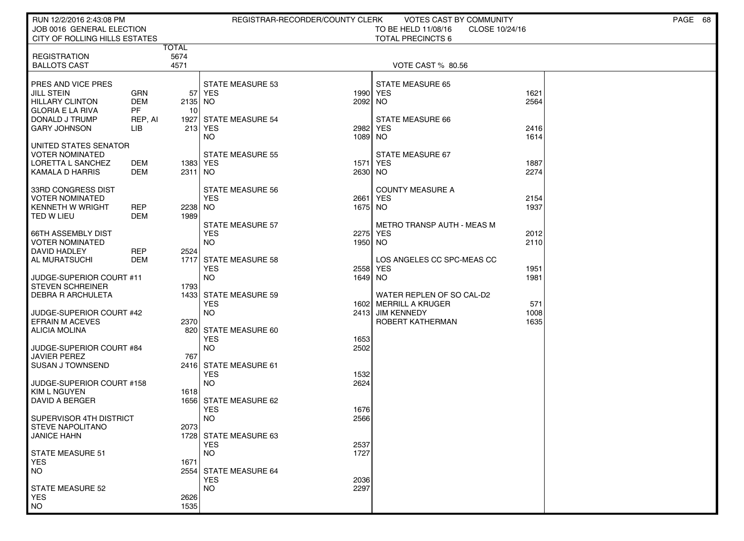RUN 12/2/2016 2:43:08 PM — REGISTRAR-RECORDER/COUNTY CLERK — VOTES CAST BY COMMUNITY

JOB 0016 GENERAL ELECTION — TO BE HELD 11/08/16 — CLOSE 10/24/16

CITY OF ROLLING HILLS ESTATES — TOTAL PRECINCTS 6

| | | TOTAL |
|---|---|---|
| REGISTRATION | | 5674 |
| BALLOTS CAST | | 4571 |

VOTE CAST % 80.56

| Contest / Candidate | Party | Votes |
|---|---|---|
| **PRES AND VICE PRES** | | |
| JILL STEIN | GRN | 57 |
| HILLARY CLINTON | DEM | 2135 |
| GLORIA E LA RIVA | PF | 10 |
| DONALD J TRUMP | REP, AI | 1927 |
| GARY JOHNSON | LIB | 213 |
| **UNITED STATES SENATOR VOTER NOMINATED** | | |
| LORETTA L SANCHEZ | DEM | 1383 |
| KAMALA D HARRIS | DEM | 2311 |
| **33RD CONGRESS DIST VOTER NOMINATED** | | |
| KENNETH W WRIGHT | REP | 2238 |
| TED W LIEU | DEM | 1989 |
| **66TH ASSEMBLY DIST VOTER NOMINATED** | | |
| DAVID HADLEY | REP | 2524 |
| AL MURATSUCHI | DEM | 1717 |
| **JUDGE-SUPERIOR COURT #11** | | |
| STEVEN SCHREINER | | 1793 |
| DEBRA R ARCHULETA | | 1433 |
| **JUDGE-SUPERIOR COURT #42** | | |
| EFRAIN M ACEVES | | 2370 |
| ALICIA MOLINA | | 820 |
| **JUDGE-SUPERIOR COURT #84** | | |
| JAVIER PEREZ | | 767 |
| SUSAN J TOWNSEND | | 2416 |
| **JUDGE-SUPERIOR COURT #158** | | |
| KIM L NGUYEN | | 1618 |
| DAVID A BERGER | | 1656 |
| **SUPERVISOR 4TH DISTRICT** | | |
| STEVE NAPOLITANO | | 2073 |
| JANICE HAHN | | 1728 |

| Measure | YES | NO |
|---|---|---|
| STATE MEASURE 51 | 1671 | 2554 |
| STATE MEASURE 52 | 2626 | 1535 |
| STATE MEASURE 53 | 1990 | 2092 |
| STATE MEASURE 54 | 2982 | 1089 |
| STATE MEASURE 55 | 1571 | 2630 |
| STATE MEASURE 56 | 2661 | 1675 |
| STATE MEASURE 57 | 2275 | 1950 |
| STATE MEASURE 58 | 2558 | 1649 |
| STATE MEASURE 59 | 1602 | 2413 |
| STATE MEASURE 60 | 1653 | 2502 |
| STATE MEASURE 61 | 1532 | 2624 |
| STATE MEASURE 62 | 1676 | 2566 |
| STATE MEASURE 63 | 2537 | 1727 |
| STATE MEASURE 64 | 2036 | 2297 |
| STATE MEASURE 65 | 1621 | 2564 |
| STATE MEASURE 66 | 2416 | 1614 |
| STATE MEASURE 67 | 1887 | 2274 |
| COUNTY MEASURE A | 2154 | 1937 |
| METRO TRANSP AUTH - MEAS M | 2012 | 2110 |
| LOS ANGELES CC SPC-MEAS CC | 1951 | 1981 |

| WATER REPLEN OF SO CAL-D2 | Votes |
|---|---|
| MERRILL A KRUGER | 571 |
| JIM KENNEDY | 1008 |
| ROBERT KATHERMAN | 1635 |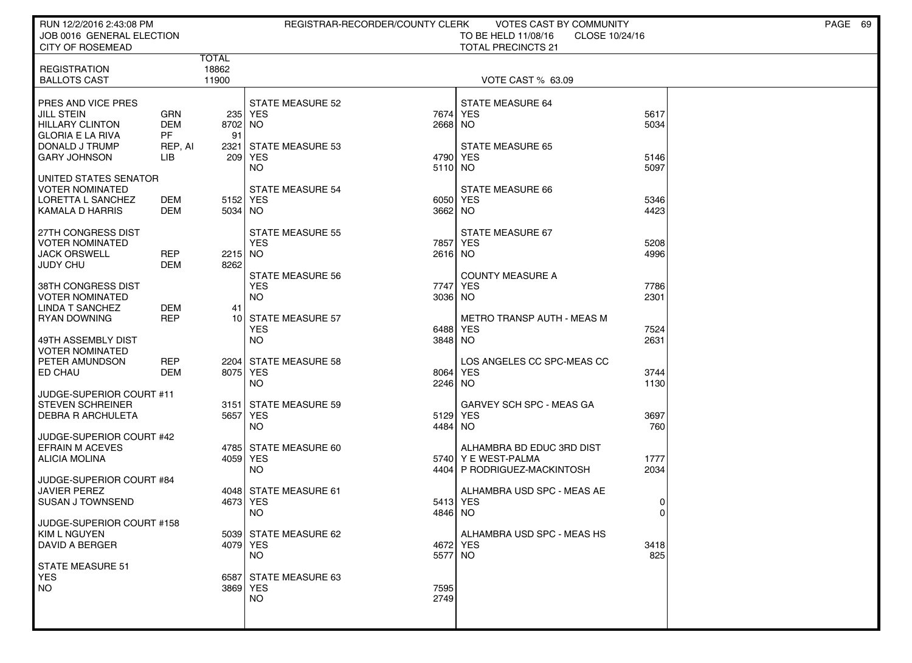RUN 12/2/2016 2:43:08 PM — REGISTRAR-RECORDER/COUNTY CLERK — VOTES CAST BY COMMUNITY

JOB 0016 GENERAL ELECTION — TO BE HELD 11/08/16 — CLOSE 10/24/16

CITY OF ROSEMEAD — TOTAL PRECINCTS 21

| | | TOTAL |
|---|---|---|
| REGISTRATION | | 18862 |
| BALLOTS CAST | | 11900 |

VOTE CAST % 63.09

| Contest / Candidate | Party | Votes |
|---|---|---|
| **PRES AND VICE PRES** | | |
| JILL STEIN | GRN | 235 |
| HILLARY CLINTON | DEM | 8702 |
| GLORIA E LA RIVA | PF | 91 |
| DONALD J TRUMP | REP, AI | 2321 |
| GARY JOHNSON | LIB | 209 |
| **UNITED STATES SENATOR VOTER NOMINATED** | | |
| LORETTA L SANCHEZ | DEM | 5152 |
| KAMALA D HARRIS | DEM | 5034 |
| **27TH CONGRESS DIST VOTER NOMINATED** | | |
| JACK ORSWELL | REP | 2215 |
| JUDY CHU | DEM | 8262 |
| **38TH CONGRESS DIST VOTER NOMINATED** | | |
| LINDA T SANCHEZ | DEM | 41 |
| RYAN DOWNING | REP | 10 |
| **49TH ASSEMBLY DIST VOTER NOMINATED** | | |
| PETER AMUNDSON | REP | 2204 |
| ED CHAU | DEM | 8075 |
| **JUDGE-SUPERIOR COURT #11** | | |
| STEVEN SCHREINER | | 3151 |
| DEBRA R ARCHULETA | | 5657 |
| **JUDGE-SUPERIOR COURT #42** | | |
| EFRAIN M ACEVES | | 4785 |
| ALICIA MOLINA | | 4059 |
| **JUDGE-SUPERIOR COURT #84** | | |
| JAVIER PEREZ | | 4048 |
| SUSAN J TOWNSEND | | 4673 |
| **JUDGE-SUPERIOR COURT #158** | | |
| KIM L NGUYEN | | 5039 |
| DAVID A BERGER | | 4079 |

| Measure | YES | NO |
|---|---|---|
| STATE MEASURE 51 | 6587 | 3869 |
| STATE MEASURE 52 | 7674 | 2668 |
| STATE MEASURE 53 | 4790 | 5110 |
| STATE MEASURE 54 | 6050 | 3662 |
| STATE MEASURE 55 | 7857 | 2616 |
| STATE MEASURE 56 | 7747 | 3036 |
| STATE MEASURE 57 | 6488 | 3848 |
| STATE MEASURE 58 | 8064 | 2246 |
| STATE MEASURE 59 | 5129 | 4484 |
| STATE MEASURE 60 | 5740 | 4404 |
| STATE MEASURE 61 | 5413 | 4846 |
| STATE MEASURE 62 | 4672 | 5577 |
| STATE MEASURE 63 | 7595 | 2749 |
| STATE MEASURE 64 | 5617 | 5034 |
| STATE MEASURE 65 | 5146 | 5097 |
| STATE MEASURE 66 | 5346 | 4423 |
| STATE MEASURE 67 | 5208 | 4996 |
| COUNTY MEASURE A | 7786 | 2301 |
| METRO TRANSP AUTH - MEAS M | 7524 | 2631 |
| LOS ANGELES CC SPC-MEAS CC | 3744 | 1130 |
| GARVEY SCH SPC - MEAS GA | 3697 | 760 |
| ALHAMBRA USD SPC - MEAS AE | 0 | 0 |
| ALHAMBRA USD SPC - MEAS HS | 3418 | 825 |

| ALHAMBRA BD EDUC 3RD DIST | Votes |
|---|---|
| Y E WEST-PALMA | 1777 |
| P RODRIGUEZ-MACKINTOSH | 2034 |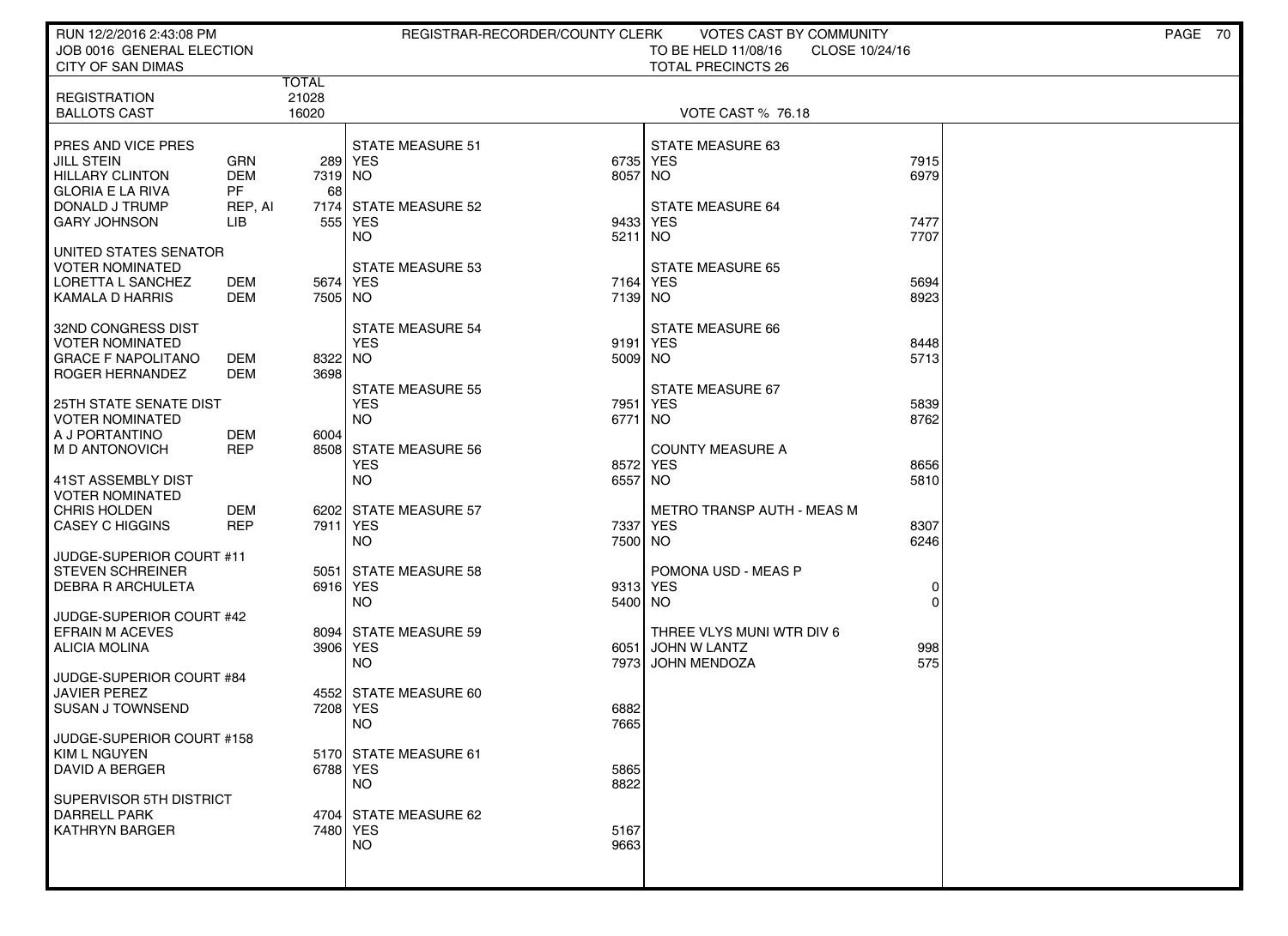RUN 12/2/2016 2:43:08 PM — REGISTRAR-RECORDER/COUNTY CLERK — VOTES CAST BY COMMUNITY

JOB 0016 GENERAL ELECTION — TO BE HELD 11/08/16 — CLOSE 10/24/16

CITY OF SAN DIMAS — TOTAL PRECINCTS 26

| | | TOTAL |
|---|---|---|
| REGISTRATION | | 21028 |
| BALLOTS CAST | | 16020 |

VOTE CAST % 76.18

| Contest | Party | Votes |
|---|---|---|
| **PRES AND VICE PRES** | | |
| JILL STEIN | GRN | 289 |
| HILLARY CLINTON | DEM | 7319 |
| GLORIA E LA RIVA | PF | 68 |
| DONALD J TRUMP | REP, AI | 7174 |
| GARY JOHNSON | LIB | 555 |
| **UNITED STATES SENATOR** | | |
| VOTER NOMINATED | | |
| LORETTA L SANCHEZ | DEM | 5674 |
| KAMALA D HARRIS | DEM | 7505 |
| **32ND CONGRESS DIST** | | |
| VOTER NOMINATED | | |
| GRACE F NAPOLITANO | DEM | 8322 |
| ROGER HERNANDEZ | DEM | 3698 |
| **25TH STATE SENATE DIST** | | |
| VOTER NOMINATED | | |
| A J PORTANTINO | DEM | 6004 |
| M D ANTONOVICH | REP | 8508 |
| **41ST ASSEMBLY DIST** | | |
| VOTER NOMINATED | | |
| CHRIS HOLDEN | DEM | 6202 |
| CASEY C HIGGINS | REP | 7911 |
| **JUDGE-SUPERIOR COURT #11** | | |
| STEVEN SCHREINER | | 5051 |
| DEBRA R ARCHULETA | | 6916 |
| **JUDGE-SUPERIOR COURT #42** | | |
| EFRAIN M ACEVES | | 8094 |
| ALICIA MOLINA | | 3906 |
| **JUDGE-SUPERIOR COURT #84** | | |
| JAVIER PEREZ | | 4552 |
| SUSAN J TOWNSEND | | 7208 |
| **JUDGE-SUPERIOR COURT #158** | | |
| KIM L NGUYEN | | 5170 |
| DAVID A BERGER | | 6788 |
| **SUPERVISOR 5TH DISTRICT** | | |
| DARRELL PARK | | 4704 |
| KATHRYN BARGER | | 7480 |

| Measure | YES | NO |
|---|---|---|
| STATE MEASURE 51 | 6735 | 8057 |
| STATE MEASURE 52 | 9433 | 5211 |
| STATE MEASURE 53 | 7164 | 7139 |
| STATE MEASURE 54 | 9191 | 5009 |
| STATE MEASURE 55 | 7951 | 6771 |
| STATE MEASURE 56 | 8572 | 6557 |
| STATE MEASURE 57 | 7337 | 7500 |
| STATE MEASURE 58 | 9313 | 5400 |
| STATE MEASURE 59 | 6051 | 7973 |
| STATE MEASURE 60 | 6882 | 7665 |
| STATE MEASURE 61 | 5865 | 8822 |
| STATE MEASURE 62 | 5167 | 9663 |
| STATE MEASURE 63 | 7915 | 6979 |
| STATE MEASURE 64 | 7477 | 7707 |
| STATE MEASURE 65 | 5694 | 8923 |
| STATE MEASURE 66 | 8448 | 5713 |
| STATE MEASURE 67 | 5839 | 8762 |
| COUNTY MEASURE A | 8656 | 5810 |
| METRO TRANSP AUTH - MEAS M | 8307 | 6246 |
| POMONA USD - MEAS P | 0 | 0 |

| THREE VLYS MUNI WTR DIV 6 | Votes |
|---|---|
| JOHN W LANTZ | 998 |
| JOHN MENDOZA | 575 |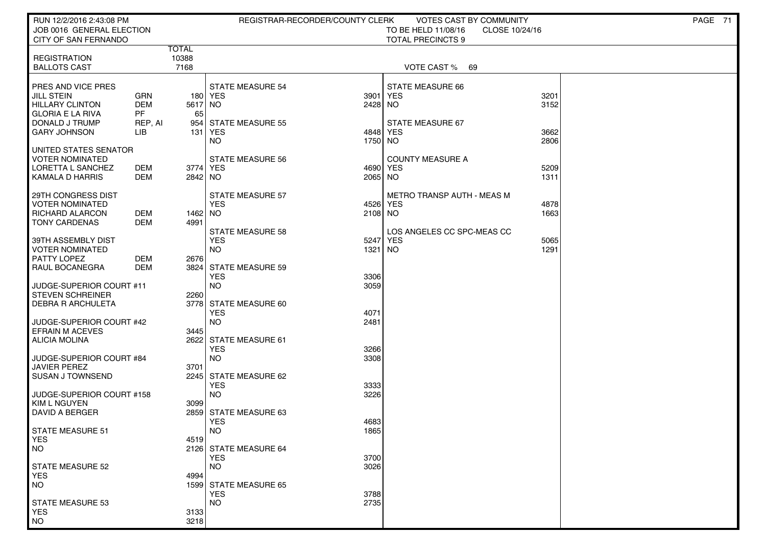RUN 12/2/2016 2:43:08 PM — REGISTRAR-RECORDER/COUNTY CLERK — VOTES CAST BY COMMUNITY

JOB 0016 GENERAL ELECTION — TO BE HELD 11/08/16 — CLOSE 10/24/16

CITY OF SAN FERNANDO — TOTAL PRECINCTS 9

| | TOTAL |
|---|---|
| REGISTRATION | 10388 |
| BALLOTS CAST | 7168 |

VOTE CAST % 69

**PRES AND VICE PRES**

| Candidate | Party | Votes |
|---|---|---|
| JILL STEIN | GRN | 180 |
| HILLARY CLINTON | DEM | 5617 |
| GLORIA E LA RIVA | PF | 65 |
| DONALD J TRUMP | REP, AI | 954 |
| GARY JOHNSON | LIB | 131 |

**UNITED STATES SENATOR**
VOTER NOMINATED

| Candidate | Party | Votes |
|---|---|---|
| LORETTA L SANCHEZ | DEM | 3774 |
| KAMALA D HARRIS | DEM | 2842 |

**29TH CONGRESS DIST**
VOTER NOMINATED

| Candidate | Party | Votes |
|---|---|---|
| RICHARD ALARCON | DEM | 1462 |
| TONY CARDENAS | DEM | 4991 |

**39TH ASSEMBLY DIST**
VOTER NOMINATED

| Candidate | Party | Votes |
|---|---|---|
| PATTY LOPEZ | DEM | 2676 |
| RAUL BOCANEGRA | DEM | 3824 |

**JUDGE-SUPERIOR COURT #11**

| Candidate | Votes |
|---|---|
| STEVEN SCHREINER | 2260 |
| DEBRA R ARCHULETA | 3778 |

**JUDGE-SUPERIOR COURT #42**

| Candidate | Votes |
|---|---|
| EFRAIN M ACEVES | 3445 |
| ALICIA MOLINA | 2622 |

**JUDGE-SUPERIOR COURT #84**

| Candidate | Votes |
|---|---|
| JAVIER PEREZ | 3701 |
| SUSAN J TOWNSEND | 2245 |

**JUDGE-SUPERIOR COURT #158**

| Candidate | Votes |
|---|---|
| KIM L NGUYEN | 3099 |
| DAVID A BERGER | 2859 |

**MEASURES**

| Measure | YES | NO |
|---|---|---|
| STATE MEASURE 51 | 4519 | 2126 |
| STATE MEASURE 52 | 4994 | 1599 |
| STATE MEASURE 53 | 3133 | 3218 |
| STATE MEASURE 54 | 3901 | 2428 |
| STATE MEASURE 55 | 4848 | 1750 |
| STATE MEASURE 56 | 4690 | 2065 |
| STATE MEASURE 57 | 4526 | 2108 |
| STATE MEASURE 58 | 5247 | 1321 |
| STATE MEASURE 59 | 3306 | 3059 |
| STATE MEASURE 60 | 4071 | 2481 |
| STATE MEASURE 61 | 3266 | 3308 |
| STATE MEASURE 62 | 3333 | 3226 |
| STATE MEASURE 63 | 4683 | 1865 |
| STATE MEASURE 64 | 3700 | 3026 |
| STATE MEASURE 65 | 3788 | 2735 |
| STATE MEASURE 66 | 3201 | 3152 |
| STATE MEASURE 67 | 3662 | 2806 |
| COUNTY MEASURE A | 5209 | 1311 |
| METRO TRANSP AUTH - MEAS M | 4878 | 1663 |
| LOS ANGELES CC SPC-MEAS CC | 5065 | 1291 |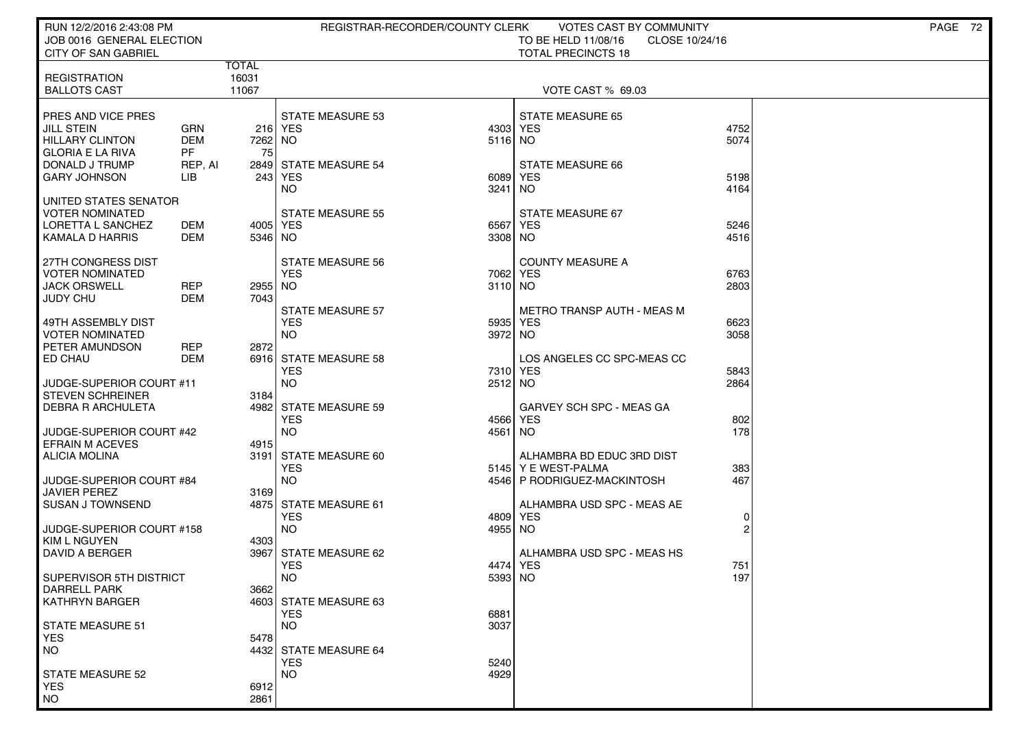RUN 12/2/2016 2:43:08 PM — REGISTRAR-RECORDER/COUNTY CLERK — VOTES CAST BY COMMUNITY

JOB 0016 GENERAL ELECTION — TO BE HELD 11/08/16 — CLOSE 10/24/16

CITY OF SAN GABRIEL — TOTAL PRECINCTS 18

| | TOTAL |
|---|---|
| REGISTRATION | 16031 |
| BALLOTS CAST | 11067 |

VOTE CAST % 69.03

| PRES AND VICE PRES | | |
|---|---|---|
| JILL STEIN | GRN | 216 |
| HILLARY CLINTON | DEM | 7262 |
| GLORIA E LA RIVA | PF | 75 |
| DONALD J TRUMP | REP, AI | 2849 |
| GARY JOHNSON | LIB | 243 |

| UNITED STATES SENATOR VOTER NOMINATED | | |
|---|---|---|
| LORETTA L SANCHEZ | DEM | 4005 |
| KAMALA D HARRIS | DEM | 5346 |

| 27TH CONGRESS DIST VOTER NOMINATED | | |
|---|---|---|
| JACK ORSWELL | REP | 2955 |
| JUDY CHU | DEM | 7043 |

| 49TH ASSEMBLY DIST VOTER NOMINATED | | |
|---|---|---|
| PETER AMUNDSON | REP | 2872 |
| ED CHAU | DEM | 6916 |

| JUDGE-SUPERIOR COURT #11 | |
|---|---|
| STEVEN SCHREINER | 3184 |
| DEBRA R ARCHULETA | 4982 |

| JUDGE-SUPERIOR COURT #42 | |
|---|---|
| EFRAIN M ACEVES | 4915 |
| ALICIA MOLINA | 3191 |

| JUDGE-SUPERIOR COURT #84 | |
|---|---|
| JAVIER PEREZ | 3169 |
| SUSAN J TOWNSEND | 4875 |

| JUDGE-SUPERIOR COURT #158 | |
|---|---|
| KIM L NGUYEN | 4303 |
| DAVID A BERGER | 3967 |

| SUPERVISOR 5TH DISTRICT | |
|---|---|
| DARRELL PARK | 3662 |
| KATHRYN BARGER | 4603 |

| MEASURE | YES | NO |
|---|---|---|
| STATE MEASURE 51 | 5478 | 4432 |
| STATE MEASURE 52 | 6912 | 2861 |
| STATE MEASURE 53 | 4303 | 5116 |
| STATE MEASURE 54 | 6089 | 3241 |
| STATE MEASURE 55 | 6567 | 3308 |
| STATE MEASURE 56 | 7062 | 3110 |
| STATE MEASURE 57 | 5935 | 3972 |
| STATE MEASURE 58 | 7310 | 2512 |
| STATE MEASURE 59 | 4566 | 4561 |
| STATE MEASURE 60 | 5145 | 4546 |
| STATE MEASURE 61 | 4809 | 4955 |
| STATE MEASURE 62 | 4474 | 5393 |
| STATE MEASURE 63 | 6881 | 3037 |
| STATE MEASURE 64 | 5240 | 4929 |
| STATE MEASURE 65 | 4752 | 5074 |
| STATE MEASURE 66 | 5198 | 4164 |
| STATE MEASURE 67 | 5246 | 4516 |
| COUNTY MEASURE A | 6763 | 2803 |
| METRO TRANSP AUTH - MEAS M | 6623 | 3058 |
| LOS ANGELES CC SPC-MEAS CC | 5843 | 2864 |
| GARVEY SCH SPC - MEAS GA | 802 | 178 |

| ALHAMBRA BD EDUC 3RD DIST | |
|---|---|
| Y E WEST-PALMA | 383 |
| P RODRIGUEZ-MACKINTOSH | 467 |

| MEASURE | YES | NO |
|---|---|---|
| ALHAMBRA USD SPC - MEAS AE | 0 | 2 |
| ALHAMBRA USD SPC - MEAS HS | 751 | 197 |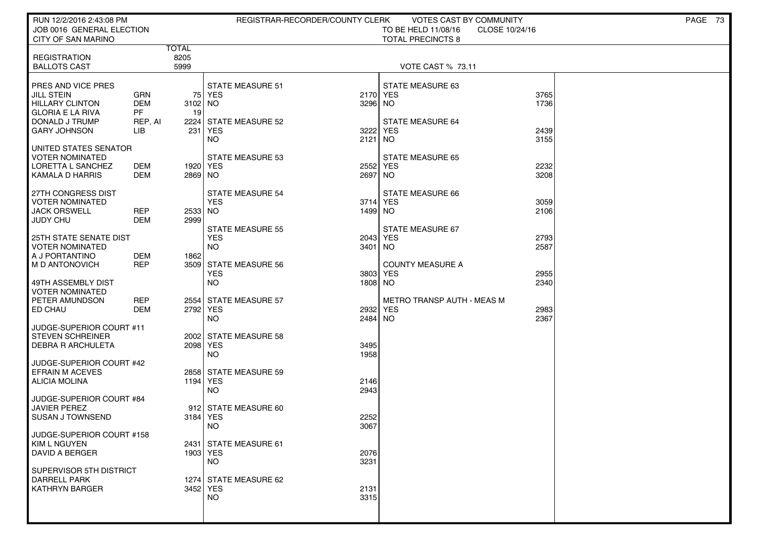RUN 12/2/2016 2:43:08 PM
JOB 0016 GENERAL ELECTION
CITY OF SAN MARINO

REGISTRAR-RECORDER/COUNTY CLERK — VOTES CAST BY COMMUNITY
TO BE HELD 11/08/16 CLOSE 10/24/16
TOTAL PRECINCTS 8

| | | TOTAL |
|---|---|---|
| REGISTRATION | | 8205 |
| BALLOTS CAST | | 5999 |

VOTE CAST % 73.11

| PRES AND VICE PRES | | |
|---|---|---|
| JILL STEIN | GRN | 75 |
| HILLARY CLINTON | DEM | 3102 |
| GLORIA E LA RIVA | PF | 19 |
| DONALD J TRUMP | REP, AI | 2224 |
| GARY JOHNSON | LIB | 231 |
| **UNITED STATES SENATOR VOTER NOMINATED** | | |
| LORETTA L SANCHEZ | DEM | 1920 |
| KAMALA D HARRIS | DEM | 2869 |
| **27TH CONGRESS DIST VOTER NOMINATED** | | |
| JACK ORSWELL | REP | 2533 |
| JUDY CHU | DEM | 2999 |
| **25TH STATE SENATE DIST VOTER NOMINATED** | | |
| A J PORTANTINO | DEM | 1862 |
| M D ANTONOVICH | REP | 3509 |
| **49TH ASSEMBLY DIST VOTER NOMINATED** | | |
| PETER AMUNDSON | REP | 2554 |
| ED CHAU | DEM | 2792 |
| **JUDGE-SUPERIOR COURT #11** | | |
| STEVEN SCHREINER | | 2002 |
| DEBRA R ARCHULETA | | 2098 |
| **JUDGE-SUPERIOR COURT #42** | | |
| EFRAIN M ACEVES | | 2858 |
| ALICIA MOLINA | | 1194 |
| **JUDGE-SUPERIOR COURT #84** | | |
| JAVIER PEREZ | | 912 |
| SUSAN J TOWNSEND | | 3184 |
| **JUDGE-SUPERIOR COURT #158** | | |
| KIM L NGUYEN | | 2431 |
| DAVID A BERGER | | 1903 |
| **SUPERVISOR 5TH DISTRICT** | | |
| DARRELL PARK | | 1274 |
| KATHRYN BARGER | | 3452 |

| MEASURE | YES | NO |
|---|---|---|
| STATE MEASURE 51 | 2170 | 3296 |
| STATE MEASURE 52 | 3222 | 2121 |
| STATE MEASURE 53 | 2552 | 2697 |
| STATE MEASURE 54 | 3714 | 1499 |
| STATE MEASURE 55 | 2043 | 3401 |
| STATE MEASURE 56 | 3803 | 1808 |
| STATE MEASURE 57 | 2932 | 2484 |
| STATE MEASURE 58 | 3495 | 1958 |
| STATE MEASURE 59 | 2146 | 2943 |
| STATE MEASURE 60 | 2252 | 3067 |
| STATE MEASURE 61 | 2076 | 3231 |
| STATE MEASURE 62 | 2131 | 3315 |
| STATE MEASURE 63 | 3765 | 1736 |
| STATE MEASURE 64 | 2439 | 3155 |
| STATE MEASURE 65 | 2232 | 3208 |
| STATE MEASURE 66 | 3059 | 2106 |
| STATE MEASURE 67 | 2793 | 2587 |
| COUNTY MEASURE A | 2955 | 2340 |
| METRO TRANSP AUTH - MEAS M | 2983 | 2367 |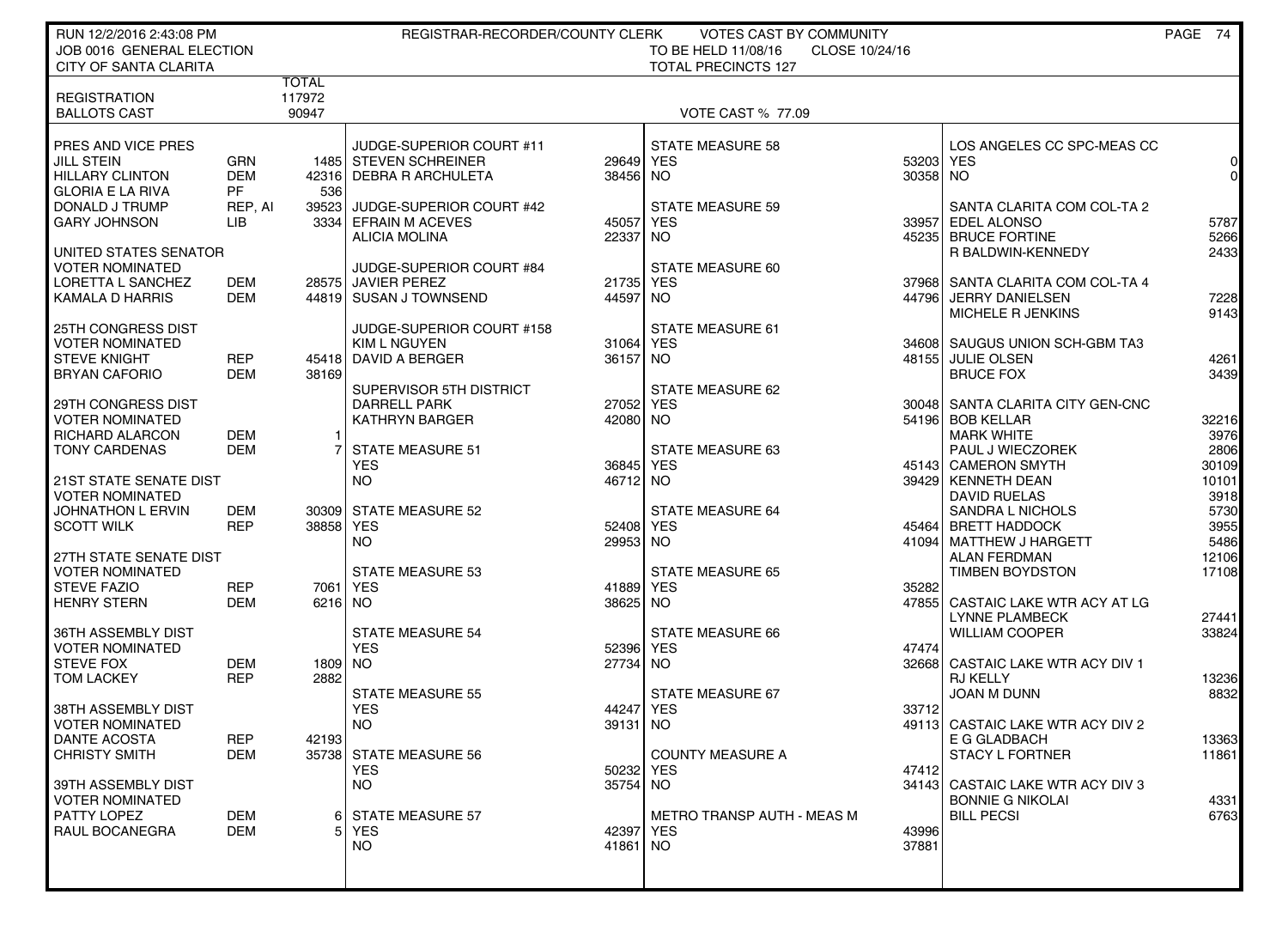RUN 12/2/2016 2:43:08 PM — REGISTRAR-RECORDER/COUNTY CLERK — VOTES CAST BY COMMUNITY

JOB 0016 GENERAL ELECTION — TO BE HELD 11/08/16 — CLOSE 10/24/16

CITY OF SANTA CLARITA — TOTAL PRECINCTS 127

| | TOTAL |
|---|---|
| REGISTRATION | 117972 |
| BALLOTS CAST | 90947 |

VOTE CAST % 77.09

**PRES AND VICE PRES**

| Candidate | Party | Votes |
|---|---|---|
| JILL STEIN | GRN | 1485 |
| HILLARY CLINTON | DEM | 42316 |
| GLORIA E LA RIVA | PF | 536 |
| DONALD J TRUMP | REP, AI | 39523 |
| GARY JOHNSON | LIB | 3334 |

**UNITED STATES SENATOR — VOTER NOMINATED**

| Candidate | Party | Votes |
|---|---|---|
| LORETTA L SANCHEZ | DEM | 28575 |
| KAMALA D HARRIS | DEM | 44819 |

**25TH CONGRESS DIST — VOTER NOMINATED**

| Candidate | Party | Votes |
|---|---|---|
| STEVE KNIGHT | REP | 45418 |
| BRYAN CAFORIO | DEM | 38169 |

**29TH CONGRESS DIST — VOTER NOMINATED**

| Candidate | Party | Votes |
|---|---|---|
| RICHARD ALARCON | DEM | 1 |
| TONY CARDENAS | DEM | 7 |

**21ST STATE SENATE DIST — VOTER NOMINATED**

| Candidate | Party | Votes |
|---|---|---|
| JOHNATHON L ERVIN | DEM | 30309 |
| SCOTT WILK | REP | 38858 |

**27TH STATE SENATE DIST — VOTER NOMINATED**

| Candidate | Party | Votes |
|---|---|---|
| STEVE FAZIO | REP | 7061 |
| HENRY STERN | DEM | 6216 |

**36TH ASSEMBLY DIST — VOTER NOMINATED**

| Candidate | Party | Votes |
|---|---|---|
| STEVE FOX | DEM | 1809 |
| TOM LACKEY | REP | 2882 |

**38TH ASSEMBLY DIST — VOTER NOMINATED**

| Candidate | Party | Votes |
|---|---|---|
| DANTE ACOSTA | REP | 42193 |
| CHRISTY SMITH | DEM | 35738 |

**39TH ASSEMBLY DIST — VOTER NOMINATED**

| Candidate | Party | Votes |
|---|---|---|
| PATTY LOPEZ | DEM | 6 |
| RAUL BOCANEGRA | DEM | 5 |

**JUDGE-SUPERIOR COURT #11**

| Candidate | Votes |
|---|---|
| STEVEN SCHREINER | 29649 |
| DEBRA R ARCHULETA | 38456 |

**JUDGE-SUPERIOR COURT #42**

| Candidate | Votes |
|---|---|
| EFRAIN M ACEVES | 45057 |
| ALICIA MOLINA | 22337 |

**JUDGE-SUPERIOR COURT #84**

| Candidate | Votes |
|---|---|
| JAVIER PEREZ | 21735 |
| SUSAN J TOWNSEND | 44597 |

**JUDGE-SUPERIOR COURT #158**

| Candidate | Votes |
|---|---|
| KIM L NGUYEN | 31064 |
| DAVID A BERGER | 36157 |

**SUPERVISOR 5TH DISTRICT**

| Candidate | Votes |
|---|---|
| DARRELL PARK | 27052 |
| KATHRYN BARGER | 42080 |

**STATE MEASURES**

| Measure | YES | NO |
|---|---|---|
| STATE MEASURE 51 | 36845 | 46712 |
| STATE MEASURE 52 | 52408 | 29953 |
| STATE MEASURE 53 | 41889 | 38625 |
| STATE MEASURE 54 | 52396 | 27734 |
| STATE MEASURE 55 | 44247 | 39131 |
| STATE MEASURE 56 | 50232 | 35754 |
| STATE MEASURE 57 | 42397 | 41861 |
| STATE MEASURE 58 | 53203 | 30358 |
| STATE MEASURE 59 | 33957 | 45235 |
| STATE MEASURE 60 | 37968 | 44796 |
| STATE MEASURE 61 | 34608 | 48155 |
| STATE MEASURE 62 | 30048 | 54196 |
| STATE MEASURE 63 | 45143 | 39429 |
| STATE MEASURE 64 | 45464 | 41094 |
| STATE MEASURE 65 | 35282 | 47855 |
| STATE MEASURE 66 | 47474 | 32668 |
| STATE MEASURE 67 | 33712 | 49113 |
| COUNTY MEASURE A | 47412 | 34143 |
| METRO TRANSP AUTH - MEAS M | 43996 | 37881 |
| LOS ANGELES CC SPC-MEAS CC | 0 | 0 |

**SANTA CLARITA COM COL-TA 2**

| Candidate | Votes |
|---|---|
| EDEL ALONSO | 5787 |
| BRUCE FORTINE | 5266 |
| R BALDWIN-KENNEDY | 2433 |

**SANTA CLARITA COM COL-TA 4**

| Candidate | Votes |
|---|---|
| JERRY DANIELSEN | 7228 |
| MICHELE R JENKINS | 9143 |

**SAUGUS UNION SCH-GBM TA3**

| Candidate | Votes |
|---|---|
| JULIE OLSEN | 4261 |
| BRUCE FOX | 3439 |

**SANTA CLARITA CITY GEN-CNC**

| Candidate | Votes |
|---|---|
| BOB KELLAR | 32216 |
| MARK WHITE | 3976 |
| PAUL J WIECZOREK | 2806 |
| CAMERON SMYTH | 30109 |
| KENNETH DEAN | 10101 |
| DAVID RUELAS | 3918 |
| SANDRA L NICHOLS | 5730 |
| BRETT HADDOCK | 3955 |
| MATTHEW J HARGETT | 5486 |
| ALAN FERDMAN | 12106 |
| TIMBEN BOYDSTON | 17108 |

**CASTAIC LAKE WTR ACY AT LG**

| Candidate | Votes |
|---|---|
| LYNNE PLAMBECK | 27441 |
| WILLIAM COOPER | 33824 |

**CASTAIC LAKE WTR ACY DIV 1**

| Candidate | Votes |
|---|---|
| RJ KELLY | 13236 |
| JOAN M DUNN | 8832 |

**CASTAIC LAKE WTR ACY DIV 2**

| Candidate | Votes |
|---|---|
| E G GLADBACH | 13363 |
| STACY L FORTNER | 11861 |

**CASTAIC LAKE WTR ACY DIV 3**

| Candidate | Votes |
|---|---|
| BONNIE G NIKOLAI | 4331 |
| BILL PECSI | 6763 |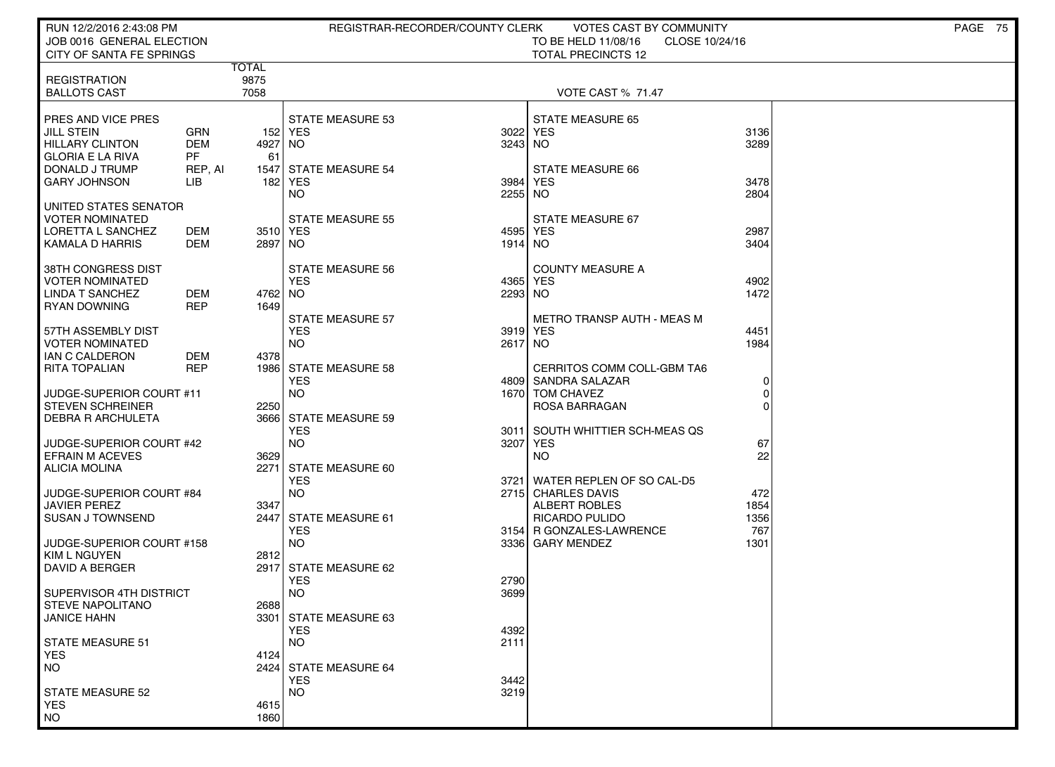RUN 12/2/2016 2:43:08 PM — REGISTRAR-RECORDER/COUNTY CLERK — VOTES CAST BY COMMUNITY

JOB 0016 GENERAL ELECTION — TO BE HELD 11/08/16 — CLOSE 10/24/16

CITY OF SANTA FE SPRINGS — TOTAL PRECINCTS 12

| | | TOTAL |
|---|---|---|
| REGISTRATION | | 9875 |
| BALLOTS CAST | | 7058 |

VOTE CAST % 71.47

| Contest / Candidate | Party | Votes |
|---|---|---|
| **PRES AND VICE PRES** | | |
| JILL STEIN | GRN | 152 |
| HILLARY CLINTON | DEM | 4927 |
| GLORIA E LA RIVA | PF | 61 |
| DONALD J TRUMP | REP, AI | 1547 |
| GARY JOHNSON | LIB | 182 |
| **UNITED STATES SENATOR VOTER NOMINATED** | | |
| LORETTA L SANCHEZ | DEM | 3510 |
| KAMALA D HARRIS | DEM | 2897 |
| **38TH CONGRESS DIST VOTER NOMINATED** | | |
| LINDA T SANCHEZ | DEM | 4762 |
| RYAN DOWNING | REP | 1649 |
| **57TH ASSEMBLY DIST VOTER NOMINATED** | | |
| IAN C CALDERON | DEM | 4378 |
| RITA TOPALIAN | REP | 1986 |
| **JUDGE-SUPERIOR COURT #11** | | |
| STEVEN SCHREINER | | 2250 |
| DEBRA R ARCHULETA | | 3666 |
| **JUDGE-SUPERIOR COURT #42** | | |
| EFRAIN M ACEVES | | 3629 |
| ALICIA MOLINA | | 2271 |
| **JUDGE-SUPERIOR COURT #84** | | |
| JAVIER PEREZ | | 3347 |
| SUSAN J TOWNSEND | | 2447 |
| **JUDGE-SUPERIOR COURT #158** | | |
| KIM L NGUYEN | | 2812 |
| DAVID A BERGER | | 2917 |
| **SUPERVISOR 4TH DISTRICT** | | |
| STEVE NAPOLITANO | | 2688 |
| JANICE HAHN | | 3301 |
| **STATE MEASURE 51** | | |
| YES | | 4124 |
| NO | | 2424 |
| **STATE MEASURE 52** | | |
| YES | | 4615 |
| NO | | 1860 |
| **STATE MEASURE 53** | | |
| YES | | 3022 |
| NO | | 3243 |
| **STATE MEASURE 54** | | |
| YES | | 3984 |
| NO | | 2255 |
| **STATE MEASURE 55** | | |
| YES | | 4595 |
| NO | | 1914 |
| **STATE MEASURE 56** | | |
| YES | | 4365 |
| NO | | 2293 |
| **STATE MEASURE 57** | | |
| YES | | 3919 |
| NO | | 2617 |
| **STATE MEASURE 58** | | |
| YES | | 4809 |
| NO | | 1670 |
| **STATE MEASURE 59** | | |
| YES | | 3011 |
| NO | | 3207 |
| **STATE MEASURE 60** | | |
| YES | | 3721 |
| NO | | 2715 |
| **STATE MEASURE 61** | | |
| YES | | 3154 |
| NO | | 3336 |
| **STATE MEASURE 62** | | |
| YES | | 2790 |
| NO | | 3699 |
| **STATE MEASURE 63** | | |
| YES | | 4392 |
| NO | | 2111 |
| **STATE MEASURE 64** | | |
| YES | | 3442 |
| NO | | 3219 |
| **STATE MEASURE 65** | | |
| YES | | 3136 |
| NO | | 3289 |
| **STATE MEASURE 66** | | |
| YES | | 3478 |
| NO | | 2804 |
| **STATE MEASURE 67** | | |
| YES | | 2987 |
| NO | | 3404 |
| **COUNTY MEASURE A** | | |
| YES | | 4902 |
| NO | | 1472 |
| **METRO TRANSP AUTH - MEAS M** | | |
| YES | | 4451 |
| NO | | 1984 |
| **CERRITOS COMM COLL-GBM TA6** | | |
| SANDRA SALAZAR | | 0 |
| TOM CHAVEZ | | 0 |
| ROSA BARRAGAN | | 0 |
| **SOUTH WHITTIER SCH-MEAS QS** | | |
| YES | | 67 |
| NO | | 22 |
| **WATER REPLEN OF SO CAL-D5** | | |
| CHARLES DAVIS | | 472 |
| ALBERT ROBLES | | 1854 |
| RICARDO PULIDO | | 1356 |
| R GONZALES-LAWRENCE | | 767 |
| GARY MENDEZ | | 1301 |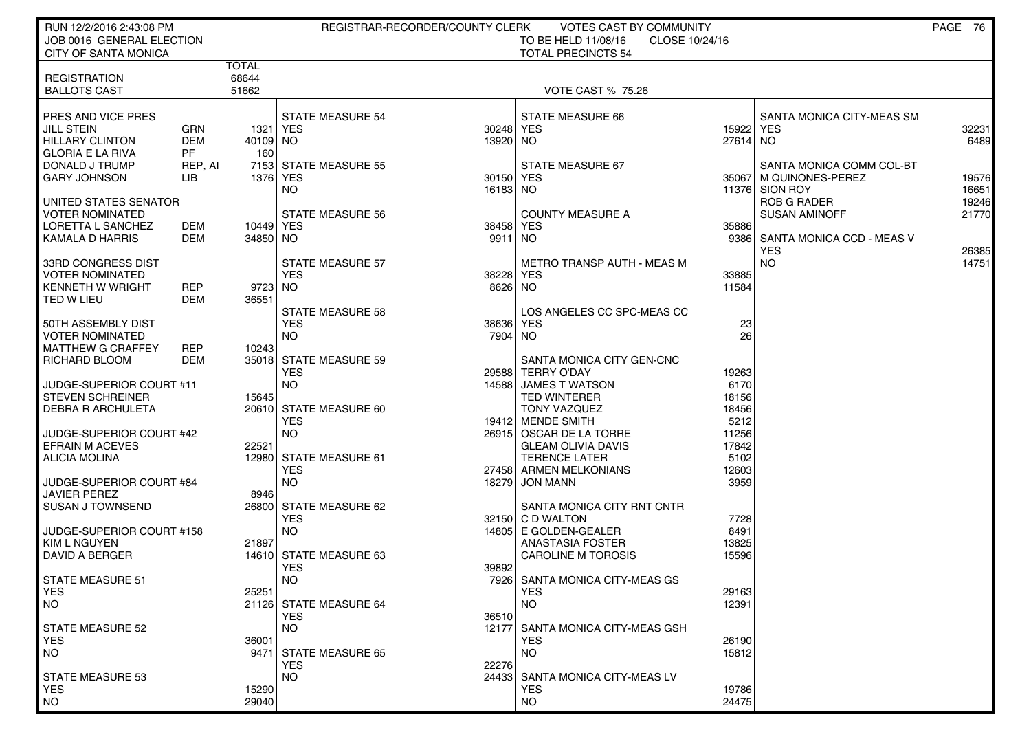RUN 12/2/2016 2:43:08 PM — REGISTRAR-RECORDER/COUNTY CLERK — VOTES CAST BY COMMUNITY

JOB 0016 GENERAL ELECTION — TO BE HELD 11/08/16 — CLOSE 10/24/16

CITY OF SANTA MONICA — TOTAL PRECINCTS 54

| | | TOTAL |
|---|---|---|
| REGISTRATION | | 68644 |
| BALLOTS CAST | | 51662 |

VOTE CAST % 75.26

**PRES AND VICE PRES**

| Candidate | Party | Votes |
|---|---|---|
| JILL STEIN | GRN | 1321 |
| HILLARY CLINTON | DEM | 40109 |
| GLORIA E LA RIVA | PF | 160 |
| DONALD J TRUMP | REP, AI | 7153 |
| GARY JOHNSON | LIB | 1376 |

**UNITED STATES SENATOR — VOTER NOMINATED**

| Candidate | Party | Votes |
|---|---|---|
| LORETTA L SANCHEZ | DEM | 10449 |
| KAMALA D HARRIS | DEM | 34850 |

**33RD CONGRESS DIST — VOTER NOMINATED**

| Candidate | Party | Votes |
|---|---|---|
| KENNETH W WRIGHT | REP | 9723 |
| TED W LIEU | DEM | 36551 |

**50TH ASSEMBLY DIST — VOTER NOMINATED**

| Candidate | Party | Votes |
|---|---|---|
| MATTHEW G CRAFFEY | REP | 10243 |
| RICHARD BLOOM | DEM | 35018 |

**JUDGE-SUPERIOR COURT #11**

| Candidate | Votes |
|---|---|
| STEVEN SCHREINER | 15645 |
| DEBRA R ARCHULETA | 20610 |

**JUDGE-SUPERIOR COURT #42**

| Candidate | Votes |
|---|---|
| EFRAIN M ACEVES | 22521 |
| ALICIA MOLINA | 12980 |

**JUDGE-SUPERIOR COURT #84**

| Candidate | Votes |
|---|---|
| JAVIER PEREZ | 8946 |
| SUSAN J TOWNSEND | 26800 |

**JUDGE-SUPERIOR COURT #158**

| Candidate | Votes |
|---|---|
| KIM L NGUYEN | 21897 |
| DAVID A BERGER | 14610 |

**MEASURES**

| Measure | YES | NO |
|---|---|---|
| STATE MEASURE 51 | 25251 | 21126 |
| STATE MEASURE 52 | 36001 | 9471 |
| STATE MEASURE 53 | 15290 | 29040 |
| STATE MEASURE 54 | 30248 | 13920 |
| STATE MEASURE 55 | 30150 | 16183 |
| STATE MEASURE 56 | 38458 | 9911 |
| STATE MEASURE 57 | 38228 | 8626 |
| STATE MEASURE 58 | 38636 | 7904 |
| STATE MEASURE 59 | 29588 | 14588 |
| STATE MEASURE 60 | 19412 | 26915 |
| STATE MEASURE 61 | 27458 | 18279 |
| STATE MEASURE 62 | 32150 | 14805 |
| STATE MEASURE 63 | 39892 | 7926 |
| STATE MEASURE 64 | 36510 | 12177 |
| STATE MEASURE 65 | 22276 | 24433 |
| STATE MEASURE 66 | 15922 | 27614 |
| STATE MEASURE 67 | 35067 | 11376 |
| COUNTY MEASURE A | 35886 | 9386 |
| METRO TRANSP AUTH - MEAS M | 33885 | 11584 |
| LOS ANGELES CC SPC-MEAS CC | 23 | 26 |

**SANTA MONICA CITY GEN-CNC**

| Candidate | Votes |
|---|---|
| TERRY O'DAY | 19263 |
| JAMES T WATSON | 6170 |
| TED WINTERER | 18156 |
| TONY VAZQUEZ | 18456 |
| MENDE SMITH | 5212 |
| OSCAR DE LA TORRE | 11256 |
| GLEAM OLIVIA DAVIS | 17842 |
| TERENCE LATER | 5102 |
| ARMEN MELKONIANS | 12603 |
| JON MANN | 3959 |

**SANTA MONICA CITY RNT CNTR**

| Candidate | Votes |
|---|---|
| C D WALTON | 7728 |
| E GOLDEN-GEALER | 8491 |
| ANASTASIA FOSTER | 13825 |
| CAROLINE M TOROSIS | 15596 |

| Measure | YES | NO |
|---|---|---|
| SANTA MONICA CITY-MEAS GS | 29163 | 12391 |
| SANTA MONICA CITY-MEAS GSH | 26190 | 15812 |
| SANTA MONICA CITY-MEAS LV | 19786 | 24475 |
| SANTA MONICA CITY-MEAS SM | 32231 | 6489 |

**SANTA MONICA COMM COL-BT**

| Candidate | Votes |
|---|---|
| M QUINONES-PEREZ | 19576 |
| SION ROY | 16651 |
| ROB G RADER | 19246 |
| SUSAN AMINOFF | 21770 |

| Measure | YES | NO |
|---|---|---|
| SANTA MONICA CCD - MEAS V | 26385 | 14751 |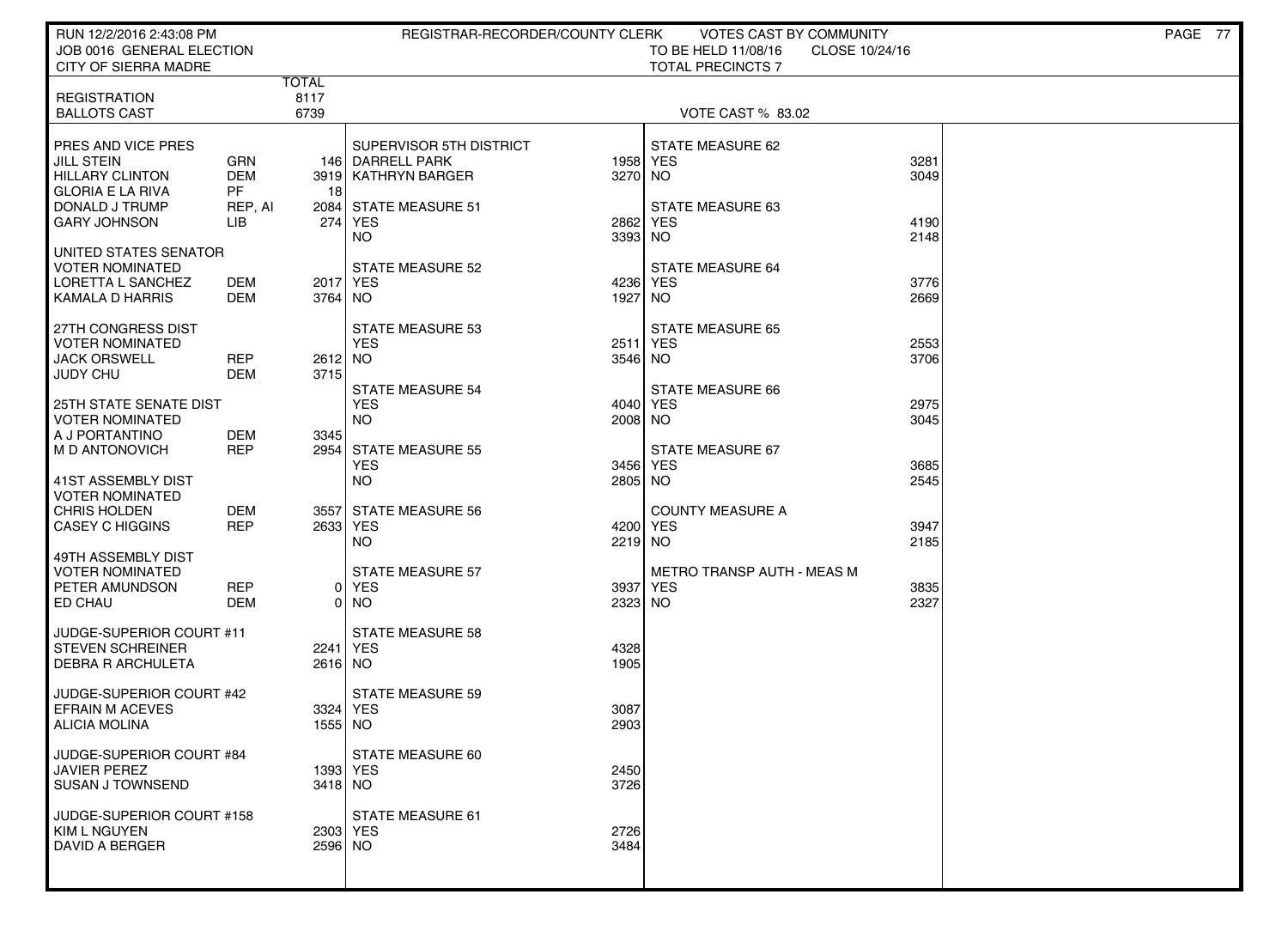RUN 12/2/2016 2:43:08 PM
JOB 0016 GENERAL ELECTION
CITY OF SIERRA MADRE

REGISTRAR-RECORDER/COUNTY CLERK

VOTES CAST BY COMMUNITY
TO BE HELD 11/08/16 CLOSE 10/24/16
TOTAL PRECINCTS 7

| | TOTAL |
|---|---|
| REGISTRATION | 8117 |
| BALLOTS CAST | 6739 |

VOTE CAST % 83.02

**PRES AND VICE PRES**

| Candidate | Party | Votes |
|---|---|---|
| JILL STEIN | GRN | 146 |
| HILLARY CLINTON | DEM | 3919 |
| GLORIA E LA RIVA | PF | 18 |
| DONALD J TRUMP | REP, AI | 2084 |
| GARY JOHNSON | LIB | 274 |

**UNITED STATES SENATOR**
VOTER NOMINATED

| Candidate | Party | Votes |
|---|---|---|
| LORETTA L SANCHEZ | DEM | 2017 |
| KAMALA D HARRIS | DEM | 3764 |

**27TH CONGRESS DIST**
VOTER NOMINATED

| Candidate | Party | Votes |
|---|---|---|
| JACK ORSWELL | REP | 2612 |
| JUDY CHU | DEM | 3715 |

**25TH STATE SENATE DIST**
VOTER NOMINATED

| Candidate | Party | Votes |
|---|---|---|
| A J PORTANTINO | DEM | 3345 |
| M D ANTONOVICH | REP | 2954 |

**41ST ASSEMBLY DIST**
VOTER NOMINATED

| Candidate | Party | Votes |
|---|---|---|
| CHRIS HOLDEN | DEM | 3557 |
| CASEY C HIGGINS | REP | 2633 |

**49TH ASSEMBLY DIST**
VOTER NOMINATED

| Candidate | Party | Votes |
|---|---|---|
| PETER AMUNDSON | REP | 0 |
| ED CHAU | DEM | 0 |

**JUDGE-SUPERIOR COURT #11**

| Candidate | Votes |
|---|---|
| STEVEN SCHREINER | 2241 |
| DEBRA R ARCHULETA | 2616 |

**JUDGE-SUPERIOR COURT #42**

| Candidate | Votes |
|---|---|
| EFRAIN M ACEVES | 3324 |
| ALICIA MOLINA | 1555 |

**JUDGE-SUPERIOR COURT #84**

| Candidate | Votes |
|---|---|
| JAVIER PEREZ | 1393 |
| SUSAN J TOWNSEND | 3418 |

**JUDGE-SUPERIOR COURT #158**

| Candidate | Votes |
|---|---|
| KIM L NGUYEN | 2303 |
| DAVID A BERGER | 2596 |

**SUPERVISOR 5TH DISTRICT**

| Candidate | Votes |
|---|---|
| DARRELL PARK | 1958 |
| KATHRYN BARGER | 3270 |

| Measure | YES | NO |
|---|---|---|
| STATE MEASURE 51 | 2862 | 3393 |
| STATE MEASURE 52 | 4236 | 1927 |
| STATE MEASURE 53 | 2511 | 3546 |
| STATE MEASURE 54 | 4040 | 2008 |
| STATE MEASURE 55 | 3456 | 2805 |
| STATE MEASURE 56 | 4200 | 2219 |
| STATE MEASURE 57 | 3937 | 2323 |
| STATE MEASURE 58 | 4328 | 1905 |
| STATE MEASURE 59 | 3087 | 2903 |
| STATE MEASURE 60 | 2450 | 3726 |
| STATE MEASURE 61 | 2726 | 3484 |
| STATE MEASURE 62 | 3281 | 3049 |
| STATE MEASURE 63 | 4190 | 2148 |
| STATE MEASURE 64 | 3776 | 2669 |
| STATE MEASURE 65 | 2553 | 3706 |
| STATE MEASURE 66 | 2975 | 3045 |
| STATE MEASURE 67 | 3685 | 2545 |
| COUNTY MEASURE A | 3947 | 2185 |
| METRO TRANSP AUTH - MEAS M | 3835 | 2327 |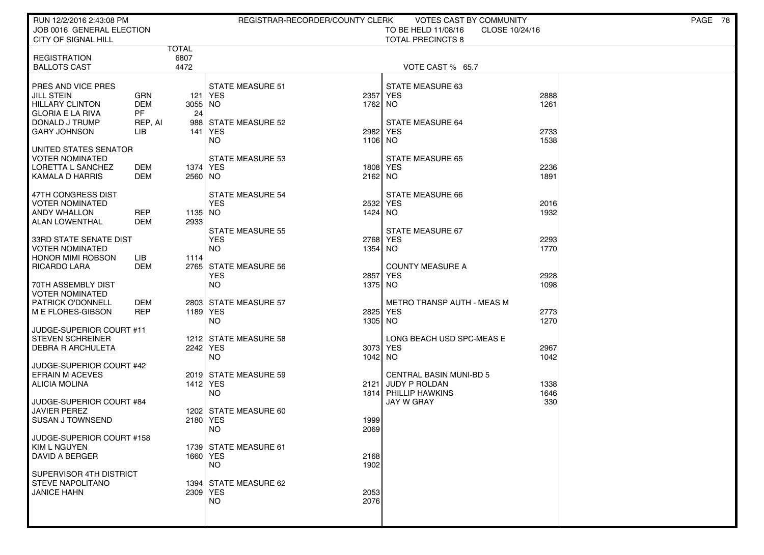RUN 12/2/2016 2:43:08 PM
JOB 0016 GENERAL ELECTION
CITY OF SIGNAL HILL

REGISTRAR-RECORDER/COUNTY CLERK — VOTES CAST BY COMMUNITY
TO BE HELD 11/08/16 CLOSE 10/24/16
TOTAL PRECINCTS 8

| | TOTAL |
|---|---|
| REGISTRATION | 6807 |
| BALLOTS CAST | 4472 |

VOTE CAST % 65.7

**PRES AND VICE PRES**

| Candidate | Party | Votes |
|---|---|---|
| JILL STEIN | GRN | 121 |
| HILLARY CLINTON | DEM | 3055 |
| GLORIA E LA RIVA | PF | 24 |
| DONALD J TRUMP | REP, AI | 988 |
| GARY JOHNSON | LIB | 141 |

**UNITED STATES SENATOR**
VOTER NOMINATED

| Candidate | Party | Votes |
|---|---|---|
| LORETTA L SANCHEZ | DEM | 1374 |
| KAMALA D HARRIS | DEM | 2560 |

**47TH CONGRESS DIST**
VOTER NOMINATED

| Candidate | Party | Votes |
|---|---|---|
| ANDY WHALLON | REP | 1135 |
| ALAN LOWENTHAL | DEM | 2933 |

**33RD STATE SENATE DIST**
VOTER NOMINATED

| Candidate | Party | Votes |
|---|---|---|
| HONOR MIMI ROBSON | LIB | 1114 |
| RICARDO LARA | DEM | 2765 |

**70TH ASSEMBLY DIST**
VOTER NOMINATED

| Candidate | Party | Votes |
|---|---|---|
| PATRICK O'DONNELL | DEM | 2803 |
| M E FLORES-GIBSON | REP | 1189 |

**JUDGE-SUPERIOR COURT #11**

| Candidate | Votes |
|---|---|
| STEVEN SCHREINER | 1212 |
| DEBRA R ARCHULETA | 2242 |

**JUDGE-SUPERIOR COURT #42**

| Candidate | Votes |
|---|---|
| EFRAIN M ACEVES | 2019 |
| ALICIA MOLINA | 1412 |

**JUDGE-SUPERIOR COURT #84**

| Candidate | Votes |
|---|---|
| JAVIER PEREZ | 1202 |
| SUSAN J TOWNSEND | 2180 |

**JUDGE-SUPERIOR COURT #158**

| Candidate | Votes |
|---|---|
| KIM L NGUYEN | 1739 |
| DAVID A BERGER | 1660 |

**SUPERVISOR 4TH DISTRICT**

| Candidate | Votes |
|---|---|
| STEVE NAPOLITANO | 1394 |
| JANICE HAHN | 2309 |

| Measure | YES | NO |
|---|---|---|
| STATE MEASURE 51 | 2357 | 1762 |
| STATE MEASURE 52 | 2982 | 1106 |
| STATE MEASURE 53 | 1808 | 2162 |
| STATE MEASURE 54 | 2532 | 1424 |
| STATE MEASURE 55 | 2768 | 1354 |
| STATE MEASURE 56 | 2857 | 1375 |
| STATE MEASURE 57 | 2825 | 1305 |
| STATE MEASURE 58 | 3073 | 1042 |
| STATE MEASURE 59 | 2121 | 1814 |
| STATE MEASURE 60 | 1999 | 2069 |
| STATE MEASURE 61 | 2168 | 1902 |
| STATE MEASURE 62 | 2053 | 2076 |
| STATE MEASURE 63 | 2888 | 1261 |
| STATE MEASURE 64 | 2733 | 1538 |
| STATE MEASURE 65 | 2236 | 1891 |
| STATE MEASURE 66 | 2016 | 1932 |
| STATE MEASURE 67 | 2293 | 1770 |
| COUNTY MEASURE A | 2928 | 1098 |
| METRO TRANSP AUTH - MEAS M | 2773 | 1270 |
| LONG BEACH USD SPC-MEAS E | 2967 | 1042 |

**CENTRAL BASIN MUNI-BD 5**

| Candidate | Votes |
|---|---|
| JUDY P ROLDAN | 1338 |
| PHILLIP HAWKINS | 1646 |
| JAY W GRAY | 330 |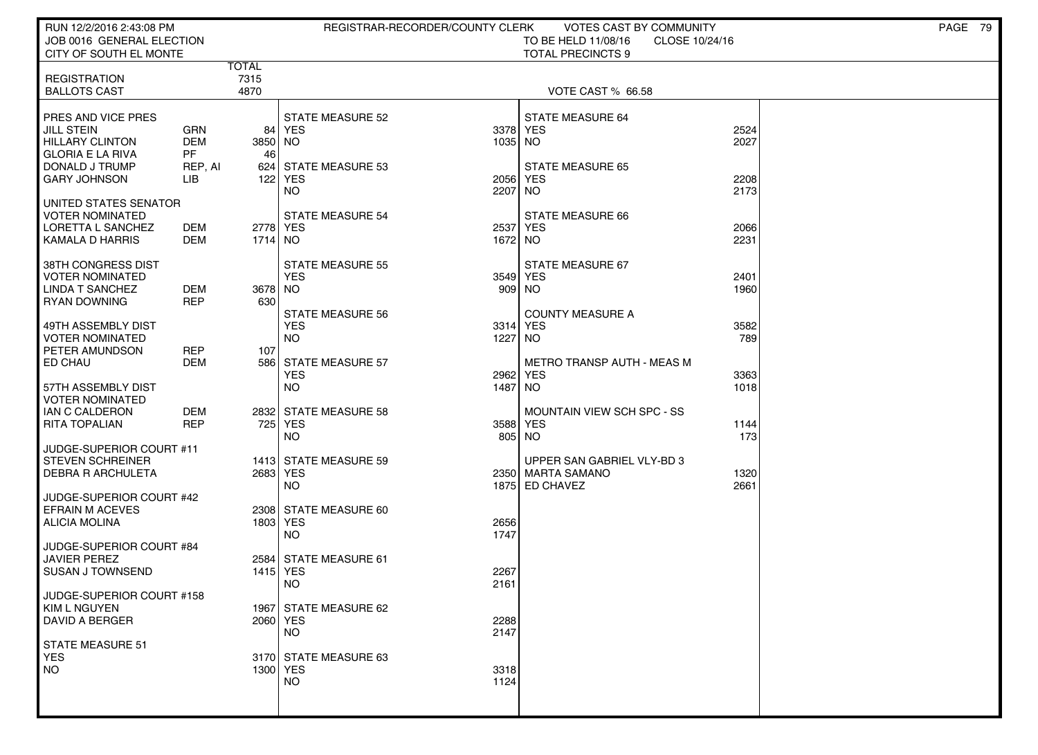RUN 12/2/2016 2:43:08 PM — REGISTRAR-RECORDER/COUNTY CLERK — VOTES CAST BY COMMUNITY

JOB 0016 GENERAL ELECTION — TO BE HELD 11/08/16 — CLOSE 10/24/16

CITY OF SOUTH EL MONTE — TOTAL PRECINCTS 9

| | | TOTAL |
|---|---|---|
| REGISTRATION | | 7315 |
| BALLOTS CAST | | 4870 |

VOTE CAST % 66.58

| Contest | Party | Votes |
|---|---|---|
| **PRES AND VICE PRES** | | |
| JILL STEIN | GRN | 84 |
| HILLARY CLINTON | DEM | 3850 |
| GLORIA E LA RIVA | PF | 46 |
| DONALD J TRUMP | REP, AI | 624 |
| GARY JOHNSON | LIB | 122 |
| **UNITED STATES SENATOR VOTER NOMINATED** | | |
| LORETTA L SANCHEZ | DEM | 2778 |
| KAMALA D HARRIS | DEM | 1714 |
| **38TH CONGRESS DIST VOTER NOMINATED** | | |
| LINDA T SANCHEZ | DEM | 3678 |
| RYAN DOWNING | REP | 630 |
| **49TH ASSEMBLY DIST VOTER NOMINATED** | | |
| PETER AMUNDSON | REP | 107 |
| ED CHAU | DEM | 586 |
| **57TH ASSEMBLY DIST VOTER NOMINATED** | | |
| IAN C CALDERON | DEM | 2832 |
| RITA TOPALIAN | REP | 725 |
| **JUDGE-SUPERIOR COURT #11** | | |
| STEVEN SCHREINER | | 1413 |
| DEBRA R ARCHULETA | | 2683 |
| **JUDGE-SUPERIOR COURT #42** | | |
| EFRAIN M ACEVES | | 2308 |
| ALICIA MOLINA | | 1803 |
| **JUDGE-SUPERIOR COURT #84** | | |
| JAVIER PEREZ | | 2584 |
| SUSAN J TOWNSEND | | 1415 |
| **JUDGE-SUPERIOR COURT #158** | | |
| KIM L NGUYEN | | 1967 |
| DAVID A BERGER | | 2060 |
| **STATE MEASURE 51** | | |
| YES | | 3170 |
| NO | | 1300 |

| Contest | Votes |
|---|---|
| **STATE MEASURE 52** | |
| YES | 3378 |
| NO | 1035 |
| **STATE MEASURE 53** | |
| YES | 2056 |
| NO | 2207 |
| **STATE MEASURE 54** | |
| YES | 2537 |
| NO | 1672 |
| **STATE MEASURE 55** | |
| YES | 3549 |
| NO | 909 |
| **STATE MEASURE 56** | |
| YES | 3314 |
| NO | 1227 |
| **STATE MEASURE 57** | |
| YES | 2962 |
| NO | 1487 |
| **STATE MEASURE 58** | |
| YES | 3588 |
| NO | 805 |
| **STATE MEASURE 59** | |
| YES | 2350 |
| NO | 1875 |
| **STATE MEASURE 60** | |
| YES | 2656 |
| NO | 1747 |
| **STATE MEASURE 61** | |
| YES | 2267 |
| NO | 2161 |
| **STATE MEASURE 62** | |
| YES | 2288 |
| NO | 2147 |
| **STATE MEASURE 63** | |
| YES | 3318 |
| NO | 1124 |

| Contest | Votes |
|---|---|
| **STATE MEASURE 64** | |
| YES | 2524 |
| NO | 2027 |
| **STATE MEASURE 65** | |
| YES | 2208 |
| NO | 2173 |
| **STATE MEASURE 66** | |
| YES | 2066 |
| NO | 2231 |
| **STATE MEASURE 67** | |
| YES | 2401 |
| NO | 1960 |
| **COUNTY MEASURE A** | |
| YES | 3582 |
| NO | 789 |
| **METRO TRANSP AUTH - MEAS M** | |
| YES | 3363 |
| NO | 1018 |
| **MOUNTAIN VIEW SCH SPC - SS** | |
| YES | 1144 |
| NO | 173 |
| **UPPER SAN GABRIEL VLY-BD 3** | |
| MARTA SAMANO | 1320 |
| ED CHAVEZ | 2661 |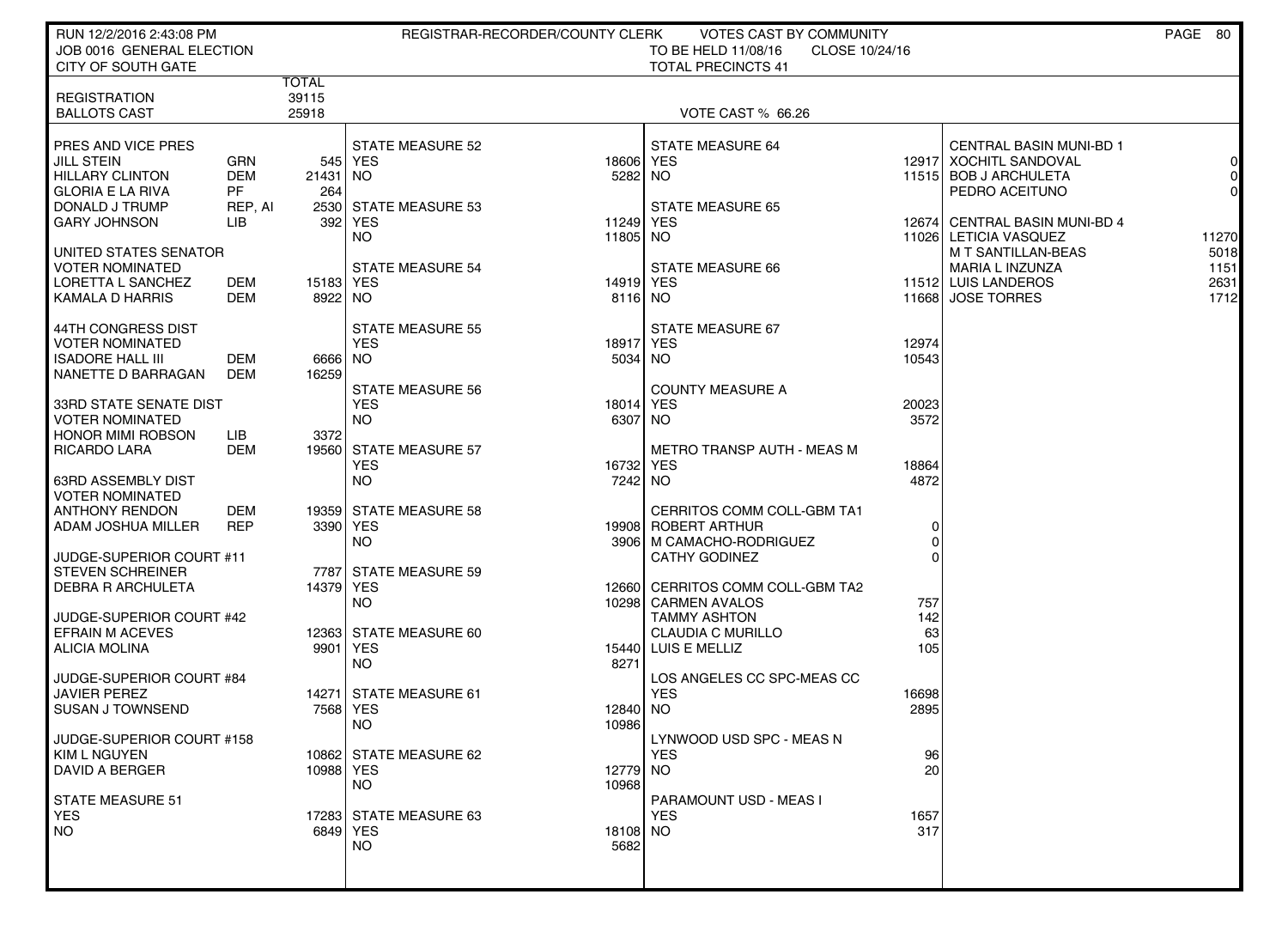RUN 12/2/2016 2:43:08 PM — REGISTRAR-RECORDER/COUNTY CLERK — VOTES CAST BY COMMUNITY

JOB 0016 GENERAL ELECTION — TO BE HELD 11/08/16 — CLOSE 10/24/16

CITY OF SOUTH GATE — TOTAL PRECINCTS 41

| | | TOTAL |
|---|---|---|
| REGISTRATION | | 39115 |
| BALLOTS CAST | | 25918 |

VOTE CAST % 66.26

**PRES AND VICE PRES**

| | | |
|---|---|---|
| JILL STEIN | GRN | 545 |
| HILLARY CLINTON | DEM | 21431 |
| GLORIA E LA RIVA | PF | 264 |
| DONALD J TRUMP | REP, AI | 2530 |
| GARY JOHNSON | LIB | 392 |

**UNITED STATES SENATOR**
VOTER NOMINATED

| | | |
|---|---|---|
| LORETTA L SANCHEZ | DEM | 15183 |
| KAMALA D HARRIS | DEM | 8922 |

**44TH CONGRESS DIST**
VOTER NOMINATED

| | | |
|---|---|---|
| ISADORE HALL III | DEM | 6666 |
| NANETTE D BARRAGAN | DEM | 16259 |

**33RD STATE SENATE DIST**
VOTER NOMINATED

| | | |
|---|---|---|
| HONOR MIMI ROBSON | LIB | 3372 |
| RICARDO LARA | DEM | 19560 |

**63RD ASSEMBLY DIST**
VOTER NOMINATED

| | | |
|---|---|---|
| ANTHONY RENDON | DEM | 19359 |
| ADAM JOSHUA MILLER | REP | 3390 |

**JUDGE-SUPERIOR COURT #11**

| | |
|---|---|
| STEVEN SCHREINER | 7787 |
| DEBRA R ARCHULETA | 14379 |

**JUDGE-SUPERIOR COURT #42**

| | |
|---|---|
| EFRAIN M ACEVES | 12363 |
| ALICIA MOLINA | 9901 |

**JUDGE-SUPERIOR COURT #84**

| | |
|---|---|
| JAVIER PEREZ | 14271 |
| SUSAN J TOWNSEND | 7568 |

**JUDGE-SUPERIOR COURT #158**

| | |
|---|---|
| KIM L NGUYEN | 10862 |
| DAVID A BERGER | 10988 |

| Measure | YES | NO |
|---|---|---|
| STATE MEASURE 51 | 17283 | 6849 |
| STATE MEASURE 52 | 18606 | 5282 |
| STATE MEASURE 53 | 11249 | 11805 |
| STATE MEASURE 54 | 14919 | 8116 |
| STATE MEASURE 55 | 18917 | 5034 |
| STATE MEASURE 56 | 18014 | 6307 |
| STATE MEASURE 57 | 16732 | 7242 |
| STATE MEASURE 58 | 19908 | 3906 |
| STATE MEASURE 59 | 12660 | 10298 |
| STATE MEASURE 60 | 15440 | 8271 |
| STATE MEASURE 61 | 12840 | 10986 |
| STATE MEASURE 62 | 12779 | 10968 |
| STATE MEASURE 63 | 18108 | 5682 |
| STATE MEASURE 64 | 12917 | 11515 |
| STATE MEASURE 65 | 12674 | 11026 |
| STATE MEASURE 66 | 11512 | 11668 |
| STATE MEASURE 67 | 12974 | 10543 |
| COUNTY MEASURE A | 20023 | 3572 |
| METRO TRANSP AUTH - MEAS M | 18864 | 4872 |

**CERRITOS COMM COLL-GBM TA1**

| | |
|---|---|
| ROBERT ARTHUR | 0 |
| M CAMACHO-RODRIGUEZ | 0 |
| CATHY GODINEZ | 0 |

**CERRITOS COMM COLL-GBM TA2**

| | |
|---|---|
| CARMEN AVALOS | 757 |
| TAMMY ASHTON | 142 |
| CLAUDIA C MURILLO | 63 |
| LUIS E MELLIZ | 105 |

| Measure | YES | NO |
|---|---|---|
| LOS ANGELES CC SPC-MEAS CC | 16698 | 2895 |
| LYNWOOD USD SPC - MEAS N | 96 | 20 |
| PARAMOUNT USD - MEAS I | 1657 | 317 |

**CENTRAL BASIN MUNI-BD 1**

| | |
|---|---|
| XOCHITL SANDOVAL | 0 |
| BOB J ARCHULETA | 0 |
| PEDRO ACEITUNO | 0 |

**CENTRAL BASIN MUNI-BD 4**

| | |
|---|---|
| LETICIA VASQUEZ | 11270 |
| M T SANTILLAN-BEAS | 5018 |
| MARIA L INZUNZA | 1151 |
| LUIS LANDEROS | 2631 |
| JOSE TORRES | 1712 |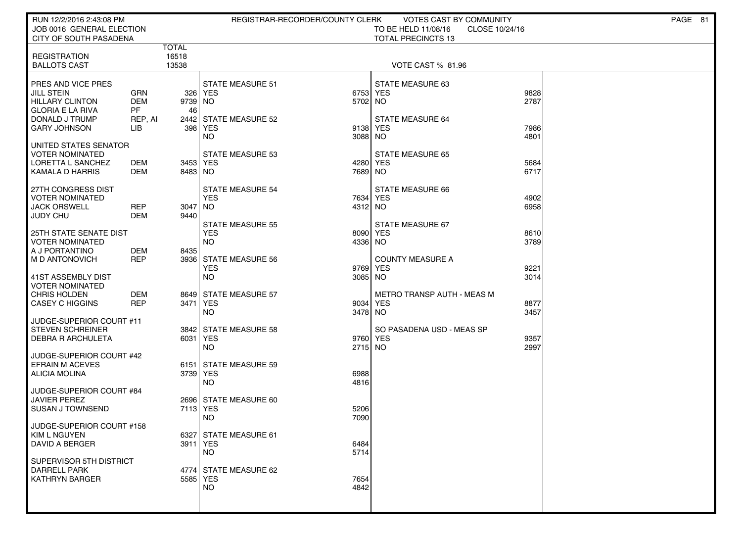RUN 12/2/2016 2:43:08 PM — REGISTRAR-RECORDER/COUNTY CLERK — VOTES CAST BY COMMUNITY

JOB 0016 GENERAL ELECTION — TO BE HELD 11/08/16 — CLOSE 10/24/16

CITY OF SOUTH PASADENA — TOTAL PRECINCTS 13

| | | TOTAL |
|---|---|---|
| REGISTRATION | | 16518 |
| BALLOTS CAST | | 13538 |

VOTE CAST % 81.96

| Contest / Candidate | Party | Votes |
|---|---|---|
| **PRES AND VICE PRES** | | |
| JILL STEIN | GRN | 326 |
| HILLARY CLINTON | DEM | 9739 |
| GLORIA E LA RIVA | PF | 46 |
| DONALD J TRUMP | REP, AI | 2442 |
| GARY JOHNSON | LIB | 398 |
| **UNITED STATES SENATOR VOTER NOMINATED** | | |
| LORETTA L SANCHEZ | DEM | 3453 |
| KAMALA D HARRIS | DEM | 8483 |
| **27TH CONGRESS DIST VOTER NOMINATED** | | |
| JACK ORSWELL | REP | 3047 |
| JUDY CHU | DEM | 9440 |
| **25TH STATE SENATE DIST VOTER NOMINATED** | | |
| A J PORTANTINO | DEM | 8435 |
| M D ANTONOVICH | REP | 3936 |
| **41ST ASSEMBLY DIST VOTER NOMINATED** | | |
| CHRIS HOLDEN | DEM | 8649 |
| CASEY C HIGGINS | REP | 3471 |
| **JUDGE-SUPERIOR COURT #11** | | |
| STEVEN SCHREINER | | 3842 |
| DEBRA R ARCHULETA | | 6031 |
| **JUDGE-SUPERIOR COURT #42** | | |
| EFRAIN M ACEVES | | 6151 |
| ALICIA MOLINA | | 3739 |
| **JUDGE-SUPERIOR COURT #84** | | |
| JAVIER PEREZ | | 2696 |
| SUSAN J TOWNSEND | | 7113 |
| **JUDGE-SUPERIOR COURT #158** | | |
| KIM L NGUYEN | | 6327 |
| DAVID A BERGER | | 3911 |
| **SUPERVISOR 5TH DISTRICT** | | |
| DARRELL PARK | | 4774 |
| KATHRYN BARGER | | 5585 |

| Measure | YES | NO |
|---|---|---|
| STATE MEASURE 51 | 6753 | 5702 |
| STATE MEASURE 52 | 9138 | 3088 |
| STATE MEASURE 53 | 4280 | 7689 |
| STATE MEASURE 54 | 7634 | 4312 |
| STATE MEASURE 55 | 8090 | 4336 |
| STATE MEASURE 56 | 9769 | 3085 |
| STATE MEASURE 57 | 9034 | 3478 |
| STATE MEASURE 58 | 9760 | 2715 |
| STATE MEASURE 59 | 6988 | 4816 |
| STATE MEASURE 60 | 5206 | 7090 |
| STATE MEASURE 61 | 6484 | 5714 |
| STATE MEASURE 62 | 7654 | 4842 |
| STATE MEASURE 63 | 9828 | 2787 |
| STATE MEASURE 64 | 7986 | 4801 |
| STATE MEASURE 65 | 5684 | 6717 |
| STATE MEASURE 66 | 4902 | 6958 |
| STATE MEASURE 67 | 8610 | 3789 |
| COUNTY MEASURE A | 9221 | 3014 |
| METRO TRANSP AUTH - MEAS M | 8877 | 3457 |
| SO PASADENA USD - MEAS SP | 9357 | 2997 |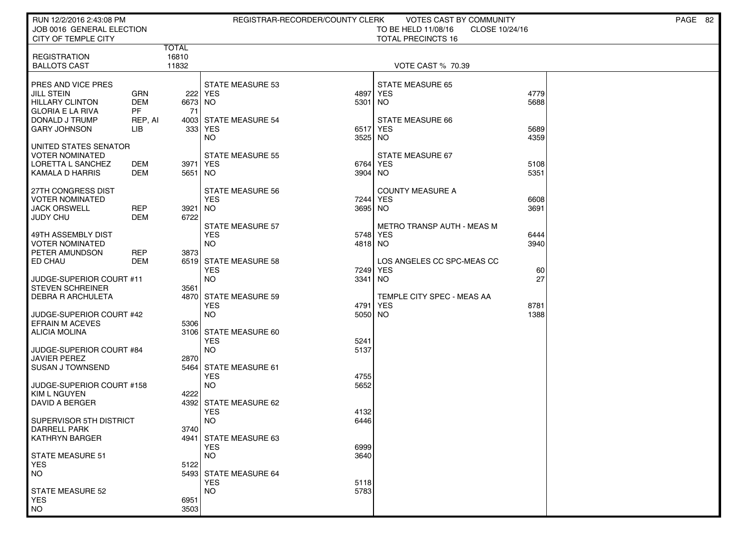RUN 12/2/2016 2:43:08 PM — REGISTRAR-RECORDER/COUNTY CLERK — VOTES CAST BY COMMUNITY

JOB 0016 GENERAL ELECTION — TO BE HELD 11/08/16 — CLOSE 10/24/16

CITY OF TEMPLE CITY — TOTAL PRECINCTS 16

| | | TOTAL |
|---|---|---|
| REGISTRATION | | 16810 |
| BALLOTS CAST | | 11832 |

VOTE CAST % 70.39

**PRES AND VICE PRES**

| Candidate | Party | Votes |
|---|---|---|
| JILL STEIN | GRN | 222 |
| HILLARY CLINTON | DEM | 6673 |
| GLORIA E LA RIVA | PF | 71 |
| DONALD J TRUMP | REP, AI | 4003 |
| GARY JOHNSON | LIB | 333 |

**UNITED STATES SENATOR VOTER NOMINATED**

| Candidate | Party | Votes |
|---|---|---|
| LORETTA L SANCHEZ | DEM | 3971 |
| KAMALA D HARRIS | DEM | 5651 |

**27TH CONGRESS DIST VOTER NOMINATED**

| Candidate | Party | Votes |
|---|---|---|
| JACK ORSWELL | REP | 3921 |
| JUDY CHU | DEM | 6722 |

**49TH ASSEMBLY DIST VOTER NOMINATED**

| Candidate | Party | Votes |
|---|---|---|
| PETER AMUNDSON | REP | 3873 |
| ED CHAU | DEM | 6519 |

**JUDGE-SUPERIOR COURT #11**

| Candidate | Votes |
|---|---|
| STEVEN SCHREINER | 3561 |
| DEBRA R ARCHULETA | 4870 |

**JUDGE-SUPERIOR COURT #42**

| Candidate | Votes |
|---|---|
| EFRAIN M ACEVES | 5306 |
| ALICIA MOLINA | 3106 |

**JUDGE-SUPERIOR COURT #84**

| Candidate | Votes |
|---|---|
| JAVIER PEREZ | 2870 |
| SUSAN J TOWNSEND | 5464 |

**JUDGE-SUPERIOR COURT #158**

| Candidate | Votes |
|---|---|
| KIM L NGUYEN | 4222 |
| DAVID A BERGER | 4392 |

**SUPERVISOR 5TH DISTRICT**

| Candidate | Votes |
|---|---|
| DARRELL PARK | 3740 |
| KATHRYN BARGER | 4941 |

**MEASURES**

| Measure | YES | NO |
|---|---|---|
| STATE MEASURE 51 | 5122 | 5493 |
| STATE MEASURE 52 | 6951 | 3503 |
| STATE MEASURE 53 | 4897 | 5301 |
| STATE MEASURE 54 | 6517 | 3525 |
| STATE MEASURE 55 | 6764 | 3904 |
| STATE MEASURE 56 | 7244 | 3695 |
| STATE MEASURE 57 | 5748 | 4818 |
| STATE MEASURE 58 | 7249 | 3341 |
| STATE MEASURE 59 | 4791 | 5050 |
| STATE MEASURE 60 | 5241 | 5137 |
| STATE MEASURE 61 | 4755 | 5652 |
| STATE MEASURE 62 | 4132 | 6446 |
| STATE MEASURE 63 | 6999 | 3640 |
| STATE MEASURE 64 | 5118 | 5783 |
| STATE MEASURE 65 | 4779 | 5688 |
| STATE MEASURE 66 | 5689 | 4359 |
| STATE MEASURE 67 | 5108 | 5351 |
| COUNTY MEASURE A | 6608 | 3691 |
| METRO TRANSP AUTH - MEAS M | 6444 | 3940 |
| LOS ANGELES CC SPC-MEAS CC | 60 | 27 |
| TEMPLE CITY SPEC - MEAS AA | 8781 | 1388 |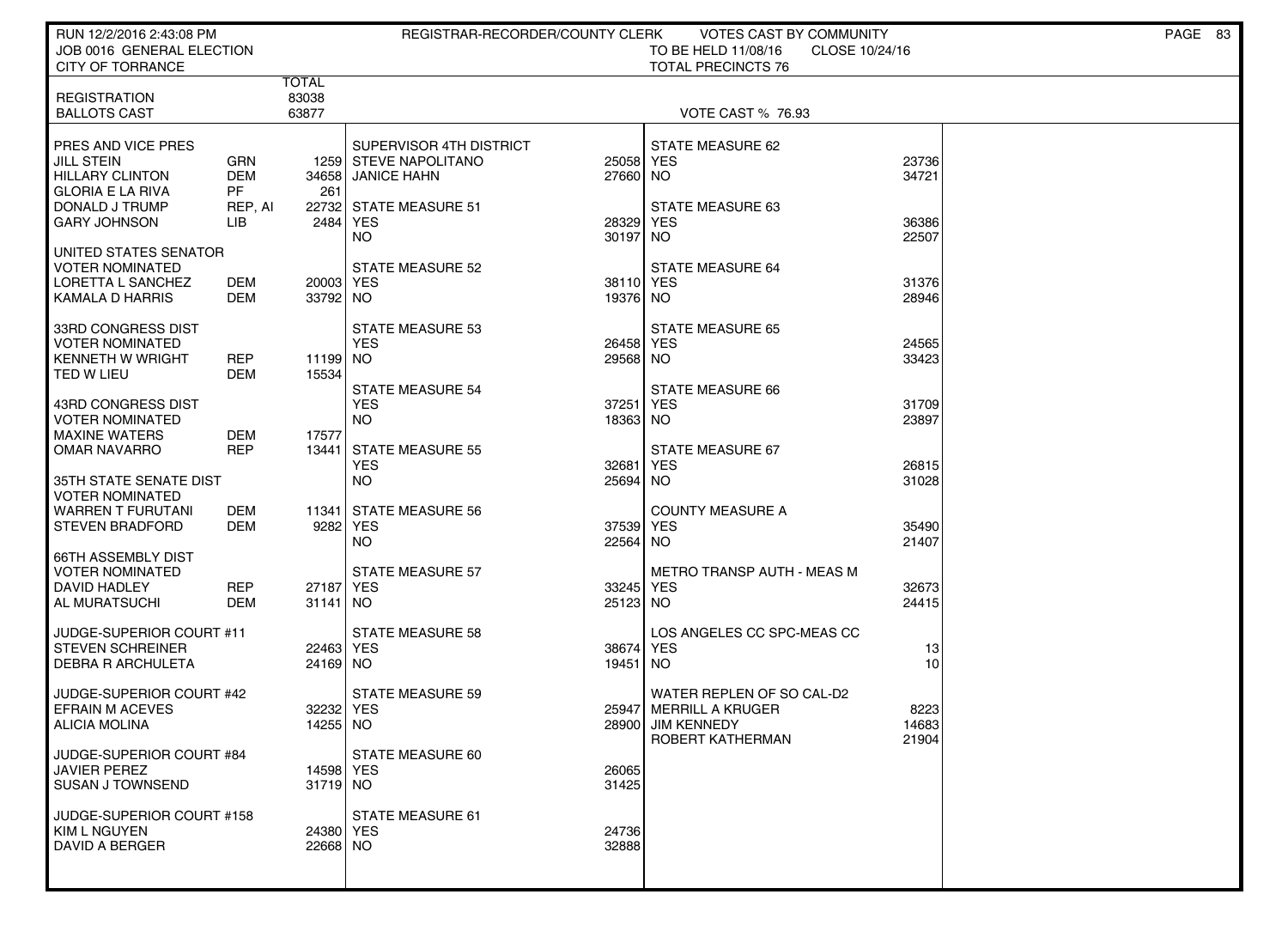RUN 12/2/2016 2:43:08 PM — REGISTRAR-RECORDER/COUNTY CLERK — VOTES CAST BY COMMUNITY

JOB 0016 GENERAL ELECTION — TO BE HELD 11/08/16 — CLOSE 10/24/16

CITY OF TORRANCE — TOTAL PRECINCTS 76

| | | TOTAL |
|---|---|---|
| REGISTRATION | | 83038 |
| BALLOTS CAST | | 63877 |

VOTE CAST % 76.93

| PRES AND VICE PRES | | |
|---|---|---|
| JILL STEIN | GRN | 1259 |
| HILLARY CLINTON | DEM | 34658 |
| GLORIA E LA RIVA | PF | 261 |
| DONALD J TRUMP | REP, AI | 22732 |
| GARY JOHNSON | LIB | 2484 |
| **UNITED STATES SENATOR** | | |
| VOTER NOMINATED | | |
| LORETTA L SANCHEZ | DEM | 20003 |
| KAMALA D HARRIS | DEM | 33792 |
| **33RD CONGRESS DIST** | | |
| VOTER NOMINATED | | |
| KENNETH W WRIGHT | REP | 11199 |
| TED W LIEU | DEM | 15534 |
| **43RD CONGRESS DIST** | | |
| VOTER NOMINATED | | |
| MAXINE WATERS | DEM | 17577 |
| OMAR NAVARRO | REP | 13441 |
| **35TH STATE SENATE DIST** | | |
| VOTER NOMINATED | | |
| WARREN T FURUTANI | DEM | 11341 |
| STEVEN BRADFORD | DEM | 9282 |
| **66TH ASSEMBLY DIST** | | |
| VOTER NOMINATED | | |
| DAVID HADLEY | REP | 27187 |
| AL MURATSUCHI | DEM | 31141 |
| **JUDGE-SUPERIOR COURT #11** | | |
| STEVEN SCHREINER | | 22463 |
| DEBRA R ARCHULETA | | 24169 |
| **JUDGE-SUPERIOR COURT #42** | | |
| EFRAIN M ACEVES | | 32232 |
| ALICIA MOLINA | | 14255 |
| **JUDGE-SUPERIOR COURT #84** | | |
| JAVIER PEREZ | | 14598 |
| SUSAN J TOWNSEND | | 31719 |
| **JUDGE-SUPERIOR COURT #158** | | |
| KIM L NGUYEN | | 24380 |
| DAVID A BERGER | | 22668 |

| SUPERVISOR 4TH DISTRICT | |
|---|---|
| STEVE NAPOLITANO | 25058 |
| JANICE HAHN | 27660 |
| **STATE MEASURE 51** | |
| YES | 28329 |
| NO | 30197 |
| **STATE MEASURE 52** | |
| YES | 38110 |
| NO | 19376 |
| **STATE MEASURE 53** | |
| YES | 26458 |
| NO | 29568 |
| **STATE MEASURE 54** | |
| YES | 37251 |
| NO | 18363 |
| **STATE MEASURE 55** | |
| YES | 32681 |
| NO | 25694 |
| **STATE MEASURE 56** | |
| YES | 37539 |
| NO | 22564 |
| **STATE MEASURE 57** | |
| YES | 33245 |
| NO | 25123 |
| **STATE MEASURE 58** | |
| YES | 38674 |
| NO | 19451 |
| **STATE MEASURE 59** | |
| YES | 25947 |
| NO | 28900 |
| **STATE MEASURE 60** | |
| YES | 26065 |
| NO | 31425 |
| **STATE MEASURE 61** | |
| YES | 24736 |
| NO | 32888 |

| STATE MEASURE 62 | |
|---|---|
| YES | 23736 |
| NO | 34721 |
| **STATE MEASURE 63** | |
| YES | 36386 |
| NO | 22507 |
| **STATE MEASURE 64** | |
| YES | 31376 |
| NO | 28946 |
| **STATE MEASURE 65** | |
| YES | 24565 |
| NO | 33423 |
| **STATE MEASURE 66** | |
| YES | 31709 |
| NO | 23897 |
| **STATE MEASURE 67** | |
| YES | 26815 |
| NO | 31028 |
| **COUNTY MEASURE A** | |
| YES | 35490 |
| NO | 21407 |
| **METRO TRANSP AUTH - MEAS M** | |
| YES | 32673 |
| NO | 24415 |
| **LOS ANGELES CC SPC-MEAS CC** | |
| YES | 13 |
| NO | 10 |
| **WATER REPLEN OF SO CAL-D2** | |
| MERRILL A KRUGER | 8223 |
| JIM KENNEDY | 14683 |
| ROBERT KATHERMAN | 21904 |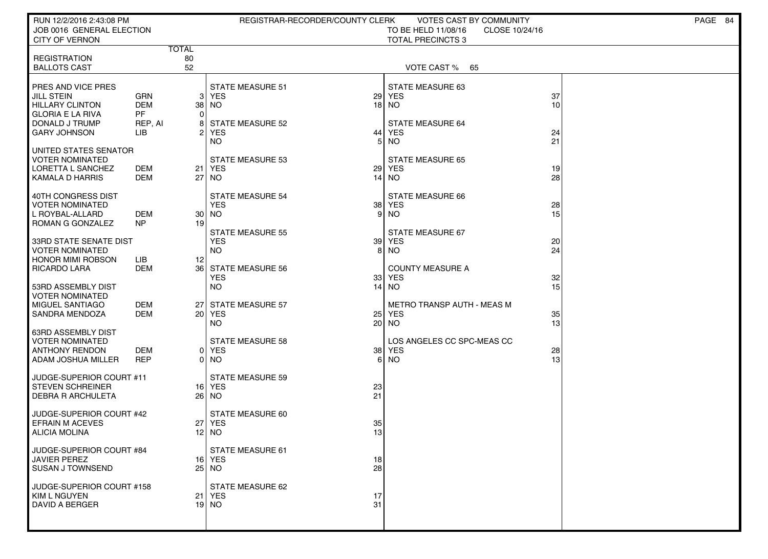RUN 12/2/2016 2:43:08 PM
JOB 0016 GENERAL ELECTION
CITY OF VERNON

REGISTRAR-RECORDER/COUNTY CLERK — VOTES CAST BY COMMUNITY
TO BE HELD 11/08/16 — CLOSE 10/24/16
TOTAL PRECINCTS 3

| | TOTAL |
|---|---|
| REGISTRATION | 80 |
| BALLOTS CAST | 52 |

VOTE CAST % 65

| PRES AND VICE PRES | | |
|---|---|---|
| JILL STEIN | GRN | 3 |
| HILLARY CLINTON | DEM | 38 |
| GLORIA E LA RIVA | PF | 0 |
| DONALD J TRUMP | REP, AI | 8 |
| GARY JOHNSON | LIB | 2 |

| UNITED STATES SENATOR VOTER NOMINATED | | |
|---|---|---|
| LORETTA L SANCHEZ | DEM | 21 |
| KAMALA D HARRIS | DEM | 27 |

| 40TH CONGRESS DIST VOTER NOMINATED | | |
|---|---|---|
| L ROYBAL-ALLARD | DEM | 30 |
| ROMAN G GONZALEZ | NP | 19 |

| 33RD STATE SENATE DIST VOTER NOMINATED | | |
|---|---|---|
| HONOR MIMI ROBSON | LIB | 12 |
| RICARDO LARA | DEM | 36 |

| 53RD ASSEMBLY DIST VOTER NOMINATED | | |
|---|---|---|
| MIGUEL SANTIAGO | DEM | 27 |
| SANDRA MENDOZA | DEM | 20 |

| 63RD ASSEMBLY DIST VOTER NOMINATED | | |
|---|---|---|
| ANTHONY RENDON | DEM | 0 |
| ADAM JOSHUA MILLER | REP | 0 |

| JUDGE-SUPERIOR COURT #11 | |
|---|---|
| STEVEN SCHREINER | 16 |
| DEBRA R ARCHULETA | 26 |

| JUDGE-SUPERIOR COURT #42 | |
|---|---|
| EFRAIN M ACEVES | 27 |
| ALICIA MOLINA | 12 |

| JUDGE-SUPERIOR COURT #84 | |
|---|---|
| JAVIER PEREZ | 16 |
| SUSAN J TOWNSEND | 25 |

| JUDGE-SUPERIOR COURT #158 | |
|---|---|
| KIM L NGUYEN | 21 |
| DAVID A BERGER | 19 |

| MEASURE | YES | NO |
|---|---|---|
| STATE MEASURE 51 | 29 | 18 |
| STATE MEASURE 52 | 44 | 5 |
| STATE MEASURE 53 | 29 | 14 |
| STATE MEASURE 54 | 38 | 9 |
| STATE MEASURE 55 | 39 | 8 |
| STATE MEASURE 56 | 33 | 14 |
| STATE MEASURE 57 | 25 | 20 |
| STATE MEASURE 58 | 38 | 6 |
| STATE MEASURE 59 | 23 | 21 |
| STATE MEASURE 60 | 35 | 13 |
| STATE MEASURE 61 | 18 | 28 |
| STATE MEASURE 62 | 17 | 31 |
| STATE MEASURE 63 | 37 | 10 |
| STATE MEASURE 64 | 24 | 21 |
| STATE MEASURE 65 | 19 | 28 |
| STATE MEASURE 66 | 28 | 15 |
| STATE MEASURE 67 | 20 | 24 |
| COUNTY MEASURE A | 32 | 15 |
| METRO TRANSP AUTH - MEAS M | 35 | 13 |
| LOS ANGELES CC SPC-MEAS CC | 28 | 13 |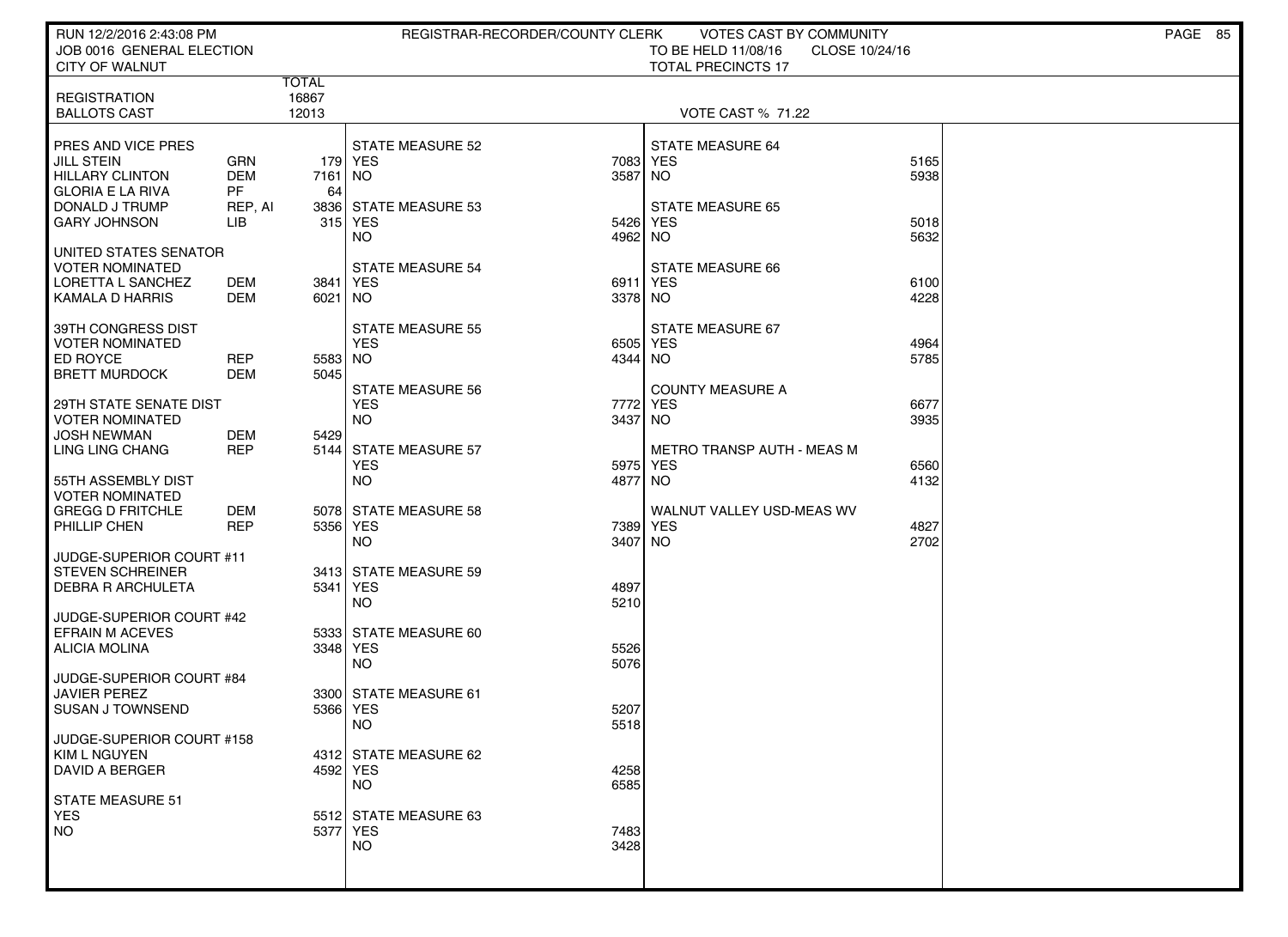RUN 12/2/2016 2:43:08 PM — REGISTRAR-RECORDER/COUNTY CLERK — VOTES CAST BY COMMUNITY

JOB 0016 GENERAL ELECTION — TO BE HELD 11/08/16 — CLOSE 10/24/16

CITY OF WALNUT — TOTAL PRECINCTS 17

| | | TOTAL |
|---|---|---|
| REGISTRATION | | 16867 |
| BALLOTS CAST | | 12013 |

VOTE CAST % 71.22

| Contest / Candidate | Party | Votes |
|---|---|---|
| **PRES AND VICE PRES** | | |
| JILL STEIN | GRN | 179 |
| HILLARY CLINTON | DEM | 7161 |
| GLORIA E LA RIVA | PF | 64 |
| DONALD J TRUMP | REP, AI | 3836 |
| GARY JOHNSON | LIB | 315 |
| **UNITED STATES SENATOR VOTER NOMINATED** | | |
| LORETTA L SANCHEZ | DEM | 3841 |
| KAMALA D HARRIS | DEM | 6021 |
| **39TH CONGRESS DIST VOTER NOMINATED** | | |
| ED ROYCE | REP | 5583 |
| BRETT MURDOCK | DEM | 5045 |
| **29TH STATE SENATE DIST VOTER NOMINATED** | | |
| JOSH NEWMAN | DEM | 5429 |
| LING LING CHANG | REP | 5144 |
| **55TH ASSEMBLY DIST VOTER NOMINATED** | | |
| GREGG D FRITCHLE | DEM | 5078 |
| PHILLIP CHEN | REP | 5356 |
| **JUDGE-SUPERIOR COURT #11** | | |
| STEVEN SCHREINER | | 3413 |
| DEBRA R ARCHULETA | | 5341 |
| **JUDGE-SUPERIOR COURT #42** | | |
| EFRAIN M ACEVES | | 5333 |
| ALICIA MOLINA | | 3348 |
| **JUDGE-SUPERIOR COURT #84** | | |
| JAVIER PEREZ | | 3300 |
| SUSAN J TOWNSEND | | 5366 |
| **JUDGE-SUPERIOR COURT #158** | | |
| KIM L NGUYEN | | 4312 |
| DAVID A BERGER | | 4592 |

| Measure | YES | NO |
|---|---|---|
| STATE MEASURE 51 | 5512 | 5377 |
| STATE MEASURE 52 | 7083 | 3587 |
| STATE MEASURE 53 | 5426 | 4962 |
| STATE MEASURE 54 | 6911 | 3378 |
| STATE MEASURE 55 | 6505 | 4344 |
| STATE MEASURE 56 | 7772 | 3437 |
| STATE MEASURE 57 | 5975 | 4877 |
| STATE MEASURE 58 | 7389 | 3407 |
| STATE MEASURE 59 | 4897 | 5210 |
| STATE MEASURE 60 | 5526 | 5076 |
| STATE MEASURE 61 | 5207 | 5518 |
| STATE MEASURE 62 | 4258 | 6585 |
| STATE MEASURE 63 | 7483 | 3428 |
| STATE MEASURE 64 | 5165 | 5938 |
| STATE MEASURE 65 | 5018 | 5632 |
| STATE MEASURE 66 | 6100 | 4228 |
| STATE MEASURE 67 | 4964 | 5785 |
| COUNTY MEASURE A | 6677 | 3935 |
| METRO TRANSP AUTH - MEAS M | 6560 | 4132 |
| WALNUT VALLEY USD-MEAS WV | 4827 | 2702 |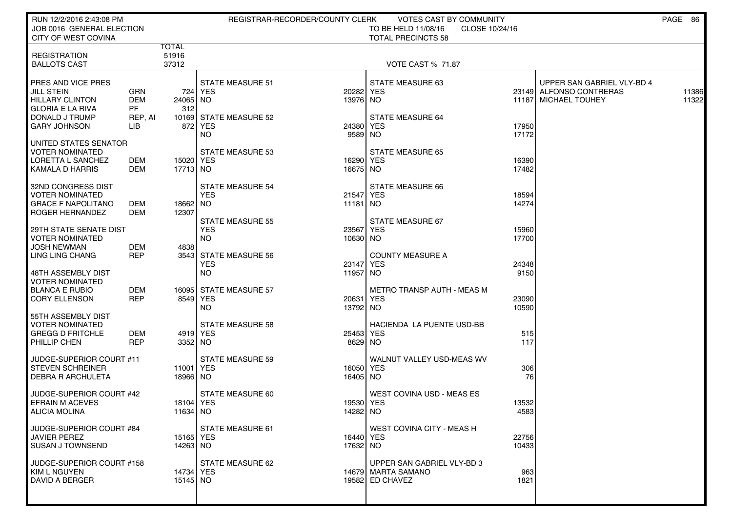RUN 12/2/2016 2:43:08 PM | REGISTRAR-RECORDER/COUNTY CLERK | VOTES CAST BY COMMUNITY

JOB 0016 GENERAL ELECTION | TO BE HELD 11/08/16 | CLOSE 10/24/16

CITY OF WEST COVINA | TOTAL PRECINCTS 58

| | | TOTAL |
|---|---|---|
| REGISTRATION | | 51916 |
| BALLOTS CAST | | 37312 |

VOTE CAST % 71.87

| PRES AND VICE PRES | | |
|---|---|---|
| JILL STEIN | GRN | 724 |
| HILLARY CLINTON | DEM | 24065 |
| GLORIA E LA RIVA | PF | 312 |
| DONALD J TRUMP | REP, AI | 10169 |
| GARY JOHNSON | LIB | 872 |
| **UNITED STATES SENATOR** | | |
| VOTER NOMINATED | | |
| LORETTA L SANCHEZ | DEM | 15020 |
| KAMALA D HARRIS | DEM | 17713 |
| **32ND CONGRESS DIST** | | |
| VOTER NOMINATED | | |
| GRACE F NAPOLITANO | DEM | 18662 |
| ROGER HERNANDEZ | DEM | 12307 |
| **29TH STATE SENATE DIST** | | |
| VOTER NOMINATED | | |
| JOSH NEWMAN | DEM | 4838 |
| LING LING CHANG | REP | 3543 |
| **48TH ASSEMBLY DIST** | | |
| VOTER NOMINATED | | |
| BLANCA E RUBIO | DEM | 16095 |
| CORY ELLENSON | REP | 8549 |
| **55TH ASSEMBLY DIST** | | |
| VOTER NOMINATED | | |
| GREGG D FRITCHLE | DEM | 4919 |
| PHILLIP CHEN | REP | 3352 |
| **JUDGE-SUPERIOR COURT #11** | | |
| STEVEN SCHREINER | | 11001 |
| DEBRA R ARCHULETA | | 18966 |
| **JUDGE-SUPERIOR COURT #42** | | |
| EFRAIN M ACEVES | | 18104 |
| ALICIA MOLINA | | 11634 |
| **JUDGE-SUPERIOR COURT #84** | | |
| JAVIER PEREZ | | 15165 |
| SUSAN J TOWNSEND | | 14263 |
| **JUDGE-SUPERIOR COURT #158** | | |
| KIM L NGUYEN | | 14734 |
| DAVID A BERGER | | 15145 |

| Measure | YES | NO |
|---|---|---|
| STATE MEASURE 51 | 20282 | 13976 |
| STATE MEASURE 52 | 24380 | 9589 |
| STATE MEASURE 53 | 16290 | 16675 |
| STATE MEASURE 54 | 21547 | 11181 |
| STATE MEASURE 55 | 23567 | 10630 |
| STATE MEASURE 56 | 23147 | 11957 |
| STATE MEASURE 57 | 20631 | 13792 |
| STATE MEASURE 58 | 25453 | 8629 |
| STATE MEASURE 59 | 16050 | 16405 |
| STATE MEASURE 60 | 19530 | 14282 |
| STATE MEASURE 61 | 16440 | 17632 |
| STATE MEASURE 62 | 14679 | 19582 |
| STATE MEASURE 63 | 23149 | 11187 |
| STATE MEASURE 64 | 17950 | 17172 |
| STATE MEASURE 65 | 16390 | 17482 |
| STATE MEASURE 66 | 18594 | 14274 |
| STATE MEASURE 67 | 15960 | 17700 |
| COUNTY MEASURE A | 24348 | 9150 |
| METRO TRANSP AUTH - MEAS M | 23090 | 10590 |
| HACIENDA LA PUENTE USD-BB | 515 | 117 |
| WALNUT VALLEY USD-MEAS WV | 306 | 76 |
| WEST COVINA USD - MEAS ES | 13532 | 4583 |
| WEST COVINA CITY - MEAS H | 22756 | 10433 |

| UPPER SAN GABRIEL VLY-BD 3 | |
|---|---|
| MARTA SAMANO | 963 |
| ED CHAVEZ | 1821 |

| UPPER SAN GABRIEL VLY-BD 4 | |
|---|---|
| ALFONSO CONTRERAS | 11386 |
| MICHAEL TOUHEY | 11322 |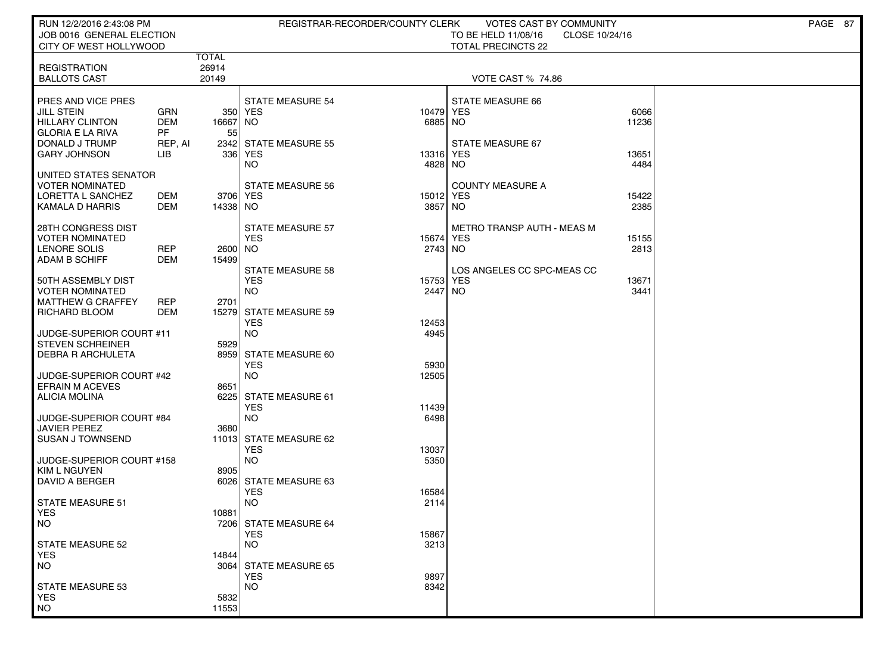RUN 12/2/2016 2:43:08 PM — REGISTRAR-RECORDER/COUNTY CLERK — VOTES CAST BY COMMUNITY

JOB 0016 GENERAL ELECTION — TO BE HELD 11/08/16 — CLOSE 10/24/16

CITY OF WEST HOLLYWOOD — TOTAL PRECINCTS 22

| | | TOTAL |
|---|---|---|
| REGISTRATION | | 26914 |
| BALLOTS CAST | | 20149 |

VOTE CAST % 74.86

| PRES AND VICE PRES | | |
|---|---|---|
| JILL STEIN | GRN | 350 |
| HILLARY CLINTON | DEM | 16667 |
| GLORIA E LA RIVA | PF | 55 |
| DONALD J TRUMP | REP, AI | 2342 |
| GARY JOHNSON | LIB | 336 |

| UNITED STATES SENATOR VOTER NOMINATED | | |
|---|---|---|
| LORETTA L SANCHEZ | DEM | 3706 |
| KAMALA D HARRIS | DEM | 14338 |

| 28TH CONGRESS DIST VOTER NOMINATED | | |
|---|---|---|
| LENORE SOLIS | REP | 2600 |
| ADAM B SCHIFF | DEM | 15499 |

| 50TH ASSEMBLY DIST VOTER NOMINATED | | |
|---|---|---|
| MATTHEW G CRAFFEY | REP | 2701 |
| RICHARD BLOOM | DEM | 15279 |

| JUDGE-SUPERIOR COURT #11 | |
|---|---|
| STEVEN SCHREINER | 5929 |
| DEBRA R ARCHULETA | 8959 |

| JUDGE-SUPERIOR COURT #42 | |
|---|---|
| EFRAIN M ACEVES | 8651 |
| ALICIA MOLINA | 6225 |

| JUDGE-SUPERIOR COURT #84 | |
|---|---|
| JAVIER PEREZ | 3680 |
| SUSAN J TOWNSEND | 11013 |

| JUDGE-SUPERIOR COURT #158 | |
|---|---|
| KIM L NGUYEN | 8905 |
| DAVID A BERGER | 6026 |

| MEASURE | YES | NO |
|---|---|---|
| STATE MEASURE 51 | 10881 | 7206 |
| STATE MEASURE 52 | 14844 | 3064 |
| STATE MEASURE 53 | 5832 | 11553 |
| STATE MEASURE 54 | 10479 | 6885 |
| STATE MEASURE 55 | 13316 | 4828 |
| STATE MEASURE 56 | 15012 | 3857 |
| STATE MEASURE 57 | 15674 | 2743 |
| STATE MEASURE 58 | 15753 | 2447 |
| STATE MEASURE 59 | 12453 | 4945 |
| STATE MEASURE 60 | 5930 | 12505 |
| STATE MEASURE 61 | 11439 | 6498 |
| STATE MEASURE 62 | 13037 | 5350 |
| STATE MEASURE 63 | 16584 | 2114 |
| STATE MEASURE 64 | 15867 | 3213 |
| STATE MEASURE 65 | 9897 | 8342 |
| STATE MEASURE 66 | 6066 | 11236 |
| STATE MEASURE 67 | 13651 | 4484 |
| COUNTY MEASURE A | 15422 | 2385 |
| METRO TRANSP AUTH - MEAS M | 15155 | 2813 |
| LOS ANGELES CC SPC-MEAS CC | 13671 | 3441 |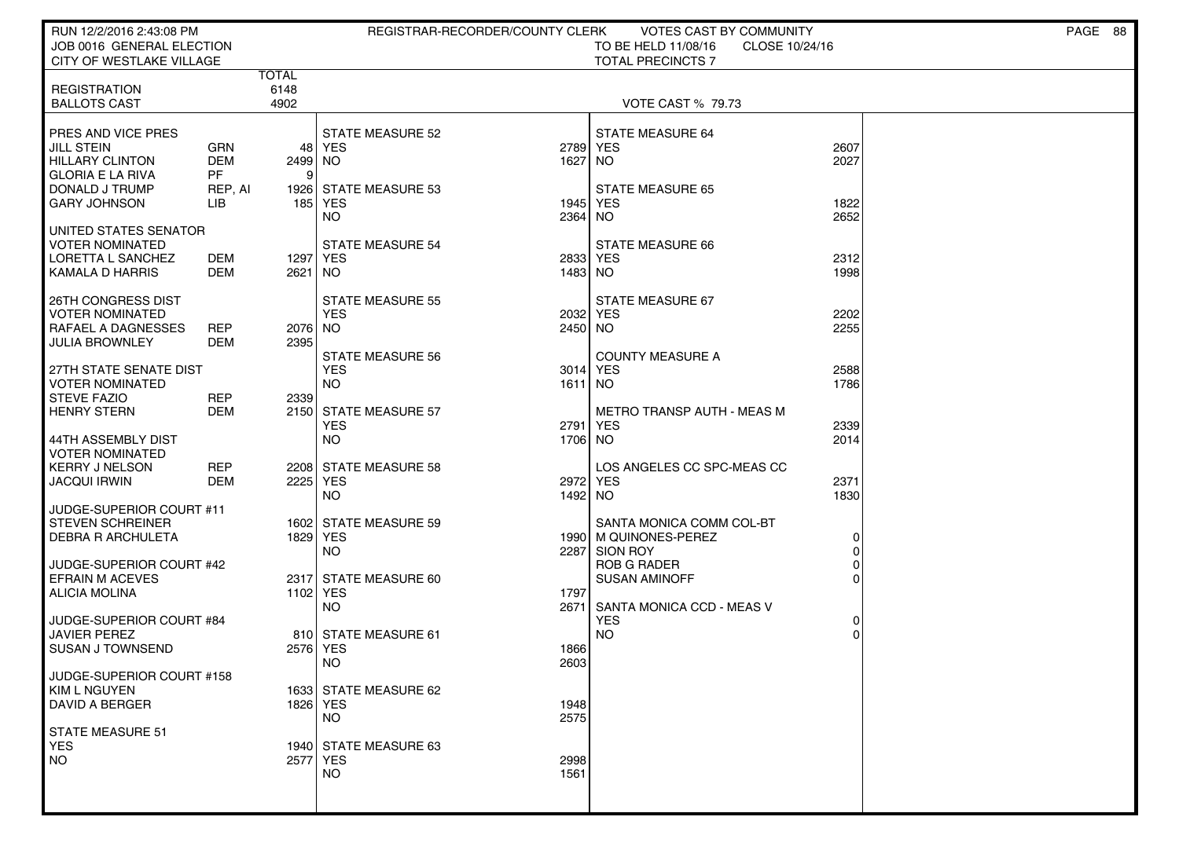RUN 12/2/2016 2:43:08 PM
JOB 0016 GENERAL ELECTION
CITY OF WESTLAKE VILLAGE

REGISTRAR-RECORDER/COUNTY CLERK — VOTES CAST BY COMMUNITY
TO BE HELD 11/08/16 CLOSE 10/24/16
TOTAL PRECINCTS 7

| | | TOTAL |
|---|---|---|
| REGISTRATION | | 6148 |
| BALLOTS CAST | | 4902 |

VOTE CAST % 79.73

| Contest / Candidate | Party | Votes |
|---|---|---|
| **PRES AND VICE PRES** | | |
| JILL STEIN | GRN | 48 |
| HILLARY CLINTON | DEM | 2499 |
| GLORIA E LA RIVA | PF | 9 |
| DONALD J TRUMP | REP, AI | 1926 |
| GARY JOHNSON | LIB | 185 |
| **UNITED STATES SENATOR VOTER NOMINATED** | | |
| LORETTA L SANCHEZ | DEM | 1297 |
| KAMALA D HARRIS | DEM | 2621 |
| **26TH CONGRESS DIST VOTER NOMINATED** | | |
| RAFAEL A DAGNESSES | REP | 2076 |
| JULIA BROWNLEY | DEM | 2395 |
| **27TH STATE SENATE DIST VOTER NOMINATED** | | |
| STEVE FAZIO | REP | 2339 |
| HENRY STERN | DEM | 2150 |
| **44TH ASSEMBLY DIST VOTER NOMINATED** | | |
| KERRY J NELSON | REP | 2208 |
| JACQUI IRWIN | DEM | 2225 |
| **JUDGE-SUPERIOR COURT #11** | | |
| STEVEN SCHREINER | | 1602 |
| DEBRA R ARCHULETA | | 1829 |
| **JUDGE-SUPERIOR COURT #42** | | |
| EFRAIN M ACEVES | | 2317 |
| ALICIA MOLINA | | 1102 |
| **JUDGE-SUPERIOR COURT #84** | | |
| JAVIER PEREZ | | 810 |
| SUSAN J TOWNSEND | | 2576 |
| **JUDGE-SUPERIOR COURT #158** | | |
| KIM L NGUYEN | | 1633 |
| DAVID A BERGER | | 1826 |
| **STATE MEASURE 51** | | |
| YES | | 1940 |
| NO | | 2577 |

| Measure | YES | NO |
|---|---|---|
| STATE MEASURE 52 | 2789 | 1627 |
| STATE MEASURE 53 | 1945 | 2364 |
| STATE MEASURE 54 | 2833 | 1483 |
| STATE MEASURE 55 | 2032 | 2450 |
| STATE MEASURE 56 | 3014 | 1611 |
| STATE MEASURE 57 | 2791 | 1706 |
| STATE MEASURE 58 | 2972 | 1492 |
| STATE MEASURE 59 | 1990 | 2287 |
| STATE MEASURE 60 | 1797 | 2671 |
| STATE MEASURE 61 | 1866 | 2603 |
| STATE MEASURE 62 | 1948 | 2575 |
| STATE MEASURE 63 | 2998 | 1561 |
| STATE MEASURE 64 | 2607 | 2027 |
| STATE MEASURE 65 | 1822 | 2652 |
| STATE MEASURE 66 | 2312 | 1998 |
| STATE MEASURE 67 | 2202 | 2255 |
| COUNTY MEASURE A | 2588 | 1786 |
| METRO TRANSP AUTH - MEAS M | 2339 | 2014 |
| LOS ANGELES CC SPC-MEAS CC | 2371 | 1830 |
| SANTA MONICA CCD - MEAS V | 0 | 0 |

| SANTA MONICA COMM COL-BT | Votes |
|---|---|
| M QUINONES-PEREZ | 0 |
| SION ROY | 0 |
| ROB G RADER | 0 |
| SUSAN AMINOFF | 0 |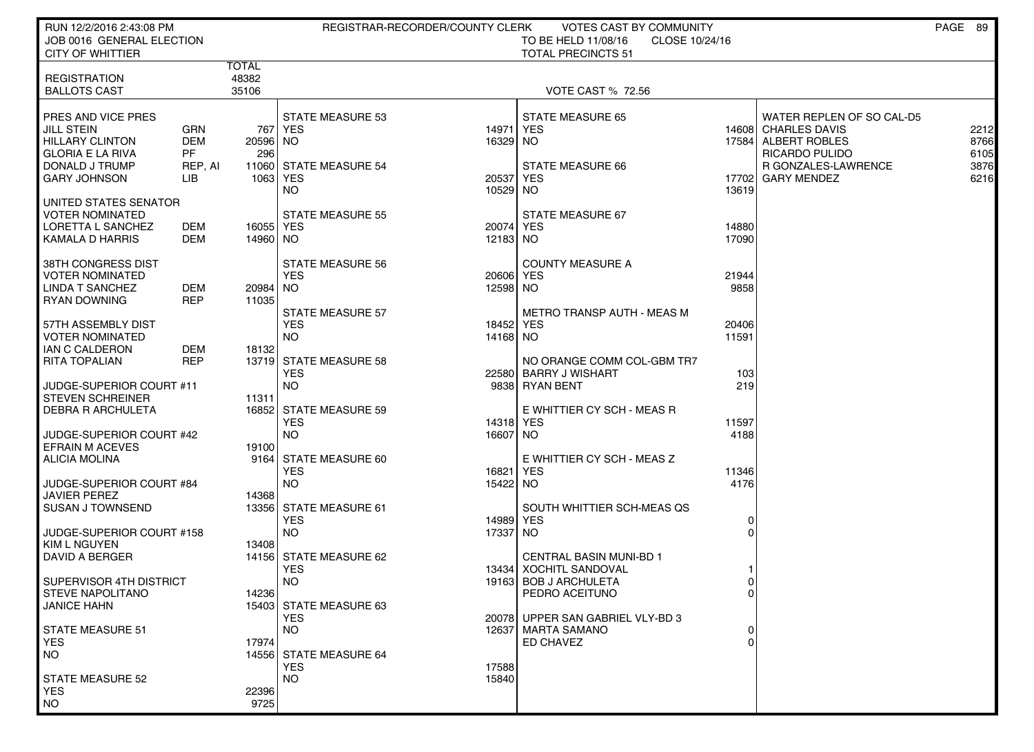RUN 12/2/2016 2:43:08 PM — REGISTRAR-RECORDER/COUNTY CLERK — VOTES CAST BY COMMUNITY

JOB 0016 GENERAL ELECTION — TO BE HELD 11/08/16 — CLOSE 10/24/16

CITY OF WHITTIER — TOTAL PRECINCTS 51

| | | TOTAL |
|---|---|---|
| REGISTRATION | | 48382 |
| BALLOTS CAST | | 35106 |

VOTE CAST % 72.56

| Contest / Candidate | Party | Votes |
|---|---|---|
| **PRES AND VICE PRES** | | |
| JILL STEIN | GRN | 767 |
| HILLARY CLINTON | DEM | 20596 |
| GLORIA E LA RIVA | PF | 296 |
| DONALD J TRUMP | REP, AI | 11060 |
| GARY JOHNSON | LIB | 1063 |
| **UNITED STATES SENATOR VOTER NOMINATED** | | |
| LORETTA L SANCHEZ | DEM | 16055 |
| KAMALA D HARRIS | DEM | 14960 |
| **38TH CONGRESS DIST VOTER NOMINATED** | | |
| LINDA T SANCHEZ | DEM | 20984 |
| RYAN DOWNING | REP | 11035 |
| **57TH ASSEMBLY DIST VOTER NOMINATED** | | |
| IAN C CALDERON | DEM | 18132 |
| RITA TOPALIAN | REP | 13719 |
| **JUDGE-SUPERIOR COURT #11** | | |
| STEVEN SCHREINER | | 11311 |
| DEBRA R ARCHULETA | | 16852 |
| **JUDGE-SUPERIOR COURT #42** | | |
| EFRAIN M ACEVES | | 19100 |
| ALICIA MOLINA | | 9164 |
| **JUDGE-SUPERIOR COURT #84** | | |
| JAVIER PEREZ | | 14368 |
| SUSAN J TOWNSEND | | 13356 |
| **JUDGE-SUPERIOR COURT #158** | | |
| KIM L NGUYEN | | 13408 |
| DAVID A BERGER | | 14156 |
| **SUPERVISOR 4TH DISTRICT** | | |
| STEVE NAPOLITANO | | 14236 |
| JANICE HAHN | | 15403 |
| **STATE MEASURE 51** | | |
| YES | | 17974 |
| NO | | 14556 |
| **STATE MEASURE 52** | | |
| YES | | 22396 |
| NO | | 9725 |
| **STATE MEASURE 53** | | |
| YES | | 14971 |
| NO | | 16329 |
| **STATE MEASURE 54** | | |
| YES | | 20537 |
| NO | | 10529 |
| **STATE MEASURE 55** | | |
| YES | | 20074 |
| NO | | 12183 |
| **STATE MEASURE 56** | | |
| YES | | 20606 |
| NO | | 12598 |
| **STATE MEASURE 57** | | |
| YES | | 18452 |
| NO | | 14168 |
| **STATE MEASURE 58** | | |
| YES | | 22580 |
| NO | | 9838 |
| **STATE MEASURE 59** | | |
| YES | | 14318 |
| NO | | 16607 |
| **STATE MEASURE 60** | | |
| YES | | 16821 |
| NO | | 15422 |
| **STATE MEASURE 61** | | |
| YES | | 14989 |
| NO | | 17337 |
| **STATE MEASURE 62** | | |
| YES | | 13434 |
| NO | | 19163 |
| **STATE MEASURE 63** | | |
| YES | | 20078 |
| NO | | 12637 |
| **STATE MEASURE 64** | | |
| YES | | 17588 |
| NO | | 15840 |
| **STATE MEASURE 65** | | |
| YES | | 14608 |
| NO | | 17584 |
| **STATE MEASURE 66** | | |
| YES | | 17702 |
| NO | | 13619 |
| **STATE MEASURE 67** | | |
| YES | | 14880 |
| NO | | 17090 |
| **COUNTY MEASURE A** | | |
| YES | | 21944 |
| NO | | 9858 |
| **METRO TRANSP AUTH - MEAS M** | | |
| YES | | 20406 |
| NO | | 11591 |
| **NO ORANGE COMM COL-GBM TR7** | | |
| BARRY J WISHART | | 103 |
| RYAN BENT | | 219 |
| **E WHITTIER CY SCH - MEAS R** | | |
| YES | | 11597 |
| NO | | 4188 |
| **E WHITTIER CY SCH - MEAS Z** | | |
| YES | | 11346 |
| NO | | 4176 |
| **SOUTH WHITTIER SCH-MEAS QS** | | |
| YES | | 0 |
| NO | | 0 |
| **CENTRAL BASIN MUNI-BD 1** | | |
| XOCHITL SANDOVAL | | 1 |
| BOB J ARCHULETA | | 0 |
| PEDRO ACEITUNO | | 0 |
| **UPPER SAN GABRIEL VLY-BD 3** | | |
| MARTA SAMANO | | 0 |
| ED CHAVEZ | | 0 |
| **WATER REPLEN OF SO CAL-D5** | | |
| CHARLES DAVIS | | 2212 |
| ALBERT ROBLES | | 8766 |
| RICARDO PULIDO | | 6105 |
| R GONZALES-LAWRENCE | | 3876 |
| GARY MENDEZ | | 6216 |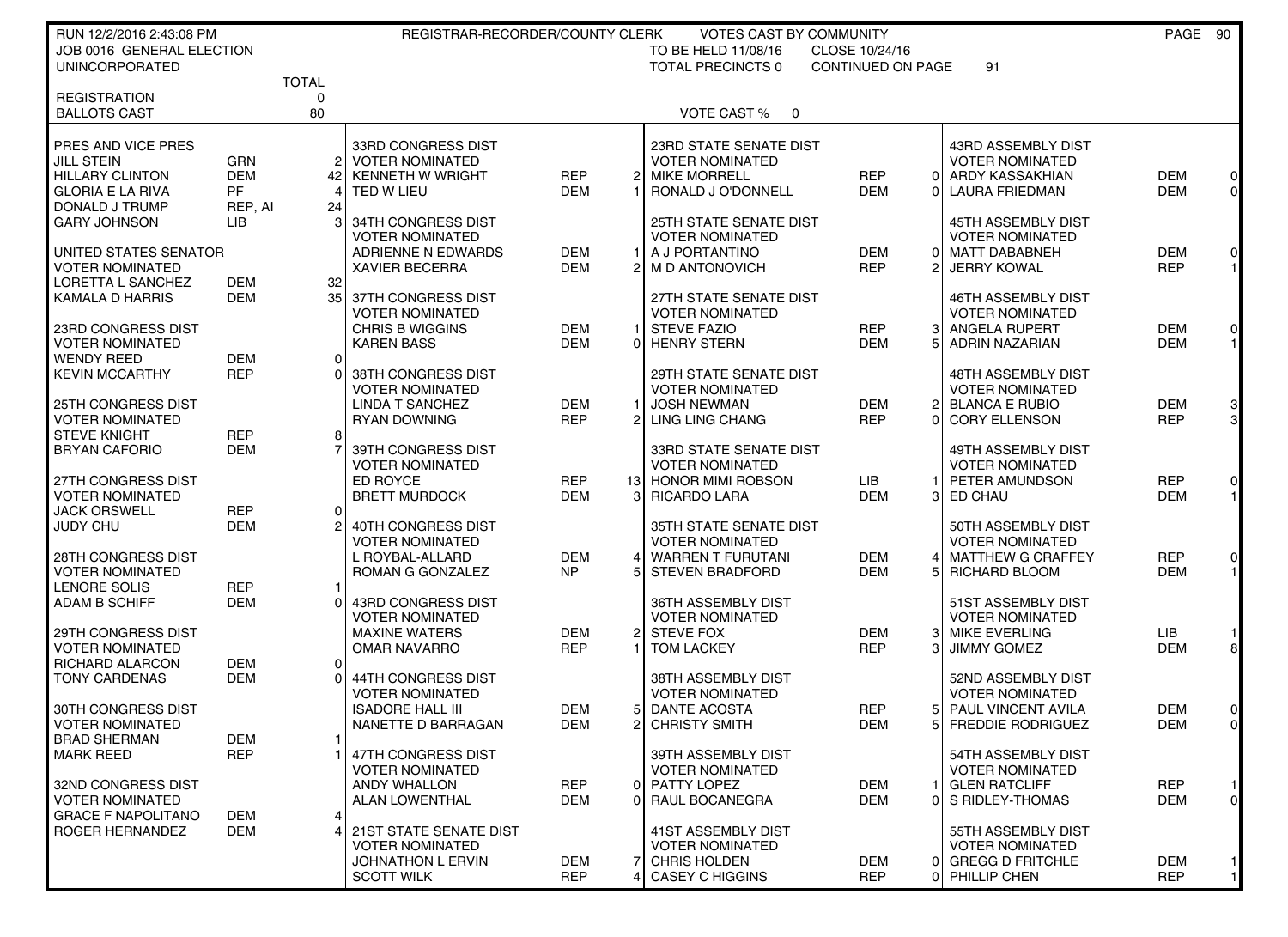RUN 12/2/2016 2:43:08 PM — REGISTRAR-RECORDER/COUNTY CLERK — VOTES CAST BY COMMUNITY

JOB 0016 GENERAL ELECTION — TO BE HELD 11/08/16 — CLOSE 10/24/16

UNINCORPORATED — TOTAL PRECINCTS 0 — CONTINUED ON PAGE 91

| | | TOTAL |
|---|---|---|
| REGISTRATION | | 0 |
| BALLOTS CAST | | 80 |

VOTE CAST % 0

| PRES AND VICE PRES | | |
|---|---|---|
| JILL STEIN | GRN | 2 |
| HILLARY CLINTON | DEM | 42 |
| GLORIA E LA RIVA | PF | 4 |
| DONALD J TRUMP | REP, AI | 24 |
| GARY JOHNSON | LIB | 3 |

| UNITED STATES SENATOR VOTER NOMINATED | | |
|---|---|---|
| LORETTA L SANCHEZ | DEM | 32 |
| KAMALA D HARRIS | DEM | 35 |

| 23RD CONGRESS DIST VOTER NOMINATED | | |
|---|---|---|
| WENDY REED | DEM | 0 |
| KEVIN MCCARTHY | REP | 0 |

| 25TH CONGRESS DIST VOTER NOMINATED | | |
|---|---|---|
| STEVE KNIGHT | REP | 8 |
| BRYAN CAFORIO | DEM | 7 |

| 27TH CONGRESS DIST VOTER NOMINATED | | |
|---|---|---|
| JACK ORSWELL | REP | 0 |
| JUDY CHU | DEM | 2 |

| 28TH CONGRESS DIST VOTER NOMINATED | | |
|---|---|---|
| LENORE SOLIS | REP | 1 |
| ADAM B SCHIFF | DEM | 0 |

| 29TH CONGRESS DIST VOTER NOMINATED | | |
|---|---|---|
| RICHARD ALARCON | DEM | 0 |
| TONY CARDENAS | DEM | 0 |

| 30TH CONGRESS DIST VOTER NOMINATED | | |
|---|---|---|
| BRAD SHERMAN | DEM | 1 |
| MARK REED | REP | 1 |

| 32ND CONGRESS DIST VOTER NOMINATED | | |
|---|---|---|
| GRACE F NAPOLITANO | DEM | 4 |
| ROGER HERNANDEZ | DEM | 4 |

| 33RD CONGRESS DIST VOTER NOMINATED | | |
|---|---|---|
| KENNETH W WRIGHT | REP | 2 |
| TED W LIEU | DEM | 1 |

| 34TH CONGRESS DIST VOTER NOMINATED | | |
|---|---|---|
| ADRIENNE N EDWARDS | DEM | 1 |
| XAVIER BECERRA | DEM | 2 |

| 37TH CONGRESS DIST VOTER NOMINATED | | |
|---|---|---|
| CHRIS B WIGGINS | DEM | 1 |
| KAREN BASS | DEM | 0 |

| 38TH CONGRESS DIST VOTER NOMINATED | | |
|---|---|---|
| LINDA T SANCHEZ | DEM | 1 |
| RYAN DOWNING | REP | 2 |

| 39TH CONGRESS DIST VOTER NOMINATED | | |
|---|---|---|
| ED ROYCE | REP | 13 |
| BRETT MURDOCK | DEM | 3 |

| 40TH CONGRESS DIST VOTER NOMINATED | | |
|---|---|---|
| L ROYBAL-ALLARD | DEM | 4 |
| ROMAN G GONZALEZ | NP | 5 |

| 43RD CONGRESS DIST VOTER NOMINATED | | |
|---|---|---|
| MAXINE WATERS | DEM | 2 |
| OMAR NAVARRO | REP | 1 |

| 44TH CONGRESS DIST VOTER NOMINATED | | |
|---|---|---|
| ISADORE HALL III | DEM | 5 |
| NANETTE D BARRAGAN | DEM | 2 |

| 47TH CONGRESS DIST VOTER NOMINATED | | |
|---|---|---|
| ANDY WHALLON | REP | 0 |
| ALAN LOWENTHAL | DEM | 0 |

| 21ST STATE SENATE DIST VOTER NOMINATED | | |
|---|---|---|
| JOHNATHON L ERVIN | DEM | 7 |
| SCOTT WILK | REP | 4 |

| 23RD STATE SENATE DIST VOTER NOMINATED | | |
|---|---|---|
| MIKE MORRELL | REP | 0 |
| RONALD J O'DONNELL | DEM | 0 |

| 25TH STATE SENATE DIST VOTER NOMINATED | | |
|---|---|---|
| A J PORTANTINO | DEM | 0 |
| M D ANTONOVICH | REP | 2 |

| 27TH STATE SENATE DIST VOTER NOMINATED | | |
|---|---|---|
| STEVE FAZIO | REP | 3 |
| HENRY STERN | DEM | 5 |

| 29TH STATE SENATE DIST VOTER NOMINATED | | |
|---|---|---|
| JOSH NEWMAN | DEM | 2 |
| LING LING CHANG | REP | 0 |

| 33RD STATE SENATE DIST VOTER NOMINATED | | |
|---|---|---|
| HONOR MIMI ROBSON | LIB | 1 |
| RICARDO LARA | DEM | 3 |

| 35TH STATE SENATE DIST VOTER NOMINATED | | |
|---|---|---|
| WARREN T FURUTANI | DEM | 4 |
| STEVEN BRADFORD | DEM | 5 |

| 36TH ASSEMBLY DIST VOTER NOMINATED | | |
|---|---|---|
| STEVE FOX | DEM | 3 |
| TOM LACKEY | REP | 3 |

| 38TH ASSEMBLY DIST VOTER NOMINATED | | |
|---|---|---|
| DANTE ACOSTA | REP | 5 |
| CHRISTY SMITH | DEM | 5 |

| 39TH ASSEMBLY DIST VOTER NOMINATED | | |
|---|---|---|
| PATTY LOPEZ | DEM | 1 |
| RAUL BOCANEGRA | DEM | 0 |

| 41ST ASSEMBLY DIST VOTER NOMINATED | | |
|---|---|---|
| CHRIS HOLDEN | DEM | 0 |
| CASEY C HIGGINS | REP | 0 |

| 43RD ASSEMBLY DIST VOTER NOMINATED | | |
|---|---|---|
| ARDY KASSAKHIAN | DEM | 0 |
| LAURA FRIEDMAN | DEM | 0 |

| 45TH ASSEMBLY DIST VOTER NOMINATED | | |
|---|---|---|
| MATT DABABNEH | DEM | 0 |
| JERRY KOWAL | REP | 1 |

| 46TH ASSEMBLY DIST VOTER NOMINATED | | |
|---|---|---|
| ANGELA RUPERT | DEM | 0 |
| ADRIN NAZARIAN | DEM | 1 |

| 48TH ASSEMBLY DIST VOTER NOMINATED | | |
|---|---|---|
| BLANCA E RUBIO | DEM | 3 |
| CORY ELLENSON | REP | 3 |

| 49TH ASSEMBLY DIST VOTER NOMINATED | | |
|---|---|---|
| PETER AMUNDSON | REP | 0 |
| ED CHAU | DEM | 1 |

| 50TH ASSEMBLY DIST VOTER NOMINATED | | |
|---|---|---|
| MATTHEW G CRAFFEY | REP | 0 |
| RICHARD BLOOM | DEM | 1 |

| 51ST ASSEMBLY DIST VOTER NOMINATED | | |
|---|---|---|
| MIKE EVERLING | LIB | 1 |
| JIMMY GOMEZ | DEM | 8 |

| 52ND ASSEMBLY DIST VOTER NOMINATED | | |
|---|---|---|
| PAUL VINCENT AVILA | DEM | 0 |
| FREDDIE RODRIGUEZ | DEM | 0 |

| 54TH ASSEMBLY DIST VOTER NOMINATED | | |
|---|---|---|
| GLEN RATCLIFF | REP | 1 |
| S RIDLEY-THOMAS | DEM | 0 |

| 55TH ASSEMBLY DIST VOTER NOMINATED | | |
|---|---|---|
| GREGG D FRITCHLE | DEM | 1 |
| PHILLIP CHEN | REP | 1 |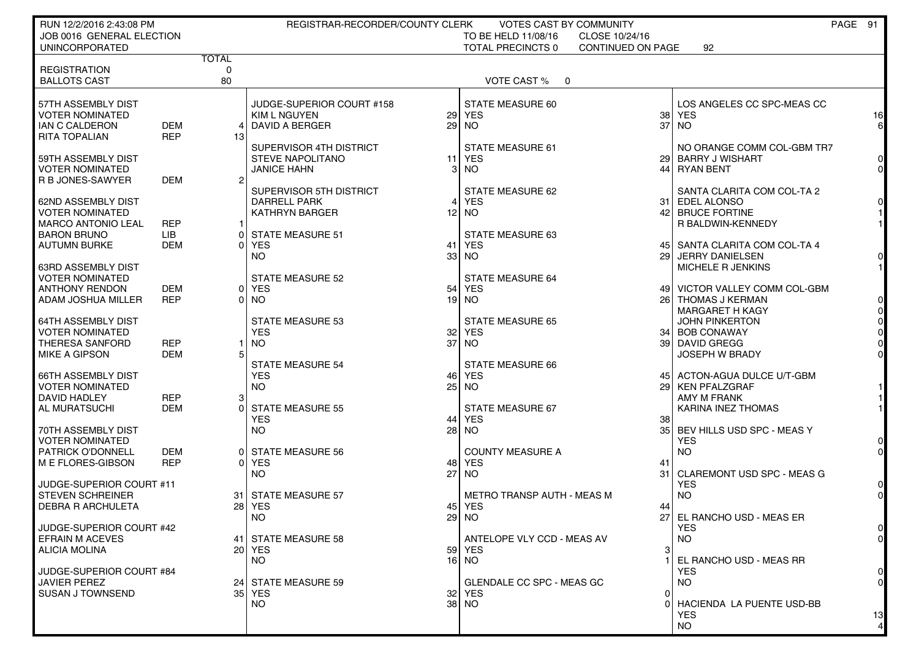RUN 12/2/2016 2:43:08 PM — REGISTRAR-RECORDER/COUNTY CLERK — VOTES CAST BY COMMUNITY

JOB 0016 GENERAL ELECTION — TO BE HELD 11/08/16 — CLOSE 10/24/16

UNINCORPORATED — TOTAL PRECINCTS 0 — CONTINUED ON PAGE 92

| | | TOTAL |
|---|---|---|
| REGISTRATION | | 0 |
| BALLOTS CAST | | 80 |

VOTE CAST % 0

| Contest / Candidate | Party | Votes |
|---|---|---|
| **57TH ASSEMBLY DIST VOTER NOMINATED** | | |
| IAN C CALDERON | DEM | 4 |
| RITA TOPALIAN | REP | 13 |
| **59TH ASSEMBLY DIST VOTER NOMINATED** | | |
| R B JONES-SAWYER | DEM | 2 |
| **62ND ASSEMBLY DIST VOTER NOMINATED** | | |
| MARCO ANTONIO LEAL | REP | 1 |
| BARON BRUNO | LIB | 0 |
| AUTUMN BURKE | DEM | 0 |
| **63RD ASSEMBLY DIST VOTER NOMINATED** | | |
| ANTHONY RENDON | DEM | 0 |
| ADAM JOSHUA MILLER | REP | 0 |
| **64TH ASSEMBLY DIST VOTER NOMINATED** | | |
| THERESA SANFORD | REP | 1 |
| MIKE A GIPSON | DEM | 5 |
| **66TH ASSEMBLY DIST VOTER NOMINATED** | | |
| DAVID HADLEY | REP | 3 |
| AL MURATSUCHI | DEM | 0 |
| **70TH ASSEMBLY DIST VOTER NOMINATED** | | |
| PATRICK O'DONNELL | DEM | 0 |
| M E FLORES-GIBSON | REP | 0 |
| **JUDGE-SUPERIOR COURT #11** | | |
| STEVEN SCHREINER | | 31 |
| DEBRA R ARCHULETA | | 28 |
| **JUDGE-SUPERIOR COURT #42** | | |
| EFRAIN M ACEVES | | 41 |
| ALICIA MOLINA | | 20 |
| **JUDGE-SUPERIOR COURT #84** | | |
| JAVIER PEREZ | | 24 |
| SUSAN J TOWNSEND | | 35 |

| Contest / Choice | Votes |
|---|---|
| **JUDGE-SUPERIOR COURT #158** | |
| KIM L NGUYEN | 29 |
| DAVID A BERGER | 29 |
| **SUPERVISOR 4TH DISTRICT** | |
| STEVE NAPOLITANO | 11 |
| JANICE HAHN | 3 |
| **SUPERVISOR 5TH DISTRICT** | |
| DARRELL PARK | 4 |
| KATHRYN BARGER | 12 |
| **STATE MEASURE 51** | |
| YES | 41 |
| NO | 33 |
| **STATE MEASURE 52** | |
| YES | 54 |
| NO | 19 |
| **STATE MEASURE 53** | |
| YES | 32 |
| NO | 37 |
| **STATE MEASURE 54** | |
| YES | 46 |
| NO | 25 |
| **STATE MEASURE 55** | |
| YES | 44 |
| NO | 28 |
| **STATE MEASURE 56** | |
| YES | 48 |
| NO | 27 |
| **STATE MEASURE 57** | |
| YES | 45 |
| NO | 29 |
| **STATE MEASURE 58** | |
| YES | 59 |
| NO | 16 |
| **STATE MEASURE 59** | |
| YES | 32 |
| NO | 38 |

| Contest / Choice | Votes |
|---|---|
| **STATE MEASURE 60** | |
| YES | 38 |
| NO | 37 |
| **STATE MEASURE 61** | |
| YES | 29 |
| NO | 44 |
| **STATE MEASURE 62** | |
| YES | 31 |
| NO | 42 |
| **STATE MEASURE 63** | |
| YES | 45 |
| NO | 29 |
| **STATE MEASURE 64** | |
| YES | 49 |
| NO | 26 |
| **STATE MEASURE 65** | |
| YES | 34 |
| NO | 39 |
| **STATE MEASURE 66** | |
| YES | 45 |
| NO | 29 |
| **STATE MEASURE 67** | |
| YES | 38 |
| NO | 35 |
| **COUNTY MEASURE A** | |
| YES | 41 |
| NO | 31 |
| **METRO TRANSP AUTH - MEAS M** | |
| YES | 44 |
| NO | 27 |
| **ANTELOPE VLY CCD - MEAS AV** | |
| YES | 3 |
| NO | 1 |
| **GLENDALE CC SPC - MEAS GC** | |
| YES | 0 |
| NO | 0 |

| Contest / Choice | Votes |
|---|---|
| **LOS ANGELES CC SPC-MEAS CC** | |
| YES | 16 |
| NO | 6 |
| **NO ORANGE COMM COL-GBM TR7** | |
| BARRY J WISHART | 0 |
| RYAN BENT | 0 |
| **SANTA CLARITA COM COL-TA 2** | |
| EDEL ALONSO | 0 |
| BRUCE FORTINE | 1 |
| R BALDWIN-KENNEDY | 1 |
| **SANTA CLARITA COM COL-TA 4** | |
| JERRY DANIELSEN | 0 |
| MICHELE R JENKINS | 1 |
| **VICTOR VALLEY COMM COL-GBM** | |
| THOMAS J KERMAN | 0 |
| MARGARET H KAGY | 0 |
| JOHN PINKERTON | 0 |
| BOB CONAWAY | 0 |
| DAVID GREGG | 0 |
| JOSEPH W BRADY | 0 |
| **ACTON-AGUA DULCE U/T-GBM** | |
| KEN PFALZGRAF | 1 |
| AMY M FRANK | 1 |
| KARINA INEZ THOMAS | 1 |
| **BEV HILLS USD SPC - MEAS Y** | |
| YES | 0 |
| NO | 0 |
| **CLAREMONT USD SPC - MEAS G** | |
| YES | 0 |
| NO | 0 |
| **EL RANCHO USD - MEAS ER** | |
| YES | 0 |
| NO | 0 |
| **EL RANCHO USD - MEAS RR** | |
| YES | 0 |
| NO | 0 |
| **HACIENDA LA PUENTE USD-BB** | |
| YES | 13 |
| NO | 4 |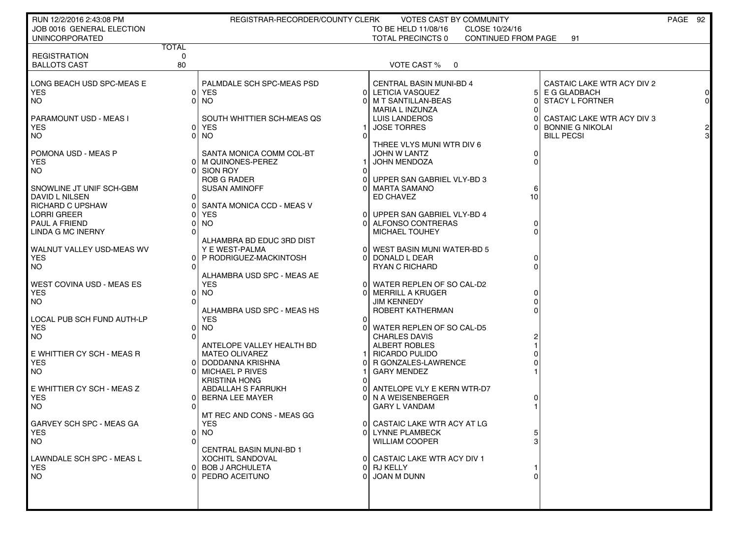RUN 12/2/2016 2:43:08 PM | REGISTRAR-RECORDER/COUNTY CLERK | VOTES CAST BY COMMUNITY

JOB 0016 GENERAL ELECTION | TO BE HELD 11/08/16 | CLOSE 10/24/16

UNINCORPORATED | TOTAL PRECINCTS 0 | CONTINUED FROM PAGE 91

| | TOTAL |
|---|---|
| REGISTRATION | 0 |
| BALLOTS CAST | 80 |

VOTE CAST % 0

| LONG BEACH USD SPC-MEAS E | |
|---|---|
| YES | 0 |
| NO | 0 |

| PARAMOUNT USD - MEAS I | |
|---|---|
| YES | 0 |
| NO | 0 |

| POMONA USD - MEAS P | |
|---|---|
| YES | 0 |
| NO | 0 |

| SNOWLINE JT UNIF SCH-GBM | |
|---|---|
| DAVID L NILSEN | 0 |
| RICHARD C UPSHAW | 0 |
| LORRI GREER | 0 |
| PAUL A FRIEND | 0 |
| LINDA G MC INERNY | 0 |

| WALNUT VALLEY USD-MEAS WV | |
|---|---|
| YES | 0 |
| NO | 0 |

| WEST COVINA USD - MEAS ES | |
|---|---|
| YES | 0 |
| NO | 0 |

| LOCAL PUB SCH FUND AUTH-LP | |
|---|---|
| YES | 0 |
| NO | 0 |

| E WHITTIER CY SCH - MEAS R | |
|---|---|
| YES | 0 |
| NO | 0 |

| E WHITTIER CY SCH - MEAS Z | |
|---|---|
| YES | 0 |
| NO | 0 |

| GARVEY SCH SPC - MEAS GA | |
|---|---|
| YES | 0 |
| NO | 0 |

| LAWNDALE SCH SPC - MEAS L | |
|---|---|
| YES | 0 |
| NO | 0 |

| PALMDALE SCH SPC-MEAS PSD | |
|---|---|
| YES | 0 |
| NO | 0 |

| SOUTH WHITTIER SCH-MEAS QS | |
|---|---|
| YES | 1 |
| NO | 0 |

| SANTA MONICA COMM COL-BT | |
|---|---|
| M QUINONES-PEREZ | 1 |
| SION ROY | 0 |
| ROB G RADER | 0 |
| SUSAN AMINOFF | 0 |

| SANTA MONICA CCD - MEAS V | |
|---|---|
| YES | 0 |
| NO | 0 |

| ALHAMBRA BD EDUC 3RD DIST | |
|---|---|
| Y E WEST-PALMA | 0 |
| P RODRIGUEZ-MACKINTOSH | 0 |

| ALHAMBRA USD SPC - MEAS AE | |
|---|---|
| YES | 0 |
| NO | 0 |

| ALHAMBRA USD SPC - MEAS HS | |
|---|---|
| YES | 0 |
| NO | 0 |

| ANTELOPE VALLEY HEALTH BD | |
|---|---|
| MATEO OLIVAREZ | 1 |
| DODDANNA KRISHNA | 0 |
| MICHAEL P RIVES | 1 |
| KRISTINA HONG | 0 |
| ABDALLAH S FARRUKH | 0 |
| BERNA LEE MAYER | 0 |

| MT REC AND CONS - MEAS GG | |
|---|---|
| YES | 0 |
| NO | 0 |

| CENTRAL BASIN MUNI-BD 1 | |
|---|---|
| XOCHITL SANDOVAL | 0 |
| BOB J ARCHULETA | 0 |
| PEDRO ACEITUNO | 0 |

| CENTRAL BASIN MUNI-BD 4 | |
|---|---|
| LETICIA VASQUEZ | 5 |
| M T SANTILLAN-BEAS | 0 |
| MARIA L INZUNZA | 0 |
| LUIS LANDEROS | 0 |
| JOSE TORRES | 0 |

| THREE VLYS MUNI WTR DIV 6 | |
|---|---|
| JOHN W LANTZ | 0 |
| JOHN MENDOZA | 0 |

| UPPER SAN GABRIEL VLY-BD 3 | |
|---|---|
| MARTA SAMANO | 6 |
| ED CHAVEZ | 10 |

| UPPER SAN GABRIEL VLY-BD 4 | |
|---|---|
| ALFONSO CONTRERAS | 0 |
| MICHAEL TOUHEY | 0 |

| WEST BASIN MUNI WATER-BD 5 | |
|---|---|
| DONALD L DEAR | 0 |
| RYAN C RICHARD | 0 |

| WATER REPLEN OF SO CAL-D2 | |
|---|---|
| MERRILL A KRUGER | 0 |
| JIM KENNEDY | 0 |
| ROBERT KATHERMAN | 0 |

| WATER REPLEN OF SO CAL-D5 | |
|---|---|
| CHARLES DAVIS | 2 |
| ALBERT ROBLES | 1 |
| RICARDO PULIDO | 0 |
| R GONZALES-LAWRENCE | 0 |
| GARY MENDEZ | 1 |

| ANTELOPE VLY E KERN WTR-D7 | |
|---|---|
| N A WEISENBERGER | 0 |
| GARY L VANDAM | 1 |

| CASTAIC LAKE WTR ACY AT LG | |
|---|---|
| LYNNE PLAMBECK | 5 |
| WILLIAM COOPER | 3 |

| CASTAIC LAKE WTR ACY DIV 1 | |
|---|---|
| RJ KELLY | 1 |
| JOAN M DUNN | 0 |

| CASTAIC LAKE WTR ACY DIV 2 | |
|---|---|
| E G GLADBACH | 0 |
| STACY L FORTNER | 0 |

| CASTAIC LAKE WTR ACY DIV 3 | |
|---|---|
| BONNIE G NIKOLAI | 2 |
| BILL PECSI | 3 |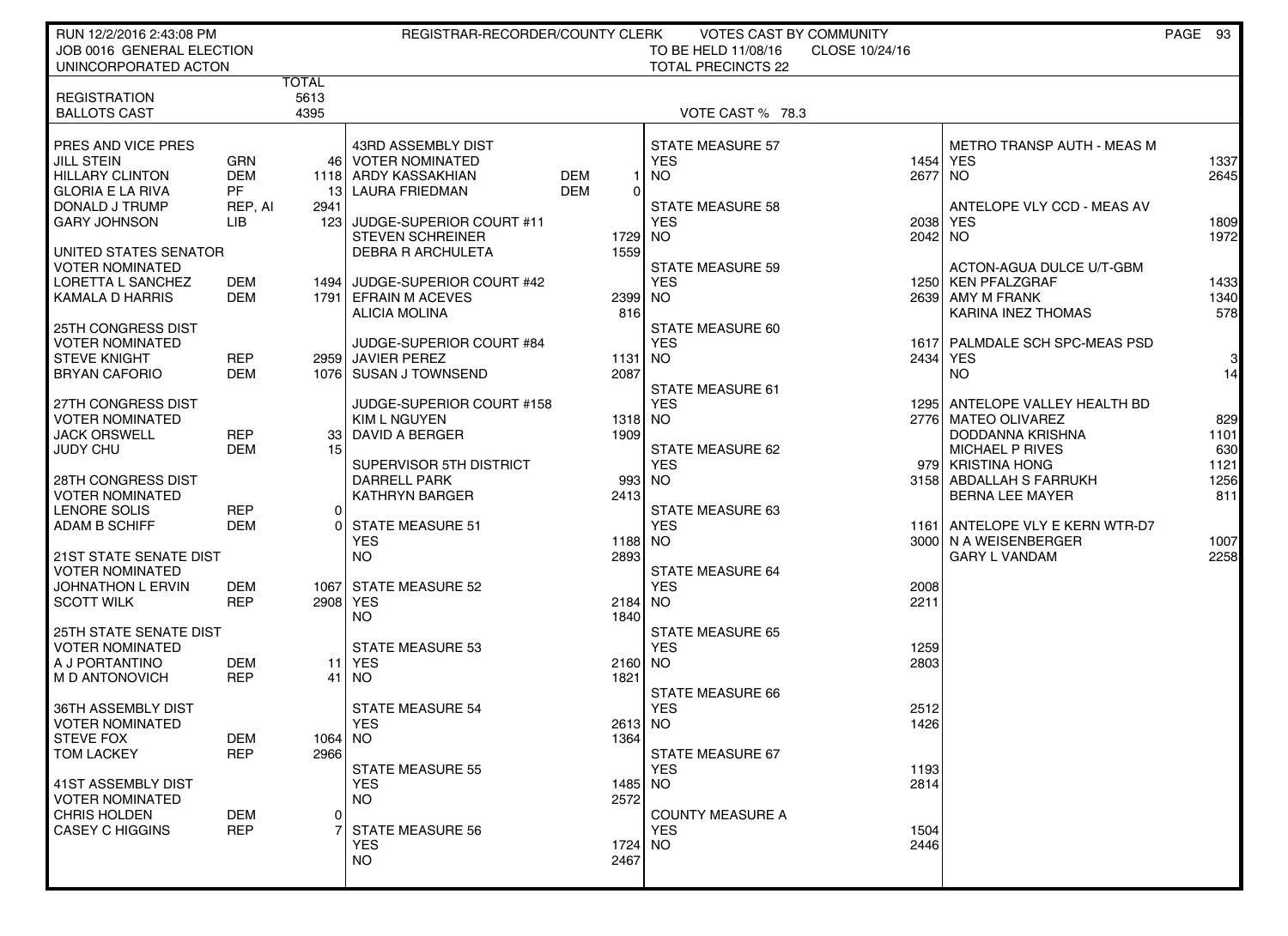RUN 12/2/2016 2:43:08 PM — REGISTRAR-RECORDER/COUNTY CLERK — VOTES CAST BY COMMUNITY

JOB 0016 GENERAL ELECTION — TO BE HELD 11/08/16 — CLOSE 10/24/16

UNINCORPORATED ACTON — TOTAL PRECINCTS 22

| | TOTAL |
|---|---|
| REGISTRATION | 5613 |
| BALLOTS CAST | 4395 |

VOTE CAST % 78.3

**PRES AND VICE PRES**

| Candidate | Party | Votes |
|---|---|---|
| JILL STEIN | GRN | 46 |
| HILLARY CLINTON | DEM | 1118 |
| GLORIA E LA RIVA | PF | 13 |
| DONALD J TRUMP | REP, AI | 2941 |
| GARY JOHNSON | LIB | 123 |

**UNITED STATES SENATOR**
VOTER NOMINATED

| Candidate | Party | Votes |
|---|---|---|
| LORETTA L SANCHEZ | DEM | 1494 |
| KAMALA D HARRIS | DEM | 1791 |

**25TH CONGRESS DIST**
VOTER NOMINATED

| Candidate | Party | Votes |
|---|---|---|
| STEVE KNIGHT | REP | 2959 |
| BRYAN CAFORIO | DEM | 1076 |

**27TH CONGRESS DIST**
VOTER NOMINATED

| Candidate | Party | Votes |
|---|---|---|
| JACK ORSWELL | REP | 33 |
| JUDY CHU | DEM | 15 |

**28TH CONGRESS DIST**
VOTER NOMINATED

| Candidate | Party | Votes |
|---|---|---|
| LENORE SOLIS | REP | 0 |
| ADAM B SCHIFF | DEM | 0 |

**21ST STATE SENATE DIST**
VOTER NOMINATED

| Candidate | Party | Votes |
|---|---|---|
| JOHNATHON L ERVIN | DEM | 1067 |
| SCOTT WILK | REP | 2908 |

**25TH STATE SENATE DIST**
VOTER NOMINATED

| Candidate | Party | Votes |
|---|---|---|
| A J PORTANTINO | DEM | 11 |
| M D ANTONOVICH | REP | 41 |

**36TH ASSEMBLY DIST**
VOTER NOMINATED

| Candidate | Party | Votes |
|---|---|---|
| STEVE FOX | DEM | 1064 |
| TOM LACKEY | REP | 2966 |

**41ST ASSEMBLY DIST**
VOTER NOMINATED

| Candidate | Party | Votes |
|---|---|---|
| CHRIS HOLDEN | DEM | 0 |
| CASEY C HIGGINS | REP | 7 |

**43RD ASSEMBLY DIST**
VOTER NOMINATED

| Candidate | Party | Votes |
|---|---|---|
| ARDY KASSAKHIAN | DEM | 1 |
| LAURA FRIEDMAN | DEM | 0 |

**JUDGE-SUPERIOR COURT #11**

| Candidate | Votes |
|---|---|
| STEVEN SCHREINER | 1729 |
| DEBRA R ARCHULETA | 1559 |

**JUDGE-SUPERIOR COURT #42**

| Candidate | Votes |
|---|---|
| EFRAIN M ACEVES | 2399 |
| ALICIA MOLINA | 816 |

**JUDGE-SUPERIOR COURT #84**

| Candidate | Votes |
|---|---|
| JAVIER PEREZ | 1131 |
| SUSAN J TOWNSEND | 2087 |

**JUDGE-SUPERIOR COURT #158**

| Candidate | Votes |
|---|---|
| KIM L NGUYEN | 1318 |
| DAVID A BERGER | 1909 |

**SUPERVISOR 5TH DISTRICT**

| Candidate | Votes |
|---|---|
| DARRELL PARK | 993 |
| KATHRYN BARGER | 2413 |

**STATE MEASURES**

| Measure | YES | NO |
|---|---|---|
| STATE MEASURE 51 | 1188 | 2893 |
| STATE MEASURE 52 | 2184 | 1840 |
| STATE MEASURE 53 | 2160 | 1821 |
| STATE MEASURE 54 | 2613 | 1364 |
| STATE MEASURE 55 | 1485 | 2572 |
| STATE MEASURE 56 | 1724 | 2467 |
| STATE MEASURE 57 | 1454 | 2677 |
| STATE MEASURE 58 | 2038 | 2042 |
| STATE MEASURE 59 | 1250 | 2639 |
| STATE MEASURE 60 | 1617 | 2434 |
| STATE MEASURE 61 | 1295 | 2776 |
| STATE MEASURE 62 | 979 | 3158 |
| STATE MEASURE 63 | 1161 | 3000 |
| STATE MEASURE 64 | 2008 | 2211 |
| STATE MEASURE 65 | 1259 | 2803 |
| STATE MEASURE 66 | 2512 | 1426 |
| STATE MEASURE 67 | 1193 | 2814 |
| COUNTY MEASURE A | 1504 | 2446 |
| METRO TRANSP AUTH - MEAS M | 1337 | 2645 |
| ANTELOPE VLY CCD - MEAS AV | 1809 | 1972 |
| PALMDALE SCH SPC-MEAS PSD | 3 | 14 |

**ACTON-AGUA DULCE U/T-GBM**

| Candidate | Votes |
|---|---|
| KEN PFALZGRAF | 1433 |
| AMY M FRANK | 1340 |
| KARINA INEZ THOMAS | 578 |

**ANTELOPE VALLEY HEALTH BD**

| Candidate | Votes |
|---|---|
| MATEO OLIVAREZ | 829 |
| DODDANNA KRISHNA | 1101 |
| MICHAEL P RIVES | 630 |
| KRISTINA HONG | 1121 |
| ABDALLAH S FARRUKH | 1256 |
| BERNA LEE MAYER | 811 |

**ANTELOPE VLY E KERN WTR-D7**

| Candidate | Votes |
|---|---|
| N A WEISENBERGER | 1007 |
| GARY L VANDAM | 2258 |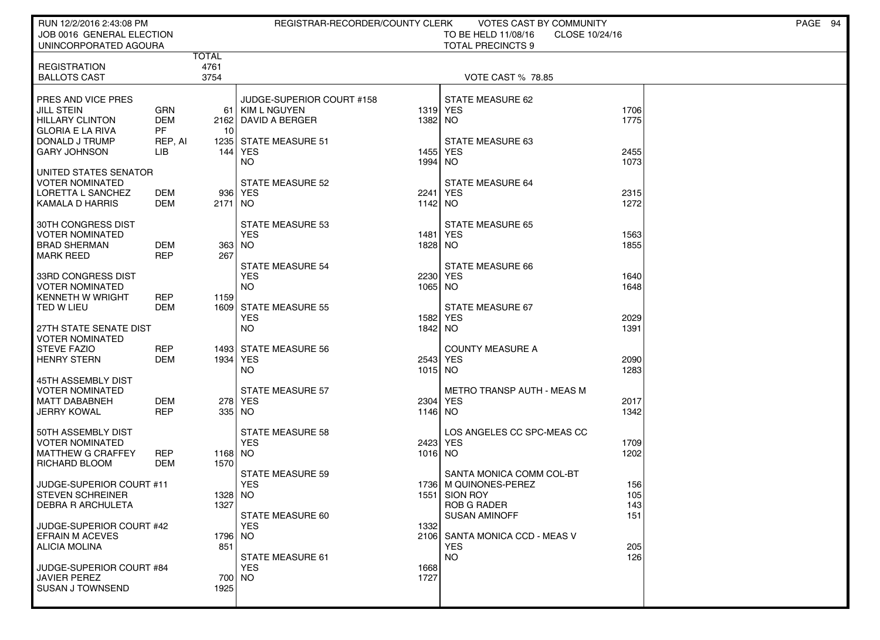RUN 12/2/2016 2:43:08 PM — REGISTRAR-RECORDER/COUNTY CLERK — VOTES CAST BY COMMUNITY

JOB 0016 GENERAL ELECTION — TO BE HELD 11/08/16 — CLOSE 10/24/16

UNINCORPORATED AGOURA — TOTAL PRECINCTS 9

| | | TOTAL |
|---|---|---|
| REGISTRATION | | 4761 |
| BALLOTS CAST | | 3754 |

VOTE CAST % 78.85

| PRES AND VICE PRES | | |
|---|---|---|
| JILL STEIN | GRN | 61 |
| HILLARY CLINTON | DEM | 2162 |
| GLORIA E LA RIVA | PF | 10 |
| DONALD J TRUMP | REP, AI | 1235 |
| GARY JOHNSON | LIB | 144 |

| UNITED STATES SENATOR VOTER NOMINATED | | |
|---|---|---|
| LORETTA L SANCHEZ | DEM | 936 |
| KAMALA D HARRIS | DEM | 2171 |

| 30TH CONGRESS DIST VOTER NOMINATED | | |
|---|---|---|
| BRAD SHERMAN | DEM | 363 |
| MARK REED | REP | 267 |

| 33RD CONGRESS DIST VOTER NOMINATED | | |
|---|---|---|
| KENNETH W WRIGHT | REP | 1159 |
| TED W LIEU | DEM | 1609 |

| 27TH STATE SENATE DIST VOTER NOMINATED | | |
|---|---|---|
| STEVE FAZIO | REP | 1493 |
| HENRY STERN | DEM | 1934 |

| 45TH ASSEMBLY DIST VOTER NOMINATED | | |
|---|---|---|
| MATT DABABNEH | DEM | 278 |
| JERRY KOWAL | REP | 335 |

| 50TH ASSEMBLY DIST VOTER NOMINATED | | |
|---|---|---|
| MATTHEW G CRAFFEY | REP | 1168 |
| RICHARD BLOOM | DEM | 1570 |

| JUDGE-SUPERIOR COURT #11 | |
|---|---|
| STEVEN SCHREINER | 1328 |
| DEBRA R ARCHULETA | 1327 |

| JUDGE-SUPERIOR COURT #42 | |
|---|---|
| EFRAIN M ACEVES | 1796 |
| ALICIA MOLINA | 851 |

| JUDGE-SUPERIOR COURT #84 | |
|---|---|
| JAVIER PEREZ | 700 |
| SUSAN J TOWNSEND | 1925 |

| JUDGE-SUPERIOR COURT #158 | |
|---|---|
| KIM L NGUYEN | 1319 |
| DAVID A BERGER | 1382 |

| Measure | YES | NO |
|---|---|---|
| STATE MEASURE 51 | 1455 | 1994 |
| STATE MEASURE 52 | 2241 | 1142 |
| STATE MEASURE 53 | 1481 | 1828 |
| STATE MEASURE 54 | 2230 | 1065 |
| STATE MEASURE 55 | 1582 | 1842 |
| STATE MEASURE 56 | 2543 | 1015 |
| STATE MEASURE 57 | 2304 | 1146 |
| STATE MEASURE 58 | 2423 | 1016 |
| STATE MEASURE 59 | 1736 | 1551 |
| STATE MEASURE 60 | 1332 | 2106 |
| STATE MEASURE 61 | 1668 | 1727 |
| STATE MEASURE 62 | 1706 | 1775 |
| STATE MEASURE 63 | 2455 | 1073 |
| STATE MEASURE 64 | 2315 | 1272 |
| STATE MEASURE 65 | 1563 | 1855 |
| STATE MEASURE 66 | 1640 | 1648 |
| STATE MEASURE 67 | 2029 | 1391 |
| COUNTY MEASURE A | 2090 | 1283 |
| METRO TRANSP AUTH - MEAS M | 2017 | 1342 |
| LOS ANGELES CC SPC-MEAS CC | 1709 | 1202 |

| SANTA MONICA COMM COL-BT | |
|---|---|
| M QUINONES-PEREZ | 156 |
| SION ROY | 105 |
| ROB G RADER | 143 |
| SUSAN AMINOFF | 151 |

| SANTA MONICA CCD - MEAS V | |
|---|---|
| YES | 205 |
| NO | 126 |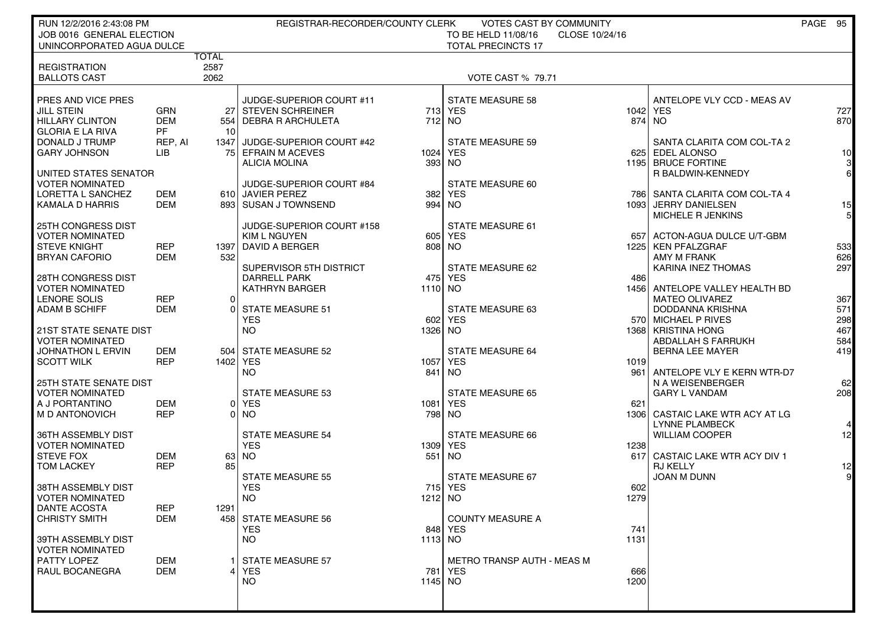RUN 12/2/2016 2:43:08 PM — REGISTRAR-RECORDER/COUNTY CLERK — VOTES CAST BY COMMUNITY

JOB 0016 GENERAL ELECTION — TO BE HELD 11/08/16 — CLOSE 10/24/16

UNINCORPORATED AGUA DULCE — TOTAL PRECINCTS 17

| | | TOTAL |
|---|---|---|
| REGISTRATION | | 2587 |
| BALLOTS CAST | | 2062 |

VOTE CAST % 79.71

| Contest / Candidate | Party | Votes |
|---|---|---|
| **PRES AND VICE PRES** | | |
| JILL STEIN | GRN | 27 |
| HILLARY CLINTON | DEM | 554 |
| GLORIA E LA RIVA | PF | 10 |
| DONALD J TRUMP | REP, AI | 1347 |
| GARY JOHNSON | LIB | 75 |
| **UNITED STATES SENATOR** (VOTER NOMINATED) | | |
| LORETTA L SANCHEZ | DEM | 610 |
| KAMALA D HARRIS | DEM | 893 |
| **25TH CONGRESS DIST** (VOTER NOMINATED) | | |
| STEVE KNIGHT | REP | 1397 |
| BRYAN CAFORIO | DEM | 532 |
| **28TH CONGRESS DIST** (VOTER NOMINATED) | | |
| LENORE SOLIS | REP | 0 |
| ADAM B SCHIFF | DEM | 0 |
| **21ST STATE SENATE DIST** (VOTER NOMINATED) | | |
| JOHNATHON L ERVIN | DEM | 504 |
| SCOTT WILK | REP | 1402 |
| **25TH STATE SENATE DIST** (VOTER NOMINATED) | | |
| A J PORTANTINO | DEM | 0 |
| M D ANTONOVICH | REP | 0 |
| **36TH ASSEMBLY DIST** (VOTER NOMINATED) | | |
| STEVE FOX | DEM | 63 |
| TOM LACKEY | REP | 85 |
| **38TH ASSEMBLY DIST** (VOTER NOMINATED) | | |
| DANTE ACOSTA | REP | 1291 |
| CHRISTY SMITH | DEM | 458 |
| **39TH ASSEMBLY DIST** (VOTER NOMINATED) | | |
| PATTY LOPEZ | DEM | 1 |
| RAUL BOCANEGRA | DEM | 4 |

| Contest / Candidate | Votes |
|---|---|
| **JUDGE-SUPERIOR COURT #11** | |
| STEVEN SCHREINER | 713 |
| DEBRA R ARCHULETA | 712 |
| **JUDGE-SUPERIOR COURT #42** | |
| EFRAIN M ACEVES | 1024 |
| ALICIA MOLINA | 393 |
| **JUDGE-SUPERIOR COURT #84** | |
| JAVIER PEREZ | 382 |
| SUSAN J TOWNSEND | 994 |
| **JUDGE-SUPERIOR COURT #158** | |
| KIM L NGUYEN | 605 |
| DAVID A BERGER | 808 |
| **SUPERVISOR 5TH DISTRICT** | |
| DARRELL PARK | 475 |
| KATHRYN BARGER | 1110 |
| **STATE MEASURE 51** | |
| YES | 602 |
| NO | 1326 |
| **STATE MEASURE 52** | |
| YES | 1057 |
| NO | 841 |
| **STATE MEASURE 53** | |
| YES | 1081 |
| NO | 798 |
| **STATE MEASURE 54** | |
| YES | 1309 |
| NO | 551 |
| **STATE MEASURE 55** | |
| YES | 715 |
| NO | 1212 |
| **STATE MEASURE 56** | |
| YES | 848 |
| NO | 1113 |
| **STATE MEASURE 57** | |
| YES | 781 |
| NO | 1145 |

| Contest / Candidate | Votes |
|---|---|
| **STATE MEASURE 58** | |
| YES | 1042 |
| NO | 874 |
| **STATE MEASURE 59** | |
| YES | 625 |
| NO | 1195 |
| **STATE MEASURE 60** | |
| YES | 786 |
| NO | 1093 |
| **STATE MEASURE 61** | |
| YES | 657 |
| NO | 1225 |
| **STATE MEASURE 62** | |
| YES | 486 |
| NO | 1456 |
| **STATE MEASURE 63** | |
| YES | 570 |
| NO | 1368 |
| **STATE MEASURE 64** | |
| YES | 1019 |
| NO | 961 |
| **STATE MEASURE 65** | |
| YES | 621 |
| NO | 1306 |
| **STATE MEASURE 66** | |
| YES | 1238 |
| NO | 617 |
| **STATE MEASURE 67** | |
| YES | 602 |
| NO | 1279 |
| **COUNTY MEASURE A** | |
| YES | 741 |
| NO | 1131 |
| **METRO TRANSP AUTH - MEAS M** | |
| YES | 666 |
| NO | 1200 |

| Contest / Candidate | Votes |
|---|---|
| **ANTELOPE VLY CCD - MEAS AV** | |
| YES | 727 |
| NO | 870 |
| **SANTA CLARITA COM COL-TA 2** | |
| EDEL ALONSO | 10 |
| BRUCE FORTINE | 3 |
| R BALDWIN-KENNEDY | 6 |
| **SANTA CLARITA COM COL-TA 4** | |
| JERRY DANIELSEN | 15 |
| MICHELE R JENKINS | 5 |
| **ACTON-AGUA DULCE U/T-GBM** | |
| KEN PFALZGRAF | 533 |
| AMY M FRANK | 626 |
| KARINA INEZ THOMAS | 297 |
| **ANTELOPE VALLEY HEALTH BD** | |
| MATEO OLIVAREZ | 367 |
| DODDANNA KRISHNA | 571 |
| MICHAEL P RIVES | 298 |
| KRISTINA HONG | 467 |
| ABDALLAH S FARRUKH | 584 |
| BERNA LEE MAYER | 419 |
| **ANTELOPE VLY E KERN WTR-D7** | |
| N A WEISENBERGER | 62 |
| GARY L VANDAM | 208 |
| **CASTAIC LAKE WTR ACY AT LG** | |
| LYNNE PLAMBECK | 4 |
| WILLIAM COOPER | 12 |
| **CASTAIC LAKE WTR ACY DIV 1** | |
| RJ KELLY | 12 |
| JOAN M DUNN | 9 |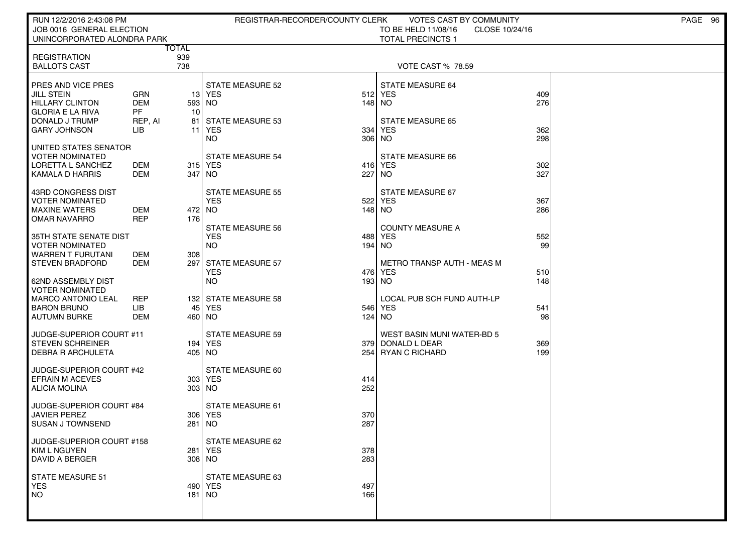RUN 12/2/2016 2:43:08 PM — REGISTRAR-RECORDER/COUNTY CLERK — VOTES CAST BY COMMUNITY

JOB 0016 GENERAL ELECTION — TO BE HELD 11/08/16 — CLOSE 10/24/16

UNINCORPORATED ALONDRA PARK — TOTAL PRECINCTS 1

| | TOTAL |
|---|---|
| REGISTRATION | 939 |
| BALLOTS CAST | 738 |

VOTE CAST % 78.59

| Contest / Candidate | Party | Votes |
|---|---|---|
| **PRES AND VICE PRES** | | |
| JILL STEIN | GRN | 13 |
| HILLARY CLINTON | DEM | 593 |
| GLORIA E LA RIVA | PF | 10 |
| DONALD J TRUMP | REP, AI | 81 |
| GARY JOHNSON | LIB | 11 |
| **UNITED STATES SENATOR VOTER NOMINATED** | | |
| LORETTA L SANCHEZ | DEM | 315 |
| KAMALA D HARRIS | DEM | 347 |
| **43RD CONGRESS DIST VOTER NOMINATED** | | |
| MAXINE WATERS | DEM | 472 |
| OMAR NAVARRO | REP | 176 |
| **35TH STATE SENATE DIST VOTER NOMINATED** | | |
| WARREN T FURUTANI | DEM | 308 |
| STEVEN BRADFORD | DEM | 297 |
| **62ND ASSEMBLY DIST VOTER NOMINATED** | | |
| MARCO ANTONIO LEAL | REP | 132 |
| BARON BRUNO | LIB | 45 |
| AUTUMN BURKE | DEM | 460 |
| **JUDGE-SUPERIOR COURT #11** | | |
| STEVEN SCHREINER | | 194 |
| DEBRA R ARCHULETA | | 405 |
| **JUDGE-SUPERIOR COURT #42** | | |
| EFRAIN M ACEVES | | 303 |
| ALICIA MOLINA | | 303 |
| **JUDGE-SUPERIOR COURT #84** | | |
| JAVIER PEREZ | | 306 |
| SUSAN J TOWNSEND | | 281 |
| **JUDGE-SUPERIOR COURT #158** | | |
| KIM L NGUYEN | | 281 |
| DAVID A BERGER | | 308 |

| Measure | YES | NO |
|---|---|---|
| STATE MEASURE 51 | 490 | 181 |
| STATE MEASURE 52 | 512 | 148 |
| STATE MEASURE 53 | 334 | 306 |
| STATE MEASURE 54 | 416 | 227 |
| STATE MEASURE 55 | 522 | 148 |
| STATE MEASURE 56 | 488 | 194 |
| STATE MEASURE 57 | 476 | 193 |
| STATE MEASURE 58 | 546 | 124 |
| STATE MEASURE 59 | 379 | 254 |
| STATE MEASURE 60 | 414 | 252 |
| STATE MEASURE 61 | 370 | 287 |
| STATE MEASURE 62 | 378 | 283 |
| STATE MEASURE 63 | 497 | 166 |
| STATE MEASURE 64 | 409 | 276 |
| STATE MEASURE 65 | 362 | 298 |
| STATE MEASURE 66 | 302 | 327 |
| STATE MEASURE 67 | 367 | 286 |
| COUNTY MEASURE A | 552 | 99 |
| METRO TRANSP AUTH - MEAS M | 510 | 148 |
| LOCAL PUB SCH FUND AUTH-LP | 541 | 98 |

| WEST BASIN MUNI WATER-BD 5 | Votes |
|---|---|
| DONALD L DEAR | 369 |
| RYAN C RICHARD | 199 |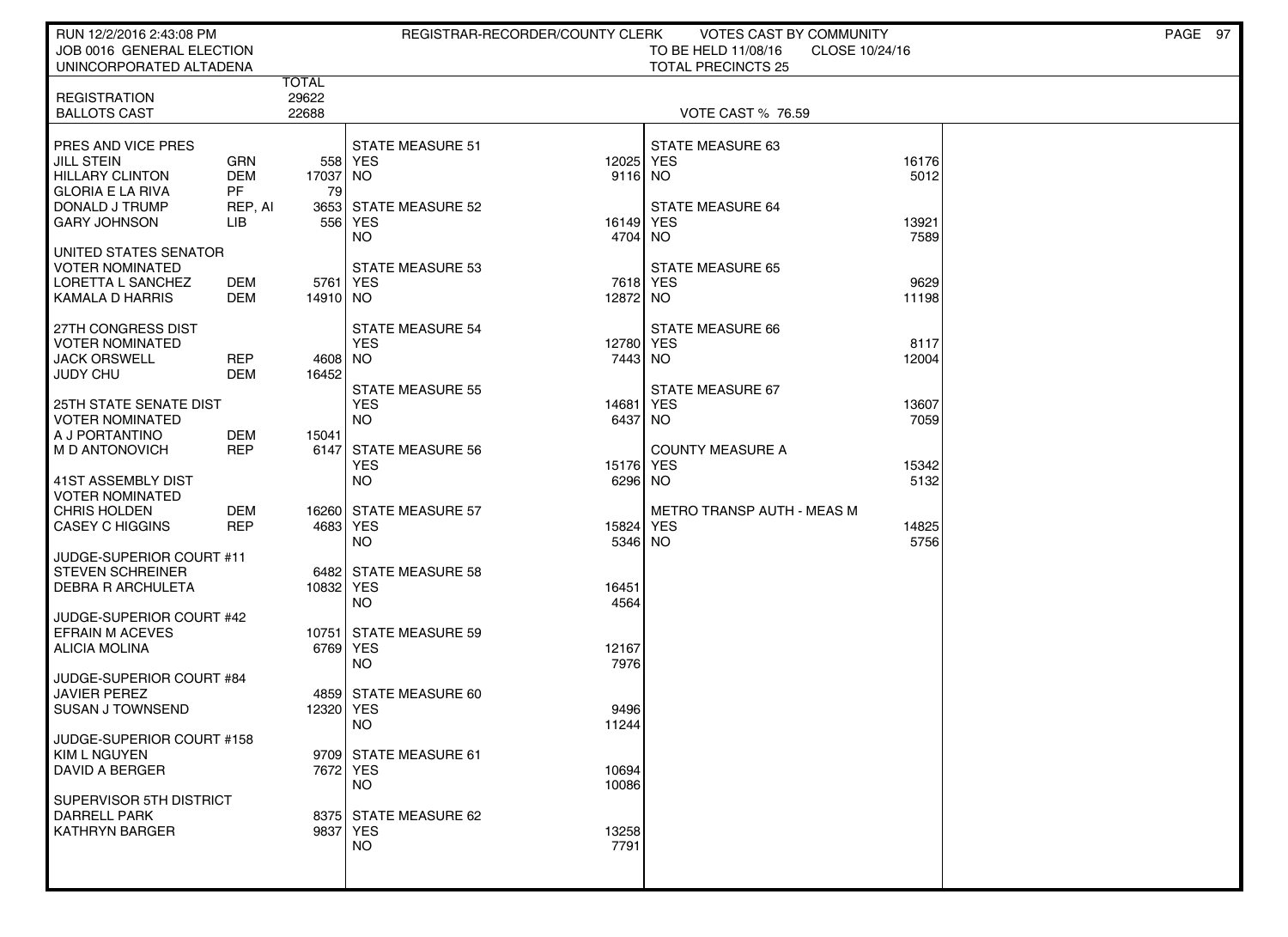RUN 12/2/2016 2:43:08 PM — REGISTRAR-RECORDER/COUNTY CLERK — VOTES CAST BY COMMUNITY

JOB 0016 GENERAL ELECTION — TO BE HELD 11/08/16 — CLOSE 10/24/16

UNINCORPORATED ALTADENA — TOTAL PRECINCTS 25

| | | TOTAL |
|---|---|---|
| REGISTRATION | | 29622 |
| BALLOTS CAST | | 22688 |

VOTE CAST % 76.59

### PRES AND VICE PRES

| Candidate | Party | Votes |
|---|---|---|
| JILL STEIN | GRN | 558 |
| HILLARY CLINTON | DEM | 17037 |
| GLORIA E LA RIVA | PF | 79 |
| DONALD J TRUMP | REP, AI | 3653 |
| GARY JOHNSON | LIB | 556 |

### UNITED STATES SENATOR VOTER NOMINATED

| Candidate | Party | Votes |
|---|---|---|
| LORETTA L SANCHEZ | DEM | 5761 |
| KAMALA D HARRIS | DEM | 14910 |

### 27TH CONGRESS DIST VOTER NOMINATED

| Candidate | Party | Votes |
|---|---|---|
| JACK ORSWELL | REP | 4608 |
| JUDY CHU | DEM | 16452 |

### 25TH STATE SENATE DIST VOTER NOMINATED

| Candidate | Party | Votes |
|---|---|---|
| A J PORTANTINO | DEM | 15041 |
| M D ANTONOVICH | REP | 6147 |

### 41ST ASSEMBLY DIST VOTER NOMINATED

| Candidate | Party | Votes |
|---|---|---|
| CHRIS HOLDEN | DEM | 16260 |
| CASEY C HIGGINS | REP | 4683 |

### JUDGE-SUPERIOR COURT #11

| Candidate | Votes |
|---|---|
| STEVEN SCHREINER | 6482 |
| DEBRA R ARCHULETA | 10832 |

### JUDGE-SUPERIOR COURT #42

| Candidate | Votes |
|---|---|
| EFRAIN M ACEVES | 10751 |
| ALICIA MOLINA | 6769 |

### JUDGE-SUPERIOR COURT #84

| Candidate | Votes |
|---|---|
| JAVIER PEREZ | 4859 |
| SUSAN J TOWNSEND | 12320 |

### JUDGE-SUPERIOR COURT #158

| Candidate | Votes |
|---|---|
| KIM L NGUYEN | 9709 |
| DAVID A BERGER | 7672 |

### SUPERVISOR 5TH DISTRICT

| Candidate | Votes |
|---|---|
| DARRELL PARK | 8375 |
| KATHRYN BARGER | 9837 |

### MEASURES

| Measure | YES | NO |
|---|---|---|
| STATE MEASURE 51 | 12025 | 9116 |
| STATE MEASURE 52 | 16149 | 4704 |
| STATE MEASURE 53 | 7618 | 12872 |
| STATE MEASURE 54 | 12780 | 7443 |
| STATE MEASURE 55 | 14681 | 6437 |
| STATE MEASURE 56 | 15176 | 6296 |
| STATE MEASURE 57 | 15824 | 5346 |
| STATE MEASURE 58 | 16451 | 4564 |
| STATE MEASURE 59 | 12167 | 7976 |
| STATE MEASURE 60 | 9496 | 11244 |
| STATE MEASURE 61 | 10694 | 10086 |
| STATE MEASURE 62 | 13258 | 7791 |
| STATE MEASURE 63 | 16176 | 5012 |
| STATE MEASURE 64 | 13921 | 7589 |
| STATE MEASURE 65 | 9629 | 11198 |
| STATE MEASURE 66 | 8117 | 12004 |
| STATE MEASURE 67 | 13607 | 7059 |
| COUNTY MEASURE A | 15342 | 5132 |
| METRO TRANSP AUTH - MEAS M | 14825 | 5756 |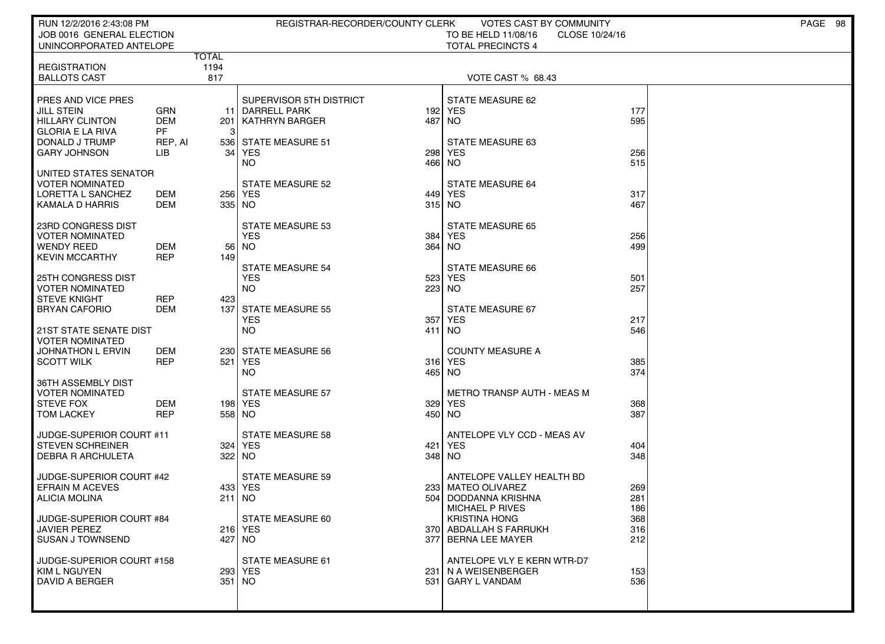RUN 12/2/2016 2:43:08 PM — REGISTRAR-RECORDER/COUNTY CLERK — VOTES CAST BY COMMUNITY

JOB 0016 GENERAL ELECTION — TO BE HELD 11/08/16 — CLOSE 10/24/16

UNINCORPORATED ANTELOPE — TOTAL PRECINCTS 4

| | TOTAL |
|---|---|
| REGISTRATION | 1194 |
| BALLOTS CAST | 817 |

VOTE CAST % 68.43

| Contest / Candidate | Party | Votes |
|---|---|---|
| **PRES AND VICE PRES** | | |
| JILL STEIN | GRN | 11 |
| HILLARY CLINTON | DEM | 201 |
| GLORIA E LA RIVA | PF | 3 |
| DONALD J TRUMP | REP, AI | 536 |
| GARY JOHNSON | LIB | 34 |
| **UNITED STATES SENATOR VOTER NOMINATED** | | |
| LORETTA L SANCHEZ | DEM | 256 |
| KAMALA D HARRIS | DEM | 335 |
| **23RD CONGRESS DIST VOTER NOMINATED** | | |
| WENDY REED | DEM | 56 |
| KEVIN MCCARTHY | REP | 149 |
| **25TH CONGRESS DIST VOTER NOMINATED** | | |
| STEVE KNIGHT | REP | 423 |
| BRYAN CAFORIO | DEM | 137 |
| **21ST STATE SENATE DIST VOTER NOMINATED** | | |
| JOHNATHON L ERVIN | DEM | 230 |
| SCOTT WILK | REP | 521 |
| **36TH ASSEMBLY DIST VOTER NOMINATED** | | |
| STEVE FOX | DEM | 198 |
| TOM LACKEY | REP | 558 |
| **JUDGE-SUPERIOR COURT #11** | | |
| STEVEN SCHREINER | | 324 |
| DEBRA R ARCHULETA | | 322 |
| **JUDGE-SUPERIOR COURT #42** | | |
| EFRAIN M ACEVES | | 433 |
| ALICIA MOLINA | | 211 |
| **JUDGE-SUPERIOR COURT #84** | | |
| JAVIER PEREZ | | 216 |
| SUSAN J TOWNSEND | | 427 |
| **JUDGE-SUPERIOR COURT #158** | | |
| KIM L NGUYEN | | 293 |
| DAVID A BERGER | | 351 |

| Contest / Candidate | Votes |
|---|---|
| **SUPERVISOR 5TH DISTRICT** | |
| DARRELL PARK | 192 |
| KATHRYN BARGER | 487 |
| **STATE MEASURE 51** | |
| YES | 298 |
| NO | 466 |
| **STATE MEASURE 52** | |
| YES | 449 |
| NO | 315 |
| **STATE MEASURE 53** | |
| YES | 384 |
| NO | 364 |
| **STATE MEASURE 54** | |
| YES | 523 |
| NO | 223 |
| **STATE MEASURE 55** | |
| YES | 357 |
| NO | 411 |
| **STATE MEASURE 56** | |
| YES | 316 |
| NO | 465 |
| **STATE MEASURE 57** | |
| YES | 329 |
| NO | 450 |
| **STATE MEASURE 58** | |
| YES | 421 |
| NO | 348 |
| **STATE MEASURE 59** | |
| YES | 233 |
| NO | 504 |
| **STATE MEASURE 60** | |
| YES | 370 |
| NO | 377 |
| **STATE MEASURE 61** | |
| YES | 231 |
| NO | 531 |

| Contest / Candidate | Votes |
|---|---|
| **STATE MEASURE 62** | |
| YES | 177 |
| NO | 595 |
| **STATE MEASURE 63** | |
| YES | 256 |
| NO | 515 |
| **STATE MEASURE 64** | |
| YES | 317 |
| NO | 467 |
| **STATE MEASURE 65** | |
| YES | 256 |
| NO | 499 |
| **STATE MEASURE 66** | |
| YES | 501 |
| NO | 257 |
| **STATE MEASURE 67** | |
| YES | 217 |
| NO | 546 |
| **COUNTY MEASURE A** | |
| YES | 385 |
| NO | 374 |
| **METRO TRANSP AUTH - MEAS M** | |
| YES | 368 |
| NO | 387 |
| **ANTELOPE VLY CCD - MEAS AV** | |
| YES | 404 |
| NO | 348 |
| **ANTELOPE VALLEY HEALTH BD** | |
| MATEO OLIVAREZ | 269 |
| DODDANNA KRISHNA | 281 |
| MICHAEL P RIVES | 186 |
| KRISTINA HONG | 368 |
| ABDALLAH S FARRUKH | 316 |
| BERNA LEE MAYER | 212 |
| **ANTELOPE VLY E KERN WTR-D7** | |
| N A WEISENBERGER | 153 |
| GARY L VANDAM | 536 |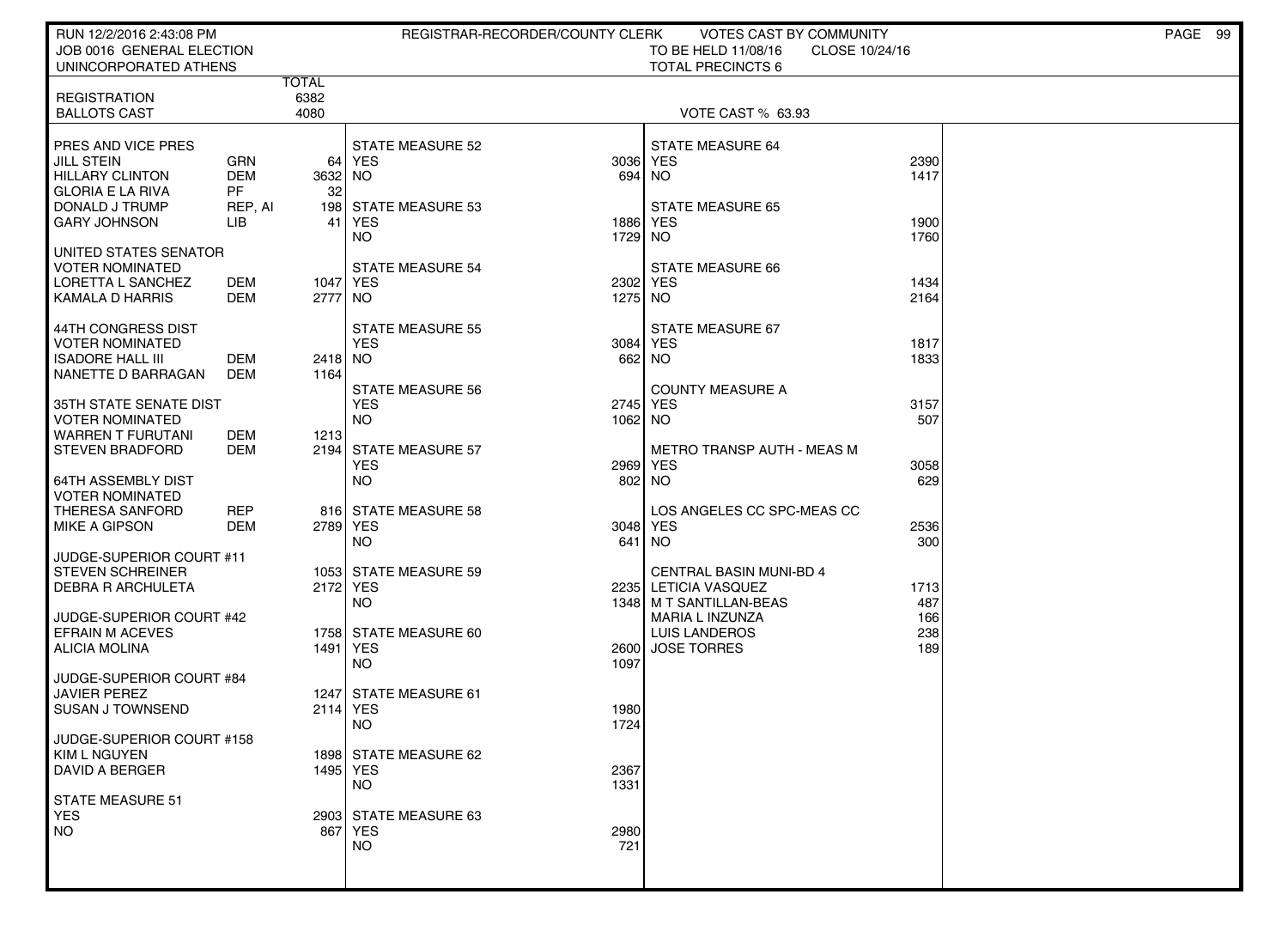RUN 12/2/2016 2:43:08 PM REGISTRAR-RECORDER/COUNTY CLERK VOTES CAST BY COMMUNITY
JOB 0016 GENERAL ELECTION TO BE HELD 11/08/16 CLOSE 10/24/16
UNINCORPORATED ATHENS TOTAL PRECINCTS 6

| | | TOTAL |
|---|---|---|
| REGISTRATION | | 6382 |
| BALLOTS CAST | | 4080 |

VOTE CAST % 63.93

| PRES AND VICE PRES | | |
|---|---|---|
| JILL STEIN | GRN | 64 |
| HILLARY CLINTON | DEM | 3632 |
| GLORIA E LA RIVA | PF | 32 |
| DONALD J TRUMP | REP, AI | 198 |
| GARY JOHNSON | LIB | 41 |

| UNITED STATES SENATOR VOTER NOMINATED | | |
|---|---|---|
| LORETTA L SANCHEZ | DEM | 1047 |
| KAMALA D HARRIS | DEM | 2777 |

| 44TH CONGRESS DIST VOTER NOMINATED | | |
|---|---|---|
| ISADORE HALL III | DEM | 2418 |
| NANETTE D BARRAGAN | DEM | 1164 |

| 35TH STATE SENATE DIST VOTER NOMINATED | | |
|---|---|---|
| WARREN T FURUTANI | DEM | 1213 |
| STEVEN BRADFORD | DEM | 2194 |

| 64TH ASSEMBLY DIST VOTER NOMINATED | | |
|---|---|---|
| THERESA SANFORD | REP | 816 |
| MIKE A GIPSON | DEM | 2789 |

| JUDGE-SUPERIOR COURT #11 | |
|---|---|
| STEVEN SCHREINER | 1053 |
| DEBRA R ARCHULETA | 2172 |

| JUDGE-SUPERIOR COURT #42 | |
|---|---|
| EFRAIN M ACEVES | 1758 |
| ALICIA MOLINA | 1491 |

| JUDGE-SUPERIOR COURT #84 | |
|---|---|
| JAVIER PEREZ | 1247 |
| SUSAN J TOWNSEND | 2114 |

| JUDGE-SUPERIOR COURT #158 | |
|---|---|
| KIM L NGUYEN | 1898 |
| DAVID A BERGER | 1495 |

| MEASURE | YES | NO |
|---|---|---|
| STATE MEASURE 51 | 2903 | 867 |
| STATE MEASURE 52 | 3036 | 694 |
| STATE MEASURE 53 | 1886 | 1729 |
| STATE MEASURE 54 | 2302 | 1275 |
| STATE MEASURE 55 | 3084 | 662 |
| STATE MEASURE 56 | 2745 | 1062 |
| STATE MEASURE 57 | 2969 | 802 |
| STATE MEASURE 58 | 3048 | 641 |
| STATE MEASURE 59 | 2235 | 1348 |
| STATE MEASURE 60 | 2600 | 1097 |
| STATE MEASURE 61 | 1980 | 1724 |
| STATE MEASURE 62 | 2367 | 1331 |
| STATE MEASURE 63 | 2980 | 721 |
| STATE MEASURE 64 | 2390 | 1417 |
| STATE MEASURE 65 | 1900 | 1760 |
| STATE MEASURE 66 | 1434 | 2164 |
| STATE MEASURE 67 | 1817 | 1833 |
| COUNTY MEASURE A | 3157 | 507 |
| METRO TRANSP AUTH - MEAS M | 3058 | 629 |
| LOS ANGELES CC SPC-MEAS CC | 2536 | 300 |

| CENTRAL BASIN MUNI-BD 4 | |
|---|---|
| LETICIA VASQUEZ | 1713 |
| M T SANTILLAN-BEAS | 487 |
| MARIA L INZUNZA | 166 |
| LUIS LANDEROS | 238 |
| JOSE TORRES | 189 |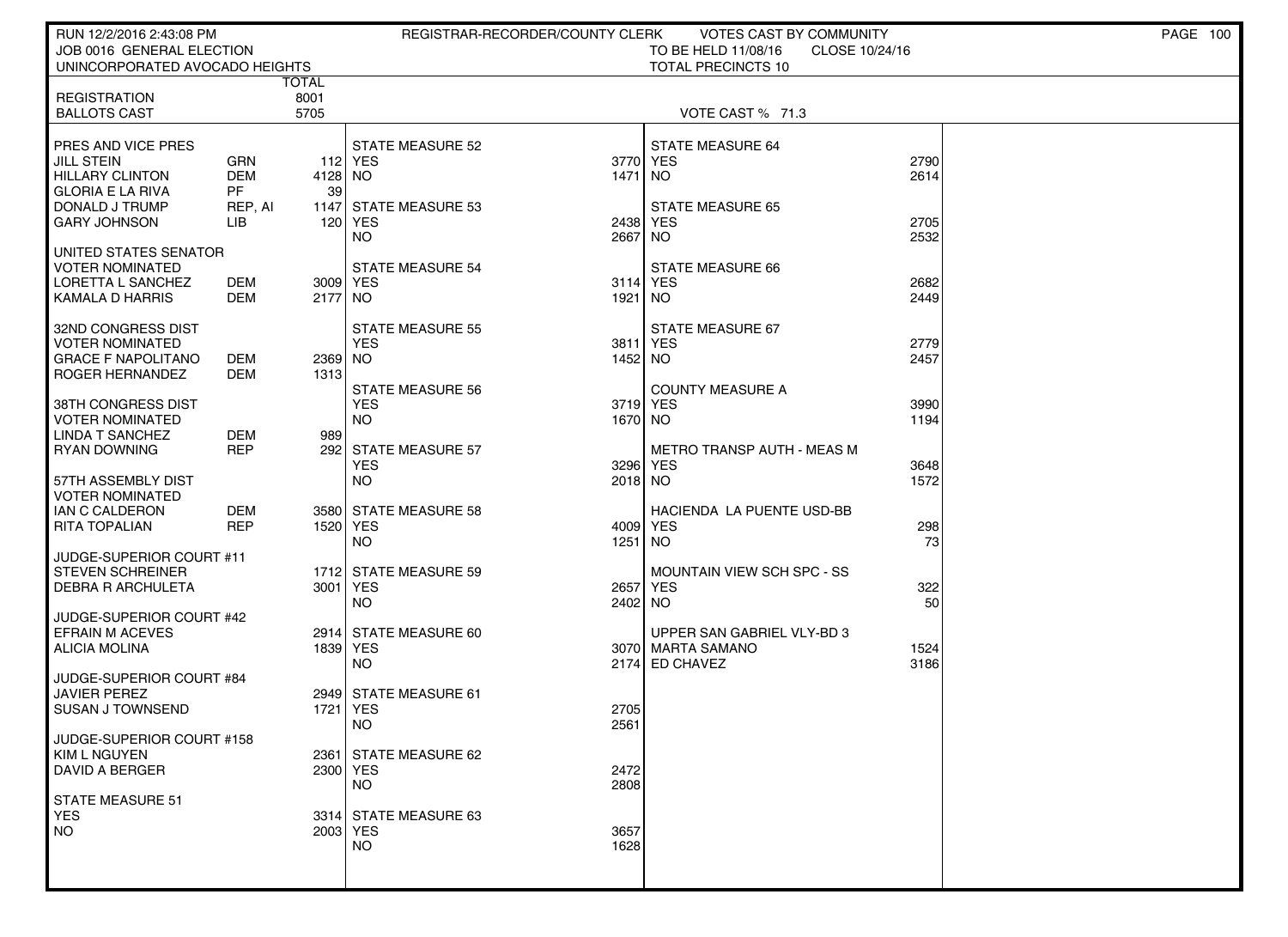RUN 12/2/2016 2:43:08 PM — REGISTRAR-RECORDER/COUNTY CLERK — VOTES CAST BY COMMUNITY

JOB 0016 GENERAL ELECTION — TO BE HELD 11/08/16 — CLOSE 10/24/16

UNINCORPORATED AVOCADO HEIGHTS — TOTAL PRECINCTS 10

| | | TOTAL |
|---|---|---|
| REGISTRATION | | 8001 |
| BALLOTS CAST | | 5705 |

VOTE CAST % 71.3

### PRES AND VICE PRES

| Candidate | Party | Votes |
|---|---|---|
| JILL STEIN | GRN | 112 |
| HILLARY CLINTON | DEM | 4128 |
| GLORIA E LA RIVA | PF | 39 |
| DONALD J TRUMP | REP, AI | 1147 |
| GARY JOHNSON | LIB | 120 |

### UNITED STATES SENATOR
VOTER NOMINATED

| Candidate | Party | Votes |
|---|---|---|
| LORETTA L SANCHEZ | DEM | 3009 |
| KAMALA D HARRIS | DEM | 2177 |

### 32ND CONGRESS DIST
VOTER NOMINATED

| Candidate | Party | Votes |
|---|---|---|
| GRACE F NAPOLITANO | DEM | 2369 |
| ROGER HERNANDEZ | DEM | 1313 |

### 38TH CONGRESS DIST
VOTER NOMINATED

| Candidate | Party | Votes |
|---|---|---|
| LINDA T SANCHEZ | DEM | 989 |
| RYAN DOWNING | REP | 292 |

### 57TH ASSEMBLY DIST
VOTER NOMINATED

| Candidate | Party | Votes |
|---|---|---|
| IAN C CALDERON | DEM | 3580 |
| RITA TOPALIAN | REP | 1520 |

### JUDGE-SUPERIOR COURT #11

| Candidate | Votes |
|---|---|
| STEVEN SCHREINER | 1712 |
| DEBRA R ARCHULETA | 3001 |

### JUDGE-SUPERIOR COURT #42

| Candidate | Votes |
|---|---|
| EFRAIN M ACEVES | 2914 |
| ALICIA MOLINA | 1839 |

### JUDGE-SUPERIOR COURT #84

| Candidate | Votes |
|---|---|
| JAVIER PEREZ | 2949 |
| SUSAN J TOWNSEND | 1721 |

### JUDGE-SUPERIOR COURT #158

| Candidate | Votes |
|---|---|
| KIM L NGUYEN | 2361 |
| DAVID A BERGER | 2300 |

### MEASURES

| Measure | YES | NO |
|---|---|---|
| STATE MEASURE 51 | 3314 | 2003 |
| STATE MEASURE 52 | 3770 | 1471 |
| STATE MEASURE 53 | 2438 | 2667 |
| STATE MEASURE 54 | 3114 | 1921 |
| STATE MEASURE 55 | 3811 | 1452 |
| STATE MEASURE 56 | 3719 | 1670 |
| STATE MEASURE 57 | 3296 | 2018 |
| STATE MEASURE 58 | 4009 | 1251 |
| STATE MEASURE 59 | 2657 | 2402 |
| STATE MEASURE 60 | 3070 | 2174 |
| STATE MEASURE 61 | 2705 | 2561 |
| STATE MEASURE 62 | 2472 | 2808 |
| STATE MEASURE 63 | 3657 | 1628 |
| STATE MEASURE 64 | 2790 | 2614 |
| STATE MEASURE 65 | 2705 | 2532 |
| STATE MEASURE 66 | 2682 | 2449 |
| STATE MEASURE 67 | 2779 | 2457 |
| COUNTY MEASURE A | 3990 | 1194 |
| METRO TRANSP AUTH - MEAS M | 3648 | 1572 |
| HACIENDA LA PUENTE USD-BB | 298 | 73 |
| MOUNTAIN VIEW SCH SPC - SS | 322 | 50 |

### UPPER SAN GABRIEL VLY-BD 3

| Candidate | Votes |
|---|---|
| MARTA SAMANO | 1524 |
| ED CHAVEZ | 3186 |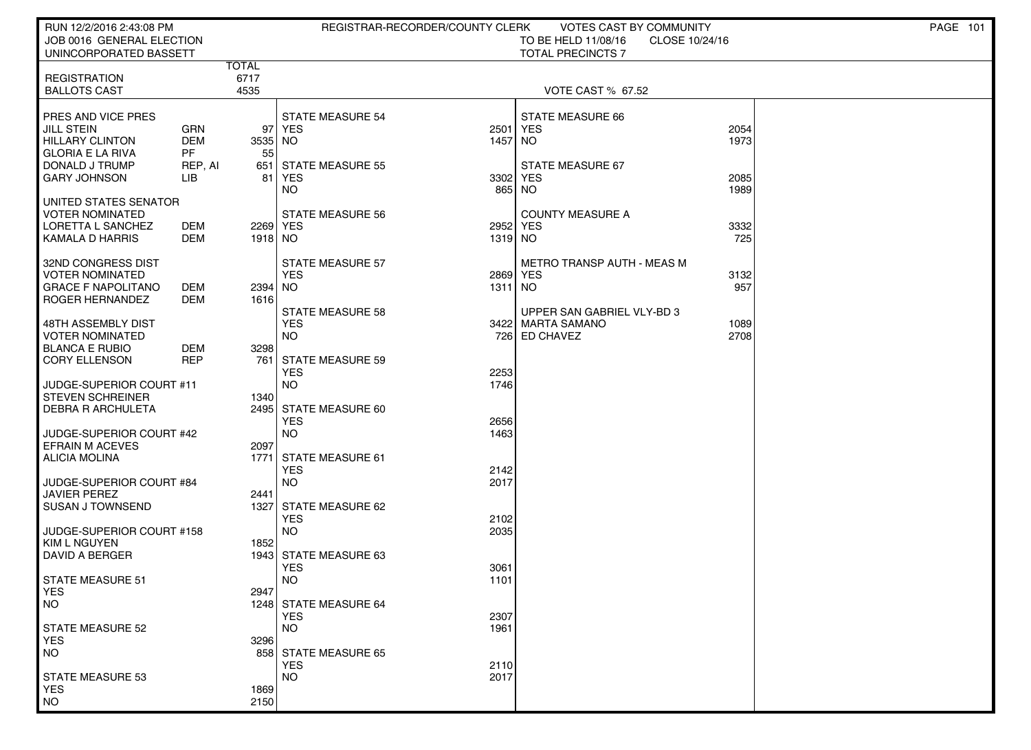RUN 12/2/2016 2:43:08 PM — REGISTRAR-RECORDER/COUNTY CLERK — VOTES CAST BY COMMUNITY

JOB 0016 GENERAL ELECTION — TO BE HELD 11/08/16 — CLOSE 10/24/16

UNINCORPORATED BASSETT — TOTAL PRECINCTS 7

| | | TOTAL |
|---|---|---|
| REGISTRATION | | 6717 |
| BALLOTS CAST | | 4535 |

VOTE CAST % 67.52

**PRES AND VICE PRES**

| | | |
|---|---|---|
| JILL STEIN | GRN | 97 |
| HILLARY CLINTON | DEM | 3535 |
| GLORIA E LA RIVA | PF | 55 |
| DONALD J TRUMP | REP, AI | 651 |
| GARY JOHNSON | LIB | 81 |

**UNITED STATES SENATOR**
VOTER NOMINATED

| | | |
|---|---|---|
| LORETTA L SANCHEZ | DEM | 2269 |
| KAMALA D HARRIS | DEM | 1918 |

**32ND CONGRESS DIST**
VOTER NOMINATED

| | | |
|---|---|---|
| GRACE F NAPOLITANO | DEM | 2394 |
| ROGER HERNANDEZ | DEM | 1616 |

**48TH ASSEMBLY DIST**
VOTER NOMINATED

| | | |
|---|---|---|
| BLANCA E RUBIO | DEM | 3298 |
| CORY ELLENSON | REP | 761 |

**JUDGE-SUPERIOR COURT #11**

| | |
|---|---|
| STEVEN SCHREINER | 1340 |
| DEBRA R ARCHULETA | 2495 |

**JUDGE-SUPERIOR COURT #42**

| | |
|---|---|
| EFRAIN M ACEVES | 2097 |
| ALICIA MOLINA | 1771 |

**JUDGE-SUPERIOR COURT #84**

| | |
|---|---|
| JAVIER PEREZ | 2441 |
| SUSAN J TOWNSEND | 1327 |

**JUDGE-SUPERIOR COURT #158**

| | |
|---|---|
| KIM L NGUYEN | 1852 |
| DAVID A BERGER | 1943 |

| Measure | YES | NO |
|---|---|---|
| STATE MEASURE 51 | 2947 | 1248 |
| STATE MEASURE 52 | 3296 | 858 |
| STATE MEASURE 53 | 1869 | 2150 |
| STATE MEASURE 54 | 2501 | 1457 |
| STATE MEASURE 55 | 3302 | 865 |
| STATE MEASURE 56 | 2952 | 1319 |
| STATE MEASURE 57 | 2869 | 1311 |
| STATE MEASURE 58 | 3422 | 726 |
| STATE MEASURE 59 | 2253 | 1746 |
| STATE MEASURE 60 | 2656 | 1463 |
| STATE MEASURE 61 | 2142 | 2017 |
| STATE MEASURE 62 | 2102 | 2035 |
| STATE MEASURE 63 | 3061 | 1101 |
| STATE MEASURE 64 | 2307 | 1961 |
| STATE MEASURE 65 | 2110 | 2017 |
| STATE MEASURE 66 | 2054 | 1973 |
| STATE MEASURE 67 | 2085 | 1989 |
| COUNTY MEASURE A | 3332 | 725 |
| METRO TRANSP AUTH - MEAS M | 3132 | 957 |

**UPPER SAN GABRIEL VLY-BD 3**

| | |
|---|---|
| MARTA SAMANO | 1089 |
| ED CHAVEZ | 2708 |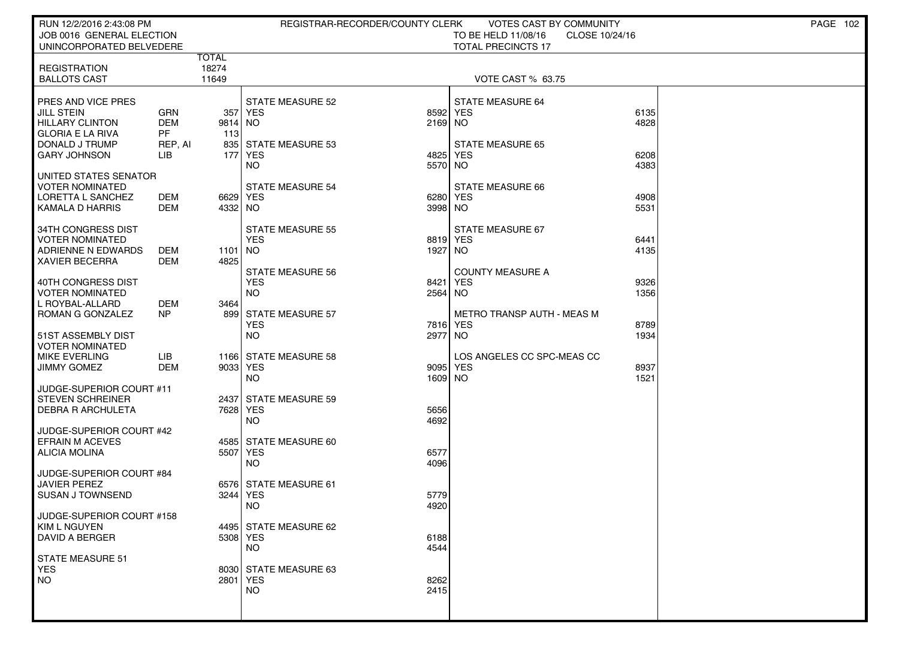RUN 12/2/2016 2:43:08 PM — REGISTRAR-RECORDER/COUNTY CLERK — VOTES CAST BY COMMUNITY

JOB 0016 GENERAL ELECTION — TO BE HELD 11/08/16 — CLOSE 10/24/16

UNINCORPORATED BELVEDERE — TOTAL PRECINCTS 17

| | TOTAL |
|---|---|
| REGISTRATION | 18274 |
| BALLOTS CAST | 11649 |

VOTE CAST % 63.75

| Contest / Candidate | Party | Votes |
|---|---|---|
| **PRES AND VICE PRES** | | |
| JILL STEIN | GRN | 357 |
| HILLARY CLINTON | DEM | 9814 |
| GLORIA E LA RIVA | PF | 113 |
| DONALD J TRUMP | REP, AI | 835 |
| GARY JOHNSON | LIB | 177 |
| **UNITED STATES SENATOR VOTER NOMINATED** | | |
| LORETTA L SANCHEZ | DEM | 6629 |
| KAMALA D HARRIS | DEM | 4332 |
| **34TH CONGRESS DIST VOTER NOMINATED** | | |
| ADRIENNE N EDWARDS | DEM | 1101 |
| XAVIER BECERRA | DEM | 4825 |
| **40TH CONGRESS DIST VOTER NOMINATED** | | |
| L ROYBAL-ALLARD | DEM | 3464 |
| ROMAN G GONZALEZ | NP | 899 |
| **51ST ASSEMBLY DIST VOTER NOMINATED** | | |
| MIKE EVERLING | LIB | 1166 |
| JIMMY GOMEZ | DEM | 9033 |
| **JUDGE-SUPERIOR COURT #11** | | |
| STEVEN SCHREINER | | 2437 |
| DEBRA R ARCHULETA | | 7628 |
| **JUDGE-SUPERIOR COURT #42** | | |
| EFRAIN M ACEVES | | 4585 |
| ALICIA MOLINA | | 5507 |
| **JUDGE-SUPERIOR COURT #84** | | |
| JAVIER PEREZ | | 6576 |
| SUSAN J TOWNSEND | | 3244 |
| **JUDGE-SUPERIOR COURT #158** | | |
| KIM L NGUYEN | | 4495 |
| DAVID A BERGER | | 5308 |

| Measure | YES | NO |
|---|---|---|
| STATE MEASURE 51 | 8030 | 2801 |
| STATE MEASURE 52 | 8592 | 2169 |
| STATE MEASURE 53 | 4825 | 5570 |
| STATE MEASURE 54 | 6280 | 3998 |
| STATE MEASURE 55 | 8819 | 1927 |
| STATE MEASURE 56 | 8421 | 2564 |
| STATE MEASURE 57 | 7816 | 2977 |
| STATE MEASURE 58 | 9095 | 1609 |
| STATE MEASURE 59 | 5656 | 4692 |
| STATE MEASURE 60 | 6577 | 4096 |
| STATE MEASURE 61 | 5779 | 4920 |
| STATE MEASURE 62 | 6188 | 4544 |
| STATE MEASURE 63 | 8262 | 2415 |
| STATE MEASURE 64 | 6135 | 4828 |
| STATE MEASURE 65 | 6208 | 4383 |
| STATE MEASURE 66 | 4908 | 5531 |
| STATE MEASURE 67 | 6441 | 4135 |
| COUNTY MEASURE A | 9326 | 1356 |
| METRO TRANSP AUTH - MEAS M | 8789 | 1934 |
| LOS ANGELES CC SPC-MEAS CC | 8937 | 1521 |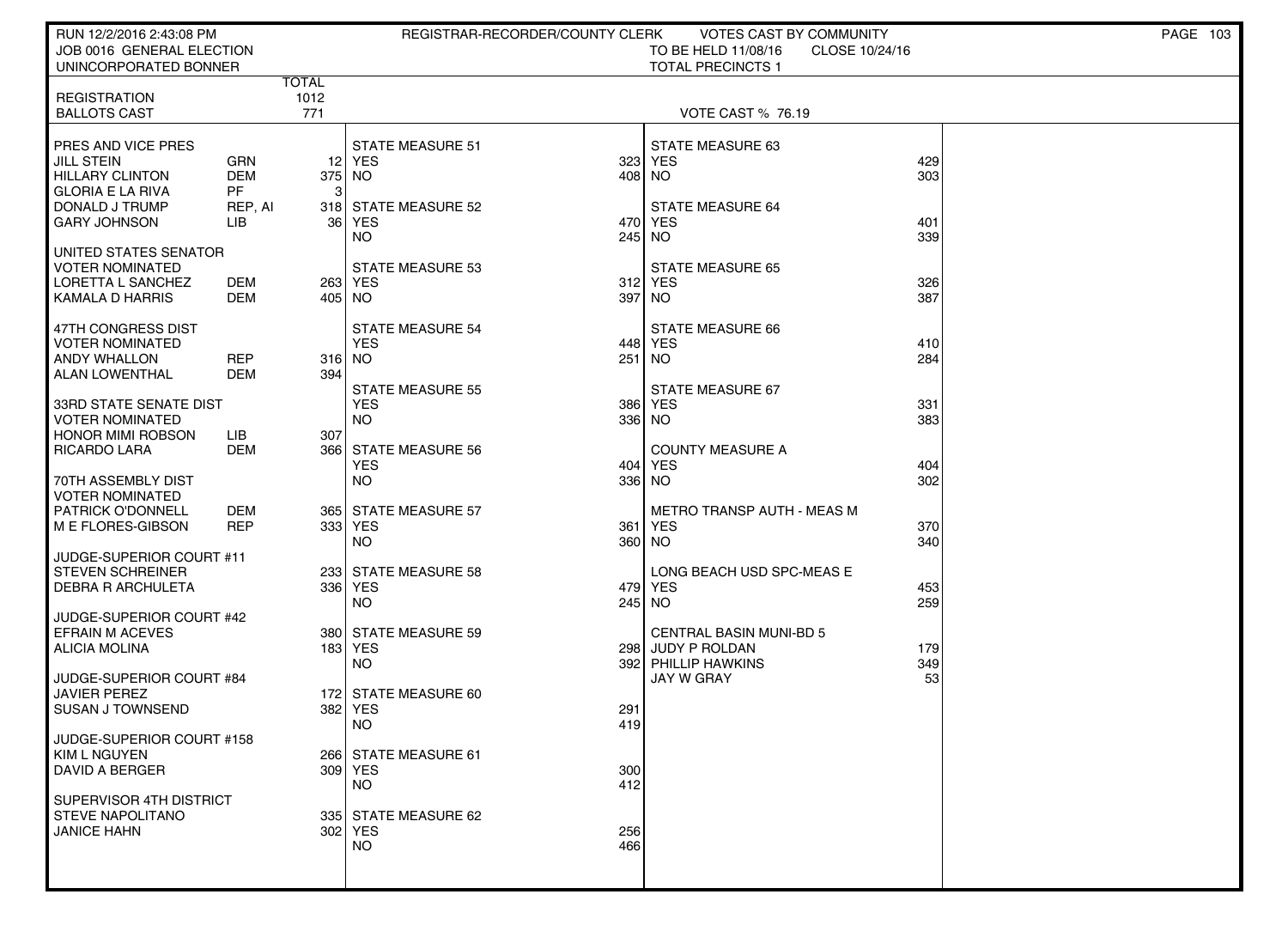RUN 12/2/2016 2:43:08 PM — REGISTRAR-RECORDER/COUNTY CLERK — VOTES CAST BY COMMUNITY

JOB 0016 GENERAL ELECTION — TO BE HELD 11/08/16 — CLOSE 10/24/16

UNINCORPORATED BONNER — TOTAL PRECINCTS 1

| | | TOTAL |
|---|---|---|
| REGISTRATION | | 1012 |
| BALLOTS CAST | | 771 |

VOTE CAST % 76.19

**PRES AND VICE PRES**

| Candidate | Party | Votes |
|---|---|---|
| JILL STEIN | GRN | 12 |
| HILLARY CLINTON | DEM | 375 |
| GLORIA E LA RIVA | PF | 3 |
| DONALD J TRUMP | REP, AI | 318 |
| GARY JOHNSON | LIB | 36 |

**UNITED STATES SENATOR VOTER NOMINATED**

| Candidate | Party | Votes |
|---|---|---|
| LORETTA L SANCHEZ | DEM | 263 |
| KAMALA D HARRIS | DEM | 405 |

**47TH CONGRESS DIST VOTER NOMINATED**

| Candidate | Party | Votes |
|---|---|---|
| ANDY WHALLON | REP | 316 |
| ALAN LOWENTHAL | DEM | 394 |

**33RD STATE SENATE DIST VOTER NOMINATED**

| Candidate | Party | Votes |
|---|---|---|
| HONOR MIMI ROBSON | LIB | 307 |
| RICARDO LARA | DEM | 366 |

**70TH ASSEMBLY DIST VOTER NOMINATED**

| Candidate | Party | Votes |
|---|---|---|
| PATRICK O'DONNELL | DEM | 365 |
| M E FLORES-GIBSON | REP | 333 |

**JUDGE-SUPERIOR COURT #11**

| Candidate | Votes |
|---|---|
| STEVEN SCHREINER | 233 |
| DEBRA R ARCHULETA | 336 |

**JUDGE-SUPERIOR COURT #42**

| Candidate | Votes |
|---|---|
| EFRAIN M ACEVES | 380 |
| ALICIA MOLINA | 183 |

**JUDGE-SUPERIOR COURT #84**

| Candidate | Votes |
|---|---|
| JAVIER PEREZ | 172 |
| SUSAN J TOWNSEND | 382 |

**JUDGE-SUPERIOR COURT #158**

| Candidate | Votes |
|---|---|
| KIM L NGUYEN | 266 |
| DAVID A BERGER | 309 |

**SUPERVISOR 4TH DISTRICT**

| Candidate | Votes |
|---|---|
| STEVE NAPOLITANO | 335 |
| JANICE HAHN | 302 |

| Measure | YES | NO |
|---|---|---|
| STATE MEASURE 51 | 323 | 408 |
| STATE MEASURE 52 | 470 | 245 |
| STATE MEASURE 53 | 312 | 397 |
| STATE MEASURE 54 | 448 | 251 |
| STATE MEASURE 55 | 386 | 336 |
| STATE MEASURE 56 | 404 | 336 |
| STATE MEASURE 57 | 361 | 360 |
| STATE MEASURE 58 | 479 | 245 |
| STATE MEASURE 59 | 298 | 392 |
| STATE MEASURE 60 | 291 | 419 |
| STATE MEASURE 61 | 300 | 412 |
| STATE MEASURE 62 | 256 | 466 |
| STATE MEASURE 63 | 429 | 303 |
| STATE MEASURE 64 | 401 | 339 |
| STATE MEASURE 65 | 326 | 387 |
| STATE MEASURE 66 | 410 | 284 |
| STATE MEASURE 67 | 331 | 383 |
| COUNTY MEASURE A | 404 | 302 |
| METRO TRANSP AUTH - MEAS M | 370 | 340 |
| LONG BEACH USD SPC-MEAS E | 453 | 259 |

**CENTRAL BASIN MUNI-BD 5**

| Candidate | Votes |
|---|---|
| JUDY P ROLDAN | 179 |
| PHILLIP HAWKINS | 349 |
| JAY W GRAY | 53 |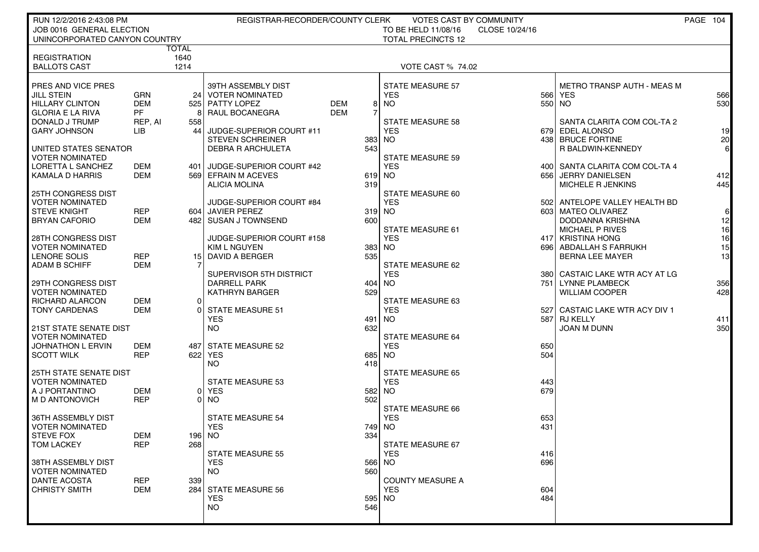RUN 12/2/2016 2:43:08 PM — REGISTRAR-RECORDER/COUNTY CLERK — VOTES CAST BY COMMUNITY

JOB 0016 GENERAL ELECTION — TO BE HELD 11/08/16 — CLOSE 10/24/16

UNINCORPORATED CANYON COUNTRY — TOTAL PRECINCTS 12

| | TOTAL |
|---|---|
| REGISTRATION | 1640 |
| BALLOTS CAST | 1214 |

VOTE CAST % 74.02

**PRES AND VICE PRES**

| Candidate | Party | Votes |
|---|---|---|
| JILL STEIN | GRN | 24 |
| HILLARY CLINTON | DEM | 525 |
| GLORIA E LA RIVA | PF | 8 |
| DONALD J TRUMP | REP, AI | 558 |
| GARY JOHNSON | LIB | 44 |

**UNITED STATES SENATOR**
VOTER NOMINATED

| Candidate | Party | Votes |
|---|---|---|
| LORETTA L SANCHEZ | DEM | 401 |
| KAMALA D HARRIS | DEM | 569 |

**25TH CONGRESS DIST**
VOTER NOMINATED

| Candidate | Party | Votes |
|---|---|---|
| STEVE KNIGHT | REP | 604 |
| BRYAN CAFORIO | DEM | 482 |

**28TH CONGRESS DIST**
VOTER NOMINATED

| Candidate | Party | Votes |
|---|---|---|
| LENORE SOLIS | REP | 15 |
| ADAM B SCHIFF | DEM | 7 |

**29TH CONGRESS DIST**
VOTER NOMINATED

| Candidate | Party | Votes |
|---|---|---|
| RICHARD ALARCON | DEM | 0 |
| TONY CARDENAS | DEM | 0 |

**21ST STATE SENATE DIST**
VOTER NOMINATED

| Candidate | Party | Votes |
|---|---|---|
| JOHNATHON L ERVIN | DEM | 487 |
| SCOTT WILK | REP | 622 |

**25TH STATE SENATE DIST**
VOTER NOMINATED

| Candidate | Party | Votes |
|---|---|---|
| A J PORTANTINO | DEM | 0 |
| M D ANTONOVICH | REP | 0 |

**36TH ASSEMBLY DIST**
VOTER NOMINATED

| Candidate | Party | Votes |
|---|---|---|
| STEVE FOX | DEM | 196 |
| TOM LACKEY | REP | 268 |

**38TH ASSEMBLY DIST**
VOTER NOMINATED

| Candidate | Party | Votes |
|---|---|---|
| DANTE ACOSTA | REP | 339 |
| CHRISTY SMITH | DEM | 284 |

**39TH ASSEMBLY DIST**
VOTER NOMINATED

| Candidate | Party | Votes |
|---|---|---|
| PATTY LOPEZ | DEM | 8 |
| RAUL BOCANEGRA | DEM | 7 |

**JUDGE-SUPERIOR COURT #11**

| Candidate | Votes |
|---|---|
| STEVEN SCHREINER | 383 |
| DEBRA R ARCHULETA | 543 |

**JUDGE-SUPERIOR COURT #42**

| Candidate | Votes |
|---|---|
| EFRAIN M ACEVES | 619 |
| ALICIA MOLINA | 319 |

**JUDGE-SUPERIOR COURT #84**

| Candidate | Votes |
|---|---|
| JAVIER PEREZ | 319 |
| SUSAN J TOWNSEND | 600 |

**JUDGE-SUPERIOR COURT #158**

| Candidate | Votes |
|---|---|
| KIM L NGUYEN | 383 |
| DAVID A BERGER | 535 |

**SUPERVISOR 5TH DISTRICT**

| Candidate | Votes |
|---|---|
| DARRELL PARK | 404 |
| KATHRYN BARGER | 529 |

**MEASURES**

| Measure | YES | NO |
|---|---|---|
| STATE MEASURE 51 | 491 | 632 |
| STATE MEASURE 52 | 685 | 418 |
| STATE MEASURE 53 | 582 | 502 |
| STATE MEASURE 54 | 749 | 334 |
| STATE MEASURE 55 | 566 | 560 |
| STATE MEASURE 56 | 595 | 546 |
| STATE MEASURE 57 | 566 | 550 |
| STATE MEASURE 58 | 679 | 438 |
| STATE MEASURE 59 | 400 | 656 |
| STATE MEASURE 60 | 502 | 603 |
| STATE MEASURE 61 | 417 | 696 |
| STATE MEASURE 62 | 380 | 751 |
| STATE MEASURE 63 | 527 | 587 |
| STATE MEASURE 64 | 650 | 504 |
| STATE MEASURE 65 | 443 | 679 |
| STATE MEASURE 66 | 653 | 431 |
| STATE MEASURE 67 | 416 | 696 |
| COUNTY MEASURE A | 604 | 484 |
| METRO TRANSP AUTH - MEAS M | 566 | 530 |

**SANTA CLARITA COM COL-TA 2**

| Candidate | Votes |
|---|---|
| EDEL ALONSO | 19 |
| BRUCE FORTINE | 20 |
| R BALDWIN-KENNEDY | 6 |

**SANTA CLARITA COM COL-TA 4**

| Candidate | Votes |
|---|---|
| JERRY DANIELSEN | 412 |
| MICHELE R JENKINS | 445 |

**ANTELOPE VALLEY HEALTH BD**

| Candidate | Votes |
|---|---|
| MATEO OLIVAREZ | 6 |
| DODDANNA KRISHNA | 12 |
| MICHAEL P RIVES | 16 |
| KRISTINA HONG | 16 |
| ABDALLAH S FARRUKH | 15 |
| BERNA LEE MAYER | 13 |

**CASTAIC LAKE WTR ACY AT LG**

| Candidate | Votes |
|---|---|
| LYNNE PLAMBECK | 356 |
| WILLIAM COOPER | 428 |

**CASTAIC LAKE WTR ACY DIV 1**

| Candidate | Votes |
|---|---|
| RJ KELLY | 411 |
| JOAN M DUNN | 350 |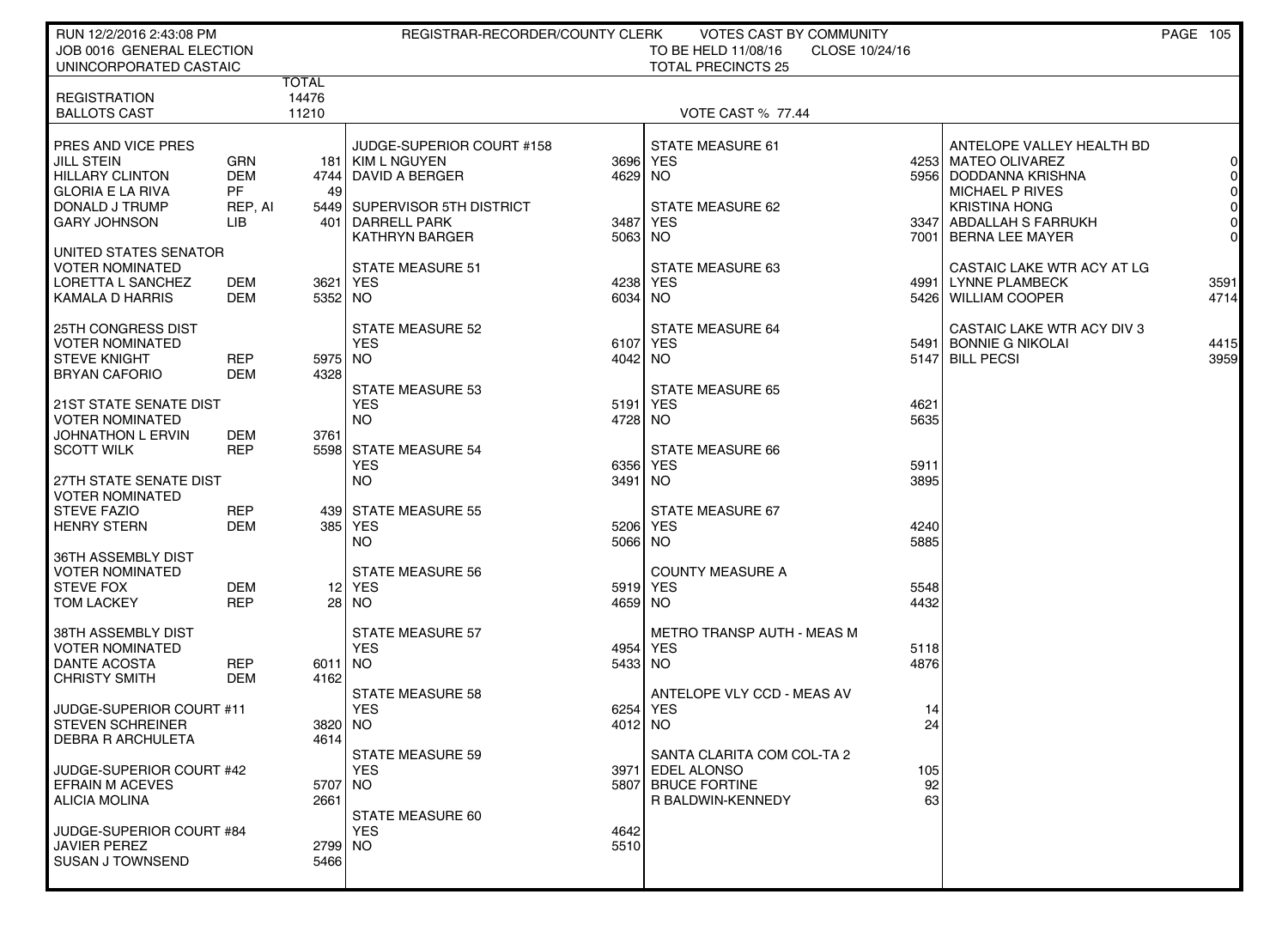RUN 12/2/2016 2:43:08 PM — REGISTRAR-RECORDER/COUNTY CLERK — VOTES CAST BY COMMUNITY

JOB 0016 GENERAL ELECTION — TO BE HELD 11/08/16 — CLOSE 10/24/16

UNINCORPORATED CASTAIC — TOTAL PRECINCTS 25

| | TOTAL |
|---|---|
| REGISTRATION | 14476 |
| BALLOTS CAST | 11210 |

VOTE CAST % 77.44

| PRES AND VICE PRES | | |
|---|---|---|
| JILL STEIN | GRN | 181 |
| HILLARY CLINTON | DEM | 4744 |
| GLORIA E LA RIVA | PF | 49 |
| DONALD J TRUMP | REP, AI | 5449 |
| GARY JOHNSON | LIB | 401 |

| UNITED STATES SENATOR VOTER NOMINATED | | |
|---|---|---|
| LORETTA L SANCHEZ | DEM | 3621 |
| KAMALA D HARRIS | DEM | 5352 |

| 25TH CONGRESS DIST VOTER NOMINATED | | |
|---|---|---|
| STEVE KNIGHT | REP | 5975 |
| BRYAN CAFORIO | DEM | 4328 |

| 21ST STATE SENATE DIST VOTER NOMINATED | | |
|---|---|---|
| JOHNATHON L ERVIN | DEM | 3761 |
| SCOTT WILK | REP | 5598 |

| 27TH STATE SENATE DIST VOTER NOMINATED | | |
|---|---|---|
| STEVE FAZIO | REP | 439 |
| HENRY STERN | DEM | 385 |

| 36TH ASSEMBLY DIST VOTER NOMINATED | | |
|---|---|---|
| STEVE FOX | DEM | 12 |
| TOM LACKEY | REP | 28 |

| 38TH ASSEMBLY DIST VOTER NOMINATED | | |
|---|---|---|
| DANTE ACOSTA | REP | 6011 |
| CHRISTY SMITH | DEM | 4162 |

| JUDGE-SUPERIOR COURT #11 | |
|---|---|
| STEVEN SCHREINER | 3820 |
| DEBRA R ARCHULETA | 4614 |

| JUDGE-SUPERIOR COURT #42 | |
|---|---|
| EFRAIN M ACEVES | 5707 |
| ALICIA MOLINA | 2661 |

| JUDGE-SUPERIOR COURT #84 | |
|---|---|
| JAVIER PEREZ | 2799 |
| SUSAN J TOWNSEND | 5466 |

| JUDGE-SUPERIOR COURT #158 | |
|---|---|
| KIM L NGUYEN | 3696 |
| DAVID A BERGER | 4629 |

| SUPERVISOR 5TH DISTRICT | |
|---|---|
| DARRELL PARK | 3487 |
| KATHRYN BARGER | 5063 |

| MEASURE | YES | NO |
|---|---|---|
| STATE MEASURE 51 | 4238 | 6034 |
| STATE MEASURE 52 | 6107 | 4042 |
| STATE MEASURE 53 | 5191 | 4728 |
| STATE MEASURE 54 | 6356 | 3491 |
| STATE MEASURE 55 | 5206 | 5066 |
| STATE MEASURE 56 | 5919 | 4659 |
| STATE MEASURE 57 | 4954 | 5433 |
| STATE MEASURE 58 | 6254 | 4012 |
| STATE MEASURE 59 | 3971 | 5807 |
| STATE MEASURE 60 | 4642 | 5510 |
| STATE MEASURE 61 | 4253 | 5956 |
| STATE MEASURE 62 | 3347 | 7001 |
| STATE MEASURE 63 | 4991 | 5426 |
| STATE MEASURE 64 | 5491 | 5147 |
| STATE MEASURE 65 | 4621 | 5635 |
| STATE MEASURE 66 | 5911 | 3895 |
| STATE MEASURE 67 | 4240 | 5885 |
| COUNTY MEASURE A | 5548 | 4432 |
| METRO TRANSP AUTH - MEAS M | 5118 | 4876 |
| ANTELOPE VLY CCD - MEAS AV | 14 | 24 |

| SANTA CLARITA COM COL-TA 2 | |
|---|---|
| EDEL ALONSO | 105 |
| BRUCE FORTINE | 92 |
| R BALDWIN-KENNEDY | 63 |

| ANTELOPE VALLEY HEALTH BD | |
|---|---|
| MATEO OLIVAREZ | 0 |
| DODDANNA KRISHNA | 0 |
| MICHAEL P RIVES | 0 |
| KRISTINA HONG | 0 |
| ABDALLAH S FARRUKH | 0 |
| BERNA LEE MAYER | 0 |

| CASTAIC LAKE WTR ACY AT LG | |
|---|---|
| LYNNE PLAMBECK | 3591 |
| WILLIAM COOPER | 4714 |

| CASTAIC LAKE WTR ACY DIV 3 | |
|---|---|
| BONNIE G NIKOLAI | 4415 |
| BILL PECSI | 3959 |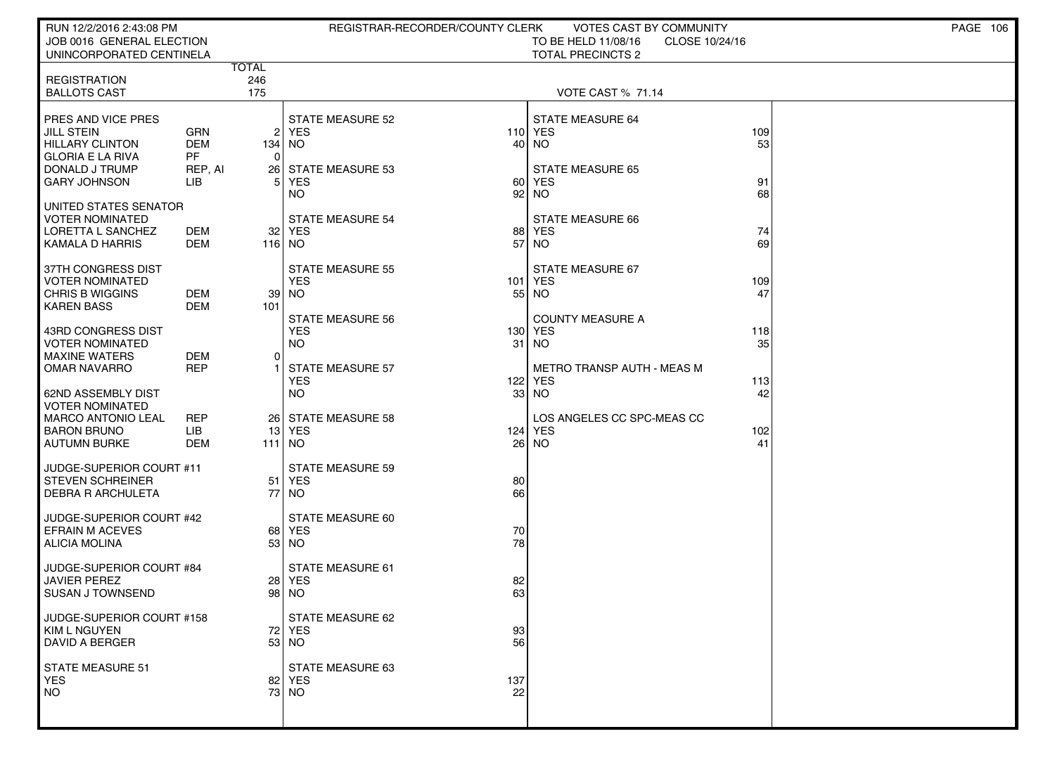RUN 12/2/2016 2:43:08 PM — REGISTRAR-RECORDER/COUNTY CLERK — VOTES CAST BY COMMUNITY

JOB 0016 GENERAL ELECTION — TO BE HELD 11/08/16 — CLOSE 10/24/16

UNINCORPORATED CENTINELA — TOTAL PRECINCTS 2

| | TOTAL |
|---|---|
| REGISTRATION | 246 |
| BALLOTS CAST | 175 |

VOTE CAST % 71.14

**PRES AND VICE PRES**

| | | |
|---|---|---|
| JILL STEIN | GRN | 2 |
| HILLARY CLINTON | DEM | 134 |
| GLORIA E LA RIVA | PF | 0 |
| DONALD J TRUMP | REP, AI | 26 |
| GARY JOHNSON | LIB | 5 |

**UNITED STATES SENATOR**
VOTER NOMINATED

| | | |
|---|---|---|
| LORETTA L SANCHEZ | DEM | 32 |
| KAMALA D HARRIS | DEM | 116 |

**37TH CONGRESS DIST**
VOTER NOMINATED

| | | |
|---|---|---|
| CHRIS B WIGGINS | DEM | 39 |
| KAREN BASS | DEM | 101 |

**43RD CONGRESS DIST**
VOTER NOMINATED

| | | |
|---|---|---|
| MAXINE WATERS | DEM | 0 |
| OMAR NAVARRO | REP | 1 |

**62ND ASSEMBLY DIST**
VOTER NOMINATED

| | | |
|---|---|---|
| MARCO ANTONIO LEAL | REP | 26 |
| BARON BRUNO | LIB | 13 |
| AUTUMN BURKE | DEM | 111 |

**JUDGE-SUPERIOR COURT #11**

| | |
|---|---|
| STEVEN SCHREINER | 51 |
| DEBRA R ARCHULETA | 77 |

**JUDGE-SUPERIOR COURT #42**

| | |
|---|---|
| EFRAIN M ACEVES | 68 |
| ALICIA MOLINA | 53 |

**JUDGE-SUPERIOR COURT #84**

| | |
|---|---|
| JAVIER PEREZ | 28 |
| SUSAN J TOWNSEND | 98 |

**JUDGE-SUPERIOR COURT #158**

| | |
|---|---|
| KIM L NGUYEN | 72 |
| DAVID A BERGER | 53 |

| MEASURE | YES | NO |
|---|---|---|
| STATE MEASURE 51 | 82 | 73 |
| STATE MEASURE 52 | 110 | 40 |
| STATE MEASURE 53 | 60 | 92 |
| STATE MEASURE 54 | 88 | 57 |
| STATE MEASURE 55 | 101 | 55 |
| STATE MEASURE 56 | 130 | 31 |
| STATE MEASURE 57 | 122 | 33 |
| STATE MEASURE 58 | 124 | 26 |
| STATE MEASURE 59 | 80 | 66 |
| STATE MEASURE 60 | 70 | 78 |
| STATE MEASURE 61 | 82 | 63 |
| STATE MEASURE 62 | 93 | 56 |
| STATE MEASURE 63 | 137 | 22 |
| STATE MEASURE 64 | 109 | 53 |
| STATE MEASURE 65 | 91 | 68 |
| STATE MEASURE 66 | 74 | 69 |
| STATE MEASURE 67 | 109 | 47 |
| COUNTY MEASURE A | 118 | 35 |
| METRO TRANSP AUTH - MEAS M | 113 | 42 |
| LOS ANGELES CC SPC-MEAS CC | 102 | 41 |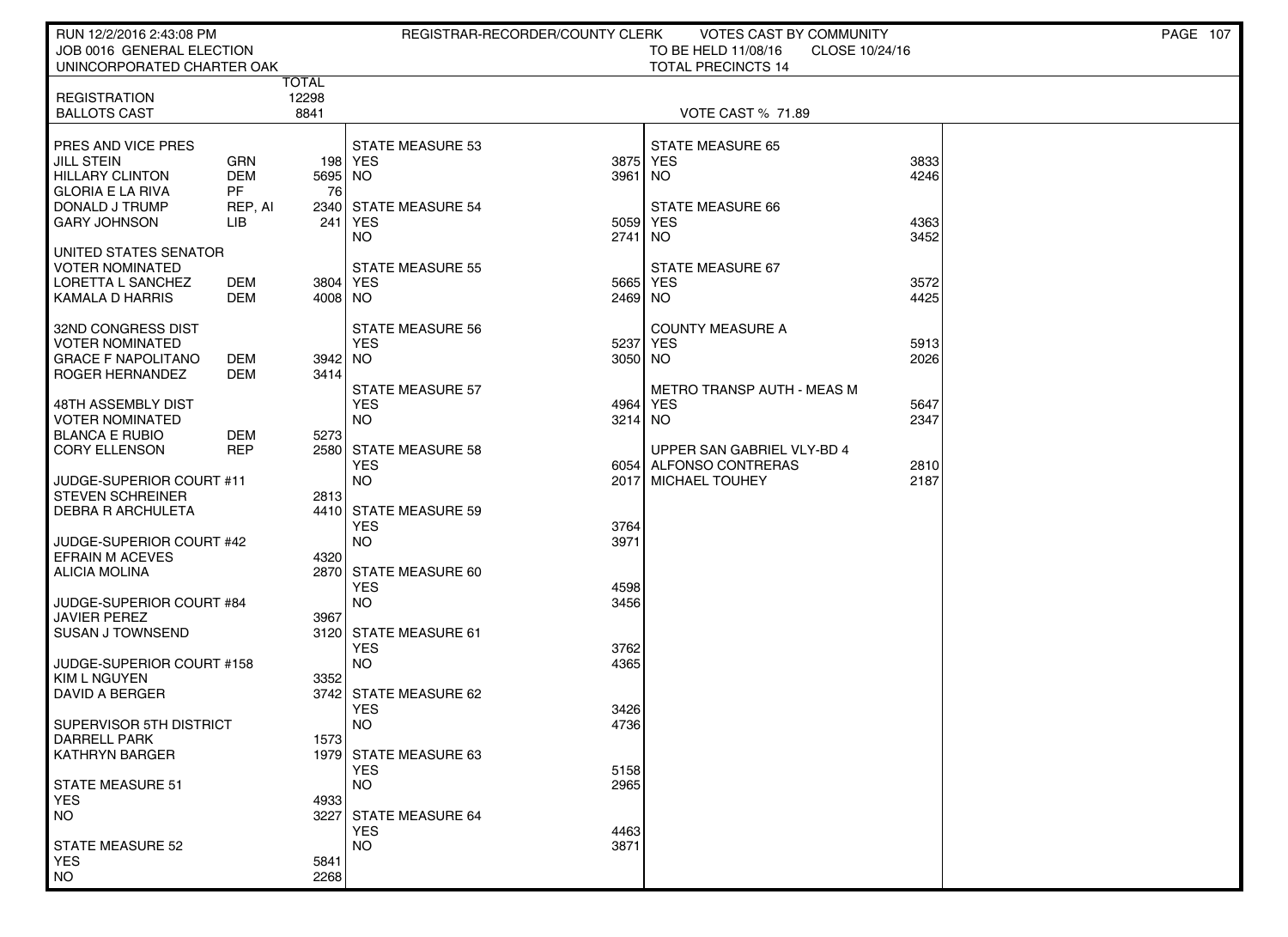RUN 12/2/2016 2:43:08 PM — REGISTRAR-RECORDER/COUNTY CLERK — VOTES CAST BY COMMUNITY

JOB 0016 GENERAL ELECTION — TO BE HELD 11/08/16 — CLOSE 10/24/16

UNINCORPORATED CHARTER OAK — TOTAL PRECINCTS 14

| | | TOTAL |
|---|---|---|
| REGISTRATION | | 12298 |
| BALLOTS CAST | | 8841 |

VOTE CAST % 71.89

| PRES AND VICE PRES | | |
|---|---|---|
| JILL STEIN | GRN | 198 |
| HILLARY CLINTON | DEM | 5695 |
| GLORIA E LA RIVA | PF | 76 |
| DONALD J TRUMP | REP, AI | 2340 |
| GARY JOHNSON | LIB | 241 |

| UNITED STATES SENATOR VOTER NOMINATED | | |
|---|---|---|
| LORETTA L SANCHEZ | DEM | 3804 |
| KAMALA D HARRIS | DEM | 4008 |

| 32ND CONGRESS DIST VOTER NOMINATED | | |
|---|---|---|
| GRACE F NAPOLITANO | DEM | 3942 |
| ROGER HERNANDEZ | DEM | 3414 |

| 48TH ASSEMBLY DIST VOTER NOMINATED | | |
|---|---|---|
| BLANCA E RUBIO | DEM | 5273 |
| CORY ELLENSON | REP | 2580 |

| JUDGE-SUPERIOR COURT #11 | |
|---|---|
| STEVEN SCHREINER | 2813 |
| DEBRA R ARCHULETA | 4410 |

| JUDGE-SUPERIOR COURT #42 | |
|---|---|
| EFRAIN M ACEVES | 4320 |
| ALICIA MOLINA | 2870 |

| JUDGE-SUPERIOR COURT #84 | |
|---|---|
| JAVIER PEREZ | 3967 |
| SUSAN J TOWNSEND | 3120 |

| JUDGE-SUPERIOR COURT #158 | |
|---|---|
| KIM L NGUYEN | 3352 |
| DAVID A BERGER | 3742 |

| SUPERVISOR 5TH DISTRICT | |
|---|---|
| DARRELL PARK | 1573 |
| KATHRYN BARGER | 1979 |

| MEASURE | YES | NO |
|---|---|---|
| STATE MEASURE 51 | 4933 | 3227 |
| STATE MEASURE 52 | 5841 | 2268 |
| STATE MEASURE 53 | 3875 | 3961 |
| STATE MEASURE 54 | 5059 | 2741 |
| STATE MEASURE 55 | 5665 | 2469 |
| STATE MEASURE 56 | 5237 | 3050 |
| STATE MEASURE 57 | 4964 | 3214 |
| STATE MEASURE 58 | 6054 | 2017 |
| STATE MEASURE 59 | 3764 | 3971 |
| STATE MEASURE 60 | 4598 | 3456 |
| STATE MEASURE 61 | 3762 | 4365 |
| STATE MEASURE 62 | 3426 | 4736 |
| STATE MEASURE 63 | 5158 | 2965 |
| STATE MEASURE 64 | 4463 | 3871 |
| STATE MEASURE 65 | 3833 | 4246 |
| STATE MEASURE 66 | 4363 | 3452 |
| STATE MEASURE 67 | 3572 | 4425 |
| COUNTY MEASURE A | 5913 | 2026 |
| METRO TRANSP AUTH - MEAS M | 5647 | 2347 |

| UPPER SAN GABRIEL VLY-BD 4 | |
|---|---|
| ALFONSO CONTRERAS | 2810 |
| MICHAEL TOUHEY | 2187 |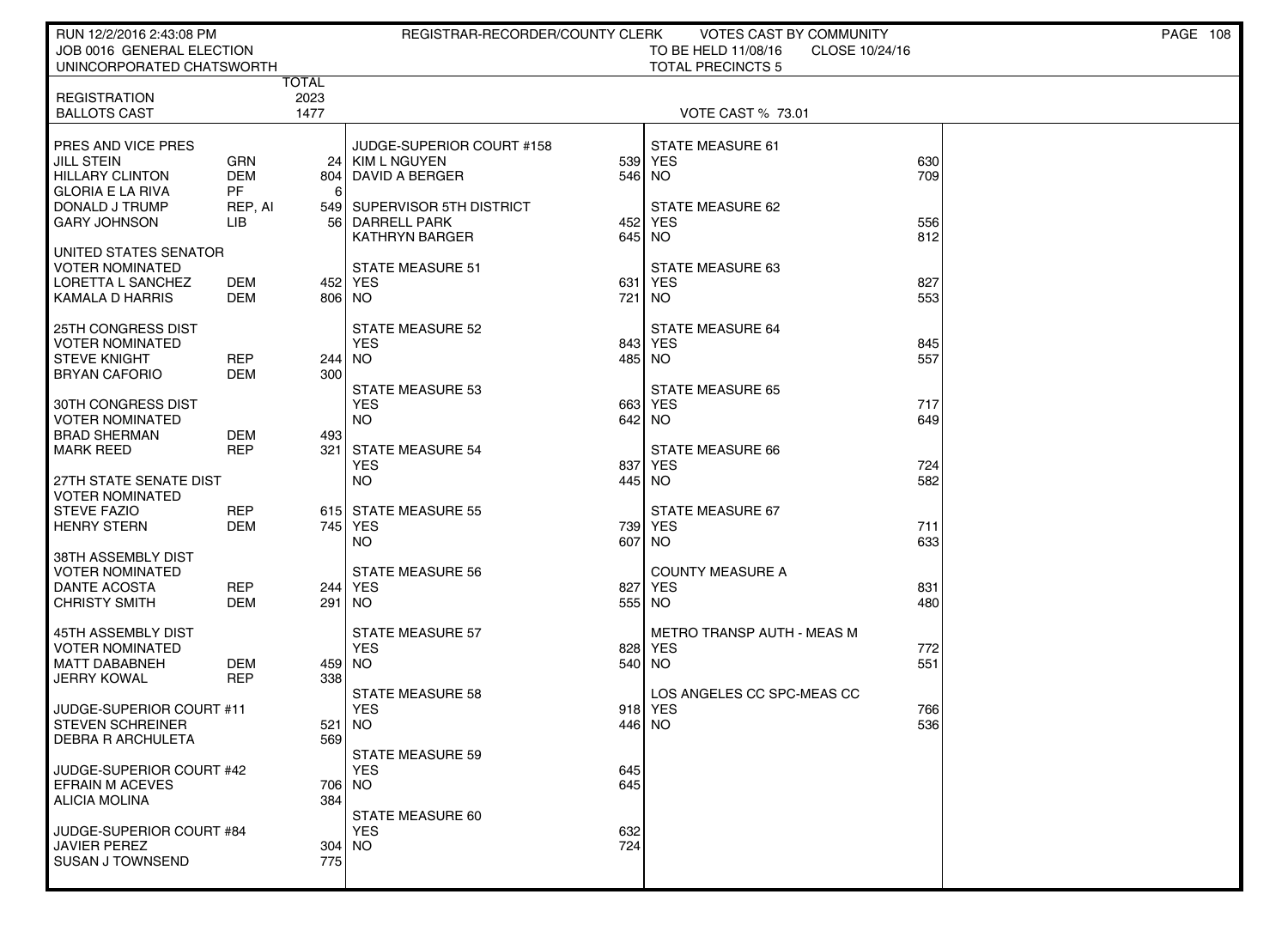RUN 12/2/2016 2:43:08 PM — REGISTRAR-RECORDER/COUNTY CLERK — VOTES CAST BY COMMUNITY

JOB 0016 GENERAL ELECTION — TO BE HELD 11/08/16 — CLOSE 10/24/16

UNINCORPORATED CHATSWORTH — TOTAL PRECINCTS 5

| | TOTAL |
|---|---|
| REGISTRATION | 2023 |
| BALLOTS CAST | 1477 |

VOTE CAST % 73.01

| Contest | Party | Votes |
|---|---|---|
| **PRES AND VICE PRES** | | |
| JILL STEIN | GRN | 24 |
| HILLARY CLINTON | DEM | 804 |
| GLORIA E LA RIVA | PF | 6 |
| DONALD J TRUMP | REP, AI | 549 |
| GARY JOHNSON | LIB | 56 |
| **UNITED STATES SENATOR VOTER NOMINATED** | | |
| LORETTA L SANCHEZ | DEM | 452 |
| KAMALA D HARRIS | DEM | 806 |
| **25TH CONGRESS DIST VOTER NOMINATED** | | |
| STEVE KNIGHT | REP | 244 |
| BRYAN CAFORIO | DEM | 300 |
| **30TH CONGRESS DIST VOTER NOMINATED** | | |
| BRAD SHERMAN | DEM | 493 |
| MARK REED | REP | 321 |
| **27TH STATE SENATE DIST VOTER NOMINATED** | | |
| STEVE FAZIO | REP | 615 |
| HENRY STERN | DEM | 745 |
| **38TH ASSEMBLY DIST VOTER NOMINATED** | | |
| DANTE ACOSTA | REP | 244 |
| CHRISTY SMITH | DEM | 291 |
| **45TH ASSEMBLY DIST VOTER NOMINATED** | | |
| MATT DABABNEH | DEM | 459 |
| JERRY KOWAL | REP | 338 |
| **JUDGE-SUPERIOR COURT #11** | | |
| STEVEN SCHREINER | | 521 |
| DEBRA R ARCHULETA | | 569 |
| **JUDGE-SUPERIOR COURT #42** | | |
| EFRAIN M ACEVES | | 706 |
| ALICIA MOLINA | | 384 |
| **JUDGE-SUPERIOR COURT #84** | | |
| JAVIER PEREZ | | 304 |
| SUSAN J TOWNSEND | | 775 |
| **JUDGE-SUPERIOR COURT #158** | | |
| KIM L NGUYEN | | 539 |
| DAVID A BERGER | | 546 |
| **SUPERVISOR 5TH DISTRICT** | | |
| DARRELL PARK | | 452 |
| KATHRYN BARGER | | 645 |

| Measure | YES | NO |
|---|---|---|
| STATE MEASURE 51 | 631 | 721 |
| STATE MEASURE 52 | 843 | 485 |
| STATE MEASURE 53 | 663 | 642 |
| STATE MEASURE 54 | 837 | 445 |
| STATE MEASURE 55 | 739 | 607 |
| STATE MEASURE 56 | 827 | 555 |
| STATE MEASURE 57 | 828 | 540 |
| STATE MEASURE 58 | 918 | 446 |
| STATE MEASURE 59 | 645 | 645 |
| STATE MEASURE 60 | 632 | 724 |
| STATE MEASURE 61 | 630 | 709 |
| STATE MEASURE 62 | 556 | 812 |
| STATE MEASURE 63 | 827 | 553 |
| STATE MEASURE 64 | 845 | 557 |
| STATE MEASURE 65 | 717 | 649 |
| STATE MEASURE 66 | 724 | 582 |
| STATE MEASURE 67 | 711 | 633 |
| COUNTY MEASURE A | 831 | 480 |
| METRO TRANSP AUTH - MEAS M | 772 | 551 |
| LOS ANGELES CC SPC-MEAS CC | 766 | 536 |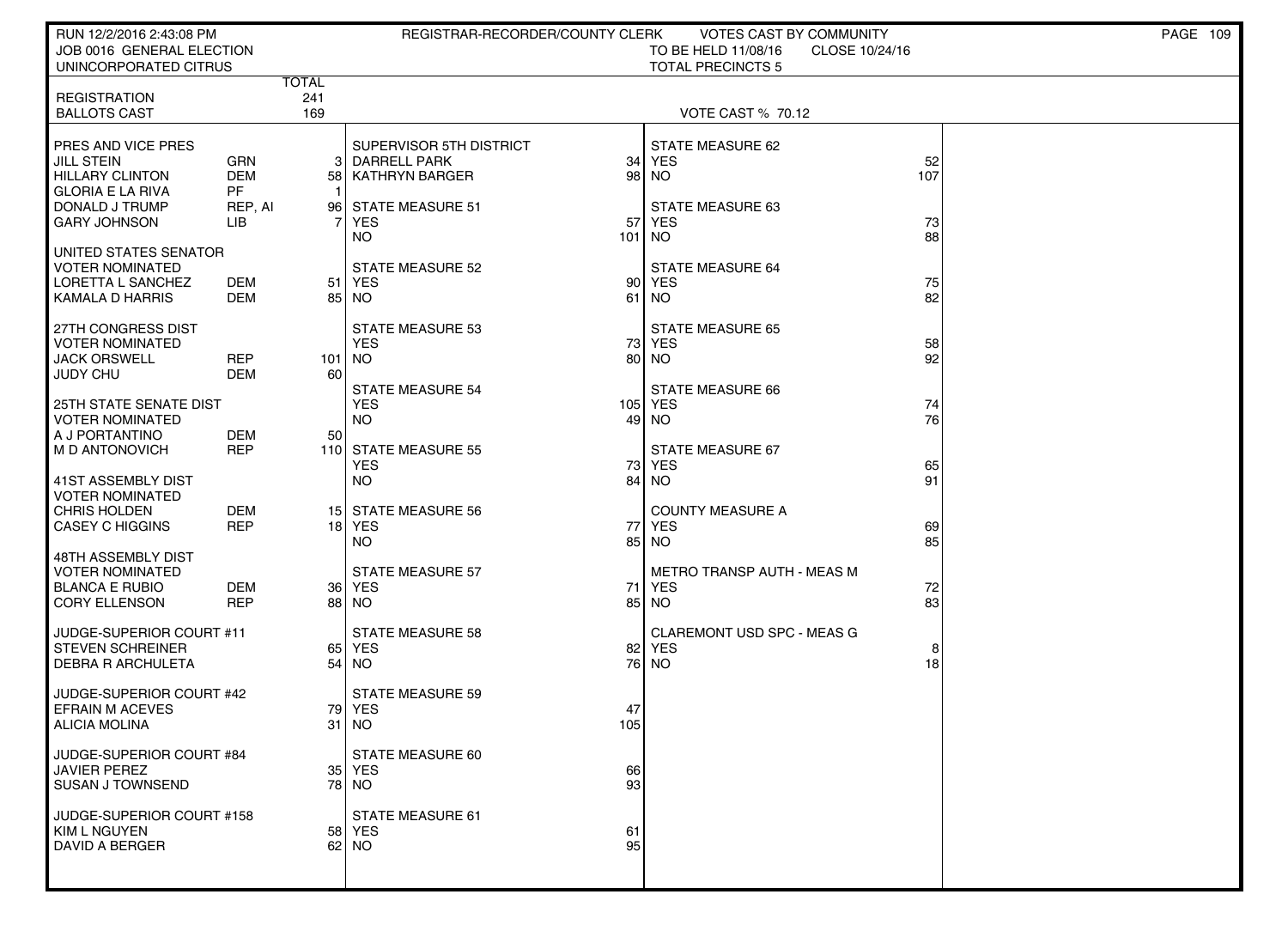RUN 12/2/2016 2:43:08 PM — REGISTRAR-RECORDER/COUNTY CLERK — VOTES CAST BY COMMUNITY

JOB 0016 GENERAL ELECTION — TO BE HELD 11/08/16 — CLOSE 10/24/16

UNINCORPORATED CITRUS — TOTAL PRECINCTS 5

| | | TOTAL |
|---|---|---|
| REGISTRATION | | 241 |
| BALLOTS CAST | | 169 |

VOTE CAST % 70.12

| Contest / Candidate | Party | Votes |
|---|---|---|
| **PRES AND VICE PRES** | | |
| JILL STEIN | GRN | 3 |
| HILLARY CLINTON | DEM | 58 |
| GLORIA E LA RIVA | PF | 1 |
| DONALD J TRUMP | REP, AI | 96 |
| GARY JOHNSON | LIB | 7 |
| **UNITED STATES SENATOR VOTER NOMINATED** | | |
| LORETTA L SANCHEZ | DEM | 51 |
| KAMALA D HARRIS | DEM | 85 |
| **27TH CONGRESS DIST VOTER NOMINATED** | | |
| JACK ORSWELL | REP | 101 |
| JUDY CHU | DEM | 60 |
| **25TH STATE SENATE DIST VOTER NOMINATED** | | |
| A J PORTANTINO | DEM | 50 |
| M D ANTONOVICH | REP | 110 |
| **41ST ASSEMBLY DIST VOTER NOMINATED** | | |
| CHRIS HOLDEN | DEM | 15 |
| CASEY C HIGGINS | REP | 18 |
| **48TH ASSEMBLY DIST VOTER NOMINATED** | | |
| BLANCA E RUBIO | DEM | 36 |
| CORY ELLENSON | REP | 88 |
| **JUDGE-SUPERIOR COURT #11** | | |
| STEVEN SCHREINER | | 65 |
| DEBRA R ARCHULETA | | 54 |
| **JUDGE-SUPERIOR COURT #42** | | |
| EFRAIN M ACEVES | | 79 |
| ALICIA MOLINA | | 31 |
| **JUDGE-SUPERIOR COURT #84** | | |
| JAVIER PEREZ | | 35 |
| SUSAN J TOWNSEND | | 78 |
| **JUDGE-SUPERIOR COURT #158** | | |
| KIM L NGUYEN | | 58 |
| DAVID A BERGER | | 62 |

| Contest / Choice | Votes |
|---|---|
| **SUPERVISOR 5TH DISTRICT** | |
| DARRELL PARK | 34 |
| KATHRYN BARGER | 98 |
| **STATE MEASURE 51** | |
| YES | 57 |
| NO | 101 |
| **STATE MEASURE 52** | |
| YES | 90 |
| NO | 61 |
| **STATE MEASURE 53** | |
| YES | 73 |
| NO | 80 |
| **STATE MEASURE 54** | |
| YES | 105 |
| NO | 49 |
| **STATE MEASURE 55** | |
| YES | 73 |
| NO | 84 |
| **STATE MEASURE 56** | |
| YES | 77 |
| NO | 85 |
| **STATE MEASURE 57** | |
| YES | 71 |
| NO | 85 |
| **STATE MEASURE 58** | |
| YES | 82 |
| NO | 76 |
| **STATE MEASURE 59** | |
| YES | 47 |
| NO | 105 |
| **STATE MEASURE 60** | |
| YES | 66 |
| NO | 93 |
| **STATE MEASURE 61** | |
| YES | 61 |
| NO | 95 |

| Contest / Choice | Votes |
|---|---|
| **STATE MEASURE 62** | |
| YES | 52 |
| NO | 107 |
| **STATE MEASURE 63** | |
| YES | 73 |
| NO | 88 |
| **STATE MEASURE 64** | |
| YES | 75 |
| NO | 82 |
| **STATE MEASURE 65** | |
| YES | 58 |
| NO | 92 |
| **STATE MEASURE 66** | |
| YES | 74 |
| NO | 76 |
| **STATE MEASURE 67** | |
| YES | 65 |
| NO | 91 |
| **COUNTY MEASURE A** | |
| YES | 69 |
| NO | 85 |
| **METRO TRANSP AUTH - MEAS M** | |
| YES | 72 |
| NO | 83 |
| **CLAREMONT USD SPC - MEAS G** | |
| YES | 8 |
| NO | 18 |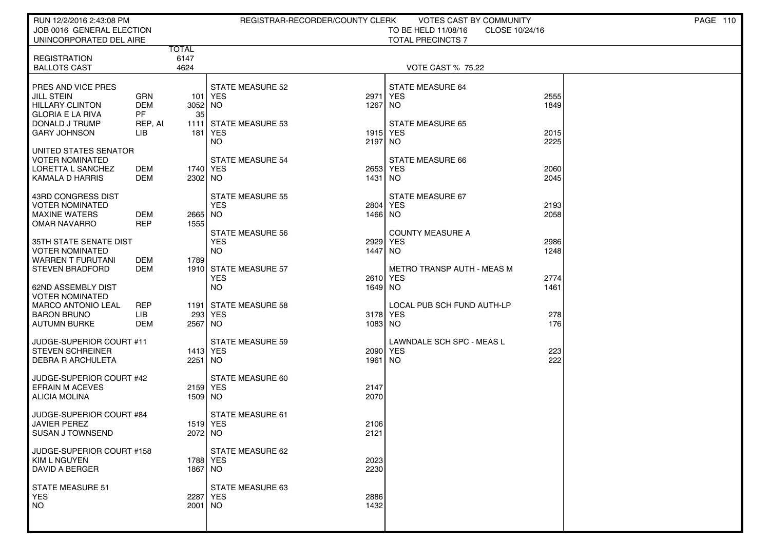RUN 12/2/2016 2:43:08 PM — REGISTRAR-RECORDER/COUNTY CLERK — VOTES CAST BY COMMUNITY

JOB 0016 GENERAL ELECTION — TO BE HELD 11/08/16 — CLOSE 10/24/16

UNINCORPORATED DEL AIRE — TOTAL PRECINCTS 7

| | TOTAL |
|---|---|
| REGISTRATION | 6147 |
| BALLOTS CAST | 4624 |

VOTE CAST % 75.22

| Contest / Candidate | Party | Votes |
|---|---|---|
| **PRES AND VICE PRES** | | |
| JILL STEIN | GRN | 101 |
| HILLARY CLINTON | DEM | 3052 |
| GLORIA E LA RIVA | PF | 35 |
| DONALD J TRUMP | REP, AI | 1111 |
| GARY JOHNSON | LIB | 181 |
| **UNITED STATES SENATOR** (VOTER NOMINATED) | | |
| LORETTA L SANCHEZ | DEM | 1740 |
| KAMALA D HARRIS | DEM | 2302 |
| **43RD CONGRESS DIST** (VOTER NOMINATED) | | |
| MAXINE WATERS | DEM | 2665 |
| OMAR NAVARRO | REP | 1555 |
| **35TH STATE SENATE DIST** (VOTER NOMINATED) | | |
| WARREN T FURUTANI | DEM | 1789 |
| STEVEN BRADFORD | DEM | 1910 |
| **62ND ASSEMBLY DIST** (VOTER NOMINATED) | | |
| MARCO ANTONIO LEAL | REP | 1191 |
| BARON BRUNO | LIB | 293 |
| AUTUMN BURKE | DEM | 2567 |
| **JUDGE-SUPERIOR COURT #11** | | |
| STEVEN SCHREINER | | 1413 |
| DEBRA R ARCHULETA | | 2251 |
| **JUDGE-SUPERIOR COURT #42** | | |
| EFRAIN M ACEVES | | 2159 |
| ALICIA MOLINA | | 1509 |
| **JUDGE-SUPERIOR COURT #84** | | |
| JAVIER PEREZ | | 1519 |
| SUSAN J TOWNSEND | | 2072 |
| **JUDGE-SUPERIOR COURT #158** | | |
| KIM L NGUYEN | | 1788 |
| DAVID A BERGER | | 1867 |

| Measure | YES | NO |
|---|---|---|
| STATE MEASURE 51 | 2287 | 2001 |
| STATE MEASURE 52 | 2971 | 1267 |
| STATE MEASURE 53 | 1915 | 2197 |
| STATE MEASURE 54 | 2653 | 1431 |
| STATE MEASURE 55 | 2804 | 1466 |
| STATE MEASURE 56 | 2929 | 1447 |
| STATE MEASURE 57 | 2610 | 1649 |
| STATE MEASURE 58 | 3178 | 1083 |
| STATE MEASURE 59 | 2090 | 1961 |
| STATE MEASURE 60 | 2147 | 2070 |
| STATE MEASURE 61 | 2106 | 2121 |
| STATE MEASURE 62 | 2023 | 2230 |
| STATE MEASURE 63 | 2886 | 1432 |
| STATE MEASURE 64 | 2555 | 1849 |
| STATE MEASURE 65 | 2015 | 2225 |
| STATE MEASURE 66 | 2060 | 2045 |
| STATE MEASURE 67 | 2193 | 2058 |
| COUNTY MEASURE A | 2986 | 1248 |
| METRO TRANSP AUTH - MEAS M | 2774 | 1461 |
| LOCAL PUB SCH FUND AUTH-LP | 278 | 176 |
| LAWNDALE SCH SPC - MEAS L | 223 | 222 |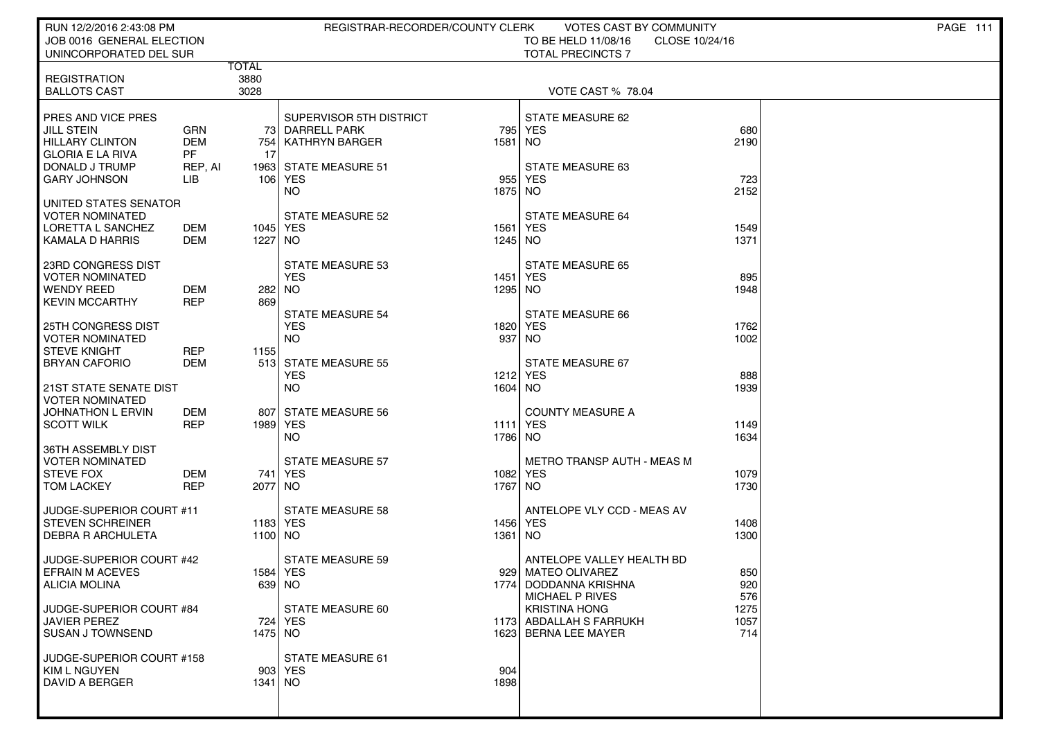RUN 12/2/2016 2:43:08 PM — REGISTRAR-RECORDER/COUNTY CLERK — VOTES CAST BY COMMUNITY

JOB 0016 GENERAL ELECTION — TO BE HELD 11/08/16 — CLOSE 10/24/16

UNINCORPORATED DEL SUR — TOTAL PRECINCTS 7

| | TOTAL |
|---|---|
| REGISTRATION | 3880 |
| BALLOTS CAST | 3028 |

VOTE CAST % 78.04

| PRES AND VICE PRES | | |
|---|---|---|
| JILL STEIN | GRN | 73 |
| HILLARY CLINTON | DEM | 754 |
| GLORIA E LA RIVA | PF | 17 |
| DONALD J TRUMP | REP, AI | 1963 |
| GARY JOHNSON | LIB | 106 |

| UNITED STATES SENATOR VOTER NOMINATED | | |
|---|---|---|
| LORETTA L SANCHEZ | DEM | 1045 |
| KAMALA D HARRIS | DEM | 1227 |

| 23RD CONGRESS DIST VOTER NOMINATED | | |
|---|---|---|
| WENDY REED | DEM | 282 |
| KEVIN MCCARTHY | REP | 869 |

| 25TH CONGRESS DIST VOTER NOMINATED | | |
|---|---|---|
| STEVE KNIGHT | REP | 1155 |
| BRYAN CAFORIO | DEM | 513 |

| 21ST STATE SENATE DIST VOTER NOMINATED | | |
|---|---|---|
| JOHNATHON L ERVIN | DEM | 807 |
| SCOTT WILK | REP | 1989 |

| 36TH ASSEMBLY DIST VOTER NOMINATED | | |
|---|---|---|
| STEVE FOX | DEM | 741 |
| TOM LACKEY | REP | 2077 |

| JUDGE-SUPERIOR COURT #11 | |
|---|---|
| STEVEN SCHREINER | 1183 |
| DEBRA R ARCHULETA | 1100 |

| JUDGE-SUPERIOR COURT #42 | |
|---|---|
| EFRAIN M ACEVES | 1584 |
| ALICIA MOLINA | 639 |

| JUDGE-SUPERIOR COURT #84 | |
|---|---|
| JAVIER PEREZ | 724 |
| SUSAN J TOWNSEND | 1475 |

| JUDGE-SUPERIOR COURT #158 | |
|---|---|
| KIM L NGUYEN | 903 |
| DAVID A BERGER | 1341 |

| SUPERVISOR 5TH DISTRICT | |
|---|---|
| DARRELL PARK | 795 |
| KATHRYN BARGER | 1581 |

| MEASURE | YES | NO |
|---|---|---|
| STATE MEASURE 51 | 955 | 1875 |
| STATE MEASURE 52 | 1561 | 1245 |
| STATE MEASURE 53 | 1451 | 1295 |
| STATE MEASURE 54 | 1820 | 937 |
| STATE MEASURE 55 | 1212 | 1604 |
| STATE MEASURE 56 | 1111 | 1786 |
| STATE MEASURE 57 | 1082 | 1767 |
| STATE MEASURE 58 | 1456 | 1361 |
| STATE MEASURE 59 | 929 | 1774 |
| STATE MEASURE 60 | 1173 | 1623 |
| STATE MEASURE 61 | 904 | 1898 |
| STATE MEASURE 62 | 680 | 2190 |
| STATE MEASURE 63 | 723 | 2152 |
| STATE MEASURE 64 | 1549 | 1371 |
| STATE MEASURE 65 | 895 | 1948 |
| STATE MEASURE 66 | 1762 | 1002 |
| STATE MEASURE 67 | 888 | 1939 |
| COUNTY MEASURE A | 1149 | 1634 |
| METRO TRANSP AUTH - MEAS M | 1079 | 1730 |
| ANTELOPE VLY CCD - MEAS AV | 1408 | 1300 |

| ANTELOPE VALLEY HEALTH BD | |
|---|---|
| MATEO OLIVAREZ | 850 |
| DODDANNA KRISHNA | 920 |
| MICHAEL P RIVES | 576 |
| KRISTINA HONG | 1275 |
| ABDALLAH S FARRUKH | 1057 |
| BERNA LEE MAYER | 714 |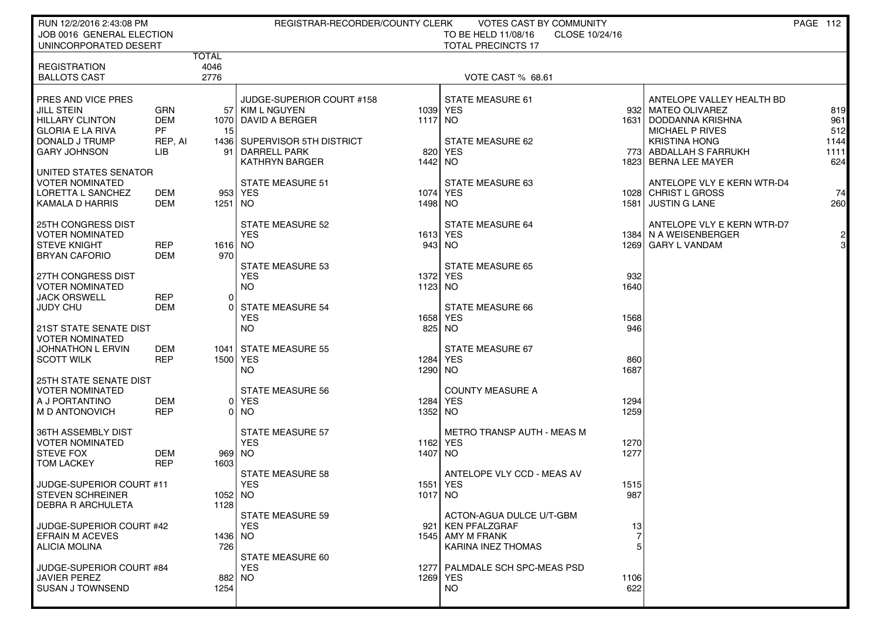RUN 12/2/2016 2:43:08 PM — REGISTRAR-RECORDER/COUNTY CLERK — VOTES CAST BY COMMUNITY

JOB 0016 GENERAL ELECTION — TO BE HELD 11/08/16 — CLOSE 10/24/16

UNINCORPORATED DESERT — TOTAL PRECINCTS 17

| | | TOTAL |
|---|---|---|
| REGISTRATION | | 4046 |
| BALLOTS CAST | | 2776 |

VOTE CAST % 68.61

| Contest / Candidate | Party | Votes |
|---|---|---|
| **PRES AND VICE PRES** | | |
| JILL STEIN | GRN | 57 |
| HILLARY CLINTON | DEM | 1070 |
| GLORIA E LA RIVA | PF | 15 |
| DONALD J TRUMP | REP, AI | 1436 |
| GARY JOHNSON | LIB | 91 |
| **UNITED STATES SENATOR** VOTER NOMINATED | | |
| LORETTA L SANCHEZ | DEM | 953 |
| KAMALA D HARRIS | DEM | 1251 |
| **25TH CONGRESS DIST** VOTER NOMINATED | | |
| STEVE KNIGHT | REP | 1616 |
| BRYAN CAFORIO | DEM | 970 |
| **27TH CONGRESS DIST** VOTER NOMINATED | | |
| JACK ORSWELL | REP | 0 |
| JUDY CHU | DEM | 0 |
| **21ST STATE SENATE DIST** VOTER NOMINATED | | |
| JOHNATHON L ERVIN | DEM | 1041 |
| SCOTT WILK | REP | 1500 |
| **25TH STATE SENATE DIST** VOTER NOMINATED | | |
| A J PORTANTINO | DEM | 0 |
| M D ANTONOVICH | REP | 0 |
| **36TH ASSEMBLY DIST** VOTER NOMINATED | | |
| STEVE FOX | DEM | 969 |
| TOM LACKEY | REP | 1603 |
| **JUDGE-SUPERIOR COURT #11** | | |
| STEVEN SCHREINER | | 1052 |
| DEBRA R ARCHULETA | | 1128 |
| **JUDGE-SUPERIOR COURT #42** | | |
| EFRAIN M ACEVES | | 1436 |
| ALICIA MOLINA | | 726 |
| **JUDGE-SUPERIOR COURT #84** | | |
| JAVIER PEREZ | | 882 |
| SUSAN J TOWNSEND | | 1254 |

| Contest / Choice | Votes |
|---|---|
| **JUDGE-SUPERIOR COURT #158** | |
| KIM L NGUYEN | 1039 |
| DAVID A BERGER | 1117 |
| **SUPERVISOR 5TH DISTRICT** | |
| DARRELL PARK | 820 |
| KATHRYN BARGER | 1442 |
| **STATE MEASURE 51** | |
| YES | 1074 |
| NO | 1498 |
| **STATE MEASURE 52** | |
| YES | 1613 |
| NO | 943 |
| **STATE MEASURE 53** | |
| YES | 1372 |
| NO | 1123 |
| **STATE MEASURE 54** | |
| YES | 1658 |
| NO | 825 |
| **STATE MEASURE 55** | |
| YES | 1284 |
| NO | 1290 |
| **STATE MEASURE 56** | |
| YES | 1284 |
| NO | 1352 |
| **STATE MEASURE 57** | |
| YES | 1162 |
| NO | 1407 |
| **STATE MEASURE 58** | |
| YES | 1551 |
| NO | 1017 |
| **STATE MEASURE 59** | |
| YES | 921 |
| NO | 1545 |
| **STATE MEASURE 60** | |
| YES | 1277 |
| NO | 1269 |

| Contest / Choice | Votes |
|---|---|
| **STATE MEASURE 61** | |
| YES | 932 |
| NO | 1631 |
| **STATE MEASURE 62** | |
| YES | 773 |
| NO | 1823 |
| **STATE MEASURE 63** | |
| YES | 1028 |
| NO | 1581 |
| **STATE MEASURE 64** | |
| YES | 1384 |
| NO | 1269 |
| **STATE MEASURE 65** | |
| YES | 932 |
| NO | 1640 |
| **STATE MEASURE 66** | |
| YES | 1568 |
| NO | 946 |
| **STATE MEASURE 67** | |
| YES | 860 |
| NO | 1687 |
| **COUNTY MEASURE A** | |
| YES | 1294 |
| NO | 1259 |
| **METRO TRANSP AUTH - MEAS M** | |
| YES | 1270 |
| NO | 1277 |
| **ANTELOPE VLY CCD - MEAS AV** | |
| YES | 1515 |
| NO | 987 |
| **ACTON-AGUA DULCE U/T-GBM** | |
| KEN PFALZGRAF | 13 |
| AMY M FRANK | 7 |
| KARINA INEZ THOMAS | 5 |
| **PALMDALE SCH SPC-MEAS PSD** | |
| YES | 1106 |
| NO | 622 |

| Contest / Candidate | Votes |
|---|---|
| **ANTELOPE VALLEY HEALTH BD** | |
| MATEO OLIVAREZ | 819 |
| DODDANNA KRISHNA | 961 |
| MICHAEL P RIVES | 512 |
| KRISTINA HONG | 1144 |
| ABDALLAH S FARRUKH | 1111 |
| BERNA LEE MAYER | 624 |
| **ANTELOPE VLY E KERN WTR-D4** | |
| CHRIST L GROSS | 74 |
| JUSTIN G LANE | 260 |
| **ANTELOPE VLY E KERN WTR-D7** | |
| N A WEISENBERGER | 2 |
| GARY L VANDAM | 3 |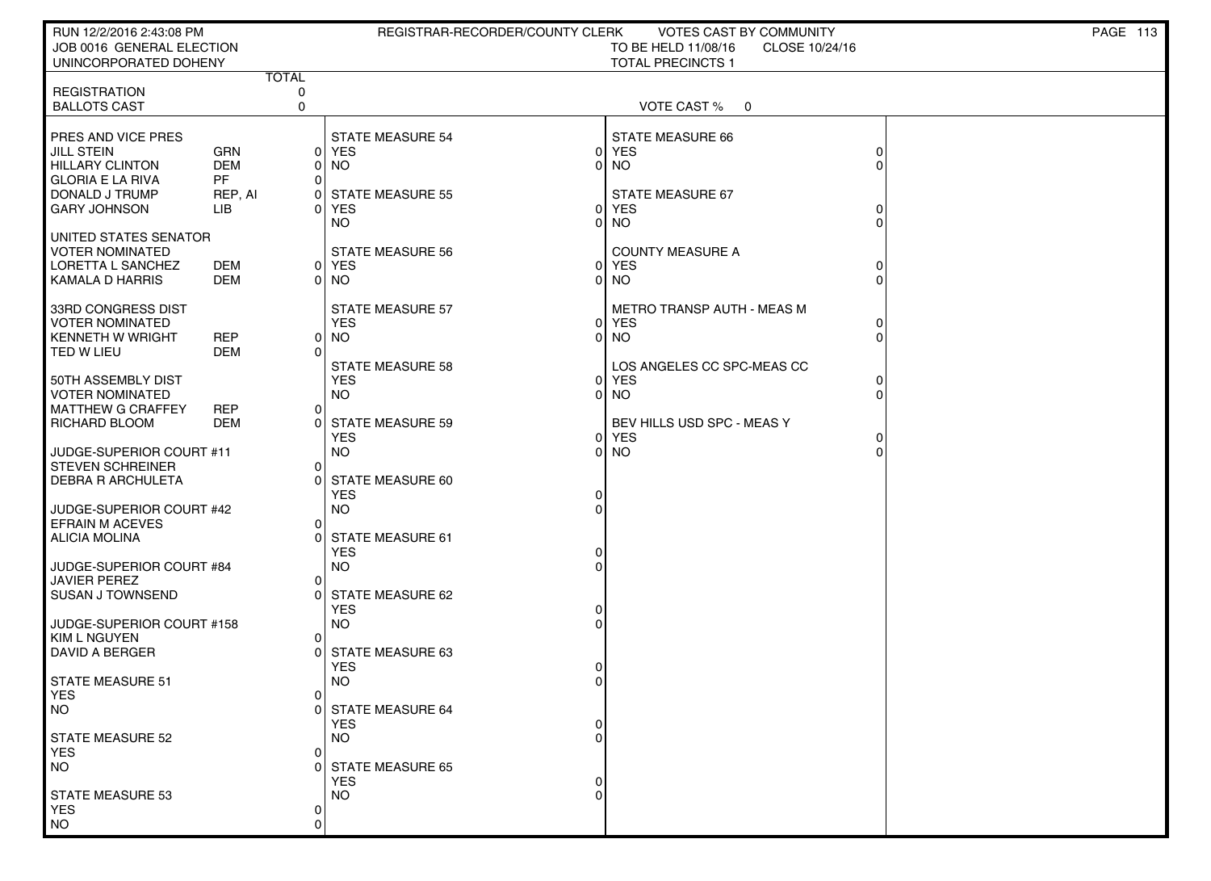RUN 12/2/2016 2:43:08 PM — REGISTRAR-RECORDER/COUNTY CLERK — VOTES CAST BY COMMUNITY

JOB 0016 GENERAL ELECTION — TO BE HELD 11/08/16 — CLOSE 10/24/16

UNINCORPORATED DOHENY — TOTAL PRECINCTS 1

| | | TOTAL |
|---|---|---|
| REGISTRATION | | 0 |
| BALLOTS CAST | | 0 |

VOTE CAST % 0

| Contest / Candidate | Party | Votes |
|---|---|---|
| **PRES AND VICE PRES** | | |
| JILL STEIN | GRN | 0 |
| HILLARY CLINTON | DEM | 0 |
| GLORIA E LA RIVA | PF | 0 |
| DONALD J TRUMP | REP, AI | 0 |
| GARY JOHNSON | LIB | 0 |
| **UNITED STATES SENATOR VOTER NOMINATED** | | |
| LORETTA L SANCHEZ | DEM | 0 |
| KAMALA D HARRIS | DEM | 0 |
| **33RD CONGRESS DIST VOTER NOMINATED** | | |
| KENNETH W WRIGHT | REP | 0 |
| TED W LIEU | DEM | 0 |
| **50TH ASSEMBLY DIST VOTER NOMINATED** | | |
| MATTHEW G CRAFFEY | REP | 0 |
| RICHARD BLOOM | DEM | 0 |
| **JUDGE-SUPERIOR COURT #11** | | |
| STEVEN SCHREINER | | 0 |
| DEBRA R ARCHULETA | | 0 |
| **JUDGE-SUPERIOR COURT #42** | | |
| EFRAIN M ACEVES | | 0 |
| ALICIA MOLINA | | 0 |
| **JUDGE-SUPERIOR COURT #84** | | |
| JAVIER PEREZ | | 0 |
| SUSAN J TOWNSEND | | 0 |
| **JUDGE-SUPERIOR COURT #158** | | |
| KIM L NGUYEN | | 0 |
| DAVID A BERGER | | 0 |

| Measure | YES | NO |
|---|---|---|
| STATE MEASURE 51 | 0 | 0 |
| STATE MEASURE 52 | 0 | 0 |
| STATE MEASURE 53 | 0 | 0 |
| STATE MEASURE 54 | 0 | 0 |
| STATE MEASURE 55 | 0 | 0 |
| STATE MEASURE 56 | 0 | 0 |
| STATE MEASURE 57 | 0 | 0 |
| STATE MEASURE 58 | 0 | 0 |
| STATE MEASURE 59 | 0 | 0 |
| STATE MEASURE 60 | 0 | 0 |
| STATE MEASURE 61 | 0 | 0 |
| STATE MEASURE 62 | 0 | 0 |
| STATE MEASURE 63 | 0 | 0 |
| STATE MEASURE 64 | 0 | 0 |
| STATE MEASURE 65 | 0 | 0 |
| STATE MEASURE 66 | 0 | 0 |
| STATE MEASURE 67 | 0 | 0 |
| COUNTY MEASURE A | 0 | 0 |
| METRO TRANSP AUTH - MEAS M | 0 | 0 |
| LOS ANGELES CC SPC-MEAS CC | 0 | 0 |
| BEV HILLS USD SPC - MEAS Y | 0 | 0 |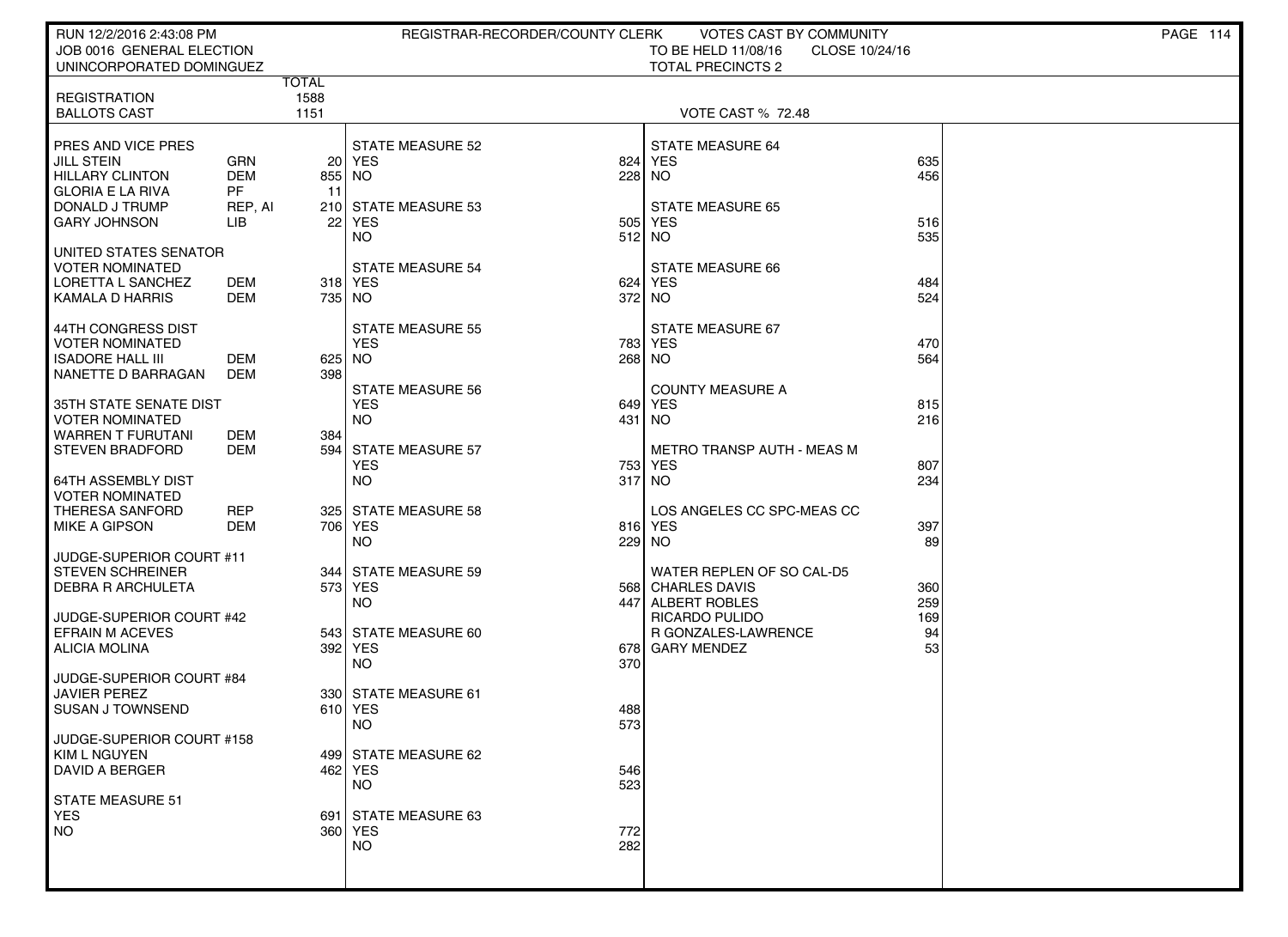RUN 12/2/2016 2:43:08 PM — REGISTRAR-RECORDER/COUNTY CLERK — VOTES CAST BY COMMUNITY

JOB 0016 GENERAL ELECTION — TO BE HELD 11/08/16 — CLOSE 10/24/16

UNINCORPORATED DOMINGUEZ — TOTAL PRECINCTS 2

| | TOTAL |
|---|---|
| REGISTRATION | 1588 |
| BALLOTS CAST | 1151 |

VOTE CAST % 72.48

| PRES AND VICE PRES | | |
|---|---|---|
| JILL STEIN | GRN | 20 |
| HILLARY CLINTON | DEM | 855 |
| GLORIA E LA RIVA | PF | 11 |
| DONALD J TRUMP | REP, AI | 210 |
| GARY JOHNSON | LIB | 22 |

| UNITED STATES SENATOR VOTER NOMINATED | | |
|---|---|---|
| LORETTA L SANCHEZ | DEM | 318 |
| KAMALA D HARRIS | DEM | 735 |

| 44TH CONGRESS DIST VOTER NOMINATED | | |
|---|---|---|
| ISADORE HALL III | DEM | 625 |
| NANETTE D BARRAGAN | DEM | 398 |

| 35TH STATE SENATE DIST VOTER NOMINATED | | |
|---|---|---|
| WARREN T FURUTANI | DEM | 384 |
| STEVEN BRADFORD | DEM | 594 |

| 64TH ASSEMBLY DIST VOTER NOMINATED | | |
|---|---|---|
| THERESA SANFORD | REP | 325 |
| MIKE A GIPSON | DEM | 706 |

| JUDGE-SUPERIOR COURT #11 | |
|---|---|
| STEVEN SCHREINER | 344 |
| DEBRA R ARCHULETA | 573 |

| JUDGE-SUPERIOR COURT #42 | |
|---|---|
| EFRAIN M ACEVES | 543 |
| ALICIA MOLINA | 392 |

| JUDGE-SUPERIOR COURT #84 | |
|---|---|
| JAVIER PEREZ | 330 |
| SUSAN J TOWNSEND | 610 |

| JUDGE-SUPERIOR COURT #158 | |
|---|---|
| KIM L NGUYEN | 499 |
| DAVID A BERGER | 462 |

| MEASURE | YES | NO |
|---|---|---|
| STATE MEASURE 51 | 691 | 360 |
| STATE MEASURE 52 | 824 | 228 |
| STATE MEASURE 53 | 505 | 512 |
| STATE MEASURE 54 | 624 | 372 |
| STATE MEASURE 55 | 783 | 268 |
| STATE MEASURE 56 | 649 | 431 |
| STATE MEASURE 57 | 753 | 317 |
| STATE MEASURE 58 | 816 | 229 |
| STATE MEASURE 59 | 568 | 447 |
| STATE MEASURE 60 | 678 | 370 |
| STATE MEASURE 61 | 488 | 573 |
| STATE MEASURE 62 | 546 | 523 |
| STATE MEASURE 63 | 772 | 282 |
| STATE MEASURE 64 | 635 | 456 |
| STATE MEASURE 65 | 516 | 535 |
| STATE MEASURE 66 | 484 | 524 |
| STATE MEASURE 67 | 470 | 564 |
| COUNTY MEASURE A | 815 | 216 |
| METRO TRANSP AUTH - MEAS M | 807 | 234 |
| LOS ANGELES CC SPC-MEAS CC | 397 | 89 |

| WATER REPLEN OF SO CAL-D5 | |
|---|---|
| CHARLES DAVIS | 360 |
| ALBERT ROBLES | 259 |
| RICARDO PULIDO | 169 |
| R GONZALES-LAWRENCE | 94 |
| GARY MENDEZ | 53 |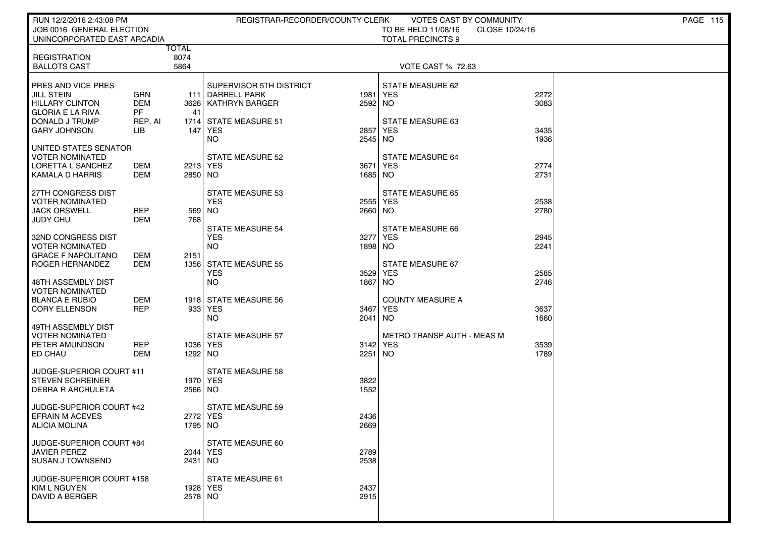RUN 12/2/2016 2:43:08 PM — REGISTRAR-RECORDER/COUNTY CLERK — VOTES CAST BY COMMUNITY

JOB 0016 GENERAL ELECTION — TO BE HELD 11/08/16 — CLOSE 10/24/16

UNINCORPORATED EAST ARCADIA — TOTAL PRECINCTS 9

| | TOTAL |
|---|---|
| REGISTRATION | 8074 |
| BALLOTS CAST | 5864 |

VOTE CAST % 72.63

| PRES AND VICE PRES | | |
|---|---|---|
| JILL STEIN | GRN | 111 |
| HILLARY CLINTON | DEM | 3626 |
| GLORIA E LA RIVA | PF | 41 |
| DONALD J TRUMP | REP, AI | 1714 |
| GARY JOHNSON | LIB | 147 |

| UNITED STATES SENATOR VOTER NOMINATED | | |
|---|---|---|
| LORETTA L SANCHEZ | DEM | 2213 |
| KAMALA D HARRIS | DEM | 2850 |

| 27TH CONGRESS DIST VOTER NOMINATED | | |
|---|---|---|
| JACK ORSWELL | REP | 569 |
| JUDY CHU | DEM | 768 |

| 32ND CONGRESS DIST VOTER NOMINATED | | |
|---|---|---|
| GRACE F NAPOLITANO | DEM | 2151 |
| ROGER HERNANDEZ | DEM | 1356 |

| 48TH ASSEMBLY DIST VOTER NOMINATED | | |
|---|---|---|
| BLANCA E RUBIO | DEM | 1918 |
| CORY ELLENSON | REP | 933 |

| 49TH ASSEMBLY DIST VOTER NOMINATED | | |
|---|---|---|
| PETER AMUNDSON | REP | 1036 |
| ED CHAU | DEM | 1292 |

| JUDGE-SUPERIOR COURT #11 | |
|---|---|
| STEVEN SCHREINER | 1970 |
| DEBRA R ARCHULETA | 2566 |

| JUDGE-SUPERIOR COURT #42 | |
|---|---|
| EFRAIN M ACEVES | 2772 |
| ALICIA MOLINA | 1795 |

| JUDGE-SUPERIOR COURT #84 | |
|---|---|
| JAVIER PEREZ | 2044 |
| SUSAN J TOWNSEND | 2431 |

| JUDGE-SUPERIOR COURT #158 | |
|---|---|
| KIM L NGUYEN | 1928 |
| DAVID A BERGER | 2578 |

| SUPERVISOR 5TH DISTRICT | |
|---|---|
| DARRELL PARK | 1981 |
| KATHRYN BARGER | 2592 |

| MEASURE | YES | NO |
|---|---|---|
| STATE MEASURE 51 | 2857 | 2545 |
| STATE MEASURE 52 | 3671 | 1685 |
| STATE MEASURE 53 | 2555 | 2660 |
| STATE MEASURE 54 | 3277 | 1898 |
| STATE MEASURE 55 | 3529 | 1867 |
| STATE MEASURE 56 | 3467 | 2041 |
| STATE MEASURE 57 | 3142 | 2251 |
| STATE MEASURE 58 | 3822 | 1552 |
| STATE MEASURE 59 | 2436 | 2669 |
| STATE MEASURE 60 | 2789 | 2538 |
| STATE MEASURE 61 | 2437 | 2915 |
| STATE MEASURE 62 | 2272 | 3083 |
| STATE MEASURE 63 | 3435 | 1936 |
| STATE MEASURE 64 | 2774 | 2731 |
| STATE MEASURE 65 | 2538 | 2780 |
| STATE MEASURE 66 | 2945 | 2241 |
| STATE MEASURE 67 | 2585 | 2746 |
| COUNTY MEASURE A | 3637 | 1660 |
| METRO TRANSP AUTH - MEAS M | 3539 | 1789 |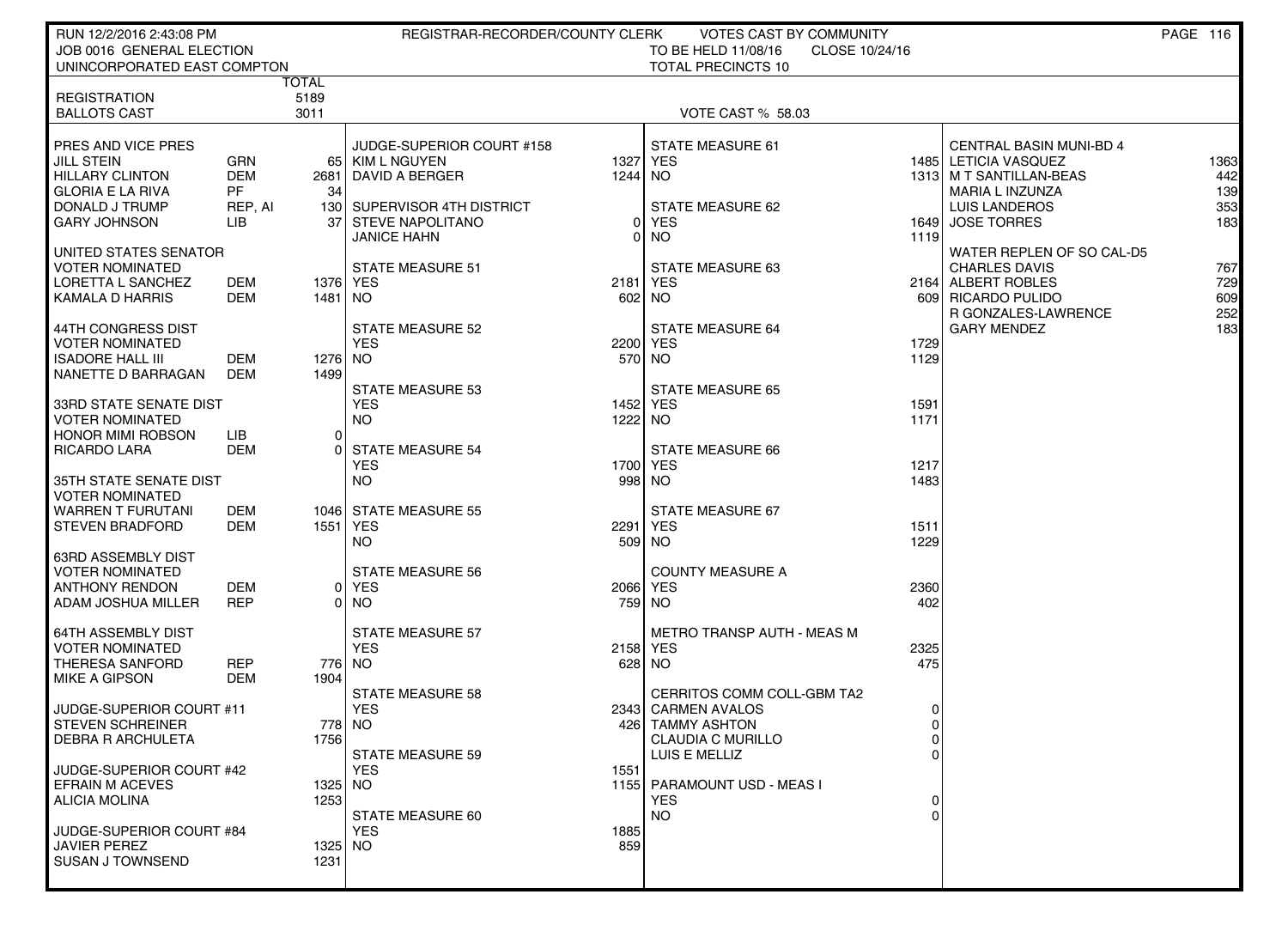RUN 12/2/2016 2:43:08 PM — REGISTRAR-RECORDER/COUNTY CLERK — VOTES CAST BY COMMUNITY

JOB 0016 GENERAL ELECTION — TO BE HELD 11/08/16 — CLOSE 10/24/16

UNINCORPORATED EAST COMPTON — TOTAL PRECINCTS 10

| | | TOTAL |
|---|---|---|
| REGISTRATION | | 5189 |
| BALLOTS CAST | | 3011 |

VOTE CAST % 58.03

**PRES AND VICE PRES**

| | | |
|---|---|---|
| JILL STEIN | GRN | 65 |
| HILLARY CLINTON | DEM | 2681 |
| GLORIA E LA RIVA | PF | 34 |
| DONALD J TRUMP | REP, AI | 130 |
| GARY JOHNSON | LIB | 37 |

**UNITED STATES SENATOR**
VOTER NOMINATED

| | | |
|---|---|---|
| LORETTA L SANCHEZ | DEM | 1376 |
| KAMALA D HARRIS | DEM | 1481 |

**44TH CONGRESS DIST**
VOTER NOMINATED

| | | |
|---|---|---|
| ISADORE HALL III | DEM | 1276 |
| NANETTE D BARRAGAN | DEM | 1499 |

**33RD STATE SENATE DIST**
VOTER NOMINATED

| | | |
|---|---|---|
| HONOR MIMI ROBSON | LIB | 0 |
| RICARDO LARA | DEM | 0 |

**35TH STATE SENATE DIST**
VOTER NOMINATED

| | | |
|---|---|---|
| WARREN T FURUTANI | DEM | 1046 |
| STEVEN BRADFORD | DEM | 1551 |

**63RD ASSEMBLY DIST**
VOTER NOMINATED

| | | |
|---|---|---|
| ANTHONY RENDON | DEM | 0 |
| ADAM JOSHUA MILLER | REP | 0 |

**64TH ASSEMBLY DIST**
VOTER NOMINATED

| | | |
|---|---|---|
| THERESA SANFORD | REP | 776 |
| MIKE A GIPSON | DEM | 1904 |

**JUDGE-SUPERIOR COURT #11**

| | |
|---|---|
| STEVEN SCHREINER | 778 |
| DEBRA R ARCHULETA | 1756 |

**JUDGE-SUPERIOR COURT #42**

| | |
|---|---|
| EFRAIN M ACEVES | 1325 |
| ALICIA MOLINA | 1253 |

**JUDGE-SUPERIOR COURT #84**

| | |
|---|---|
| JAVIER PEREZ | 1325 |
| SUSAN J TOWNSEND | 1231 |

**JUDGE-SUPERIOR COURT #158**

| | |
|---|---|
| KIM L NGUYEN | 1327 |
| DAVID A BERGER | 1244 |

**SUPERVISOR 4TH DISTRICT**

| | |
|---|---|
| STEVE NAPOLITANO | 0 |
| JANICE HAHN | 0 |

**STATE MEASURE 51**

| | |
|---|---|
| YES | 2181 |
| NO | 602 |

**STATE MEASURE 52**

| | |
|---|---|
| YES | 2200 |
| NO | 570 |

**STATE MEASURE 53**

| | |
|---|---|
| YES | 1452 |
| NO | 1222 |

**STATE MEASURE 54**

| | |
|---|---|
| YES | 1700 |
| NO | 998 |

**STATE MEASURE 55**

| | |
|---|---|
| YES | 2291 |
| NO | 509 |

**STATE MEASURE 56**

| | |
|---|---|
| YES | 2066 |
| NO | 759 |

**STATE MEASURE 57**

| | |
|---|---|
| YES | 2158 |
| NO | 628 |

**STATE MEASURE 58**

| | |
|---|---|
| YES | 2343 |
| NO | 426 |

**STATE MEASURE 59**

| | |
|---|---|
| YES | 1551 |
| NO | 1155 |

**STATE MEASURE 60**

| | |
|---|---|
| YES | 1885 |
| NO | 859 |

**STATE MEASURE 61**

| | |
|---|---|
| YES | 1485 |
| NO | 1313 |

**STATE MEASURE 62**

| | |
|---|---|
| YES | 1649 |
| NO | 1119 |

**STATE MEASURE 63**

| | |
|---|---|
| YES | 2164 |
| NO | 609 |

**STATE MEASURE 64**

| | |
|---|---|
| YES | 1729 |
| NO | 1129 |

**STATE MEASURE 65**

| | |
|---|---|
| YES | 1591 |
| NO | 1171 |

**STATE MEASURE 66**

| | |
|---|---|
| YES | 1217 |
| NO | 1483 |

**STATE MEASURE 67**

| | |
|---|---|
| YES | 1511 |
| NO | 1229 |

**COUNTY MEASURE A**

| | |
|---|---|
| YES | 2360 |
| NO | 402 |

**METRO TRANSP AUTH - MEAS M**

| | |
|---|---|
| YES | 2325 |
| NO | 475 |

**CERRITOS COMM COLL-GBM TA2**

| | |
|---|---|
| CARMEN AVALOS | 0 |
| TAMMY ASHTON | 0 |
| CLAUDIA C MURILLO | 0 |
| LUIS E MELLIZ | 0 |

**PARAMOUNT USD - MEAS I**

| | |
|---|---|
| YES | 0 |
| NO | 0 |

**CENTRAL BASIN MUNI-BD 4**

| | |
|---|---|
| LETICIA VASQUEZ | 1363 |
| M T SANTILLAN-BEAS | 442 |
| MARIA L INZUNZA | 139 |
| LUIS LANDEROS | 353 |
| JOSE TORRES | 183 |

**WATER REPLEN OF SO CAL-D5**

| | |
|---|---|
| CHARLES DAVIS | 767 |
| ALBERT ROBLES | 729 |
| RICARDO PULIDO | 609 |
| R GONZALES-LAWRENCE | 252 |
| GARY MENDEZ | 183 |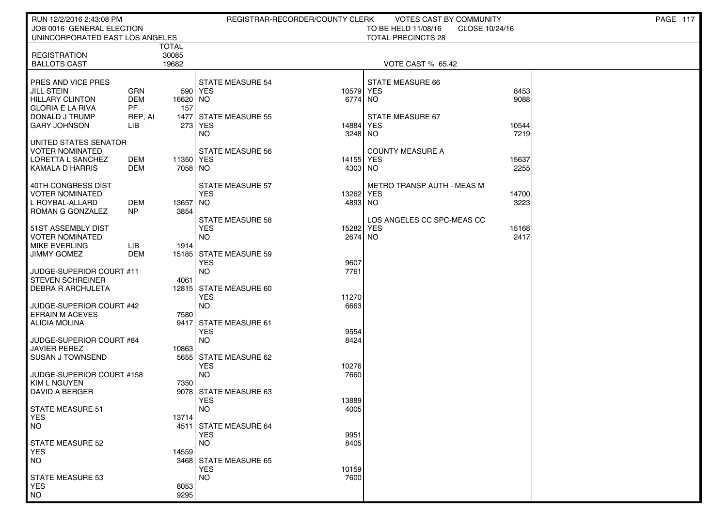RUN 12/2/2016 2:43:08 PM — REGISTRAR-RECORDER/COUNTY CLERK — VOTES CAST BY COMMUNITY

JOB 0016 GENERAL ELECTION — TO BE HELD 11/08/16 — CLOSE 10/24/16

UNINCORPORATED EAST LOS ANGELES — TOTAL PRECINCTS 28

| | | TOTAL |
|---|---|---|
| REGISTRATION | | 30085 |
| BALLOTS CAST | | 19682 |

VOTE CAST % 65.42

| PRES AND VICE PRES | | |
|---|---|---|
| JILL STEIN | GRN | 590 |
| HILLARY CLINTON | DEM | 16620 |
| GLORIA E LA RIVA | PF | 157 |
| DONALD J TRUMP | REP, AI | 1477 |
| GARY JOHNSON | LIB | 273 |

| UNITED STATES SENATOR VOTER NOMINATED | | |
|---|---|---|
| LORETTA L SANCHEZ | DEM | 11350 |
| KAMALA D HARRIS | DEM | 7058 |

| 40TH CONGRESS DIST VOTER NOMINATED | | |
|---|---|---|
| L ROYBAL-ALLARD | DEM | 13657 |
| ROMAN G GONZALEZ | NP | 3854 |

| 51ST ASSEMBLY DIST VOTER NOMINATED | | |
|---|---|---|
| MIKE EVERLING | LIB | 1914 |
| JIMMY GOMEZ | DEM | 15185 |

| JUDGE-SUPERIOR COURT #11 | |
|---|---|
| STEVEN SCHREINER | 4061 |
| DEBRA R ARCHULETA | 12815 |

| JUDGE-SUPERIOR COURT #42 | |
|---|---|
| EFRAIN M ACEVES | 7580 |
| ALICIA MOLINA | 9417 |

| JUDGE-SUPERIOR COURT #84 | |
|---|---|
| JAVIER PEREZ | 10863 |
| SUSAN J TOWNSEND | 5655 |

| JUDGE-SUPERIOR COURT #158 | |
|---|---|
| KIM L NGUYEN | 7350 |
| DAVID A BERGER | 9078 |

| MEASURE | YES | NO |
|---|---|---|
| STATE MEASURE 51 | 13714 | 4511 |
| STATE MEASURE 52 | 14559 | 3468 |
| STATE MEASURE 53 | 8053 | 9295 |
| STATE MEASURE 54 | 10579 | 6774 |
| STATE MEASURE 55 | 14884 | 3248 |
| STATE MEASURE 56 | 14155 | 4303 |
| STATE MEASURE 57 | 13262 | 4893 |
| STATE MEASURE 58 | 15282 | 2674 |
| STATE MEASURE 59 | 9607 | 7761 |
| STATE MEASURE 60 | 11270 | 6663 |
| STATE MEASURE 61 | 9554 | 8424 |
| STATE MEASURE 62 | 10276 | 7660 |
| STATE MEASURE 63 | 13889 | 4005 |
| STATE MEASURE 64 | 9951 | 8405 |
| STATE MEASURE 65 | 10159 | 7600 |
| STATE MEASURE 66 | 8453 | 9088 |
| STATE MEASURE 67 | 10544 | 7219 |
| COUNTY MEASURE A | 15637 | 2255 |
| METRO TRANSP AUTH - MEAS M | 14700 | 3223 |
| LOS ANGELES CC SPC-MEAS CC | 15168 | 2417 |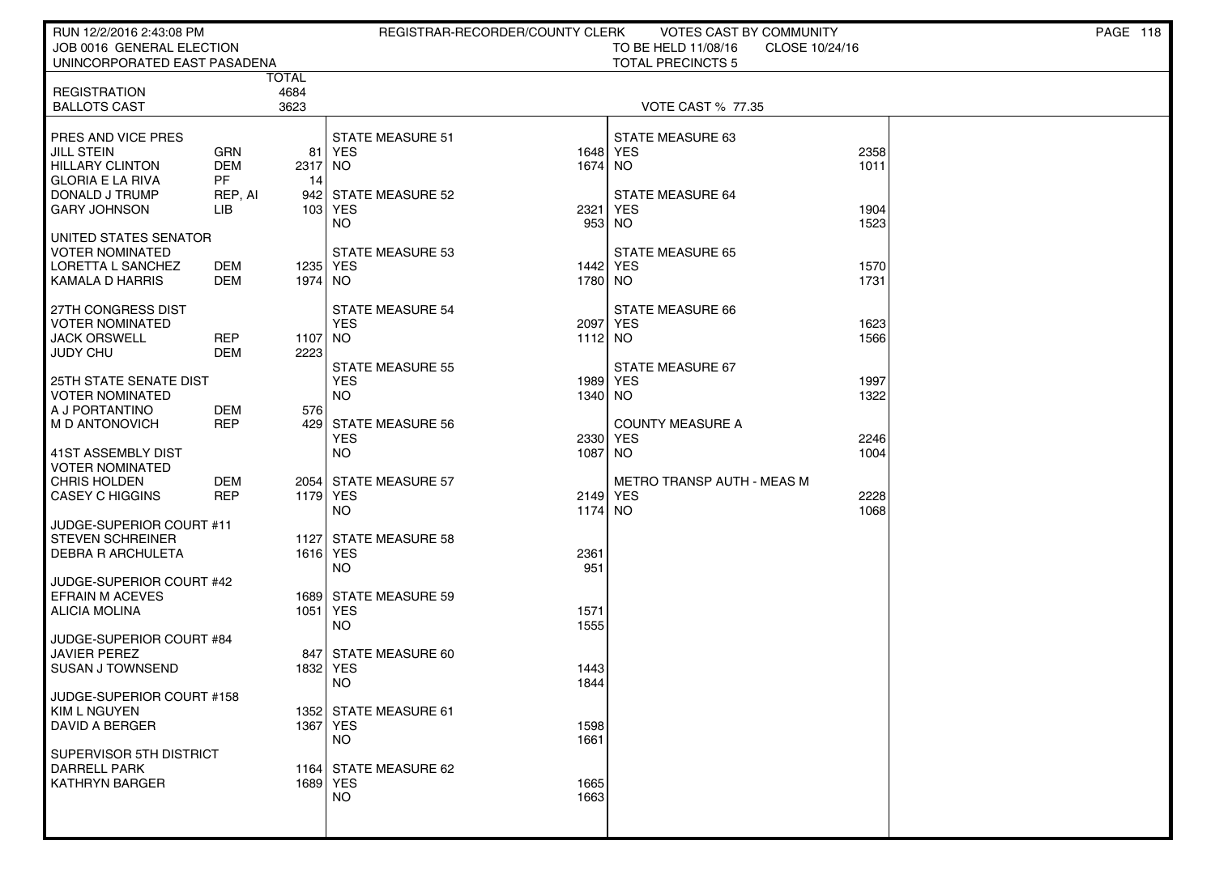RUN 12/2/2016 2:43:08 PM — REGISTRAR-RECORDER/COUNTY CLERK — VOTES CAST BY COMMUNITY

JOB 0016 GENERAL ELECTION — TO BE HELD 11/08/16 CLOSE 10/24/16

UNINCORPORATED EAST PASADENA — TOTAL PRECINCTS 5

| | TOTAL |
|---|---|
| REGISTRATION | 4684 |
| BALLOTS CAST | 3623 |

VOTE CAST % 77.35

| Contest / Candidate | Party | Votes |
|---|---|---|
| **PRES AND VICE PRES** | | |
| JILL STEIN | GRN | 81 |
| HILLARY CLINTON | DEM | 2317 |
| GLORIA E LA RIVA | PF | 14 |
| DONALD J TRUMP | REP, AI | 942 |
| GARY JOHNSON | LIB | 103 |
| **UNITED STATES SENATOR VOTER NOMINATED** | | |
| LORETTA L SANCHEZ | DEM | 1235 |
| KAMALA D HARRIS | DEM | 1974 |
| **27TH CONGRESS DIST VOTER NOMINATED** | | |
| JACK ORSWELL | REP | 1107 |
| JUDY CHU | DEM | 2223 |
| **25TH STATE SENATE DIST VOTER NOMINATED** | | |
| A J PORTANTINO | DEM | 576 |
| M D ANTONOVICH | REP | 429 |
| **41ST ASSEMBLY DIST VOTER NOMINATED** | | |
| CHRIS HOLDEN | DEM | 2054 |
| CASEY C HIGGINS | REP | 1179 |
| **JUDGE-SUPERIOR COURT #11** | | |
| STEVEN SCHREINER | | 1127 |
| DEBRA R ARCHULETA | | 1616 |
| **JUDGE-SUPERIOR COURT #42** | | |
| EFRAIN M ACEVES | | 1689 |
| ALICIA MOLINA | | 1051 |
| **JUDGE-SUPERIOR COURT #84** | | |
| JAVIER PEREZ | | 847 |
| SUSAN J TOWNSEND | | 1832 |
| **JUDGE-SUPERIOR COURT #158** | | |
| KIM L NGUYEN | | 1352 |
| DAVID A BERGER | | 1367 |
| **SUPERVISOR 5TH DISTRICT** | | |
| DARRELL PARK | | 1164 |
| KATHRYN BARGER | | 1689 |

| Measure | YES | NO |
|---|---|---|
| STATE MEASURE 51 | 1648 | 1674 |
| STATE MEASURE 52 | 2321 | 953 |
| STATE MEASURE 53 | 1442 | 1780 |
| STATE MEASURE 54 | 2097 | 1112 |
| STATE MEASURE 55 | 1989 | 1340 |
| STATE MEASURE 56 | 2330 | 1087 |
| STATE MEASURE 57 | 2149 | 1174 |
| STATE MEASURE 58 | 2361 | 951 |
| STATE MEASURE 59 | 1571 | 1555 |
| STATE MEASURE 60 | 1443 | 1844 |
| STATE MEASURE 61 | 1598 | 1661 |
| STATE MEASURE 62 | 1665 | 1663 |
| STATE MEASURE 63 | 2358 | 1011 |
| STATE MEASURE 64 | 1904 | 1523 |
| STATE MEASURE 65 | 1570 | 1731 |
| STATE MEASURE 66 | 1623 | 1566 |
| STATE MEASURE 67 | 1997 | 1322 |
| COUNTY MEASURE A | 2246 | 1004 |
| METRO TRANSP AUTH - MEAS M | 2228 | 1068 |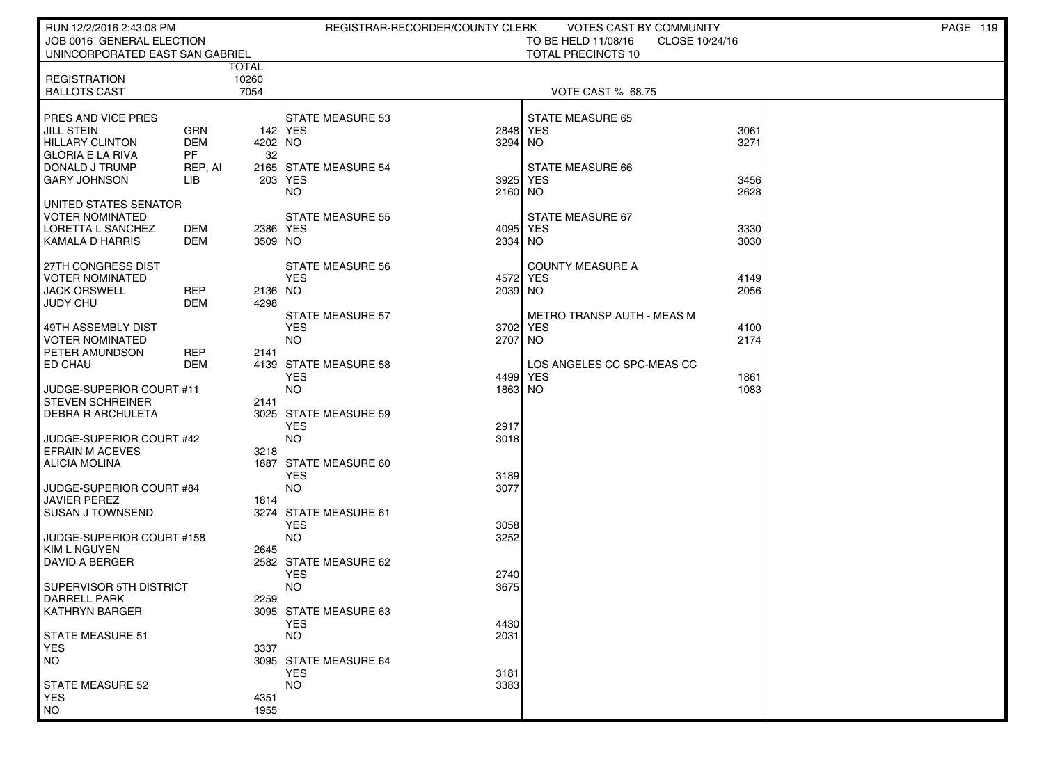RUN 12/2/2016 2:43:08 PM — REGISTRAR-RECORDER/COUNTY CLERK — VOTES CAST BY COMMUNITY

JOB 0016 GENERAL ELECTION — TO BE HELD 11/08/16 — CLOSE 10/24/16

UNINCORPORATED EAST SAN GABRIEL — TOTAL PRECINCTS 10

| | TOTAL |
|---|---|
| REGISTRATION | 10260 |
| BALLOTS CAST | 7054 |

VOTE CAST % 68.75

**PRES AND VICE PRES**

| Candidate | Party | Votes |
|---|---|---|
| JILL STEIN | GRN | 142 |
| HILLARY CLINTON | DEM | 4202 |
| GLORIA E LA RIVA | PF | 32 |
| DONALD J TRUMP | REP, AI | 2165 |
| GARY JOHNSON | LIB | 203 |

**UNITED STATES SENATOR VOTER NOMINATED**

| Candidate | Party | Votes |
|---|---|---|
| LORETTA L SANCHEZ | DEM | 2386 |
| KAMALA D HARRIS | DEM | 3509 |

**27TH CONGRESS DIST VOTER NOMINATED**

| Candidate | Party | Votes |
|---|---|---|
| JACK ORSWELL | REP | 2136 |
| JUDY CHU | DEM | 4298 |

**49TH ASSEMBLY DIST VOTER NOMINATED**

| Candidate | Party | Votes |
|---|---|---|
| PETER AMUNDSON | REP | 2141 |
| ED CHAU | DEM | 4139 |

**JUDGE-SUPERIOR COURT #11**

| Candidate | Votes |
|---|---|
| STEVEN SCHREINER | 2141 |
| DEBRA R ARCHULETA | 3025 |

**JUDGE-SUPERIOR COURT #42**

| Candidate | Votes |
|---|---|
| EFRAIN M ACEVES | 3218 |
| ALICIA MOLINA | 1887 |

**JUDGE-SUPERIOR COURT #84**

| Candidate | Votes |
|---|---|
| JAVIER PEREZ | 1814 |
| SUSAN J TOWNSEND | 3274 |

**JUDGE-SUPERIOR COURT #158**

| Candidate | Votes |
|---|---|
| KIM L NGUYEN | 2645 |
| DAVID A BERGER | 2582 |

**SUPERVISOR 5TH DISTRICT**

| Candidate | Votes |
|---|---|
| DARRELL PARK | 2259 |
| KATHRYN BARGER | 3095 |

**MEASURES**

| Measure | YES | NO |
|---|---|---|
| STATE MEASURE 51 | 3337 | 3095 |
| STATE MEASURE 52 | 4351 | 1955 |
| STATE MEASURE 53 | 2848 | 3294 |
| STATE MEASURE 54 | 3925 | 2160 |
| STATE MEASURE 55 | 4095 | 2334 |
| STATE MEASURE 56 | 4572 | 2039 |
| STATE MEASURE 57 | 3702 | 2707 |
| STATE MEASURE 58 | 4499 | 1863 |
| STATE MEASURE 59 | 2917 | 3018 |
| STATE MEASURE 60 | 3189 | 3077 |
| STATE MEASURE 61 | 3058 | 3252 |
| STATE MEASURE 62 | 2740 | 3675 |
| STATE MEASURE 63 | 4430 | 2031 |
| STATE MEASURE 64 | 3181 | 3383 |
| STATE MEASURE 65 | 3061 | 3271 |
| STATE MEASURE 66 | 3456 | 2628 |
| STATE MEASURE 67 | 3330 | 3030 |
| COUNTY MEASURE A | 4149 | 2056 |
| METRO TRANSP AUTH - MEAS M | 4100 | 2174 |
| LOS ANGELES CC SPC-MEAS CC | 1861 | 1083 |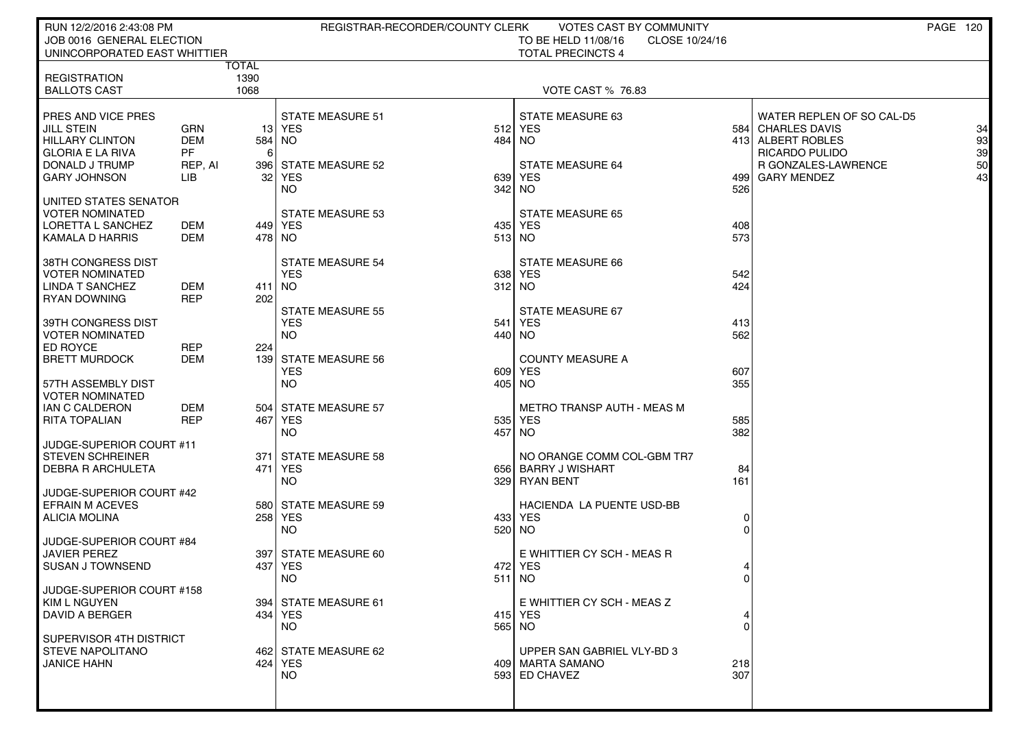RUN 12/2/2016 2:43:08 PM — REGISTRAR-RECORDER/COUNTY CLERK — VOTES CAST BY COMMUNITY

JOB 0016 GENERAL ELECTION — TO BE HELD 11/08/16 — CLOSE 10/24/16

UNINCORPORATED EAST WHITTIER — TOTAL PRECINCTS 4

| | TOTAL |
|---|---|
| REGISTRATION | 1390 |
| BALLOTS CAST | 1068 |

VOTE CAST % 76.83

**PRES AND VICE PRES**

| Candidate | Party | Votes |
|---|---|---|
| JILL STEIN | GRN | 13 |
| HILLARY CLINTON | DEM | 584 |
| GLORIA E LA RIVA | PF | 6 |
| DONALD J TRUMP | REP, AI | 396 |
| GARY JOHNSON | LIB | 32 |

**UNITED STATES SENATOR VOTER NOMINATED**

| Candidate | Party | Votes |
|---|---|---|
| LORETTA L SANCHEZ | DEM | 449 |
| KAMALA D HARRIS | DEM | 478 |

**38TH CONGRESS DIST VOTER NOMINATED**

| Candidate | Party | Votes |
|---|---|---|
| LINDA T SANCHEZ | DEM | 411 |
| RYAN DOWNING | REP | 202 |

**39TH CONGRESS DIST VOTER NOMINATED**

| Candidate | Party | Votes |
|---|---|---|
| ED ROYCE | REP | 224 |
| BRETT MURDOCK | DEM | 139 |

**57TH ASSEMBLY DIST VOTER NOMINATED**

| Candidate | Party | Votes |
|---|---|---|
| IAN C CALDERON | DEM | 504 |
| RITA TOPALIAN | REP | 467 |

**JUDGE-SUPERIOR COURT #11**

| Candidate | Votes |
|---|---|
| STEVEN SCHREINER | 371 |
| DEBRA R ARCHULETA | 471 |

**JUDGE-SUPERIOR COURT #42**

| Candidate | Votes |
|---|---|
| EFRAIN M ACEVES | 580 |
| ALICIA MOLINA | 258 |

**JUDGE-SUPERIOR COURT #84**

| Candidate | Votes |
|---|---|
| JAVIER PEREZ | 397 |
| SUSAN J TOWNSEND | 437 |

**JUDGE-SUPERIOR COURT #158**

| Candidate | Votes |
|---|---|
| KIM L NGUYEN | 394 |
| DAVID A BERGER | 434 |

**SUPERVISOR 4TH DISTRICT**

| Candidate | Votes |
|---|---|
| STEVE NAPOLITANO | 462 |
| JANICE HAHN | 424 |

**STATE MEASURES**

| Measure | YES | NO |
|---|---|---|
| STATE MEASURE 51 | 512 | 484 |
| STATE MEASURE 52 | 639 | 342 |
| STATE MEASURE 53 | 435 | 513 |
| STATE MEASURE 54 | 638 | 312 |
| STATE MEASURE 55 | 541 | 440 |
| STATE MEASURE 56 | 609 | 405 |
| STATE MEASURE 57 | 535 | 457 |
| STATE MEASURE 58 | 656 | 329 |
| STATE MEASURE 59 | 433 | 520 |
| STATE MEASURE 60 | 472 | 511 |
| STATE MEASURE 61 | 415 | 565 |
| STATE MEASURE 62 | 409 | 593 |
| STATE MEASURE 63 | 584 | 413 |
| STATE MEASURE 64 | 499 | 526 |
| STATE MEASURE 65 | 408 | 573 |
| STATE MEASURE 66 | 542 | 424 |
| STATE MEASURE 67 | 413 | 562 |
| COUNTY MEASURE A | 607 | 355 |
| METRO TRANSP AUTH - MEAS M | 585 | 382 |
| HACIENDA LA PUENTE USD-BB | 0 | 0 |
| E WHITTIER CY SCH - MEAS R | 4 | 0 |
| E WHITTIER CY SCH - MEAS Z | 4 | 0 |

**NO ORANGE COMM COL-GBM TR7**

| Candidate | Votes |
|---|---|
| BARRY J WISHART | 84 |
| RYAN BENT | 161 |

**UPPER SAN GABRIEL VLY-BD 3**

| Candidate | Votes |
|---|---|
| MARTA SAMANO | 218 |
| ED CHAVEZ | 307 |

**WATER REPLEN OF SO CAL-D5**

| Candidate | Votes |
|---|---|
| CHARLES DAVIS | 34 |
| ALBERT ROBLES | 93 |
| RICARDO PULIDO | 39 |
| R GONZALES-LAWRENCE | 50 |
| GARY MENDEZ | 43 |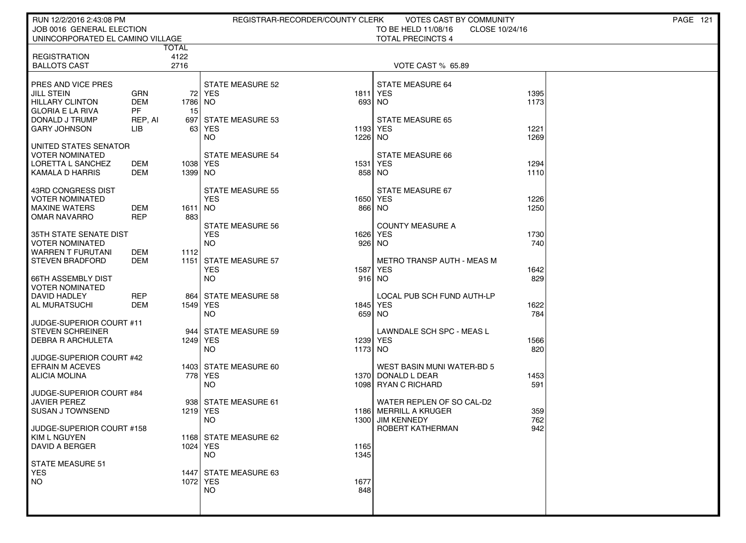RUN 12/2/2016 2:43:08 PM — REGISTRAR-RECORDER/COUNTY CLERK — VOTES CAST BY COMMUNITY

JOB 0016 GENERAL ELECTION — TO BE HELD 11/08/16 — CLOSE 10/24/16

UNINCORPORATED EL CAMINO VILLAGE — TOTAL PRECINCTS 4

| | TOTAL |
|---|---|
| REGISTRATION | 4122 |
| BALLOTS CAST | 2716 |

VOTE CAST % 65.89

| Contest / Candidate | Party | Votes |
|---|---|---|
| **PRES AND VICE PRES** | | |
| JILL STEIN | GRN | 72 |
| HILLARY CLINTON | DEM | 1786 |
| GLORIA E LA RIVA | PF | 15 |
| DONALD J TRUMP | REP, AI | 697 |
| GARY JOHNSON | LIB | 63 |
| **UNITED STATES SENATOR VOTER NOMINATED** | | |
| LORETTA L SANCHEZ | DEM | 1038 |
| KAMALA D HARRIS | DEM | 1399 |
| **43RD CONGRESS DIST VOTER NOMINATED** | | |
| MAXINE WATERS | DEM | 1611 |
| OMAR NAVARRO | REP | 883 |
| **35TH STATE SENATE DIST VOTER NOMINATED** | | |
| WARREN T FURUTANI | DEM | 1112 |
| STEVEN BRADFORD | DEM | 1151 |
| **66TH ASSEMBLY DIST VOTER NOMINATED** | | |
| DAVID HADLEY | REP | 864 |
| AL MURATSUCHI | DEM | 1549 |
| **JUDGE-SUPERIOR COURT #11** | | |
| STEVEN SCHREINER | | 944 |
| DEBRA R ARCHULETA | | 1249 |
| **JUDGE-SUPERIOR COURT #42** | | |
| EFRAIN M ACEVES | | 1403 |
| ALICIA MOLINA | | 778 |
| **JUDGE-SUPERIOR COURT #84** | | |
| JAVIER PEREZ | | 938 |
| SUSAN J TOWNSEND | | 1219 |
| **JUDGE-SUPERIOR COURT #158** | | |
| KIM L NGUYEN | | 1168 |
| DAVID A BERGER | | 1024 |

| Measure | YES | NO |
|---|---|---|
| STATE MEASURE 51 | 1447 | 1072 |
| STATE MEASURE 52 | 1811 | 693 |
| STATE MEASURE 53 | 1193 | 1226 |
| STATE MEASURE 54 | 1531 | 858 |
| STATE MEASURE 55 | 1650 | 866 |
| STATE MEASURE 56 | 1626 | 926 |
| STATE MEASURE 57 | 1587 | 916 |
| STATE MEASURE 58 | 1845 | 659 |
| STATE MEASURE 59 | 1239 | 1173 |
| STATE MEASURE 60 | 1370 | 1098 |
| STATE MEASURE 61 | 1186 | 1300 |
| STATE MEASURE 62 | 1165 | 1345 |
| STATE MEASURE 63 | 1677 | 848 |
| STATE MEASURE 64 | 1395 | 1173 |
| STATE MEASURE 65 | 1221 | 1269 |
| STATE MEASURE 66 | 1294 | 1110 |
| STATE MEASURE 67 | 1226 | 1250 |
| COUNTY MEASURE A | 1730 | 740 |
| METRO TRANSP AUTH - MEAS M | 1642 | 829 |
| LOCAL PUB SCH FUND AUTH-LP | 1622 | 784 |
| LAWNDALE SCH SPC - MEAS L | 1566 | 820 |

| Contest / Candidate | Votes |
|---|---|
| **WEST BASIN MUNI WATER-BD 5** | |
| DONALD L DEAR | 1453 |
| RYAN C RICHARD | 591 |
| **WATER REPLEN OF SO CAL-D2** | |
| MERRILL A KRUGER | 359 |
| JIM KENNEDY | 762 |
| ROBERT KATHERMAN | 942 |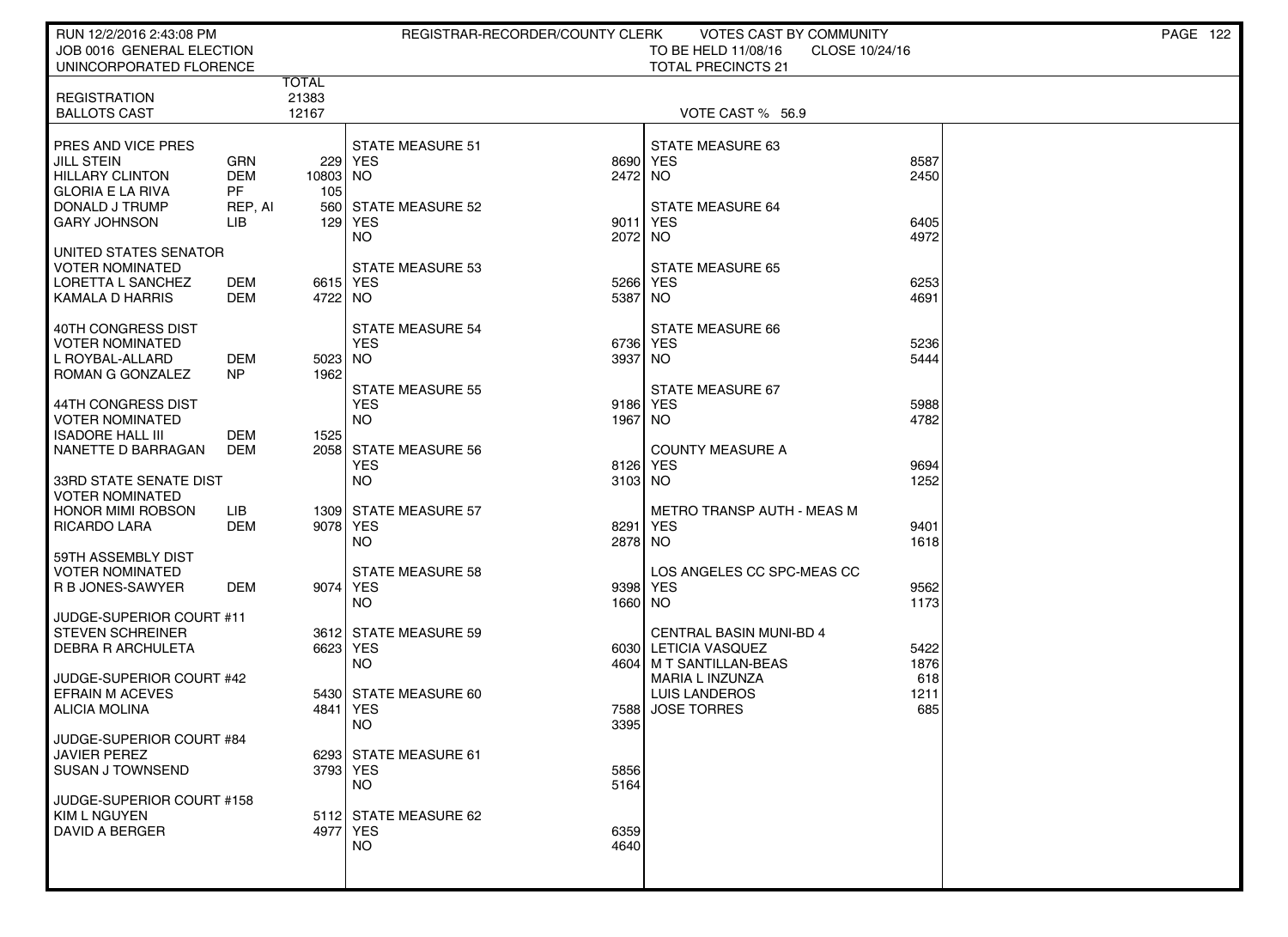RUN 12/2/2016 2:43:08 PM
JOB 0016 GENERAL ELECTION
UNINCORPORATED FLORENCE

REGISTRAR-RECORDER/COUNTY CLERK — VOTES CAST BY COMMUNITY
TO BE HELD 11/08/16 CLOSE 10/24/16
TOTAL PRECINCTS 21

| | | TOTAL |
|---|---|---|
| REGISTRATION | | 21383 |
| BALLOTS CAST | | 12167 |

VOTE CAST % 56.9

| Contest / Candidate | Party | Votes |
|---|---|---|
| **PRES AND VICE PRES** | | |
| JILL STEIN | GRN | 229 |
| HILLARY CLINTON | DEM | 10803 |
| GLORIA E LA RIVA | PF | 105 |
| DONALD J TRUMP | REP, AI | 560 |
| GARY JOHNSON | LIB | 129 |
| **UNITED STATES SENATOR VOTER NOMINATED** | | |
| LORETTA L SANCHEZ | DEM | 6615 |
| KAMALA D HARRIS | DEM | 4722 |
| **40TH CONGRESS DIST VOTER NOMINATED** | | |
| L ROYBAL-ALLARD | DEM | 5023 |
| ROMAN G GONZALEZ | NP | 1962 |
| **44TH CONGRESS DIST VOTER NOMINATED** | | |
| ISADORE HALL III | DEM | 1525 |
| NANETTE D BARRAGAN | DEM | 2058 |
| **33RD STATE SENATE DIST VOTER NOMINATED** | | |
| HONOR MIMI ROBSON | LIB | 1309 |
| RICARDO LARA | DEM | 9078 |
| **59TH ASSEMBLY DIST VOTER NOMINATED** | | |
| R B JONES-SAWYER | DEM | 9074 |
| **JUDGE-SUPERIOR COURT #11** | | |
| STEVEN SCHREINER | | 3612 |
| DEBRA R ARCHULETA | | 6623 |
| **JUDGE-SUPERIOR COURT #42** | | |
| EFRAIN M ACEVES | | 5430 |
| ALICIA MOLINA | | 4841 |
| **JUDGE-SUPERIOR COURT #84** | | |
| JAVIER PEREZ | | 6293 |
| SUSAN J TOWNSEND | | 3793 |
| **JUDGE-SUPERIOR COURT #158** | | |
| KIM L NGUYEN | | 5112 |
| DAVID A BERGER | | 4977 |

| Measure | YES | NO |
|---|---|---|
| STATE MEASURE 51 | 8690 | 2472 |
| STATE MEASURE 52 | 9011 | 2072 |
| STATE MEASURE 53 | 5266 | 5387 |
| STATE MEASURE 54 | 6736 | 3937 |
| STATE MEASURE 55 | 9186 | 1967 |
| STATE MEASURE 56 | 8126 | 3103 |
| STATE MEASURE 57 | 8291 | 2878 |
| STATE MEASURE 58 | 9398 | 1660 |
| STATE MEASURE 59 | 6030 | 4604 |
| STATE MEASURE 60 | 7588 | 3395 |
| STATE MEASURE 61 | 5856 | 5164 |
| STATE MEASURE 62 | 6359 | 4640 |
| STATE MEASURE 63 | 8587 | 2450 |
| STATE MEASURE 64 | 6405 | 4972 |
| STATE MEASURE 65 | 6253 | 4691 |
| STATE MEASURE 66 | 5236 | 5444 |
| STATE MEASURE 67 | 5988 | 4782 |
| COUNTY MEASURE A | 9694 | 1252 |
| METRO TRANSP AUTH - MEAS M | 9401 | 1618 |
| LOS ANGELES CC SPC-MEAS CC | 9562 | 1173 |

| CENTRAL BASIN MUNI-BD 4 | Votes |
|---|---|
| LETICIA VASQUEZ | 5422 |
| M T SANTILLAN-BEAS | 1876 |
| MARIA L INZUNZA | 618 |
| LUIS LANDEROS | 1211 |
| JOSE TORRES | 685 |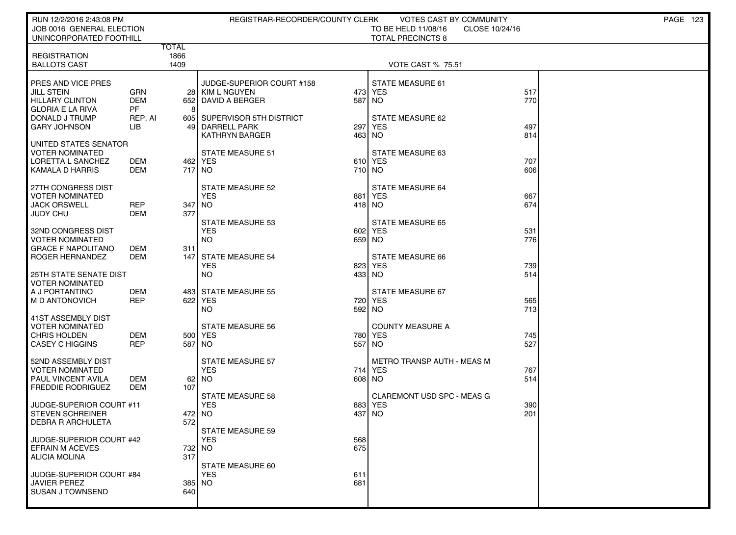RUN 12/2/2016 2:43:08 PM — REGISTRAR-RECORDER/COUNTY CLERK — VOTES CAST BY COMMUNITY

JOB 0016 GENERAL ELECTION — TO BE HELD 11/08/16 — CLOSE 10/24/16

UNINCORPORATED FOOTHILL — TOTAL PRECINCTS 8

| | TOTAL |
|---|---|
| REGISTRATION | 1866 |
| BALLOTS CAST | 1409 |

VOTE CAST % 75.51

**PRES AND VICE PRES**

| Candidate | Party | Votes |
|---|---|---|
| JILL STEIN | GRN | 28 |
| HILLARY CLINTON | DEM | 652 |
| GLORIA E LA RIVA | PF | 8 |
| DONALD J TRUMP | REP, AI | 605 |
| GARY JOHNSON | LIB | 49 |

**UNITED STATES SENATOR VOTER NOMINATED**

| Candidate | Party | Votes |
|---|---|---|
| LORETTA L SANCHEZ | DEM | 462 |
| KAMALA D HARRIS | DEM | 717 |

**27TH CONGRESS DIST VOTER NOMINATED**

| Candidate | Party | Votes |
|---|---|---|
| JACK ORSWELL | REP | 347 |
| JUDY CHU | DEM | 377 |

**32ND CONGRESS DIST VOTER NOMINATED**

| Candidate | Party | Votes |
|---|---|---|
| GRACE F NAPOLITANO | DEM | 311 |
| ROGER HERNANDEZ | DEM | 147 |

**25TH STATE SENATE DIST VOTER NOMINATED**

| Candidate | Party | Votes |
|---|---|---|
| A J PORTANTINO | DEM | 483 |
| M D ANTONOVICH | REP | 622 |

**41ST ASSEMBLY DIST VOTER NOMINATED**

| Candidate | Party | Votes |
|---|---|---|
| CHRIS HOLDEN | DEM | 500 |
| CASEY C HIGGINS | REP | 587 |

**52ND ASSEMBLY DIST VOTER NOMINATED**

| Candidate | Party | Votes |
|---|---|---|
| PAUL VINCENT AVILA | DEM | 62 |
| FREDDIE RODRIGUEZ | DEM | 107 |

**JUDGE-SUPERIOR COURT #11**

| Candidate | Votes |
|---|---|
| STEVEN SCHREINER | 472 |
| DEBRA R ARCHULETA | 572 |

**JUDGE-SUPERIOR COURT #42**

| Candidate | Votes |
|---|---|
| EFRAIN M ACEVES | 732 |
| ALICIA MOLINA | 317 |

**JUDGE-SUPERIOR COURT #84**

| Candidate | Votes |
|---|---|
| JAVIER PEREZ | 385 |
| SUSAN J TOWNSEND | 640 |

**JUDGE-SUPERIOR COURT #158**

| Candidate | Votes |
|---|---|
| KIM L NGUYEN | 473 |
| DAVID A BERGER | 587 |

**SUPERVISOR 5TH DISTRICT**

| Candidate | Votes |
|---|---|
| DARRELL PARK | 297 |
| KATHRYN BARGER | 463 |

| Measure | YES | NO |
|---|---|---|
| STATE MEASURE 51 | 610 | 710 |
| STATE MEASURE 52 | 881 | 418 |
| STATE MEASURE 53 | 602 | 659 |
| STATE MEASURE 54 | 823 | 433 |
| STATE MEASURE 55 | 720 | 592 |
| STATE MEASURE 56 | 780 | 557 |
| STATE MEASURE 57 | 714 | 608 |
| STATE MEASURE 58 | 883 | 437 |
| STATE MEASURE 59 | 568 | 675 |
| STATE MEASURE 60 | 611 | 681 |
| STATE MEASURE 61 | 517 | 770 |
| STATE MEASURE 62 | 497 | 814 |
| STATE MEASURE 63 | 707 | 606 |
| STATE MEASURE 64 | 667 | 674 |
| STATE MEASURE 65 | 531 | 776 |
| STATE MEASURE 66 | 739 | 514 |
| STATE MEASURE 67 | 565 | 713 |
| COUNTY MEASURE A | 745 | 527 |
| METRO TRANSP AUTH - MEAS M | 767 | 514 |
| CLAREMONT USD SPC - MEAS G | 390 | 201 |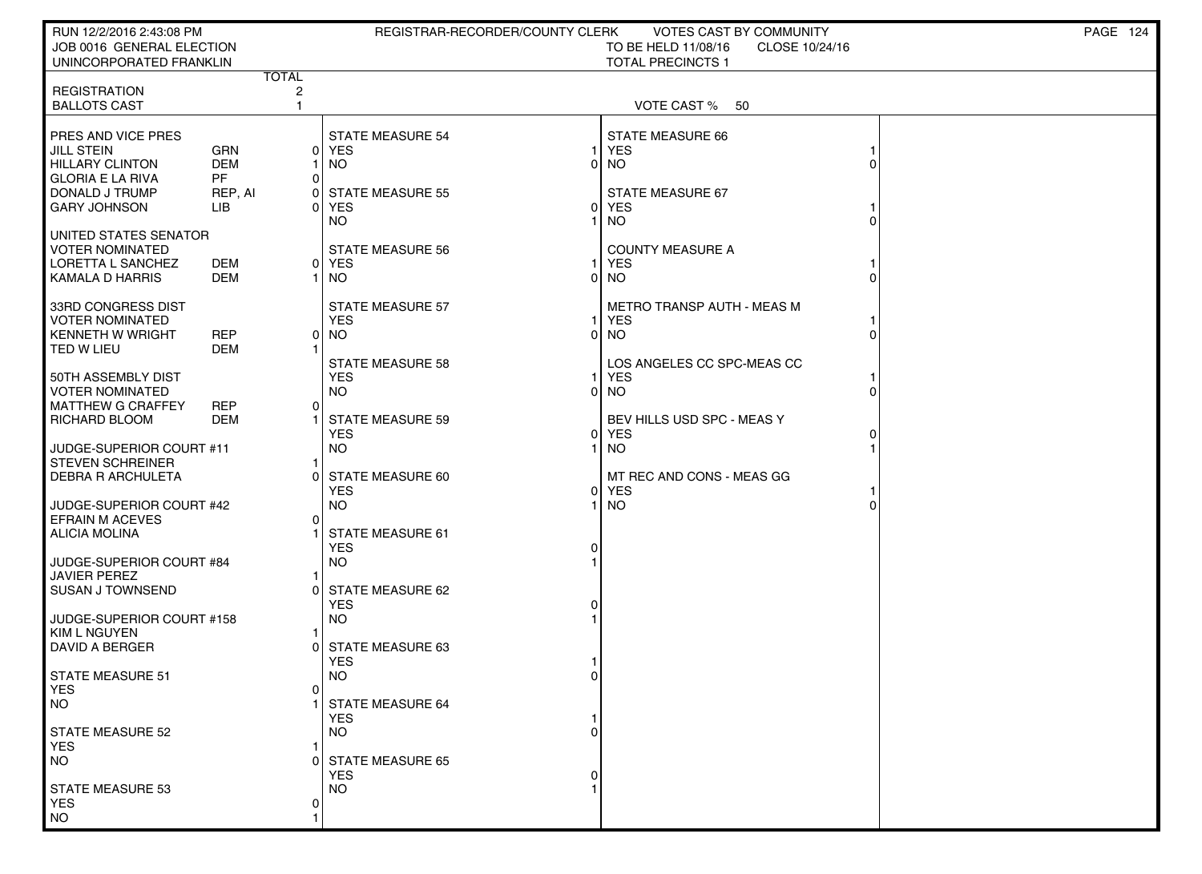RUN 12/2/2016 2:43:08 PM — REGISTRAR-RECORDER/COUNTY CLERK — VOTES CAST BY COMMUNITY

JOB 0016 GENERAL ELECTION — TO BE HELD 11/08/16 — CLOSE 10/24/16

UNINCORPORATED FRANKLIN — TOTAL PRECINCTS 1

| | | TOTAL |
|---|---|---|
| REGISTRATION | | 2 |
| BALLOTS CAST | | 1 |

VOTE CAST % 50

| PRES AND VICE PRES | | |
|---|---|---|
| JILL STEIN | GRN | 0 |
| HILLARY CLINTON | DEM | 1 |
| GLORIA E LA RIVA | PF | 0 |
| DONALD J TRUMP | REP, AI | 0 |
| GARY JOHNSON | LIB | 0 |

| UNITED STATES SENATOR VOTER NOMINATED | | |
|---|---|---|
| LORETTA L SANCHEZ | DEM | 0 |
| KAMALA D HARRIS | DEM | 1 |

| 33RD CONGRESS DIST VOTER NOMINATED | | |
|---|---|---|
| KENNETH W WRIGHT | REP | 0 |
| TED W LIEU | DEM | 1 |

| 50TH ASSEMBLY DIST VOTER NOMINATED | | |
|---|---|---|
| MATTHEW G CRAFFEY | REP | 0 |
| RICHARD BLOOM | DEM | 1 |

| JUDGE-SUPERIOR COURT #11 | |
|---|---|
| STEVEN SCHREINER | 1 |
| DEBRA R ARCHULETA | 0 |

| JUDGE-SUPERIOR COURT #42 | |
|---|---|
| EFRAIN M ACEVES | 0 |
| ALICIA MOLINA | 1 |

| JUDGE-SUPERIOR COURT #84 | |
|---|---|
| JAVIER PEREZ | 1 |
| SUSAN J TOWNSEND | 0 |

| JUDGE-SUPERIOR COURT #158 | |
|---|---|
| KIM L NGUYEN | 1 |
| DAVID A BERGER | 0 |

| MEASURE | YES | NO |
|---|---|---|
| STATE MEASURE 51 | 0 | 1 |
| STATE MEASURE 52 | 1 | 0 |
| STATE MEASURE 53 | 0 | 1 |
| STATE MEASURE 54 | 1 | 0 |
| STATE MEASURE 55 | 0 | 1 |
| STATE MEASURE 56 | 1 | 0 |
| STATE MEASURE 57 | 1 | 0 |
| STATE MEASURE 58 | 1 | 0 |
| STATE MEASURE 59 | 0 | 1 |
| STATE MEASURE 60 | 0 | 1 |
| STATE MEASURE 61 | 0 | 1 |
| STATE MEASURE 62 | 0 | 1 |
| STATE MEASURE 63 | 1 | 0 |
| STATE MEASURE 64 | 1 | 0 |
| STATE MEASURE 65 | 0 | 1 |
| STATE MEASURE 66 | 1 | 0 |
| STATE MEASURE 67 | 1 | 0 |
| COUNTY MEASURE A | 1 | 0 |
| METRO TRANSP AUTH - MEAS M | 1 | 0 |
| LOS ANGELES CC SPC-MEAS CC | 1 | 0 |
| BEV HILLS USD SPC - MEAS Y | 0 | 1 |
| MT REC AND CONS - MEAS GG | 1 | 0 |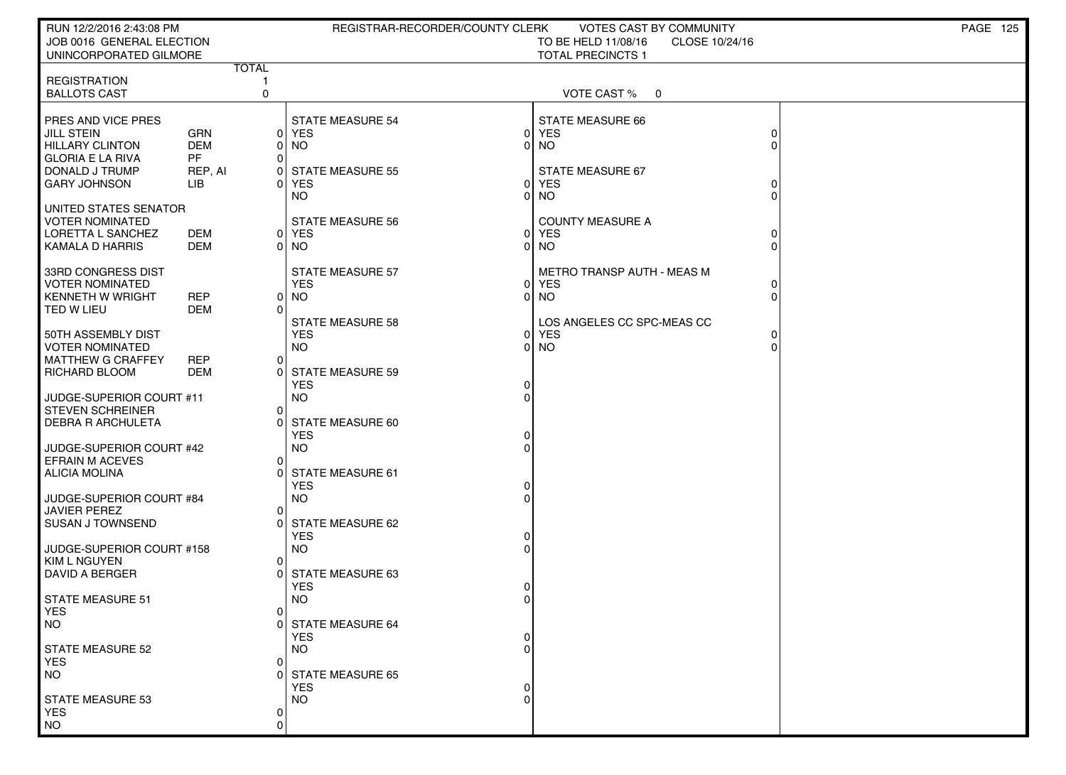RUN 12/2/2016 2:43:08 PM　　REGISTRAR-RECORDER/COUNTY CLERK　　VOTES CAST BY COMMUNITY

JOB 0016 GENERAL ELECTION　　TO BE HELD 11/08/16　　CLOSE 10/24/16

UNINCORPORATED GILMORE　　TOTAL PRECINCTS 1

| | | TOTAL |
|---|---|---|
| REGISTRATION | | 1 |
| BALLOTS CAST | | 0 |

VOTE CAST % 0

| PRES AND VICE PRES | | |
|---|---|---|
| JILL STEIN | GRN | 0 |
| HILLARY CLINTON | DEM | 0 |
| GLORIA E LA RIVA | PF | 0 |
| DONALD J TRUMP | REP, AI | 0 |
| GARY JOHNSON | LIB | 0 |

| UNITED STATES SENATOR VOTER NOMINATED | | |
|---|---|---|
| LORETTA L SANCHEZ | DEM | 0 |
| KAMALA D HARRIS | DEM | 0 |

| 33RD CONGRESS DIST VOTER NOMINATED | | |
|---|---|---|
| KENNETH W WRIGHT | REP | 0 |
| TED W LIEU | DEM | 0 |

| 50TH ASSEMBLY DIST VOTER NOMINATED | | |
|---|---|---|
| MATTHEW G CRAFFEY | REP | 0 |
| RICHARD BLOOM | DEM | 0 |

| JUDGE-SUPERIOR COURT #11 | |
|---|---|
| STEVEN SCHREINER | 0 |
| DEBRA R ARCHULETA | 0 |

| JUDGE-SUPERIOR COURT #42 | |
|---|---|
| EFRAIN M ACEVES | 0 |
| ALICIA MOLINA | 0 |

| JUDGE-SUPERIOR COURT #84 | |
|---|---|
| JAVIER PEREZ | 0 |
| SUSAN J TOWNSEND | 0 |

| JUDGE-SUPERIOR COURT #158 | |
|---|---|
| KIM L NGUYEN | 0 |
| DAVID A BERGER | 0 |

| MEASURE | YES | NO |
|---|---|---|
| STATE MEASURE 51 | 0 | 0 |
| STATE MEASURE 52 | 0 | 0 |
| STATE MEASURE 53 | 0 | 0 |
| STATE MEASURE 54 | 0 | 0 |
| STATE MEASURE 55 | 0 | 0 |
| STATE MEASURE 56 | 0 | 0 |
| STATE MEASURE 57 | 0 | 0 |
| STATE MEASURE 58 | 0 | 0 |
| STATE MEASURE 59 | 0 | 0 |
| STATE MEASURE 60 | 0 | 0 |
| STATE MEASURE 61 | 0 | 0 |
| STATE MEASURE 62 | 0 | 0 |
| STATE MEASURE 63 | 0 | 0 |
| STATE MEASURE 64 | 0 | 0 |
| STATE MEASURE 65 | 0 | 0 |
| STATE MEASURE 66 | 0 | 0 |
| STATE MEASURE 67 | 0 | 0 |
| COUNTY MEASURE A | 0 | 0 |
| METRO TRANSP AUTH - MEAS M | 0 | 0 |
| LOS ANGELES CC SPC-MEAS CC | 0 | 0 |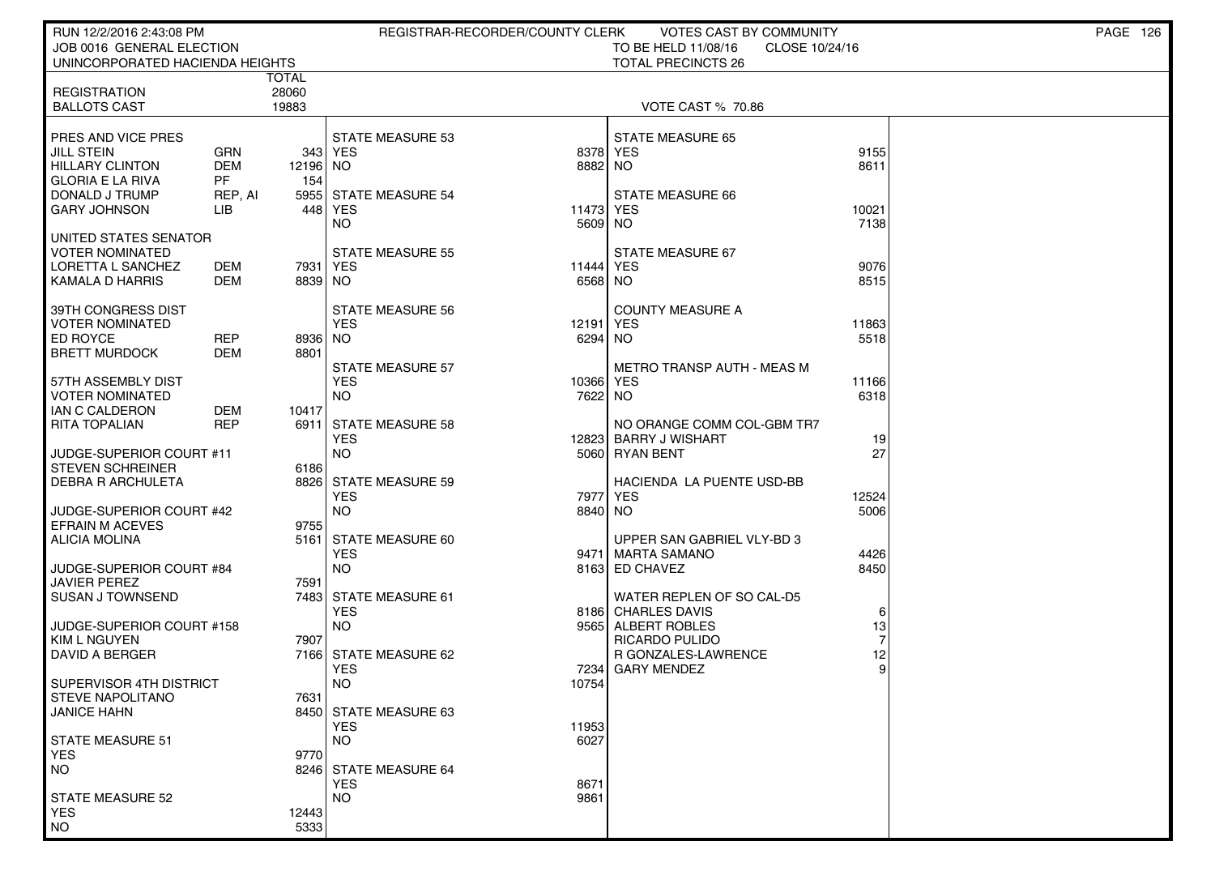RUN 12/2/2016 2:43:08 PM — REGISTRAR-RECORDER/COUNTY CLERK — VOTES CAST BY COMMUNITY

JOB 0016 GENERAL ELECTION — TO BE HELD 11/08/16 — CLOSE 10/24/16

UNINCORPORATED HACIENDA HEIGHTS — TOTAL PRECINCTS 26

| | TOTAL |
|---|---|
| REGISTRATION | 28060 |
| BALLOTS CAST | 19883 |

VOTE CAST % 70.86

**PRES AND VICE PRES**

| Candidate | Party | Votes |
|---|---|---|
| JILL STEIN | GRN | 343 |
| HILLARY CLINTON | DEM | 12196 |
| GLORIA E LA RIVA | PF | 154 |
| DONALD J TRUMP | REP, AI | 5955 |
| GARY JOHNSON | LIB | 448 |

**UNITED STATES SENATOR**
VOTER NOMINATED

| Candidate | Party | Votes |
|---|---|---|
| LORETTA L SANCHEZ | DEM | 7931 |
| KAMALA D HARRIS | DEM | 8839 |

**39TH CONGRESS DIST**
VOTER NOMINATED

| Candidate | Party | Votes |
|---|---|---|
| ED ROYCE | REP | 8936 |
| BRETT MURDOCK | DEM | 8801 |

**57TH ASSEMBLY DIST**
VOTER NOMINATED

| Candidate | Party | Votes |
|---|---|---|
| IAN C CALDERON | DEM | 10417 |
| RITA TOPALIAN | REP | 6911 |

**JUDGE-SUPERIOR COURT #11**

| Candidate | Votes |
|---|---|
| STEVEN SCHREINER | 6186 |
| DEBRA R ARCHULETA | 8826 |

**JUDGE-SUPERIOR COURT #42**

| Candidate | Votes |
|---|---|
| EFRAIN M ACEVES | 9755 |
| ALICIA MOLINA | 5161 |

**JUDGE-SUPERIOR COURT #84**

| Candidate | Votes |
|---|---|
| JAVIER PEREZ | 7591 |
| SUSAN J TOWNSEND | 7483 |

**JUDGE-SUPERIOR COURT #158**

| Candidate | Votes |
|---|---|
| KIM L NGUYEN | 7907 |
| DAVID A BERGER | 7166 |

**SUPERVISOR 4TH DISTRICT**

| Candidate | Votes |
|---|---|
| STEVE NAPOLITANO | 7631 |
| JANICE HAHN | 8450 |

**STATE MEASURES**

| Measure | YES | NO |
|---|---|---|
| STATE MEASURE 51 | 9770 | 8246 |
| STATE MEASURE 52 | 12443 | 5333 |
| STATE MEASURE 53 | 8378 | 8882 |
| STATE MEASURE 54 | 11473 | 5609 |
| STATE MEASURE 55 | 11444 | 6568 |
| STATE MEASURE 56 | 12191 | 6294 |
| STATE MEASURE 57 | 10366 | 7622 |
| STATE MEASURE 58 | 12823 | 5060 |
| STATE MEASURE 59 | 7977 | 8840 |
| STATE MEASURE 60 | 9471 | 8163 |
| STATE MEASURE 61 | 8186 | 9565 |
| STATE MEASURE 62 | 7234 | 10754 |
| STATE MEASURE 63 | 11953 | 6027 |
| STATE MEASURE 64 | 8671 | 9861 |
| STATE MEASURE 65 | 9155 | 8611 |
| STATE MEASURE 66 | 10021 | 7138 |
| STATE MEASURE 67 | 9076 | 8515 |
| COUNTY MEASURE A | 11863 | 5518 |
| METRO TRANSP AUTH - MEAS M | 11166 | 6318 |
| HACIENDA LA PUENTE USD-BB | 12524 | 5006 |

**NO ORANGE COMM COL-GBM TR7**

| Candidate | Votes |
|---|---|
| BARRY J WISHART | 19 |
| RYAN BENT | 27 |

**UPPER SAN GABRIEL VLY-BD 3**

| Candidate | Votes |
|---|---|
| MARTA SAMANO | 4426 |
| ED CHAVEZ | 8450 |

**WATER REPLEN OF SO CAL-D5**

| Candidate | Votes |
|---|---|
| CHARLES DAVIS | 6 |
| ALBERT ROBLES | 13 |
| RICARDO PULIDO | 7 |
| R GONZALES-LAWRENCE | 12 |
| GARY MENDEZ | 9 |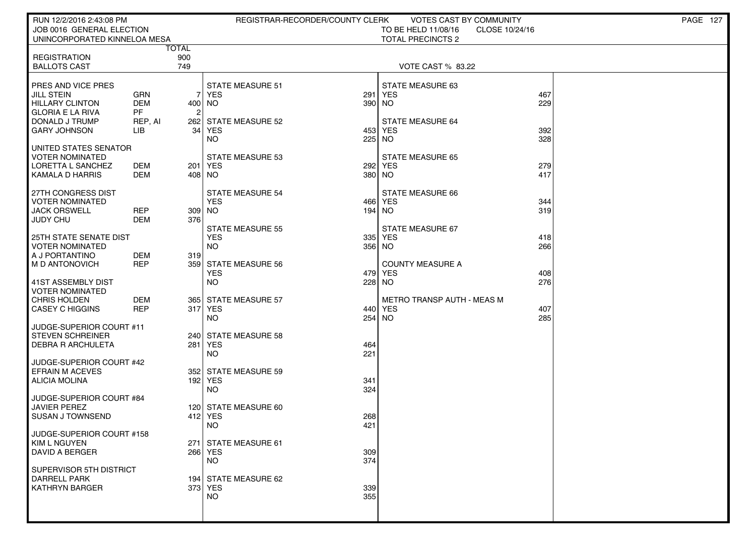RUN 12/2/2016 2:43:08 PM — REGISTRAR-RECORDER/COUNTY CLERK — VOTES CAST BY COMMUNITY

JOB 0016 GENERAL ELECTION — TO BE HELD 11/08/16 — CLOSE 10/24/16

UNINCORPORATED KINNELOA MESA — TOTAL PRECINCTS 2

| | | TOTAL |
|---|---|---|
| REGISTRATION | | 900 |
| BALLOTS CAST | | 749 |

VOTE CAST % 83.22

| Contest / Candidate | Party | Total |
|---|---|---|
| **PRES AND VICE PRES** | | |
| JILL STEIN | GRN | 7 |
| HILLARY CLINTON | DEM | 400 |
| GLORIA E LA RIVA | PF | 2 |
| DONALD J TRUMP | REP, AI | 262 |
| GARY JOHNSON | LIB | 34 |
| **UNITED STATES SENATOR VOTER NOMINATED** | | |
| LORETTA L SANCHEZ | DEM | 201 |
| KAMALA D HARRIS | DEM | 408 |
| **27TH CONGRESS DIST VOTER NOMINATED** | | |
| JACK ORSWELL | REP | 309 |
| JUDY CHU | DEM | 376 |
| **25TH STATE SENATE DIST VOTER NOMINATED** | | |
| A J PORTANTINO | DEM | 319 |
| M D ANTONOVICH | REP | 359 |
| **41ST ASSEMBLY DIST VOTER NOMINATED** | | |
| CHRIS HOLDEN | DEM | 365 |
| CASEY C HIGGINS | REP | 317 |
| **JUDGE-SUPERIOR COURT #11** | | |
| STEVEN SCHREINER | | 240 |
| DEBRA R ARCHULETA | | 281 |
| **JUDGE-SUPERIOR COURT #42** | | |
| EFRAIN M ACEVES | | 352 |
| ALICIA MOLINA | | 192 |
| **JUDGE-SUPERIOR COURT #84** | | |
| JAVIER PEREZ | | 120 |
| SUSAN J TOWNSEND | | 412 |
| **JUDGE-SUPERIOR COURT #158** | | |
| KIM L NGUYEN | | 271 |
| DAVID A BERGER | | 266 |
| **SUPERVISOR 5TH DISTRICT** | | |
| DARRELL PARK | | 194 |
| KATHRYN BARGER | | 373 |

| Measure | YES | NO |
|---|---|---|
| STATE MEASURE 51 | 291 | 390 |
| STATE MEASURE 52 | 453 | 225 |
| STATE MEASURE 53 | 292 | 380 |
| STATE MEASURE 54 | 466 | 194 |
| STATE MEASURE 55 | 335 | 356 |
| STATE MEASURE 56 | 479 | 228 |
| STATE MEASURE 57 | 440 | 254 |
| STATE MEASURE 58 | 464 | 221 |
| STATE MEASURE 59 | 341 | 324 |
| STATE MEASURE 60 | 268 | 421 |
| STATE MEASURE 61 | 309 | 374 |
| STATE MEASURE 62 | 339 | 355 |
| STATE MEASURE 63 | 467 | 229 |
| STATE MEASURE 64 | 392 | 328 |
| STATE MEASURE 65 | 279 | 417 |
| STATE MEASURE 66 | 344 | 319 |
| STATE MEASURE 67 | 418 | 266 |
| COUNTY MEASURE A | 408 | 276 |
| METRO TRANSP AUTH - MEAS M | 407 | 285 |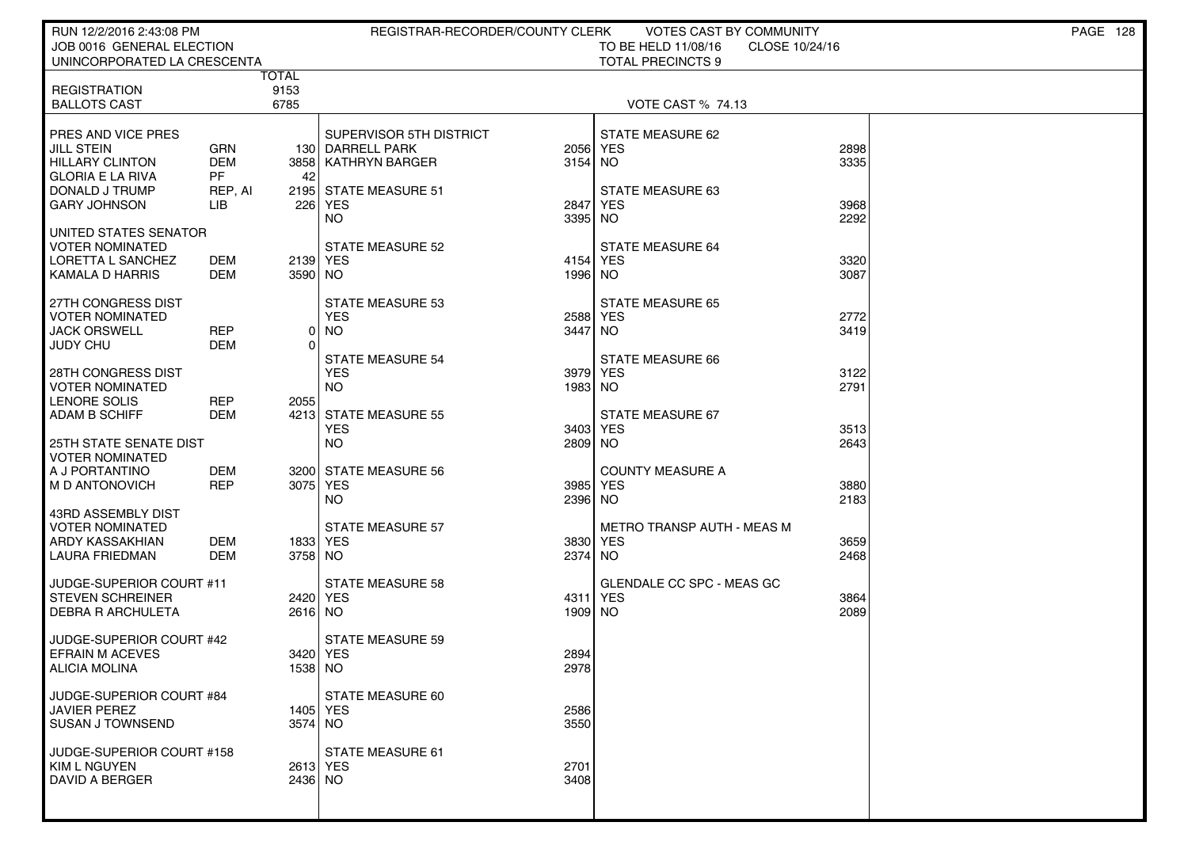RUN 12/2/2016 2:43:08 PM REGISTRAR-RECORDER/COUNTY CLERK VOTES CAST BY COMMUNITY

JOB 0016 GENERAL ELECTION TO BE HELD 11/08/16 CLOSE 10/24/16

UNINCORPORATED LA CRESCENTA TOTAL PRECINCTS 9

| | TOTAL |
|---|---|
| REGISTRATION | 9153 |
| BALLOTS CAST | 6785 |

VOTE CAST % 74.13

| PRES AND VICE PRES | | |
|---|---|---|
| JILL STEIN | GRN | 130 |
| HILLARY CLINTON | DEM | 3858 |
| GLORIA E LA RIVA | PF | 42 |
| DONALD J TRUMP | REP, AI | 2195 |
| GARY JOHNSON | LIB | 226 |

| UNITED STATES SENATOR VOTER NOMINATED | | |
|---|---|---|
| LORETTA L SANCHEZ | DEM | 2139 |
| KAMALA D HARRIS | DEM | 3590 |

| 27TH CONGRESS DIST VOTER NOMINATED | | |
|---|---|---|
| JACK ORSWELL | REP | 0 |
| JUDY CHU | DEM | 0 |

| 28TH CONGRESS DIST VOTER NOMINATED | | |
|---|---|---|
| LENORE SOLIS | REP | 2055 |
| ADAM B SCHIFF | DEM | 4213 |

| 25TH STATE SENATE DIST VOTER NOMINATED | | |
|---|---|---|
| A J PORTANTINO | DEM | 3200 |
| M D ANTONOVICH | REP | 3075 |

| 43RD ASSEMBLY DIST VOTER NOMINATED | | |
|---|---|---|
| ARDY KASSAKHIAN | DEM | 1833 |
| LAURA FRIEDMAN | DEM | 3758 |

| JUDGE-SUPERIOR COURT #11 | |
|---|---|
| STEVEN SCHREINER | 2420 |
| DEBRA R ARCHULETA | 2616 |

| JUDGE-SUPERIOR COURT #42 | |
|---|---|
| EFRAIN M ACEVES | 3420 |
| ALICIA MOLINA | 1538 |

| JUDGE-SUPERIOR COURT #84 | |
|---|---|
| JAVIER PEREZ | 1405 |
| SUSAN J TOWNSEND | 3574 |

| JUDGE-SUPERIOR COURT #158 | |
|---|---|
| KIM L NGUYEN | 2613 |
| DAVID A BERGER | 2436 |

| SUPERVISOR 5TH DISTRICT | |
|---|---|
| DARRELL PARK | 2056 |
| KATHRYN BARGER | 3154 |

| MEASURE | YES | NO |
|---|---|---|
| STATE MEASURE 51 | 2847 | 3395 |
| STATE MEASURE 52 | 4154 | 1996 |
| STATE MEASURE 53 | 2588 | 3447 |
| STATE MEASURE 54 | 3979 | 1983 |
| STATE MEASURE 55 | 3403 | 2809 |
| STATE MEASURE 56 | 3985 | 2396 |
| STATE MEASURE 57 | 3830 | 2374 |
| STATE MEASURE 58 | 4311 | 1909 |
| STATE MEASURE 59 | 2894 | 2978 |
| STATE MEASURE 60 | 2586 | 3550 |
| STATE MEASURE 61 | 2701 | 3408 |
| STATE MEASURE 62 | 2898 | 3335 |
| STATE MEASURE 63 | 3968 | 2292 |
| STATE MEASURE 64 | 3320 | 3087 |
| STATE MEASURE 65 | 2772 | 3419 |
| STATE MEASURE 66 | 3122 | 2791 |
| STATE MEASURE 67 | 3513 | 2643 |
| COUNTY MEASURE A | 3880 | 2183 |
| METRO TRANSP AUTH - MEAS M | 3659 | 2468 |
| GLENDALE CC SPC - MEAS GC | 3864 | 2089 |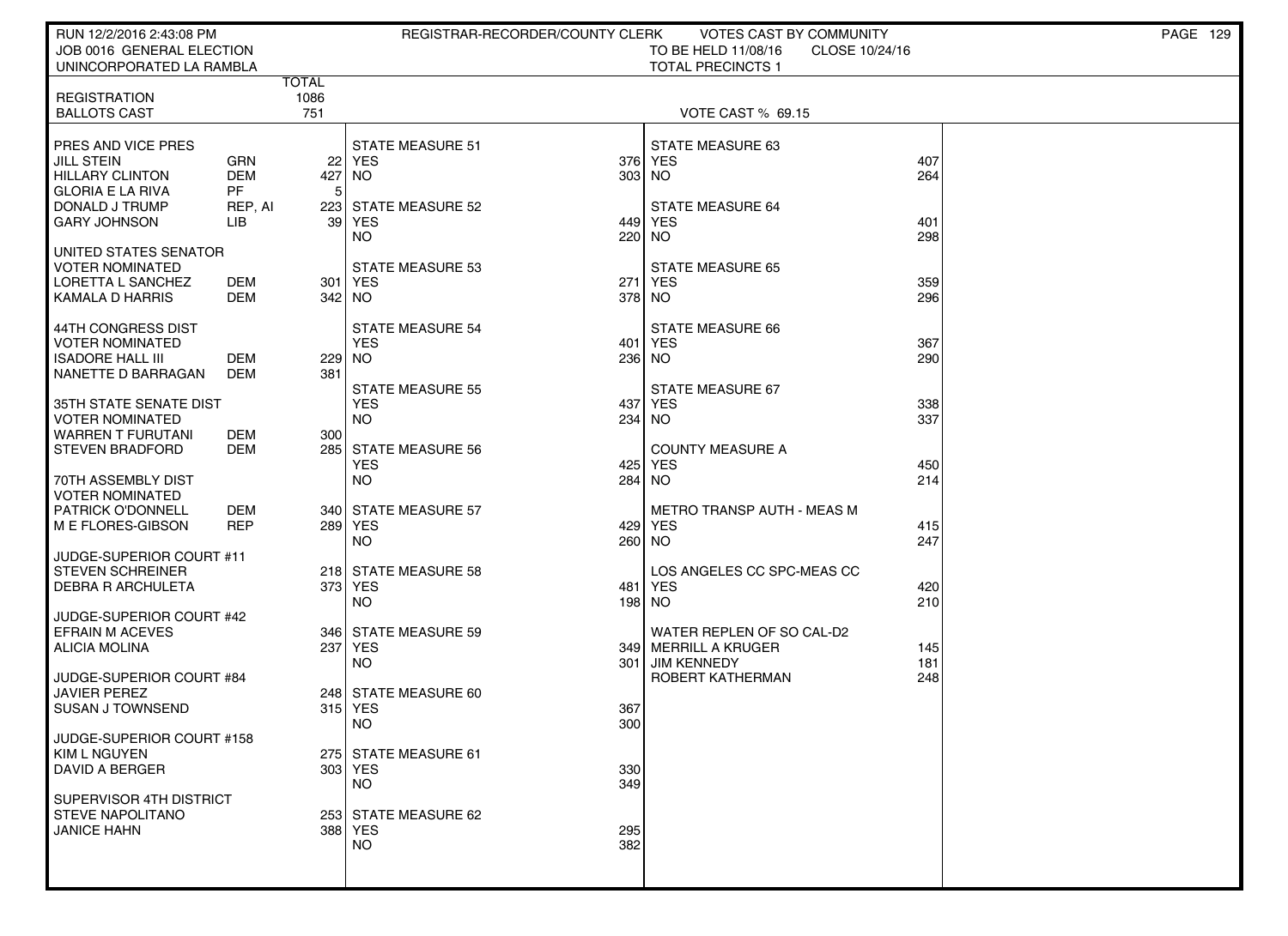RUN 12/2/2016 2:43:08 PM — REGISTRAR-RECORDER/COUNTY CLERK — VOTES CAST BY COMMUNITY

JOB 0016 GENERAL ELECTION — TO BE HELD 11/08/16 — CLOSE 10/24/16

UNINCORPORATED LA RAMBLA — TOTAL PRECINCTS 1

| | TOTAL |
|---|---|
| REGISTRATION | 1086 |
| BALLOTS CAST | 751 |

VOTE CAST % 69.15

| PRES AND VICE PRES | | |
|---|---|---|
| JILL STEIN | GRN | 22 |
| HILLARY CLINTON | DEM | 427 |
| GLORIA E LA RIVA | PF | 5 |
| DONALD J TRUMP | REP, AI | 223 |
| GARY JOHNSON | LIB | 39 |

| UNITED STATES SENATOR VOTER NOMINATED | | |
|---|---|---|
| LORETTA L SANCHEZ | DEM | 301 |
| KAMALA D HARRIS | DEM | 342 |

| 44TH CONGRESS DIST VOTER NOMINATED | | |
|---|---|---|
| ISADORE HALL III | DEM | 229 |
| NANETTE D BARRAGAN | DEM | 381 |

| 35TH STATE SENATE DIST VOTER NOMINATED | | |
|---|---|---|
| WARREN T FURUTANI | DEM | 300 |
| STEVEN BRADFORD | DEM | 285 |

| 70TH ASSEMBLY DIST VOTER NOMINATED | | |
|---|---|---|
| PATRICK O'DONNELL | DEM | 340 |
| M E FLORES-GIBSON | REP | 289 |

| JUDGE-SUPERIOR COURT #11 | |
|---|---|
| STEVEN SCHREINER | 218 |
| DEBRA R ARCHULETA | 373 |

| JUDGE-SUPERIOR COURT #42 | |
|---|---|
| EFRAIN M ACEVES | 346 |
| ALICIA MOLINA | 237 |

| JUDGE-SUPERIOR COURT #84 | |
|---|---|
| JAVIER PEREZ | 248 |
| SUSAN J TOWNSEND | 315 |

| JUDGE-SUPERIOR COURT #158 | |
|---|---|
| KIM L NGUYEN | 275 |
| DAVID A BERGER | 303 |

| SUPERVISOR 4TH DISTRICT | |
|---|---|
| STEVE NAPOLITANO | 253 |
| JANICE HAHN | 388 |

| MEASURE | YES | NO |
|---|---|---|
| STATE MEASURE 51 | 376 | 303 |
| STATE MEASURE 52 | 449 | 220 |
| STATE MEASURE 53 | 271 | 378 |
| STATE MEASURE 54 | 401 | 236 |
| STATE MEASURE 55 | 437 | 234 |
| STATE MEASURE 56 | 425 | 284 |
| STATE MEASURE 57 | 429 | 260 |
| STATE MEASURE 58 | 481 | 198 |
| STATE MEASURE 59 | 349 | 301 |
| STATE MEASURE 60 | 367 | 300 |
| STATE MEASURE 61 | 330 | 349 |
| STATE MEASURE 62 | 295 | 382 |
| STATE MEASURE 63 | 407 | 264 |
| STATE MEASURE 64 | 401 | 298 |
| STATE MEASURE 65 | 359 | 296 |
| STATE MEASURE 66 | 367 | 290 |
| STATE MEASURE 67 | 338 | 337 |
| COUNTY MEASURE A | 450 | 214 |
| METRO TRANSP AUTH - MEAS M | 415 | 247 |
| LOS ANGELES CC SPC-MEAS CC | 420 | 210 |

| WATER REPLEN OF SO CAL-D2 | |
|---|---|
| MERRILL A KRUGER | 145 |
| JIM KENNEDY | 181 |
| ROBERT KATHERMAN | 248 |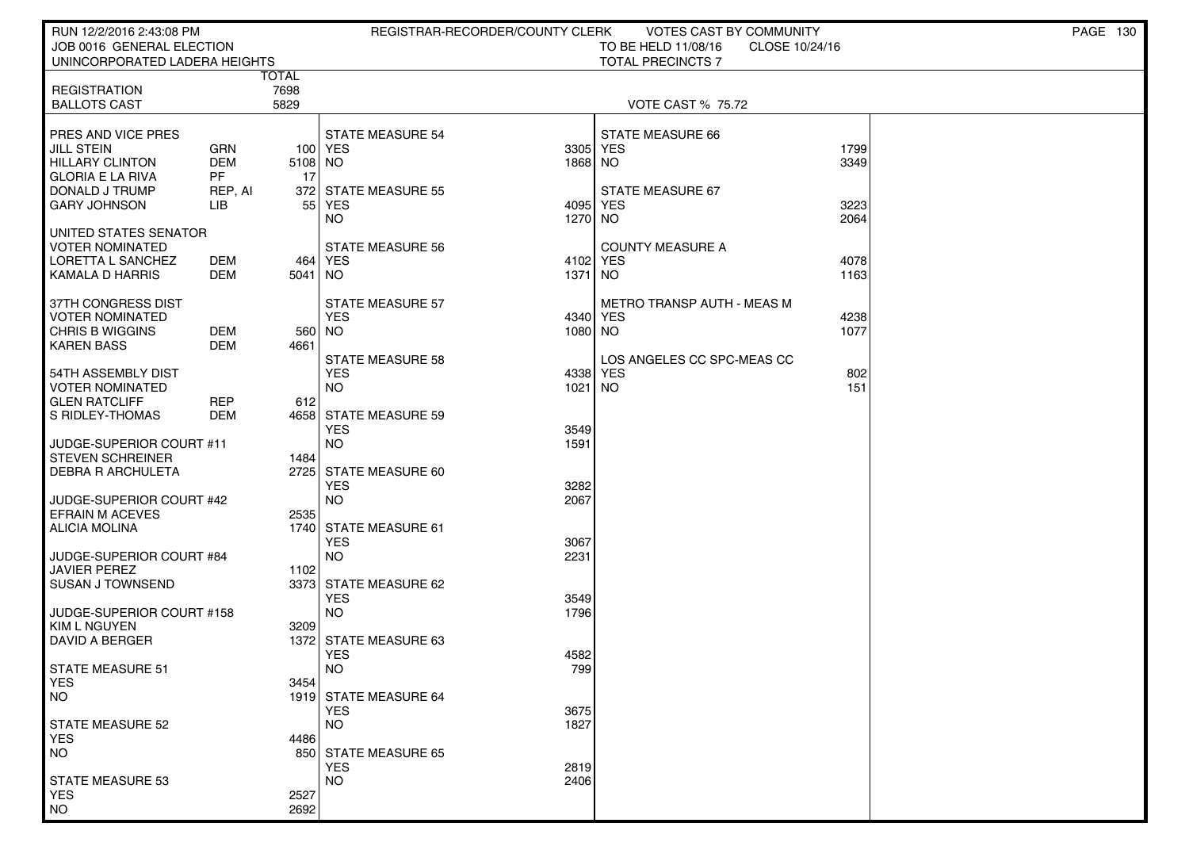RUN 12/2/2016 2:43:08 PM — REGISTRAR-RECORDER/COUNTY CLERK — VOTES CAST BY COMMUNITY

JOB 0016 GENERAL ELECTION — TO BE HELD 11/08/16 — CLOSE 10/24/16

UNINCORPORATED LADERA HEIGHTS — TOTAL PRECINCTS 7

| | TOTAL |
|---|---|
| REGISTRATION | 7698 |
| BALLOTS CAST | 5829 |

VOTE CAST % 75.72

**PRES AND VICE PRES**

| Candidate | Party | Votes |
|---|---|---|
| JILL STEIN | GRN | 100 |
| HILLARY CLINTON | DEM | 5108 |
| GLORIA E LA RIVA | PF | 17 |
| DONALD J TRUMP | REP, AI | 372 |
| GARY JOHNSON | LIB | 55 |

**UNITED STATES SENATOR**
VOTER NOMINATED

| Candidate | Party | Votes |
|---|---|---|
| LORETTA L SANCHEZ | DEM | 464 |
| KAMALA D HARRIS | DEM | 5041 |

**37TH CONGRESS DIST**
VOTER NOMINATED

| Candidate | Party | Votes |
|---|---|---|
| CHRIS B WIGGINS | DEM | 560 |
| KAREN BASS | DEM | 4661 |

**54TH ASSEMBLY DIST**
VOTER NOMINATED

| Candidate | Party | Votes |
|---|---|---|
| GLEN RATCLIFF | REP | 612 |
| S RIDLEY-THOMAS | DEM | 4658 |

**JUDGE-SUPERIOR COURT #11**

| Candidate | Votes |
|---|---|
| STEVEN SCHREINER | 1484 |
| DEBRA R ARCHULETA | 2725 |

**JUDGE-SUPERIOR COURT #42**

| Candidate | Votes |
|---|---|
| EFRAIN M ACEVES | 2535 |
| ALICIA MOLINA | 1740 |

**JUDGE-SUPERIOR COURT #84**

| Candidate | Votes |
|---|---|
| JAVIER PEREZ | 1102 |
| SUSAN J TOWNSEND | 3373 |

**JUDGE-SUPERIOR COURT #158**

| Candidate | Votes |
|---|---|
| KIM L NGUYEN | 3209 |
| DAVID A BERGER | 1372 |

| Measure | YES | NO |
|---|---|---|
| STATE MEASURE 51 | 3454 | 1919 |
| STATE MEASURE 52 | 4486 | 850 |
| STATE MEASURE 53 | 2527 | 2692 |
| STATE MEASURE 54 | 3305 | 1868 |
| STATE MEASURE 55 | 4095 | 1270 |
| STATE MEASURE 56 | 4102 | 1371 |
| STATE MEASURE 57 | 4340 | 1080 |
| STATE MEASURE 58 | 4338 | 1021 |
| STATE MEASURE 59 | 3549 | 1591 |
| STATE MEASURE 60 | 3282 | 2067 |
| STATE MEASURE 61 | 3067 | 2231 |
| STATE MEASURE 62 | 3549 | 1796 |
| STATE MEASURE 63 | 4582 | 799 |
| STATE MEASURE 64 | 3675 | 1827 |
| STATE MEASURE 65 | 2819 | 2406 |
| STATE MEASURE 66 | 1799 | 3349 |
| STATE MEASURE 67 | 3223 | 2064 |
| COUNTY MEASURE A | 4078 | 1163 |
| METRO TRANSP AUTH - MEAS M | 4238 | 1077 |
| LOS ANGELES CC SPC-MEAS CC | 802 | 151 |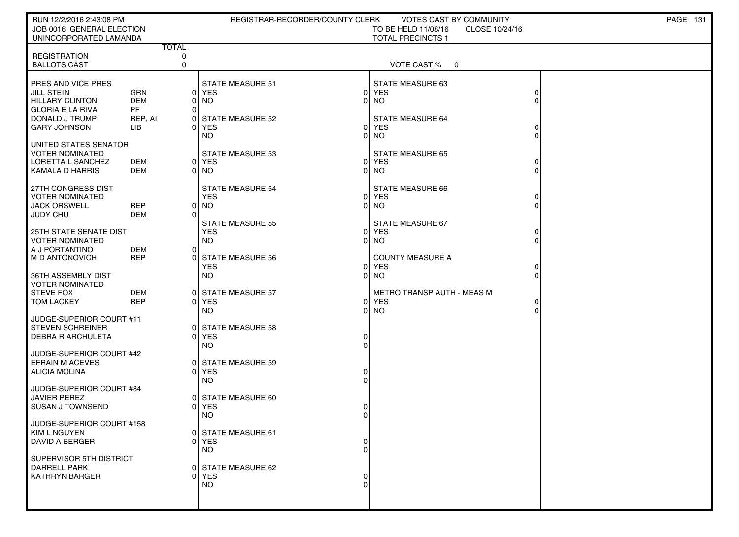RUN 12/2/2016 2:43:08 PM — REGISTRAR-RECORDER/COUNTY CLERK — VOTES CAST BY COMMUNITY

JOB 0016 GENERAL ELECTION — TO BE HELD 11/08/16 — CLOSE 10/24/16

UNINCORPORATED LAMANDA — TOTAL PRECINCTS 1

| | | TOTAL |
|---|---|---|
| REGISTRATION | | 0 |
| BALLOTS CAST | | 0 |

VOTE CAST % 0

| Contest / Candidate | Party | Votes |
|---|---|---|
| **PRES AND VICE PRES** | | |
| JILL STEIN | GRN | 0 |
| HILLARY CLINTON | DEM | 0 |
| GLORIA E LA RIVA | PF | 0 |
| DONALD J TRUMP | REP, AI | 0 |
| GARY JOHNSON | LIB | 0 |
| **UNITED STATES SENATOR VOTER NOMINATED** | | |
| LORETTA L SANCHEZ | DEM | 0 |
| KAMALA D HARRIS | DEM | 0 |
| **27TH CONGRESS DIST VOTER NOMINATED** | | |
| JACK ORSWELL | REP | 0 |
| JUDY CHU | DEM | 0 |
| **25TH STATE SENATE DIST VOTER NOMINATED** | | |
| A J PORTANTINO | DEM | 0 |
| M D ANTONOVICH | REP | 0 |
| **36TH ASSEMBLY DIST VOTER NOMINATED** | | |
| STEVE FOX | DEM | 0 |
| TOM LACKEY | REP | 0 |
| **JUDGE-SUPERIOR COURT #11** | | |
| STEVEN SCHREINER | | 0 |
| DEBRA R ARCHULETA | | 0 |
| **JUDGE-SUPERIOR COURT #42** | | |
| EFRAIN M ACEVES | | 0 |
| ALICIA MOLINA | | 0 |
| **JUDGE-SUPERIOR COURT #84** | | |
| JAVIER PEREZ | | 0 |
| SUSAN J TOWNSEND | | 0 |
| **JUDGE-SUPERIOR COURT #158** | | |
| KIM L NGUYEN | | 0 |
| DAVID A BERGER | | 0 |
| **SUPERVISOR 5TH DISTRICT** | | |
| DARRELL PARK | | 0 |
| KATHRYN BARGER | | 0 |

| Measure | YES | NO |
|---|---|---|
| STATE MEASURE 51 | 0 | 0 |
| STATE MEASURE 52 | 0 | 0 |
| STATE MEASURE 53 | 0 | 0 |
| STATE MEASURE 54 | 0 | 0 |
| STATE MEASURE 55 | 0 | 0 |
| STATE MEASURE 56 | 0 | 0 |
| STATE MEASURE 57 | 0 | 0 |
| STATE MEASURE 58 | 0 | 0 |
| STATE MEASURE 59 | 0 | 0 |
| STATE MEASURE 60 | 0 | 0 |
| STATE MEASURE 61 | 0 | 0 |
| STATE MEASURE 62 | 0 | 0 |
| STATE MEASURE 63 | 0 | 0 |
| STATE MEASURE 64 | 0 | 0 |
| STATE MEASURE 65 | 0 | 0 |
| STATE MEASURE 66 | 0 | 0 |
| STATE MEASURE 67 | 0 | 0 |
| COUNTY MEASURE A | 0 | 0 |
| METRO TRANSP AUTH - MEAS M | 0 | 0 |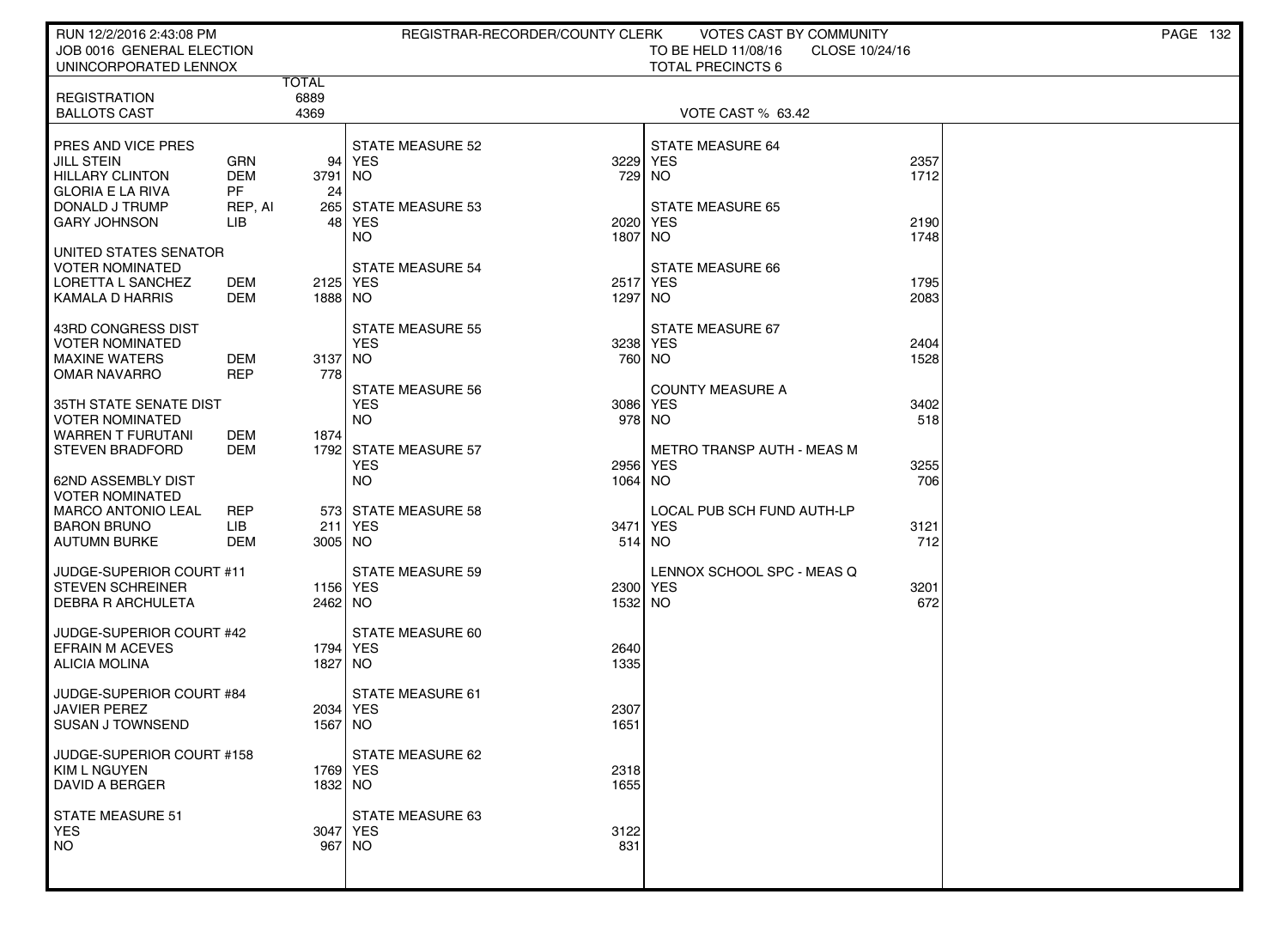RUN 12/2/2016 2:43:08 PM — REGISTRAR-RECORDER/COUNTY CLERK — VOTES CAST BY COMMUNITY

JOB 0016 GENERAL ELECTION — TO BE HELD 11/08/16 — CLOSE 10/24/16

UNINCORPORATED LENNOX — TOTAL PRECINCTS 6

| | TOTAL |
|---|---|
| REGISTRATION | 6889 |
| BALLOTS CAST | 4369 |

VOTE CAST % 63.42

| PRES AND VICE PRES | | |
|---|---|---|
| JILL STEIN | GRN | 94 |
| HILLARY CLINTON | DEM | 3791 |
| GLORIA E LA RIVA | PF | 24 |
| DONALD J TRUMP | REP, AI | 265 |
| GARY JOHNSON | LIB | 48 |

| UNITED STATES SENATOR VOTER NOMINATED | | |
|---|---|---|
| LORETTA L SANCHEZ | DEM | 2125 |
| KAMALA D HARRIS | DEM | 1888 |

| 43RD CONGRESS DIST VOTER NOMINATED | | |
|---|---|---|
| MAXINE WATERS | DEM | 3137 |
| OMAR NAVARRO | REP | 778 |

| 35TH STATE SENATE DIST VOTER NOMINATED | | |
|---|---|---|
| WARREN T FURUTANI | DEM | 1874 |
| STEVEN BRADFORD | DEM | 1792 |

| 62ND ASSEMBLY DIST VOTER NOMINATED | | |
|---|---|---|
| MARCO ANTONIO LEAL | REP | 573 |
| BARON BRUNO | LIB | 211 |
| AUTUMN BURKE | DEM | 3005 |

| JUDGE-SUPERIOR COURT #11 | |
|---|---|
| STEVEN SCHREINER | 1156 |
| DEBRA R ARCHULETA | 2462 |

| JUDGE-SUPERIOR COURT #42 | |
|---|---|
| EFRAIN M ACEVES | 1794 |
| ALICIA MOLINA | 1827 |

| JUDGE-SUPERIOR COURT #84 | |
|---|---|
| JAVIER PEREZ | 2034 |
| SUSAN J TOWNSEND | 1567 |

| JUDGE-SUPERIOR COURT #158 | |
|---|---|
| KIM L NGUYEN | 1769 |
| DAVID A BERGER | 1832 |

| MEASURE | YES | NO |
|---|---|---|
| STATE MEASURE 51 | 3047 | 967 |
| STATE MEASURE 52 | 3229 | 729 |
| STATE MEASURE 53 | 2020 | 1807 |
| STATE MEASURE 54 | 2517 | 1297 |
| STATE MEASURE 55 | 3238 | 760 |
| STATE MEASURE 56 | 3086 | 978 |
| STATE MEASURE 57 | 2956 | 1064 |
| STATE MEASURE 58 | 3471 | 514 |
| STATE MEASURE 59 | 2300 | 1532 |
| STATE MEASURE 60 | 2640 | 1335 |
| STATE MEASURE 61 | 2307 | 1651 |
| STATE MEASURE 62 | 2318 | 1655 |
| STATE MEASURE 63 | 3122 | 831 |
| STATE MEASURE 64 | 2357 | 1712 |
| STATE MEASURE 65 | 2190 | 1748 |
| STATE MEASURE 66 | 1795 | 2083 |
| STATE MEASURE 67 | 2404 | 1528 |
| COUNTY MEASURE A | 3402 | 518 |
| METRO TRANSP AUTH - MEAS M | 3255 | 706 |
| LOCAL PUB SCH FUND AUTH-LP | 3121 | 712 |
| LENNOX SCHOOL SPC - MEAS Q | 3201 | 672 |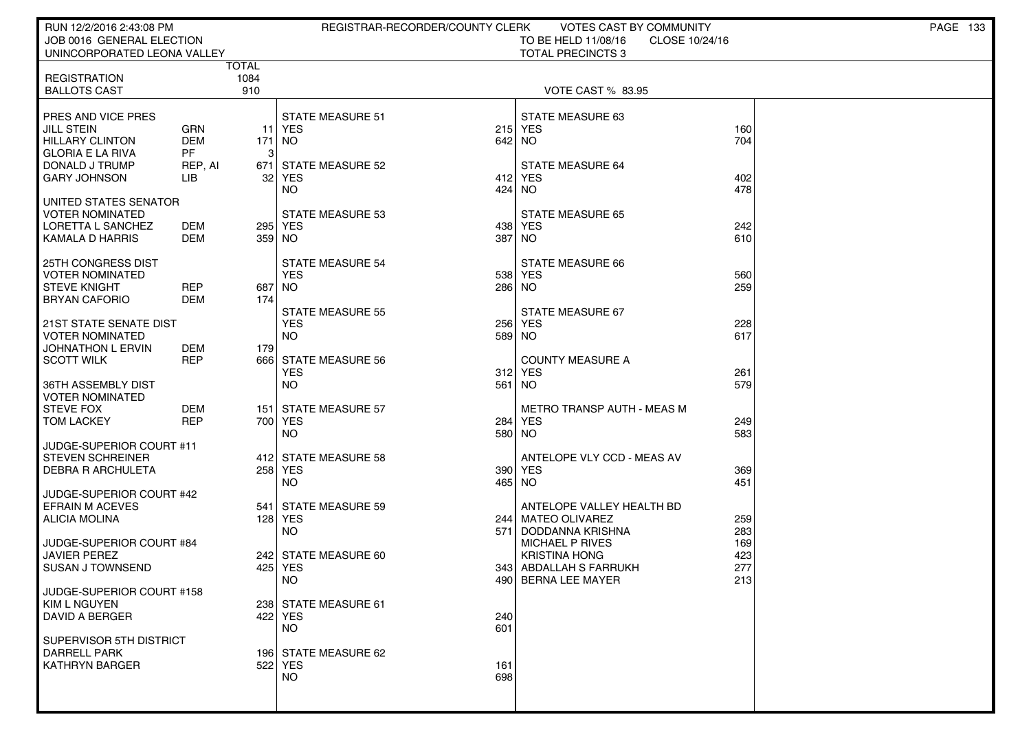RUN 12/2/2016 2:43:08 PM — REGISTRAR-RECORDER/COUNTY CLERK — VOTES CAST BY COMMUNITY

JOB 0016 GENERAL ELECTION — TO BE HELD 11/08/16 — CLOSE 10/24/16

UNINCORPORATED LEONA VALLEY — TOTAL PRECINCTS 3

| | TOTAL |
|---|---|
| REGISTRATION | 1084 |
| BALLOTS CAST | 910 |

VOTE CAST % 83.95

**PRES AND VICE PRES**

| Candidate | Party | Votes |
|---|---|---|
| JILL STEIN | GRN | 11 |
| HILLARY CLINTON | DEM | 171 |
| GLORIA E LA RIVA | PF | 3 |
| DONALD J TRUMP | REP, AI | 671 |
| GARY JOHNSON | LIB | 32 |

**UNITED STATES SENATOR**
VOTER NOMINATED

| Candidate | Party | Votes |
|---|---|---|
| LORETTA L SANCHEZ | DEM | 295 |
| KAMALA D HARRIS | DEM | 359 |

**25TH CONGRESS DIST**
VOTER NOMINATED

| Candidate | Party | Votes |
|---|---|---|
| STEVE KNIGHT | REP | 687 |
| BRYAN CAFORIO | DEM | 174 |

**21ST STATE SENATE DIST**
VOTER NOMINATED

| Candidate | Party | Votes |
|---|---|---|
| JOHNATHON L ERVIN | DEM | 179 |
| SCOTT WILK | REP | 666 |

**36TH ASSEMBLY DIST**
VOTER NOMINATED

| Candidate | Party | Votes |
|---|---|---|
| STEVE FOX | DEM | 151 |
| TOM LACKEY | REP | 700 |

**JUDGE-SUPERIOR COURT #11**

| Candidate | Votes |
|---|---|
| STEVEN SCHREINER | 412 |
| DEBRA R ARCHULETA | 258 |

**JUDGE-SUPERIOR COURT #42**

| Candidate | Votes |
|---|---|
| EFRAIN M ACEVES | 541 |
| ALICIA MOLINA | 128 |

**JUDGE-SUPERIOR COURT #84**

| Candidate | Votes |
|---|---|
| JAVIER PEREZ | 242 |
| SUSAN J TOWNSEND | 425 |

**JUDGE-SUPERIOR COURT #158**

| Candidate | Votes |
|---|---|
| KIM L NGUYEN | 238 |
| DAVID A BERGER | 422 |

**SUPERVISOR 5TH DISTRICT**

| Candidate | Votes |
|---|---|
| DARRELL PARK | 196 |
| KATHRYN BARGER | 522 |

**STATE MEASURES**

| Measure | YES | NO |
|---|---|---|
| STATE MEASURE 51 | 215 | 642 |
| STATE MEASURE 52 | 412 | 424 |
| STATE MEASURE 53 | 438 | 387 |
| STATE MEASURE 54 | 538 | 286 |
| STATE MEASURE 55 | 256 | 589 |
| STATE MEASURE 56 | 312 | 561 |
| STATE MEASURE 57 | 284 | 580 |
| STATE MEASURE 58 | 390 | 465 |
| STATE MEASURE 59 | 244 | 571 |
| STATE MEASURE 60 | 343 | 490 |
| STATE MEASURE 61 | 240 | 601 |
| STATE MEASURE 62 | 161 | 698 |
| STATE MEASURE 63 | 160 | 704 |
| STATE MEASURE 64 | 402 | 478 |
| STATE MEASURE 65 | 242 | 610 |
| STATE MEASURE 66 | 560 | 259 |
| STATE MEASURE 67 | 228 | 617 |
| COUNTY MEASURE A | 261 | 579 |
| METRO TRANSP AUTH - MEAS M | 249 | 583 |
| ANTELOPE VLY CCD - MEAS AV | 369 | 451 |

**ANTELOPE VALLEY HEALTH BD**

| Candidate | Votes |
|---|---|
| MATEO OLIVAREZ | 259 |
| DODDANNA KRISHNA | 283 |
| MICHAEL P RIVES | 169 |
| KRISTINA HONG | 423 |
| ABDALLAH S FARRUKH | 277 |
| BERNA LEE MAYER | 213 |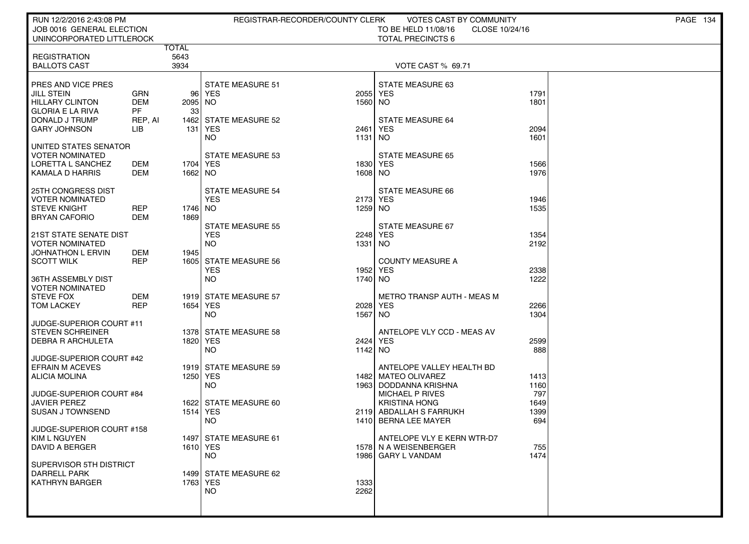RUN 12/2/2016 2:43:08 PM REGISTRAR-RECORDER/COUNTY CLERK VOTES CAST BY COMMUNITY
JOB 0016 GENERAL ELECTION TO BE HELD 11/08/16 CLOSE 10/24/16
UNINCORPORATED LITTLEROCK TOTAL PRECINCTS 6

| | | TOTAL |
|---|---|---|
| REGISTRATION | | 5643 |
| BALLOTS CAST | | 3934 |

VOTE CAST % 69.71

| PRES AND VICE PRES | | |
|---|---|---|
| JILL STEIN | GRN | 96 |
| HILLARY CLINTON | DEM | 2095 |
| GLORIA E LA RIVA | PF | 33 |
| DONALD J TRUMP | REP, AI | 1462 |
| GARY JOHNSON | LIB | 131 |
| **UNITED STATES SENATOR VOTER NOMINATED** | | |
| LORETTA L SANCHEZ | DEM | 1704 |
| KAMALA D HARRIS | DEM | 1662 |
| **25TH CONGRESS DIST VOTER NOMINATED** | | |
| STEVE KNIGHT | REP | 1746 |
| BRYAN CAFORIO | DEM | 1869 |
| **21ST STATE SENATE DIST VOTER NOMINATED** | | |
| JOHNATHON L ERVIN | DEM | 1945 |
| SCOTT WILK | REP | 1605 |
| **36TH ASSEMBLY DIST VOTER NOMINATED** | | |
| STEVE FOX | DEM | 1919 |
| TOM LACKEY | REP | 1654 |
| **JUDGE-SUPERIOR COURT #11** | | |
| STEVEN SCHREINER | | 1378 |
| DEBRA R ARCHULETA | | 1820 |
| **JUDGE-SUPERIOR COURT #42** | | |
| EFRAIN M ACEVES | | 1919 |
| ALICIA MOLINA | | 1250 |
| **JUDGE-SUPERIOR COURT #84** | | |
| JAVIER PEREZ | | 1622 |
| SUSAN J TOWNSEND | | 1514 |
| **JUDGE-SUPERIOR COURT #158** | | |
| KIM L NGUYEN | | 1497 |
| DAVID A BERGER | | 1610 |
| **SUPERVISOR 5TH DISTRICT** | | |
| DARRELL PARK | | 1499 |
| KATHRYN BARGER | | 1763 |

| Measure | YES | NO |
|---|---|---|
| STATE MEASURE 51 | 2055 | 1560 |
| STATE MEASURE 52 | 2461 | 1131 |
| STATE MEASURE 53 | 1830 | 1608 |
| STATE MEASURE 54 | 2173 | 1259 |
| STATE MEASURE 55 | 2248 | 1331 |
| STATE MEASURE 56 | 1952 | 1740 |
| STATE MEASURE 57 | 2028 | 1567 |
| STATE MEASURE 58 | 2424 | 1142 |
| STATE MEASURE 59 | 1482 | 1963 |
| STATE MEASURE 60 | 2119 | 1410 |
| STATE MEASURE 61 | 1578 | 1986 |
| STATE MEASURE 62 | 1333 | 2262 |
| STATE MEASURE 63 | 1791 | 1801 |
| STATE MEASURE 64 | 2094 | 1601 |
| STATE MEASURE 65 | 1566 | 1976 |
| STATE MEASURE 66 | 1946 | 1535 |
| STATE MEASURE 67 | 1354 | 2192 |
| COUNTY MEASURE A | 2338 | 1222 |
| METRO TRANSP AUTH - MEAS M | 2266 | 1304 |
| ANTELOPE VLY CCD - MEAS AV | 2599 | 888 |

| ANTELOPE VALLEY HEALTH BD | |
|---|---|
| MATEO OLIVAREZ | 1413 |
| DODDANNA KRISHNA | 1160 |
| MICHAEL P RIVES | 797 |
| KRISTINA HONG | 1649 |
| ABDALLAH S FARRUKH | 1399 |
| BERNA LEE MAYER | 694 |
| **ANTELOPE VLY E KERN WTR-D7** | |
| N A WEISENBERGER | 755 |
| GARY L VANDAM | 1474 |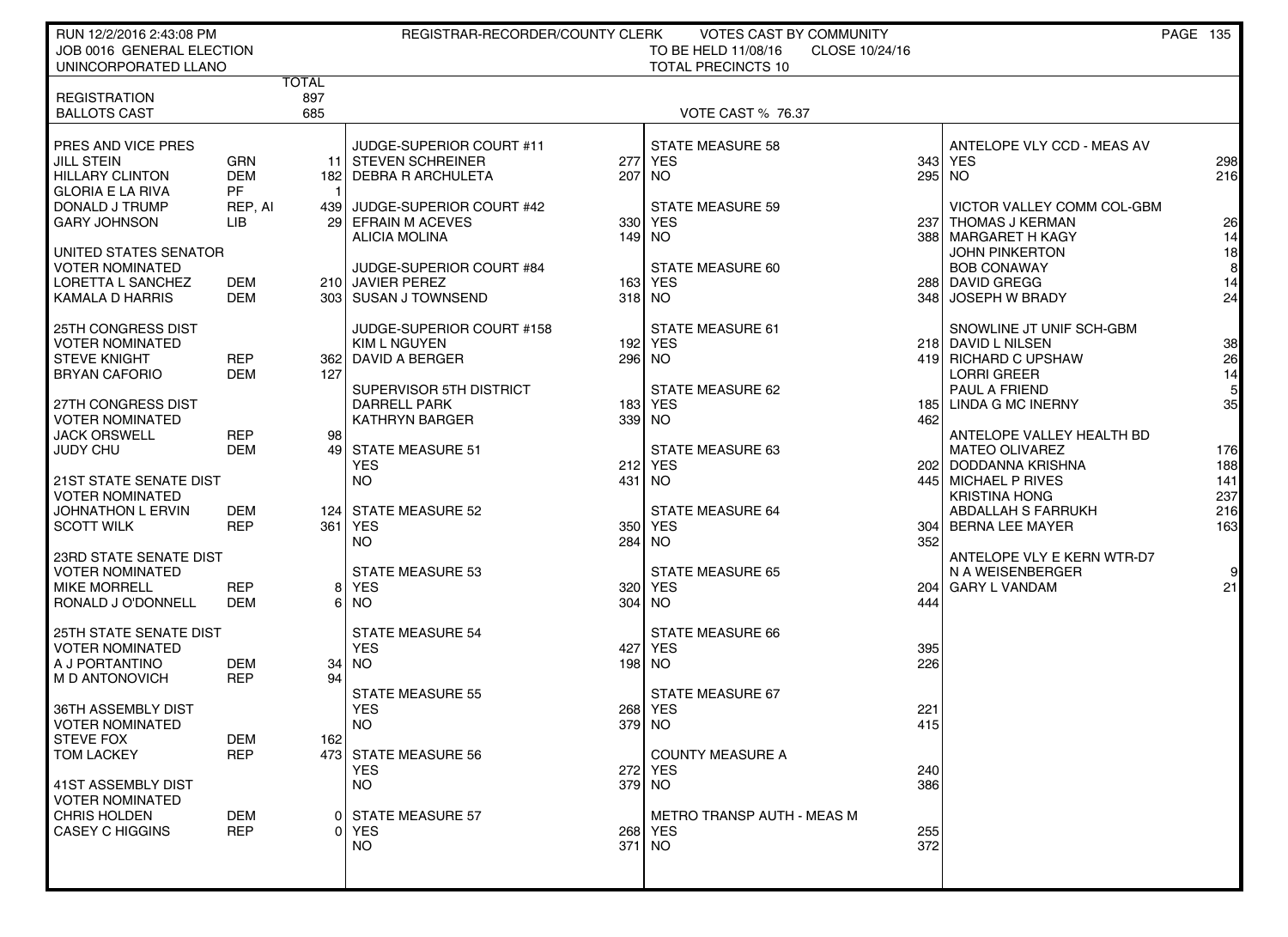RUN 12/2/2016 2:43:08 PM — REGISTRAR-RECORDER/COUNTY CLERK — VOTES CAST BY COMMUNITY

JOB 0016 GENERAL ELECTION — TO BE HELD 11/08/16 — CLOSE 10/24/16

UNINCORPORATED LLANO — TOTAL PRECINCTS 10

| | TOTAL |
|---|---|
| REGISTRATION | 897 |
| BALLOTS CAST | 685 |

VOTE CAST % 76.37

**PRES AND VICE PRES**

| | | |
|---|---|---|
| JILL STEIN | GRN | 11 |
| HILLARY CLINTON | DEM | 182 |
| GLORIA E LA RIVA | PF | 1 |
| DONALD J TRUMP | REP, AI | 439 |
| GARY JOHNSON | LIB | 29 |

**UNITED STATES SENATOR**
VOTER NOMINATED

| | | |
|---|---|---|
| LORETTA L SANCHEZ | DEM | 210 |
| KAMALA D HARRIS | DEM | 303 |

**25TH CONGRESS DIST**
VOTER NOMINATED

| | | |
|---|---|---|
| STEVE KNIGHT | REP | 362 |
| BRYAN CAFORIO | DEM | 127 |

**27TH CONGRESS DIST**
VOTER NOMINATED

| | | |
|---|---|---|
| JACK ORSWELL | REP | 98 |
| JUDY CHU | DEM | 49 |

**21ST STATE SENATE DIST**
VOTER NOMINATED

| | | |
|---|---|---|
| JOHNATHON L ERVIN | DEM | 124 |
| SCOTT WILK | REP | 361 |

**23RD STATE SENATE DIST**
VOTER NOMINATED

| | | |
|---|---|---|
| MIKE MORRELL | REP | 8 |
| RONALD J O'DONNELL | DEM | 6 |

**25TH STATE SENATE DIST**
VOTER NOMINATED

| | | |
|---|---|---|
| A J PORTANTINO | DEM | 34 |
| M D ANTONOVICH | REP | 94 |

**36TH ASSEMBLY DIST**
VOTER NOMINATED

| | | |
|---|---|---|
| STEVE FOX | DEM | 162 |
| TOM LACKEY | REP | 473 |

**41ST ASSEMBLY DIST**
VOTER NOMINATED

| | | |
|---|---|---|
| CHRIS HOLDEN | DEM | 0 |
| CASEY C HIGGINS | REP | 0 |

**JUDGE-SUPERIOR COURT #11**

| | |
|---|---|
| STEVEN SCHREINER | 277 |
| DEBRA R ARCHULETA | 207 |

**JUDGE-SUPERIOR COURT #42**

| | |
|---|---|
| EFRAIN M ACEVES | 330 |
| ALICIA MOLINA | 149 |

**JUDGE-SUPERIOR COURT #84**

| | |
|---|---|
| JAVIER PEREZ | 163 |
| SUSAN J TOWNSEND | 318 |

**JUDGE-SUPERIOR COURT #158**

| | |
|---|---|
| KIM L NGUYEN | 192 |
| DAVID A BERGER | 296 |

**SUPERVISOR 5TH DISTRICT**

| | |
|---|---|
| DARRELL PARK | 183 |
| KATHRYN BARGER | 339 |

**STATE MEASURE 51**

| | |
|---|---|
| YES | 212 |
| NO | 431 |

**STATE MEASURE 52**

| | |
|---|---|
| YES | 350 |
| NO | 284 |

**STATE MEASURE 53**

| | |
|---|---|
| YES | 320 |
| NO | 304 |

**STATE MEASURE 54**

| | |
|---|---|
| YES | 427 |
| NO | 198 |

**STATE MEASURE 55**

| | |
|---|---|
| YES | 268 |
| NO | 379 |

**STATE MEASURE 56**

| | |
|---|---|
| YES | 272 |
| NO | 379 |

**STATE MEASURE 57**

| | |
|---|---|
| YES | 268 |
| NO | 371 |

**STATE MEASURE 58**

| | |
|---|---|
| YES | 343 |
| NO | 295 |

**STATE MEASURE 59**

| | |
|---|---|
| YES | 237 |
| NO | 388 |

**STATE MEASURE 60**

| | |
|---|---|
| YES | 288 |
| NO | 348 |

**STATE MEASURE 61**

| | |
|---|---|
| YES | 218 |
| NO | 419 |

**STATE MEASURE 62**

| | |
|---|---|
| YES | 185 |
| NO | 462 |

**STATE MEASURE 63**

| | |
|---|---|
| YES | 202 |
| NO | 445 |

**STATE MEASURE 64**

| | |
|---|---|
| YES | 304 |
| NO | 352 |

**STATE MEASURE 65**

| | |
|---|---|
| YES | 204 |
| NO | 444 |

**STATE MEASURE 66**

| | |
|---|---|
| YES | 395 |
| NO | 226 |

**STATE MEASURE 67**

| | |
|---|---|
| YES | 221 |
| NO | 415 |

**COUNTY MEASURE A**

| | |
|---|---|
| YES | 240 |
| NO | 386 |

**METRO TRANSP AUTH - MEAS M**

| | |
|---|---|
| YES | 255 |
| NO | 372 |

**ANTELOPE VLY CCD - MEAS AV**

| | |
|---|---|
| YES | 298 |
| NO | 216 |

**VICTOR VALLEY COMM COL-GBM**

| | |
|---|---|
| THOMAS J KERMAN | 26 |
| MARGARET H KAGY | 14 |
| JOHN PINKERTON | 18 |
| BOB CONAWAY | 8 |
| DAVID GREGG | 14 |
| JOSEPH W BRADY | 24 |

**SNOWLINE JT UNIF SCH-GBM**

| | |
|---|---|
| DAVID L NILSEN | 38 |
| RICHARD C UPSHAW | 26 |
| LORRI GREER | 14 |
| PAUL A FRIEND | 5 |
| LINDA G MC INERNY | 35 |

**ANTELOPE VALLEY HEALTH BD**

| | |
|---|---|
| MATEO OLIVAREZ | 176 |
| DODDANNA KRISHNA | 188 |
| MICHAEL P RIVES | 141 |
| KRISTINA HONG | 237 |
| ABDALLAH S FARRUKH | 216 |
| BERNA LEE MAYER | 163 |

**ANTELOPE VLY E KERN WTR-D7**

| | |
|---|---|
| N A WEISENBERGER | 9 |
| GARY L VANDAM | 21 |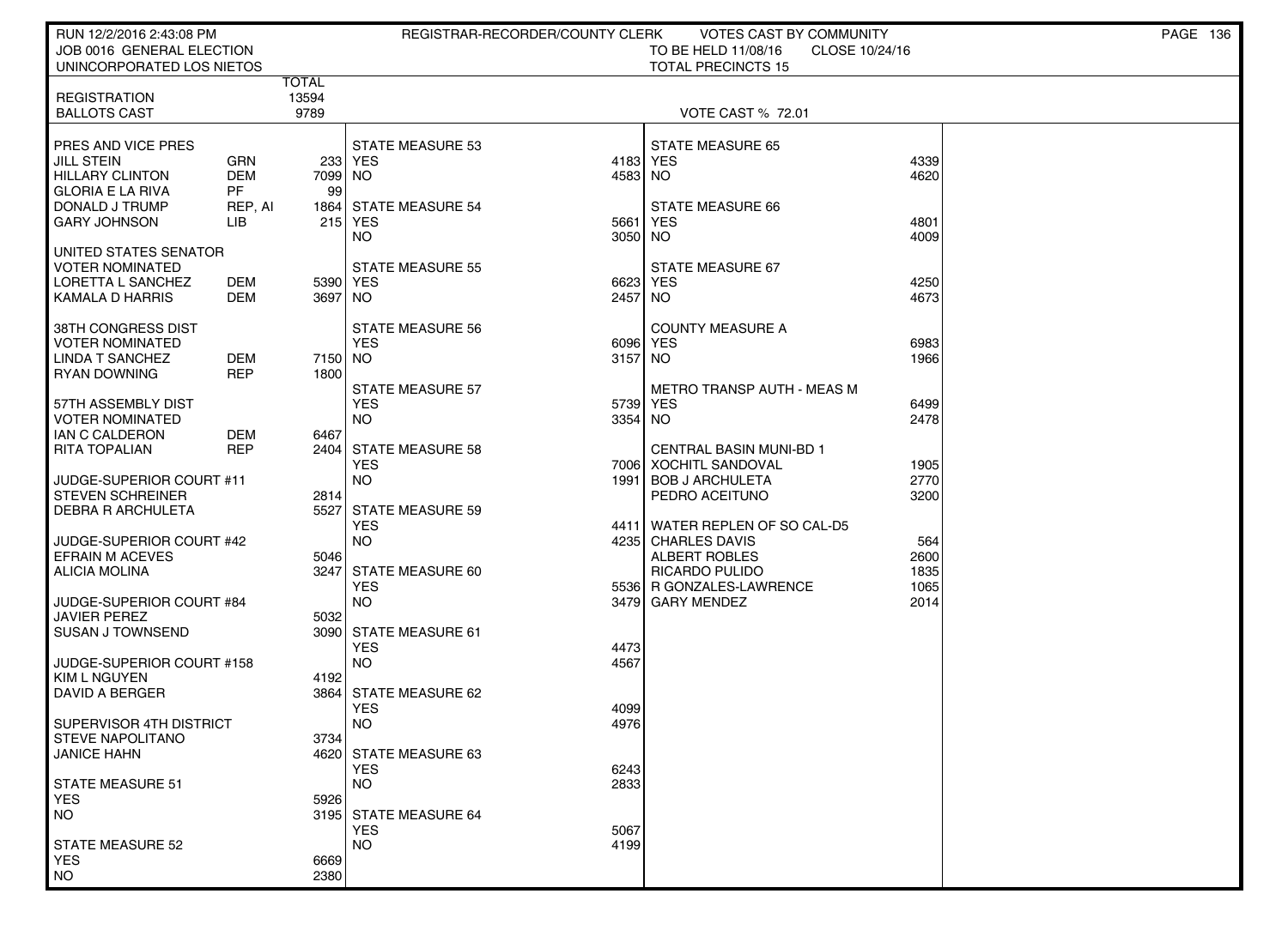RUN 12/2/2016 2:43:08 PM — REGISTRAR-RECORDER/COUNTY CLERK — VOTES CAST BY COMMUNITY

JOB 0016 GENERAL ELECTION — TO BE HELD 11/08/16 — CLOSE 10/24/16

UNINCORPORATED LOS NIETOS — TOTAL PRECINCTS 15

| | TOTAL |
|---|---|
| REGISTRATION | 13594 |
| BALLOTS CAST | 9789 |

VOTE CAST % 72.01

**PRES AND VICE PRES**

| Candidate | Party | Votes |
|---|---|---|
| JILL STEIN | GRN | 233 |
| HILLARY CLINTON | DEM | 7099 |
| GLORIA E LA RIVA | PF | 99 |
| DONALD J TRUMP | REP, AI | 1864 |
| GARY JOHNSON | LIB | 215 |

**UNITED STATES SENATOR VOTER NOMINATED**

| Candidate | Party | Votes |
|---|---|---|
| LORETTA L SANCHEZ | DEM | 5390 |
| KAMALA D HARRIS | DEM | 3697 |

**38TH CONGRESS DIST VOTER NOMINATED**

| Candidate | Party | Votes |
|---|---|---|
| LINDA T SANCHEZ | DEM | 7150 |
| RYAN DOWNING | REP | 1800 |

**57TH ASSEMBLY DIST VOTER NOMINATED**

| Candidate | Party | Votes |
|---|---|---|
| IAN C CALDERON | DEM | 6467 |
| RITA TOPALIAN | REP | 2404 |

**JUDGE-SUPERIOR COURT #11**

| Candidate | Votes |
|---|---|
| STEVEN SCHREINER | 2814 |
| DEBRA R ARCHULETA | 5527 |

**JUDGE-SUPERIOR COURT #42**

| Candidate | Votes |
|---|---|
| EFRAIN M ACEVES | 5046 |
| ALICIA MOLINA | 3247 |

**JUDGE-SUPERIOR COURT #84**

| Candidate | Votes |
|---|---|
| JAVIER PEREZ | 5032 |
| SUSAN J TOWNSEND | 3090 |

**JUDGE-SUPERIOR COURT #158**

| Candidate | Votes |
|---|---|
| KIM L NGUYEN | 4192 |
| DAVID A BERGER | 3864 |

**SUPERVISOR 4TH DISTRICT**

| Candidate | Votes |
|---|---|
| STEVE NAPOLITANO | 3734 |
| JANICE HAHN | 4620 |

**MEASURES**

| Measure | YES | NO |
|---|---|---|
| STATE MEASURE 51 | 5926 | 3195 |
| STATE MEASURE 52 | 6669 | 2380 |
| STATE MEASURE 53 | 4183 | 4583 |
| STATE MEASURE 54 | 5661 | 3050 |
| STATE MEASURE 55 | 6623 | 2457 |
| STATE MEASURE 56 | 6096 | 3157 |
| STATE MEASURE 57 | 5739 | 3354 |
| STATE MEASURE 58 | 7006 | 1991 |
| STATE MEASURE 59 | 4411 | 4235 |
| STATE MEASURE 60 | 5536 | 3479 |
| STATE MEASURE 61 | 4473 | 4567 |
| STATE MEASURE 62 | 4099 | 4976 |
| STATE MEASURE 63 | 6243 | 2833 |
| STATE MEASURE 64 | 5067 | 4199 |
| STATE MEASURE 65 | 4339 | 4620 |
| STATE MEASURE 66 | 4801 | 4009 |
| STATE MEASURE 67 | 4250 | 4673 |
| COUNTY MEASURE A | 6983 | 1966 |
| METRO TRANSP AUTH - MEAS M | 6499 | 2478 |

**CENTRAL BASIN MUNI-BD 1**

| Candidate | Votes |
|---|---|
| XOCHITL SANDOVAL | 1905 |
| BOB J ARCHULETA | 2770 |
| PEDRO ACEITUNO | 3200 |

**WATER REPLEN OF SO CAL-D5**

| Candidate | Votes |
|---|---|
| CHARLES DAVIS | 564 |
| ALBERT ROBLES | 2600 |
| RICARDO PULIDO | 1835 |
| R GONZALES-LAWRENCE | 1065 |
| GARY MENDEZ | 2014 |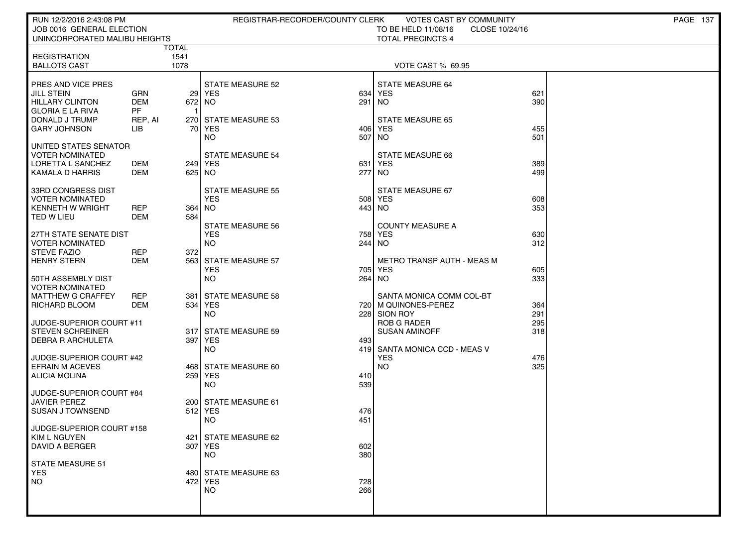RUN 12/2/2016 2:43:08 PM — REGISTRAR-RECORDER/COUNTY CLERK — VOTES CAST BY COMMUNITY

JOB 0016 GENERAL ELECTION — TO BE HELD 11/08/16 — CLOSE 10/24/16

UNINCORPORATED MALIBU HEIGHTS — TOTAL PRECINCTS 4

| | TOTAL |
|---|---|
| REGISTRATION | 1541 |
| BALLOTS CAST | 1078 |

VOTE CAST % 69.95

| Contest / Candidate | Party | Votes |
|---|---|---|
| **PRES AND VICE PRES** | | |
| JILL STEIN | GRN | 29 |
| HILLARY CLINTON | DEM | 672 |
| GLORIA E LA RIVA | PF | 1 |
| DONALD J TRUMP | REP, AI | 270 |
| GARY JOHNSON | LIB | 70 |
| **UNITED STATES SENATOR** VOTER NOMINATED | | |
| LORETTA L SANCHEZ | DEM | 249 |
| KAMALA D HARRIS | DEM | 625 |
| **33RD CONGRESS DIST** VOTER NOMINATED | | |
| KENNETH W WRIGHT | REP | 364 |
| TED W LIEU | DEM | 584 |
| **27TH STATE SENATE DIST** VOTER NOMINATED | | |
| STEVE FAZIO | REP | 372 |
| HENRY STERN | DEM | 563 |
| **50TH ASSEMBLY DIST** VOTER NOMINATED | | |
| MATTHEW G CRAFFEY | REP | 381 |
| RICHARD BLOOM | DEM | 534 |
| **JUDGE-SUPERIOR COURT #11** | | |
| STEVEN SCHREINER | | 317 |
| DEBRA R ARCHULETA | | 397 |
| **JUDGE-SUPERIOR COURT #42** | | |
| EFRAIN M ACEVES | | 468 |
| ALICIA MOLINA | | 259 |
| **JUDGE-SUPERIOR COURT #84** | | |
| JAVIER PEREZ | | 200 |
| SUSAN J TOWNSEND | | 512 |
| **JUDGE-SUPERIOR COURT #158** | | |
| KIM L NGUYEN | | 421 |
| DAVID A BERGER | | 307 |

| Measure | YES | NO |
|---|---|---|
| STATE MEASURE 51 | 480 | 472 |
| STATE MEASURE 52 | 634 | 291 |
| STATE MEASURE 53 | 406 | 507 |
| STATE MEASURE 54 | 631 | 277 |
| STATE MEASURE 55 | 508 | 443 |
| STATE MEASURE 56 | 758 | 244 |
| STATE MEASURE 57 | 705 | 264 |
| STATE MEASURE 58 | 720 | 228 |
| STATE MEASURE 59 | 493 | 419 |
| STATE MEASURE 60 | 410 | 539 |
| STATE MEASURE 61 | 476 | 451 |
| STATE MEASURE 62 | 602 | 380 |
| STATE MEASURE 63 | 728 | 266 |
| STATE MEASURE 64 | 621 | 390 |
| STATE MEASURE 65 | 455 | 501 |
| STATE MEASURE 66 | 389 | 499 |
| STATE MEASURE 67 | 608 | 353 |
| COUNTY MEASURE A | 630 | 312 |
| METRO TRANSP AUTH - MEAS M | 605 | 333 |
| SANTA MONICA CCD - MEAS V | 476 | 325 |

| SANTA MONICA COMM COL-BT | Votes |
|---|---|
| M QUINONES-PEREZ | 364 |
| SION ROY | 291 |
| ROB G RADER | 295 |
| SUSAN AMINOFF | 318 |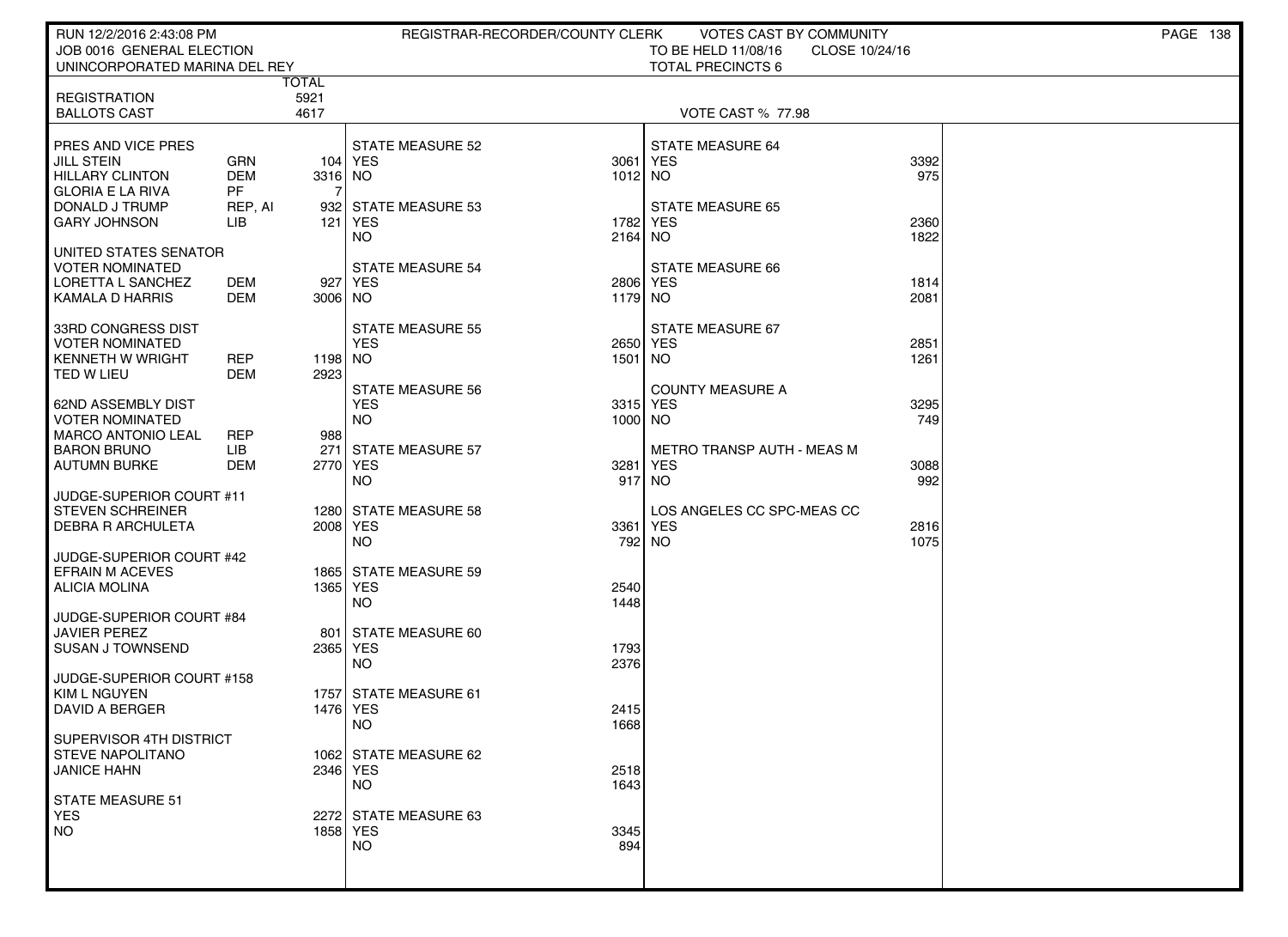RUN 12/2/2016 2:43:08 PM — REGISTRAR-RECORDER/COUNTY CLERK — VOTES CAST BY COMMUNITY

JOB 0016 GENERAL ELECTION — TO BE HELD 11/08/16 — CLOSE 10/24/16

UNINCORPORATED MARINA DEL REY — TOTAL PRECINCTS 6

| | TOTAL |
|---|---|
| REGISTRATION | 5921 |
| BALLOTS CAST | 4617 |

VOTE CAST % 77.98

**PRES AND VICE PRES**

| Candidate | Party | Votes |
|---|---|---|
| JILL STEIN | GRN | 104 |
| HILLARY CLINTON | DEM | 3316 |
| GLORIA E LA RIVA | PF | 7 |
| DONALD J TRUMP | REP, AI | 932 |
| GARY JOHNSON | LIB | 121 |

**UNITED STATES SENATOR**
VOTER NOMINATED

| Candidate | Party | Votes |
|---|---|---|
| LORETTA L SANCHEZ | DEM | 927 |
| KAMALA D HARRIS | DEM | 3006 |

**33RD CONGRESS DIST**
VOTER NOMINATED

| Candidate | Party | Votes |
|---|---|---|
| KENNETH W WRIGHT | REP | 1198 |
| TED W LIEU | DEM | 2923 |

**62ND ASSEMBLY DIST**
VOTER NOMINATED

| Candidate | Party | Votes |
|---|---|---|
| MARCO ANTONIO LEAL | REP | 988 |
| BARON BRUNO | LIB | 271 |
| AUTUMN BURKE | DEM | 2770 |

**JUDGE-SUPERIOR COURT #11**

| Candidate | Votes |
|---|---|
| STEVEN SCHREINER | 1280 |
| DEBRA R ARCHULETA | 2008 |

**JUDGE-SUPERIOR COURT #42**

| Candidate | Votes |
|---|---|
| EFRAIN M ACEVES | 1865 |
| ALICIA MOLINA | 1365 |

**JUDGE-SUPERIOR COURT #84**

| Candidate | Votes |
|---|---|
| JAVIER PEREZ | 801 |
| SUSAN J TOWNSEND | 2365 |

**JUDGE-SUPERIOR COURT #158**

| Candidate | Votes |
|---|---|
| KIM L NGUYEN | 1757 |
| DAVID A BERGER | 1476 |

**SUPERVISOR 4TH DISTRICT**

| Candidate | Votes |
|---|---|
| STEVE NAPOLITANO | 1062 |
| JANICE HAHN | 2346 |

**MEASURES**

| Measure | YES | NO |
|---|---|---|
| STATE MEASURE 51 | 2272 | 1858 |
| STATE MEASURE 52 | 3061 | 1012 |
| STATE MEASURE 53 | 1782 | 2164 |
| STATE MEASURE 54 | 2806 | 1179 |
| STATE MEASURE 55 | 2650 | 1501 |
| STATE MEASURE 56 | 3315 | 1000 |
| STATE MEASURE 57 | 3281 | 917 |
| STATE MEASURE 58 | 3361 | 792 |
| STATE MEASURE 59 | 2540 | 1448 |
| STATE MEASURE 60 | 1793 | 2376 |
| STATE MEASURE 61 | 2415 | 1668 |
| STATE MEASURE 62 | 2518 | 1643 |
| STATE MEASURE 63 | 3345 | 894 |
| STATE MEASURE 64 | 3392 | 975 |
| STATE MEASURE 65 | 2360 | 1822 |
| STATE MEASURE 66 | 1814 | 2081 |
| STATE MEASURE 67 | 2851 | 1261 |
| COUNTY MEASURE A | 3295 | 749 |
| METRO TRANSP AUTH - MEAS M | 3088 | 992 |
| LOS ANGELES CC SPC-MEAS CC | 2816 | 1075 |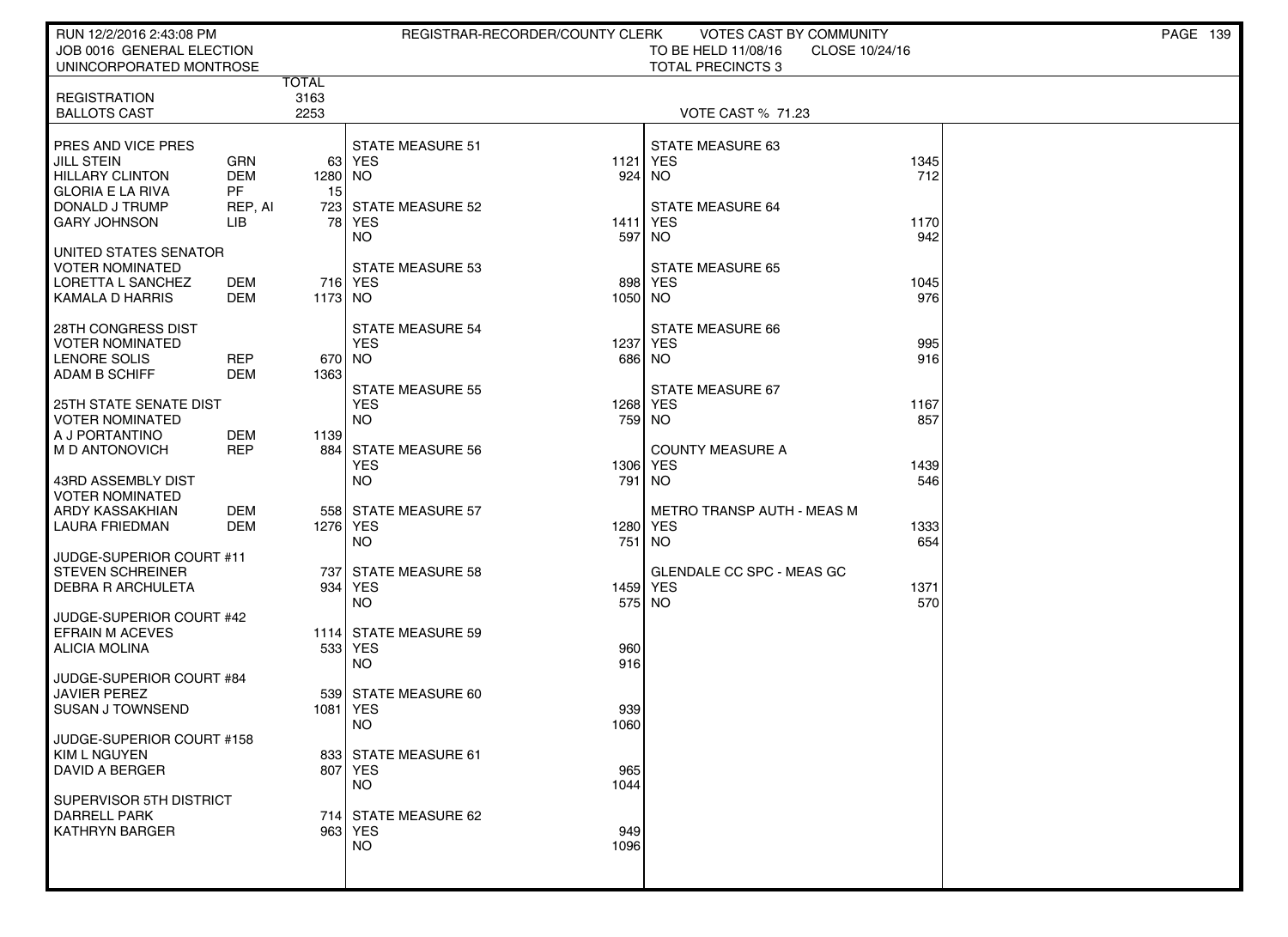RUN 12/2/2016 2:43:08 PM | REGISTRAR-RECORDER/COUNTY CLERK | VOTES CAST BY COMMUNITY

JOB 0016 GENERAL ELECTION | TO BE HELD 11/08/16 CLOSE 10/24/16

UNINCORPORATED MONTROSE | TOTAL PRECINCTS 3

| | | TOTAL |
|---|---|---|
| REGISTRATION | | 3163 |
| BALLOTS CAST | | 2253 |

VOTE CAST % 71.23

| | | |
|---|---|---|
| **PRES AND VICE PRES** | | |
| JILL STEIN | GRN | 63 |
| HILLARY CLINTON | DEM | 1280 |
| GLORIA E LA RIVA | PF | 15 |
| DONALD J TRUMP | REP, AI | 723 |
| GARY JOHNSON | LIB | 78 |
| **UNITED STATES SENATOR VOTER NOMINATED** | | |
| LORETTA L SANCHEZ | DEM | 716 |
| KAMALA D HARRIS | DEM | 1173 |
| **28TH CONGRESS DIST VOTER NOMINATED** | | |
| LENORE SOLIS | REP | 670 |
| ADAM B SCHIFF | DEM | 1363 |
| **25TH STATE SENATE DIST VOTER NOMINATED** | | |
| A J PORTANTINO | DEM | 1139 |
| M D ANTONOVICH | REP | 884 |
| **43RD ASSEMBLY DIST VOTER NOMINATED** | | |
| ARDY KASSAKHIAN | DEM | 558 |
| LAURA FRIEDMAN | DEM | 1276 |
| **JUDGE-SUPERIOR COURT #11** | | |
| STEVEN SCHREINER | | 737 |
| DEBRA R ARCHULETA | | 934 |
| **JUDGE-SUPERIOR COURT #42** | | |
| EFRAIN M ACEVES | | 1114 |
| ALICIA MOLINA | | 533 |
| **JUDGE-SUPERIOR COURT #84** | | |
| JAVIER PEREZ | | 539 |
| SUSAN J TOWNSEND | | 1081 |
| **JUDGE-SUPERIOR COURT #158** | | |
| KIM L NGUYEN | | 833 |
| DAVID A BERGER | | 807 |
| **SUPERVISOR 5TH DISTRICT** | | |
| DARRELL PARK | | 714 |
| KATHRYN BARGER | | 963 |

| MEASURE | YES | NO |
|---|---|---|
| STATE MEASURE 51 | 1121 | 924 |
| STATE MEASURE 52 | 1411 | 597 |
| STATE MEASURE 53 | 898 | 1050 |
| STATE MEASURE 54 | 1237 | 686 |
| STATE MEASURE 55 | 1268 | 759 |
| STATE MEASURE 56 | 1306 | 791 |
| STATE MEASURE 57 | 1280 | 751 |
| STATE MEASURE 58 | 1459 | 575 |
| STATE MEASURE 59 | 960 | 916 |
| STATE MEASURE 60 | 939 | 1060 |
| STATE MEASURE 61 | 965 | 1044 |
| STATE MEASURE 62 | 949 | 1096 |
| STATE MEASURE 63 | 1345 | 712 |
| STATE MEASURE 64 | 1170 | 942 |
| STATE MEASURE 65 | 1045 | 976 |
| STATE MEASURE 66 | 995 | 916 |
| STATE MEASURE 67 | 1167 | 857 |
| COUNTY MEASURE A | 1439 | 546 |
| METRO TRANSP AUTH - MEAS M | 1333 | 654 |
| GLENDALE CC SPC - MEAS GC | 1371 | 570 |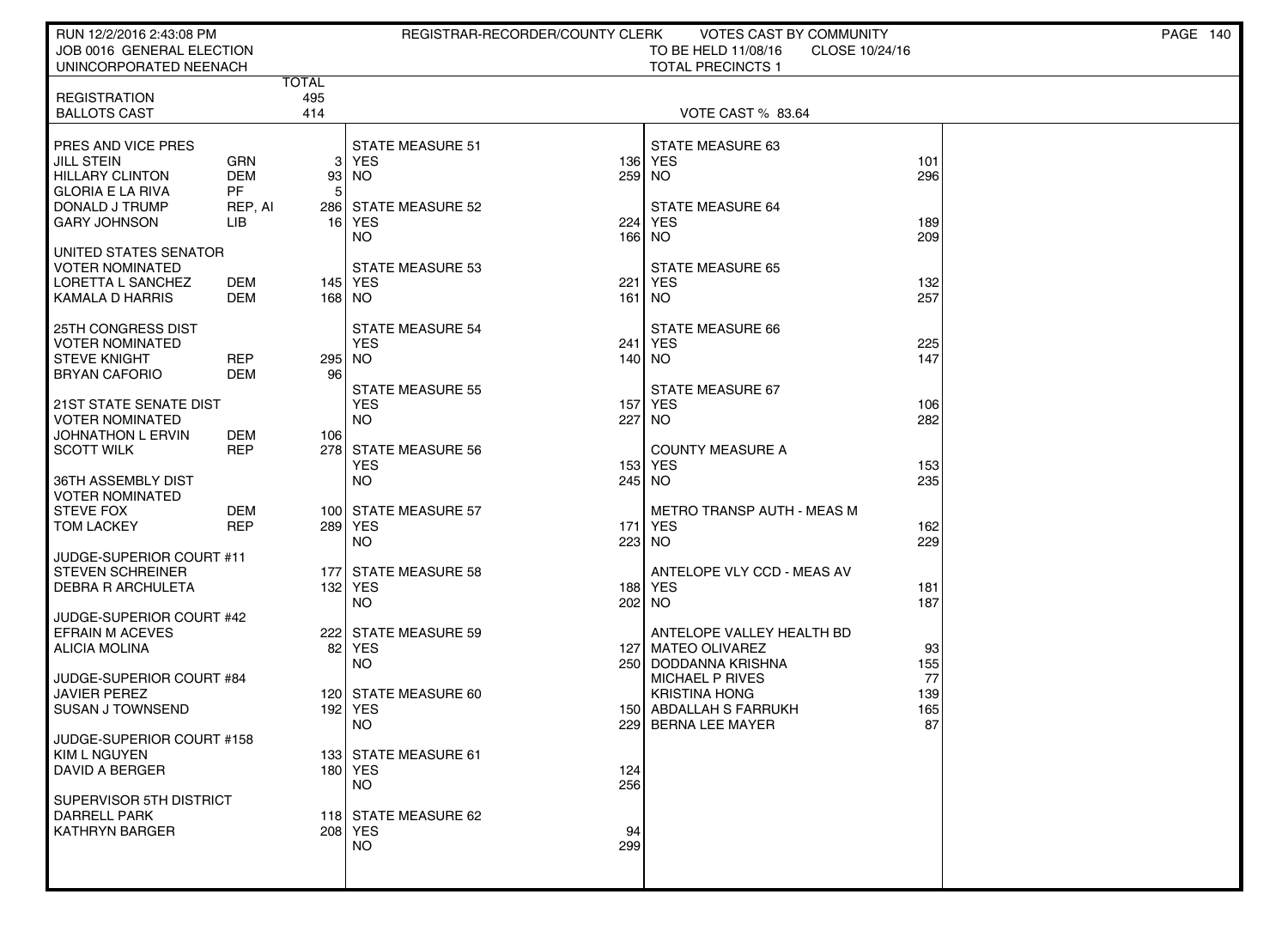RUN 12/2/2016 2:43:08 PM — REGISTRAR-RECORDER/COUNTY CLERK — VOTES CAST BY COMMUNITY

JOB 0016 GENERAL ELECTION — TO BE HELD 11/08/16 — CLOSE 10/24/16

UNINCORPORATED NEENACH — TOTAL PRECINCTS 1

| | | TOTAL |
|---|---|---|
| REGISTRATION | | 495 |
| BALLOTS CAST | | 414 |

VOTE CAST % 83.64

| PRES AND VICE PRES | | |
|---|---|---|
| JILL STEIN | GRN | 3 |
| HILLARY CLINTON | DEM | 93 |
| GLORIA E LA RIVA | PF | 5 |
| DONALD J TRUMP | REP, AI | 286 |
| GARY JOHNSON | LIB | 16 |

| UNITED STATES SENATOR VOTER NOMINATED | | |
|---|---|---|
| LORETTA L SANCHEZ | DEM | 145 |
| KAMALA D HARRIS | DEM | 168 |

| 25TH CONGRESS DIST VOTER NOMINATED | | |
|---|---|---|
| STEVE KNIGHT | REP | 295 |
| BRYAN CAFORIO | DEM | 96 |

| 21ST STATE SENATE DIST VOTER NOMINATED | | |
|---|---|---|
| JOHNATHON L ERVIN | DEM | 106 |
| SCOTT WILK | REP | 278 |

| 36TH ASSEMBLY DIST VOTER NOMINATED | | |
|---|---|---|
| STEVE FOX | DEM | 100 |
| TOM LACKEY | REP | 289 |

| JUDGE-SUPERIOR COURT #11 | |
|---|---|
| STEVEN SCHREINER | 177 |
| DEBRA R ARCHULETA | 132 |

| JUDGE-SUPERIOR COURT #42 | |
|---|---|
| EFRAIN M ACEVES | 222 |
| ALICIA MOLINA | 82 |

| JUDGE-SUPERIOR COURT #84 | |
|---|---|
| JAVIER PEREZ | 120 |
| SUSAN J TOWNSEND | 192 |

| JUDGE-SUPERIOR COURT #158 | |
|---|---|
| KIM L NGUYEN | 133 |
| DAVID A BERGER | 180 |

| SUPERVISOR 5TH DISTRICT | |
|---|---|
| DARRELL PARK | 118 |
| KATHRYN BARGER | 208 |

| MEASURE | YES | NO |
|---|---|---|
| STATE MEASURE 51 | 136 | 259 |
| STATE MEASURE 52 | 224 | 166 |
| STATE MEASURE 53 | 221 | 161 |
| STATE MEASURE 54 | 241 | 140 |
| STATE MEASURE 55 | 157 | 227 |
| STATE MEASURE 56 | 153 | 245 |
| STATE MEASURE 57 | 171 | 223 |
| STATE MEASURE 58 | 188 | 202 |
| STATE MEASURE 59 | 127 | 250 |
| STATE MEASURE 60 | 150 | 229 |
| STATE MEASURE 61 | 124 | 256 |
| STATE MEASURE 62 | 94 | 299 |
| STATE MEASURE 63 | 101 | 296 |
| STATE MEASURE 64 | 189 | 209 |
| STATE MEASURE 65 | 132 | 257 |
| STATE MEASURE 66 | 225 | 147 |
| STATE MEASURE 67 | 106 | 282 |
| COUNTY MEASURE A | 153 | 235 |
| METRO TRANSP AUTH - MEAS M | 162 | 229 |
| ANTELOPE VLY CCD - MEAS AV | 181 | 187 |

| ANTELOPE VALLEY HEALTH BD | |
|---|---|
| MATEO OLIVAREZ | 93 |
| DODDANNA KRISHNA | 155 |
| MICHAEL P RIVES | 77 |
| KRISTINA HONG | 139 |
| ABDALLAH S FARRUKH | 165 |
| BERNA LEE MAYER | 87 |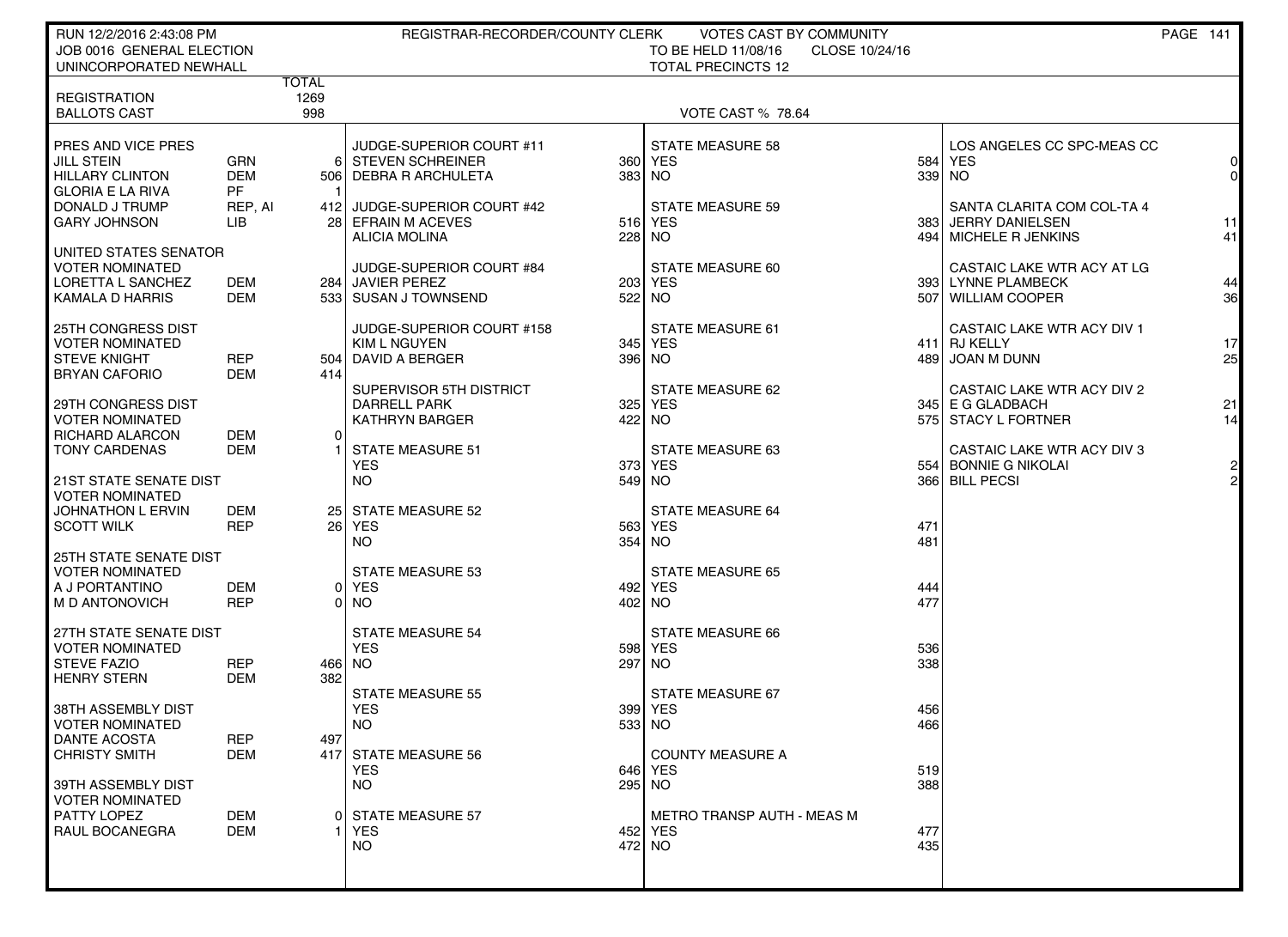RUN 12/2/2016 2:43:08 PM
JOB 0016 GENERAL ELECTION
UNINCORPORATED NEWHALL

REGISTRAR-RECORDER/COUNTY CLERK — VOTES CAST BY COMMUNITY
TO BE HELD 11/08/16 — CLOSE 10/24/16
TOTAL PRECINCTS 12

| | | TOTAL |
|---|---|---|
| REGISTRATION | | 1269 |
| BALLOTS CAST | | 998 |

VOTE CAST % 78.64

| PRES AND VICE PRES | | |
|---|---|---|
| JILL STEIN | GRN | 6 |
| HILLARY CLINTON | DEM | 506 |
| GLORIA E LA RIVA | PF | 1 |
| DONALD J TRUMP | REP, AI | 412 |
| GARY JOHNSON | LIB | 28 |

| UNITED STATES SENATOR VOTER NOMINATED | | |
|---|---|---|
| LORETTA L SANCHEZ | DEM | 284 |
| KAMALA D HARRIS | DEM | 533 |

| 25TH CONGRESS DIST VOTER NOMINATED | | |
|---|---|---|
| STEVE KNIGHT | REP | 504 |
| BRYAN CAFORIO | DEM | 414 |

| 29TH CONGRESS DIST VOTER NOMINATED | | |
|---|---|---|
| RICHARD ALARCON | DEM | 0 |
| TONY CARDENAS | DEM | 1 |

| 21ST STATE SENATE DIST VOTER NOMINATED | | |
|---|---|---|
| JOHNATHON L ERVIN | DEM | 25 |
| SCOTT WILK | REP | 26 |

| 25TH STATE SENATE DIST VOTER NOMINATED | | |
|---|---|---|
| A J PORTANTINO | DEM | 0 |
| M D ANTONOVICH | REP | 0 |

| 27TH STATE SENATE DIST VOTER NOMINATED | | |
|---|---|---|
| STEVE FAZIO | REP | 466 |
| HENRY STERN | DEM | 382 |

| 38TH ASSEMBLY DIST VOTER NOMINATED | | |
|---|---|---|
| DANTE ACOSTA | REP | 497 |
| CHRISTY SMITH | DEM | 417 |

| 39TH ASSEMBLY DIST VOTER NOMINATED | | |
|---|---|---|
| PATTY LOPEZ | DEM | 0 |
| RAUL BOCANEGRA | DEM | 1 |

| JUDGE-SUPERIOR COURT #11 | |
|---|---|
| STEVEN SCHREINER | 360 |
| DEBRA R ARCHULETA | 383 |

| JUDGE-SUPERIOR COURT #42 | |
|---|---|
| EFRAIN M ACEVES | 516 |
| ALICIA MOLINA | 228 |

| JUDGE-SUPERIOR COURT #84 | |
|---|---|
| JAVIER PEREZ | 203 |
| SUSAN J TOWNSEND | 522 |

| JUDGE-SUPERIOR COURT #158 | |
|---|---|
| KIM L NGUYEN | 345 |
| DAVID A BERGER | 396 |

| SUPERVISOR 5TH DISTRICT | |
|---|---|
| DARRELL PARK | 325 |
| KATHRYN BARGER | 422 |

| Measure | YES | NO |
|---|---|---|
| STATE MEASURE 51 | 373 | 549 |
| STATE MEASURE 52 | 563 | 354 |
| STATE MEASURE 53 | 492 | 402 |
| STATE MEASURE 54 | 598 | 297 |
| STATE MEASURE 55 | 399 | 533 |
| STATE MEASURE 56 | 646 | 295 |
| STATE MEASURE 57 | 452 | 472 |
| STATE MEASURE 58 | 584 | 339 |
| STATE MEASURE 59 | 383 | 494 |
| STATE MEASURE 60 | 393 | 507 |
| STATE MEASURE 61 | 411 | 489 |
| STATE MEASURE 62 | 345 | 575 |
| STATE MEASURE 63 | 554 | 366 |
| STATE MEASURE 64 | 471 | 481 |
| STATE MEASURE 65 | 444 | 477 |
| STATE MEASURE 66 | 536 | 338 |
| STATE MEASURE 67 | 456 | 466 |
| COUNTY MEASURE A | 519 | 388 |
| METRO TRANSP AUTH - MEAS M | 477 | 435 |
| LOS ANGELES CC SPC-MEAS CC | 0 | 0 |

| SANTA CLARITA COM COL-TA 4 | |
|---|---|
| JERRY DANIELSEN | 11 |
| MICHELE R JENKINS | 41 |

| CASTAIC LAKE WTR ACY AT LG | |
|---|---|
| LYNNE PLAMBECK | 44 |
| WILLIAM COOPER | 36 |

| CASTAIC LAKE WTR ACY DIV 1 | |
|---|---|
| RJ KELLY | 17 |
| JOAN M DUNN | 25 |

| CASTAIC LAKE WTR ACY DIV 2 | |
|---|---|
| E G GLADBACH | 21 |
| STACY L FORTNER | 14 |

| CASTAIC LAKE WTR ACY DIV 3 | |
|---|---|
| BONNIE G NIKOLAI | 2 |
| BILL PECSI | 2 |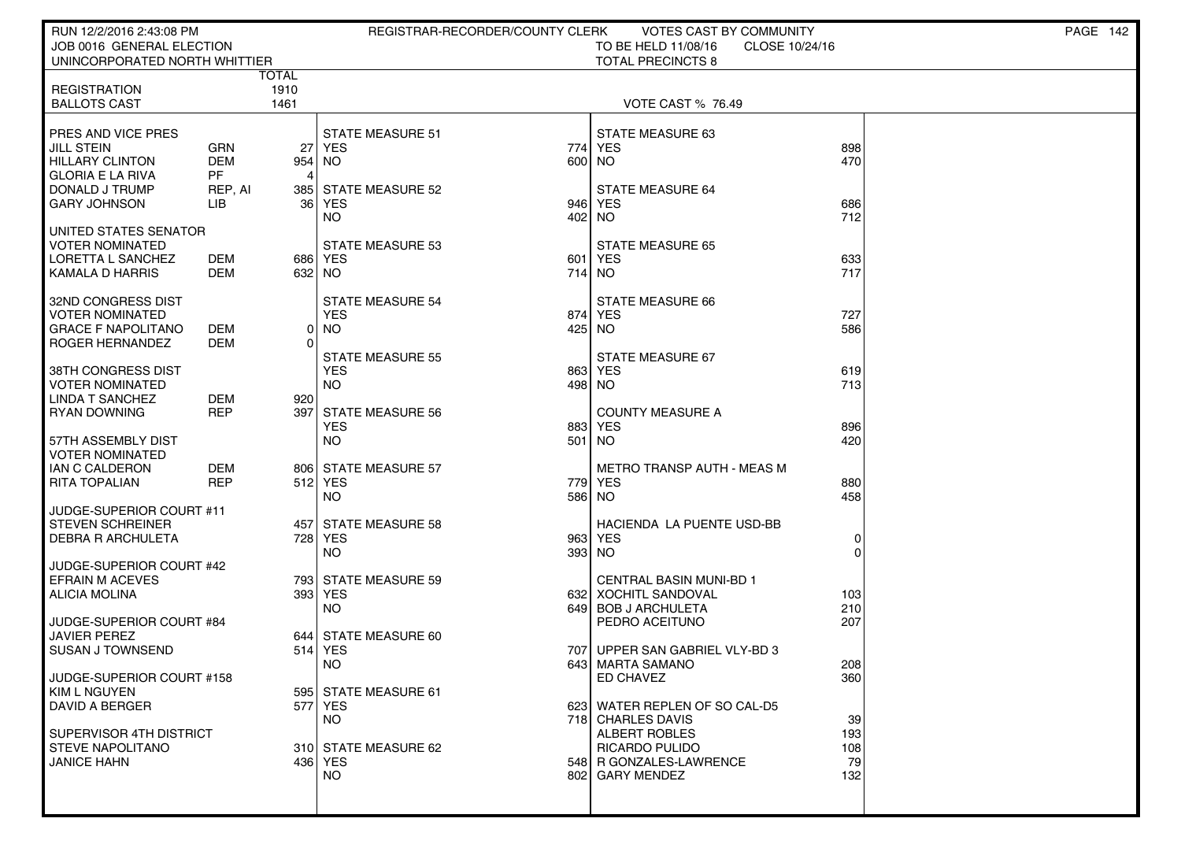RUN 12/2/2016 2:43:08 PM
JOB 0016 GENERAL ELECTION
UNINCORPORATED NORTH WHITTIER

REGISTRAR-RECORDER/COUNTY CLERK — VOTES CAST BY COMMUNITY
TO BE HELD 11/08/16 CLOSE 10/24/16
TOTAL PRECINCTS 8

| | TOTAL |
|---|---|
| REGISTRATION | 1910 |
| BALLOTS CAST | 1461 |

VOTE CAST % 76.49

| Contest / Candidate | Party | Votes |
|---|---|---|
| **PRES AND VICE PRES** | | |
| JILL STEIN | GRN | 27 |
| HILLARY CLINTON | DEM | 954 |
| GLORIA E LA RIVA | PF | 4 |
| DONALD J TRUMP | REP, AI | 385 |
| GARY JOHNSON | LIB | 36 |
| **UNITED STATES SENATOR VOTER NOMINATED** | | |
| LORETTA L SANCHEZ | DEM | 686 |
| KAMALA D HARRIS | DEM | 632 |
| **32ND CONGRESS DIST VOTER NOMINATED** | | |
| GRACE F NAPOLITANO | DEM | 0 |
| ROGER HERNANDEZ | DEM | 0 |
| **38TH CONGRESS DIST VOTER NOMINATED** | | |
| LINDA T SANCHEZ | DEM | 920 |
| RYAN DOWNING | REP | 397 |
| **57TH ASSEMBLY DIST VOTER NOMINATED** | | |
| IAN C CALDERON | DEM | 806 |
| RITA TOPALIAN | REP | 512 |
| **JUDGE-SUPERIOR COURT #11** | | |
| STEVEN SCHREINER | | 457 |
| DEBRA R ARCHULETA | | 728 |
| **JUDGE-SUPERIOR COURT #42** | | |
| EFRAIN M ACEVES | | 793 |
| ALICIA MOLINA | | 393 |
| **JUDGE-SUPERIOR COURT #84** | | |
| JAVIER PEREZ | | 644 |
| SUSAN J TOWNSEND | | 514 |
| **JUDGE-SUPERIOR COURT #158** | | |
| KIM L NGUYEN | | 595 |
| DAVID A BERGER | | 577 |
| **SUPERVISOR 4TH DISTRICT** | | |
| STEVE NAPOLITANO | | 310 |
| JANICE HAHN | | 436 |

| Measure | YES | NO |
|---|---|---|
| STATE MEASURE 51 | 774 | 600 |
| STATE MEASURE 52 | 946 | 402 |
| STATE MEASURE 53 | 601 | 714 |
| STATE MEASURE 54 | 874 | 425 |
| STATE MEASURE 55 | 863 | 498 |
| STATE MEASURE 56 | 883 | 501 |
| STATE MEASURE 57 | 779 | 586 |
| STATE MEASURE 58 | 963 | 393 |
| STATE MEASURE 59 | 632 | 649 |
| STATE MEASURE 60 | 707 | 643 |
| STATE MEASURE 61 | 623 | 718 |
| STATE MEASURE 62 | 548 | 802 |
| STATE MEASURE 63 | 898 | 470 |
| STATE MEASURE 64 | 686 | 712 |
| STATE MEASURE 65 | 633 | 717 |
| STATE MEASURE 66 | 727 | 586 |
| STATE MEASURE 67 | 619 | 713 |
| COUNTY MEASURE A | 896 | 420 |
| METRO TRANSP AUTH - MEAS M | 880 | 458 |
| HACIENDA LA PUENTE USD-BB | 0 | 0 |

| Contest / Candidate | Votes |
|---|---|
| **CENTRAL BASIN MUNI-BD 1** | |
| XOCHITL SANDOVAL | 103 |
| BOB J ARCHULETA | 210 |
| PEDRO ACEITUNO | 207 |
| **UPPER SAN GABRIEL VLY-BD 3** | |
| MARTA SAMANO | 208 |
| ED CHAVEZ | 360 |
| **WATER REPLEN OF SO CAL-D5** | |
| CHARLES DAVIS | 39 |
| ALBERT ROBLES | 193 |
| RICARDO PULIDO | 108 |
| R GONZALES-LAWRENCE | 79 |
| GARY MENDEZ | 132 |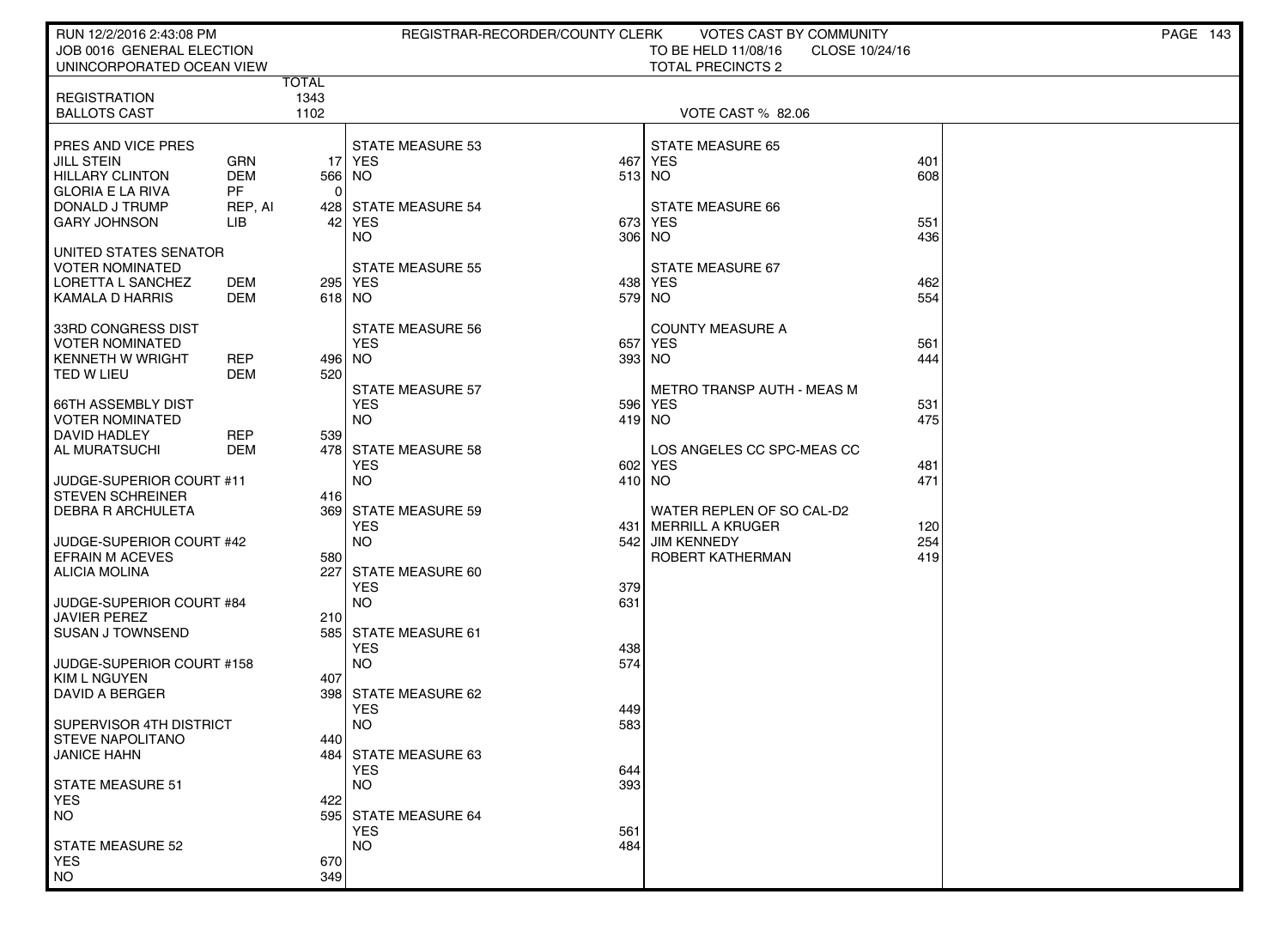RUN 12/2/2016 2:43:08 PM — REGISTRAR-RECORDER/COUNTY CLERK — VOTES CAST BY COMMUNITY

JOB 0016 GENERAL ELECTION — TO BE HELD 11/08/16 — CLOSE 10/24/16

UNINCORPORATED OCEAN VIEW — TOTAL PRECINCTS 2

| | TOTAL |
|---|---|
| REGISTRATION | 1343 |
| BALLOTS CAST | 1102 |

VOTE CAST % 82.06

**PRES AND VICE PRES**

| | | |
|---|---|---|
| JILL STEIN | GRN | 17 |
| HILLARY CLINTON | DEM | 566 |
| GLORIA E LA RIVA | PF | 0 |
| DONALD J TRUMP | REP, AI | 428 |
| GARY JOHNSON | LIB | 42 |

**UNITED STATES SENATOR**
VOTER NOMINATED

| | | |
|---|---|---|
| LORETTA L SANCHEZ | DEM | 295 |
| KAMALA D HARRIS | DEM | 618 |

**33RD CONGRESS DIST**
VOTER NOMINATED

| | | |
|---|---|---|
| KENNETH W WRIGHT | REP | 496 |
| TED W LIEU | DEM | 520 |

**66TH ASSEMBLY DIST**
VOTER NOMINATED

| | | |
|---|---|---|
| DAVID HADLEY | REP | 539 |
| AL MURATSUCHI | DEM | 478 |

**JUDGE-SUPERIOR COURT #11**

| | |
|---|---|
| STEVEN SCHREINER | 416 |
| DEBRA R ARCHULETA | 369 |

**JUDGE-SUPERIOR COURT #42**

| | |
|---|---|
| EFRAIN M ACEVES | 580 |
| ALICIA MOLINA | 227 |

**JUDGE-SUPERIOR COURT #84**

| | |
|---|---|
| JAVIER PEREZ | 210 |
| SUSAN J TOWNSEND | 585 |

**JUDGE-SUPERIOR COURT #158**

| | |
|---|---|
| KIM L NGUYEN | 407 |
| DAVID A BERGER | 398 |

**SUPERVISOR 4TH DISTRICT**

| | |
|---|---|
| STEVE NAPOLITANO | 440 |
| JANICE HAHN | 484 |

| MEASURE | YES | NO |
|---|---|---|
| STATE MEASURE 51 | 422 | 595 |
| STATE MEASURE 52 | 670 | 349 |
| STATE MEASURE 53 | 467 | 513 |
| STATE MEASURE 54 | 673 | 306 |
| STATE MEASURE 55 | 438 | 579 |
| STATE MEASURE 56 | 657 | 393 |
| STATE MEASURE 57 | 596 | 419 |
| STATE MEASURE 58 | 602 | 410 |
| STATE MEASURE 59 | 431 | 542 |
| STATE MEASURE 60 | 379 | 631 |
| STATE MEASURE 61 | 438 | 574 |
| STATE MEASURE 62 | 449 | 583 |
| STATE MEASURE 63 | 644 | 393 |
| STATE MEASURE 64 | 561 | 484 |
| STATE MEASURE 65 | 401 | 608 |
| STATE MEASURE 66 | 551 | 436 |
| STATE MEASURE 67 | 462 | 554 |
| COUNTY MEASURE A | 561 | 444 |
| METRO TRANSP AUTH - MEAS M | 531 | 475 |
| LOS ANGELES CC SPC-MEAS CC | 481 | 471 |

**WATER REPLEN OF SO CAL-D2**

| | |
|---|---|
| MERRILL A KRUGER | 120 |
| JIM KENNEDY | 254 |
| ROBERT KATHERMAN | 419 |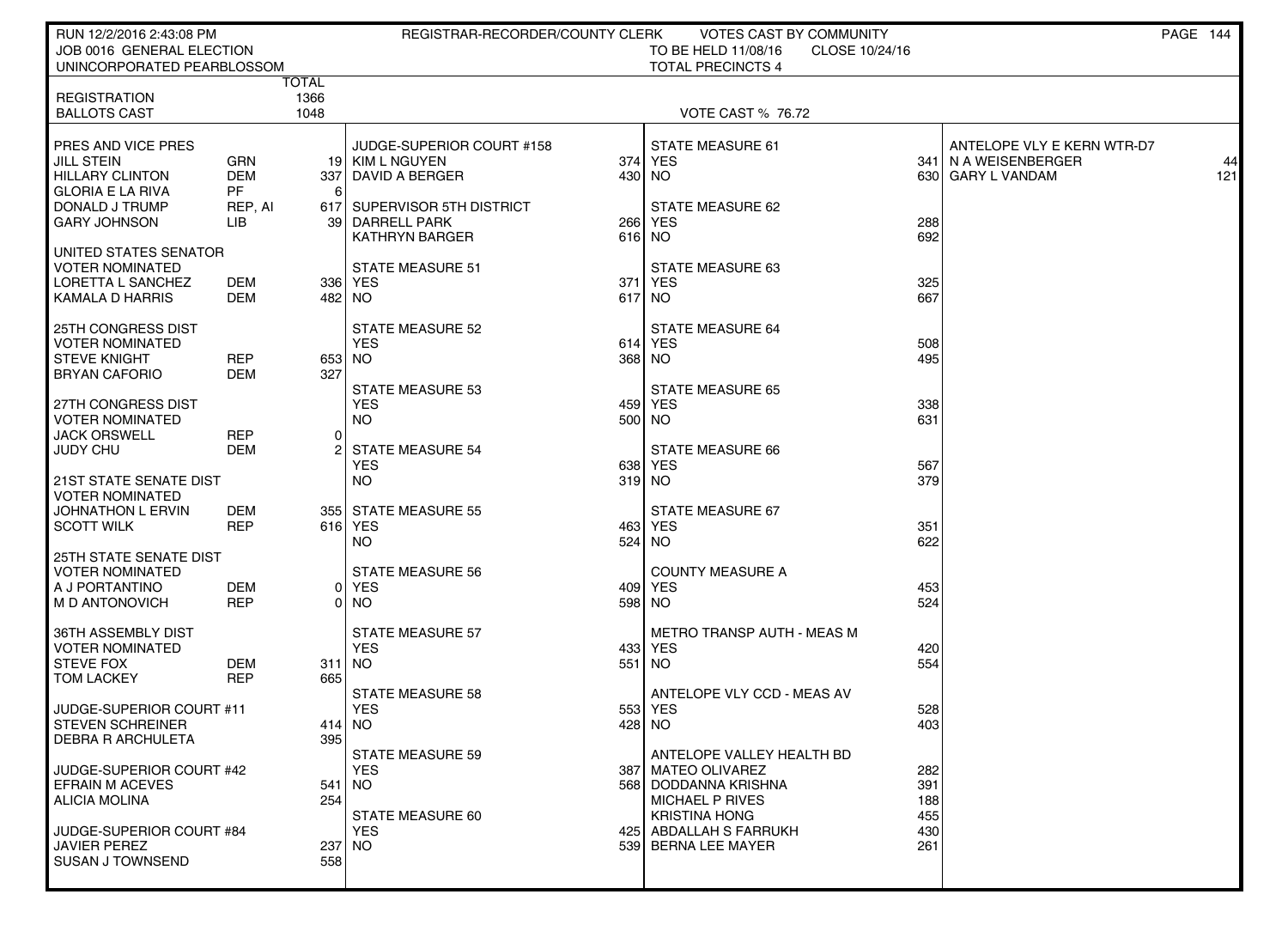RUN 12/2/2016 2:43:08 PM
JOB 0016 GENERAL ELECTION
UNINCORPORATED PEARBLOSSOM

REGISTRAR-RECORDER/COUNTY CLERK — VOTES CAST BY COMMUNITY
TO BE HELD 11/08/16 — CLOSE 10/24/16
TOTAL PRECINCTS 4

| | | TOTAL |
|---|---|---|
| REGISTRATION | | 1366 |
| BALLOTS CAST | | 1048 |

VOTE CAST % 76.72

| PRES AND VICE PRES | | |
|---|---|---|
| JILL STEIN | GRN | 19 |
| HILLARY CLINTON | DEM | 337 |
| GLORIA E LA RIVA | PF | 6 |
| DONALD J TRUMP | REP, AI | 617 |
| GARY JOHNSON | LIB | 39 |

| UNITED STATES SENATOR VOTER NOMINATED | | |
|---|---|---|
| LORETTA L SANCHEZ | DEM | 336 |
| KAMALA D HARRIS | DEM | 482 |

| 25TH CONGRESS DIST VOTER NOMINATED | | |
|---|---|---|
| STEVE KNIGHT | REP | 653 |
| BRYAN CAFORIO | DEM | 327 |

| 27TH CONGRESS DIST VOTER NOMINATED | | |
|---|---|---|
| JACK ORSWELL | REP | 0 |
| JUDY CHU | DEM | 2 |

| 21ST STATE SENATE DIST VOTER NOMINATED | | |
|---|---|---|
| JOHNATHON L ERVIN | DEM | 355 |
| SCOTT WILK | REP | 616 |

| 25TH STATE SENATE DIST VOTER NOMINATED | | |
|---|---|---|
| A J PORTANTINO | DEM | 0 |
| M D ANTONOVICH | REP | 0 |

| 36TH ASSEMBLY DIST VOTER NOMINATED | | |
|---|---|---|
| STEVE FOX | DEM | 311 |
| TOM LACKEY | REP | 665 |

| JUDGE-SUPERIOR COURT #11 | |
|---|---|
| STEVEN SCHREINER | 414 |
| DEBRA R ARCHULETA | 395 |

| JUDGE-SUPERIOR COURT #42 | |
|---|---|
| EFRAIN M ACEVES | 541 |
| ALICIA MOLINA | 254 |

| JUDGE-SUPERIOR COURT #84 | |
|---|---|
| JAVIER PEREZ | 237 |
| SUSAN J TOWNSEND | 558 |

| JUDGE-SUPERIOR COURT #158 | |
|---|---|
| KIM L NGUYEN | 374 |
| DAVID A BERGER | 430 |

| SUPERVISOR 5TH DISTRICT | |
|---|---|
| DARRELL PARK | 266 |
| KATHRYN BARGER | 616 |

| STATE MEASURE 51 | |
|---|---|
| YES | 371 |
| NO | 617 |

| STATE MEASURE 52 | |
|---|---|
| YES | 614 |
| NO | 368 |

| STATE MEASURE 53 | |
|---|---|
| YES | 459 |
| NO | 500 |

| STATE MEASURE 54 | |
|---|---|
| YES | 638 |
| NO | 319 |

| STATE MEASURE 55 | |
|---|---|
| YES | 463 |
| NO | 524 |

| STATE MEASURE 56 | |
|---|---|
| YES | 409 |
| NO | 598 |

| STATE MEASURE 57 | |
|---|---|
| YES | 433 |
| NO | 551 |

| STATE MEASURE 58 | |
|---|---|
| YES | 553 |
| NO | 428 |

| STATE MEASURE 59 | |
|---|---|
| YES | 387 |
| NO | 568 |

| STATE MEASURE 60 | |
|---|---|
| YES | 425 |
| NO | 539 |

| STATE MEASURE 61 | |
|---|---|
| YES | 341 |
| NO | 630 |

| STATE MEASURE 62 | |
|---|---|
| YES | 288 |
| NO | 692 |

| STATE MEASURE 63 | |
|---|---|
| YES | 325 |
| NO | 667 |

| STATE MEASURE 64 | |
|---|---|
| YES | 508 |
| NO | 495 |

| STATE MEASURE 65 | |
|---|---|
| YES | 338 |
| NO | 631 |

| STATE MEASURE 66 | |
|---|---|
| YES | 567 |
| NO | 379 |

| STATE MEASURE 67 | |
|---|---|
| YES | 351 |
| NO | 622 |

| COUNTY MEASURE A | |
|---|---|
| YES | 453 |
| NO | 524 |

| METRO TRANSP AUTH - MEAS M | |
|---|---|
| YES | 420 |
| NO | 554 |

| ANTELOPE VLY CCD - MEAS AV | |
|---|---|
| YES | 528 |
| NO | 403 |

| ANTELOPE VALLEY HEALTH BD | |
|---|---|
| MATEO OLIVAREZ | 282 |
| DODDANNA KRISHNA | 391 |
| MICHAEL P RIVES | 188 |
| KRISTINA HONG | 455 |
| ABDALLAH S FARRUKH | 430 |
| BERNA LEE MAYER | 261 |

| ANTELOPE VLY E KERN WTR-D7 | |
|---|---|
| N A WEISENBERGER | 44 |
| GARY L VANDAM | 121 |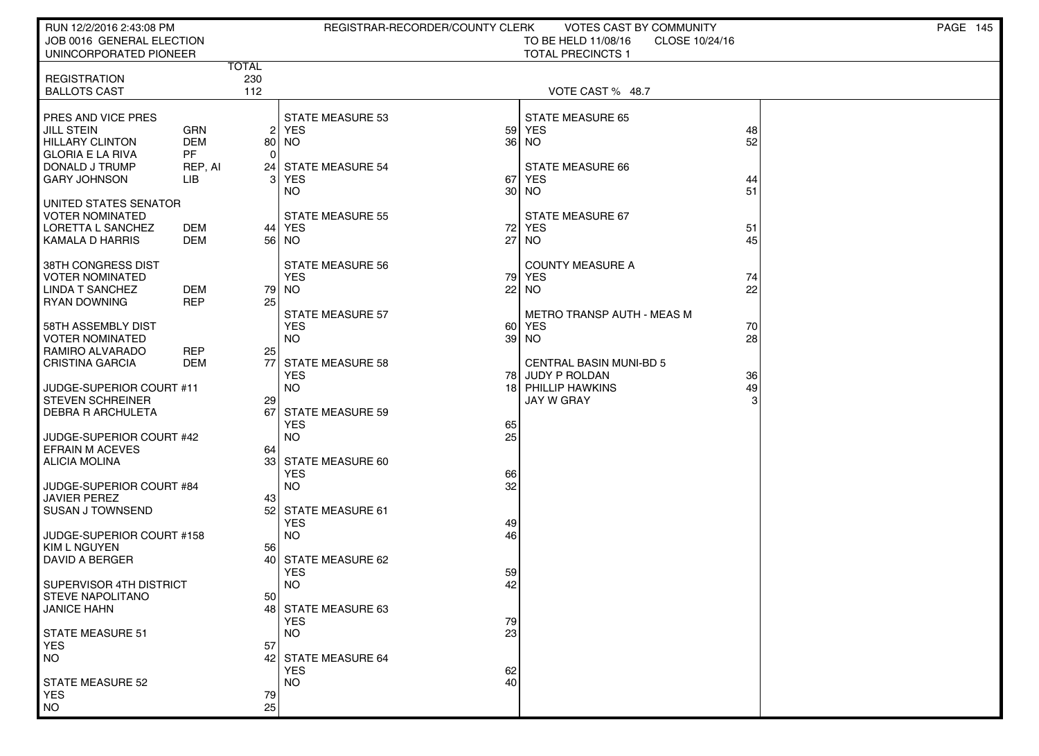RUN 12/2/2016 2:43:08 PM REGISTRAR-RECORDER/COUNTY CLERK VOTES CAST BY COMMUNITY
JOB 0016 GENERAL ELECTION TO BE HELD 11/08/16 CLOSE 10/24/16
UNINCORPORATED PIONEER TOTAL PRECINCTS 1

| | TOTAL |
|---|---|
| REGISTRATION | 230 |
| BALLOTS CAST | 112 |

VOTE CAST % 48.7

**PRES AND VICE PRES**

| Candidate | Party | Votes |
|---|---|---|
| JILL STEIN | GRN | 2 |
| HILLARY CLINTON | DEM | 80 |
| GLORIA E LA RIVA | PF | 0 |
| DONALD J TRUMP | REP, AI | 24 |
| GARY JOHNSON | LIB | 3 |

**UNITED STATES SENATOR**
**VOTER NOMINATED**

| Candidate | Party | Votes |
|---|---|---|
| LORETTA L SANCHEZ | DEM | 44 |
| KAMALA D HARRIS | DEM | 56 |

**38TH CONGRESS DIST**
**VOTER NOMINATED**

| Candidate | Party | Votes |
|---|---|---|
| LINDA T SANCHEZ | DEM | 79 |
| RYAN DOWNING | REP | 25 |

**58TH ASSEMBLY DIST**
**VOTER NOMINATED**

| Candidate | Party | Votes |
|---|---|---|
| RAMIRO ALVARADO | REP | 25 |
| CRISTINA GARCIA | DEM | 77 |

**JUDGE-SUPERIOR COURT #11**

| Candidate | Votes |
|---|---|
| STEVEN SCHREINER | 29 |
| DEBRA R ARCHULETA | 67 |

**JUDGE-SUPERIOR COURT #42**

| Candidate | Votes |
|---|---|
| EFRAIN M ACEVES | 64 |
| ALICIA MOLINA | 33 |

**JUDGE-SUPERIOR COURT #84**

| Candidate | Votes |
|---|---|
| JAVIER PEREZ | 43 |
| SUSAN J TOWNSEND | 52 |

**JUDGE-SUPERIOR COURT #158**

| Candidate | Votes |
|---|---|
| KIM L NGUYEN | 56 |
| DAVID A BERGER | 40 |

**SUPERVISOR 4TH DISTRICT**

| Candidate | Votes |
|---|---|
| STEVE NAPOLITANO | 50 |
| JANICE HAHN | 48 |

**STATE MEASURES**

| Measure | YES | NO |
|---|---|---|
| STATE MEASURE 51 | 57 | 42 |
| STATE MEASURE 52 | 79 | 25 |
| STATE MEASURE 53 | 59 | 36 |
| STATE MEASURE 54 | 67 | 30 |
| STATE MEASURE 55 | 72 | 27 |
| STATE MEASURE 56 | 79 | 22 |
| STATE MEASURE 57 | 60 | 39 |
| STATE MEASURE 58 | 78 | 18 |
| STATE MEASURE 59 | 65 | 25 |
| STATE MEASURE 60 | 66 | 32 |
| STATE MEASURE 61 | 49 | 46 |
| STATE MEASURE 62 | 59 | 42 |
| STATE MEASURE 63 | 79 | 23 |
| STATE MEASURE 64 | 62 | 40 |
| STATE MEASURE 65 | 48 | 52 |
| STATE MEASURE 66 | 44 | 51 |
| STATE MEASURE 67 | 51 | 45 |
| COUNTY MEASURE A | 74 | 22 |
| METRO TRANSP AUTH - MEAS M | 70 | 28 |

**CENTRAL BASIN MUNI-BD 5**

| Candidate | Votes |
|---|---|
| JUDY P ROLDAN | 36 |
| PHILLIP HAWKINS | 49 |
| JAY W GRAY | 3 |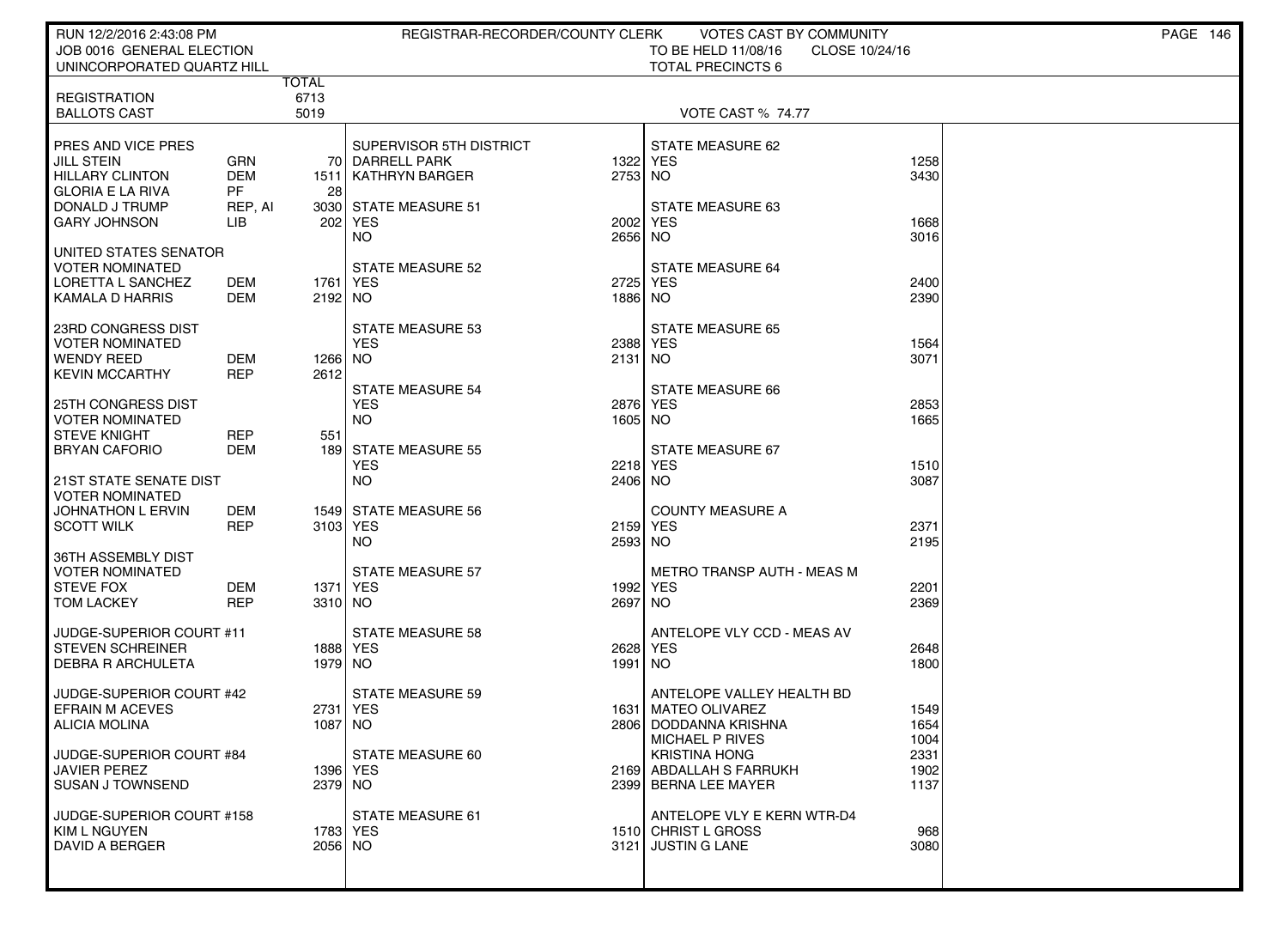RUN 12/2/2016 2:43:08 PM — REGISTRAR-RECORDER/COUNTY CLERK — VOTES CAST BY COMMUNITY

JOB 0016 GENERAL ELECTION — TO BE HELD 11/08/16 — CLOSE 10/24/16

UNINCORPORATED QUARTZ HILL — TOTAL PRECINCTS 6

| | TOTAL |
|---|---|
| REGISTRATION | 6713 |
| BALLOTS CAST | 5019 |

VOTE CAST % 74.77

| PRES AND VICE PRES | | |
|---|---|---|
| JILL STEIN | GRN | 70 |
| HILLARY CLINTON | DEM | 1511 |
| GLORIA E LA RIVA | PF | 28 |
| DONALD J TRUMP | REP, AI | 3030 |
| GARY JOHNSON | LIB | 202 |

| UNITED STATES SENATOR VOTER NOMINATED | | |
|---|---|---|
| LORETTA L SANCHEZ | DEM | 1761 |
| KAMALA D HARRIS | DEM | 2192 |

| 23RD CONGRESS DIST VOTER NOMINATED | | |
|---|---|---|
| WENDY REED | DEM | 1266 |
| KEVIN MCCARTHY | REP | 2612 |

| 25TH CONGRESS DIST VOTER NOMINATED | | |
|---|---|---|
| STEVE KNIGHT | REP | 551 |
| BRYAN CAFORIO | DEM | 189 |

| 21ST STATE SENATE DIST VOTER NOMINATED | | |
|---|---|---|
| JOHNATHON L ERVIN | DEM | 1549 |
| SCOTT WILK | REP | 3103 |

| 36TH ASSEMBLY DIST VOTER NOMINATED | | |
|---|---|---|
| STEVE FOX | DEM | 1371 |
| TOM LACKEY | REP | 3310 |

| JUDGE-SUPERIOR COURT #11 | |
|---|---|
| STEVEN SCHREINER | 1888 |
| DEBRA R ARCHULETA | 1979 |

| JUDGE-SUPERIOR COURT #42 | |
|---|---|
| EFRAIN M ACEVES | 2731 |
| ALICIA MOLINA | 1087 |

| JUDGE-SUPERIOR COURT #84 | |
|---|---|
| JAVIER PEREZ | 1396 |
| SUSAN J TOWNSEND | 2379 |

| JUDGE-SUPERIOR COURT #158 | |
|---|---|
| KIM L NGUYEN | 1783 |
| DAVID A BERGER | 2056 |

| SUPERVISOR 5TH DISTRICT | |
|---|---|
| DARRELL PARK | 1322 |
| KATHRYN BARGER | 2753 |

| MEASURE | YES | NO |
|---|---|---|
| STATE MEASURE 51 | 2002 | 2656 |
| STATE MEASURE 52 | 2725 | 1886 |
| STATE MEASURE 53 | 2388 | 2131 |
| STATE MEASURE 54 | 2876 | 1605 |
| STATE MEASURE 55 | 2218 | 2406 |
| STATE MEASURE 56 | 2159 | 2593 |
| STATE MEASURE 57 | 1992 | 2697 |
| STATE MEASURE 58 | 2628 | 1991 |
| STATE MEASURE 59 | 1631 | 2806 |
| STATE MEASURE 60 | 2169 | 2399 |
| STATE MEASURE 61 | 1510 | 3121 |
| STATE MEASURE 62 | 1258 | 3430 |
| STATE MEASURE 63 | 1668 | 3016 |
| STATE MEASURE 64 | 2400 | 2390 |
| STATE MEASURE 65 | 1564 | 3071 |
| STATE MEASURE 66 | 2853 | 1665 |
| STATE MEASURE 67 | 1510 | 3087 |
| COUNTY MEASURE A | 2371 | 2195 |
| METRO TRANSP AUTH - MEAS M | 2201 | 2369 |
| ANTELOPE VLY CCD - MEAS AV | 2648 | 1800 |

| ANTELOPE VALLEY HEALTH BD | |
|---|---|
| MATEO OLIVAREZ | 1549 |
| DODDANNA KRISHNA | 1654 |
| MICHAEL P RIVES | 1004 |
| KRISTINA HONG | 2331 |
| ABDALLAH S FARRUKH | 1902 |
| BERNA LEE MAYER | 1137 |

| ANTELOPE VLY E KERN WTR-D4 | |
|---|---|
| CHRIST L GROSS | 968 |
| JUSTIN G LANE | 3080 |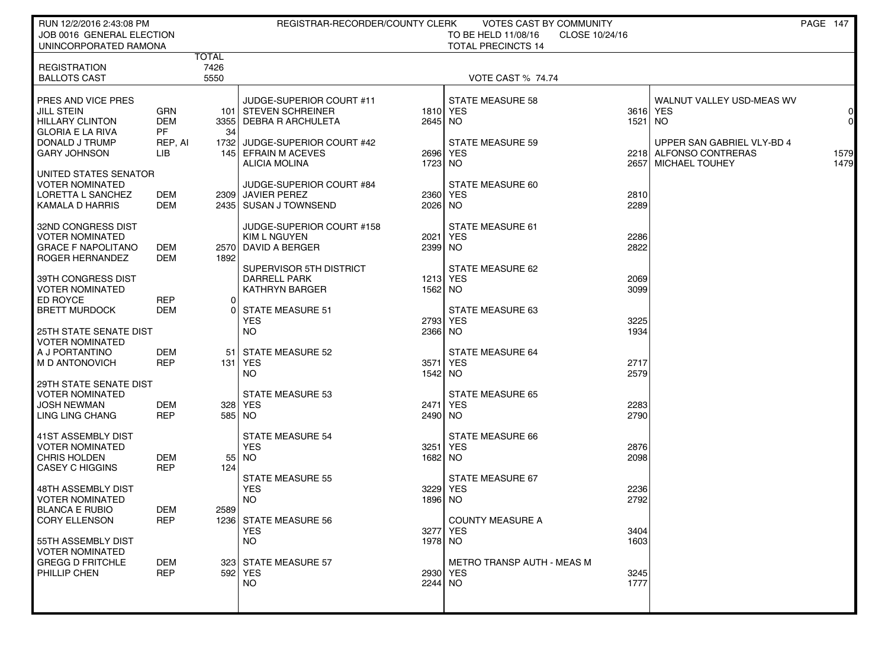RUN 12/2/2016 2:43:08 PM
JOB 0016 GENERAL ELECTION
UNINCORPORATED RAMONA

REGISTRAR-RECORDER/COUNTY CLERK — VOTES CAST BY COMMUNITY
TO BE HELD 11/08/16 CLOSE 10/24/16
TOTAL PRECINCTS 14

| | | TOTAL |
|---|---|---|
| REGISTRATION | | 7426 |
| BALLOTS CAST | | 5550 |

VOTE CAST % 74.74

**PRES AND VICE PRES**

| Candidate | Party | Votes |
|---|---|---|
| JILL STEIN | GRN | 101 |
| HILLARY CLINTON | DEM | 3355 |
| GLORIA E LA RIVA | PF | 34 |
| DONALD J TRUMP | REP, AI | 1732 |
| GARY JOHNSON | LIB | 145 |

**UNITED STATES SENATOR**
VOTER NOMINATED

| Candidate | Party | Votes |
|---|---|---|
| LORETTA L SANCHEZ | DEM | 2309 |
| KAMALA D HARRIS | DEM | 2435 |

**32ND CONGRESS DIST**
VOTER NOMINATED

| Candidate | Party | Votes |
|---|---|---|
| GRACE F NAPOLITANO | DEM | 2570 |
| ROGER HERNANDEZ | DEM | 1892 |

**39TH CONGRESS DIST**
VOTER NOMINATED

| Candidate | Party | Votes |
|---|---|---|
| ED ROYCE | REP | 0 |
| BRETT MURDOCK | DEM | 0 |

**25TH STATE SENATE DIST**
VOTER NOMINATED

| Candidate | Party | Votes |
|---|---|---|
| A J PORTANTINO | DEM | 51 |
| M D ANTONOVICH | REP | 131 |

**29TH STATE SENATE DIST**
VOTER NOMINATED

| Candidate | Party | Votes |
|---|---|---|
| JOSH NEWMAN | DEM | 328 |
| LING LING CHANG | REP | 585 |

**41ST ASSEMBLY DIST**
VOTER NOMINATED

| Candidate | Party | Votes |
|---|---|---|
| CHRIS HOLDEN | DEM | 55 |
| CASEY C HIGGINS | REP | 124 |

**48TH ASSEMBLY DIST**
VOTER NOMINATED

| Candidate | Party | Votes |
|---|---|---|
| BLANCA E RUBIO | DEM | 2589 |
| CORY ELLENSON | REP | 1236 |

**55TH ASSEMBLY DIST**
VOTER NOMINATED

| Candidate | Party | Votes |
|---|---|---|
| GREGG D FRITCHLE | DEM | 323 |
| PHILLIP CHEN | REP | 592 |

**JUDGE-SUPERIOR COURT #11**

| Candidate | Votes |
|---|---|
| STEVEN SCHREINER | 1810 |
| DEBRA R ARCHULETA | 2645 |

**JUDGE-SUPERIOR COURT #42**

| Candidate | Votes |
|---|---|
| EFRAIN M ACEVES | 2696 |
| ALICIA MOLINA | 1723 |

**JUDGE-SUPERIOR COURT #84**

| Candidate | Votes |
|---|---|
| JAVIER PEREZ | 2360 |
| SUSAN J TOWNSEND | 2026 |

**JUDGE-SUPERIOR COURT #158**

| Candidate | Votes |
|---|---|
| KIM L NGUYEN | 2021 |
| DAVID A BERGER | 2399 |

**SUPERVISOR 5TH DISTRICT**

| Candidate | Votes |
|---|---|
| DARRELL PARK | 1213 |
| KATHRYN BARGER | 1562 |

**MEASURES**

| Measure | YES | NO |
|---|---|---|
| STATE MEASURE 51 | 2793 | 2366 |
| STATE MEASURE 52 | 3571 | 1542 |
| STATE MEASURE 53 | 2471 | 2490 |
| STATE MEASURE 54 | 3251 | 1682 |
| STATE MEASURE 55 | 3229 | 1896 |
| STATE MEASURE 56 | 3277 | 1978 |
| STATE MEASURE 57 | 2930 | 2244 |
| STATE MEASURE 58 | 3616 | 1521 |
| STATE MEASURE 59 | 2218 | 2657 |
| STATE MEASURE 60 | 2810 | 2289 |
| STATE MEASURE 61 | 2286 | 2822 |
| STATE MEASURE 62 | 2069 | 3099 |
| STATE MEASURE 63 | 3225 | 1934 |
| STATE MEASURE 64 | 2717 | 2579 |
| STATE MEASURE 65 | 2283 | 2790 |
| STATE MEASURE 66 | 2876 | 2098 |
| STATE MEASURE 67 | 2236 | 2792 |
| COUNTY MEASURE A | 3404 | 1603 |
| METRO TRANSP AUTH - MEAS M | 3245 | 1777 |
| WALNUT VALLEY USD-MEAS WV | 0 | 0 |

**UPPER SAN GABRIEL VLY-BD 4**

| Candidate | Votes |
|---|---|
| ALFONSO CONTRERAS | 1579 |
| MICHAEL TOUHEY | 1479 |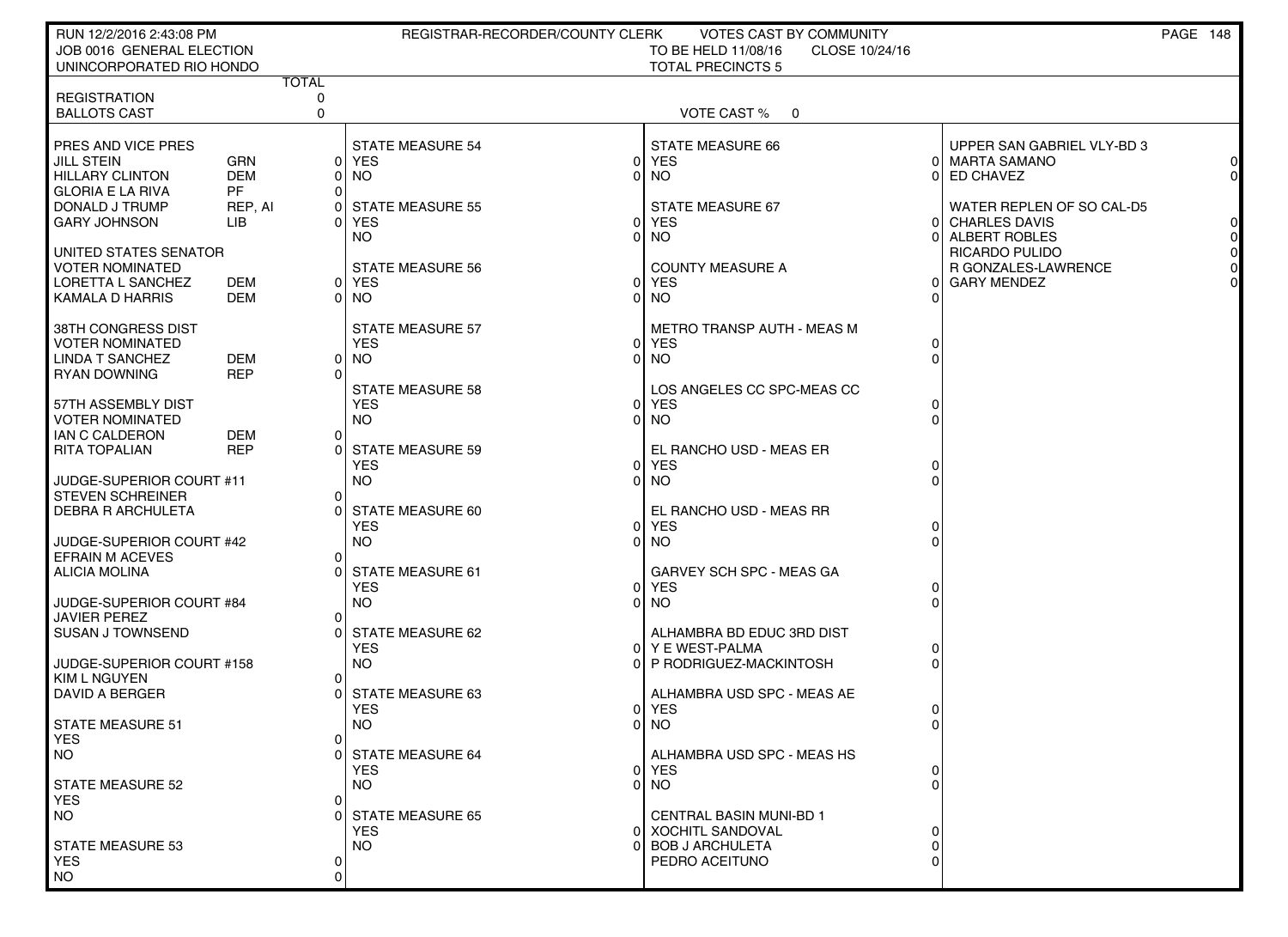RUN 12/2/2016 2:43:08 PM | REGISTRAR-RECORDER/COUNTY CLERK | VOTES CAST BY COMMUNITY

JOB 0016 GENERAL ELECTION | TO BE HELD 11/08/16 | CLOSE 10/24/16

UNINCORPORATED RIO HONDO | TOTAL PRECINCTS 5

| | TOTAL |
|---|---|
| REGISTRATION | 0 |
| BALLOTS CAST | 0 |

VOTE CAST % 0

**PRES AND VICE PRES**

| | | |
|---|---|---|
| JILL STEIN | GRN | 0 |
| HILLARY CLINTON | DEM | 0 |
| GLORIA E LA RIVA | PF | 0 |
| DONALD J TRUMP | REP, AI | 0 |
| GARY JOHNSON | LIB | 0 |

**UNITED STATES SENATOR**
VOTER NOMINATED

| | | |
|---|---|---|
| LORETTA L SANCHEZ | DEM | 0 |
| KAMALA D HARRIS | DEM | 0 |

**38TH CONGRESS DIST**
VOTER NOMINATED

| | | |
|---|---|---|
| LINDA T SANCHEZ | DEM | 0 |
| RYAN DOWNING | REP | 0 |

**57TH ASSEMBLY DIST**
VOTER NOMINATED

| | | |
|---|---|---|
| IAN C CALDERON | DEM | 0 |
| RITA TOPALIAN | REP | 0 |

**JUDGE-SUPERIOR COURT #11**

| | |
|---|---|
| STEVEN SCHREINER | 0 |
| DEBRA R ARCHULETA | 0 |

**JUDGE-SUPERIOR COURT #42**

| | |
|---|---|
| EFRAIN M ACEVES | 0 |
| ALICIA MOLINA | 0 |

**JUDGE-SUPERIOR COURT #84**

| | |
|---|---|
| JAVIER PEREZ | 0 |
| SUSAN J TOWNSEND | 0 |

**JUDGE-SUPERIOR COURT #158**

| | |
|---|---|
| KIM L NGUYEN | 0 |
| DAVID A BERGER | 0 |

**STATE MEASURE 51**

| | |
|---|---|
| YES | 0 |
| NO | 0 |

**STATE MEASURE 52**

| | |
|---|---|
| YES | 0 |
| NO | 0 |

**STATE MEASURE 53**

| | |
|---|---|
| YES | 0 |
| NO | 0 |

**STATE MEASURE 54**

| | |
|---|---|
| YES | 0 |
| NO | 0 |

**STATE MEASURE 55**

| | |
|---|---|
| YES | 0 |
| NO | 0 |

**STATE MEASURE 56**

| | |
|---|---|
| YES | 0 |
| NO | 0 |

**STATE MEASURE 57**

| | |
|---|---|
| YES | 0 |
| NO | 0 |

**STATE MEASURE 58**

| | |
|---|---|
| YES | 0 |
| NO | 0 |

**STATE MEASURE 59**

| | |
|---|---|
| YES | 0 |
| NO | 0 |

**STATE MEASURE 60**

| | |
|---|---|
| YES | 0 |
| NO | 0 |

**STATE MEASURE 61**

| | |
|---|---|
| YES | 0 |
| NO | 0 |

**STATE MEASURE 62**

| | |
|---|---|
| YES | 0 |
| NO | 0 |

**STATE MEASURE 63**

| | |
|---|---|
| YES | 0 |
| NO | 0 |

**STATE MEASURE 64**

| | |
|---|---|
| YES | 0 |
| NO | 0 |

**STATE MEASURE 65**

| | |
|---|---|
| YES | 0 |
| NO | 0 |

**STATE MEASURE 66**

| | |
|---|---|
| YES | 0 |
| NO | 0 |

**STATE MEASURE 67**

| | |
|---|---|
| YES | 0 |
| NO | 0 |

**COUNTY MEASURE A**

| | |
|---|---|
| YES | 0 |
| NO | 0 |

**METRO TRANSP AUTH - MEAS M**

| | |
|---|---|
| YES | 0 |
| NO | 0 |

**LOS ANGELES CC SPC-MEAS CC**

| | |
|---|---|
| YES | 0 |
| NO | 0 |

**EL RANCHO USD - MEAS ER**

| | |
|---|---|
| YES | 0 |
| NO | 0 |

**EL RANCHO USD - MEAS RR**

| | |
|---|---|
| YES | 0 |
| NO | 0 |

**GARVEY SCH SPC - MEAS GA**

| | |
|---|---|
| YES | 0 |
| NO | 0 |

**ALHAMBRA BD EDUC 3RD DIST**

| | |
|---|---|
| Y E WEST-PALMA | 0 |
| P RODRIGUEZ-MACKINTOSH | 0 |

**ALHAMBRA USD SPC - MEAS AE**

| | |
|---|---|
| YES | 0 |
| NO | 0 |

**ALHAMBRA USD SPC - MEAS HS**

| | |
|---|---|
| YES | 0 |
| NO | 0 |

**CENTRAL BASIN MUNI-BD 1**

| | |
|---|---|
| XOCHITL SANDOVAL | 0 |
| BOB J ARCHULETA | 0 |
| PEDRO ACEITUNO | 0 |

**UPPER SAN GABRIEL VLY-BD 3**

| | |
|---|---|
| MARTA SAMANO | 0 |
| ED CHAVEZ | 0 |

**WATER REPLEN OF SO CAL-D5**

| | |
|---|---|
| CHARLES DAVIS | 0 |
| ALBERT ROBLES | 0 |
| RICARDO PULIDO | 0 |
| R GONZALES-LAWRENCE | 0 |
| GARY MENDEZ | 0 |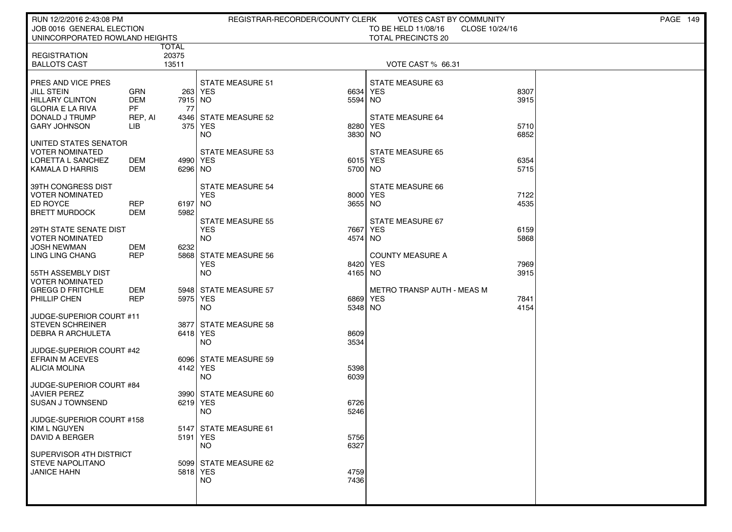RUN 12/2/2016 2:43:08 PM — REGISTRAR-RECORDER/COUNTY CLERK — VOTES CAST BY COMMUNITY

JOB 0016 GENERAL ELECTION — TO BE HELD 11/08/16 — CLOSE 10/24/16

UNINCORPORATED ROWLAND HEIGHTS — TOTAL PRECINCTS 20

| | TOTAL |
|---|---|
| REGISTRATION | 20375 |
| BALLOTS CAST | 13511 |

VOTE CAST % 66.31

**PRES AND VICE PRES**

| Candidate | Party | Votes |
|---|---|---|
| JILL STEIN | GRN | 263 |
| HILLARY CLINTON | DEM | 7915 |
| GLORIA E LA RIVA | PF | 77 |
| DONALD J TRUMP | REP, AI | 4346 |
| GARY JOHNSON | LIB | 375 |

**UNITED STATES SENATOR**
VOTER NOMINATED

| Candidate | Party | Votes |
|---|---|---|
| LORETTA L SANCHEZ | DEM | 4990 |
| KAMALA D HARRIS | DEM | 6296 |

**39TH CONGRESS DIST**
VOTER NOMINATED

| Candidate | Party | Votes |
|---|---|---|
| ED ROYCE | REP | 6197 |
| BRETT MURDOCK | DEM | 5982 |

**29TH STATE SENATE DIST**
VOTER NOMINATED

| Candidate | Party | Votes |
|---|---|---|
| JOSH NEWMAN | DEM | 6232 |
| LING LING CHANG | REP | 5868 |

**55TH ASSEMBLY DIST**
VOTER NOMINATED

| Candidate | Party | Votes |
|---|---|---|
| GREGG D FRITCHLE | DEM | 5948 |
| PHILLIP CHEN | REP | 5975 |

**JUDGE-SUPERIOR COURT #11**

| Candidate | Votes |
|---|---|
| STEVEN SCHREINER | 3877 |
| DEBRA R ARCHULETA | 6418 |

**JUDGE-SUPERIOR COURT #42**

| Candidate | Votes |
|---|---|
| EFRAIN M ACEVES | 6096 |
| ALICIA MOLINA | 4142 |

**JUDGE-SUPERIOR COURT #84**

| Candidate | Votes |
|---|---|
| JAVIER PEREZ | 3990 |
| SUSAN J TOWNSEND | 6219 |

**JUDGE-SUPERIOR COURT #158**

| Candidate | Votes |
|---|---|
| KIM L NGUYEN | 5147 |
| DAVID A BERGER | 5191 |

**SUPERVISOR 4TH DISTRICT**

| Candidate | Votes |
|---|---|
| STEVE NAPOLITANO | 5099 |
| JANICE HAHN | 5818 |

| Measure | YES | NO |
|---|---|---|
| STATE MEASURE 51 | 6634 | 5594 |
| STATE MEASURE 52 | 8280 | 3830 |
| STATE MEASURE 53 | 6015 | 5700 |
| STATE MEASURE 54 | 8000 | 3655 |
| STATE MEASURE 55 | 7667 | 4574 |
| STATE MEASURE 56 | 8420 | 4165 |
| STATE MEASURE 57 | 6869 | 5348 |
| STATE MEASURE 58 | 8609 | 3534 |
| STATE MEASURE 59 | 5398 | 6039 |
| STATE MEASURE 60 | 6726 | 5246 |
| STATE MEASURE 61 | 5756 | 6327 |
| STATE MEASURE 62 | 4759 | 7436 |
| STATE MEASURE 63 | 8307 | 3915 |
| STATE MEASURE 64 | 5710 | 6852 |
| STATE MEASURE 65 | 6354 | 5715 |
| STATE MEASURE 66 | 7122 | 4535 |
| STATE MEASURE 67 | 6159 | 5868 |
| COUNTY MEASURE A | 7969 | 3915 |
| METRO TRANSP AUTH - MEAS M | 7841 | 4154 |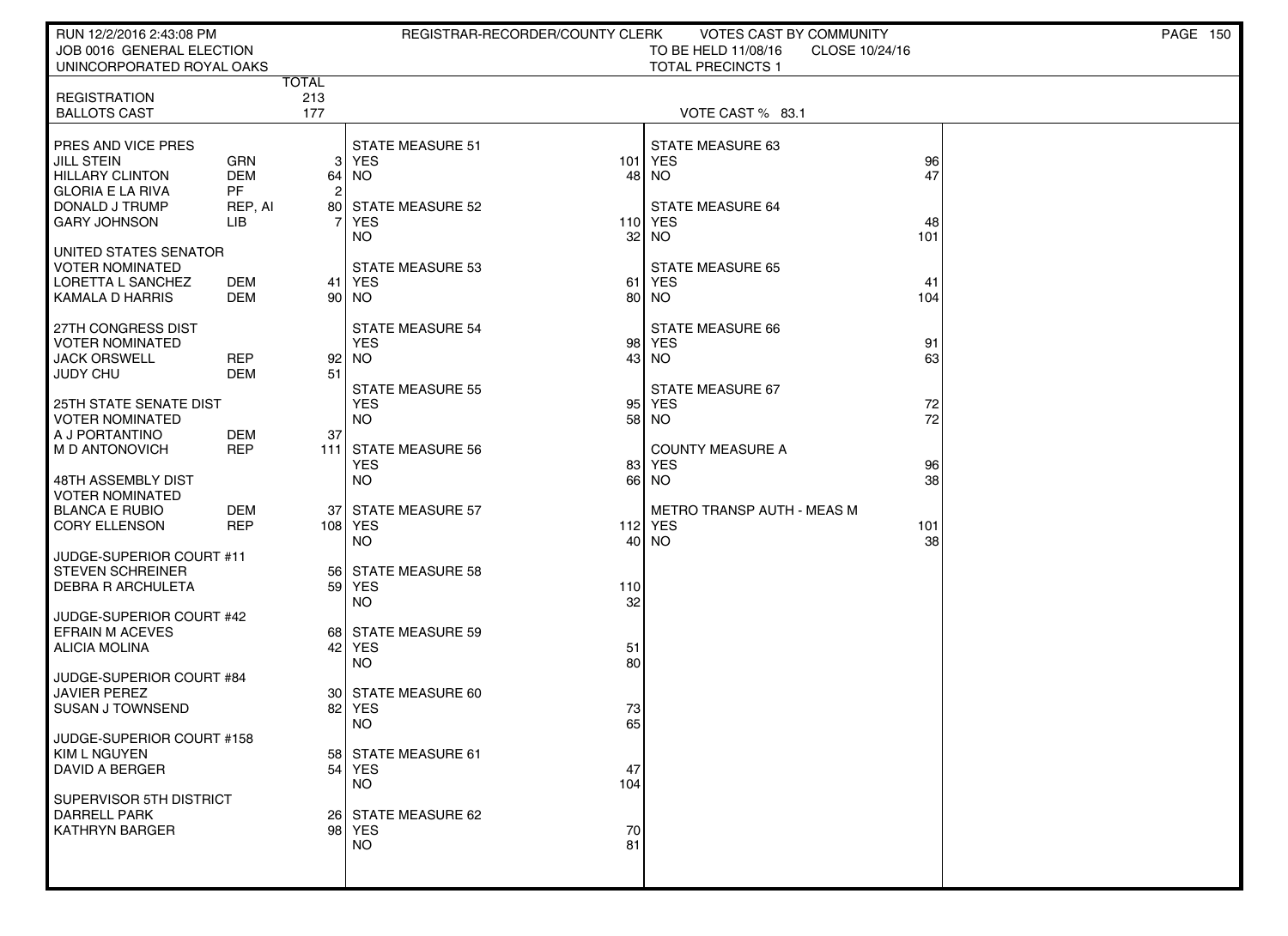RUN 12/2/2016 2:43:08 PM — REGISTRAR-RECORDER/COUNTY CLERK — VOTES CAST BY COMMUNITY

JOB 0016 GENERAL ELECTION — TO BE HELD 11/08/16 — CLOSE 10/24/16

UNINCORPORATED ROYAL OAKS — TOTAL PRECINCTS 1

| | TOTAL |
|---|---|
| REGISTRATION | 213 |
| BALLOTS CAST | 177 |

VOTE CAST % 83.1

| Contest / Candidate | Party | Votes |
|---|---|---|
| **PRES AND VICE PRES** | | |
| JILL STEIN | GRN | 3 |
| HILLARY CLINTON | DEM | 64 |
| GLORIA E LA RIVA | PF | 2 |
| DONALD J TRUMP | REP, AI | 80 |
| GARY JOHNSON | LIB | 7 |
| **UNITED STATES SENATOR VOTER NOMINATED** | | |
| LORETTA L SANCHEZ | DEM | 41 |
| KAMALA D HARRIS | DEM | 90 |
| **27TH CONGRESS DIST VOTER NOMINATED** | | |
| JACK ORSWELL | REP | 92 |
| JUDY CHU | DEM | 51 |
| **25TH STATE SENATE DIST VOTER NOMINATED** | | |
| A J PORTANTINO | DEM | 37 |
| M D ANTONOVICH | REP | 111 |
| **48TH ASSEMBLY DIST VOTER NOMINATED** | | |
| BLANCA E RUBIO | DEM | 37 |
| CORY ELLENSON | REP | 108 |
| **JUDGE-SUPERIOR COURT #11** | | |
| STEVEN SCHREINER | | 56 |
| DEBRA R ARCHULETA | | 59 |
| **JUDGE-SUPERIOR COURT #42** | | |
| EFRAIN M ACEVES | | 68 |
| ALICIA MOLINA | | 42 |
| **JUDGE-SUPERIOR COURT #84** | | |
| JAVIER PEREZ | | 30 |
| SUSAN J TOWNSEND | | 82 |
| **JUDGE-SUPERIOR COURT #158** | | |
| KIM L NGUYEN | | 58 |
| DAVID A BERGER | | 54 |
| **SUPERVISOR 5TH DISTRICT** | | |
| DARRELL PARK | | 26 |
| KATHRYN BARGER | | 98 |

| Measure | YES | NO |
|---|---|---|
| STATE MEASURE 51 | 101 | 48 |
| STATE MEASURE 52 | 110 | 32 |
| STATE MEASURE 53 | 61 | 80 |
| STATE MEASURE 54 | 98 | 43 |
| STATE MEASURE 55 | 95 | 58 |
| STATE MEASURE 56 | 83 | 66 |
| STATE MEASURE 57 | 112 | 40 |
| STATE MEASURE 58 | 110 | 32 |
| STATE MEASURE 59 | 51 | 80 |
| STATE MEASURE 60 | 73 | 65 |
| STATE MEASURE 61 | 47 | 104 |
| STATE MEASURE 62 | 70 | 81 |
| STATE MEASURE 63 | 96 | 47 |
| STATE MEASURE 64 | 48 | 101 |
| STATE MEASURE 65 | 41 | 104 |
| STATE MEASURE 66 | 91 | 63 |
| STATE MEASURE 67 | 72 | 72 |
| COUNTY MEASURE A | 96 | 38 |
| METRO TRANSP AUTH - MEAS M | 101 | 38 |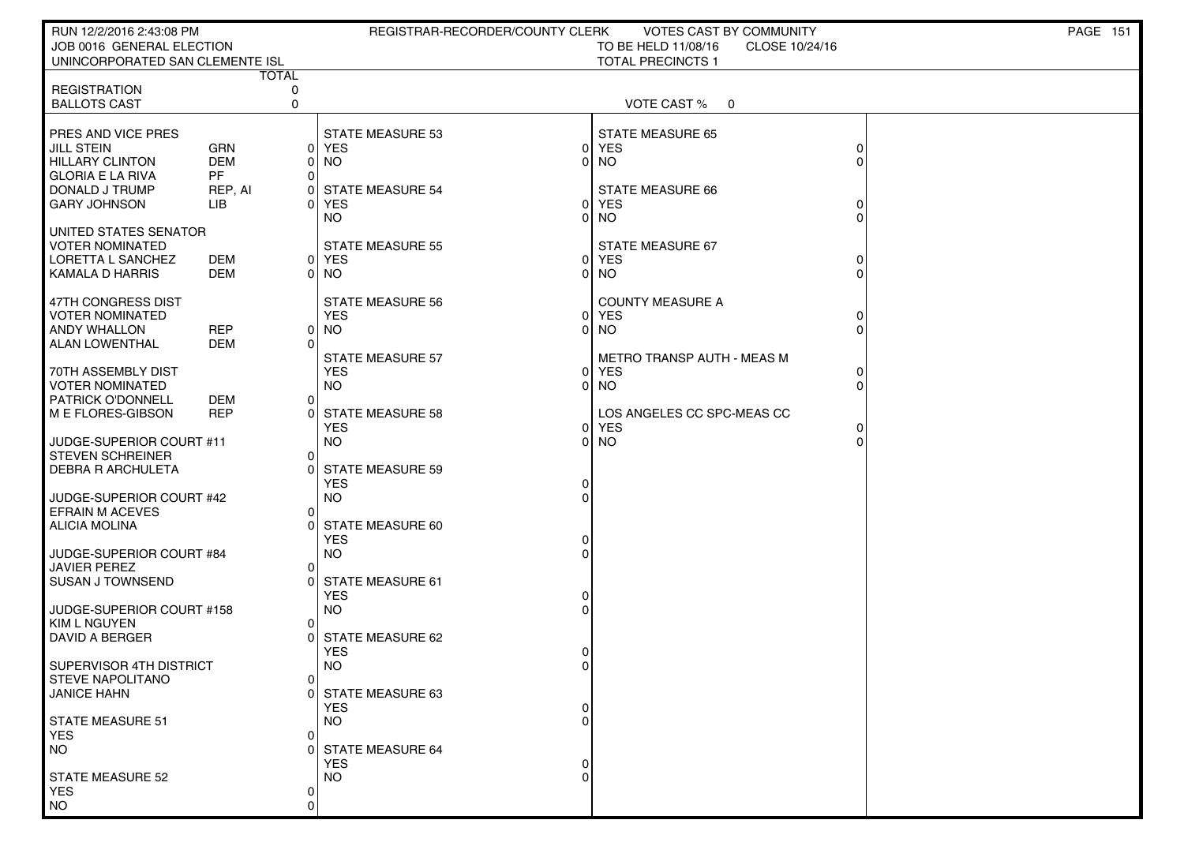RUN 12/2/2016 2:43:08 PM — REGISTRAR-RECORDER/COUNTY CLERK — VOTES CAST BY COMMUNITY

JOB 0016 GENERAL ELECTION — TO BE HELD 11/08/16 — CLOSE 10/24/16

UNINCORPORATED SAN CLEMENTE ISL — TOTAL PRECINCTS 1

| | | TOTAL |
|---|---|---|
| REGISTRATION | | 0 |
| BALLOTS CAST | | 0 |

VOTE CAST % 0

| PRES AND VICE PRES | | |
|---|---|---|
| JILL STEIN | GRN | 0 |
| HILLARY CLINTON | DEM | 0 |
| GLORIA E LA RIVA | PF | 0 |
| DONALD J TRUMP | REP, AI | 0 |
| GARY JOHNSON | LIB | 0 |

| UNITED STATES SENATOR VOTER NOMINATED | | |
|---|---|---|
| LORETTA L SANCHEZ | DEM | 0 |
| KAMALA D HARRIS | DEM | 0 |

| 47TH CONGRESS DIST VOTER NOMINATED | | |
|---|---|---|
| ANDY WHALLON | REP | 0 |
| ALAN LOWENTHAL | DEM | 0 |

| 70TH ASSEMBLY DIST VOTER NOMINATED | | |
|---|---|---|
| PATRICK O'DONNELL | DEM | 0 |
| M E FLORES-GIBSON | REP | 0 |

| JUDGE-SUPERIOR COURT #11 | |
|---|---|
| STEVEN SCHREINER | 0 |
| DEBRA R ARCHULETA | 0 |

| JUDGE-SUPERIOR COURT #42 | |
|---|---|
| EFRAIN M ACEVES | 0 |
| ALICIA MOLINA | 0 |

| JUDGE-SUPERIOR COURT #84 | |
|---|---|
| JAVIER PEREZ | 0 |
| SUSAN J TOWNSEND | 0 |

| JUDGE-SUPERIOR COURT #158 | |
|---|---|
| KIM L NGUYEN | 0 |
| DAVID A BERGER | 0 |

| SUPERVISOR 4TH DISTRICT | |
|---|---|
| STEVE NAPOLITANO | 0 |
| JANICE HAHN | 0 |

| Measure | YES | NO |
|---|---|---|
| STATE MEASURE 51 | 0 | 0 |
| STATE MEASURE 52 | 0 | 0 |
| STATE MEASURE 53 | 0 | 0 |
| STATE MEASURE 54 | 0 | 0 |
| STATE MEASURE 55 | 0 | 0 |
| STATE MEASURE 56 | 0 | 0 |
| STATE MEASURE 57 | 0 | 0 |
| STATE MEASURE 58 | 0 | 0 |
| STATE MEASURE 59 | 0 | 0 |
| STATE MEASURE 60 | 0 | 0 |
| STATE MEASURE 61 | 0 | 0 |
| STATE MEASURE 62 | 0 | 0 |
| STATE MEASURE 63 | 0 | 0 |
| STATE MEASURE 64 | 0 | 0 |
| STATE MEASURE 65 | 0 | 0 |
| STATE MEASURE 66 | 0 | 0 |
| STATE MEASURE 67 | 0 | 0 |
| COUNTY MEASURE A | 0 | 0 |
| METRO TRANSP AUTH - MEAS M | 0 | 0 |
| LOS ANGELES CC SPC-MEAS CC | 0 | 0 |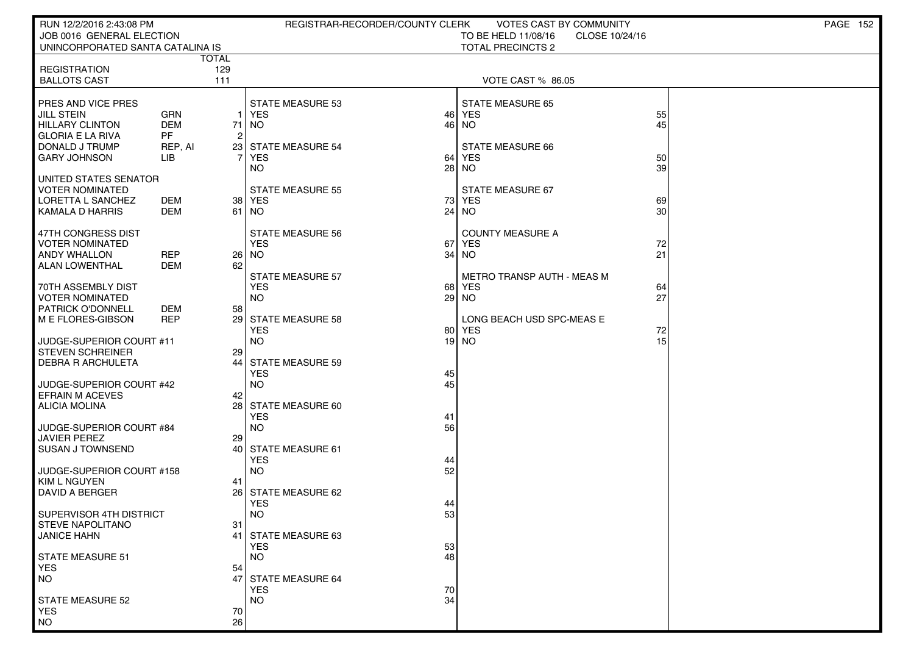RUN 12/2/2016 2:43:08 PM — REGISTRAR-RECORDER/COUNTY CLERK — VOTES CAST BY COMMUNITY

JOB 0016 GENERAL ELECTION — TO BE HELD 11/08/16 — CLOSE 10/24/16

UNINCORPORATED SANTA CATALINA IS — TOTAL PRECINCTS 2

| | | TOTAL |
|---|---|---|
| REGISTRATION | | 129 |
| BALLOTS CAST | | 111 |

VOTE CAST % 86.05

| Contest / Choice | Party | Votes |
|---|---|---|
| **PRES AND VICE PRES** | | |
| JILL STEIN | GRN | 1 |
| HILLARY CLINTON | DEM | 71 |
| GLORIA E LA RIVA | PF | 2 |
| DONALD J TRUMP | REP, AI | 23 |
| GARY JOHNSON | LIB | 7 |
| **UNITED STATES SENATOR VOTER NOMINATED** | | |
| LORETTA L SANCHEZ | DEM | 38 |
| KAMALA D HARRIS | DEM | 61 |
| **47TH CONGRESS DIST VOTER NOMINATED** | | |
| ANDY WHALLON | REP | 26 |
| ALAN LOWENTHAL | DEM | 62 |
| **70TH ASSEMBLY DIST VOTER NOMINATED** | | |
| PATRICK O'DONNELL | DEM | 58 |
| M E FLORES-GIBSON | REP | 29 |
| **JUDGE-SUPERIOR COURT #11** | | |
| STEVEN SCHREINER | | 29 |
| DEBRA R ARCHULETA | | 44 |
| **JUDGE-SUPERIOR COURT #42** | | |
| EFRAIN M ACEVES | | 42 |
| ALICIA MOLINA | | 28 |
| **JUDGE-SUPERIOR COURT #84** | | |
| JAVIER PEREZ | | 29 |
| SUSAN J TOWNSEND | | 40 |
| **JUDGE-SUPERIOR COURT #158** | | |
| KIM L NGUYEN | | 41 |
| DAVID A BERGER | | 26 |
| **SUPERVISOR 4TH DISTRICT** | | |
| STEVE NAPOLITANO | | 31 |
| JANICE HAHN | | 41 |

| Measure | YES | NO |
|---|---|---|
| STATE MEASURE 51 | 54 | 47 |
| STATE MEASURE 52 | 70 | 26 |
| STATE MEASURE 53 | 46 | 46 |
| STATE MEASURE 54 | 64 | 28 |
| STATE MEASURE 55 | 73 | 24 |
| STATE MEASURE 56 | 67 | 34 |
| STATE MEASURE 57 | 68 | 29 |
| STATE MEASURE 58 | 80 | 19 |
| STATE MEASURE 59 | 45 | 45 |
| STATE MEASURE 60 | 41 | 56 |
| STATE MEASURE 61 | 44 | 52 |
| STATE MEASURE 62 | 44 | 53 |
| STATE MEASURE 63 | 53 | 48 |
| STATE MEASURE 64 | 70 | 34 |
| STATE MEASURE 65 | 55 | 45 |
| STATE MEASURE 66 | 50 | 39 |
| STATE MEASURE 67 | 69 | 30 |
| COUNTY MEASURE A | 72 | 21 |
| METRO TRANSP AUTH - MEAS M | 64 | 27 |
| LONG BEACH USD SPC-MEAS E | 72 | 15 |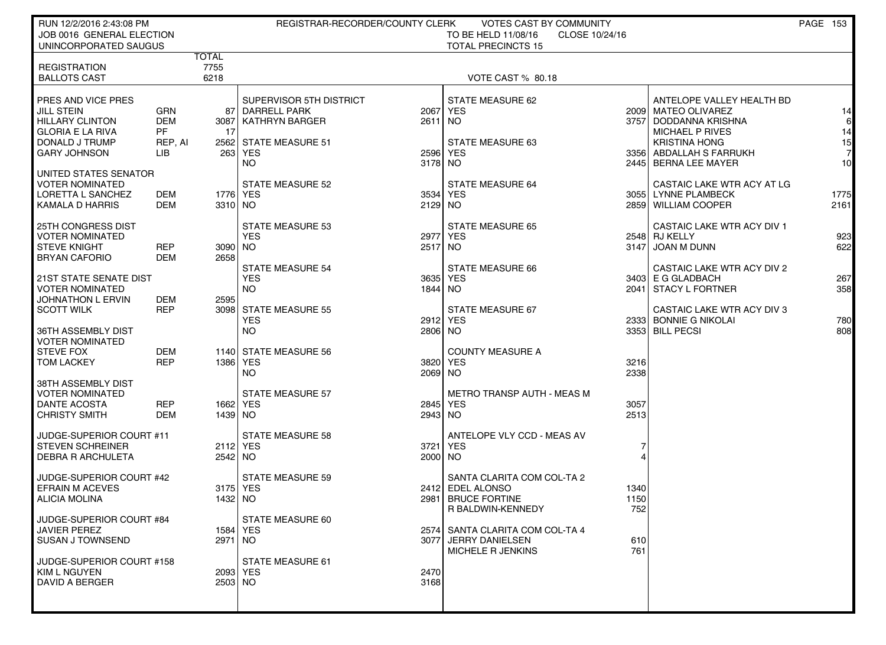RUN 12/2/2016 2:43:08 PM — REGISTRAR-RECORDER/COUNTY CLERK — VOTES CAST BY COMMUNITY

JOB 0016 GENERAL ELECTION — TO BE HELD 11/08/16 — CLOSE 10/24/16

UNINCORPORATED SAUGUS — TOTAL PRECINCTS 15

| | TOTAL |
|---|---|
| REGISTRATION | 7755 |
| BALLOTS CAST | 6218 |

VOTE CAST % 80.18

| PRES AND VICE PRES | | |
|---|---|---|
| JILL STEIN | GRN | 87 |
| HILLARY CLINTON | DEM | 3087 |
| GLORIA E LA RIVA | PF | 17 |
| DONALD J TRUMP | REP, AI | 2562 |
| GARY JOHNSON | LIB | 263 |

| UNITED STATES SENATOR VOTER NOMINATED | | |
|---|---|---|
| LORETTA L SANCHEZ | DEM | 1776 |
| KAMALA D HARRIS | DEM | 3310 |

| 25TH CONGRESS DIST VOTER NOMINATED | | |
|---|---|---|
| STEVE KNIGHT | REP | 3090 |
| BRYAN CAFORIO | DEM | 2658 |

| 21ST STATE SENATE DIST VOTER NOMINATED | | |
|---|---|---|
| JOHNATHON L ERVIN | DEM | 2595 |
| SCOTT WILK | REP | 3098 |

| 36TH ASSEMBLY DIST VOTER NOMINATED | | |
|---|---|---|
| STEVE FOX | DEM | 1140 |
| TOM LACKEY | REP | 1386 |

| 38TH ASSEMBLY DIST VOTER NOMINATED | | |
|---|---|---|
| DANTE ACOSTA | REP | 1662 |
| CHRISTY SMITH | DEM | 1439 |

| JUDGE-SUPERIOR COURT #11 | |
|---|---|
| STEVEN SCHREINER | 2112 |
| DEBRA R ARCHULETA | 2542 |

| JUDGE-SUPERIOR COURT #42 | |
|---|---|
| EFRAIN M ACEVES | 3175 |
| ALICIA MOLINA | 1432 |

| JUDGE-SUPERIOR COURT #84 | |
|---|---|
| JAVIER PEREZ | 1584 |
| SUSAN J TOWNSEND | 2971 |

| JUDGE-SUPERIOR COURT #158 | |
|---|---|
| KIM L NGUYEN | 2093 |
| DAVID A BERGER | 2503 |

| SUPERVISOR 5TH DISTRICT | |
|---|---|
| DARRELL PARK | 2067 |
| KATHRYN BARGER | 2611 |

| Measure | YES | NO |
|---|---|---|
| STATE MEASURE 51 | 2596 | 3178 |
| STATE MEASURE 52 | 3534 | 2129 |
| STATE MEASURE 53 | 2977 | 2517 |
| STATE MEASURE 54 | 3635 | 1844 |
| STATE MEASURE 55 | 2912 | 2806 |
| STATE MEASURE 56 | 3820 | 2069 |
| STATE MEASURE 57 | 2845 | 2943 |
| STATE MEASURE 58 | 3721 | 2000 |
| STATE MEASURE 59 | 2412 | 2981 |
| STATE MEASURE 60 | 2574 | 3077 |
| STATE MEASURE 61 | 2470 | 3168 |
| STATE MEASURE 62 | 2009 | 3757 |
| STATE MEASURE 63 | 3356 | 2445 |
| STATE MEASURE 64 | 3055 | 2859 |
| STATE MEASURE 65 | 2548 | 3147 |
| STATE MEASURE 66 | 3403 | 2041 |
| STATE MEASURE 67 | 2333 | 3353 |
| COUNTY MEASURE A | 3216 | 2338 |
| METRO TRANSP AUTH - MEAS M | 3057 | 2513 |
| ANTELOPE VLY CCD - MEAS AV | 7 | 4 |

| SANTA CLARITA COM COL-TA 2 | |
|---|---|
| EDEL ALONSO | 1340 |
| BRUCE FORTINE | 1150 |
| R BALDWIN-KENNEDY | 752 |

| SANTA CLARITA COM COL-TA 4 | |
|---|---|
| JERRY DANIELSEN | 610 |
| MICHELE R JENKINS | 761 |

| ANTELOPE VALLEY HEALTH BD | |
|---|---|
| MATEO OLIVAREZ | 14 |
| DODDANNA KRISHNA | 6 |
| MICHAEL P RIVES | 14 |
| KRISTINA HONG | 15 |
| ABDALLAH S FARRUKH | 7 |
| BERNA LEE MAYER | 10 |

| CASTAIC LAKE WTR ACY AT LG | |
|---|---|
| LYNNE PLAMBECK | 1775 |
| WILLIAM COOPER | 2161 |

| CASTAIC LAKE WTR ACY DIV 1 | |
|---|---|
| RJ KELLY | 923 |
| JOAN M DUNN | 622 |

| CASTAIC LAKE WTR ACY DIV 2 | |
|---|---|
| E G GLADBACH | 267 |
| STACY L FORTNER | 358 |

| CASTAIC LAKE WTR ACY DIV 3 | |
|---|---|
| BONNIE G NIKOLAI | 780 |
| BILL PECSI | 808 |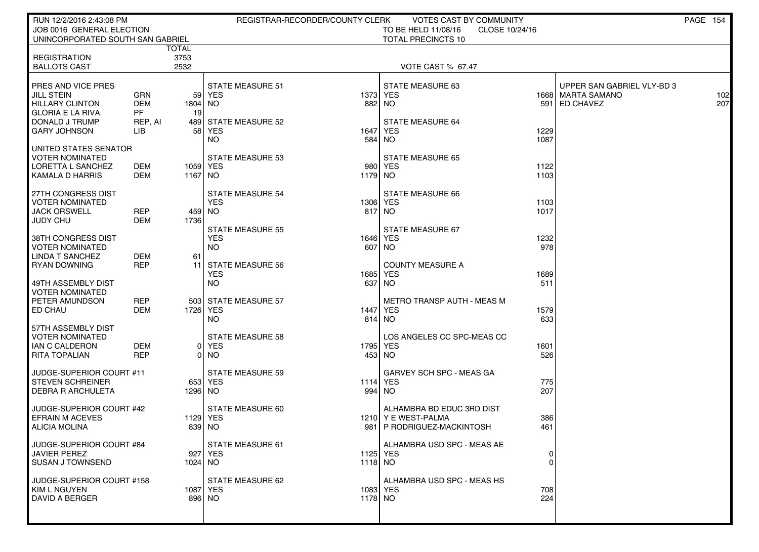RUN 12/2/2016 2:43:08 PM — REGISTRAR-RECORDER/COUNTY CLERK — VOTES CAST BY COMMUNITY

JOB 0016 GENERAL ELECTION — TO BE HELD 11/08/16 — CLOSE 10/24/16

UNINCORPORATED SOUTH SAN GABRIEL — TOTAL PRECINCTS 10

| | | TOTAL |
|---|---|---|
| REGISTRATION | | 3753 |
| BALLOTS CAST | | 2532 |

VOTE CAST % 67.47

| PRES AND VICE PRES | | |
|---|---|---|
| JILL STEIN | GRN | 59 |
| HILLARY CLINTON | DEM | 1804 |
| GLORIA E LA RIVA | PF | 19 |
| DONALD J TRUMP | REP, AI | 489 |
| GARY JOHNSON | LIB | 58 |

| UNITED STATES SENATOR VOTER NOMINATED | | |
|---|---|---|
| LORETTA L SANCHEZ | DEM | 1059 |
| KAMALA D HARRIS | DEM | 1167 |

| 27TH CONGRESS DIST VOTER NOMINATED | | |
|---|---|---|
| JACK ORSWELL | REP | 459 |
| JUDY CHU | DEM | 1736 |

| 38TH CONGRESS DIST VOTER NOMINATED | | |
|---|---|---|
| LINDA T SANCHEZ | DEM | 61 |
| RYAN DOWNING | REP | 11 |

| 49TH ASSEMBLY DIST VOTER NOMINATED | | |
|---|---|---|
| PETER AMUNDSON | REP | 503 |
| ED CHAU | DEM | 1726 |

| 57TH ASSEMBLY DIST VOTER NOMINATED | | |
|---|---|---|
| IAN C CALDERON | DEM | 0 |
| RITA TOPALIAN | REP | 0 |

| JUDGE-SUPERIOR COURT #11 | |
|---|---|
| STEVEN SCHREINER | 653 |
| DEBRA R ARCHULETA | 1296 |

| JUDGE-SUPERIOR COURT #42 | |
|---|---|
| EFRAIN M ACEVES | 1129 |
| ALICIA MOLINA | 839 |

| JUDGE-SUPERIOR COURT #84 | |
|---|---|
| JAVIER PEREZ | 927 |
| SUSAN J TOWNSEND | 1024 |

| JUDGE-SUPERIOR COURT #158 | |
|---|---|
| KIM L NGUYEN | 1087 |
| DAVID A BERGER | 896 |

| MEASURE | YES | NO |
|---|---|---|
| STATE MEASURE 51 | 1373 | 882 |
| STATE MEASURE 52 | 1647 | 584 |
| STATE MEASURE 53 | 980 | 1179 |
| STATE MEASURE 54 | 1306 | 817 |
| STATE MEASURE 55 | 1646 | 607 |
| STATE MEASURE 56 | 1685 | 637 |
| STATE MEASURE 57 | 1447 | 814 |
| STATE MEASURE 58 | 1795 | 453 |
| STATE MEASURE 59 | 1114 | 994 |
| STATE MEASURE 60 | 1210 | 981 |
| STATE MEASURE 61 | 1125 | 1118 |
| STATE MEASURE 62 | 1083 | 1178 |
| STATE MEASURE 63 | 1668 | 591 |
| STATE MEASURE 64 | 1229 | 1087 |
| STATE MEASURE 65 | 1122 | 1103 |
| STATE MEASURE 66 | 1103 | 1017 |
| STATE MEASURE 67 | 1232 | 978 |
| COUNTY MEASURE A | 1689 | 511 |
| METRO TRANSP AUTH - MEAS M | 1579 | 633 |
| LOS ANGELES CC SPC-MEAS CC | 1601 | 526 |
| GARVEY SCH SPC - MEAS GA | 775 | 207 |
| ALHAMBRA USD SPC - MEAS AE | 0 | 0 |
| ALHAMBRA USD SPC - MEAS HS | 708 | 224 |

| ALHAMBRA BD EDUC 3RD DIST | |
|---|---|
| Y E WEST-PALMA | 386 |
| P RODRIGUEZ-MACKINTOSH | 461 |

| UPPER SAN GABRIEL VLY-BD 3 | |
|---|---|
| MARTA SAMANO | 102 |
| ED CHAVEZ | 207 |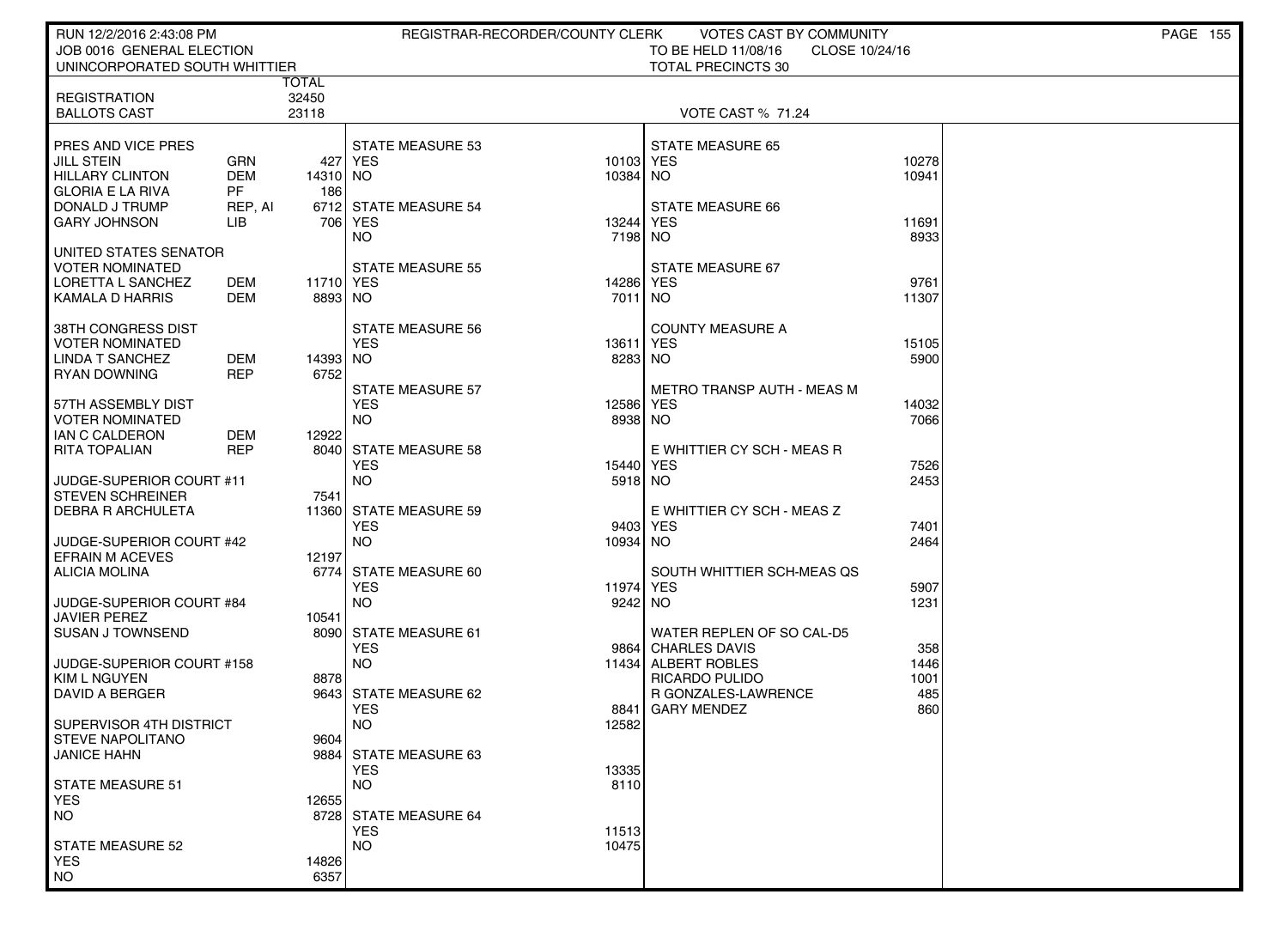RUN 12/2/2016 2:43:08 PM — REGISTRAR-RECORDER/COUNTY CLERK — VOTES CAST BY COMMUNITY

JOB 0016 GENERAL ELECTION — TO BE HELD 11/08/16 — CLOSE 10/24/16

UNINCORPORATED SOUTH WHITTIER — TOTAL PRECINCTS 30

| | | TOTAL |
|---|---|---|
| REGISTRATION | | 32450 |
| BALLOTS CAST | | 23118 |

VOTE CAST % 71.24

| Contest / Candidate | Party | Votes |
|---|---|---|
| **PRES AND VICE PRES** | | |
| JILL STEIN | GRN | 427 |
| HILLARY CLINTON | DEM | 14310 |
| GLORIA E LA RIVA | PF | 186 |
| DONALD J TRUMP | REP, AI | 6712 |
| GARY JOHNSON | LIB | 706 |
| **UNITED STATES SENATOR VOTER NOMINATED** | | |
| LORETTA L SANCHEZ | DEM | 11710 |
| KAMALA D HARRIS | DEM | 8893 |
| **38TH CONGRESS DIST VOTER NOMINATED** | | |
| LINDA T SANCHEZ | DEM | 14393 |
| RYAN DOWNING | REP | 6752 |
| **57TH ASSEMBLY DIST VOTER NOMINATED** | | |
| IAN C CALDERON | DEM | 12922 |
| RITA TOPALIAN | REP | 8040 |
| **JUDGE-SUPERIOR COURT #11** | | |
| STEVEN SCHREINER | | 7541 |
| DEBRA R ARCHULETA | | 11360 |
| **JUDGE-SUPERIOR COURT #42** | | |
| EFRAIN M ACEVES | | 12197 |
| ALICIA MOLINA | | 6774 |
| **JUDGE-SUPERIOR COURT #84** | | |
| JAVIER PEREZ | | 10541 |
| SUSAN J TOWNSEND | | 8090 |
| **JUDGE-SUPERIOR COURT #158** | | |
| KIM L NGUYEN | | 8878 |
| DAVID A BERGER | | 9643 |
| **SUPERVISOR 4TH DISTRICT** | | |
| STEVE NAPOLITANO | | 9604 |
| JANICE HAHN | | 9884 |

| Measure | YES | NO |
|---|---|---|
| STATE MEASURE 51 | 12655 | 8728 |
| STATE MEASURE 52 | 14826 | 6357 |
| STATE MEASURE 53 | 10103 | 10384 |
| STATE MEASURE 54 | 13244 | 7198 |
| STATE MEASURE 55 | 14286 | 7011 |
| STATE MEASURE 56 | 13611 | 8283 |
| STATE MEASURE 57 | 12586 | 8938 |
| STATE MEASURE 58 | 15440 | 5918 |
| STATE MEASURE 59 | 9403 | 10934 |
| STATE MEASURE 60 | 11974 | 9242 |
| STATE MEASURE 61 | 9864 | 11434 |
| STATE MEASURE 62 | 8841 | 12582 |
| STATE MEASURE 63 | 13335 | 8110 |
| STATE MEASURE 64 | 11513 | 10475 |
| STATE MEASURE 65 | 10278 | 10941 |
| STATE MEASURE 66 | 11691 | 8933 |
| STATE MEASURE 67 | 9761 | 11307 |
| COUNTY MEASURE A | 15105 | 5900 |
| METRO TRANSP AUTH - MEAS M | 14032 | 7066 |
| E WHITTIER CY SCH - MEAS R | 7526 | 2453 |
| E WHITTIER CY SCH - MEAS Z | 7401 | 2464 |
| SOUTH WHITTIER SCH-MEAS QS | 5907 | 1231 |

| WATER REPLEN OF SO CAL-D5 | Votes |
|---|---|
| CHARLES DAVIS | 358 |
| ALBERT ROBLES | 1446 |
| RICARDO PULIDO | 1001 |
| R GONZALES-LAWRENCE | 485 |
| GARY MENDEZ | 860 |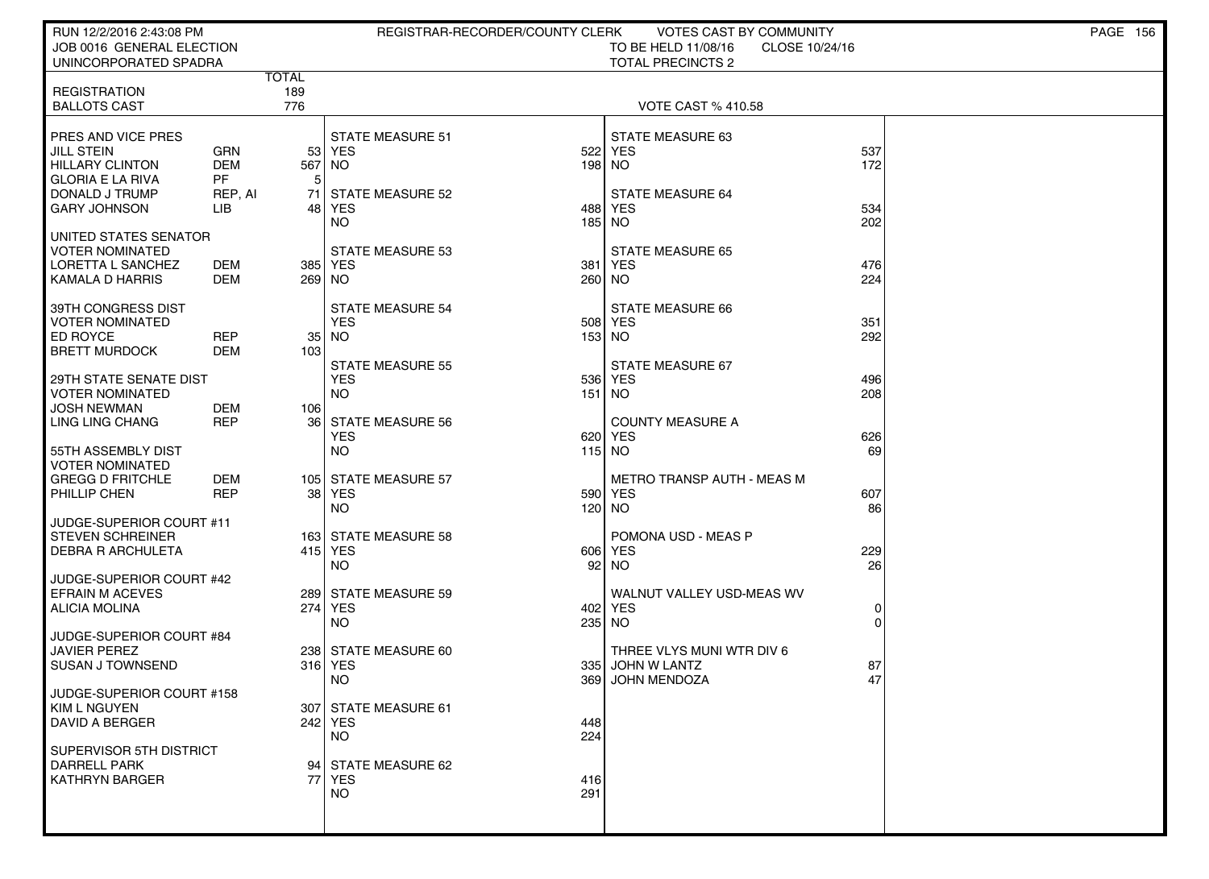RUN 12/2/2016 2:43:08 PM — REGISTRAR-RECORDER/COUNTY CLERK — VOTES CAST BY COMMUNITY

JOB 0016 GENERAL ELECTION — TO BE HELD 11/08/16 — CLOSE 10/24/16

UNINCORPORATED SPADRA — TOTAL PRECINCTS 2

| | TOTAL |
|---|---|
| REGISTRATION | 189 |
| BALLOTS CAST | 776 |

VOTE CAST % 410.58

**PRES AND VICE PRES**

| Candidate | Party | Votes |
|---|---|---|
| JILL STEIN | GRN | 53 |
| HILLARY CLINTON | DEM | 567 |
| GLORIA E LA RIVA | PF | 5 |
| DONALD J TRUMP | REP, AI | 71 |
| GARY JOHNSON | LIB | 48 |

**UNITED STATES SENATOR**
VOTER NOMINATED

| Candidate | Party | Votes |
|---|---|---|
| LORETTA L SANCHEZ | DEM | 385 |
| KAMALA D HARRIS | DEM | 269 |

**39TH CONGRESS DIST**
VOTER NOMINATED

| Candidate | Party | Votes |
|---|---|---|
| ED ROYCE | REP | 35 |
| BRETT MURDOCK | DEM | 103 |

**29TH STATE SENATE DIST**
VOTER NOMINATED

| Candidate | Party | Votes |
|---|---|---|
| JOSH NEWMAN | DEM | 106 |
| LING LING CHANG | REP | 36 |

**55TH ASSEMBLY DIST**
VOTER NOMINATED

| Candidate | Party | Votes |
|---|---|---|
| GREGG D FRITCHLE | DEM | 105 |
| PHILLIP CHEN | REP | 38 |

**JUDGE-SUPERIOR COURT #11**

| Candidate | Votes |
|---|---|
| STEVEN SCHREINER | 163 |
| DEBRA R ARCHULETA | 415 |

**JUDGE-SUPERIOR COURT #42**

| Candidate | Votes |
|---|---|
| EFRAIN M ACEVES | 289 |
| ALICIA MOLINA | 274 |

**JUDGE-SUPERIOR COURT #84**

| Candidate | Votes |
|---|---|
| JAVIER PEREZ | 238 |
| SUSAN J TOWNSEND | 316 |

**JUDGE-SUPERIOR COURT #158**

| Candidate | Votes |
|---|---|
| KIM L NGUYEN | 307 |
| DAVID A BERGER | 242 |

**SUPERVISOR 5TH DISTRICT**

| Candidate | Votes |
|---|---|
| DARRELL PARK | 94 |
| KATHRYN BARGER | 77 |

**MEASURES**

| Measure | YES | NO |
|---|---|---|
| STATE MEASURE 51 | 522 | 198 |
| STATE MEASURE 52 | 488 | 185 |
| STATE MEASURE 53 | 381 | 260 |
| STATE MEASURE 54 | 508 | 153 |
| STATE MEASURE 55 | 536 | 151 |
| STATE MEASURE 56 | 620 | 115 |
| STATE MEASURE 57 | 590 | 120 |
| STATE MEASURE 58 | 606 | 92 |
| STATE MEASURE 59 | 402 | 235 |
| STATE MEASURE 60 | 335 | 369 |
| STATE MEASURE 61 | 448 | 224 |
| STATE MEASURE 62 | 416 | 291 |
| STATE MEASURE 63 | 537 | 172 |
| STATE MEASURE 64 | 534 | 202 |
| STATE MEASURE 65 | 476 | 224 |
| STATE MEASURE 66 | 351 | 292 |
| STATE MEASURE 67 | 496 | 208 |
| COUNTY MEASURE A | 626 | 69 |
| METRO TRANSP AUTH - MEAS M | 607 | 86 |
| POMONA USD - MEAS P | 229 | 26 |
| WALNUT VALLEY USD-MEAS WV | 0 | 0 |

**THREE VLYS MUNI WTR DIV 6**

| Candidate | Votes |
|---|---|
| JOHN W LANTZ | 87 |
| JOHN MENDOZA | 47 |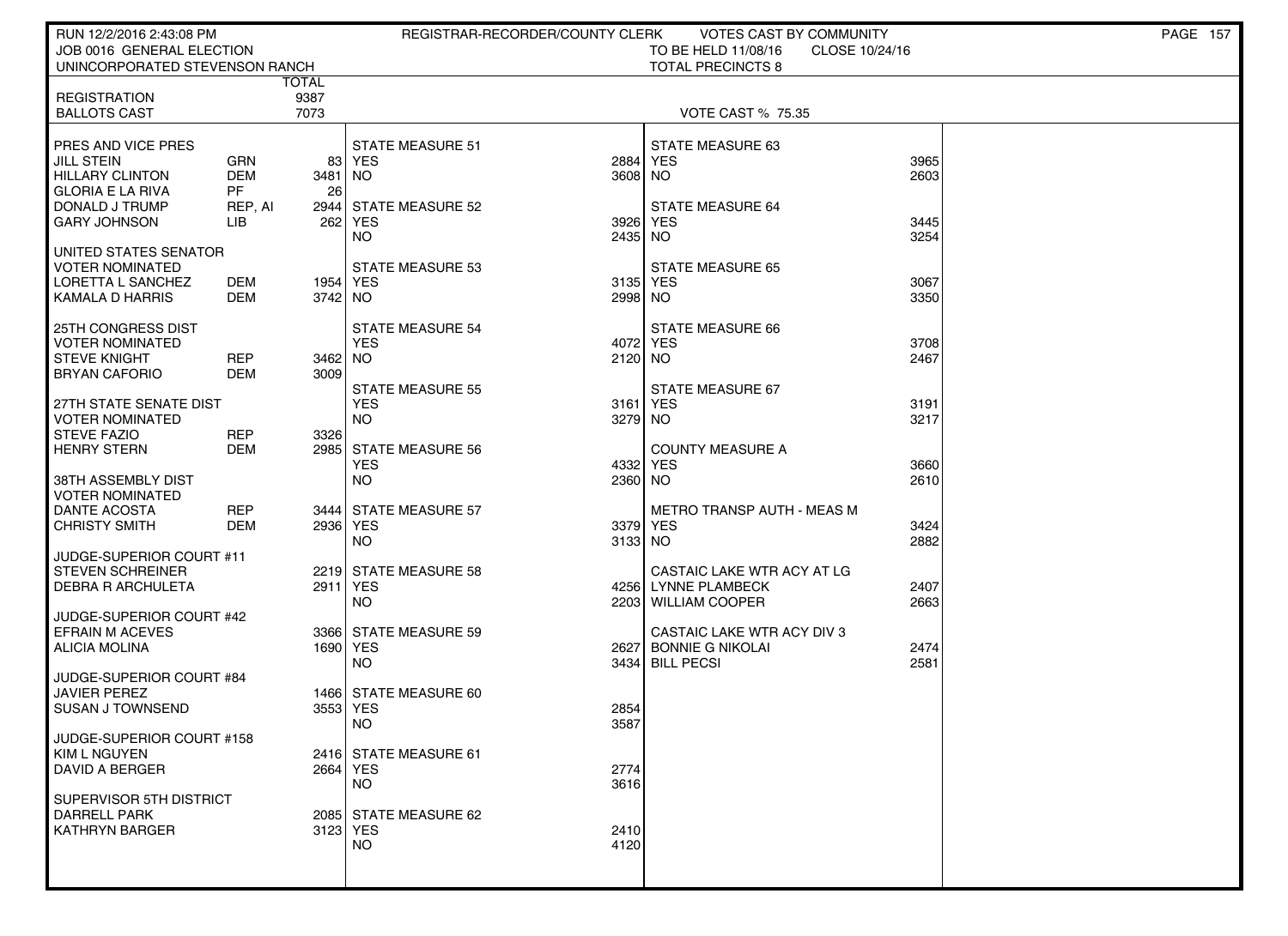RUN 12/2/2016 2:43:08 PM — REGISTRAR-RECORDER/COUNTY CLERK — VOTES CAST BY COMMUNITY

JOB 0016 GENERAL ELECTION — TO BE HELD 11/08/16 — CLOSE 10/24/16

UNINCORPORATED STEVENSON RANCH — TOTAL PRECINCTS 8

| | TOTAL |
|---|---|
| REGISTRATION | 9387 |
| BALLOTS CAST | 7073 |

VOTE CAST % 75.35

**PRES AND VICE PRES**

| Candidate | Party | Votes |
|---|---|---|
| JILL STEIN | GRN | 83 |
| HILLARY CLINTON | DEM | 3481 |
| GLORIA E LA RIVA | PF | 26 |
| DONALD J TRUMP | REP, AI | 2944 |
| GARY JOHNSON | LIB | 262 |

**UNITED STATES SENATOR**
VOTER NOMINATED

| Candidate | Party | Votes |
|---|---|---|
| LORETTA L SANCHEZ | DEM | 1954 |
| KAMALA D HARRIS | DEM | 3742 |

**25TH CONGRESS DIST**
VOTER NOMINATED

| Candidate | Party | Votes |
|---|---|---|
| STEVE KNIGHT | REP | 3462 |
| BRYAN CAFORIO | DEM | 3009 |

**27TH STATE SENATE DIST**
VOTER NOMINATED

| Candidate | Party | Votes |
|---|---|---|
| STEVE FAZIO | REP | 3326 |
| HENRY STERN | DEM | 2985 |

**38TH ASSEMBLY DIST**
VOTER NOMINATED

| Candidate | Party | Votes |
|---|---|---|
| DANTE ACOSTA | REP | 3444 |
| CHRISTY SMITH | DEM | 2936 |

**JUDGE-SUPERIOR COURT #11**

| Candidate | Votes |
|---|---|
| STEVEN SCHREINER | 2219 |
| DEBRA R ARCHULETA | 2911 |

**JUDGE-SUPERIOR COURT #42**

| Candidate | Votes |
|---|---|
| EFRAIN M ACEVES | 3366 |
| ALICIA MOLINA | 1690 |

**JUDGE-SUPERIOR COURT #84**

| Candidate | Votes |
|---|---|
| JAVIER PEREZ | 1466 |
| SUSAN J TOWNSEND | 3553 |

**JUDGE-SUPERIOR COURT #158**

| Candidate | Votes |
|---|---|
| KIM L NGUYEN | 2416 |
| DAVID A BERGER | 2664 |

**SUPERVISOR 5TH DISTRICT**

| Candidate | Votes |
|---|---|
| DARRELL PARK | 2085 |
| KATHRYN BARGER | 3123 |

**STATE MEASURES**

| Measure | YES | NO |
|---|---|---|
| STATE MEASURE 51 | 2884 | 3608 |
| STATE MEASURE 52 | 3926 | 2435 |
| STATE MEASURE 53 | 3135 | 2998 |
| STATE MEASURE 54 | 4072 | 2120 |
| STATE MEASURE 55 | 3161 | 3279 |
| STATE MEASURE 56 | 4332 | 2360 |
| STATE MEASURE 57 | 3379 | 3133 |
| STATE MEASURE 58 | 4256 | 2203 |
| STATE MEASURE 59 | 2627 | 3434 |
| STATE MEASURE 60 | 2854 | 3587 |
| STATE MEASURE 61 | 2774 | 3616 |
| STATE MEASURE 62 | 2410 | 4120 |
| STATE MEASURE 63 | 3965 | 2603 |
| STATE MEASURE 64 | 3445 | 3254 |
| STATE MEASURE 65 | 3067 | 3350 |
| STATE MEASURE 66 | 3708 | 2467 |
| STATE MEASURE 67 | 3191 | 3217 |
| COUNTY MEASURE A | 3660 | 2610 |
| METRO TRANSP AUTH - MEAS M | 3424 | 2882 |

**CASTAIC LAKE WTR ACY AT LG**

| Candidate | Votes |
|---|---|
| LYNNE PLAMBECK | 2407 |
| WILLIAM COOPER | 2663 |

**CASTAIC LAKE WTR ACY DIV 3**

| Candidate | Votes |
|---|---|
| BONNIE G NIKOLAI | 2474 |
| BILL PECSI | 2581 |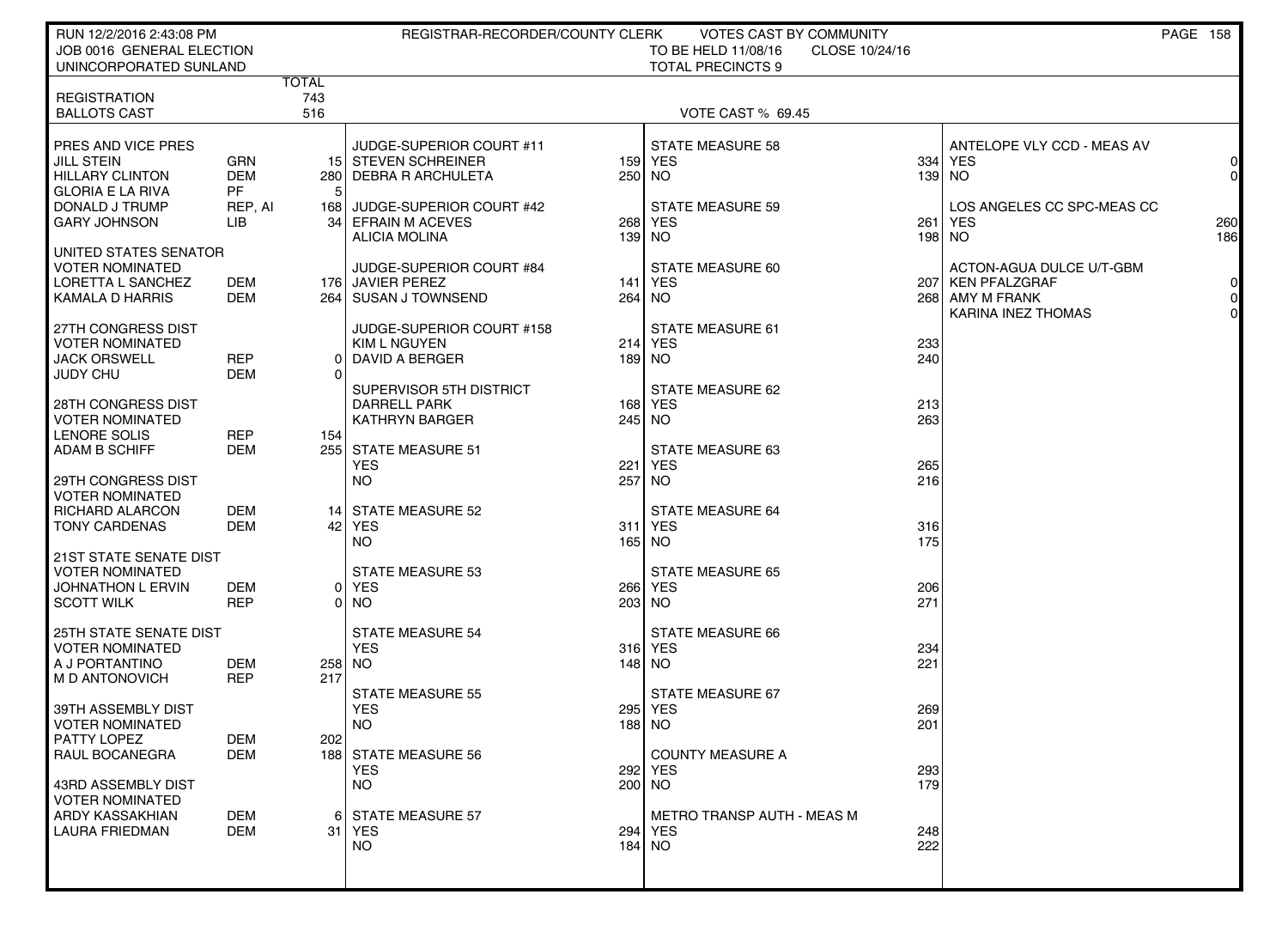RUN 12/2/2016 2:43:08 PM — REGISTRAR-RECORDER/COUNTY CLERK — VOTES CAST BY COMMUNITY

JOB 0016 GENERAL ELECTION — TO BE HELD 11/08/16 — CLOSE 10/24/16

UNINCORPORATED SUNLAND — TOTAL PRECINCTS 9

| | TOTAL |
|---|---|
| REGISTRATION | 743 |
| BALLOTS CAST | 516 |

VOTE CAST % 69.45

**PRES AND VICE PRES**

| | | |
|---|---|---|
| JILL STEIN | GRN | 15 |
| HILLARY CLINTON | DEM | 280 |
| GLORIA E LA RIVA | PF | 5 |
| DONALD J TRUMP | REP, AI | 168 |
| GARY JOHNSON | LIB | 34 |

**UNITED STATES SENATOR VOTER NOMINATED**

| | | |
|---|---|---|
| LORETTA L SANCHEZ | DEM | 176 |
| KAMALA D HARRIS | DEM | 264 |

**27TH CONGRESS DIST VOTER NOMINATED**

| | | |
|---|---|---|
| JACK ORSWELL | REP | 0 |
| JUDY CHU | DEM | 0 |

**28TH CONGRESS DIST VOTER NOMINATED**

| | | |
|---|---|---|
| LENORE SOLIS | REP | 154 |
| ADAM B SCHIFF | DEM | 255 |

**29TH CONGRESS DIST VOTER NOMINATED**

| | | |
|---|---|---|
| RICHARD ALARCON | DEM | 14 |
| TONY CARDENAS | DEM | 42 |

**21ST STATE SENATE DIST VOTER NOMINATED**

| | | |
|---|---|---|
| JOHNATHON L ERVIN | DEM | 0 |
| SCOTT WILK | REP | 0 |

**25TH STATE SENATE DIST VOTER NOMINATED**

| | | |
|---|---|---|
| A J PORTANTINO | DEM | 258 |
| M D ANTONOVICH | REP | 217 |

**39TH ASSEMBLY DIST VOTER NOMINATED**

| | | |
|---|---|---|
| PATTY LOPEZ | DEM | 202 |
| RAUL BOCANEGRA | DEM | 188 |

**43RD ASSEMBLY DIST VOTER NOMINATED**

| | | |
|---|---|---|
| ARDY KASSAKHIAN | DEM | 6 |
| LAURA FRIEDMAN | DEM | 31 |

**JUDGE-SUPERIOR COURT #11**

| | |
|---|---|
| STEVEN SCHREINER | 159 |
| DEBRA R ARCHULETA | 250 |

**JUDGE-SUPERIOR COURT #42**

| | |
|---|---|
| EFRAIN M ACEVES | 268 |
| ALICIA MOLINA | 139 |

**JUDGE-SUPERIOR COURT #84**

| | |
|---|---|
| JAVIER PEREZ | 141 |
| SUSAN J TOWNSEND | 264 |

**JUDGE-SUPERIOR COURT #158**

| | |
|---|---|
| KIM L NGUYEN | 214 |
| DAVID A BERGER | 189 |

**SUPERVISOR 5TH DISTRICT**

| | |
|---|---|
| DARRELL PARK | 168 |
| KATHRYN BARGER | 245 |

| Measure | YES | NO |
|---|---|---|
| STATE MEASURE 51 | 221 | 257 |
| STATE MEASURE 52 | 311 | 165 |
| STATE MEASURE 53 | 266 | 203 |
| STATE MEASURE 54 | 316 | 148 |
| STATE MEASURE 55 | 295 | 188 |
| STATE MEASURE 56 | 292 | 200 |
| STATE MEASURE 57 | 294 | 184 |
| STATE MEASURE 58 | 334 | 139 |
| STATE MEASURE 59 | 261 | 198 |
| STATE MEASURE 60 | 207 | 268 |
| STATE MEASURE 61 | 233 | 240 |
| STATE MEASURE 62 | 213 | 263 |
| STATE MEASURE 63 | 265 | 216 |
| STATE MEASURE 64 | 316 | 175 |
| STATE MEASURE 65 | 206 | 271 |
| STATE MEASURE 66 | 234 | 221 |
| STATE MEASURE 67 | 269 | 201 |
| COUNTY MEASURE A | 293 | 179 |
| METRO TRANSP AUTH - MEAS M | 248 | 222 |
| ANTELOPE VLY CCD - MEAS AV | 0 | 0 |
| LOS ANGELES CC SPC-MEAS CC | 260 | 186 |

**ACTON-AGUA DULCE U/T-GBM**

| | |
|---|---|
| KEN PFALZGRAF | 0 |
| AMY M FRANK | 0 |
| KARINA INEZ THOMAS | 0 |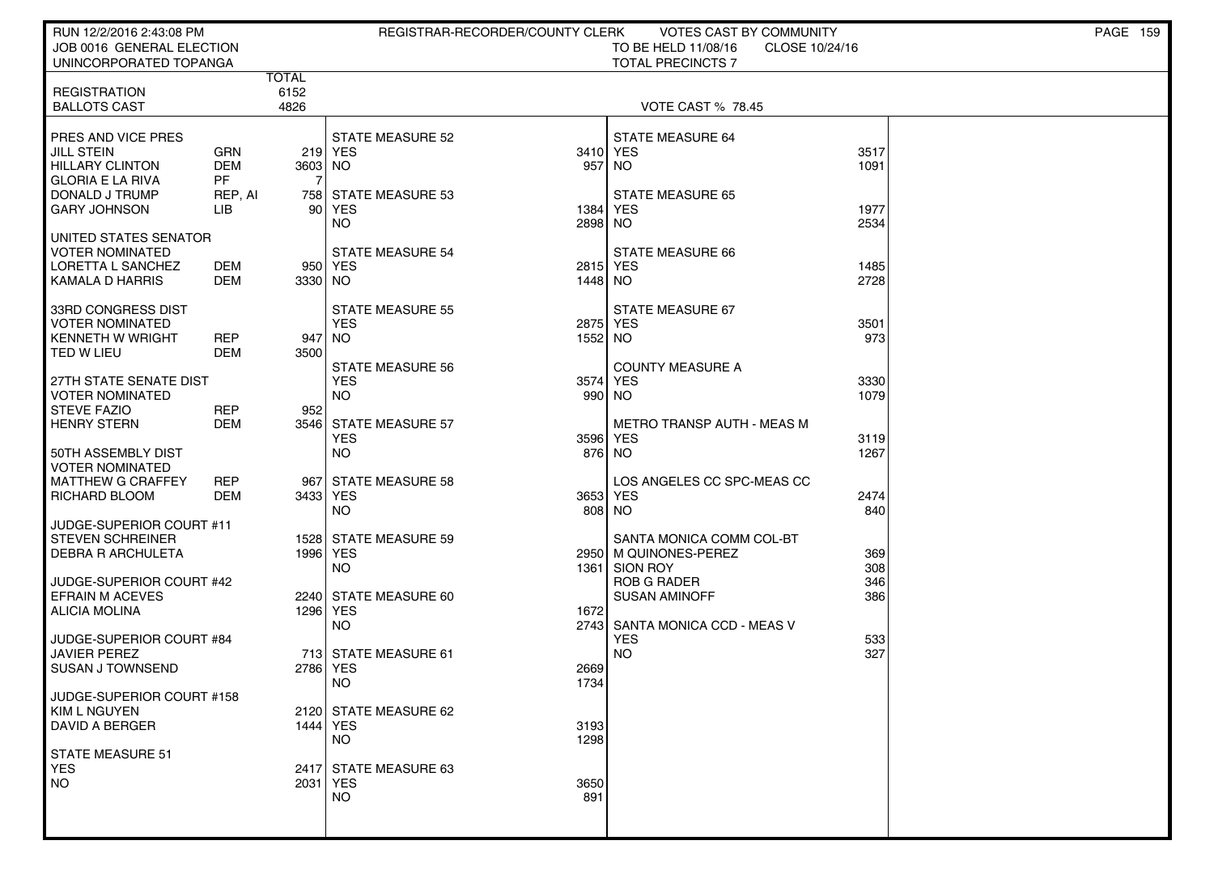RUN 12/2/2016 2:43:08 PM
JOB 0016 GENERAL ELECTION
UNINCORPORATED TOPANGA

REGISTRAR-RECORDER/COUNTY CLERK — VOTES CAST BY COMMUNITY
TO BE HELD 11/08/16 — CLOSE 10/24/16
TOTAL PRECINCTS 7

| | TOTAL |
|---|---|
| REGISTRATION | 6152 |
| BALLOTS CAST | 4826 |

VOTE CAST % 78.45

**PRES AND VICE PRES**

| Candidate | Party | Votes |
|---|---|---|
| JILL STEIN | GRN | 219 |
| HILLARY CLINTON | DEM | 3603 |
| GLORIA E LA RIVA | PF | 7 |
| DONALD J TRUMP | REP, AI | 758 |
| GARY JOHNSON | LIB | 90 |

**UNITED STATES SENATOR**
VOTER NOMINATED

| Candidate | Party | Votes |
|---|---|---|
| LORETTA L SANCHEZ | DEM | 950 |
| KAMALA D HARRIS | DEM | 3330 |

**33RD CONGRESS DIST**
VOTER NOMINATED

| Candidate | Party | Votes |
|---|---|---|
| KENNETH W WRIGHT | REP | 947 |
| TED W LIEU | DEM | 3500 |

**27TH STATE SENATE DIST**
VOTER NOMINATED

| Candidate | Party | Votes |
|---|---|---|
| STEVE FAZIO | REP | 952 |
| HENRY STERN | DEM | 3546 |

**50TH ASSEMBLY DIST**
VOTER NOMINATED

| Candidate | Party | Votes |
|---|---|---|
| MATTHEW G CRAFFEY | REP | 967 |
| RICHARD BLOOM | DEM | 3433 |

**JUDGE-SUPERIOR COURT #11**

| Candidate | Votes |
|---|---|
| STEVEN SCHREINER | 1528 |
| DEBRA R ARCHULETA | 1996 |

**JUDGE-SUPERIOR COURT #42**

| Candidate | Votes |
|---|---|
| EFRAIN M ACEVES | 2240 |
| ALICIA MOLINA | 1296 |

**JUDGE-SUPERIOR COURT #84**

| Candidate | Votes |
|---|---|
| JAVIER PEREZ | 713 |
| SUSAN J TOWNSEND | 2786 |

**JUDGE-SUPERIOR COURT #158**

| Candidate | Votes |
|---|---|
| KIM L NGUYEN | 2120 |
| DAVID A BERGER | 1444 |

**STATE MEASURES**

| Measure | YES | NO |
|---|---|---|
| STATE MEASURE 51 | 2417 | 2031 |
| STATE MEASURE 52 | 3410 | 957 |
| STATE MEASURE 53 | 1384 | 2898 |
| STATE MEASURE 54 | 2815 | 1448 |
| STATE MEASURE 55 | 2875 | 1552 |
| STATE MEASURE 56 | 3574 | 990 |
| STATE MEASURE 57 | 3596 | 876 |
| STATE MEASURE 58 | 3653 | 808 |
| STATE MEASURE 59 | 2950 | 1361 |
| STATE MEASURE 60 | 1672 | 2743 |
| STATE MEASURE 61 | 2669 | 1734 |
| STATE MEASURE 62 | 3193 | 1298 |
| STATE MEASURE 63 | 3650 | 891 |
| STATE MEASURE 64 | 3517 | 1091 |
| STATE MEASURE 65 | 1977 | 2534 |
| STATE MEASURE 66 | 1485 | 2728 |
| STATE MEASURE 67 | 3501 | 973 |
| COUNTY MEASURE A | 3330 | 1079 |
| METRO TRANSP AUTH - MEAS M | 3119 | 1267 |
| LOS ANGELES CC SPC-MEAS CC | 2474 | 840 |

**SANTA MONICA COMM COL-BT**

| Candidate | Votes |
|---|---|
| M QUINONES-PEREZ | 369 |
| SION ROY | 308 |
| ROB G RADER | 346 |
| SUSAN AMINOFF | 386 |

**SANTA MONICA CCD - MEAS V**

| | Votes |
|---|---|
| YES | 533 |
| NO | 327 |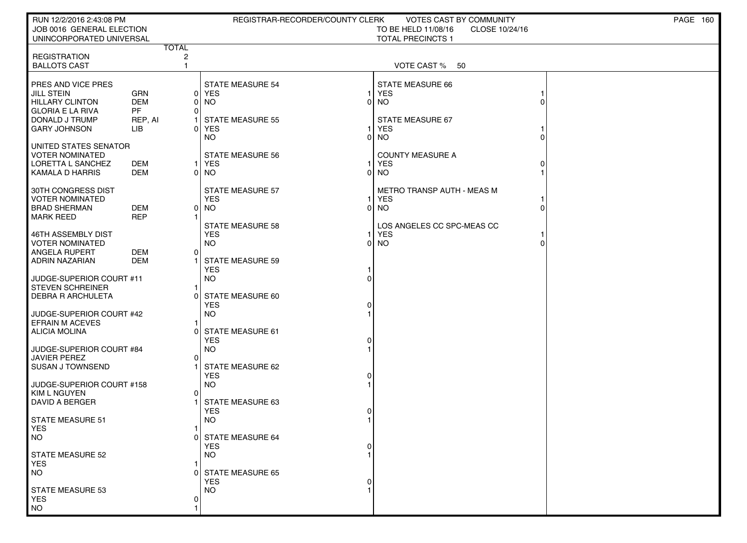RUN 12/2/2016 2:43:08 PM — REGISTRAR-RECORDER/COUNTY CLERK — VOTES CAST BY COMMUNITY

JOB 0016 GENERAL ELECTION — TO BE HELD 11/08/16 — CLOSE 10/24/16

UNINCORPORATED UNIVERSAL — TOTAL PRECINCTS 1

| | | TOTAL |
|---|---|---|
| REGISTRATION | | 2 |
| BALLOTS CAST | | 1 |

VOTE CAST % 50

| PRES AND VICE PRES | | |
|---|---|---|
| JILL STEIN | GRN | 0 |
| HILLARY CLINTON | DEM | 0 |
| GLORIA E LA RIVA | PF | 0 |
| DONALD J TRUMP | REP, AI | 1 |
| GARY JOHNSON | LIB | 0 |

| UNITED STATES SENATOR VOTER NOMINATED | | |
|---|---|---|
| LORETTA L SANCHEZ | DEM | 1 |
| KAMALA D HARRIS | DEM | 0 |

| 30TH CONGRESS DIST VOTER NOMINATED | | |
|---|---|---|
| BRAD SHERMAN | DEM | 0 |
| MARK REED | REP | 1 |

| 46TH ASSEMBLY DIST VOTER NOMINATED | | |
|---|---|---|
| ANGELA RUPERT | DEM | 0 |
| ADRIN NAZARIAN | DEM | 1 |

| JUDGE-SUPERIOR COURT #11 | |
|---|---|
| STEVEN SCHREINER | 1 |
| DEBRA R ARCHULETA | 0 |

| JUDGE-SUPERIOR COURT #42 | |
|---|---|
| EFRAIN M ACEVES | 1 |
| ALICIA MOLINA | 0 |

| JUDGE-SUPERIOR COURT #84 | |
|---|---|
| JAVIER PEREZ | 0 |
| SUSAN J TOWNSEND | 1 |

| JUDGE-SUPERIOR COURT #158 | |
|---|---|
| KIM L NGUYEN | 0 |
| DAVID A BERGER | 1 |

| MEASURE | YES | NO |
|---|---|---|
| STATE MEASURE 51 | 1 | 0 |
| STATE MEASURE 52 | 1 | 0 |
| STATE MEASURE 53 | 0 | 1 |
| STATE MEASURE 54 | 1 | 0 |
| STATE MEASURE 55 | 1 | 0 |
| STATE MEASURE 56 | 1 | 0 |
| STATE MEASURE 57 | 1 | 0 |
| STATE MEASURE 58 | 1 | 0 |
| STATE MEASURE 59 | 1 | 0 |
| STATE MEASURE 60 | 0 | 1 |
| STATE MEASURE 61 | 0 | 1 |
| STATE MEASURE 62 | 0 | 1 |
| STATE MEASURE 63 | 0 | 1 |
| STATE MEASURE 64 | 0 | 1 |
| STATE MEASURE 65 | 0 | 1 |
| STATE MEASURE 66 | 1 | 0 |
| STATE MEASURE 67 | 1 | 0 |
| COUNTY MEASURE A | 0 | 1 |
| METRO TRANSP AUTH - MEAS M | 1 | 0 |
| LOS ANGELES CC SPC-MEAS CC | 1 | 0 |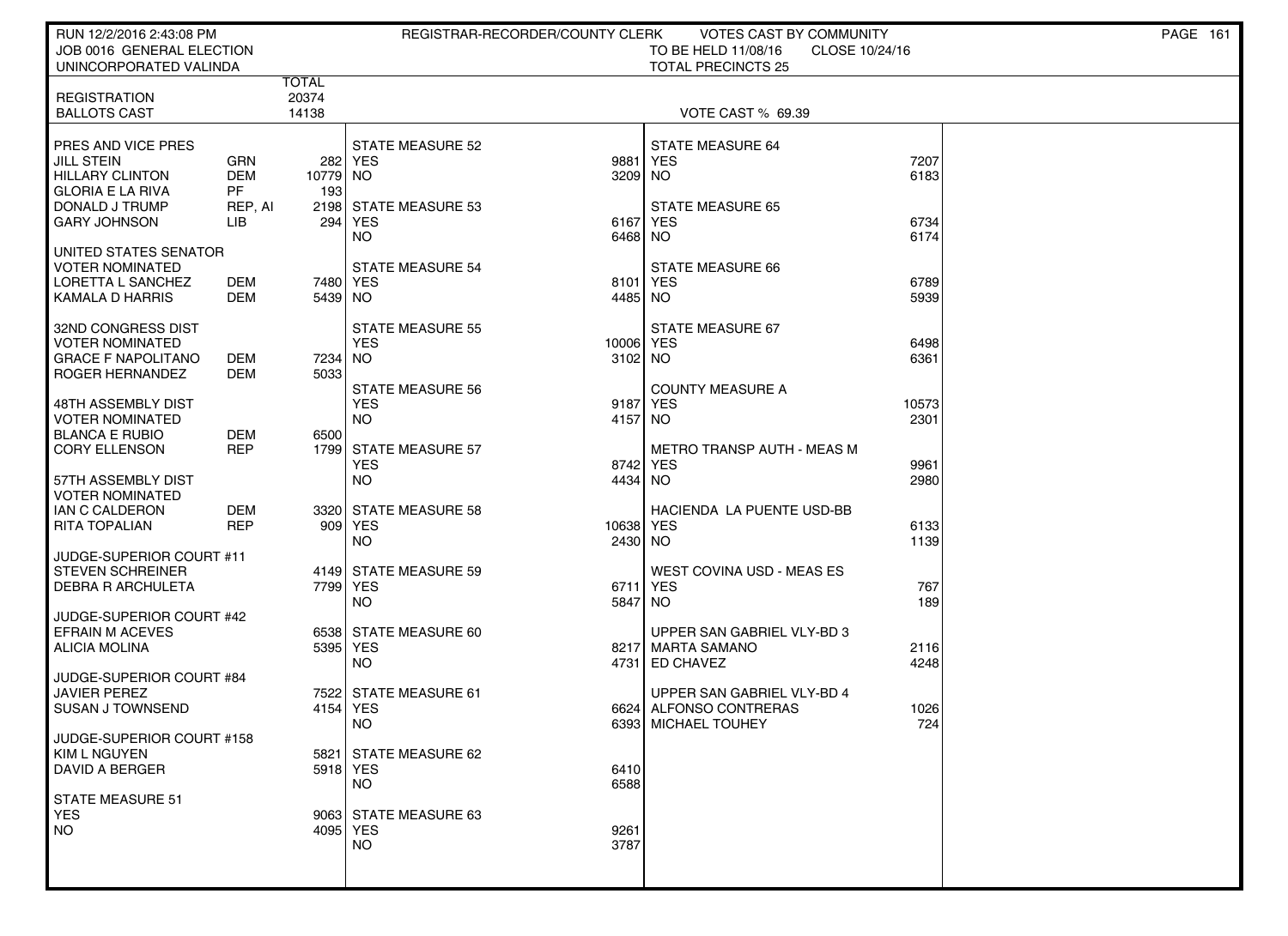RUN 12/2/2016 2:43:08 PM REGISTRAR-RECORDER/COUNTY CLERK VOTES CAST BY COMMUNITY
JOB 0016 GENERAL ELECTION TO BE HELD 11/08/16 CLOSE 10/24/16
UNINCORPORATED VALINDA TOTAL PRECINCTS 25

| | | TOTAL |
|---|---|---|
| REGISTRATION | | 20374 |
| BALLOTS CAST | | 14138 |

VOTE CAST % 69.39

| Contest / Candidate | Party | Votes |
|---|---|---|
| **PRES AND VICE PRES** | | |
| JILL STEIN | GRN | 282 |
| HILLARY CLINTON | DEM | 10779 |
| GLORIA E LA RIVA | PF | 193 |
| DONALD J TRUMP | REP, AI | 2198 |
| GARY JOHNSON | LIB | 294 |
| **UNITED STATES SENATOR VOTER NOMINATED** | | |
| LORETTA L SANCHEZ | DEM | 7480 |
| KAMALA D HARRIS | DEM | 5439 |
| **32ND CONGRESS DIST VOTER NOMINATED** | | |
| GRACE F NAPOLITANO | DEM | 7234 |
| ROGER HERNANDEZ | DEM | 5033 |
| **48TH ASSEMBLY DIST VOTER NOMINATED** | | |
| BLANCA E RUBIO | DEM | 6500 |
| CORY ELLENSON | REP | 1799 |
| **57TH ASSEMBLY DIST VOTER NOMINATED** | | |
| IAN C CALDERON | DEM | 3320 |
| RITA TOPALIAN | REP | 909 |
| **JUDGE-SUPERIOR COURT #11** | | |
| STEVEN SCHREINER | | 4149 |
| DEBRA R ARCHULETA | | 7799 |
| **JUDGE-SUPERIOR COURT #42** | | |
| EFRAIN M ACEVES | | 6538 |
| ALICIA MOLINA | | 5395 |
| **JUDGE-SUPERIOR COURT #84** | | |
| JAVIER PEREZ | | 7522 |
| SUSAN J TOWNSEND | | 4154 |
| **JUDGE-SUPERIOR COURT #158** | | |
| KIM L NGUYEN | | 5821 |
| DAVID A BERGER | | 5918 |

| Measure | YES | NO |
|---|---|---|
| STATE MEASURE 51 | 9063 | 4095 |
| STATE MEASURE 52 | 9881 | 3209 |
| STATE MEASURE 53 | 6167 | 6468 |
| STATE MEASURE 54 | 8101 | 4485 |
| STATE MEASURE 55 | 10006 | 3102 |
| STATE MEASURE 56 | 9187 | 4157 |
| STATE MEASURE 57 | 8742 | 4434 |
| STATE MEASURE 58 | 10638 | 2430 |
| STATE MEASURE 59 | 6711 | 5847 |
| STATE MEASURE 60 | 8217 | 4731 |
| STATE MEASURE 61 | 6624 | 6393 |
| STATE MEASURE 62 | 6410 | 6588 |
| STATE MEASURE 63 | 9261 | 3787 |
| STATE MEASURE 64 | 7207 | 6183 |
| STATE MEASURE 65 | 6734 | 6174 |
| STATE MEASURE 66 | 6789 | 5939 |
| STATE MEASURE 67 | 6498 | 6361 |
| COUNTY MEASURE A | 10573 | 2301 |
| METRO TRANSP AUTH - MEAS M | 9961 | 2980 |
| HACIENDA LA PUENTE USD-BB | 6133 | 1139 |
| WEST COVINA USD - MEAS ES | 767 | 189 |

| Contest / Candidate | Votes |
|---|---|
| **UPPER SAN GABRIEL VLY-BD 3** | |
| MARTA SAMANO | 2116 |
| ED CHAVEZ | 4248 |
| **UPPER SAN GABRIEL VLY-BD 4** | |
| ALFONSO CONTRERAS | 1026 |
| MICHAEL TOUHEY | 724 |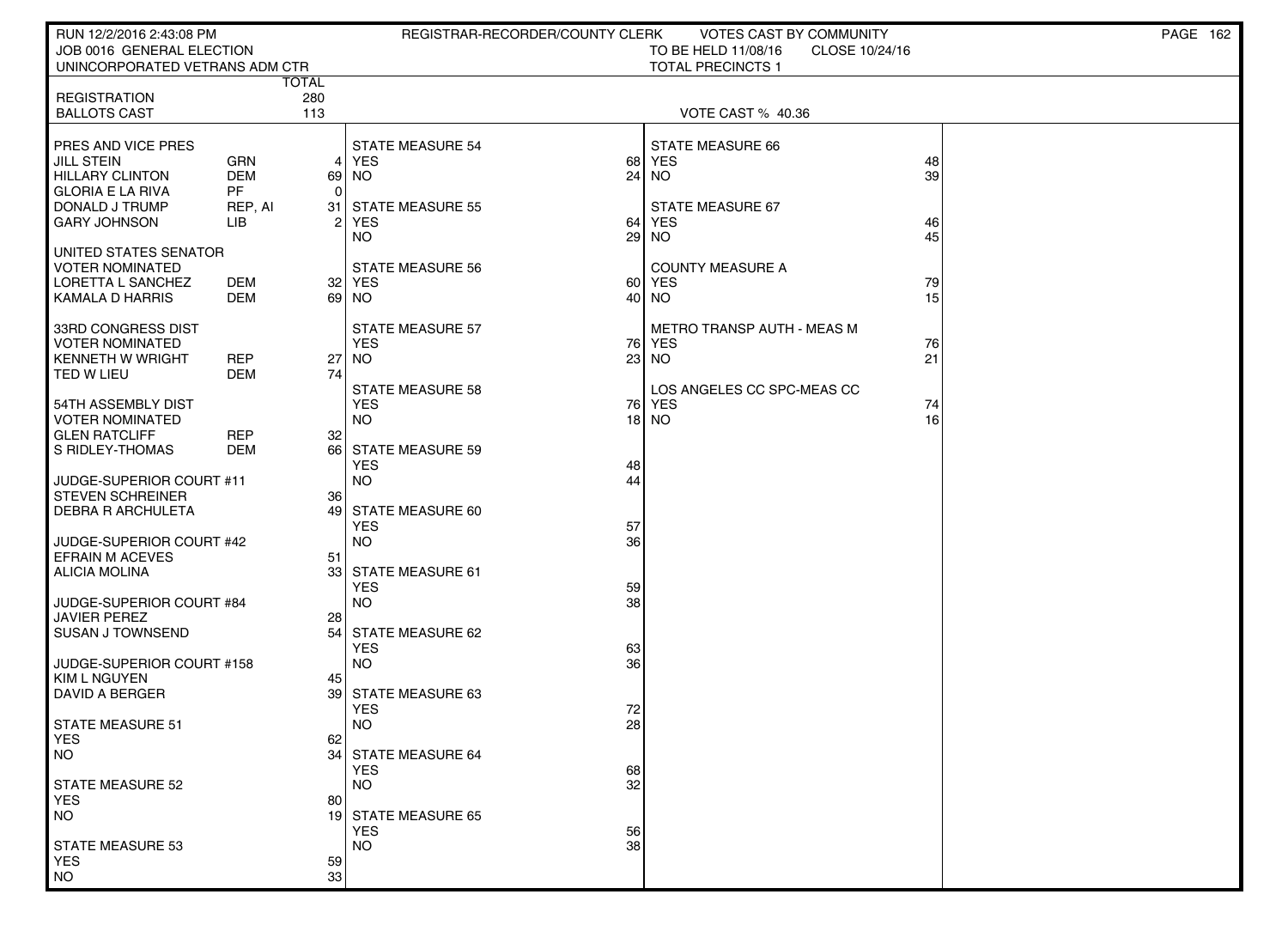RUN 12/2/2016 2:43:08 PM — REGISTRAR-RECORDER/COUNTY CLERK — VOTES CAST BY COMMUNITY

JOB 0016 GENERAL ELECTION — TO BE HELD 11/08/16 — CLOSE 10/24/16

UNINCORPORATED VETRANS ADM CTR — TOTAL PRECINCTS 1

| | TOTAL |
|---|---|
| REGISTRATION | 280 |
| BALLOTS CAST | 113 |

VOTE CAST % 40.36

**PRES AND VICE PRES**

| | | |
|---|---|---|
| JILL STEIN | GRN | 4 |
| HILLARY CLINTON | DEM | 69 |
| GLORIA E LA RIVA | PF | 0 |
| DONALD J TRUMP | REP, AI | 31 |
| GARY JOHNSON | LIB | 2 |

**UNITED STATES SENATOR — VOTER NOMINATED**

| | | |
|---|---|---|
| LORETTA L SANCHEZ | DEM | 32 |
| KAMALA D HARRIS | DEM | 69 |

**33RD CONGRESS DIST — VOTER NOMINATED**

| | | |
|---|---|---|
| KENNETH W WRIGHT | REP | 27 |
| TED W LIEU | DEM | 74 |

**54TH ASSEMBLY DIST — VOTER NOMINATED**

| | | |
|---|---|---|
| GLEN RATCLIFF | REP | 32 |
| S RIDLEY-THOMAS | DEM | 66 |

**JUDGE-SUPERIOR COURT #11**

| | |
|---|---|
| STEVEN SCHREINER | 36 |
| DEBRA R ARCHULETA | 49 |

**JUDGE-SUPERIOR COURT #42**

| | |
|---|---|
| EFRAIN M ACEVES | 51 |
| ALICIA MOLINA | 33 |

**JUDGE-SUPERIOR COURT #84**

| | |
|---|---|
| JAVIER PEREZ | 28 |
| SUSAN J TOWNSEND | 54 |

**JUDGE-SUPERIOR COURT #158**

| | |
|---|---|
| KIM L NGUYEN | 45 |
| DAVID A BERGER | 39 |

| MEASURE | YES | NO |
|---|---|---|
| STATE MEASURE 51 | 62 | 34 |
| STATE MEASURE 52 | 80 | 19 |
| STATE MEASURE 53 | 59 | 33 |
| STATE MEASURE 54 | 68 | 24 |
| STATE MEASURE 55 | 64 | 29 |
| STATE MEASURE 56 | 60 | 40 |
| STATE MEASURE 57 | 76 | 23 |
| STATE MEASURE 58 | 76 | 18 |
| STATE MEASURE 59 | 48 | 44 |
| STATE MEASURE 60 | 57 | 36 |
| STATE MEASURE 61 | 59 | 38 |
| STATE MEASURE 62 | 63 | 36 |
| STATE MEASURE 63 | 72 | 28 |
| STATE MEASURE 64 | 68 | 32 |
| STATE MEASURE 65 | 56 | 38 |
| STATE MEASURE 66 | 48 | 39 |
| STATE MEASURE 67 | 46 | 45 |
| COUNTY MEASURE A | 79 | 15 |
| METRO TRANSP AUTH - MEAS M | 76 | 21 |
| LOS ANGELES CC SPC-MEAS CC | 74 | 16 |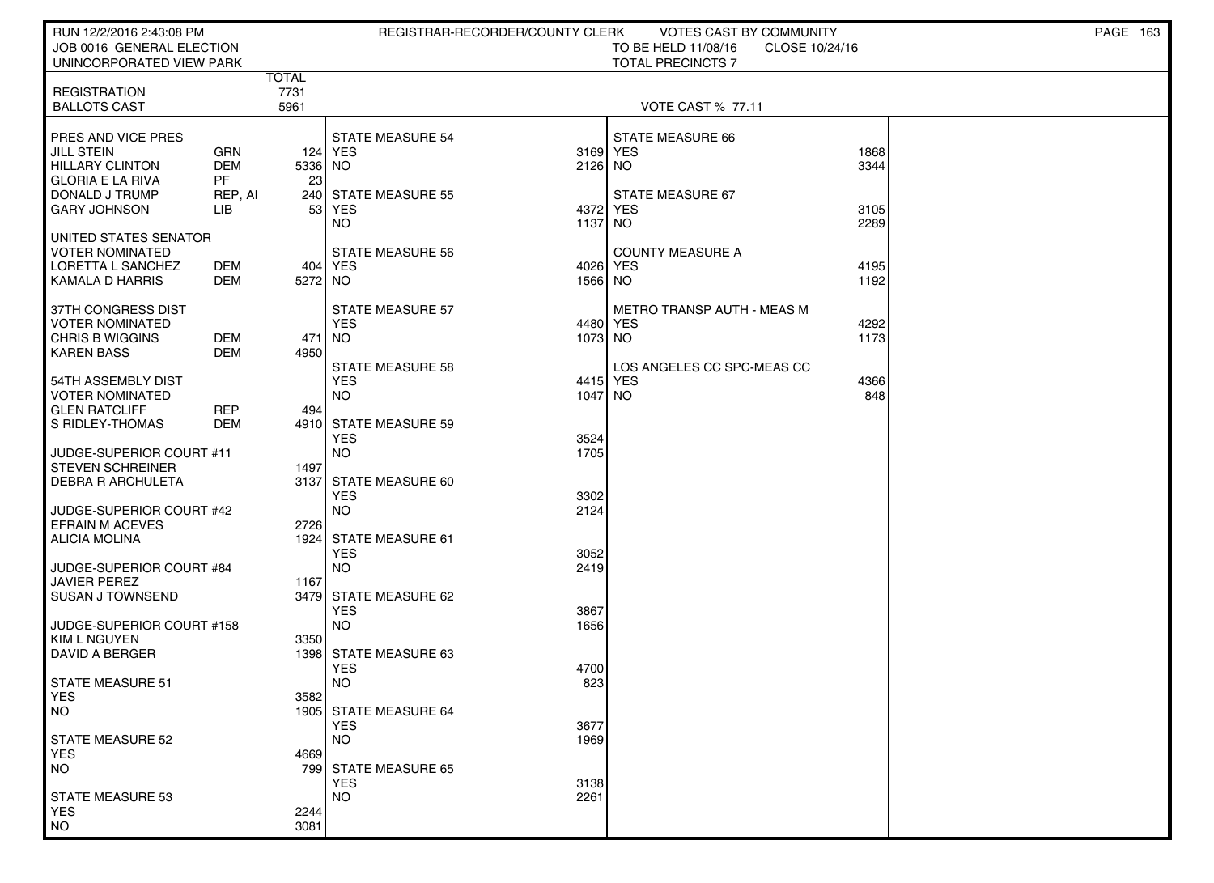RUN 12/2/2016 2:43:08 PM — REGISTRAR-RECORDER/COUNTY CLERK — VOTES CAST BY COMMUNITY

JOB 0016 GENERAL ELECTION — TO BE HELD 11/08/16 — CLOSE 10/24/16

UNINCORPORATED VIEW PARK — TOTAL PRECINCTS 7

| | TOTAL |
|---|---|
| REGISTRATION | 7731 |
| BALLOTS CAST | 5961 |

VOTE CAST % 77.11

**PRES AND VICE PRES**

| Candidate | Party | Votes |
|---|---|---|
| JILL STEIN | GRN | 124 |
| HILLARY CLINTON | DEM | 5336 |
| GLORIA E LA RIVA | PF | 23 |
| DONALD J TRUMP | REP, AI | 240 |
| GARY JOHNSON | LIB | 53 |

**UNITED STATES SENATOR — VOTER NOMINATED**

| Candidate | Party | Votes |
|---|---|---|
| LORETTA L SANCHEZ | DEM | 404 |
| KAMALA D HARRIS | DEM | 5272 |

**37TH CONGRESS DIST — VOTER NOMINATED**

| Candidate | Party | Votes |
|---|---|---|
| CHRIS B WIGGINS | DEM | 471 |
| KAREN BASS | DEM | 4950 |

**54TH ASSEMBLY DIST — VOTER NOMINATED**

| Candidate | Party | Votes |
|---|---|---|
| GLEN RATCLIFF | REP | 494 |
| S RIDLEY-THOMAS | DEM | 4910 |

**JUDGE-SUPERIOR COURT #11**

| Candidate | Votes |
|---|---|
| STEVEN SCHREINER | 1497 |
| DEBRA R ARCHULETA | 3137 |

**JUDGE-SUPERIOR COURT #42**

| Candidate | Votes |
|---|---|
| EFRAIN M ACEVES | 2726 |
| ALICIA MOLINA | 1924 |

**JUDGE-SUPERIOR COURT #84**

| Candidate | Votes |
|---|---|
| JAVIER PEREZ | 1167 |
| SUSAN J TOWNSEND | 3479 |

**JUDGE-SUPERIOR COURT #158**

| Candidate | Votes |
|---|---|
| KIM L NGUYEN | 3350 |
| DAVID A BERGER | 1398 |

**MEASURES**

| Measure | YES | NO |
|---|---|---|
| STATE MEASURE 51 | 3582 | 1905 |
| STATE MEASURE 52 | 4669 | 799 |
| STATE MEASURE 53 | 2244 | 3081 |
| STATE MEASURE 54 | 3169 | 2126 |
| STATE MEASURE 55 | 4372 | 1137 |
| STATE MEASURE 56 | 4026 | 1566 |
| STATE MEASURE 57 | 4480 | 1073 |
| STATE MEASURE 58 | 4415 | 1047 |
| STATE MEASURE 59 | 3524 | 1705 |
| STATE MEASURE 60 | 3302 | 2124 |
| STATE MEASURE 61 | 3052 | 2419 |
| STATE MEASURE 62 | 3867 | 1656 |
| STATE MEASURE 63 | 4700 | 823 |
| STATE MEASURE 64 | 3677 | 1969 |
| STATE MEASURE 65 | 3138 | 2261 |
| STATE MEASURE 66 | 1868 | 3344 |
| STATE MEASURE 67 | 3105 | 2289 |
| COUNTY MEASURE A | 4195 | 1192 |
| METRO TRANSP AUTH - MEAS M | 4292 | 1173 |
| LOS ANGELES CC SPC-MEAS CC | 4366 | 848 |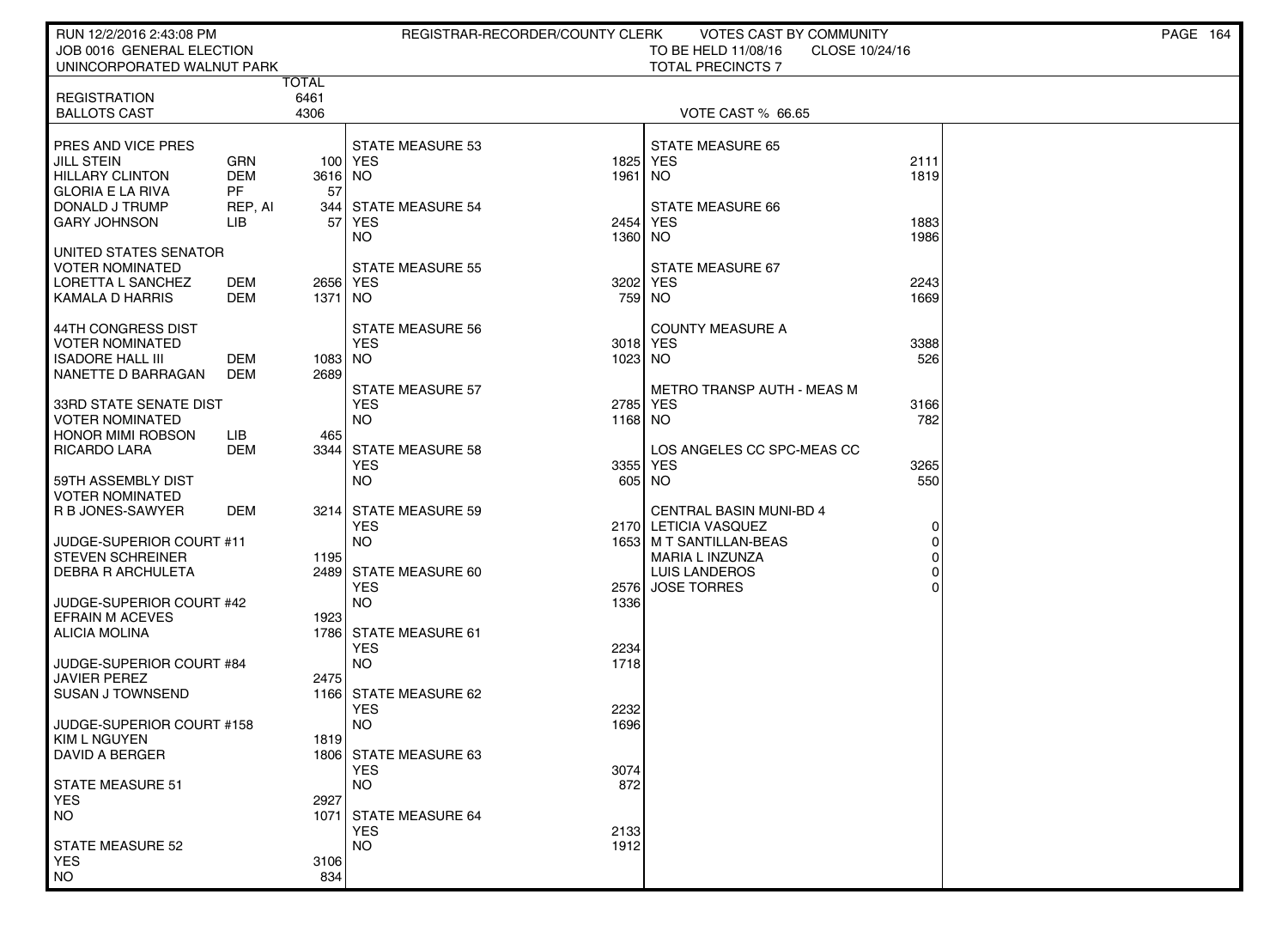RUN 12/2/2016 2:43:08 PM — REGISTRAR-RECORDER/COUNTY CLERK — VOTES CAST BY COMMUNITY

JOB 0016 GENERAL ELECTION — TO BE HELD 11/08/16 — CLOSE 10/24/16

UNINCORPORATED WALNUT PARK — TOTAL PRECINCTS 7

| | | TOTAL |
|---|---|---|
| REGISTRATION | | 6461 |
| BALLOTS CAST | | 4306 |

VOTE CAST % 66.65

| PRES AND VICE PRES | | |
|---|---|---|
| JILL STEIN | GRN | 100 |
| HILLARY CLINTON | DEM | 3616 |
| GLORIA E LA RIVA | PF | 57 |
| DONALD J TRUMP | REP, AI | 344 |
| GARY JOHNSON | LIB | 57 |

| UNITED STATES SENATOR VOTER NOMINATED | | |
|---|---|---|
| LORETTA L SANCHEZ | DEM | 2656 |
| KAMALA D HARRIS | DEM | 1371 |

| 44TH CONGRESS DIST VOTER NOMINATED | | |
|---|---|---|
| ISADORE HALL III | DEM | 1083 |
| NANETTE D BARRAGAN | DEM | 2689 |

| 33RD STATE SENATE DIST VOTER NOMINATED | | |
|---|---|---|
| HONOR MIMI ROBSON | LIB | 465 |
| RICARDO LARA | DEM | 3344 |

| 59TH ASSEMBLY DIST VOTER NOMINATED | | |
|---|---|---|
| R B JONES-SAWYER | DEM | 3214 |

| JUDGE-SUPERIOR COURT #11 | |
|---|---|
| STEVEN SCHREINER | 1195 |
| DEBRA R ARCHULETA | 2489 |

| JUDGE-SUPERIOR COURT #42 | |
|---|---|
| EFRAIN M ACEVES | 1923 |
| ALICIA MOLINA | 1786 |

| JUDGE-SUPERIOR COURT #84 | |
|---|---|
| JAVIER PEREZ | 2475 |
| SUSAN J TOWNSEND | 1166 |

| JUDGE-SUPERIOR COURT #158 | |
|---|---|
| KIM L NGUYEN | 1819 |
| DAVID A BERGER | 1806 |

| MEASURE | YES | NO |
|---|---|---|
| STATE MEASURE 51 | 2927 | 1071 |
| STATE MEASURE 52 | 3106 | 834 |
| STATE MEASURE 53 | 1825 | 1961 |
| STATE MEASURE 54 | 2454 | 1360 |
| STATE MEASURE 55 | 3202 | 759 |
| STATE MEASURE 56 | 3018 | 1023 |
| STATE MEASURE 57 | 2785 | 1168 |
| STATE MEASURE 58 | 3355 | 605 |
| STATE MEASURE 59 | 2170 | 1653 |
| STATE MEASURE 60 | 2576 | 1336 |
| STATE MEASURE 61 | 2234 | 1718 |
| STATE MEASURE 62 | 2232 | 1696 |
| STATE MEASURE 63 | 3074 | 872 |
| STATE MEASURE 64 | 2133 | 1912 |
| STATE MEASURE 65 | 2111 | 1819 |
| STATE MEASURE 66 | 1883 | 1986 |
| STATE MEASURE 67 | 2243 | 1669 |
| COUNTY MEASURE A | 3388 | 526 |
| METRO TRANSP AUTH - MEAS M | 3166 | 782 |
| LOS ANGELES CC SPC-MEAS CC | 3265 | 550 |

| CENTRAL BASIN MUNI-BD 4 | |
|---|---|
| LETICIA VASQUEZ | 0 |
| M T SANTILLAN-BEAS | 0 |
| MARIA L INZUNZA | 0 |
| LUIS LANDEROS | 0 |
| JOSE TORRES | 0 |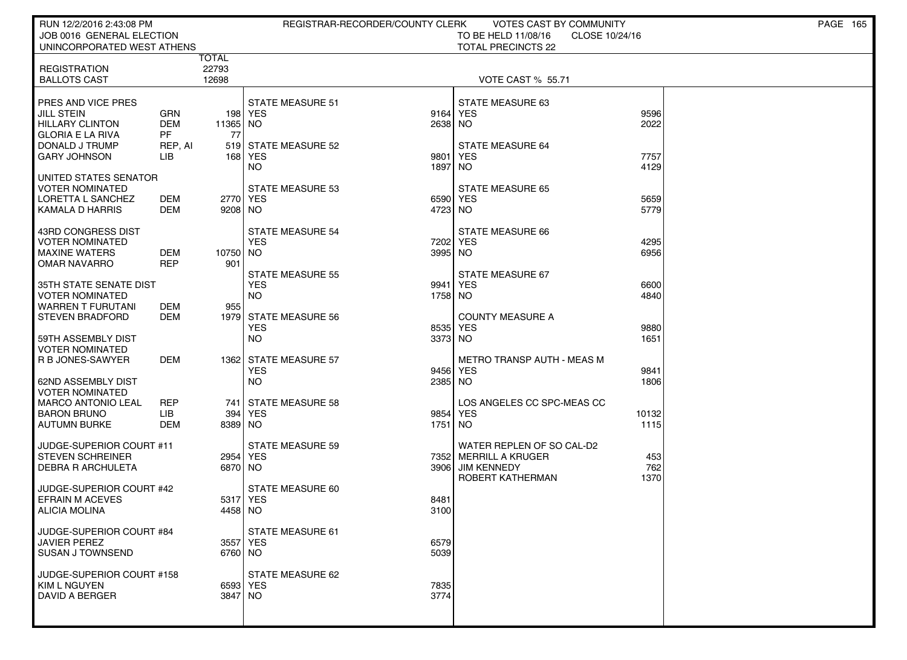RUN 12/2/2016 2:43:08 PM — REGISTRAR-RECORDER/COUNTY CLERK — VOTES CAST BY COMMUNITY

JOB 0016 GENERAL ELECTION — TO BE HELD 11/08/16 — CLOSE 10/24/16

UNINCORPORATED WEST ATHENS — TOTAL PRECINCTS 22

| | | TOTAL |
|---|---|---|
| REGISTRATION | | 22793 |
| BALLOTS CAST | | 12698 |

VOTE CAST % 55.71

| Contest / Candidate | Party | Total |
|---|---|---|
| **PRES AND VICE PRES** | | |
| JILL STEIN | GRN | 198 |
| HILLARY CLINTON | DEM | 11365 |
| GLORIA E LA RIVA | PF | 77 |
| DONALD J TRUMP | REP, AI | 519 |
| GARY JOHNSON | LIB | 168 |
| **UNITED STATES SENATOR VOTER NOMINATED** | | |
| LORETTA L SANCHEZ | DEM | 2770 |
| KAMALA D HARRIS | DEM | 9208 |
| **43RD CONGRESS DIST VOTER NOMINATED** | | |
| MAXINE WATERS | DEM | 10750 |
| OMAR NAVARRO | REP | 901 |
| **35TH STATE SENATE DIST VOTER NOMINATED** | | |
| WARREN T FURUTANI | DEM | 955 |
| STEVEN BRADFORD | DEM | 1979 |
| **59TH ASSEMBLY DIST VOTER NOMINATED** | | |
| R B JONES-SAWYER | DEM | 1362 |
| **62ND ASSEMBLY DIST VOTER NOMINATED** | | |
| MARCO ANTONIO LEAL | REP | 741 |
| BARON BRUNO | LIB | 394 |
| AUTUMN BURKE | DEM | 8389 |
| **JUDGE-SUPERIOR COURT #11** | | |
| STEVEN SCHREINER | | 2954 |
| DEBRA R ARCHULETA | | 6870 |
| **JUDGE-SUPERIOR COURT #42** | | |
| EFRAIN M ACEVES | | 5317 |
| ALICIA MOLINA | | 4458 |
| **JUDGE-SUPERIOR COURT #84** | | |
| JAVIER PEREZ | | 3557 |
| SUSAN J TOWNSEND | | 6760 |
| **JUDGE-SUPERIOR COURT #158** | | |
| KIM L NGUYEN | | 6593 |
| DAVID A BERGER | | 3847 |

| Measure | YES | NO |
|---|---|---|
| STATE MEASURE 51 | 9164 | 2638 |
| STATE MEASURE 52 | 9801 | 1897 |
| STATE MEASURE 53 | 6590 | 4723 |
| STATE MEASURE 54 | 7202 | 3995 |
| STATE MEASURE 55 | 9941 | 1758 |
| STATE MEASURE 56 | 8535 | 3373 |
| STATE MEASURE 57 | 9456 | 2385 |
| STATE MEASURE 58 | 9854 | 1751 |
| STATE MEASURE 59 | 7352 | 3906 |
| STATE MEASURE 60 | 8481 | 3100 |
| STATE MEASURE 61 | 6579 | 5039 |
| STATE MEASURE 62 | 7835 | 3774 |
| STATE MEASURE 63 | 9596 | 2022 |
| STATE MEASURE 64 | 7757 | 4129 |
| STATE MEASURE 65 | 5659 | 5779 |
| STATE MEASURE 66 | 4295 | 6956 |
| STATE MEASURE 67 | 6600 | 4840 |
| COUNTY MEASURE A | 9880 | 1651 |
| METRO TRANSP AUTH - MEAS M | 9841 | 1806 |
| LOS ANGELES CC SPC-MEAS CC | 10132 | 1115 |

| WATER REPLEN OF SO CAL-D2 | Total |
|---|---|
| MERRILL A KRUGER | 453 |
| JIM KENNEDY | 762 |
| ROBERT KATHERMAN | 1370 |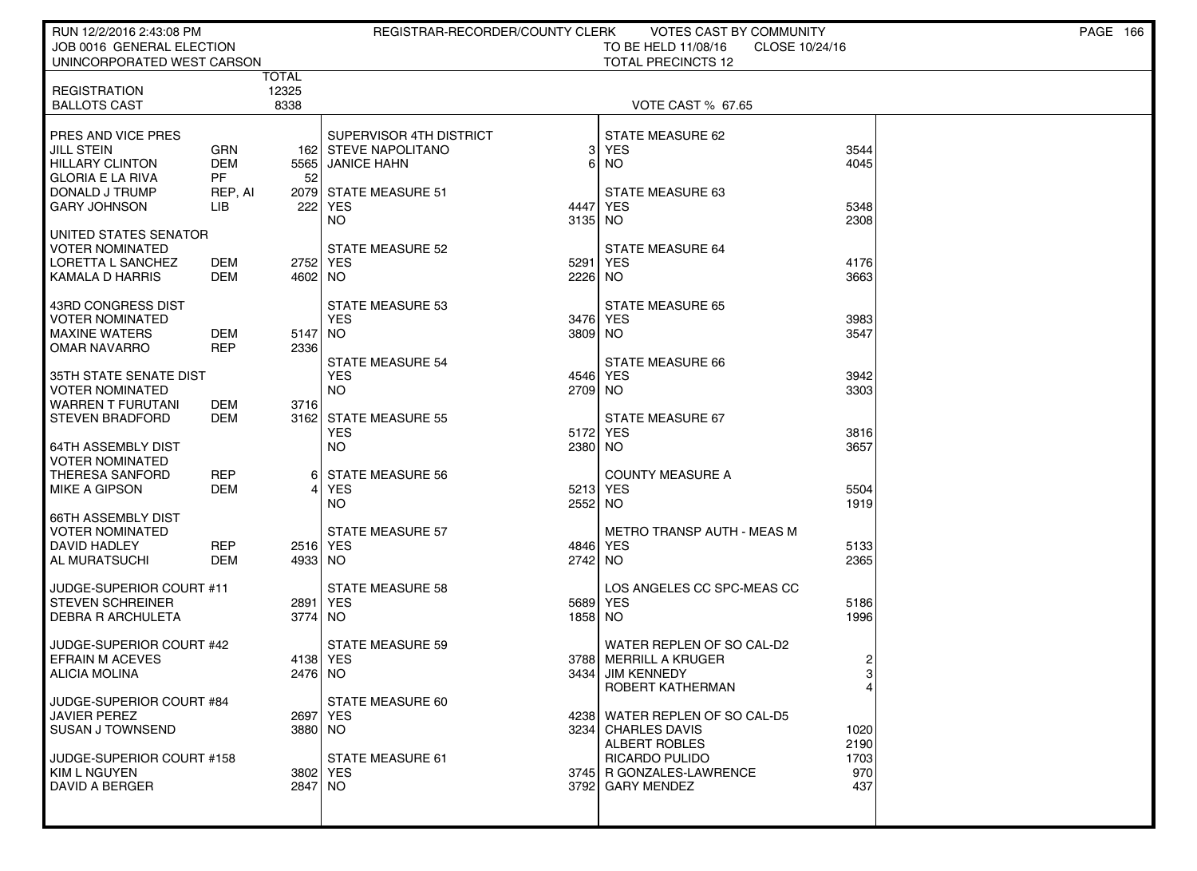RUN 12/2/2016 2:43:08 PM — REGISTRAR-RECORDER/COUNTY CLERK — VOTES CAST BY COMMUNITY

JOB 0016 GENERAL ELECTION — TO BE HELD 11/08/16 — CLOSE 10/24/16

UNINCORPORATED WEST CARSON — TOTAL PRECINCTS 12

| | | TOTAL |
|---|---|---|
| REGISTRATION | | 12325 |
| BALLOTS CAST | | 8338 |

VOTE CAST % 67.65

| Contest / Candidate | Party | Votes |
|---|---|---|
| **PRES AND VICE PRES** | | |
| JILL STEIN | GRN | 162 |
| HILLARY CLINTON | DEM | 5565 |
| GLORIA E LA RIVA | PF | 52 |
| DONALD J TRUMP | REP, AI | 2079 |
| GARY JOHNSON | LIB | 222 |
| **UNITED STATES SENATOR VOTER NOMINATED** | | |
| LORETTA L SANCHEZ | DEM | 2752 |
| KAMALA D HARRIS | DEM | 4602 |
| **43RD CONGRESS DIST VOTER NOMINATED** | | |
| MAXINE WATERS | DEM | 5147 |
| OMAR NAVARRO | REP | 2336 |
| **35TH STATE SENATE DIST VOTER NOMINATED** | | |
| WARREN T FURUTANI | DEM | 3716 |
| STEVEN BRADFORD | DEM | 3162 |
| **64TH ASSEMBLY DIST VOTER NOMINATED** | | |
| THERESA SANFORD | REP | 6 |
| MIKE A GIPSON | DEM | 4 |
| **66TH ASSEMBLY DIST VOTER NOMINATED** | | |
| DAVID HADLEY | REP | 2516 |
| AL MURATSUCHI | DEM | 4933 |
| **JUDGE-SUPERIOR COURT #11** | | |
| STEVEN SCHREINER | | 2891 |
| DEBRA R ARCHULETA | | 3774 |
| **JUDGE-SUPERIOR COURT #42** | | |
| EFRAIN M ACEVES | | 4138 |
| ALICIA MOLINA | | 2476 |
| **JUDGE-SUPERIOR COURT #84** | | |
| JAVIER PEREZ | | 2697 |
| SUSAN J TOWNSEND | | 3880 |
| **JUDGE-SUPERIOR COURT #158** | | |
| KIM L NGUYEN | | 3802 |
| DAVID A BERGER | | 2847 |

| Contest / Candidate | Votes |
|---|---|
| **SUPERVISOR 4TH DISTRICT** | |
| STEVE NAPOLITANO | 3 |
| JANICE HAHN | 6 |
| **STATE MEASURE 51** | |
| YES | 4447 |
| NO | 3135 |
| **STATE MEASURE 52** | |
| YES | 5291 |
| NO | 2226 |
| **STATE MEASURE 53** | |
| YES | 3476 |
| NO | 3809 |
| **STATE MEASURE 54** | |
| YES | 4546 |
| NO | 2709 |
| **STATE MEASURE 55** | |
| YES | 5172 |
| NO | 2380 |
| **STATE MEASURE 56** | |
| YES | 5213 |
| NO | 2552 |
| **STATE MEASURE 57** | |
| YES | 4846 |
| NO | 2742 |
| **STATE MEASURE 58** | |
| YES | 5689 |
| NO | 1858 |
| **STATE MEASURE 59** | |
| YES | 3788 |
| NO | 3434 |
| **STATE MEASURE 60** | |
| YES | 4238 |
| NO | 3234 |
| **STATE MEASURE 61** | |
| YES | 3745 |
| NO | 3792 |

| Contest / Candidate | Votes |
|---|---|
| **STATE MEASURE 62** | |
| YES | 3544 |
| NO | 4045 |
| **STATE MEASURE 63** | |
| YES | 5348 |
| NO | 2308 |
| **STATE MEASURE 64** | |
| YES | 4176 |
| NO | 3663 |
| **STATE MEASURE 65** | |
| YES | 3983 |
| NO | 3547 |
| **STATE MEASURE 66** | |
| YES | 3942 |
| NO | 3303 |
| **STATE MEASURE 67** | |
| YES | 3816 |
| NO | 3657 |
| **COUNTY MEASURE A** | |
| YES | 5504 |
| NO | 1919 |
| **METRO TRANSP AUTH - MEAS M** | |
| YES | 5133 |
| NO | 2365 |
| **LOS ANGELES CC SPC-MEAS CC** | |
| YES | 5186 |
| NO | 1996 |
| **WATER REPLEN OF SO CAL-D2** | |
| MERRILL A KRUGER | 2 |
| JIM KENNEDY | 3 |
| ROBERT KATHERMAN | 4 |
| **WATER REPLEN OF SO CAL-D5** | |
| CHARLES DAVIS | 1020 |
| ALBERT ROBLES | 2190 |
| RICARDO PULIDO | 1703 |
| R GONZALES-LAWRENCE | 970 |
| GARY MENDEZ | 437 |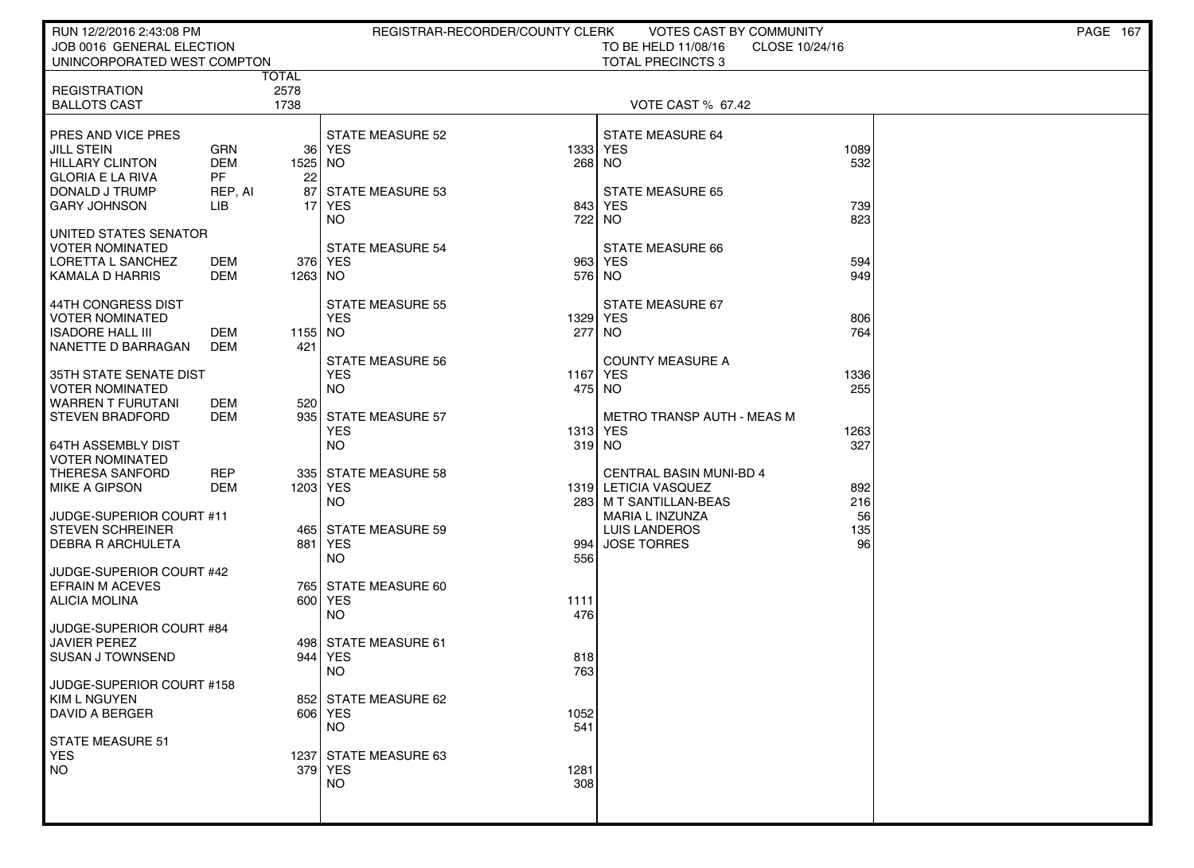RUN 12/2/2016 2:43:08 PM — REGISTRAR-RECORDER/COUNTY CLERK — VOTES CAST BY COMMUNITY

JOB 0016 GENERAL ELECTION — TO BE HELD 11/08/16 — CLOSE 10/24/16

UNINCORPORATED WEST COMPTON — TOTAL PRECINCTS 3

| | TOTAL |
|---|---|
| REGISTRATION | 2578 |
| BALLOTS CAST | 1738 |

VOTE CAST % 67.42

**PRES AND VICE PRES**

| Candidate | Party | Votes |
|---|---|---|
| JILL STEIN | GRN | 36 |
| HILLARY CLINTON | DEM | 1525 |
| GLORIA E LA RIVA | PF | 22 |
| DONALD J TRUMP | REP, AI | 87 |
| GARY JOHNSON | LIB | 17 |

**UNITED STATES SENATOR**
VOTER NOMINATED

| Candidate | Party | Votes |
|---|---|---|
| LORETTA L SANCHEZ | DEM | 376 |
| KAMALA D HARRIS | DEM | 1263 |

**44TH CONGRESS DIST**
VOTER NOMINATED

| Candidate | Party | Votes |
|---|---|---|
| ISADORE HALL III | DEM | 1155 |
| NANETTE D BARRAGAN | DEM | 421 |

**35TH STATE SENATE DIST**
VOTER NOMINATED

| Candidate | Party | Votes |
|---|---|---|
| WARREN T FURUTANI | DEM | 520 |
| STEVEN BRADFORD | DEM | 935 |

**64TH ASSEMBLY DIST**
VOTER NOMINATED

| Candidate | Party | Votes |
|---|---|---|
| THERESA SANFORD | REP | 335 |
| MIKE A GIPSON | DEM | 1203 |

**JUDGE-SUPERIOR COURT #11**

| Candidate | Votes |
|---|---|
| STEVEN SCHREINER | 465 |
| DEBRA R ARCHULETA | 881 |

**JUDGE-SUPERIOR COURT #42**

| Candidate | Votes |
|---|---|
| EFRAIN M ACEVES | 765 |
| ALICIA MOLINA | 600 |

**JUDGE-SUPERIOR COURT #84**

| Candidate | Votes |
|---|---|
| JAVIER PEREZ | 498 |
| SUSAN J TOWNSEND | 944 |

**JUDGE-SUPERIOR COURT #158**

| Candidate | Votes |
|---|---|
| KIM L NGUYEN | 852 |
| DAVID A BERGER | 606 |

**MEASURES**

| Measure | YES | NO |
|---|---|---|
| STATE MEASURE 51 | 1237 | 379 |
| STATE MEASURE 52 | 1333 | 268 |
| STATE MEASURE 53 | 843 | 722 |
| STATE MEASURE 54 | 963 | 576 |
| STATE MEASURE 55 | 1329 | 277 |
| STATE MEASURE 56 | 1167 | 475 |
| STATE MEASURE 57 | 1313 | 319 |
| STATE MEASURE 58 | 1319 | 283 |
| STATE MEASURE 59 | 994 | 556 |
| STATE MEASURE 60 | 1111 | 476 |
| STATE MEASURE 61 | 818 | 763 |
| STATE MEASURE 62 | 1052 | 541 |
| STATE MEASURE 63 | 1281 | 308 |
| STATE MEASURE 64 | 1089 | 532 |
| STATE MEASURE 65 | 739 | 823 |
| STATE MEASURE 66 | 594 | 949 |
| STATE MEASURE 67 | 806 | 764 |
| COUNTY MEASURE A | 1336 | 255 |
| METRO TRANSP AUTH - MEAS M | 1263 | 327 |

**CENTRAL BASIN MUNI-BD 4**

| Candidate | Votes |
|---|---|
| LETICIA VASQUEZ | 892 |
| M T SANTILLAN-BEAS | 216 |
| MARIA L INZUNZA | 56 |
| LUIS LANDEROS | 135 |
| JOSE TORRES | 96 |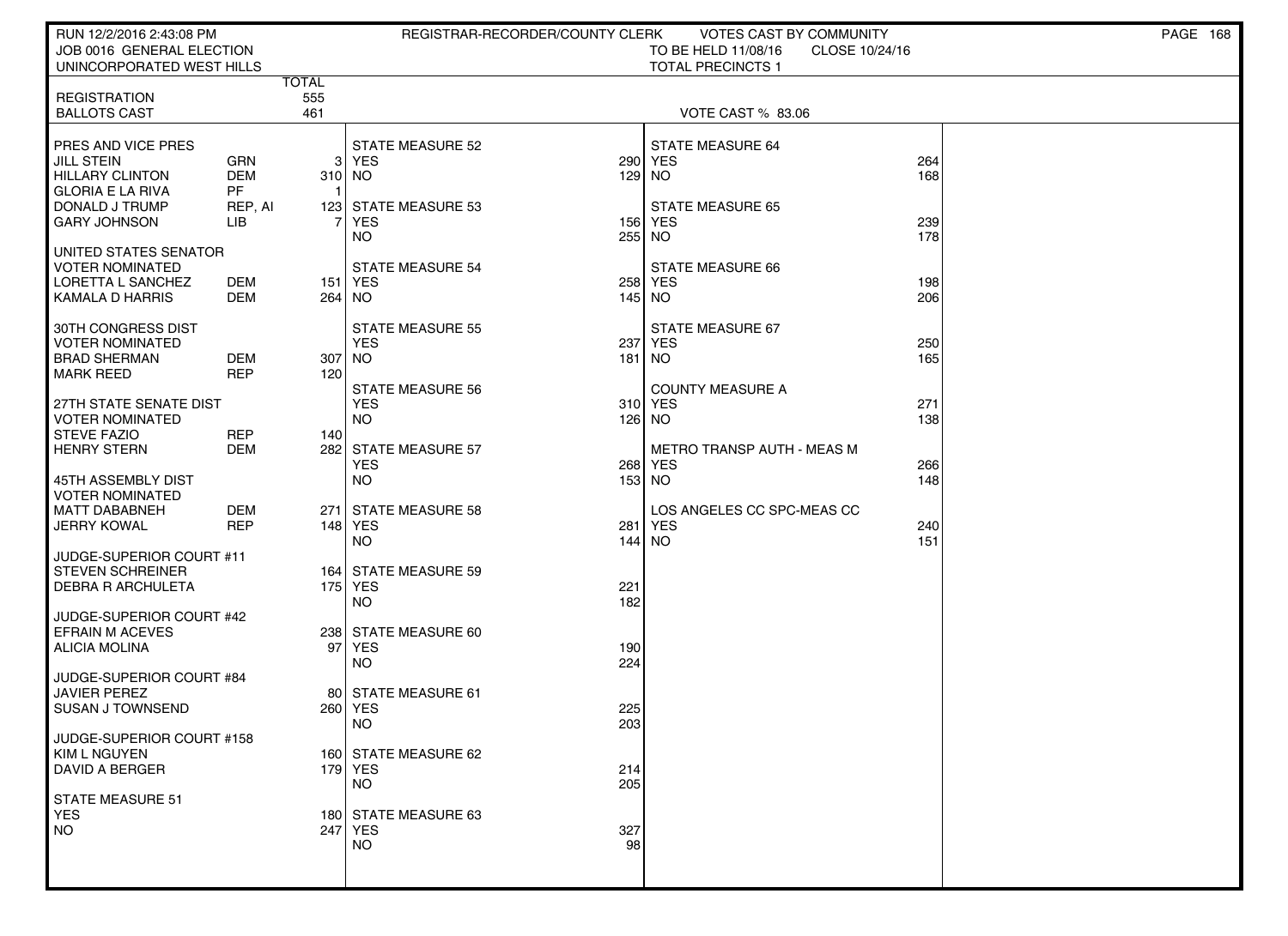RUN 12/2/2016 2:43:08 PM
JOB 0016 GENERAL ELECTION
UNINCORPORATED WEST HILLS

REGISTRAR-RECORDER/COUNTY CLERK — VOTES CAST BY COMMUNITY
TO BE HELD 11/08/16 CLOSE 10/24/16
TOTAL PRECINCTS 1

| | | TOTAL |
|---|---|---|
| REGISTRATION | | 555 |
| BALLOTS CAST | | 461 |

VOTE CAST % 83.06

| PRES AND VICE PRES | | |
|---|---|---|
| JILL STEIN | GRN | 3 |
| HILLARY CLINTON | DEM | 310 |
| GLORIA E LA RIVA | PF | 1 |
| DONALD J TRUMP | REP, AI | 123 |
| GARY JOHNSON | LIB | 7 |

| UNITED STATES SENATOR VOTER NOMINATED | | |
|---|---|---|
| LORETTA L SANCHEZ | DEM | 151 |
| KAMALA D HARRIS | DEM | 264 |

| 30TH CONGRESS DIST VOTER NOMINATED | | |
|---|---|---|
| BRAD SHERMAN | DEM | 307 |
| MARK REED | REP | 120 |

| 27TH STATE SENATE DIST VOTER NOMINATED | | |
|---|---|---|
| STEVE FAZIO | REP | 140 |
| HENRY STERN | DEM | 282 |

| 45TH ASSEMBLY DIST VOTER NOMINATED | | |
|---|---|---|
| MATT DABABNEH | DEM | 271 |
| JERRY KOWAL | REP | 148 |

| JUDGE-SUPERIOR COURT #11 | |
|---|---|
| STEVEN SCHREINER | 164 |
| DEBRA R ARCHULETA | 175 |

| JUDGE-SUPERIOR COURT #42 | |
|---|---|
| EFRAIN M ACEVES | 238 |
| ALICIA MOLINA | 97 |

| JUDGE-SUPERIOR COURT #84 | |
|---|---|
| JAVIER PEREZ | 80 |
| SUSAN J TOWNSEND | 260 |

| JUDGE-SUPERIOR COURT #158 | |
|---|---|
| KIM L NGUYEN | 160 |
| DAVID A BERGER | 179 |

| MEASURE | YES | NO |
|---|---|---|
| STATE MEASURE 51 | 180 | 247 |
| STATE MEASURE 52 | 290 | 129 |
| STATE MEASURE 53 | 156 | 255 |
| STATE MEASURE 54 | 258 | 145 |
| STATE MEASURE 55 | 237 | 181 |
| STATE MEASURE 56 | 310 | 126 |
| STATE MEASURE 57 | 268 | 153 |
| STATE MEASURE 58 | 281 | 144 |
| STATE MEASURE 59 | 221 | 182 |
| STATE MEASURE 60 | 190 | 224 |
| STATE MEASURE 61 | 225 | 203 |
| STATE MEASURE 62 | 214 | 205 |
| STATE MEASURE 63 | 327 | 98 |
| STATE MEASURE 64 | 264 | 168 |
| STATE MEASURE 65 | 239 | 178 |
| STATE MEASURE 66 | 198 | 206 |
| STATE MEASURE 67 | 250 | 165 |
| COUNTY MEASURE A | 271 | 138 |
| METRO TRANSP AUTH - MEAS M | 266 | 148 |
| LOS ANGELES CC SPC-MEAS CC | 240 | 151 |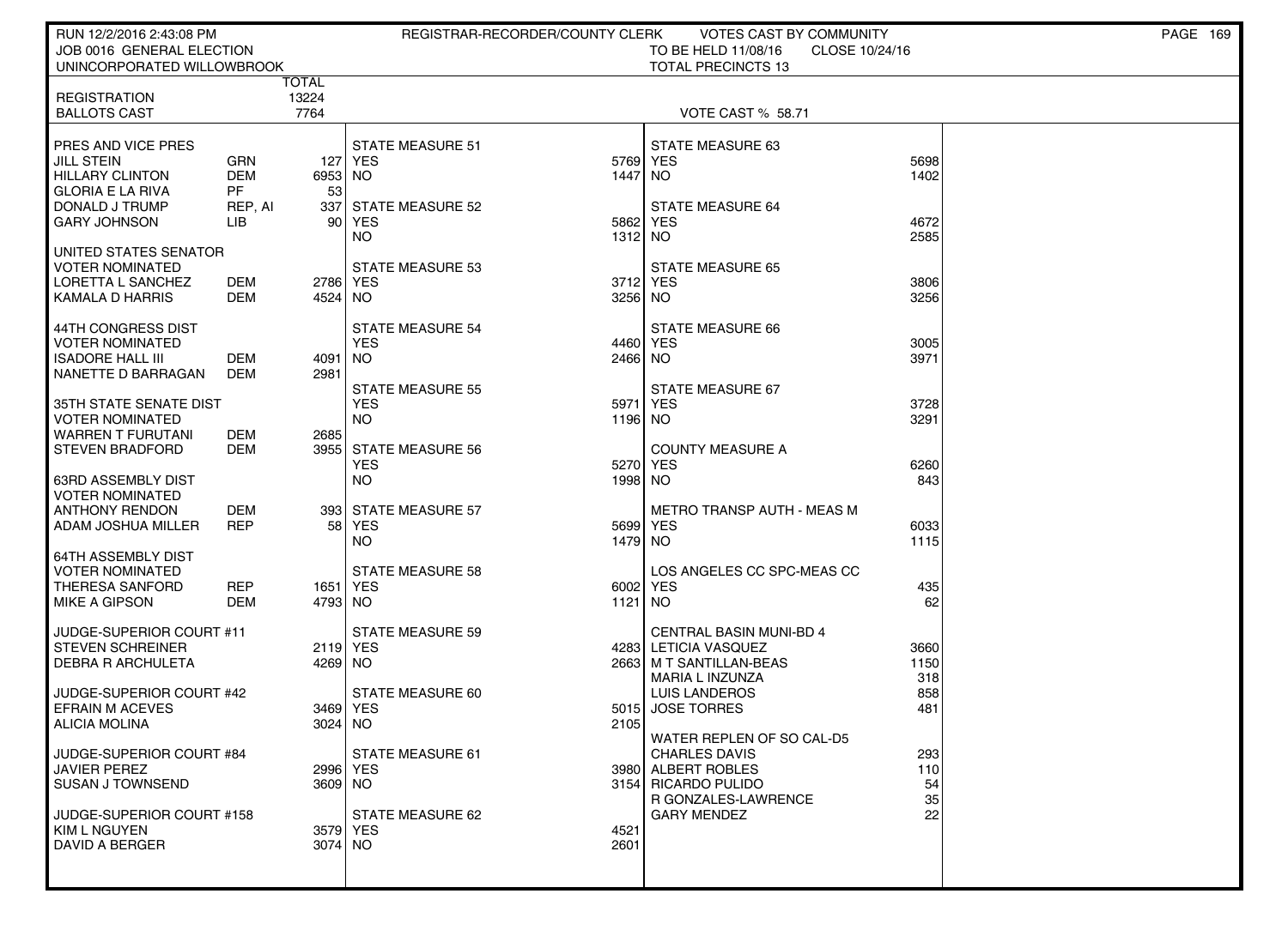RUN 12/2/2016 2:43:08 PM — REGISTRAR-RECORDER/COUNTY CLERK — VOTES CAST BY COMMUNITY

JOB 0016 GENERAL ELECTION — TO BE HELD 11/08/16 — CLOSE 10/24/16

UNINCORPORATED WILLOWBROOK — TOTAL PRECINCTS 13

| | | TOTAL |
|---|---|---|
| REGISTRATION | | 13224 |
| BALLOTS CAST | | 7764 |

VOTE CAST % 58.71

| Contest / Candidate | Party | Votes |
|---|---|---|
| **PRES AND VICE PRES** | | |
| JILL STEIN | GRN | 127 |
| HILLARY CLINTON | DEM | 6953 |
| GLORIA E LA RIVA | PF | 53 |
| DONALD J TRUMP | REP, AI | 337 |
| GARY JOHNSON | LIB | 90 |
| **UNITED STATES SENATOR VOTER NOMINATED** | | |
| LORETTA L SANCHEZ | DEM | 2786 |
| KAMALA D HARRIS | DEM | 4524 |
| **44TH CONGRESS DIST VOTER NOMINATED** | | |
| ISADORE HALL III | DEM | 4091 |
| NANETTE D BARRAGAN | DEM | 2981 |
| **35TH STATE SENATE DIST VOTER NOMINATED** | | |
| WARREN T FURUTANI | DEM | 2685 |
| STEVEN BRADFORD | DEM | 3955 |
| **63RD ASSEMBLY DIST VOTER NOMINATED** | | |
| ANTHONY RENDON | DEM | 393 |
| ADAM JOSHUA MILLER | REP | 58 |
| **64TH ASSEMBLY DIST VOTER NOMINATED** | | |
| THERESA SANFORD | REP | 1651 |
| MIKE A GIPSON | DEM | 4793 |
| **JUDGE-SUPERIOR COURT #11** | | |
| STEVEN SCHREINER | | 2119 |
| DEBRA R ARCHULETA | | 4269 |
| **JUDGE-SUPERIOR COURT #42** | | |
| EFRAIN M ACEVES | | 3469 |
| ALICIA MOLINA | | 3024 |
| **JUDGE-SUPERIOR COURT #84** | | |
| JAVIER PEREZ | | 2996 |
| SUSAN J TOWNSEND | | 3609 |
| **JUDGE-SUPERIOR COURT #158** | | |
| KIM L NGUYEN | | 3579 |
| DAVID A BERGER | | 3074 |

| Measure | YES | NO |
|---|---|---|
| STATE MEASURE 51 | 5769 | 1447 |
| STATE MEASURE 52 | 5862 | 1312 |
| STATE MEASURE 53 | 3712 | 3256 |
| STATE MEASURE 54 | 4460 | 2466 |
| STATE MEASURE 55 | 5971 | 1196 |
| STATE MEASURE 56 | 5270 | 1998 |
| STATE MEASURE 57 | 5699 | 1479 |
| STATE MEASURE 58 | 6002 | 1121 |
| STATE MEASURE 59 | 4283 | 2663 |
| STATE MEASURE 60 | 5015 | 2105 |
| STATE MEASURE 61 | 3980 | 3154 |
| STATE MEASURE 62 | 4521 | 2601 |
| STATE MEASURE 63 | 5698 | 1402 |
| STATE MEASURE 64 | 4672 | 2585 |
| STATE MEASURE 65 | 3806 | 3256 |
| STATE MEASURE 66 | 3005 | 3971 |
| STATE MEASURE 67 | 3728 | 3291 |
| COUNTY MEASURE A | 6260 | 843 |
| METRO TRANSP AUTH - MEAS M | 6033 | 1115 |
| LOS ANGELES CC SPC-MEAS CC | 435 | 62 |

| Contest / Candidate | Votes |
|---|---|
| **CENTRAL BASIN MUNI-BD 4** | |
| LETICIA VASQUEZ | 3660 |
| M T SANTILLAN-BEAS | 1150 |
| MARIA L INZUNZA | 318 |
| LUIS LANDEROS | 858 |
| JOSE TORRES | 481 |
| **WATER REPLEN OF SO CAL-D5** | |
| CHARLES DAVIS | 293 |
| ALBERT ROBLES | 110 |
| RICARDO PULIDO | 54 |
| R GONZALES-LAWRENCE | 35 |
| GARY MENDEZ | 22 |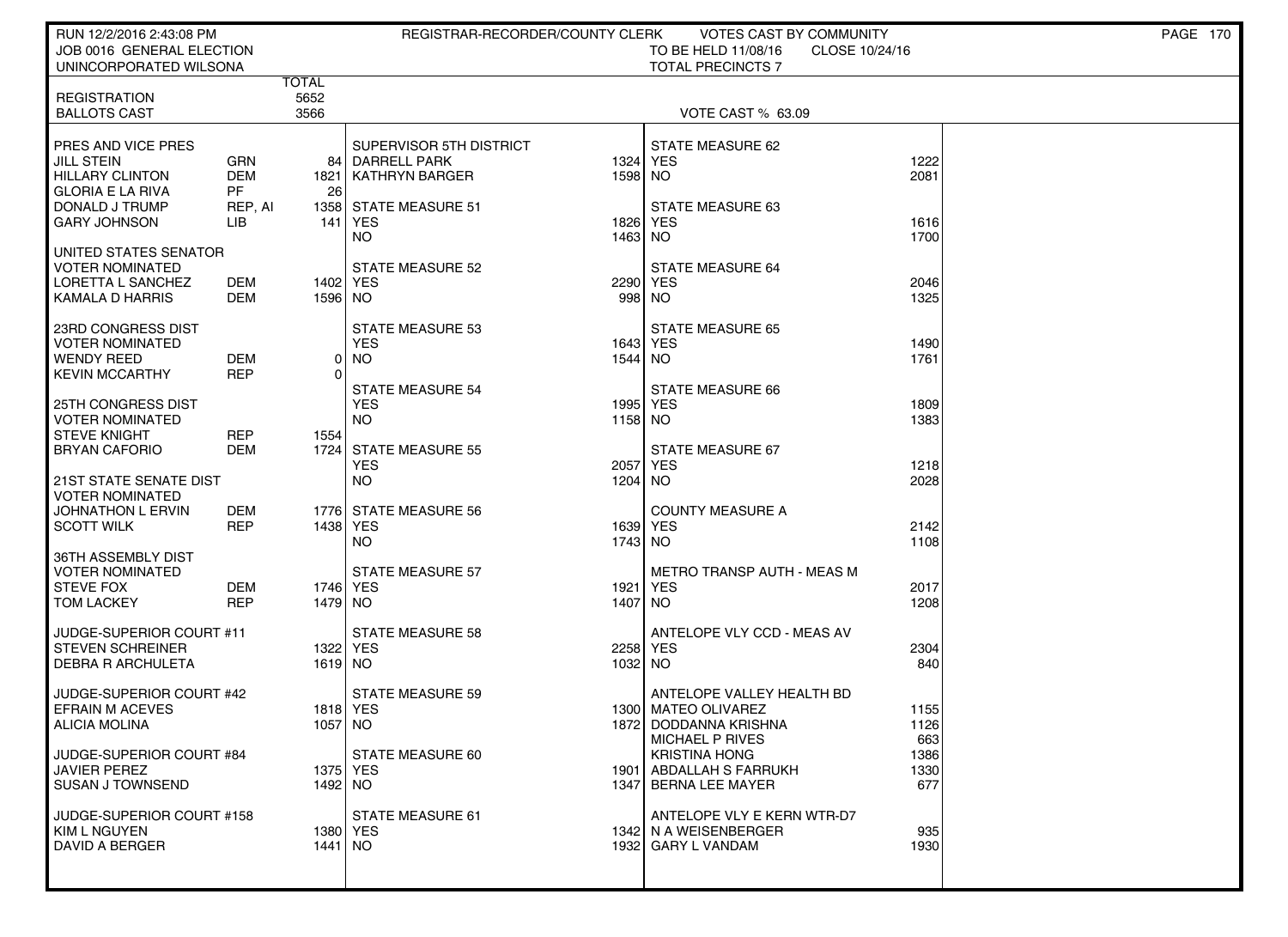RUN 12/2/2016 2:43:08 PM
JOB 0016 GENERAL ELECTION
UNINCORPORATED WILSONA

REGISTRAR-RECORDER/COUNTY CLERK

VOTES CAST BY COMMUNITY
TO BE HELD 11/08/16 CLOSE 10/24/16
TOTAL PRECINCTS 7

| | TOTAL |
|---|---|
| REGISTRATION | 5652 |
| BALLOTS CAST | 3566 |

VOTE CAST % 63.09

**PRES AND VICE PRES**

| | | |
|---|---|---|
| JILL STEIN | GRN | 84 |
| HILLARY CLINTON | DEM | 1821 |
| GLORIA E LA RIVA | PF | 26 |
| DONALD J TRUMP | REP, AI | 1358 |
| GARY JOHNSON | LIB | 141 |

**UNITED STATES SENATOR**
VOTER NOMINATED

| | | |
|---|---|---|
| LORETTA L SANCHEZ | DEM | 1402 |
| KAMALA D HARRIS | DEM | 1596 |

**23RD CONGRESS DIST**
VOTER NOMINATED

| | | |
|---|---|---|
| WENDY REED | DEM | 0 |
| KEVIN MCCARTHY | REP | 0 |

**25TH CONGRESS DIST**
VOTER NOMINATED

| | | |
|---|---|---|
| STEVE KNIGHT | REP | 1554 |
| BRYAN CAFORIO | DEM | 1724 |

**21ST STATE SENATE DIST**
VOTER NOMINATED

| | | |
|---|---|---|
| JOHNATHON L ERVIN | DEM | 1776 |
| SCOTT WILK | REP | 1438 |

**36TH ASSEMBLY DIST**
VOTER NOMINATED

| | | |
|---|---|---|
| STEVE FOX | DEM | 1746 |
| TOM LACKEY | REP | 1479 |

**JUDGE-SUPERIOR COURT #11**

| | |
|---|---|
| STEVEN SCHREINER | 1322 |
| DEBRA R ARCHULETA | 1619 |

**JUDGE-SUPERIOR COURT #42**

| | |
|---|---|
| EFRAIN M ACEVES | 1818 |
| ALICIA MOLINA | 1057 |

**JUDGE-SUPERIOR COURT #84**

| | |
|---|---|
| JAVIER PEREZ | 1375 |
| SUSAN J TOWNSEND | 1492 |

**JUDGE-SUPERIOR COURT #158**

| | |
|---|---|
| KIM L NGUYEN | 1380 |
| DAVID A BERGER | 1441 |

**SUPERVISOR 5TH DISTRICT**

| | |
|---|---|
| DARRELL PARK | 1324 |
| KATHRYN BARGER | 1598 |

| Measure | YES | NO |
|---|---|---|
| STATE MEASURE 51 | 1826 | 1463 |
| STATE MEASURE 52 | 2290 | 998 |
| STATE MEASURE 53 | 1643 | 1544 |
| STATE MEASURE 54 | 1995 | 1158 |
| STATE MEASURE 55 | 2057 | 1204 |
| STATE MEASURE 56 | 1639 | 1743 |
| STATE MEASURE 57 | 1921 | 1407 |
| STATE MEASURE 58 | 2258 | 1032 |
| STATE MEASURE 59 | 1300 | 1872 |
| STATE MEASURE 60 | 1901 | 1347 |
| STATE MEASURE 61 | 1342 | 1932 |
| STATE MEASURE 62 | 1222 | 2081 |
| STATE MEASURE 63 | 1616 | 1700 |
| STATE MEASURE 64 | 2046 | 1325 |
| STATE MEASURE 65 | 1490 | 1761 |
| STATE MEASURE 66 | 1809 | 1383 |
| STATE MEASURE 67 | 1218 | 2028 |
| COUNTY MEASURE A | 2142 | 1108 |
| METRO TRANSP AUTH - MEAS M | 2017 | 1208 |
| ANTELOPE VLY CCD - MEAS AV | 2304 | 840 |

**ANTELOPE VALLEY HEALTH BD**

| | |
|---|---|
| MATEO OLIVAREZ | 1155 |
| DODDANNA KRISHNA | 1126 |
| MICHAEL P RIVES | 663 |
| KRISTINA HONG | 1386 |
| ABDALLAH S FARRUKH | 1330 |
| BERNA LEE MAYER | 677 |

**ANTELOPE VLY E KERN WTR-D7**

| | |
|---|---|
| N A WEISENBERGER | 935 |
| GARY L VANDAM | 1930 |